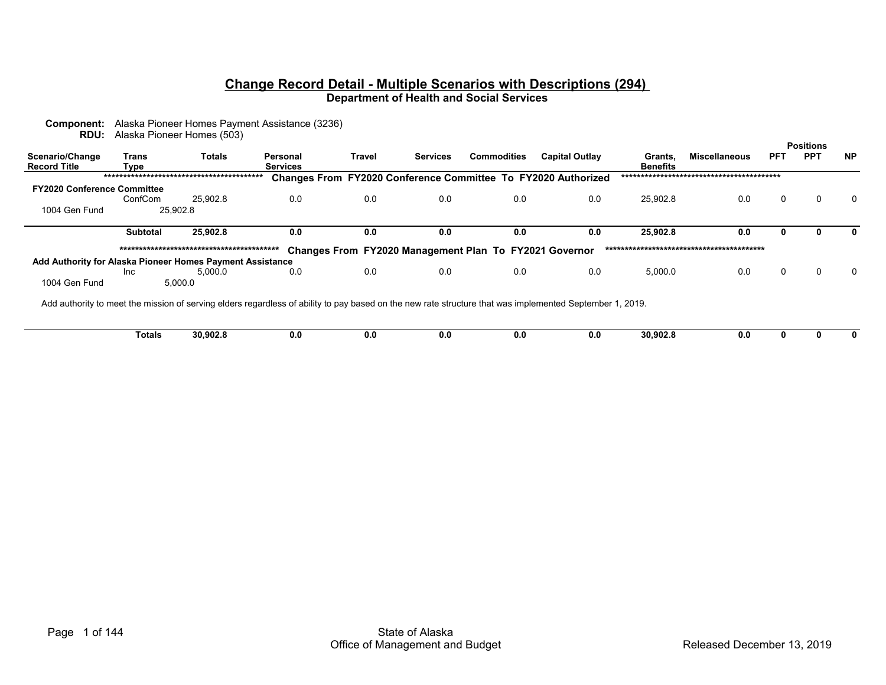# Change Record Detail - Multiple Scenarios with Descriptions (294)

## Department of Health and Social Services

**Component:** Alaska Pioneer Homes Payment Assistance (3236)
**RDU:** Alaska Pioneer Homes (503)

| Scenario/Change Record Title | Trans Type | Totals | Personal Services | Travel | Services | Commodities | Capital Outlay | Grants, Benefits | Miscellaneous | Positions PFT | Positions PPT | Positions NP |
|---|---|---|---|---|---|---|---|---|---|---|---|---|
| ******************************************* Changes From FY2020 Conference Committee To FY2020 Authorized ******************************************* | | | | | | | | | | | | |
| **FY2020 Conference Committee** | | | | | | | | | | | | |
| | ConfCom | 25,902.8 | 0.0 | 0.0 | 0.0 | 0.0 | 0.0 | 25,902.8 | 0.0 | 0 | 0 | 0 |
| 1004 Gen Fund | 25,902.8 | | | | | | | | | | | |
| | **Subtotal** | **25,902.8** | **0.0** | **0.0** | **0.0** | **0.0** | **0.0** | **25,902.8** | **0.0** | **0** | **0** | **0** |
| ******************************************* Changes From FY2020 Management Plan To FY2021 Governor ******************************************* | | | | | | | | | | | | |
| **Add Authority for Alaska Pioneer Homes Payment Assistance** | | | | | | | | | | | | |
| | Inc | 5,000.0 | 0.0 | 0.0 | 0.0 | 0.0 | 0.0 | 5,000.0 | 0.0 | 0 | 0 | 0 |
| 1004 Gen Fund | 5,000.0 | | | | | | | | | | | |
| Add authority to meet the mission of serving elders regardless of ability to pay based on the new rate structure that was implemented September 1, 2019. | | | | | | | | | | | | |
| | **Totals** | **30,902.8** | **0.0** | **0.0** | **0.0** | **0.0** | **0.0** | **30,902.8** | **0.0** | **0** | **0** | **0** |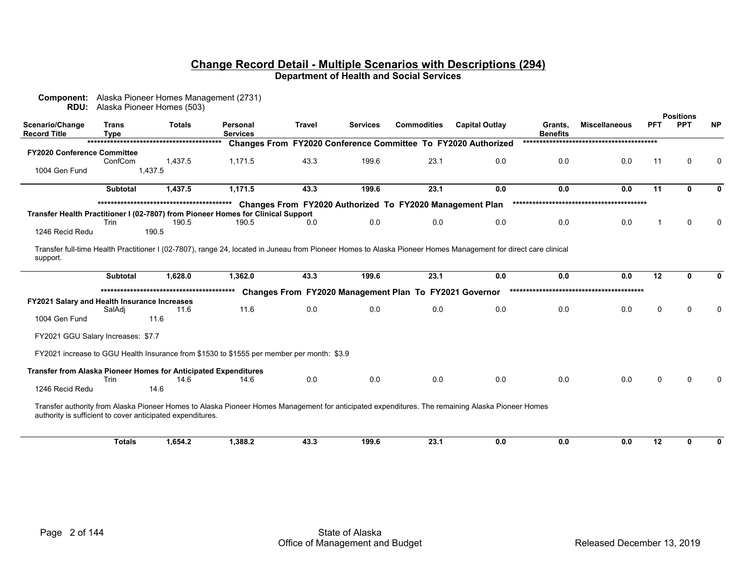## Change Record Detail - Multiple Scenarios with Descriptions (294)
### Department of Health and Social Services

**Component:** Alaska Pioneer Homes Management (2731)
**RDU:** Alaska Pioneer Homes (503)

| Scenario/Change Record Title | Trans Type | Totals | Personal Services | Travel | Services | Commodities | Capital Outlay | Grants, Benefits | Miscellaneous | Positions PFT | Positions PPT | Positions NP |
|---|---|---|---|---|---|---|---|---|---|---|---|---|
| | | | ***** Changes From FY2020 Conference Committee To FY2020 Authorized ***** | | | | | | | | | |
| **FY2020 Conference Committee** | | | | | | | | | | | | |
| | ConfCom | 1,437.5 | 1,171.5 | 43.3 | 199.6 | 23.1 | 0.0 | 0.0 | 0.0 | 11 | 0 | 0 |
| 1004 Gen Fund | | 1,437.5 | | | | | | | | | | |
| | **Subtotal** | **1,437.5** | **1,171.5** | **43.3** | **199.6** | **23.1** | **0.0** | **0.0** | **0.0** | **11** | **0** | **0** |
| | | | ***** Changes From FY2020 Authorized To FY2020 Management Plan ***** | | | | | | | | | |
| **Transfer Health Practitioner I (02-7807) from Pioneer Homes for Clinical Support** | | | | | | | | | | | | |
| | Trin | 190.5 | 190.5 | 0.0 | 0.0 | 0.0 | 0.0 | 0.0 | 0.0 | 1 | 0 | 0 |
| 1246 Recid Redu | | 190.5 | | | | | | | | | | |
| | **Subtotal** | **1,628.0** | **1,362.0** | **43.3** | **199.6** | **23.1** | **0.0** | **0.0** | **0.0** | **12** | **0** | **0** |

Transfer full-time Health Practitioner I (02-7807), range 24, located in Juneau from Pioneer Homes to Alaska Pioneer Homes Management for direct care clinical support.

| Scenario/Change Record Title | Trans Type | Totals | Personal Services | Travel | Services | Commodities | Capital Outlay | Grants, Benefits | Miscellaneous | Positions PFT | Positions PPT | Positions NP |
|---|---|---|---|---|---|---|---|---|---|---|---|---|
| | | | ***** Changes From FY2020 Management Plan To FY2021 Governor ***** | | | | | | | | | |
| **FY2021 Salary and Health Insurance Increases** | | | | | | | | | | | | |
| | SalAdj | 11.6 | 11.6 | 0.0 | 0.0 | 0.0 | 0.0 | 0.0 | 0.0 | 0 | 0 | 0 |
| 1004 Gen Fund | | 11.6 | | | | | | | | | | |

FY2021 GGU Salary Increases: $7.7

FY2021 increase to GGU Health Insurance from $1530 to $1555 per member per month: $3.9

| Scenario/Change Record Title | Trans Type | Totals | Personal Services | Travel | Services | Commodities | Capital Outlay | Grants, Benefits | Miscellaneous | Positions PFT | Positions PPT | Positions NP |
|---|---|---|---|---|---|---|---|---|---|---|---|---|
| **Transfer from Alaska Pioneer Homes for Anticipated Expenditures** | | | | | | | | | | | | |
| | Trin | 14.6 | 14.6 | 0.0 | 0.0 | 0.0 | 0.0 | 0.0 | 0.0 | 0 | 0 | 0 |
| 1246 Recid Redu | | 14.6 | | | | | | | | | | |

Transfer authority from Alaska Pioneer Homes to Alaska Pioneer Homes Management for anticipated expenditures. The remaining Alaska Pioneer Homes authority is sufficient to cover anticipated expenditures.

| | Trans Type | Totals | Personal Services | Travel | Services | Commodities | Capital Outlay | Grants, Benefits | Miscellaneous | PFT | PPT | NP |
|---|---|---|---|---|---|---|---|---|---|---|---|---|
| | **Totals** | **1,654.2** | **1,388.2** | **43.3** | **199.6** | **23.1** | **0.0** | **0.0** | **0.0** | **12** | **0** | **0** |

State of Alaska
Office of Management and Budget

Released December 13, 2019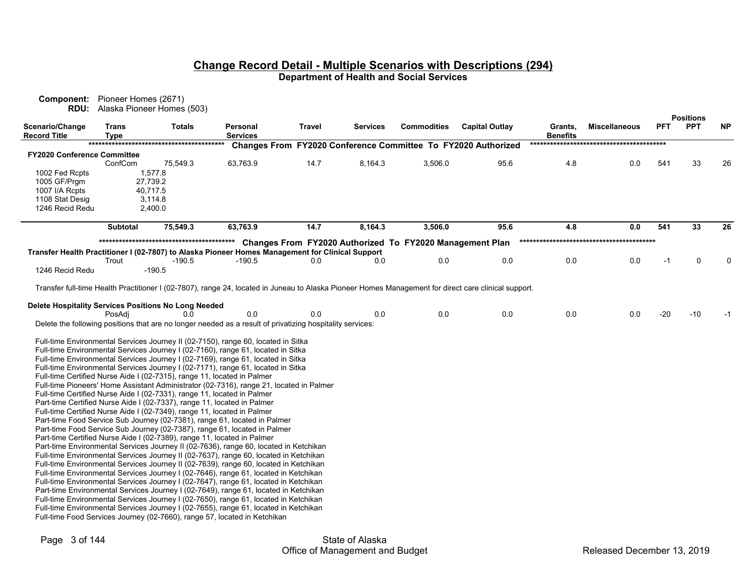## Change Record Detail - Multiple Scenarios with Descriptions (294)

**Department of Health and Social Services**

**Component:** Pioneer Homes (2671)
**RDU:** Alaska Pioneer Homes (503)

| Scenario/Change Record Title | Trans Type | Totals | Personal Services | Travel | Services | Commodities | Capital Outlay | Grants, Benefits | Miscellaneous | Positions PFT | Positions PPT | Positions NP |
|---|---|---|---|---|---|---|---|---|---|---|---|---|
| | | | ***** Changes From FY2020 Conference Committee To FY2020 Authorized ***** | | | | | | | | | |
| **FY2020 Conference Committee** | | | | | | | | | | | | |
| | ConfCom | 75,549.3 | 63,763.9 | 14.7 | 8,164.3 | 3,506.0 | 95.6 | 4.8 | 0.0 | 541 | 33 | 26 |
| 1002 Fed Rcpts | | 1,577.8 | | | | | | | | | | |
| 1005 GF/Prgm | | 27,739.2 | | | | | | | | | | |
| 1007 I/A Rcpts | | 40,717.5 | | | | | | | | | | |
| 1108 Stat Desig | | 3,114.8 | | | | | | | | | | |
| 1246 Recid Redu | | 2,400.0 | | | | | | | | | | |
| | **Subtotal** | **75,549.3** | **63,763.9** | **14.7** | **8,164.3** | **3,506.0** | **95.6** | **4.8** | **0.0** | **541** | **33** | **26** |
| | | | ***** Changes From FY2020 Authorized To FY2020 Management Plan ***** | | | | | | | | | |
| **Transfer Health Practitioner I (02-7807) to Alaska Pioneer Homes Management for Clinical Support** | | | | | | | | | | | | |
| | Trout | -190.5 | -190.5 | 0.0 | 0.0 | 0.0 | 0.0 | 0.0 | 0.0 | -1 | 0 | 0 |
| 1246 Recid Redu | | -190.5 | | | | | | | | | | |

Transfer full-time Health Practitioner I (02-7807), range 24, located in Juneau to Alaska Pioneer Homes Management for direct care clinical support.

| Scenario/Change Record Title | Trans Type | Totals | Personal Services | Travel | Services | Commodities | Capital Outlay | Grants, Benefits | Miscellaneous | PFT | PPT | NP |
|---|---|---|---|---|---|---|---|---|---|---|---|---|
| **Delete Hospitality Services Positions No Long Needed** | | | | | | | | | | | | |
| | PosAdj | 0.0 | 0.0 | 0.0 | 0.0 | 0.0 | 0.0 | 0.0 | 0.0 | -20 | -10 | -1 |

Delete the following positions that are no longer needed as a result of privatizing hospitality services:

Full-time Environmental Services Journey II (02-7150), range 60, located in Sitka
Full-time Environmental Services Journey I (02-7160), range 61, located in Sitka
Full-time Environmental Services Journey I (02-7169), range 61, located in Sitka
Full-time Environmental Services Journey I (02-7171), range 61, located in Sitka
Full-time Certified Nurse Aide I (02-7315), range 11, located in Palmer
Full-time Pioneers' Home Assistant Administrator (02-7316), range 21, located in Palmer
Full-time Certified Nurse Aide I (02-7331), range 11, located in Palmer
Part-time Certified Nurse Aide I (02-7337), range 11, located in Palmer
Full-time Certified Nurse Aide I (02-7349), range 11, located in Palmer
Part-time Food Service Sub Journey (02-7381), range 61, located in Palmer
Part-time Food Service Sub Journey (02-7387), range 61, located in Palmer
Part-time Certified Nurse Aide I (02-7389), range 11, located in Palmer
Part-time Environmental Services Journey II (02-7636), range 60, located in Ketchikan
Full-time Environmental Services Journey II (02-7637), range 60, located in Ketchikan
Full-time Environmental Services Journey II (02-7639), range 60, located in Ketchikan
Full-time Environmental Services Journey I (02-7646), range 61, located in Ketchikan
Full-time Environmental Services Journey I (02-7647), range 61, located in Ketchikan
Part-time Environmental Services Journey I (02-7649), range 61, located in Ketchikan
Full-time Environmental Services Journey I (02-7650), range 61, located in Ketchikan
Full-time Environmental Services Journey I (02-7655), range 61, located in Ketchikan
Full-time Food Services Journey (02-7660), range 57, located in Ketchikan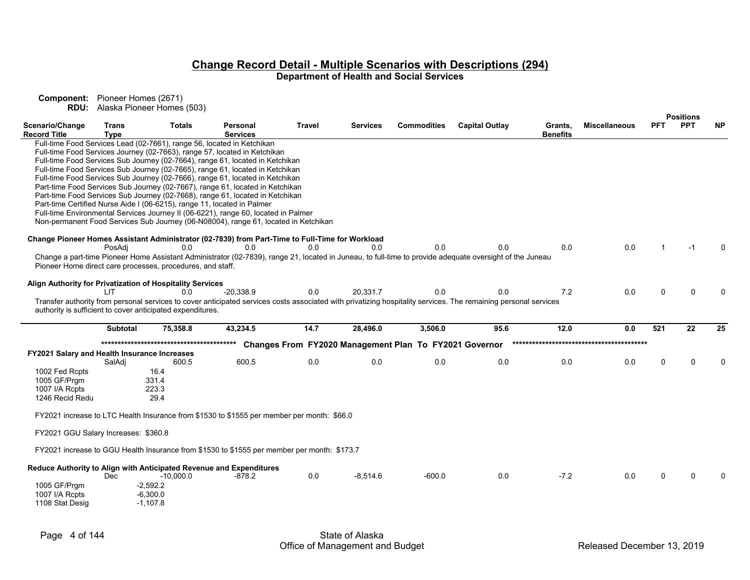## Change Record Detail - Multiple Scenarios with Descriptions (294)

**Department of Health and Social Services**

**Component:** Pioneer Homes (2671)
**RDU:** Alaska Pioneer Homes (503)

| Scenario/Change Record Title | Trans Type | Totals | Personal Services | Travel | Services | Commodities | Capital Outlay | Grants, Benefits | Miscellaneous | PFT | PPT | NP |
|---|---|---|---|---|---|---|---|---|---|---|---|---|
| Full-time Food Services Lead (02-7661), range 56, located in Ketchikan<br>Full-time Food Services Journey (02-7663), range 57, located in Ketchikan<br>Full-time Food Services Sub Journey (02-7664), range 61, located in Ketchikan<br>Full-time Food Services Sub Journey (02-7665), range 61, located in Ketchikan<br>Full-time Food Services Sub Journey (02-7666), range 61, located in Ketchikan<br>Part-time Food Services Sub Journey (02-7667), range 61, located in Ketchikan<br>Part-time Food Services Sub Journey (02-7668), range 61, located in Ketchikan<br>Part-time Certified Nurse Aide I (06-6215), range 11, located in Palmer<br>Full-time Environmental Services Journey II (06-6221), range 60, located in Palmer<br>Non-permanent Food Services Sub Journey (06-N08004), range 61, located in Ketchikan | | | | | | | | | | | | |
| **Change Pioneer Homes Assistant Administrator (02-7839) from Part-Time to Full-Time for Workload** | PosAdj | 0.0 | 0.0 | 0.0 | 0.0 | 0.0 | 0.0 | 0.0 | 0.0 | 1 | -1 | 0 |
| Change a part-time Pioneer Home Assistant Administrator (02-7839), range 21, located in Juneau, to full-time to provide adequate oversight of the Juneau Pioneer Home direct care processes, procedures, and staff. | | | | | | | | | | | | |
| **Align Authority for Privatization of Hospitality Services** | LIT | 0.0 | -20,338.9 | 0.0 | 20,331.7 | 0.0 | 0.0 | 7.2 | 0.0 | 0 | 0 | 0 |
| Transfer authority from personal services to cover anticipated services costs associated with privatizing hospitality services. The remaining personal services authority is sufficient to cover anticipated expenditures. | | | | | | | | | | | | |
| | **Subtotal** | **75,358.8** | **43,234.5** | **14.7** | **28,496.0** | **3,506.0** | **95.6** | **12.0** | **0.0** | **521** | **22** | **25** |

****************************************** **Changes From FY2020 Management Plan To FY2021 Governor** ******************************************

| Scenario/Change Record Title | Trans Type | Totals | Personal Services | Travel | Services | Commodities | Capital Outlay | Grants, Benefits | Miscellaneous | PFT | PPT | NP |
|---|---|---|---|---|---|---|---|---|---|---|---|---|
| **FY2021 Salary and Health Insurance Increases** | SalAdj | 600.5 | 600.5 | 0.0 | 0.0 | 0.0 | 0.0 | 0.0 | 0.0 | 0 | 0 | 0 |
| 1002 Fed Rcpts | | 16.4 | | | | | | | | | | |
| 1005 GF/Prgm | | 331.4 | | | | | | | | | | |
| 1007 I/A Rcpts | | 223.3 | | | | | | | | | | |
| 1246 Recid Redu | | 29.4 | | | | | | | | | | |
| FY2021 increase to LTC Health Insurance from $1530 to $1555 per member per month: $66.0<br><br>FY2021 GGU Salary Increases: $360.8<br><br>FY2021 increase to GGU Health Insurance from $1530 to $1555 per member per month: $173.7 | | | | | | | | | | | | |
| **Reduce Authority to Align with Anticipated Revenue and Expenditures** | Dec | -10,000.0 | -878.2 | 0.0 | -8,514.6 | -600.0 | 0.0 | -7.2 | 0.0 | 0 | 0 | 0 |
| 1005 GF/Prgm | | -2,592.2 | | | | | | | | | | |
| 1007 I/A Rcpts | | -6,300.0 | | | | | | | | | | |
| 1108 Stat Desig | | -1,107.8 | | | | | | | | | | |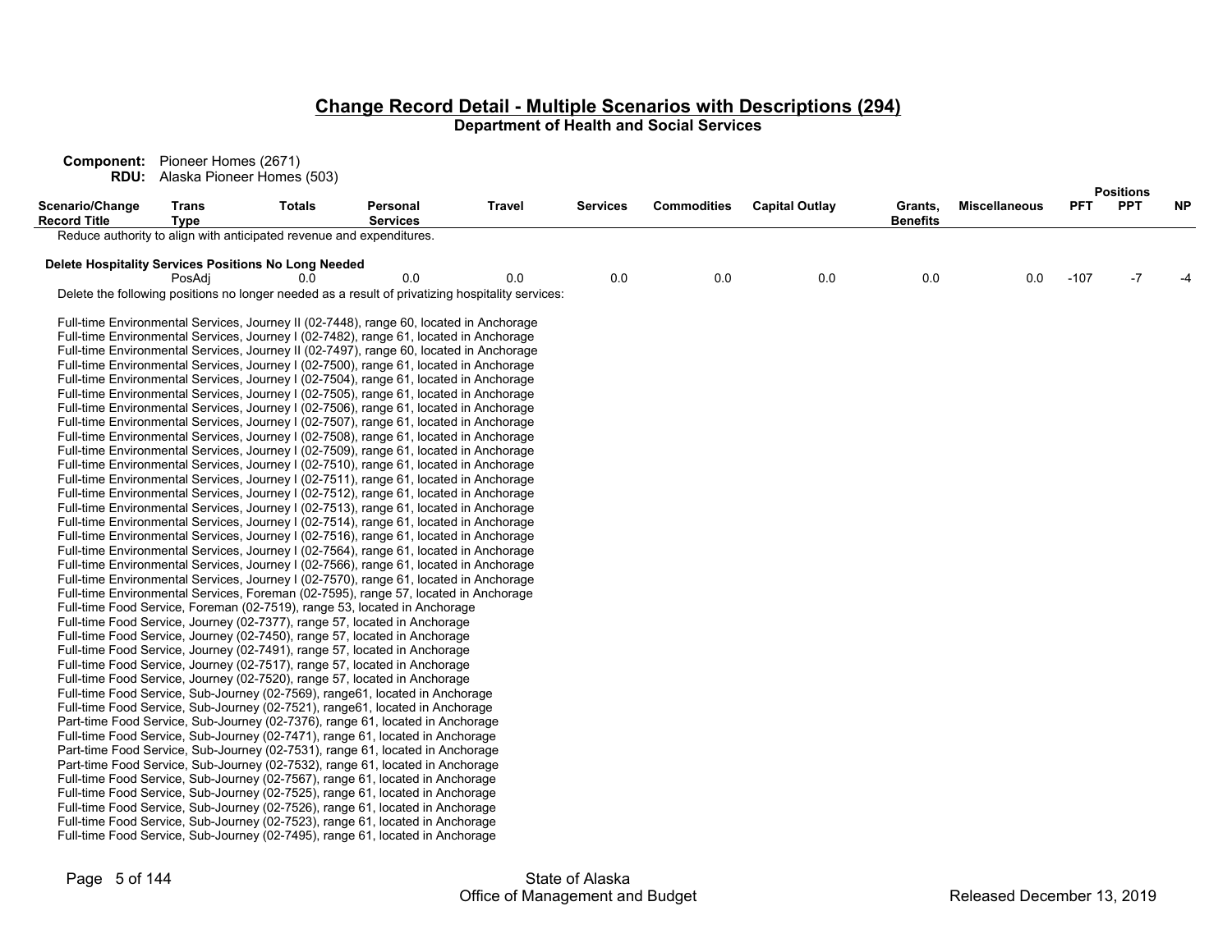## Change Record Detail - Multiple Scenarios with Descriptions (294)

**Department of Health and Social Services**

**Component:** Pioneer Homes (2671)
**RDU:** Alaska Pioneer Homes (503)

| Scenario/Change Record Title | Trans Type | Totals | Personal Services | Travel | Services | Commodities | Capital Outlay | Grants, Benefits | Miscellaneous | PFT | PPT | NP |
|---|---|---|---|---|---|---|---|---|---|---|---|---|
| Reduce authority to align with anticipated revenue and expenditures. | | | | | | | | | | | | |
| **Delete Hospitality Services Positions No Long Needed** | PosAdj | 0.0 | 0.0 | 0.0 | 0.0 | 0.0 | 0.0 | 0.0 | 0.0 | -107 | -7 | -4 |

Delete the following positions no longer needed as a result of privatizing hospitality services:

Full-time Environmental Services, Journey II (02-7448), range 60, located in Anchorage
Full-time Environmental Services, Journey I (02-7482), range 61, located in Anchorage
Full-time Environmental Services, Journey II (02-7497), range 60, located in Anchorage
Full-time Environmental Services, Journey I (02-7500), range 61, located in Anchorage
Full-time Environmental Services, Journey I (02-7504), range 61, located in Anchorage
Full-time Environmental Services, Journey I (02-7505), range 61, located in Anchorage
Full-time Environmental Services, Journey I (02-7506), range 61, located in Anchorage
Full-time Environmental Services, Journey I (02-7507), range 61, located in Anchorage
Full-time Environmental Services, Journey I (02-7508), range 61, located in Anchorage
Full-time Environmental Services, Journey I (02-7509), range 61, located in Anchorage
Full-time Environmental Services, Journey I (02-7510), range 61, located in Anchorage
Full-time Environmental Services, Journey I (02-7511), range 61, located in Anchorage
Full-time Environmental Services, Journey I (02-7512), range 61, located in Anchorage
Full-time Environmental Services, Journey I (02-7513), range 61, located in Anchorage
Full-time Environmental Services, Journey I (02-7514), range 61, located in Anchorage
Full-time Environmental Services, Journey I (02-7516), range 61, located in Anchorage
Full-time Environmental Services, Journey I (02-7564), range 61, located in Anchorage
Full-time Environmental Services, Journey I (02-7566), range 61, located in Anchorage
Full-time Environmental Services, Journey I (02-7570), range 61, located in Anchorage
Full-time Environmental Services, Foreman (02-7595), range 57, located in Anchorage
Full-time Food Service, Foreman (02-7519), range 53, located in Anchorage
Full-time Food Service, Journey (02-7377), range 57, located in Anchorage
Full-time Food Service, Journey (02-7450), range 57, located in Anchorage
Full-time Food Service, Journey (02-7491), range 57, located in Anchorage
Full-time Food Service, Journey (02-7517), range 57, located in Anchorage
Full-time Food Service, Journey (02-7520), range 57, located in Anchorage
Full-time Food Service, Sub-Journey (02-7569), range61, located in Anchorage
Full-time Food Service, Sub-Journey (02-7521), range61, located in Anchorage
Part-time Food Service, Sub-Journey (02-7376), range 61, located in Anchorage
Full-time Food Service, Sub-Journey (02-7471), range 61, located in Anchorage
Part-time Food Service, Sub-Journey (02-7531), range 61, located in Anchorage
Part-time Food Service, Sub-Journey (02-7532), range 61, located in Anchorage
Full-time Food Service, Sub-Journey (02-7567), range 61, located in Anchorage
Full-time Food Service, Sub-Journey (02-7525), range 61, located in Anchorage
Full-time Food Service, Sub-Journey (02-7526), range 61, located in Anchorage
Full-time Food Service, Sub-Journey (02-7523), range 61, located in Anchorage
Full-time Food Service, Sub-Journey (02-7495), range 61, located in Anchorage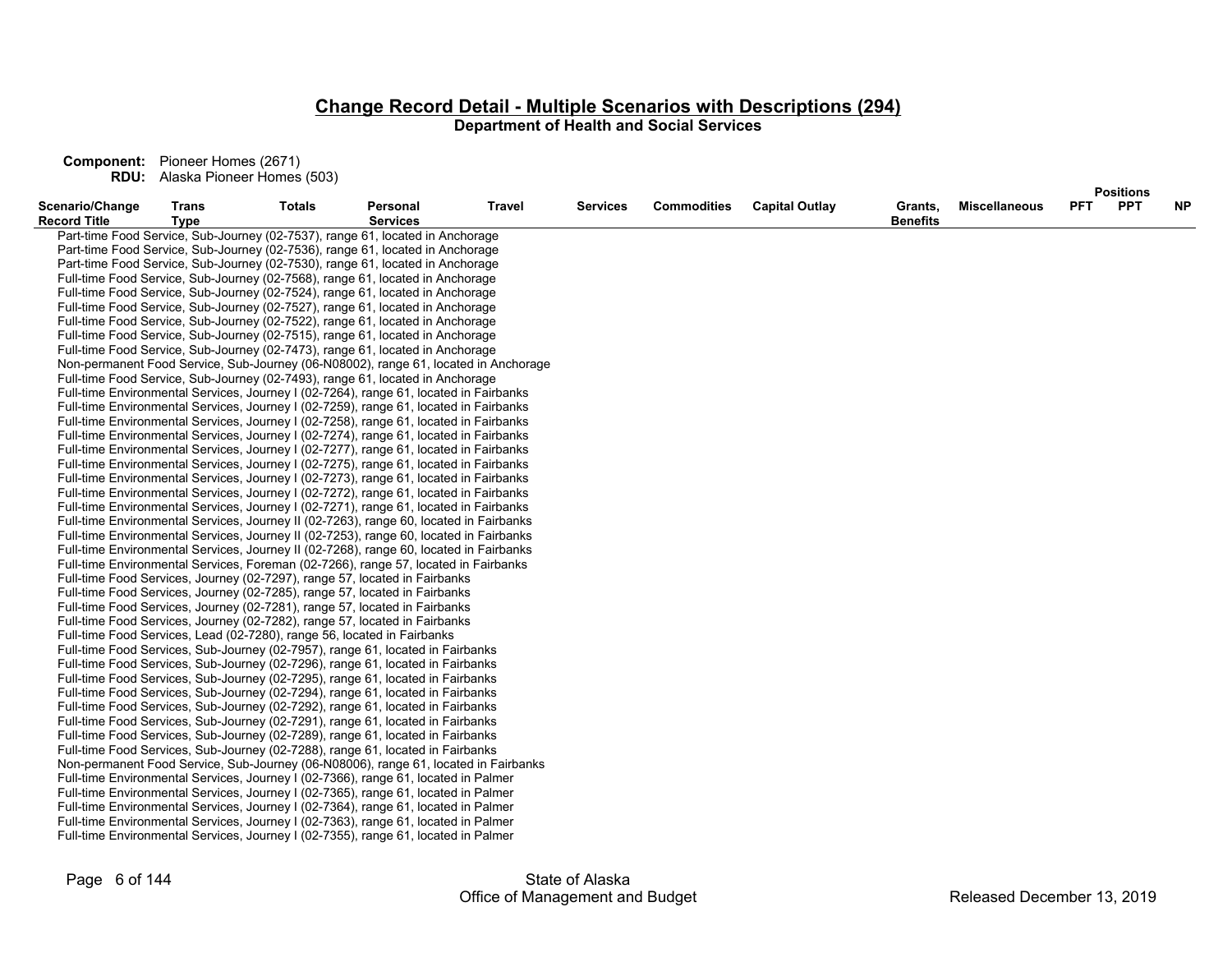## Change Record Detail - Multiple Scenarios with Descriptions (294)

**Department of Health and Social Services**

**Component:** Pioneer Homes (2671)
**RDU:** Alaska Pioneer Homes (503)

| Scenario/Change Record Title | Trans Type | Totals | Personal Services | Travel | Services | Commodities | Capital Outlay | Grants, Benefits | Miscellaneous | Positions PFT | PPT | NP |
|---|---|---|---|---|---|---|---|---|---|---|---|---|

Part-time Food Service, Sub-Journey (02-7537), range 61, located in Anchorage
Part-time Food Service, Sub-Journey (02-7536), range 61, located in Anchorage
Part-time Food Service, Sub-Journey (02-7530), range 61, located in Anchorage
Full-time Food Service, Sub-Journey (02-7568), range 61, located in Anchorage
Full-time Food Service, Sub-Journey (02-7524), range 61, located in Anchorage
Full-time Food Service, Sub-Journey (02-7527), range 61, located in Anchorage
Full-time Food Service, Sub-Journey (02-7522), range 61, located in Anchorage
Full-time Food Service, Sub-Journey (02-7515), range 61, located in Anchorage
Full-time Food Service, Sub-Journey (02-7473), range 61, located in Anchorage
Non-permanent Food Service, Sub-Journey (06-N08002), range 61, located in Anchorage
Full-time Food Service, Sub-Journey (02-7493), range 61, located in Anchorage
Full-time Environmental Services, Journey I (02-7264), range 61, located in Fairbanks
Full-time Environmental Services, Journey I (02-7259), range 61, located in Fairbanks
Full-time Environmental Services, Journey I (02-7258), range 61, located in Fairbanks
Full-time Environmental Services, Journey I (02-7274), range 61, located in Fairbanks
Full-time Environmental Services, Journey I (02-7277), range 61, located in Fairbanks
Full-time Environmental Services, Journey I (02-7275), range 61, located in Fairbanks
Full-time Environmental Services, Journey I (02-7273), range 61, located in Fairbanks
Full-time Environmental Services, Journey I (02-7272), range 61, located in Fairbanks
Full-time Environmental Services, Journey I (02-7271), range 61, located in Fairbanks
Full-time Environmental Services, Journey II (02-7263), range 60, located in Fairbanks
Full-time Environmental Services, Journey II (02-7253), range 60, located in Fairbanks
Full-time Environmental Services, Journey II (02-7268), range 60, located in Fairbanks
Full-time Environmental Services, Foreman (02-7266), range 57, located in Fairbanks
Full-time Food Services, Journey (02-7297), range 57, located in Fairbanks
Full-time Food Services, Journey (02-7285), range 57, located in Fairbanks
Full-time Food Services, Journey (02-7281), range 57, located in Fairbanks
Full-time Food Services, Journey (02-7282), range 57, located in Fairbanks
Full-time Food Services, Lead (02-7280), range 56, located in Fairbanks
Full-time Food Services, Sub-Journey (02-7957), range 61, located in Fairbanks
Full-time Food Services, Sub-Journey (02-7296), range 61, located in Fairbanks
Full-time Food Services, Sub-Journey (02-7295), range 61, located in Fairbanks
Full-time Food Services, Sub-Journey (02-7294), range 61, located in Fairbanks
Full-time Food Services, Sub-Journey (02-7292), range 61, located in Fairbanks
Full-time Food Services, Sub-Journey (02-7291), range 61, located in Fairbanks
Full-time Food Services, Sub-Journey (02-7289), range 61, located in Fairbanks
Full-time Food Services, Sub-Journey (02-7288), range 61, located in Fairbanks
Non-permanent Food Service, Sub-Journey (06-N08006), range 61, located in Fairbanks
Full-time Environmental Services, Journey I (02-7366), range 61, located in Palmer
Full-time Environmental Services, Journey I (02-7365), range 61, located in Palmer
Full-time Environmental Services, Journey I (02-7364), range 61, located in Palmer
Full-time Environmental Services, Journey I (02-7363), range 61, located in Palmer
Full-time Environmental Services, Journey I (02-7355), range 61, located in Palmer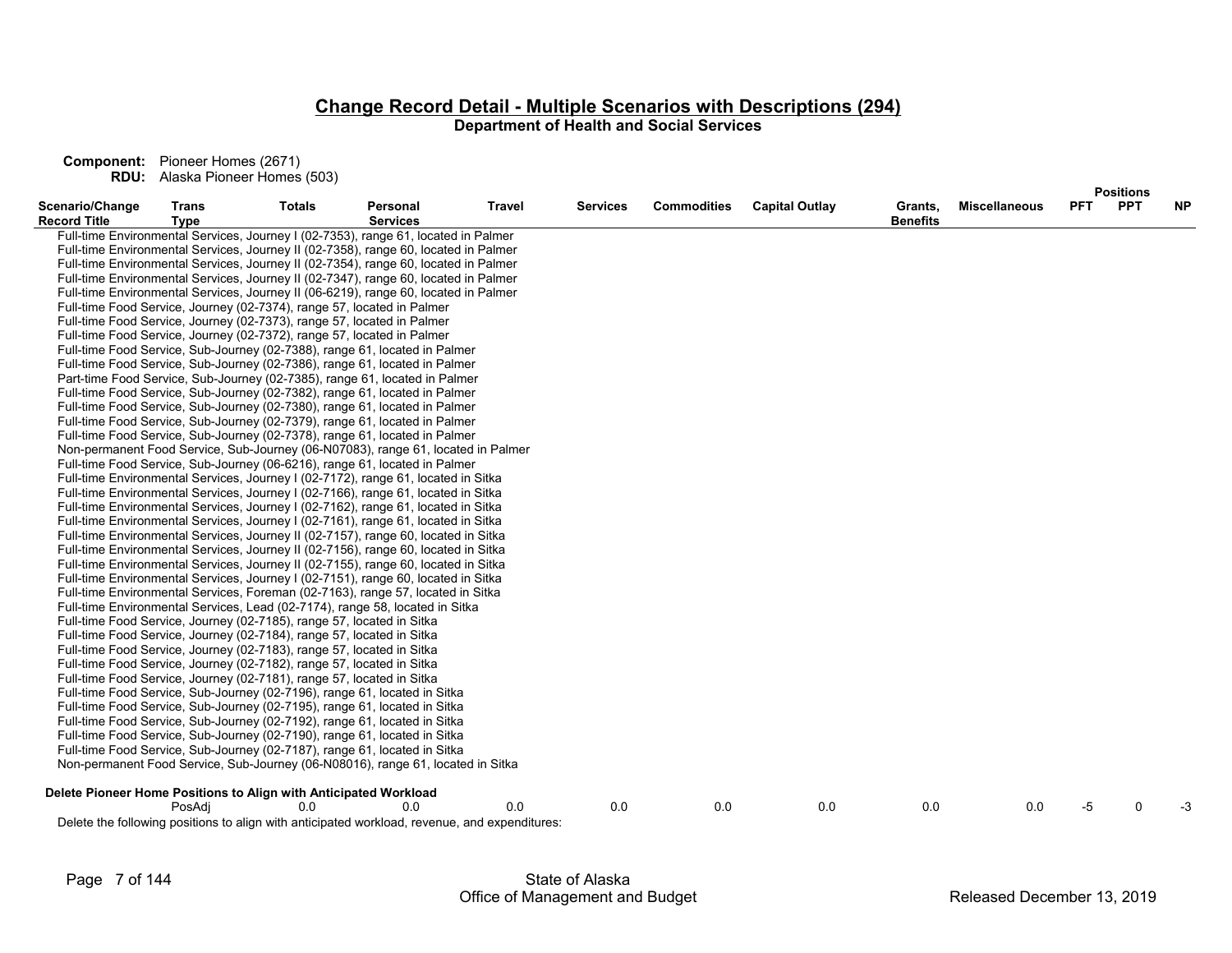## Change Record Detail - Multiple Scenarios with Descriptions (294)

**Department of Health and Social Services**

**Component:** Pioneer Homes (2671)
**RDU:** Alaska Pioneer Homes (503)

Full-time Environmental Services, Journey I (02-7353), range 61, located in Palmer
Full-time Environmental Services, Journey II (02-7358), range 60, located in Palmer
Full-time Environmental Services, Journey II (02-7354), range 60, located in Palmer
Full-time Environmental Services, Journey II (02-7347), range 60, located in Palmer
Full-time Environmental Services, Journey II (06-6219), range 60, located in Palmer
Full-time Food Service, Journey (02-7374), range 57, located in Palmer
Full-time Food Service, Journey (02-7373), range 57, located in Palmer
Full-time Food Service, Journey (02-7372), range 57, located in Palmer
Full-time Food Service, Sub-Journey (02-7388), range 61, located in Palmer
Full-time Food Service, Sub-Journey (02-7386), range 61, located in Palmer
Part-time Food Service, Sub-Journey (02-7385), range 61, located in Palmer
Full-time Food Service, Sub-Journey (02-7382), range 61, located in Palmer
Full-time Food Service, Sub-Journey (02-7380), range 61, located in Palmer
Full-time Food Service, Sub-Journey (02-7379), range 61, located in Palmer
Full-time Food Service, Sub-Journey (02-7378), range 61, located in Palmer
Non-permanent Food Service, Sub-Journey (06-N07083), range 61, located in Palmer
Full-time Food Service, Sub-Journey (06-6216), range 61, located in Palmer
Full-time Environmental Services, Journey I (02-7172), range 61, located in Sitka
Full-time Environmental Services, Journey I (02-7166), range 61, located in Sitka
Full-time Environmental Services, Journey I (02-7162), range 61, located in Sitka
Full-time Environmental Services, Journey I (02-7161), range 61, located in Sitka
Full-time Environmental Services, Journey II (02-7157), range 60, located in Sitka
Full-time Environmental Services, Journey II (02-7156), range 60, located in Sitka
Full-time Environmental Services, Journey II (02-7155), range 60, located in Sitka
Full-time Environmental Services, Journey I (02-7151), range 60, located in Sitka
Full-time Environmental Services, Foreman (02-7163), range 57, located in Sitka
Full-time Environmental Services, Lead (02-7174), range 58, located in Sitka
Full-time Food Service, Journey (02-7185), range 57, located in Sitka
Full-time Food Service, Journey (02-7184), range 57, located in Sitka
Full-time Food Service, Journey (02-7183), range 57, located in Sitka
Full-time Food Service, Journey (02-7182), range 57, located in Sitka
Full-time Food Service, Journey (02-7181), range 57, located in Sitka
Full-time Food Service, Sub-Journey (02-7196), range 61, located in Sitka
Full-time Food Service, Sub-Journey (02-7195), range 61, located in Sitka
Full-time Food Service, Sub-Journey (02-7192), range 61, located in Sitka
Full-time Food Service, Sub-Journey (02-7190), range 61, located in Sitka
Full-time Food Service, Sub-Journey (02-7187), range 61, located in Sitka
Non-permanent Food Service, Sub-Journey (06-N08016), range 61, located in Sitka

| Scenario/Change Record Title | Trans Type | Totals | Personal Services | Travel | Services | Commodities | Capital Outlay | Grants, Benefits | Miscellaneous | Positions PFT | Positions PPT | Positions NP |
|---|---|---|---|---|---|---|---|---|---|---|---|---|
| **Delete Pioneer Home Positions to Align with Anticipated Workload** | | | | | | | | | | | | |
| | PosAdj | 0.0 | 0.0 | 0.0 | 0.0 | 0.0 | 0.0 | 0.0 | 0.0 | -5 | 0 | -3 |

Delete the following positions to align with anticipated workload, revenue, and expenditures: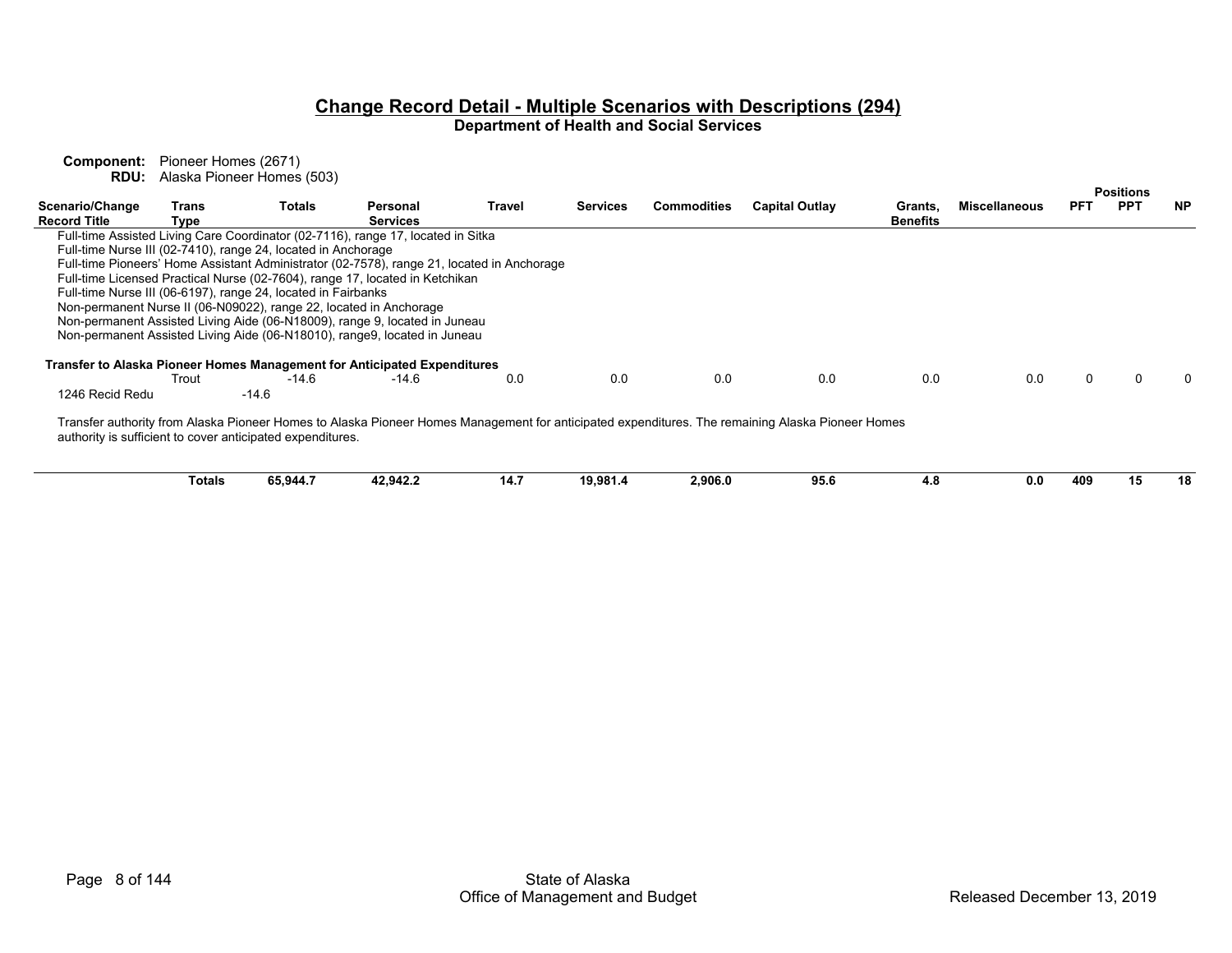# Change Record Detail - Multiple Scenarios with Descriptions (294)

## Department of Health and Social Services

**Component:** Pioneer Homes (2671)
**RDU:** Alaska Pioneer Homes (503)

| Scenario/Change Record Title | Trans Type | Totals | Personal Services | Travel | Services | Commodities | Capital Outlay | Grants, Benefits | Miscellaneous | PFT | PPT | NP |
|---|---|---|---|---|---|---|---|---|---|---|---|---|

Full-time Assisted Living Care Coordinator (02-7116), range 17, located in Sitka
Full-time Nurse III (02-7410), range 24, located in Anchorage
Full-time Pioneers' Home Assistant Administrator (02-7578), range 21, located in Anchorage
Full-time Licensed Practical Nurse (02-7604), range 17, located in Ketchikan
Full-time Nurse III (06-6197), range 24, located in Fairbanks
Non-permanent Nurse II (06-N09022), range 22, located in Anchorage
Non-permanent Assisted Living Aide (06-N18009), range 9, located in Juneau
Non-permanent Assisted Living Aide (06-N18010), range9, located in Juneau

**Transfer to Alaska Pioneer Homes Management for Anticipated Expenditures**

| Scenario/Change Record Title | Trans Type | Totals | Personal Services | Travel | Services | Commodities | Capital Outlay | Grants, Benefits | Miscellaneous | PFT | PPT | NP |
|---|---|---|---|---|---|---|---|---|---|---|---|---|
| | Trout | -14.6 | -14.6 | 0.0 | 0.0 | 0.0 | 0.0 | 0.0 | 0.0 | 0 | 0 | 0 |
| 1246 Recid Redu | | -14.6 | | | | | | | | | | |

Transfer authority from Alaska Pioneer Homes to Alaska Pioneer Homes Management for anticipated expenditures. The remaining Alaska Pioneer Homes authority is sufficient to cover anticipated expenditures.

| | Totals | Totals | Personal Services | Travel | Services | Commodities | Capital Outlay | Grants, Benefits | Miscellaneous | PFT | PPT | NP |
|---|---|---|---|---|---|---|---|---|---|---|---|---|
| | **Totals** | **65,944.7** | **42,942.2** | **14.7** | **19,981.4** | **2,906.0** | **95.6** | **4.8** | **0.0** | **409** | **15** | **18** |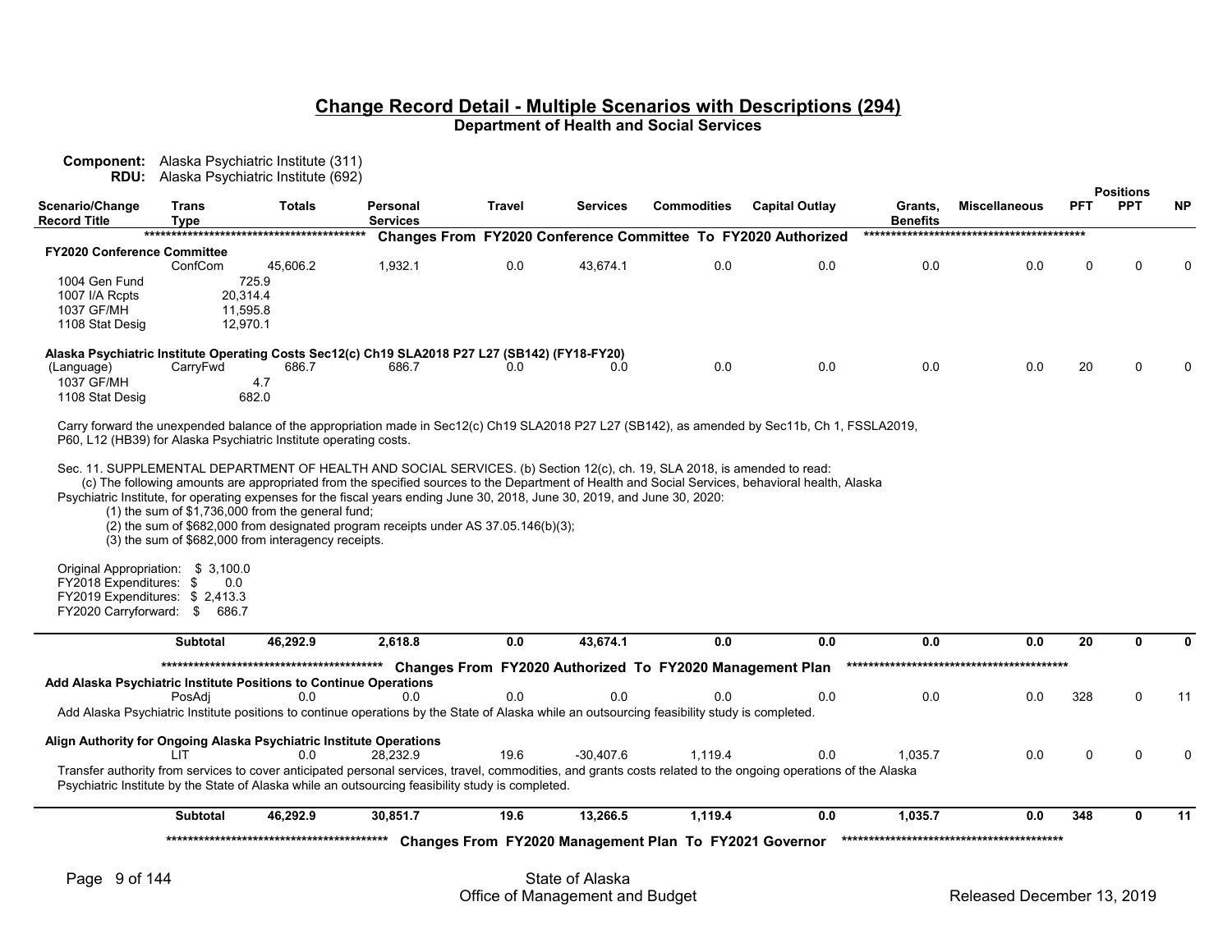# Change Record Detail - Multiple Scenarios with Descriptions (294)

## Department of Health and Social Services

**Component:** Alaska Psychiatric Institute (311)
**RDU:** Alaska Psychiatric Institute (692)

| Scenario/Change Record Title | Trans Type | Totals | Personal Services | Travel | Services | Commodities | Capital Outlay | Grants, Benefits | Miscellaneous | PFT | PPT | NP |
|---|---|---|---|---|---|---|---|---|---|---|---|---|
| | | | **Changes From FY2020 Conference Committee To FY2020 Authorized** | | | | | | | | | |
| **FY2020 Conference Committee** | | | | | | | | | | | | |
| | ConfCom | 45,606.2 | 1,932.1 | 0.0 | 43,674.1 | 0.0 | 0.0 | 0.0 | 0.0 | 0 | 0 | 0 |
| 1004 Gen Fund | | 725.9 | | | | | | | | | | |
| 1007 I/A Rcpts | | 20,314.4 | | | | | | | | | | |
| 1037 GF/MH | | 11,595.8 | | | | | | | | | | |
| 1108 Stat Desig | | 12,970.1 | | | | | | | | | | |
| **Alaska Psychiatric Institute Operating Costs Sec12(c) Ch19 SLA2018 P27 L27 (SB142) (FY18-FY20)** | | | | | | | | | | | | |
| (Language) | CarryFwd | 686.7 | 686.7 | 0.0 | 0.0 | 0.0 | 0.0 | 0.0 | 0.0 | 20 | 0 | 0 |
| 1037 GF/MH | | 4.7 | | | | | | | | | | |
| 1108 Stat Desig | | 682.0 | | | | | | | | | | |

Carry forward the unexpended balance of the appropriation made in Sec12(c) Ch19 SLA2018 P27 L27 (SB142), as amended by Sec11b, Ch 1, FSSLA2019, P60, L12 (HB39) for Alaska Psychiatric Institute operating costs.

Sec. 11. SUPPLEMENTAL DEPARTMENT OF HEALTH AND SOCIAL SERVICES. (b) Section 12(c), ch. 19, SLA 2018, is amended to read:
(c) The following amounts are appropriated from the specified sources to the Department of Health and Social Services, behavioral health, Alaska Psychiatric Institute, for operating expenses for the fiscal years ending June 30, 2018, June 30, 2019, and June 30, 2020:
(1) the sum of $1,736,000 from the general fund;
(2) the sum of $682,000 from designated program receipts under AS 37.05.146(b)(3);
(3) the sum of $682,000 from interagency receipts.

Original Appropriation: $ 3,100.0
FY2018 Expenditures: $ 0.0
FY2019 Expenditures: $ 2,413.3
FY2020 Carryforward: $ 686.7

| Scenario/Change Record Title | Trans Type | Totals | Personal Services | Travel | Services | Commodities | Capital Outlay | Grants, Benefits | Miscellaneous | PFT | PPT | NP |
|---|---|---|---|---|---|---|---|---|---|---|---|---|
| | **Subtotal** | **46,292.9** | **2,618.8** | **0.0** | **43,674.1** | **0.0** | **0.0** | **0.0** | **0.0** | **20** | **0** | **0** |
| | | | **Changes From FY2020 Authorized To FY2020 Management Plan** | | | | | | | | | |
| **Add Alaska Psychiatric Institute Positions to Continue Operations** | | | | | | | | | | | | |
| | PosAdj | 0.0 | 0.0 | 0.0 | 0.0 | 0.0 | 0.0 | 0.0 | 0.0 | 328 | 0 | 11 |

Add Alaska Psychiatric Institute positions to continue operations by the State of Alaska while an outsourcing feasibility study is completed.

| Scenario/Change Record Title | Trans Type | Totals | Personal Services | Travel | Services | Commodities | Capital Outlay | Grants, Benefits | Miscellaneous | PFT | PPT | NP |
|---|---|---|---|---|---|---|---|---|---|---|---|---|
| **Align Authority for Ongoing Alaska Psychiatric Institute Operations** | | | | | | | | | | | | |
| | LIT | 0.0 | 28,232.9 | 19.6 | -30,407.6 | 1,119.4 | 0.0 | 1,035.7 | 0.0 | 0 | 0 | 0 |

Transfer authority from services to cover anticipated personal services, travel, commodities, and grants costs related to the ongoing operations of the Alaska Psychiatric Institute by the State of Alaska while an outsourcing feasibility study is completed.

| Scenario/Change Record Title | Trans Type | Totals | Personal Services | Travel | Services | Commodities | Capital Outlay | Grants, Benefits | Miscellaneous | PFT | PPT | NP |
|---|---|---|---|---|---|---|---|---|---|---|---|---|
| | **Subtotal** | **46,292.9** | **30,851.7** | **19.6** | **13,266.5** | **1,119.4** | **0.0** | **1,035.7** | **0.0** | **348** | **0** | **11** |
| | | | **Changes From FY2020 Management Plan To FY2021 Governor** | | | | | | | | | |

State of Alaska
Office of Management and Budget
Released December 13, 2019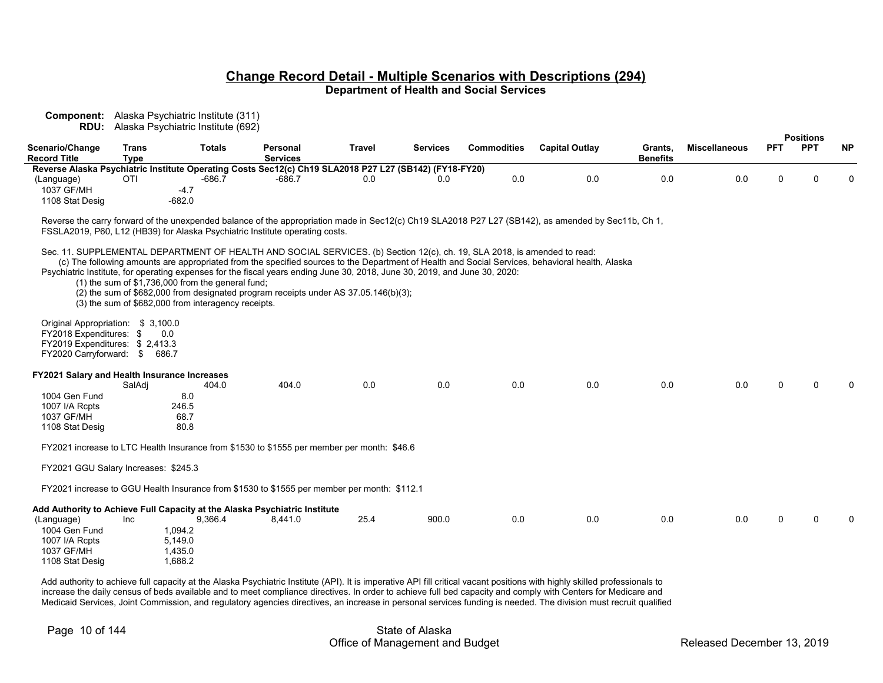## Change Record Detail - Multiple Scenarios with Descriptions (294)
### Department of Health and Social Services

**Component:** Alaska Psychiatric Institute (311)
**RDU:** Alaska Psychiatric Institute (692)

| Scenario/Change Record Title | Trans Type | Totals | Personal Services | Travel | Services | Commodities | Capital Outlay | Grants, Benefits | Miscellaneous | PFT | PPT | NP |
|---|---|---|---|---|---|---|---|---|---|---|---|---|
| **Reverse Alaska Psychiatric Institute Operating Costs Sec12(c) Ch19 SLA2018 P27 L27 (SB142) (FY18-FY20)** | | | | | | | | | | | | |
| (Language) | OTI | -686.7 | -686.7 | 0.0 | 0.0 | 0.0 | 0.0 | 0.0 | 0.0 | 0 | 0 | 0 |
| 1037 GF/MH | | -4.7 | | | | | | | | | | |
| 1108 Stat Desig | | -682.0 | | | | | | | | | | |

Reverse the carry forward of the unexpended balance of the appropriation made in Sec12(c) Ch19 SLA2018 P27 L27 (SB142), as amended by Sec11b, Ch 1, FSSLA2019, P60, L12 (HB39) for Alaska Psychiatric Institute operating costs.

Sec. 11. SUPPLEMENTAL DEPARTMENT OF HEALTH AND SOCIAL SERVICES. (b) Section 12(c), ch. 19, SLA 2018, is amended to read:
(c) The following amounts are appropriated from the specified sources to the Department of Health and Social Services, behavioral health, Alaska Psychiatric Institute, for operating expenses for the fiscal years ending June 30, 2018, June 30, 2019, and June 30, 2020:
(1) the sum of $1,736,000 from the general fund;
(2) the sum of $682,000 from designated program receipts under AS 37.05.146(b)(3);
(3) the sum of $682,000 from interagency receipts.

Original Appropriation: $ 3,100.0
FY2018 Expenditures: $ 0.0
FY2019 Expenditures: $ 2,413.3
FY2020 Carryforward: $ 686.7

| Scenario/Change Record Title | Trans Type | Totals | Personal Services | Travel | Services | Commodities | Capital Outlay | Grants, Benefits | Miscellaneous | PFT | PPT | NP |
|---|---|---|---|---|---|---|---|---|---|---|---|---|
| **FY2021 Salary and Health Insurance Increases** | | | | | | | | | | | | |
| | SalAdj | 404.0 | 404.0 | 0.0 | 0.0 | 0.0 | 0.0 | 0.0 | 0.0 | 0 | 0 | 0 |
| 1004 Gen Fund | | 8.0 | | | | | | | | | | |
| 1007 I/A Rcpts | | 246.5 | | | | | | | | | | |
| 1037 GF/MH | | 68.7 | | | | | | | | | | |
| 1108 Stat Desig | | 80.8 | | | | | | | | | | |

FY2021 increase to LTC Health Insurance from $1530 to $1555 per member per month: $46.6

FY2021 GGU Salary Increases: $245.3

FY2021 increase to GGU Health Insurance from $1530 to $1555 per member per month: $112.1

| Scenario/Change Record Title | Trans Type | Totals | Personal Services | Travel | Services | Commodities | Capital Outlay | Grants, Benefits | Miscellaneous | PFT | PPT | NP |
|---|---|---|---|---|---|---|---|---|---|---|---|---|
| **Add Authority to Achieve Full Capacity at the Alaska Psychiatric Institute** | | | | | | | | | | | | |
| (Language) | Inc | 9,366.4 | 8,441.0 | 25.4 | 900.0 | 0.0 | 0.0 | 0.0 | 0.0 | 0 | 0 | 0 |
| 1004 Gen Fund | | 1,094.2 | | | | | | | | | | |
| 1007 I/A Rcpts | | 5,149.0 | | | | | | | | | | |
| 1037 GF/MH | | 1,435.0 | | | | | | | | | | |
| 1108 Stat Desig | | 1,688.2 | | | | | | | | | | |

Add authority to achieve full capacity at the Alaska Psychiatric Institute (API). It is imperative API fill critical vacant positions with highly skilled professionals to increase the daily census of beds available and to meet compliance directives. In order to achieve full bed capacity and comply with Centers for Medicare and Medicaid Services, Joint Commission, and regulatory agencies directives, an increase in personal services funding is needed. The division must recruit qualified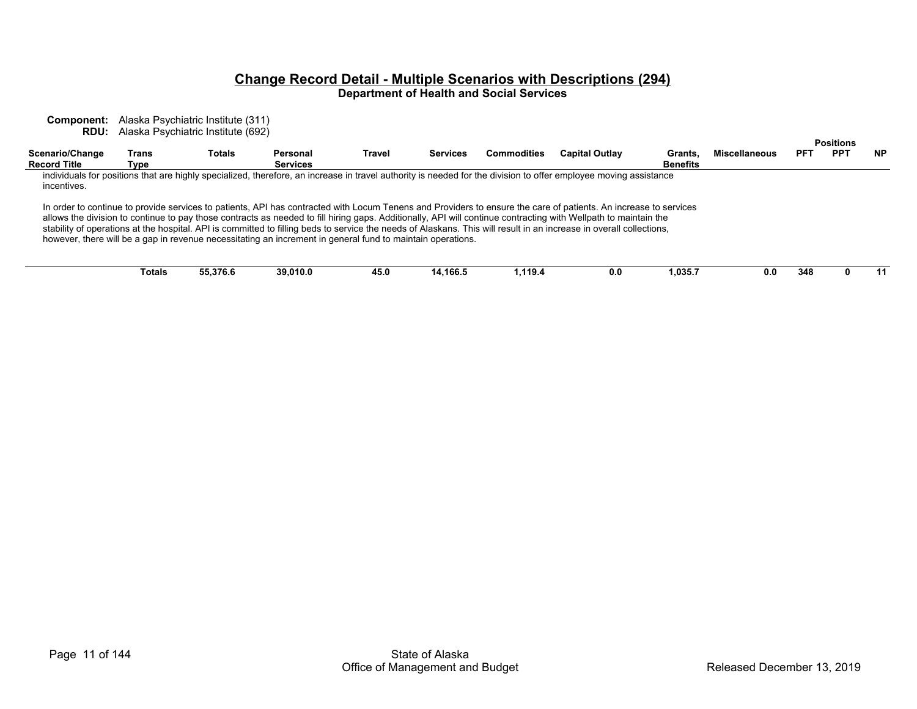## Change Record Detail - Multiple Scenarios with Descriptions (294)

**Department of Health and Social Services**

**Component:** Alaska Psychiatric Institute (311)
**RDU:** Alaska Psychiatric Institute (692)

| Scenario/Change Record Title | Trans Type | Totals | Personal Services | Travel | Services | Commodities | Capital Outlay | Grants, Benefits | Miscellaneous | Positions PFT | Positions PPT | Positions NP |
|---|---|---|---|---|---|---|---|---|---|---|---|---|

individuals for positions that are highly specialized, therefore, an increase in travel authority is needed for the division to offer employee moving assistance incentives.

In order to continue to provide services to patients, API has contracted with Locum Tenens and Providers to ensure the care of patients. An increase to services allows the division to continue to pay those contracts as needed to fill hiring gaps. Additionally, API will continue contracting with Wellpath to maintain the stability of operations at the hospital. API is committed to filling beds to service the needs of Alaskans. This will result in an increase in overall collections, however, there will be a gap in revenue necessitating an increment in general fund to maintain operations.

| Scenario/Change Record Title | Trans Type | Totals | Personal Services | Travel | Services | Commodities | Capital Outlay | Grants, Benefits | Miscellaneous | PFT | PPT | NP |
|---|---|---|---|---|---|---|---|---|---|---|---|---|
| | **Totals** | **55,376.6** | **39,010.0** | **45.0** | **14,166.5** | **1,119.4** | **0.0** | **1,035.7** | **0.0** | **348** | **0** | **11** |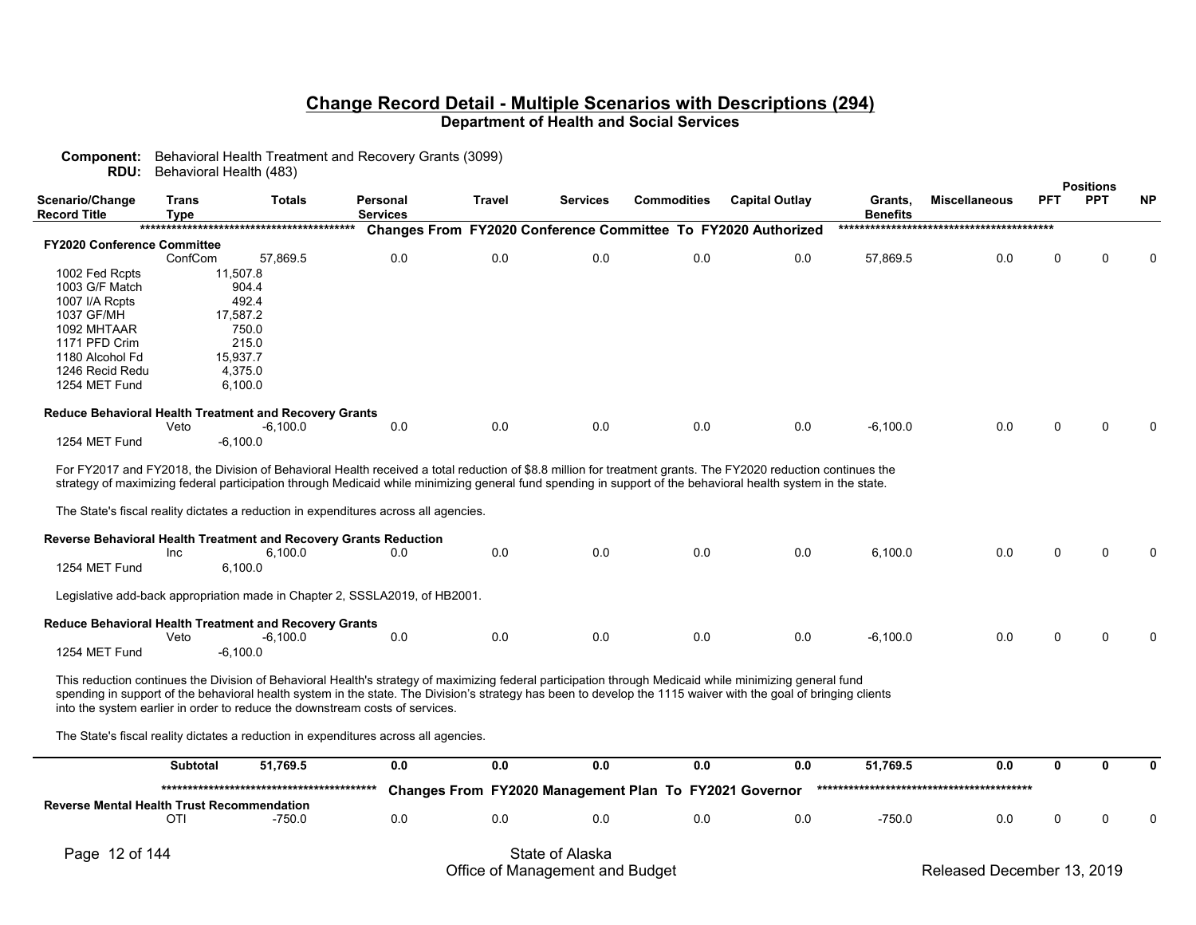# Change Record Detail - Multiple Scenarios with Descriptions (294)

## Department of Health and Social Services

**Component:** Behavioral Health Treatment and Recovery Grants (3099)
**RDU:** Behavioral Health (483)

| Scenario/Change Record Title | Trans Type | Totals | Personal Services | Travel | Services | Commodities | Capital Outlay | Grants, Benefits | Miscellaneous | PFT | PPT | NP |
|---|---|---|---|---|---|---|---|---|---|---|---|---|
| | | | **Changes From FY2020 Conference Committee To FY2020 Authorized** | | | | | | | | | |
| **FY2020 Conference Committee** | | | | | | | | | | | | |
| | ConfCom | 57,869.5 | 0.0 | 0.0 | 0.0 | 0.0 | 0.0 | 57,869.5 | 0.0 | 0 | 0 | 0 |
| 1002 Fed Rcpts | 11,507.8 | | | | | | | | | | | |
| 1003 G/F Match | 904.4 | | | | | | | | | | | |
| 1007 I/A Rcpts | 492.4 | | | | | | | | | | | |
| 1037 GF/MH | 17,587.2 | | | | | | | | | | | |
| 1092 MHTAAR | 750.0 | | | | | | | | | | | |
| 1171 PFD Crim | 215.0 | | | | | | | | | | | |
| 1180 Alcohol Fd | 15,937.7 | | | | | | | | | | | |
| 1246 Recid Redu | 4,375.0 | | | | | | | | | | | |
| 1254 MET Fund | 6,100.0 | | | | | | | | | | | |
| **Reduce Behavioral Health Treatment and Recovery Grants** | | | | | | | | | | | | |
| | Veto | -6,100.0 | 0.0 | 0.0 | 0.0 | 0.0 | 0.0 | -6,100.0 | 0.0 | 0 | 0 | 0 |
| 1254 MET Fund | -6,100.0 | | | | | | | | | | | |

For FY2017 and FY2018, the Division of Behavioral Health received a total reduction of $8.8 million for treatment grants. The FY2020 reduction continues the strategy of maximizing federal participation through Medicaid while minimizing general fund spending in support of the behavioral health system in the state.

The State's fiscal reality dictates a reduction in expenditures across all agencies.

| Scenario/Change Record Title | Trans Type | Totals | Personal Services | Travel | Services | Commodities | Capital Outlay | Grants, Benefits | Miscellaneous | PFT | PPT | NP |
|---|---|---|---|---|---|---|---|---|---|---|---|---|
| **Reverse Behavioral Health Treatment and Recovery Grants Reduction** | | | | | | | | | | | | |
| | Inc | 6,100.0 | 0.0 | 0.0 | 0.0 | 0.0 | 0.0 | 6,100.0 | 0.0 | 0 | 0 | 0 |
| 1254 MET Fund | 6,100.0 | | | | | | | | | | | |

Legislative add-back appropriation made in Chapter 2, SSSLA2019, of HB2001.

| Scenario/Change Record Title | Trans Type | Totals | Personal Services | Travel | Services | Commodities | Capital Outlay | Grants, Benefits | Miscellaneous | PFT | PPT | NP |
|---|---|---|---|---|---|---|---|---|---|---|---|---|
| **Reduce Behavioral Health Treatment and Recovery Grants** | | | | | | | | | | | | |
| | Veto | -6,100.0 | 0.0 | 0.0 | 0.0 | 0.0 | 0.0 | -6,100.0 | 0.0 | 0 | 0 | 0 |
| 1254 MET Fund | -6,100.0 | | | | | | | | | | | |

This reduction continues the Division of Behavioral Health's strategy of maximizing federal participation through Medicaid while minimizing general fund spending in support of the behavioral health system in the state. The Division's strategy has been to develop the 1115 waiver with the goal of bringing clients into the system earlier in order to reduce the downstream costs of services.

The State's fiscal reality dictates a reduction in expenditures across all agencies.

| Scenario/Change Record Title | Trans Type | Totals | Personal Services | Travel | Services | Commodities | Capital Outlay | Grants, Benefits | Miscellaneous | PFT | PPT | NP |
|---|---|---|---|---|---|---|---|---|---|---|---|---|
| | **Subtotal** | **51,769.5** | **0.0** | **0.0** | **0.0** | **0.0** | **0.0** | **51,769.5** | **0.0** | **0** | **0** | **0** |
| | | | **Changes From FY2020 Management Plan To FY2021 Governor** | | | | | | | | | |
| **Reverse Mental Health Trust Recommendation** | | | | | | | | | | | | |
| | OTI | -750.0 | 0.0 | 0.0 | 0.0 | 0.0 | 0.0 | -750.0 | 0.0 | 0 | 0 | 0 |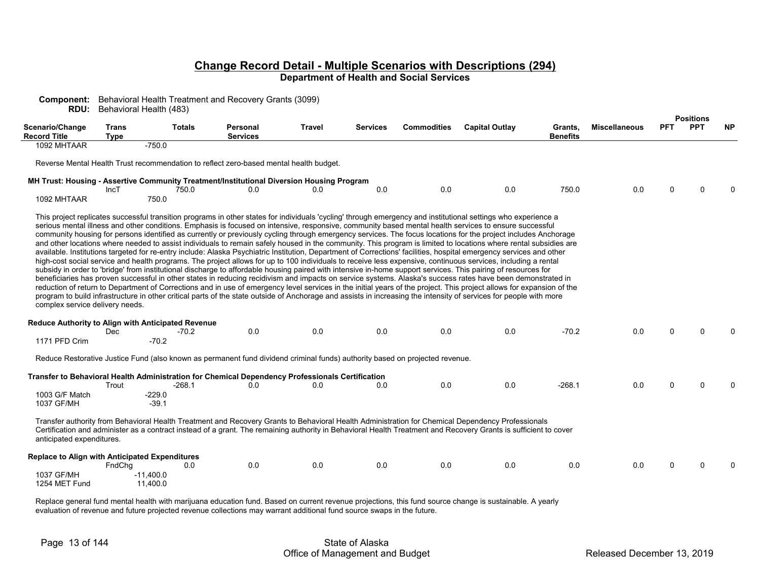## Change Record Detail - Multiple Scenarios with Descriptions (294)
### Department of Health and Social Services

**Component:** Behavioral Health Treatment and Recovery Grants (3099)
**RDU:** Behavioral Health (483)

| Scenario/Change Record Title | Trans Type | Totals | Personal Services | Travel | Services | Commodities | Capital Outlay | Grants, Benefits | Miscellaneous | PFT | PPT | NP |
|---|---|---|---|---|---|---|---|---|---|---|---|---|
| 1092 MHTAAR | | -750.0 | | | | | | | | | | |

Reverse Mental Health Trust recommendation to reflect zero-based mental health budget.

**MH Trust: Housing - Assertive Community Treatment/Institutional Diversion Housing Program**

| Scenario/Change Record Title | Trans Type | Totals | Personal Services | Travel | Services | Commodities | Capital Outlay | Grants, Benefits | Miscellaneous | PFT | PPT | NP |
|---|---|---|---|---|---|---|---|---|---|---|---|---|
| | IncT | 750.0 | 0.0 | 0.0 | 0.0 | 0.0 | 0.0 | 750.0 | 0.0 | 0 | 0 | 0 |
| 1092 MHTAAR | | 750.0 | | | | | | | | | | |

This project replicates successful transition programs in other states for individuals 'cycling' through emergency and institutional settings who experience a serious mental illness and other conditions. Emphasis is focused on intensive, responsive, community based mental health services to ensure successful community housing for persons identified as currently or previously cycling through emergency services. The focus locations for the project includes Anchorage and other locations where needed to assist individuals to remain safely housed in the community. This program is limited to locations where rental subsidies are available. Institutions targeted for re-entry include: Alaska Psychiatric Institution, Department of Corrections' facilities, hospital emergency services and other high-cost social service and health programs. The project allows for up to 100 individuals to receive less expensive, continuous services, including a rental subsidy in order to 'bridge' from institutional discharge to affordable housing paired with intensive in-home support services. This pairing of resources for beneficiaries has proven successful in other states in reducing recidivism and impacts on service systems. Alaska's success rates have been demonstrated in reduction of return to Department of Corrections and in use of emergency level services in the initial years of the project. This project allows for expansion of the program to build infrastructure in other critical parts of the state outside of Anchorage and assists in increasing the intensity of services for people with more complex service delivery needs.

**Reduce Authority to Align with Anticipated Revenue**

| Scenario/Change Record Title | Trans Type | Totals | Personal Services | Travel | Services | Commodities | Capital Outlay | Grants, Benefits | Miscellaneous | PFT | PPT | NP |
|---|---|---|---|---|---|---|---|---|---|---|---|---|
| | Dec | -70.2 | 0.0 | 0.0 | 0.0 | 0.0 | 0.0 | -70.2 | 0.0 | 0 | 0 | 0 |
| 1171 PFD Crim | | -70.2 | | | | | | | | | | |

Reduce Restorative Justice Fund (also known as permanent fund dividend criminal funds) authority based on projected revenue.

**Transfer to Behavioral Health Administration for Chemical Dependency Professionals Certification**

| Scenario/Change Record Title | Trans Type | Totals | Personal Services | Travel | Services | Commodities | Capital Outlay | Grants, Benefits | Miscellaneous | PFT | PPT | NP |
|---|---|---|---|---|---|---|---|---|---|---|---|---|
| | Trout | -268.1 | 0.0 | 0.0 | 0.0 | 0.0 | 0.0 | -268.1 | 0.0 | 0 | 0 | 0 |
| 1003 G/F Match | | -229.0 | | | | | | | | | | |
| 1037 GF/MH | | -39.1 | | | | | | | | | | |

Transfer authority from Behavioral Health Treatment and Recovery Grants to Behavioral Health Administration for Chemical Dependency Professionals Certification and administer as a contract instead of a grant. The remaining authority in Behavioral Health Treatment and Recovery Grants is sufficient to cover anticipated expenditures.

**Replace to Align with Anticipated Expenditures**

| Scenario/Change Record Title | Trans Type | Totals | Personal Services | Travel | Services | Commodities | Capital Outlay | Grants, Benefits | Miscellaneous | PFT | PPT | NP |
|---|---|---|---|---|---|---|---|---|---|---|---|---|
| | FndChg | 0.0 | 0.0 | 0.0 | 0.0 | 0.0 | 0.0 | 0.0 | 0.0 | 0 | 0 | 0 |
| 1037 GF/MH | | -11,400.0 | | | | | | | | | | |
| 1254 MET Fund | | 11,400.0 | | | | | | | | | | |

Replace general fund mental health with marijuana education fund. Based on current revenue projections, this fund source change is sustainable. A yearly evaluation of revenue and future projected revenue collections may warrant additional fund source swaps in the future.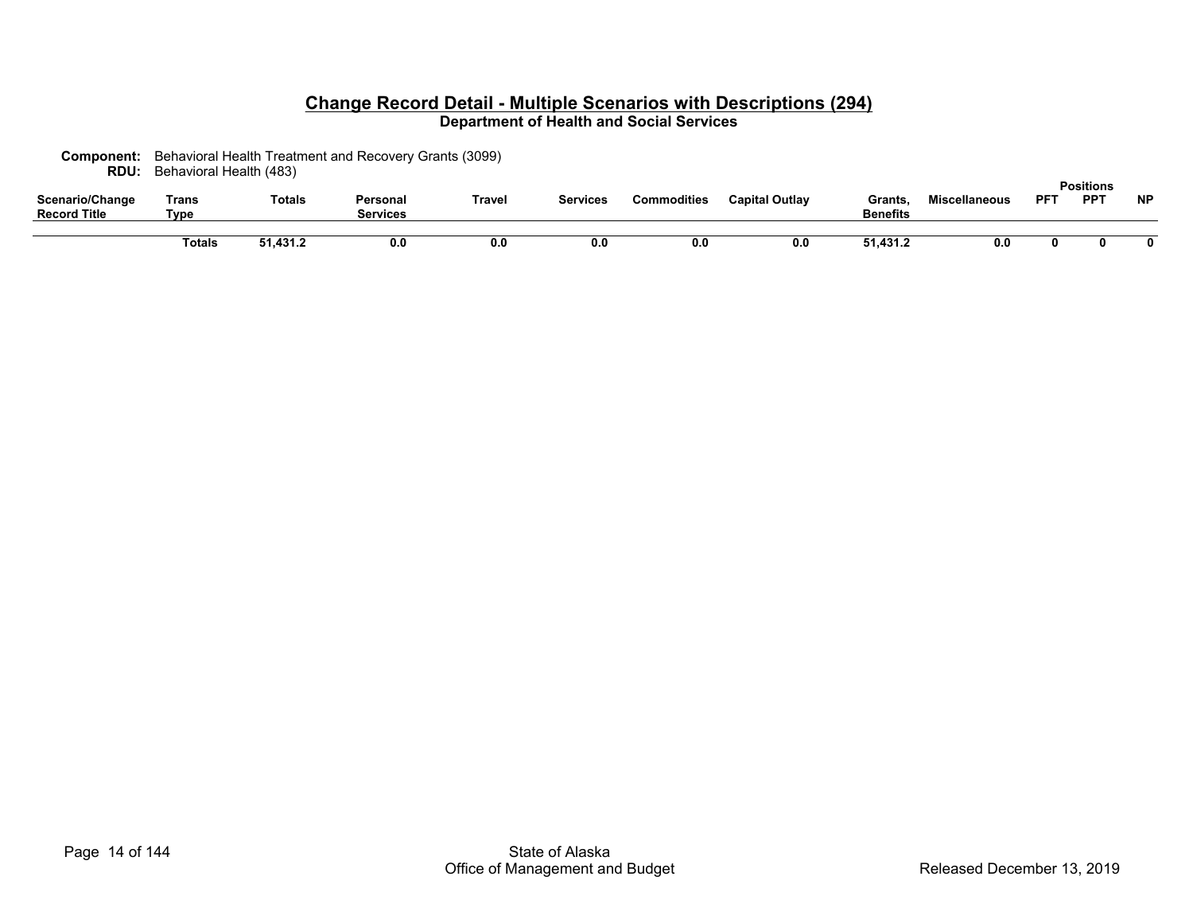# Change Record Detail - Multiple Scenarios with Descriptions (294)

## Department of Health and Social Services

**Component:** Behavioral Health Treatment and Recovery Grants (3099)
**RDU:** Behavioral Health (483)

| Scenario/Change Record Title | Trans Type | Totals | Personal Services | Travel | Services | Commodities | Capital Outlay | Grants, Benefits | Miscellaneous | Positions PFT | Positions PPT | Positions NP |
|---|---|---|---|---|---|---|---|---|---|---|---|---|
| | **Totals** | **51,431.2** | **0.0** | **0.0** | **0.0** | **0.0** | **0.0** | **51,431.2** | **0.0** | **0** | **0** | **0** |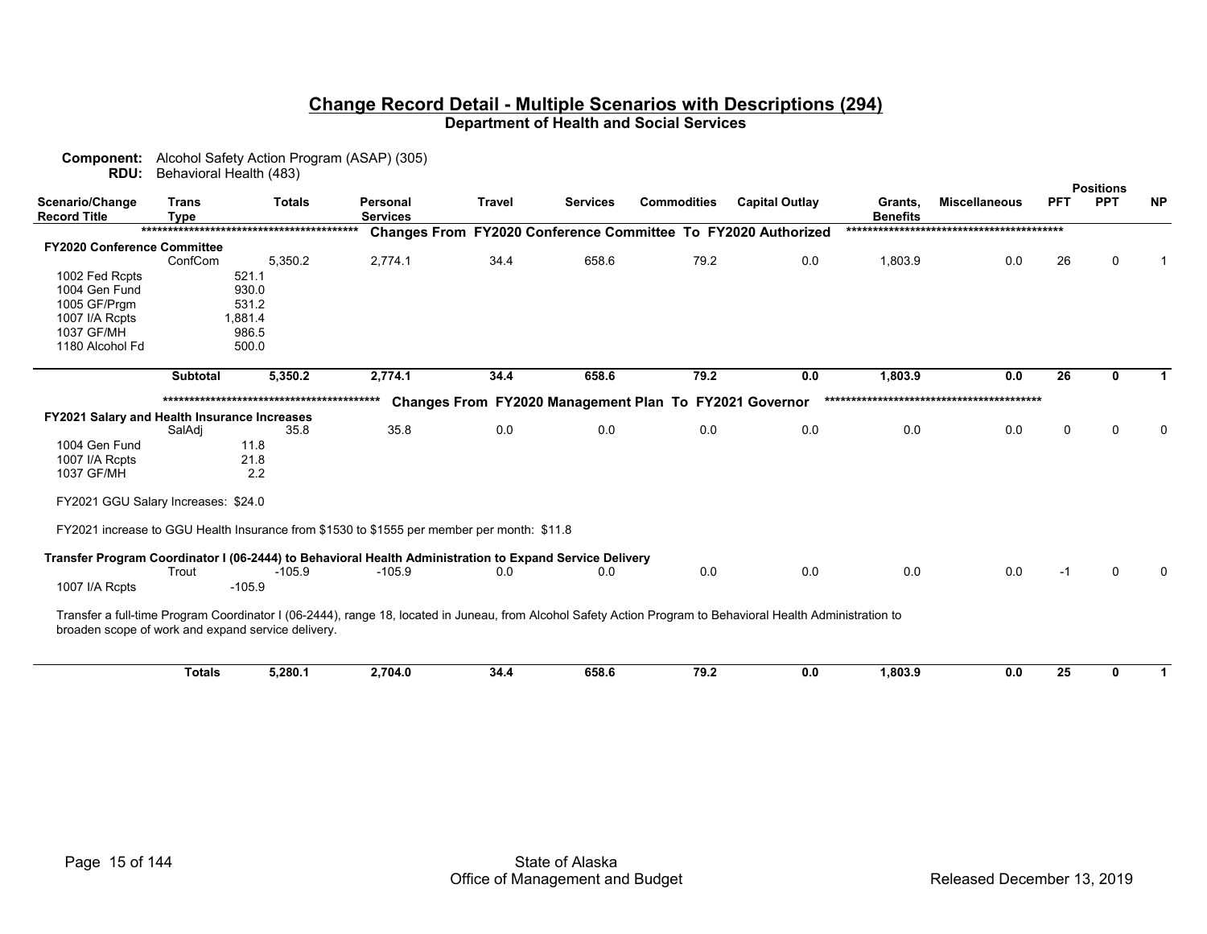# Change Record Detail - Multiple Scenarios with Descriptions (294)

## Department of Health and Social Services

**Component:** Alcohol Safety Action Program (ASAP) (305)
**RDU:** Behavioral Health (483)

| Scenario/Change Record Title | Trans Type | Totals | Personal Services | Travel | Services | Commodities | Capital Outlay | Grants, Benefits | Miscellaneous | PFT | PPT | NP |
|---|---|---|---|---|---|---|---|---|---|---|---|---|
| | | | **Changes From FY2020 Conference Committee To FY2020 Authorized** | | | | | | | | | |
| **FY2020 Conference Committee** | | | | | | | | | | | | |
| | ConfCom | 5,350.2 | 2,774.1 | 34.4 | 658.6 | 79.2 | 0.0 | 1,803.9 | 0.0 | 26 | 0 | 1 |
| 1002 Fed Rcpts | 521.1 | | | | | | | | | | | |
| 1004 Gen Fund | 930.0 | | | | | | | | | | | |
| 1005 GF/Prgm | 531.2 | | | | | | | | | | | |
| 1007 I/A Rcpts | 1,881.4 | | | | | | | | | | | |
| 1037 GF/MH | 986.5 | | | | | | | | | | | |
| 1180 Alcohol Fd | 500.0 | | | | | | | | | | | |
| | **Subtotal** | **5,350.2** | **2,774.1** | **34.4** | **658.6** | **79.2** | **0.0** | **1,803.9** | **0.0** | **26** | **0** | **1** |
| | | | **Changes From FY2020 Management Plan To FY2021 Governor** | | | | | | | | | |
| **FY2021 Salary and Health Insurance Increases** | | | | | | | | | | | | |
| | SalAdj | 35.8 | 35.8 | 0.0 | 0.0 | 0.0 | 0.0 | 0.0 | 0.0 | 0 | 0 | 0 |
| 1004 Gen Fund | 11.8 | | | | | | | | | | | |
| 1007 I/A Rcpts | 21.8 | | | | | | | | | | | |
| 1037 GF/MH | 2.2 | | | | | | | | | | | |

FY2021 GGU Salary Increases: $24.0

FY2021 increase to GGU Health Insurance from $1530 to $1555 per member per month: $11.8

| Scenario/Change Record Title | Trans Type | Totals | Personal Services | Travel | Services | Commodities | Capital Outlay | Grants, Benefits | Miscellaneous | PFT | PPT | NP |
|---|---|---|---|---|---|---|---|---|---|---|---|---|
| **Transfer Program Coordinator I (06-2444) to Behavioral Health Administration to Expand Service Delivery** | | | | | | | | | | | | |
| | Trout | -105.9 | -105.9 | 0.0 | 0.0 | 0.0 | 0.0 | 0.0 | 0.0 | -1 | 0 | 0 |
| 1007 I/A Rcpts | -105.9 | | | | | | | | | | | |

Transfer a full-time Program Coordinator I (06-2444), range 18, located in Juneau, from Alcohol Safety Action Program to Behavioral Health Administration to broaden scope of work and expand service delivery.

| | Trans Type | Totals | Personal Services | Travel | Services | Commodities | Capital Outlay | Grants, Benefits | Miscellaneous | PFT | PPT | NP |
|---|---|---|---|---|---|---|---|---|---|---|---|---|
| | **Totals** | **5,280.1** | **2,704.0** | **34.4** | **658.6** | **79.2** | **0.0** | **1,803.9** | **0.0** | **25** | **0** | **1** |

State of Alaska
Office of Management and Budget

Released December 13, 2019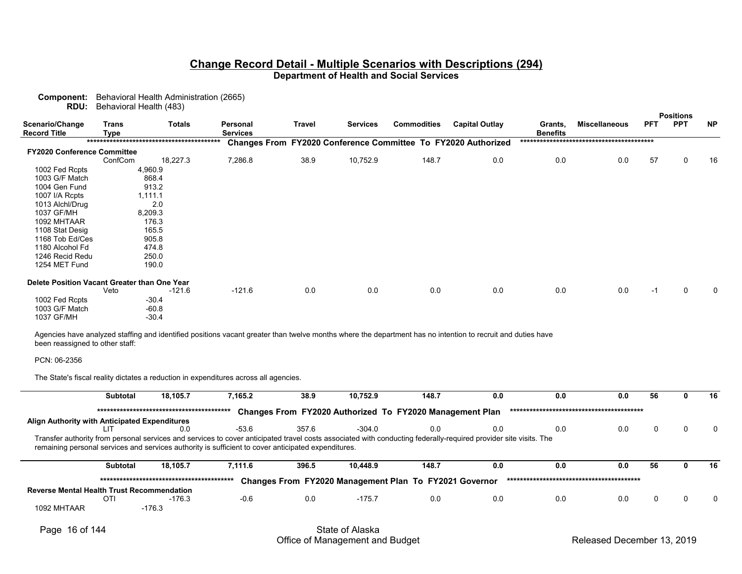## Change Record Detail - Multiple Scenarios with Descriptions (294)

**Department of Health and Social Services**

**Component:** Behavioral Health Administration (2665)
**RDU:** Behavioral Health (483)

| Scenario/Change Record Title | Trans Type | Totals | Personal Services | Travel | Services | Commodities | Capital Outlay | Grants, Benefits | Miscellaneous | PFT | PPT | NP |
|---|---|---|---|---|---|---|---|---|---|---|---|---|
| | | | **Changes From FY2020 Conference Committee To FY2020 Authorized** | | | | | | | | | |
| **FY2020 Conference Committee** | | | | | | | | | | | | |
| | ConfCom | 18,227.3 | 7,286.8 | 38.9 | 10,752.9 | 148.7 | 0.0 | 0.0 | 0.0 | 57 | 0 | 16 |
| 1002 Fed Rcpts | | 4,960.9 | | | | | | | | | | |
| 1003 G/F Match | | 868.4 | | | | | | | | | | |
| 1004 Gen Fund | | 913.2 | | | | | | | | | | |
| 1007 I/A Rcpts | | 1,111.1 | | | | | | | | | | |
| 1013 Alchl/Drug | | 2.0 | | | | | | | | | | |
| 1037 GF/MH | | 8,209.3 | | | | | | | | | | |
| 1092 MHTAAR | | 176.3 | | | | | | | | | | |
| 1108 Stat Desig | | 165.5 | | | | | | | | | | |
| 1168 Tob Ed/Ces | | 905.8 | | | | | | | | | | |
| 1180 Alcohol Fd | | 474.8 | | | | | | | | | | |
| 1246 Recid Redu | | 250.0 | | | | | | | | | | |
| 1254 MET Fund | | 190.0 | | | | | | | | | | |
| **Delete Position Vacant Greater than One Year** | | | | | | | | | | | | |
| | Veto | -121.6 | -121.6 | 0.0 | 0.0 | 0.0 | 0.0 | 0.0 | 0.0 | -1 | 0 | 0 |
| 1002 Fed Rcpts | | -30.4 | | | | | | | | | | |
| 1003 G/F Match | | -60.8 | | | | | | | | | | |
| 1037 GF/MH | | -30.4 | | | | | | | | | | |

Agencies have analyzed staffing and identified positions vacant greater than twelve months where the department has no intention to recruit and duties have been reassigned to other staff:

PCN: 06-2356

The State's fiscal reality dictates a reduction in expenditures across all agencies.

| | Trans Type | Totals | Personal Services | Travel | Services | Commodities | Capital Outlay | Grants, Benefits | Miscellaneous | PFT | PPT | NP |
|---|---|---|---|---|---|---|---|---|---|---|---|---|
| | **Subtotal** | **18,105.7** | **7,165.2** | **38.9** | **10,752.9** | **148.7** | **0.0** | **0.0** | **0.0** | **56** | **0** | **16** |
| | | | **Changes From FY2020 Authorized To FY2020 Management Plan** | | | | | | | | | |
| **Align Authority with Anticipated Expenditures** | | | | | | | | | | | | |
| | LIT | 0.0 | -53.6 | 357.6 | -304.0 | 0.0 | 0.0 | 0.0 | 0.0 | 0 | 0 | 0 |

Transfer authority from personal services and services to cover anticipated travel costs associated with conducting federally-required provider site visits. The remaining personal services and services authority is sufficient to cover anticipated expenditures.

| | Trans Type | Totals | Personal Services | Travel | Services | Commodities | Capital Outlay | Grants, Benefits | Miscellaneous | PFT | PPT | NP |
|---|---|---|---|---|---|---|---|---|---|---|---|---|
| | **Subtotal** | **18,105.7** | **7,111.6** | **396.5** | **10,448.9** | **148.7** | **0.0** | **0.0** | **0.0** | **56** | **0** | **16** |
| | | | **Changes From FY2020 Management Plan To FY2021 Governor** | | | | | | | | | |
| **Reverse Mental Health Trust Recommendation** | | | | | | | | | | | | |
| | OTI | -176.3 | -0.6 | 0.0 | -175.7 | 0.0 | 0.0 | 0.0 | 0.0 | 0 | 0 | 0 |
| 1092 MHTAAR | | -176.3 | | | | | | | | | | |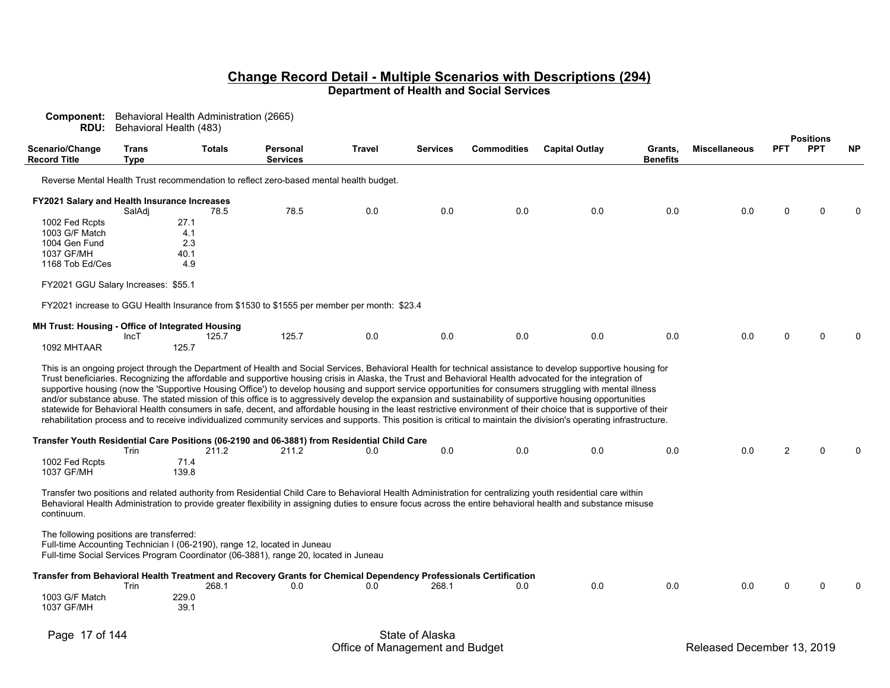# Change Record Detail - Multiple Scenarios with Descriptions (294)

**Department of Health and Social Services**

**Component:** Behavioral Health Administration (2665)
**RDU:** Behavioral Health (483)

| Scenario/Change Record Title | Trans Type | Totals | Personal Services | Travel | Services | Commodities | Capital Outlay | Grants, Benefits | Miscellaneous | PFT | PPT | NP |
|---|---|---|---|---|---|---|---|---|---|---|---|---|
| Reverse Mental Health Trust recommendation to reflect zero-based mental health budget. | | | | | | | | | | | | |
| **FY2021 Salary and Health Insurance Increases** | SalAdj | 78.5 | 78.5 | 0.0 | 0.0 | 0.0 | 0.0 | 0.0 | 0.0 | 0 | 0 | 0 |
| 1002 Fed Rcpts | | 27.1 | | | | | | | | | | |
| 1003 G/F Match | | 4.1 | | | | | | | | | | |
| 1004 Gen Fund | | 2.3 | | | | | | | | | | |
| 1037 GF/MH | | 40.1 | | | | | | | | | | |
| 1168 Tob Ed/Ces | | 4.9 | | | | | | | | | | |
| **MH Trust: Housing - Office of Integrated Housing** | IncT | 125.7 | 125.7 | 0.0 | 0.0 | 0.0 | 0.0 | 0.0 | 0.0 | 0 | 0 | 0 |
| 1092 MHTAAR | | 125.7 | | | | | | | | | | |
| **Transfer Youth Residential Care Positions (06-2190 and 06-3881) from Residential Child Care** | Trin | 211.2 | 211.2 | 0.0 | 0.0 | 0.0 | 0.0 | 0.0 | 0.0 | 2 | 0 | 0 |
| 1002 Fed Rcpts | | 71.4 | | | | | | | | | | |
| 1037 GF/MH | | 139.8 | | | | | | | | | | |
| **Transfer from Behavioral Health Treatment and Recovery Grants for Chemical Dependency Professionals Certification** | Trin | 268.1 | 0.0 | 0.0 | 268.1 | 0.0 | 0.0 | 0.0 | 0.0 | 0 | 0 | 0 |
| 1003 G/F Match | | 229.0 | | | | | | | | | | |
| 1037 GF/MH | | 39.1 | | | | | | | | | | |

**FY2021 Salary and Health Insurance Increases:**

FY2021 GGU Salary Increases: $55.1

FY2021 increase to GGU Health Insurance from $1530 to $1555 per member per month: $23.4

**MH Trust: Housing - Office of Integrated Housing:**

This is an ongoing project through the Department of Health and Social Services, Behavioral Health for technical assistance to develop supportive housing for Trust beneficiaries. Recognizing the affordable and supportive housing crisis in Alaska, the Trust and Behavioral Health advocated for the integration of supportive housing (now the 'Supportive Housing Office') to develop housing and support service opportunities for consumers struggling with mental illness and/or substance abuse. The stated mission of this office is to aggressively develop the expansion and sustainability of supportive housing opportunities statewide for Behavioral Health consumers in safe, decent, and affordable housing in the least restrictive environment of their choice that is supportive of their rehabilitation process and to receive individualized community services and supports. This position is critical to maintain the division's operating infrastructure.

**Transfer Youth Residential Care Positions (06-2190 and 06-3881) from Residential Child Care:**

Transfer two positions and related authority from Residential Child Care to Behavioral Health Administration for centralizing youth residential care within Behavioral Health Administration to provide greater flexibility in assigning duties to ensure focus across the entire behavioral health and substance misuse continuum.

The following positions are transferred:
Full-time Accounting Technician I (06-2190), range 12, located in Juneau
Full-time Social Services Program Coordinator (06-3881), range 20, located in Juneau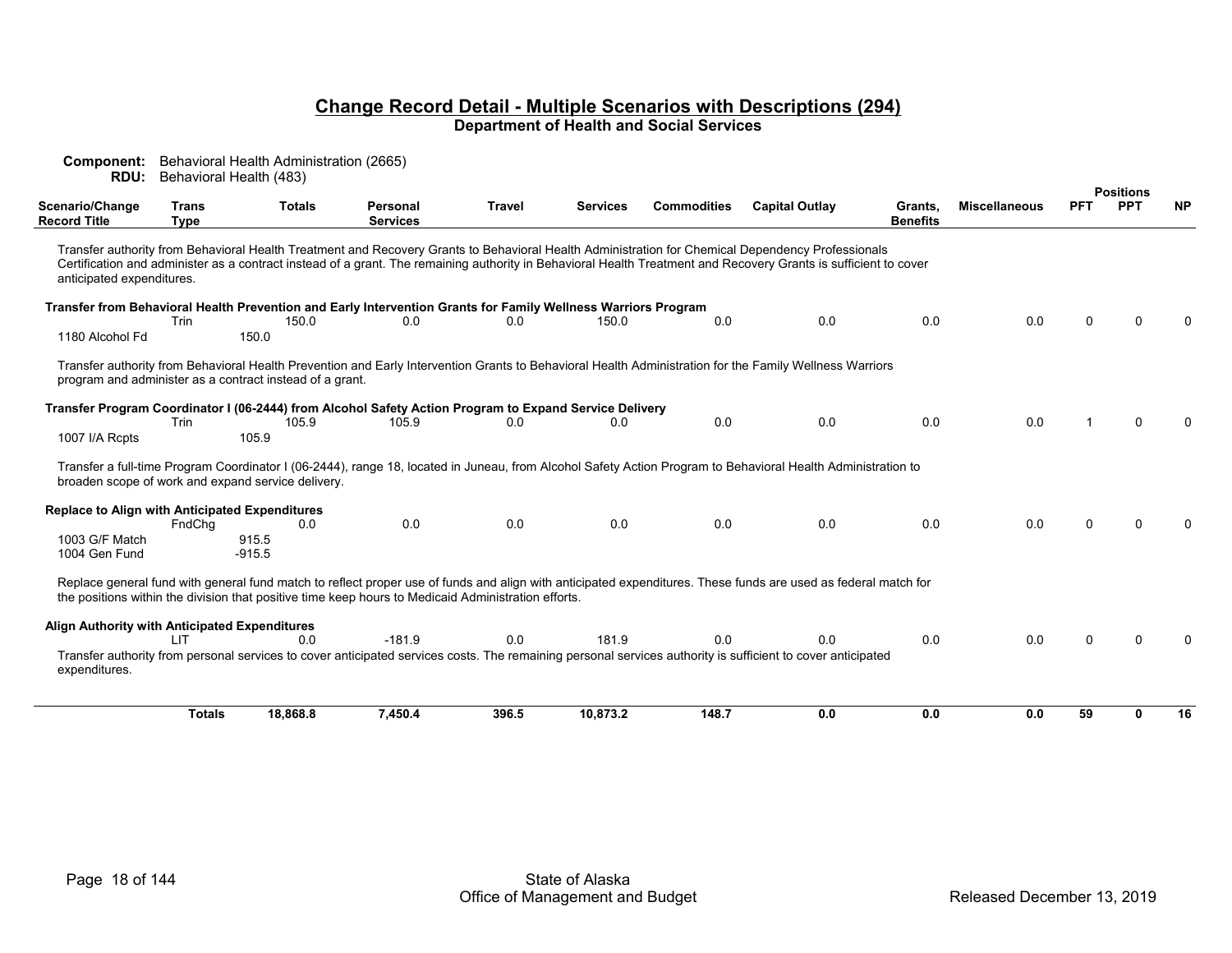## Change Record Detail - Multiple Scenarios with Descriptions (294)

**Department of Health and Social Services**

**Component:** Behavioral Health Administration (2665)
**RDU:** Behavioral Health (483)

| Scenario/Change Record Title | Trans Type | Totals | Personal Services | Travel | Services | Commodities | Capital Outlay | Grants, Benefits | Miscellaneous | PFT | PPT | NP |
|---|---|---|---|---|---|---|---|---|---|---|---|---|
| Transfer authority from Behavioral Health Treatment and Recovery Grants to Behavioral Health Administration for Chemical Dependency Professionals Certification and administer as a contract instead of a grant. The remaining authority in Behavioral Health Treatment and Recovery Grants is sufficient to cover anticipated expenditures. | | | | | | | | | | | | |
| **Transfer from Behavioral Health Prevention and Early Intervention Grants for Family Wellness Warriors Program** | Trin | 150.0 | 0.0 | 0.0 | 150.0 | 0.0 | 0.0 | 0.0 | 0.0 | 0 | 0 | 0 |
| 1180 Alcohol Fd | | 150.0 | | | | | | | | | | |
| Transfer authority from Behavioral Health Prevention and Early Intervention Grants to Behavioral Health Administration for the Family Wellness Warriors program and administer as a contract instead of a grant. | | | | | | | | | | | | |
| **Transfer Program Coordinator I (06-2444) from Alcohol Safety Action Program to Expand Service Delivery** | Trin | 105.9 | 105.9 | 0.0 | 0.0 | 0.0 | 0.0 | 0.0 | 0.0 | 1 | 0 | 0 |
| 1007 I/A Rcpts | | 105.9 | | | | | | | | | | |
| Transfer a full-time Program Coordinator I (06-2444), range 18, located in Juneau, from Alcohol Safety Action Program to Behavioral Health Administration to broaden scope of work and expand service delivery. | | | | | | | | | | | | |
| **Replace to Align with Anticipated Expenditures** | FndChg | 0.0 | 0.0 | 0.0 | 0.0 | 0.0 | 0.0 | 0.0 | 0.0 | 0 | 0 | 0 |
| 1003 G/F Match | | 915.5 | | | | | | | | | | |
| 1004 Gen Fund | | -915.5 | | | | | | | | | | |
| Replace general fund with general fund match to reflect proper use of funds and align with anticipated expenditures. These funds are used as federal match for the positions within the division that positive time keep hours to Medicaid Administration efforts. | | | | | | | | | | | | |
| **Align Authority with Anticipated Expenditures** | LIT | 0.0 | -181.9 | 0.0 | 181.9 | 0.0 | 0.0 | 0.0 | 0.0 | 0 | 0 | 0 |
| Transfer authority from personal services to cover anticipated services costs. The remaining personal services authority is sufficient to cover anticipated expenditures. | | | | | | | | | | | | |
| | **Totals** | **18,868.8** | **7,450.4** | **396.5** | **10,873.2** | **148.7** | **0.0** | **0.0** | **0.0** | **59** | **0** | **16** |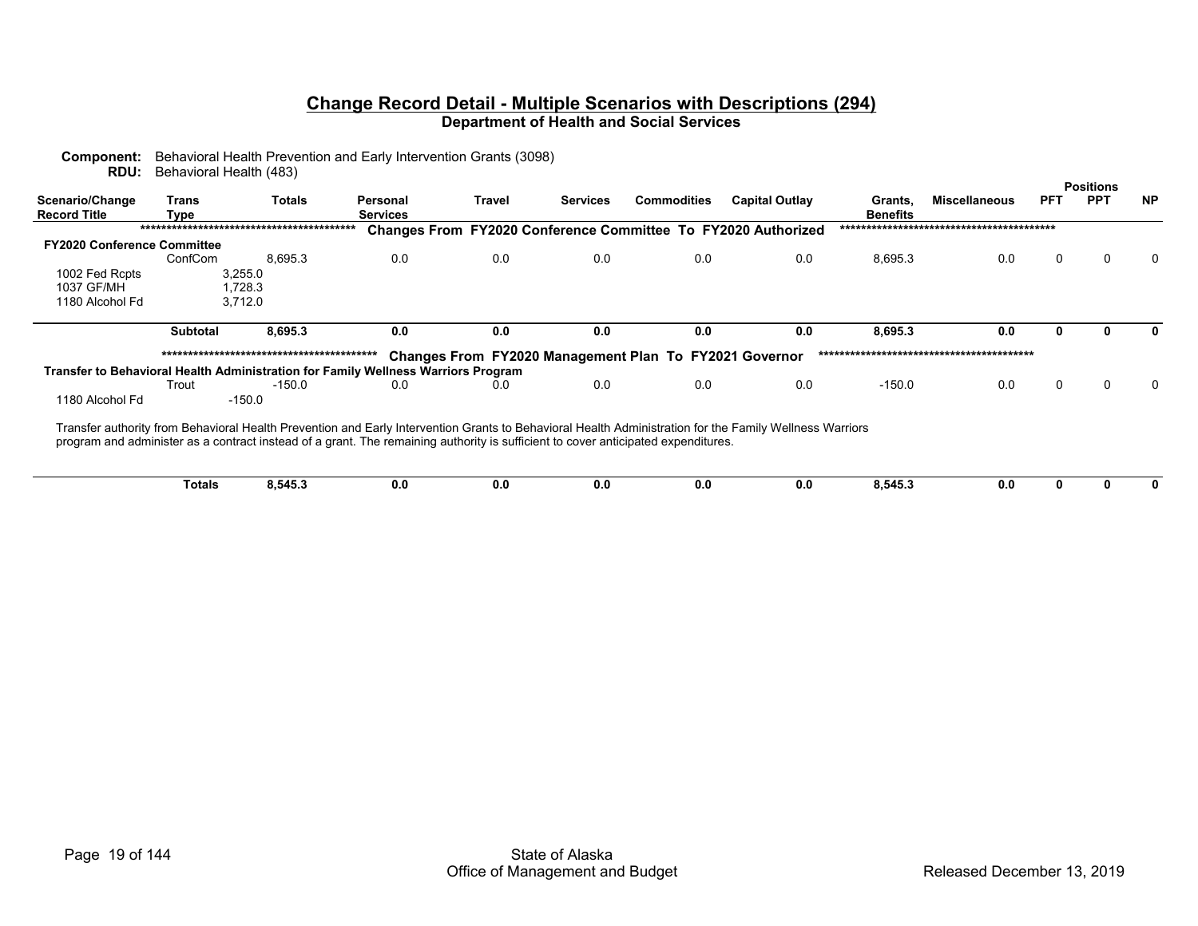## Change Record Detail - Multiple Scenarios with Descriptions (294)

**Department of Health and Social Services**

**Component:** Behavioral Health Prevention and Early Intervention Grants (3098)
**RDU:** Behavioral Health (483)

| Scenario/Change Record Title | Trans Type | Totals | Personal Services | Travel | Services | Commodities | Capital Outlay | Grants, Benefits | Miscellaneous | PFT | PPT | NP |
|---|---|---|---|---|---|---|---|---|---|---|---|---|
| | | | ***Changes From FY2020 Conference Committee To FY2020 Authorized*** | | | | | | | | | |
| **FY2020 Conference Committee** | | | | | | | | | | | | |
| | ConfCom | 8,695.3 | 0.0 | 0.0 | 0.0 | 0.0 | 0.0 | 8,695.3 | 0.0 | 0 | 0 | 0 |
| 1002 Fed Rcpts | 3,255.0 | | | | | | | | | | | |
| 1037 GF/MH | 1,728.3 | | | | | | | | | | | |
| 1180 Alcohol Fd | 3,712.0 | | | | | | | | | | | |
| | **Subtotal** | **8,695.3** | **0.0** | **0.0** | **0.0** | **0.0** | **0.0** | **8,695.3** | **0.0** | **0** | **0** | **0** |
| | | | ***Changes From FY2020 Management Plan To FY2021 Governor*** | | | | | | | | | |
| **Transfer to Behavioral Health Administration for Family Wellness Warriors Program** | | | | | | | | | | | | |
| | Trout | -150.0 | 0.0 | 0.0 | 0.0 | 0.0 | 0.0 | -150.0 | 0.0 | 0 | 0 | 0 |
| 1180 Alcohol Fd | -150.0 | | | | | | | | | | | |

Transfer authority from Behavioral Health Prevention and Early Intervention Grants to Behavioral Health Administration for the Family Wellness Warriors program and administer as a contract instead of a grant. The remaining authority is sufficient to cover anticipated expenditures.

| | Trans Type | Totals | Personal Services | Travel | Services | Commodities | Capital Outlay | Grants, Benefits | Miscellaneous | PFT | PPT | NP |
|---|---|---|---|---|---|---|---|---|---|---|---|---|
| | **Totals** | **8,545.3** | **0.0** | **0.0** | **0.0** | **0.0** | **0.0** | **8,545.3** | **0.0** | **0** | **0** | **0** |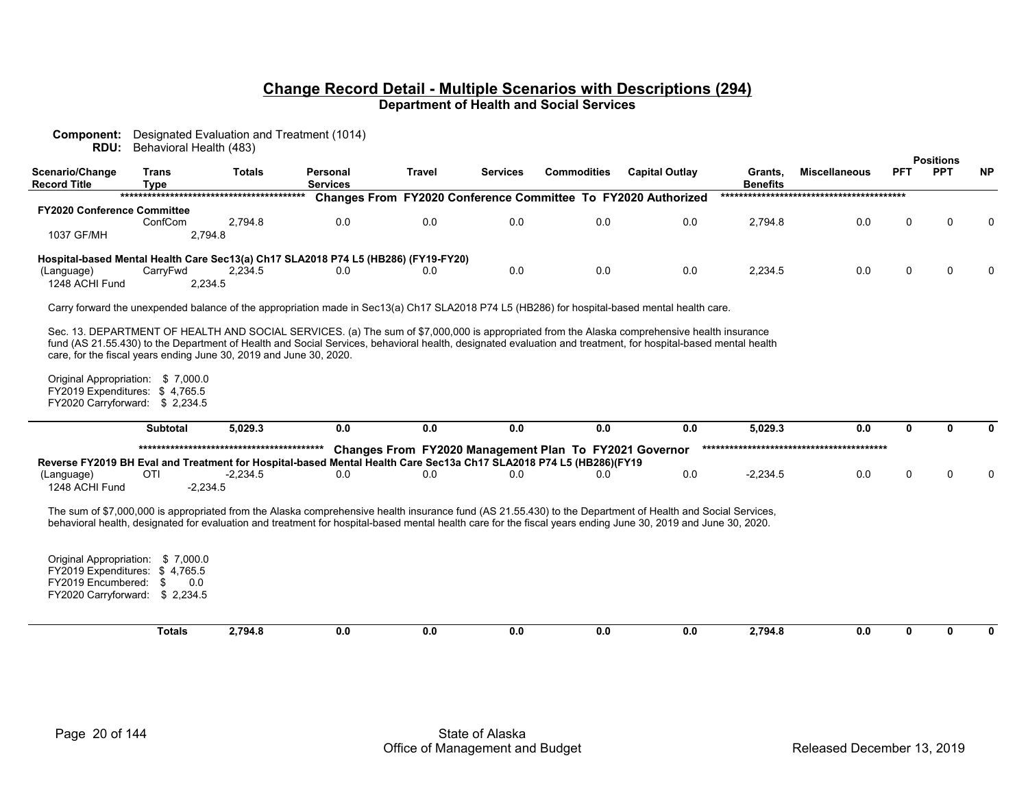## Change Record Detail - Multiple Scenarios with Descriptions (294)

### Department of Health and Social Services

**Component:** Designated Evaluation and Treatment (1014)
**RDU:** Behavioral Health (483)

| Scenario/Change Record Title | Trans Type | Totals | Personal Services | Travel | Services | Commodities | Capital Outlay | Grants, Benefits | Miscellaneous | Positions PFT | Positions PPT | Positions NP |
|---|---|---|---|---|---|---|---|---|---|---|---|---|
| | | | | | | ***** Changes From FY2020 Conference Committee To FY2020 Authorized ***** | | | | | | |
| **FY2020 Conference Committee** | | | | | | | | | | | | |
| | ConfCom | 2,794.8 | 0.0 | 0.0 | 0.0 | 0.0 | 0.0 | 2,794.8 | 0.0 | 0 | 0 | 0 |
| 1037 GF/MH | 2,794.8 | | | | | | | | | | | |
| **Hospital-based Mental Health Care Sec13(a) Ch17 SLA2018 P74 L5 (HB286) (FY19-FY20)** | | | | | | | | | | | | |
| (Language) | CarryFwd | 2,234.5 | 0.0 | 0.0 | 0.0 | 0.0 | 0.0 | 2,234.5 | 0.0 | 0 | 0 | 0 |
| 1248 ACHI Fund | 2,234.5 | | | | | | | | | | | |

Carry forward the unexpended balance of the appropriation made in Sec13(a) Ch17 SLA2018 P74 L5 (HB286) for hospital-based mental health care.

Sec. 13. DEPARTMENT OF HEALTH AND SOCIAL SERVICES. (a) The sum of $7,000,000 is appropriated from the Alaska comprehensive health insurance fund (AS 21.55.430) to the Department of Health and Social Services, behavioral health, designated evaluation and treatment, for hospital-based mental health care, for the fiscal years ending June 30, 2019 and June 30, 2020.

Original Appropriation: $ 7,000.0
FY2019 Expenditures: $ 4,765.5
FY2020 Carryforward: $ 2,234.5

| Scenario/Change Record Title | Trans Type | Totals | Personal Services | Travel | Services | Commodities | Capital Outlay | Grants, Benefits | Miscellaneous | Positions PFT | Positions PPT | Positions NP |
|---|---|---|---|---|---|---|---|---|---|---|---|---|
| | **Subtotal** | **5,029.3** | **0.0** | **0.0** | **0.0** | **0.0** | **0.0** | **5,029.3** | **0.0** | **0** | **0** | **0** |
| | | | | | | ***** Changes From FY2020 Management Plan To FY2021 Governor ***** | | | | | | |
| **Reverse FY2019 BH Eval and Treatment for Hospital-based Mental Health Care Sec13a Ch17 SLA2018 P74 L5 (HB286)(FY19** | | | | | | | | | | | | |
| (Language) | OTI | -2,234.5 | 0.0 | 0.0 | 0.0 | 0.0 | 0.0 | -2,234.5 | 0.0 | 0 | 0 | 0 |
| 1248 ACHI Fund | -2,234.5 | | | | | | | | | | | |

The sum of $7,000,000 is appropriated from the Alaska comprehensive health insurance fund (AS 21.55.430) to the Department of Health and Social Services, behavioral health, designated for evaluation and treatment for hospital-based mental health care for the fiscal years ending June 30, 2019 and June 30, 2020.

Original Appropriation: $ 7,000.0
FY2019 Expenditures: $ 4,765.5
FY2019 Encumbered: $ 0.0
FY2020 Carryforward: $ 2,234.5

| | Trans Type | Totals | Personal Services | Travel | Services | Commodities | Capital Outlay | Grants, Benefits | Miscellaneous | PFT | PPT | NP |
|---|---|---|---|---|---|---|---|---|---|---|---|---|
| | **Totals** | **2,794.8** | **0.0** | **0.0** | **0.0** | **0.0** | **0.0** | **2,794.8** | **0.0** | **0** | **0** | **0** |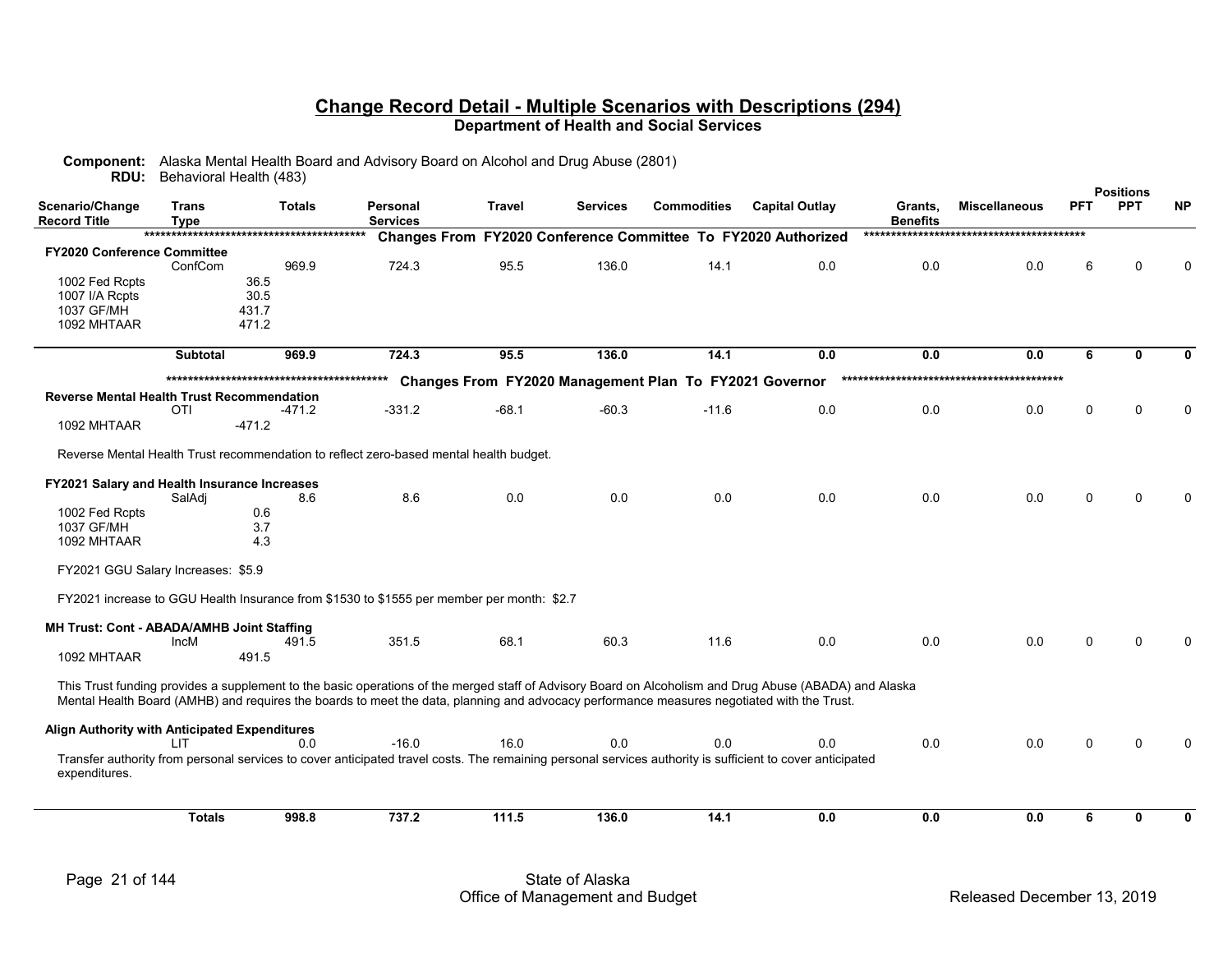## Change Record Detail - Multiple Scenarios with Descriptions (294)

### Department of Health and Social Services

**Component:** Alaska Mental Health Board and Advisory Board on Alcohol and Drug Abuse (2801)
**RDU:** Behavioral Health (483)

| Scenario/Change Record Title | Trans Type | Totals | Personal Services | Travel | Services | Commodities | Capital Outlay | Grants, Benefits | Miscellaneous | PFT | PPT | NP |
|---|---|---|---|---|---|---|---|---|---|---|---|---|
| | | | **Changes From FY2020 Conference Committee To FY2020 Authorized** | | | | | | | | | |
| **FY2020 Conference Committee** | ConfCom | 969.9 | 724.3 | 95.5 | 136.0 | 14.1 | 0.0 | 0.0 | 0.0 | 6 | 0 | 0 |
| 1002 Fed Rcpts | 36.5 | | | | | | | | | | | |
| 1007 I/A Rcpts | 30.5 | | | | | | | | | | | |
| 1037 GF/MH | 431.7 | | | | | | | | | | | |
| 1092 MHTAAR | 471.2 | | | | | | | | | | | |
| | **Subtotal** | **969.9** | **724.3** | **95.5** | **136.0** | **14.1** | **0.0** | **0.0** | **0.0** | **6** | **0** | **0** |
| | | | **Changes From FY2020 Management Plan To FY2021 Governor** | | | | | | | | | |
| **Reverse Mental Health Trust Recommendation** | OTI | -471.2 | -331.2 | -68.1 | -60.3 | -11.6 | 0.0 | 0.0 | 0.0 | 0 | 0 | 0 |
| 1092 MHTAAR | -471.2 | | | | | | | | | | | |
| Reverse Mental Health Trust recommendation to reflect zero-based mental health budget. | | | | | | | | | | | | |
| **FY2021 Salary and Health Insurance Increases** | SalAdj | 8.6 | 8.6 | 0.0 | 0.0 | 0.0 | 0.0 | 0.0 | 0.0 | 0 | 0 | 0 |
| 1002 Fed Rcpts | 0.6 | | | | | | | | | | | |
| 1037 GF/MH | 3.7 | | | | | | | | | | | |
| 1092 MHTAAR | 4.3 | | | | | | | | | | | |
| FY2021 GGU Salary Increases: $5.9 | | | | | | | | | | | | |
| FY2021 increase to GGU Health Insurance from $1530 to $1555 per member per month: $2.7 | | | | | | | | | | | | |
| **MH Trust: Cont - ABADA/AMHB Joint Staffing** | IncM | 491.5 | 351.5 | 68.1 | 60.3 | 11.6 | 0.0 | 0.0 | 0.0 | 0 | 0 | 0 |
| 1092 MHTAAR | 491.5 | | | | | | | | | | | |
| This Trust funding provides a supplement to the basic operations of the merged staff of Advisory Board on Alcoholism and Drug Abuse (ABADA) and Alaska Mental Health Board (AMHB) and requires the boards to meet the data, planning and advocacy performance measures negotiated with the Trust. | | | | | | | | | | | | |
| **Align Authority with Anticipated Expenditures** | LIT | 0.0 | -16.0 | 16.0 | 0.0 | 0.0 | 0.0 | 0.0 | 0.0 | 0 | 0 | 0 |
| Transfer authority from personal services to cover anticipated travel costs. The remaining personal services authority is sufficient to cover anticipated expenditures. | | | | | | | | | | | | |
| | **Totals** | **998.8** | **737.2** | **111.5** | **136.0** | **14.1** | **0.0** | **0.0** | **0.0** | **6** | **0** | **0** |

State of Alaska
Office of Management and Budget
Released December 13, 2019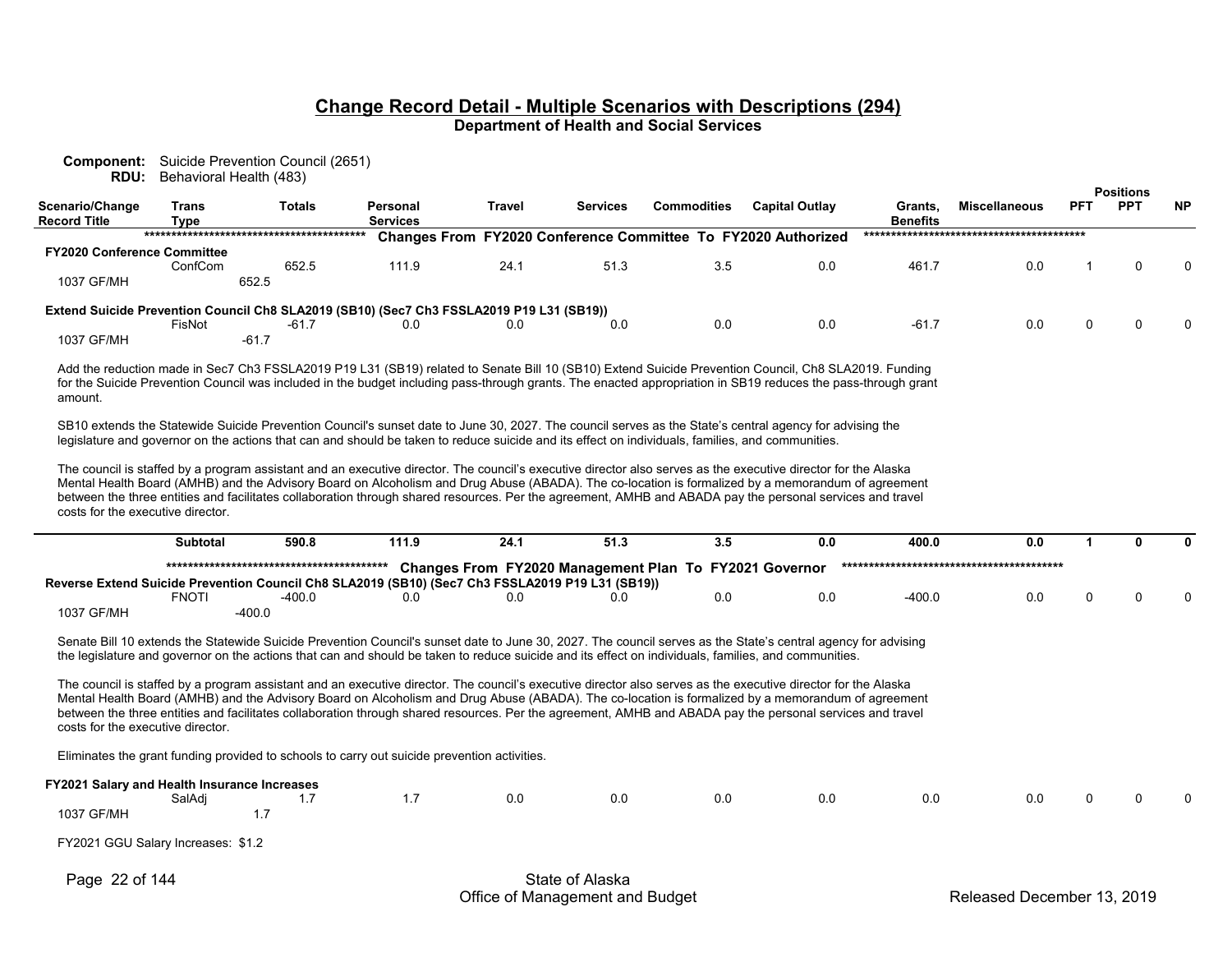## Change Record Detail - Multiple Scenarios with Descriptions (294)

**Department of Health and Social Services**

**Component:** Suicide Prevention Council (2651)
**RDU:** Behavioral Health (483)

| Scenario/Change Record Title | Trans Type | Totals | Personal Services | Travel | Services | Commodities | Capital Outlay | Grants, Benefits | Miscellaneous | PFT | PPT | NP |
|---|---|---|---|---|---|---|---|---|---|---|---|---|
| | | | ***** Changes From FY2020 Conference Committee To FY2020 Authorized ***** | | | | | | | | | |
| **FY2020 Conference Committee** | | | | | | | | | | | | |
| | ConfCom | 652.5 | 111.9 | 24.1 | 51.3 | 3.5 | 0.0 | 461.7 | 0.0 | 1 | 0 | 0 |
| 1037 GF/MH | 652.5 | | | | | | | | | | | |
| **Extend Suicide Prevention Council Ch8 SLA2019 (SB10) (Sec7 Ch3 FSSLA2019 P19 L31 (SB19))** | | | | | | | | | | | | |
| | FisNot | -61.7 | 0.0 | 0.0 | 0.0 | 0.0 | 0.0 | -61.7 | 0.0 | 0 | 0 | 0 |
| 1037 GF/MH | -61.7 | | | | | | | | | | | |

Add the reduction made in Sec7 Ch3 FSSLA2019 P19 L31 (SB19) related to Senate Bill 10 (SB10) Extend Suicide Prevention Council, Ch8 SLA2019. Funding for the Suicide Prevention Council was included in the budget including pass-through grants. The enacted appropriation in SB19 reduces the pass-through grant amount.

SB10 extends the Statewide Suicide Prevention Council's sunset date to June 30, 2027. The council serves as the State's central agency for advising the legislature and governor on the actions that can and should be taken to reduce suicide and its effect on individuals, families, and communities.

The council is staffed by a program assistant and an executive director. The council's executive director also serves as the executive director for the Alaska Mental Health Board (AMHB) and the Advisory Board on Alcoholism and Drug Abuse (ABADA). The co-location is formalized by a memorandum of agreement between the three entities and facilitates collaboration through shared resources. Per the agreement, AMHB and ABADA pay the personal services and travel costs for the executive director.

| Scenario/Change Record Title | Trans Type | Totals | Personal Services | Travel | Services | Commodities | Capital Outlay | Grants, Benefits | Miscellaneous | PFT | PPT | NP |
|---|---|---|---|---|---|---|---|---|---|---|---|---|
| | **Subtotal** | **590.8** | **111.9** | **24.1** | **51.3** | **3.5** | **0.0** | **400.0** | **0.0** | **1** | **0** | **0** |
| | | | ***** Changes From FY2020 Management Plan To FY2021 Governor ***** | | | | | | | | | |
| **Reverse Extend Suicide Prevention Council Ch8 SLA2019 (SB10) (Sec7 Ch3 FSSLA2019 P19 L31 (SB19))** | | | | | | | | | | | | |
| | FNOTI | -400.0 | 0.0 | 0.0 | 0.0 | 0.0 | 0.0 | -400.0 | 0.0 | 0 | 0 | 0 |
| 1037 GF/MH | -400.0 | | | | | | | | | | | |

Senate Bill 10 extends the Statewide Suicide Prevention Council's sunset date to June 30, 2027. The council serves as the State's central agency for advising the legislature and governor on the actions that can and should be taken to reduce suicide and its effect on individuals, families, and communities.

The council is staffed by a program assistant and an executive director. The council's executive director also serves as the executive director for the Alaska Mental Health Board (AMHB) and the Advisory Board on Alcoholism and Drug Abuse (ABADA). The co-location is formalized by a memorandum of agreement between the three entities and facilitates collaboration through shared resources. Per the agreement, AMHB and ABADA pay the personal services and travel costs for the executive director.

Eliminates the grant funding provided to schools to carry out suicide prevention activities.

| Scenario/Change Record Title | Trans Type | Totals | Personal Services | Travel | Services | Commodities | Capital Outlay | Grants, Benefits | Miscellaneous | PFT | PPT | NP |
|---|---|---|---|---|---|---|---|---|---|---|---|---|
| **FY2021 Salary and Health Insurance Increases** | | | | | | | | | | | | |
| | SalAdj | 1.7 | 1.7 | 0.0 | 0.0 | 0.0 | 0.0 | 0.0 | 0.0 | 0 | 0 | 0 |
| 1037 GF/MH | 1.7 | | | | | | | | | | | |

FY2021 GGU Salary Increases: $1.2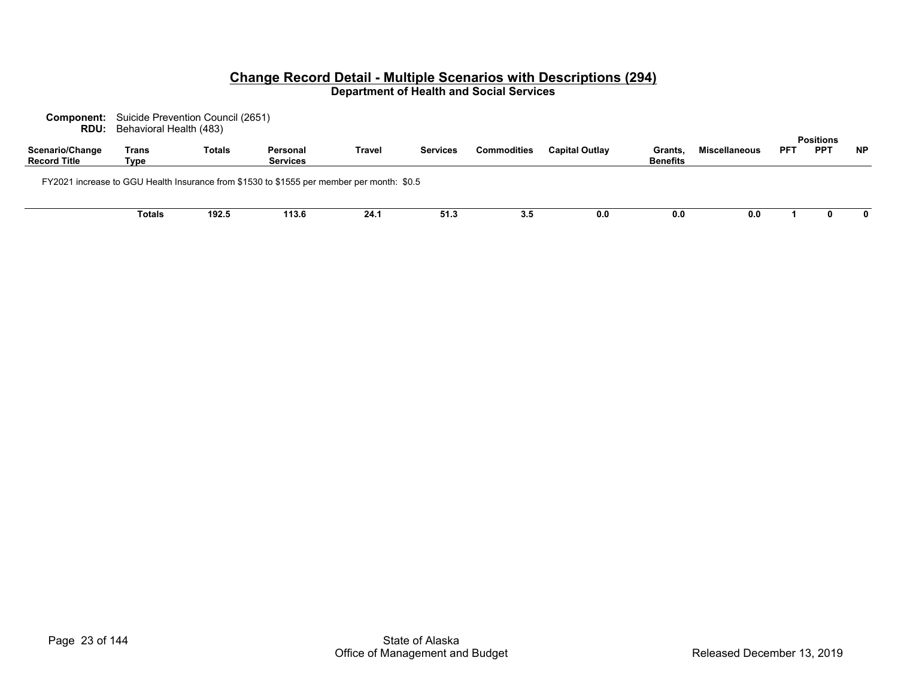# Change Record Detail - Multiple Scenarios with Descriptions (294)

**Department of Health and Social Services**

**Component:** Suicide Prevention Council (2651)
**RDU:** Behavioral Health (483)

| Scenario/Change Record Title | Trans Type | Totals | Personal Services | Travel | Services | Commodities | Capital Outlay | Grants, Benefits | Miscellaneous | Positions PFT | Positions PPT | Positions NP |
|---|---|---|---|---|---|---|---|---|---|---|---|---|
| FY2021 increase to GGU Health Insurance from $1530 to $1555 per member per month: $0.5 | | | | | | | | | | | | |
| | **Totals** | **192.5** | **113.6** | **24.1** | **51.3** | **3.5** | **0.0** | **0.0** | **0.0** | **1** | **0** | **0** |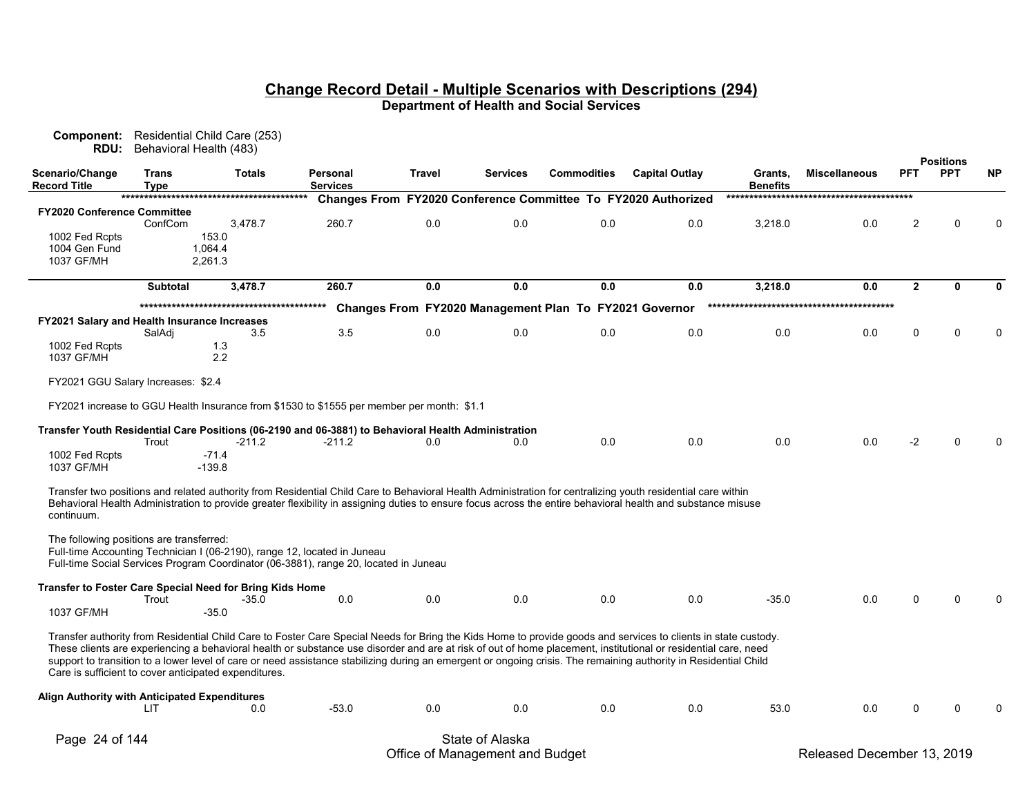## Change Record Detail - Multiple Scenarios with Descriptions (294)

**Department of Health and Social Services**

**Component:** Residential Child Care (253)
**RDU:** Behavioral Health (483)

| Scenario/Change Record Title | Trans Type | Totals | Personal Services | Travel | Services | Commodities | Capital Outlay | Grants, Benefits | Miscellaneous | PFT | PPT | NP |
|---|---|---|---|---|---|---|---|---|---|---|---|---|
| | | | ***Changes From FY2020 Conference Committee To FY2020 Authorized*** | | | | | | | | | |
| **FY2020 Conference Committee** | | | | | | | | | | | | |
| | ConfCom | 3,478.7 | 260.7 | 0.0 | 0.0 | 0.0 | 0.0 | 3,218.0 | 0.0 | 2 | 0 | 0 |
| 1002 Fed Rcpts | | 153.0 | | | | | | | | | | |
| 1004 Gen Fund | | 1,064.4 | | | | | | | | | | |
| 1037 GF/MH | | 2,261.3 | | | | | | | | | | |
| | **Subtotal** | **3,478.7** | **260.7** | **0.0** | **0.0** | **0.0** | **0.0** | **3,218.0** | **0.0** | **2** | **0** | **0** |
| | | | ***Changes From FY2020 Management Plan To FY2021 Governor*** | | | | | | | | | |
| **FY2021 Salary and Health Insurance Increases** | | | | | | | | | | | | |
| | SalAdj | 3.5 | 3.5 | 0.0 | 0.0 | 0.0 | 0.0 | 0.0 | 0.0 | 0 | 0 | 0 |
| 1002 Fed Rcpts | | 1.3 | | | | | | | | | | |
| 1037 GF/MH | | 2.2 | | | | | | | | | | |

FY2021 GGU Salary Increases: $2.4

FY2021 increase to GGU Health Insurance from $1530 to $1555 per member per month: $1.1

| Scenario/Change Record Title | Trans Type | Totals | Personal Services | Travel | Services | Commodities | Capital Outlay | Grants, Benefits | Miscellaneous | PFT | PPT | NP |
|---|---|---|---|---|---|---|---|---|---|---|---|---|
| **Transfer Youth Residential Care Positions (06-2190 and 06-3881) to Behavioral Health Administration** | | | | | | | | | | | | |
| | Trout | -211.2 | -211.2 | 0.0 | 0.0 | 0.0 | 0.0 | 0.0 | 0.0 | -2 | 0 | 0 |
| 1002 Fed Rcpts | | -71.4 | | | | | | | | | | |
| 1037 GF/MH | | -139.8 | | | | | | | | | | |

Transfer two positions and related authority from Residential Child Care to Behavioral Health Administration for centralizing youth residential care within Behavioral Health Administration to provide greater flexibility in assigning duties to ensure focus across the entire behavioral health and substance misuse continuum.

The following positions are transferred:
Full-time Accounting Technician I (06-2190), range 12, located in Juneau
Full-time Social Services Program Coordinator (06-3881), range 20, located in Juneau

| Scenario/Change Record Title | Trans Type | Totals | Personal Services | Travel | Services | Commodities | Capital Outlay | Grants, Benefits | Miscellaneous | PFT | PPT | NP |
|---|---|---|---|---|---|---|---|---|---|---|---|---|
| **Transfer to Foster Care Special Need for Bring Kids Home** | | | | | | | | | | | | |
| | Trout | -35.0 | 0.0 | 0.0 | 0.0 | 0.0 | 0.0 | -35.0 | 0.0 | 0 | 0 | 0 |
| 1037 GF/MH | | -35.0 | | | | | | | | | | |

Transfer authority from Residential Child Care to Foster Care Special Needs for Bring the Kids Home to provide goods and services to clients in state custody. These clients are experiencing a behavioral health or substance use disorder and are at risk of out of home placement, institutional or residential care, need support to transition to a lower level of care or need assistance stabilizing during an emergent or ongoing crisis. The remaining authority in Residential Child Care is sufficient to cover anticipated expenditures.

| Scenario/Change Record Title | Trans Type | Totals | Personal Services | Travel | Services | Commodities | Capital Outlay | Grants, Benefits | Miscellaneous | PFT | PPT | NP |
|---|---|---|---|---|---|---|---|---|---|---|---|---|
| **Align Authority with Anticipated Expenditures** | | | | | | | | | | | | |
| | LIT | 0.0 | -53.0 | 0.0 | 0.0 | 0.0 | 0.0 | 53.0 | 0.0 | 0 | 0 | 0 |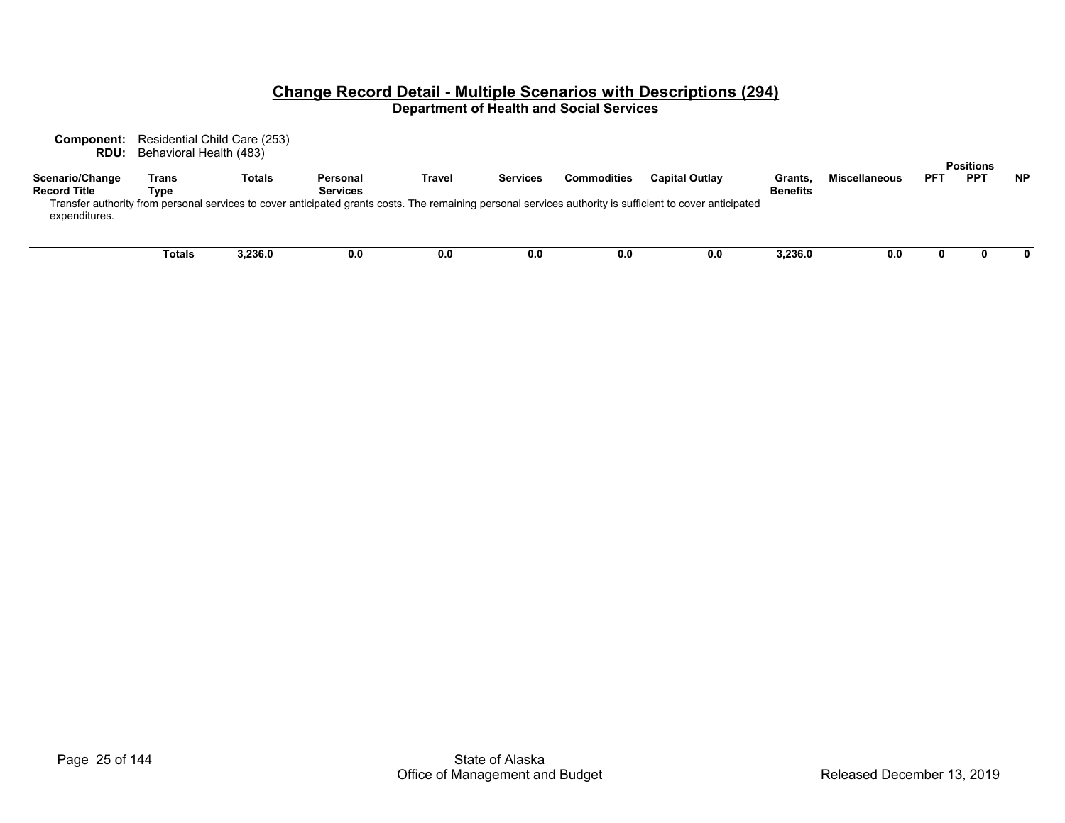## Change Record Detail - Multiple Scenarios with Descriptions (294)

**Department of Health and Social Services**

**Component:** Residential Child Care (253)
**RDU:** Behavioral Health (483)

| Scenario/Change Record Title | Trans Type | Totals | Personal Services | Travel | Services | Commodities | Capital Outlay | Grants, Benefits | Miscellaneous | Positions PFT | Positions PPT | Positions NP |
|---|---|---|---|---|---|---|---|---|---|---|---|---|
| Transfer authority from personal services to cover anticipated grants costs. The remaining personal services authority is sufficient to cover anticipated expenditures. | | | | | | | | | | | | |
| | **Totals** | **3,236.0** | **0.0** | **0.0** | **0.0** | **0.0** | **0.0** | **3,236.0** | **0.0** | **0** | **0** | **0** |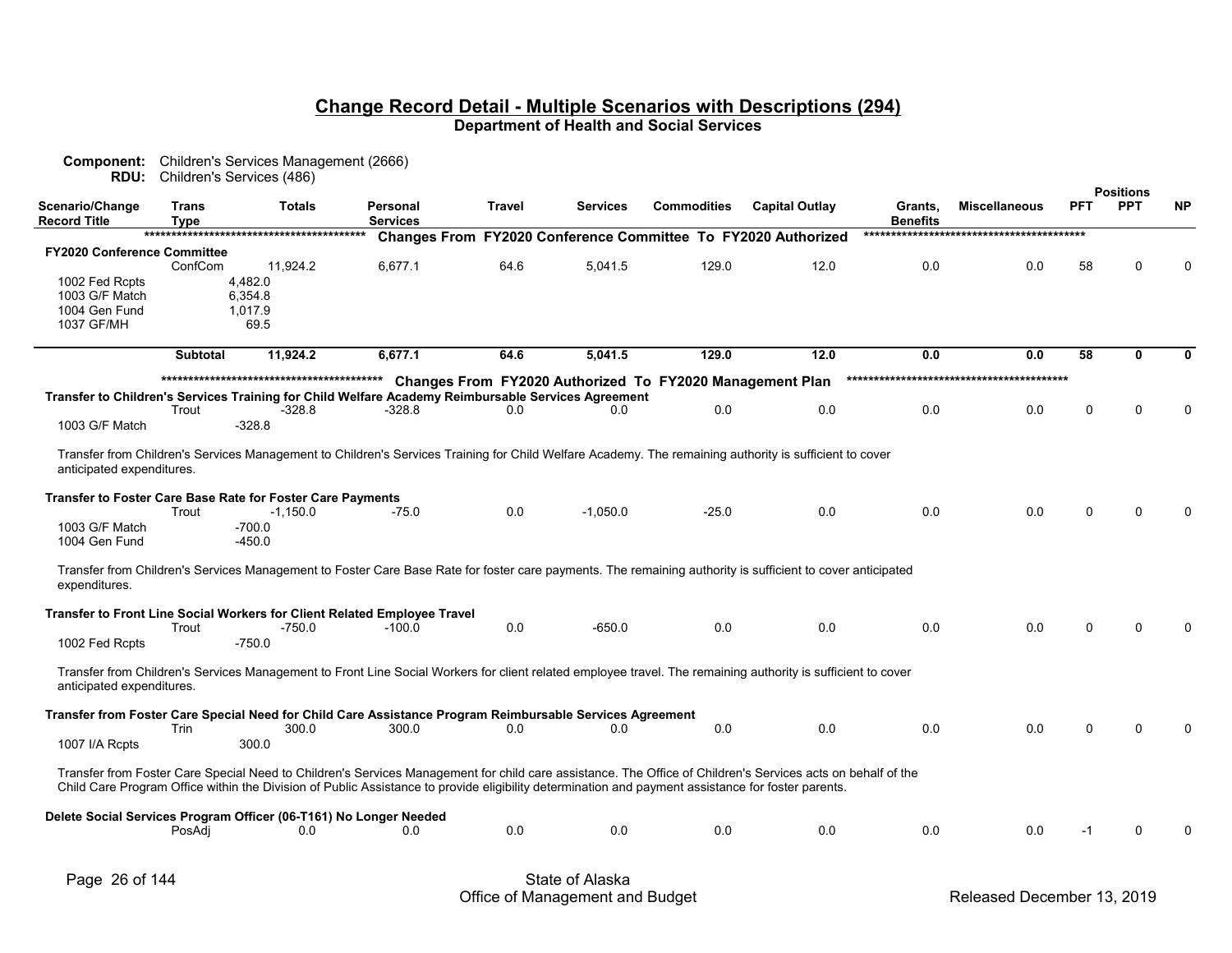# Change Record Detail - Multiple Scenarios with Descriptions (294)

## Department of Health and Social Services

**Component:** Children's Services Management (2666)
**RDU:** Children's Services (486)

| Scenario/Change Record Title | Trans Type | Totals | Personal Services | Travel | Services | Commodities | Capital Outlay | Grants, Benefits | Miscellaneous | PFT | PPT | NP |
|---|---|---|---|---|---|---|---|---|---|---|---|---|
| | | | | *Changes From FY2020 Conference Committee To FY2020 Authorized* | | | | | | | | |
| **FY2020 Conference Committee** | | | | | | | | | | | | |
| | ConfCom | 11,924.2 | 6,677.1 | 64.6 | 5,041.5 | 129.0 | 12.0 | 0.0 | 0.0 | 58 | 0 | 0 |
| 1002 Fed Rcpts | | 4,482.0 | | | | | | | | | | |
| 1003 G/F Match | | 6,354.8 | | | | | | | | | | |
| 1004 Gen Fund | | 1,017.9 | | | | | | | | | | |
| 1037 GF/MH | | 69.5 | | | | | | | | | | |
| | **Subtotal** | **11,924.2** | **6,677.1** | **64.6** | **5,041.5** | **129.0** | **12.0** | **0.0** | **0.0** | **58** | **0** | **0** |
| | | | | *Changes From FY2020 Authorized To FY2020 Management Plan* | | | | | | | | |
| **Transfer to Children's Services Training for Child Welfare Academy Reimbursable Services Agreement** | | | | | | | | | | | | |
| | Trout | -328.8 | -328.8 | 0.0 | 0.0 | 0.0 | 0.0 | 0.0 | 0.0 | 0 | 0 | 0 |
| 1003 G/F Match | | -328.8 | | | | | | | | | | |
| Transfer from Children's Services Management to Children's Services Training for Child Welfare Academy. The remaining authority is sufficient to cover anticipated expenditures. | | | | | | | | | | | | |
| **Transfer to Foster Care Base Rate for Foster Care Payments** | | | | | | | | | | | | |
| | Trout | -1,150.0 | -75.0 | 0.0 | -1,050.0 | -25.0 | 0.0 | 0.0 | 0.0 | 0 | 0 | 0 |
| 1003 G/F Match | | -700.0 | | | | | | | | | | |
| 1004 Gen Fund | | -450.0 | | | | | | | | | | |
| Transfer from Children's Services Management to Foster Care Base Rate for foster care payments. The remaining authority is sufficient to cover anticipated expenditures. | | | | | | | | | | | | |
| **Transfer to Front Line Social Workers for Client Related Employee Travel** | | | | | | | | | | | | |
| | Trout | -750.0 | -100.0 | 0.0 | -650.0 | 0.0 | 0.0 | 0.0 | 0.0 | 0 | 0 | 0 |
| 1002 Fed Rcpts | | -750.0 | | | | | | | | | | |
| Transfer from Children's Services Management to Front Line Social Workers for client related employee travel. The remaining authority is sufficient to cover anticipated expenditures. | | | | | | | | | | | | |
| **Transfer from Foster Care Special Need for Child Care Assistance Program Reimbursable Services Agreement** | | | | | | | | | | | | |
| | Trin | 300.0 | 300.0 | 0.0 | 0.0 | 0.0 | 0.0 | 0.0 | 0.0 | 0 | 0 | 0 |
| 1007 I/A Rcpts | | 300.0 | | | | | | | | | | |
| Transfer from Foster Care Special Need to Children's Services Management for child care assistance. The Office of Children's Services acts on behalf of the Child Care Program Office within the Division of Public Assistance to provide eligibility determination and payment assistance for foster parents. | | | | | | | | | | | | |
| **Delete Social Services Program Officer (06-T161) No Longer Needed** | | | | | | | | | | | | |
| | PosAdj | 0.0 | 0.0 | 0.0 | 0.0 | 0.0 | 0.0 | 0.0 | 0.0 | -1 | 0 | 0 |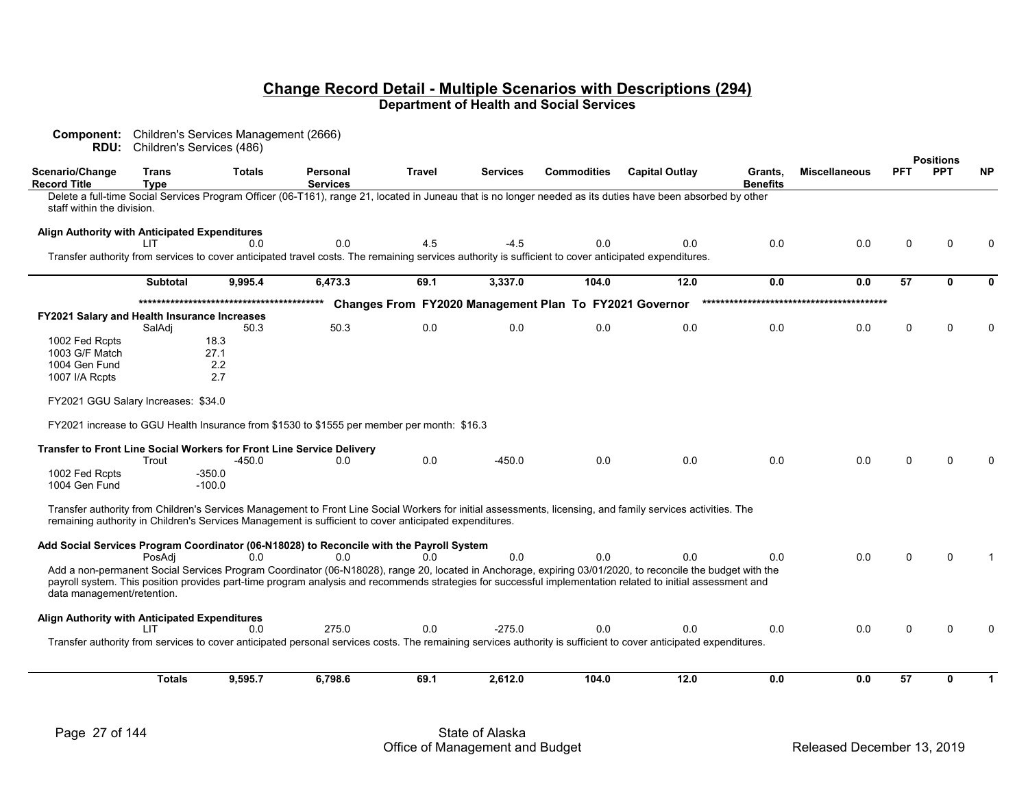## Change Record Detail - Multiple Scenarios with Descriptions (294)

**Department of Health and Social Services**

**Component:** Children's Services Management (2666)
**RDU:** Children's Services (486)

| Scenario/Change Record Title | Trans Type | Totals | Personal Services | Travel | Services | Commodities | Capital Outlay | Grants, Benefits | Miscellaneous | PFT | PPT | NP |
|---|---|---|---|---|---|---|---|---|---|---|---|---|
| Delete a full-time Social Services Program Officer (06-T161), range 21, located in Juneau that is no longer needed as its duties have been absorbed by other staff within the division. | | | | | | | | | | | | |
| **Align Authority with Anticipated Expenditures** | LIT | 0.0 | 0.0 | 4.5 | -4.5 | 0.0 | 0.0 | 0.0 | 0.0 | 0 | 0 | 0 |
| Transfer authority from services to cover anticipated travel costs. The remaining services authority is sufficient to cover anticipated expenditures. | | | | | | | | | | | | |
| | **Subtotal** | **9,995.4** | **6,473.3** | **69.1** | **3,337.0** | **104.0** | **12.0** | **0.0** | **0.0** | **57** | **0** | **0** |
| ****************************************** **Changes From FY2020 Management Plan To FY2021 Governor** ****************************************** | | | | | | | | | | | | |
| **FY2021 Salary and Health Insurance Increases** | SalAdj | 50.3 | 50.3 | 0.0 | 0.0 | 0.0 | 0.0 | 0.0 | 0.0 | 0 | 0 | 0 |
| 1002 Fed Rcpts | | 18.3 | | | | | | | | | | |
| 1003 G/F Match | | 27.1 | | | | | | | | | | |
| 1004 Gen Fund | | 2.2 | | | | | | | | | | |
| 1007 I/A Rcpts | | 2.7 | | | | | | | | | | |
| FY2021 GGU Salary Increases: $34.0 | | | | | | | | | | | | |
| FY2021 increase to GGU Health Insurance from $1530 to $1555 per member per month: $16.3 | | | | | | | | | | | | |
| **Transfer to Front Line Social Workers for Front Line Service Delivery** | Trout | -450.0 | 0.0 | 0.0 | -450.0 | 0.0 | 0.0 | 0.0 | 0.0 | 0 | 0 | 0 |
| 1002 Fed Rcpts | | -350.0 | | | | | | | | | | |
| 1004 Gen Fund | | -100.0 | | | | | | | | | | |
| Transfer authority from Children's Services Management to Front Line Social Workers for initial assessments, licensing, and family services activities. The remaining authority in Children's Services Management is sufficient to cover anticipated expenditures. | | | | | | | | | | | | |
| **Add Social Services Program Coordinator (06-N18028) to Reconcile with the Payroll System** | PosAdj | 0.0 | 0.0 | 0.0 | 0.0 | 0.0 | 0.0 | 0.0 | 0.0 | 0 | 0 | 1 |
| Add a non-permanent Social Services Program Coordinator (06-N18028), range 20, located in Anchorage, expiring 03/01/2020, to reconcile the budget with the payroll system. This position provides part-time program analysis and recommends strategies for successful implementation related to initial assessment and data management/retention. | | | | | | | | | | | | |
| **Align Authority with Anticipated Expenditures** | LIT | 0.0 | 275.0 | 0.0 | -275.0 | 0.0 | 0.0 | 0.0 | 0.0 | 0 | 0 | 0 |
| Transfer authority from services to cover anticipated personal services costs. The remaining services authority is sufficient to cover anticipated expenditures. | | | | | | | | | | | | |
| | **Totals** | **9,595.7** | **6,798.6** | **69.1** | **2,612.0** | **104.0** | **12.0** | **0.0** | **0.0** | **57** | **0** | **1** |

State of Alaska
Office of Management and Budget
Released December 13, 2019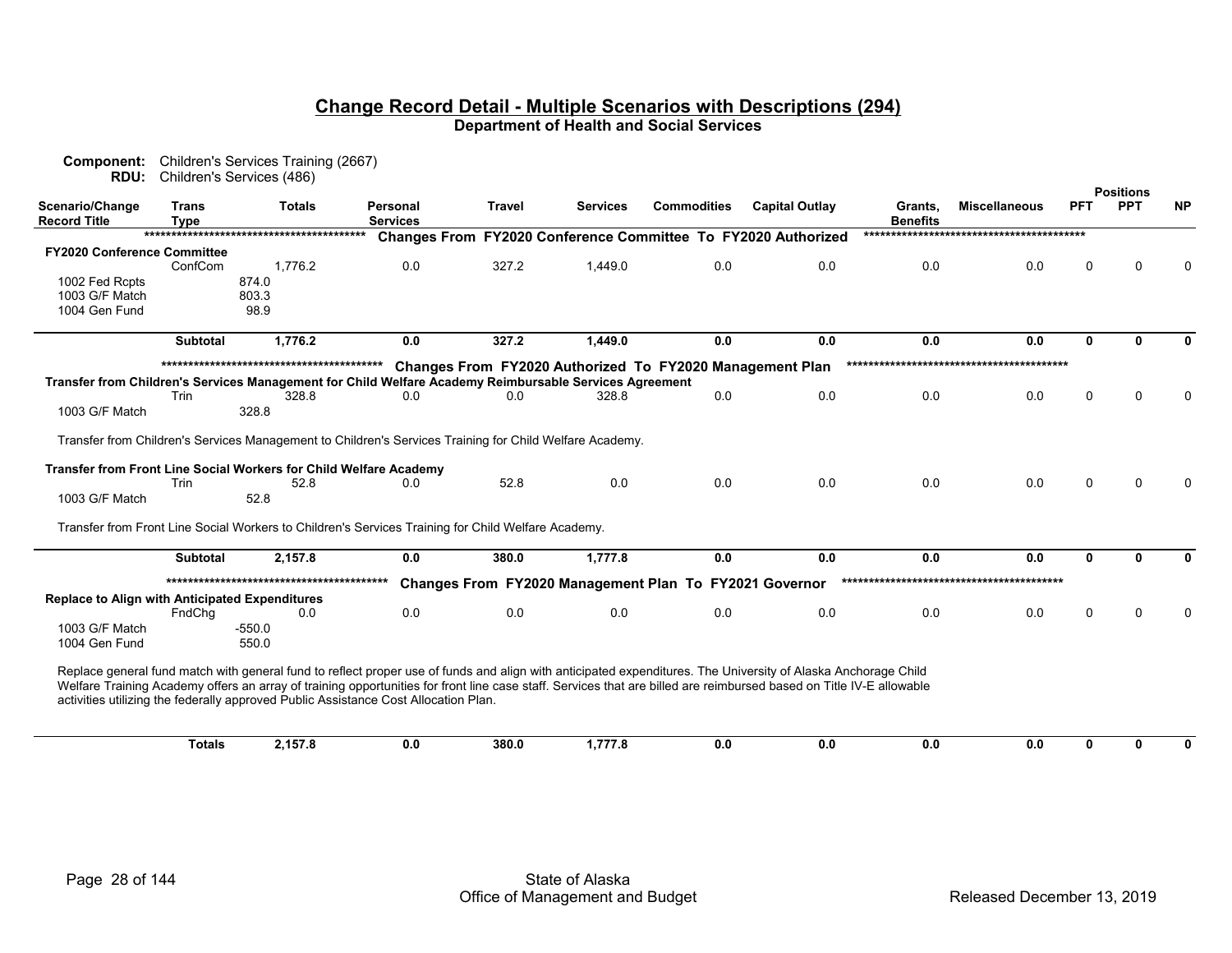# Change Record Detail - Multiple Scenarios with Descriptions (294)

## Department of Health and Social Services

**Component:** Children's Services Training (2667)
**RDU:** Children's Services (486)

| Scenario/Change Record Title | Trans Type | Totals | Personal Services | Travel | Services | Commodities | Capital Outlay | Grants, Benefits | Miscellaneous | PFT | PPT | NP |
|---|---|---|---|---|---|---|---|---|---|---|---|---|
| **Changes From FY2020 Conference Committee To FY2020 Authorized** | | | | | | | | | | | | |
| **FY2020 Conference Committee** | | | | | | | | | | | | |
| | ConfCom | 1,776.2 | 0.0 | 327.2 | 1,449.0 | 0.0 | 0.0 | 0.0 | 0.0 | 0 | 0 | 0 |
| 1002 Fed Rcpts | | 874.0 | | | | | | | | | | |
| 1003 G/F Match | | 803.3 | | | | | | | | | | |
| 1004 Gen Fund | | 98.9 | | | | | | | | | | |
| | **Subtotal** | **1,776.2** | **0.0** | **327.2** | **1,449.0** | **0.0** | **0.0** | **0.0** | **0.0** | **0** | **0** | **0** |
| **Changes From FY2020 Authorized To FY2020 Management Plan** | | | | | | | | | | | | |
| **Transfer from Children's Services Management for Child Welfare Academy Reimbursable Services Agreement** | | | | | | | | | | | | |
| | Trin | 328.8 | 0.0 | 0.0 | 328.8 | 0.0 | 0.0 | 0.0 | 0.0 | 0 | 0 | 0 |
| 1003 G/F Match | | 328.8 | | | | | | | | | | |
| Transfer from Children's Services Management to Children's Services Training for Child Welfare Academy. | | | | | | | | | | | | |
| **Transfer from Front Line Social Workers for Child Welfare Academy** | | | | | | | | | | | | |
| | Trin | 52.8 | 0.0 | 52.8 | 0.0 | 0.0 | 0.0 | 0.0 | 0.0 | 0 | 0 | 0 |
| 1003 G/F Match | | 52.8 | | | | | | | | | | |
| Transfer from Front Line Social Workers to Children's Services Training for Child Welfare Academy. | | | | | | | | | | | | |
| | **Subtotal** | **2,157.8** | **0.0** | **380.0** | **1,777.8** | **0.0** | **0.0** | **0.0** | **0.0** | **0** | **0** | **0** |
| **Changes From FY2020 Management Plan To FY2021 Governor** | | | | | | | | | | | | |
| **Replace to Align with Anticipated Expenditures** | | | | | | | | | | | | |
| | FndChg | 0.0 | 0.0 | 0.0 | 0.0 | 0.0 | 0.0 | 0.0 | 0.0 | 0 | 0 | 0 |
| 1003 G/F Match | | -550.0 | | | | | | | | | | |
| 1004 Gen Fund | | 550.0 | | | | | | | | | | |
| Replace general fund match with general fund to reflect proper use of funds and align with anticipated expenditures. The University of Alaska Anchorage Child Welfare Training Academy offers an array of training opportunities for front line case staff. Services that are billed are reimbursed based on Title IV-E allowable activities utilizing the federally approved Public Assistance Cost Allocation Plan. | | | | | | | | | | | | |
| | **Totals** | **2,157.8** | **0.0** | **380.0** | **1,777.8** | **0.0** | **0.0** | **0.0** | **0.0** | **0** | **0** | **0** |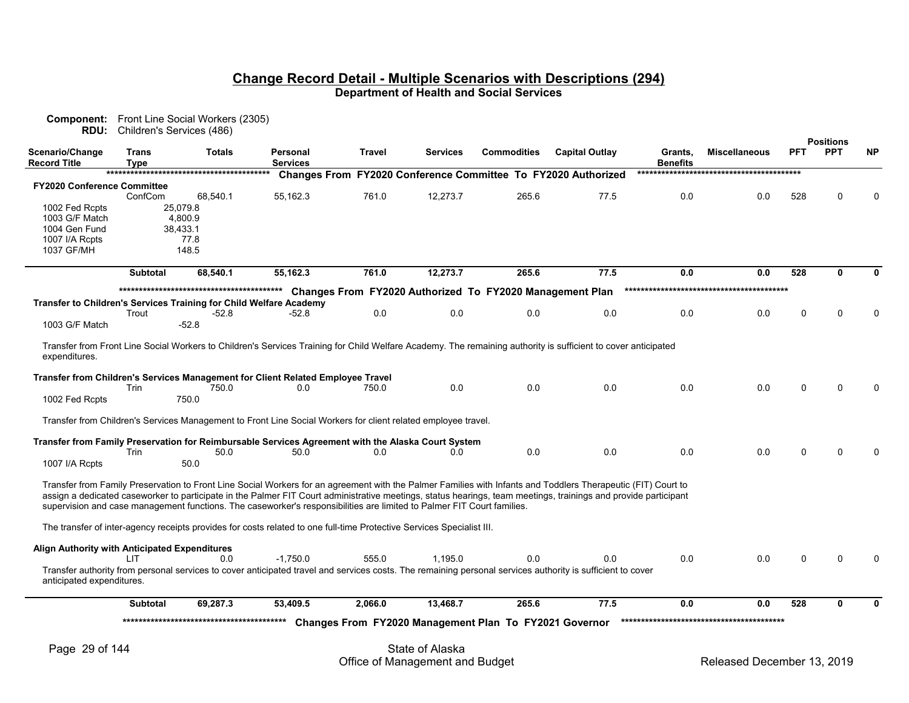## Change Record Detail - Multiple Scenarios with Descriptions (294)

**Department of Health and Social Services**

**Component:** Front Line Social Workers (2305)
**RDU:** Children's Services (486)

| Scenario/Change Record Title | Trans Type | Totals | Personal Services | Travel | Services | Commodities | Capital Outlay | Grants, Benefits | Miscellaneous | PFT | PPT | NP |
|---|---|---|---|---|---|---|---|---|---|---|---|---|
| | | | ***Changes From FY2020 Conference Committee To FY2020 Authorized*** | | | | | | | | | |
| **FY2020 Conference Committee** | | | | | | | | | | | | |
| | ConfCom | 68,540.1 | 55,162.3 | 761.0 | 12,273.7 | 265.6 | 77.5 | 0.0 | 0.0 | 528 | 0 | 0 |
| 1002 Fed Rcpts | | 25,079.8 | | | | | | | | | | |
| 1003 G/F Match | | 4,800.9 | | | | | | | | | | |
| 1004 Gen Fund | | 38,433.1 | | | | | | | | | | |
| 1007 I/A Rcpts | | 77.8 | | | | | | | | | | |
| 1037 GF/MH | | 148.5 | | | | | | | | | | |
| | **Subtotal** | **68,540.1** | **55,162.3** | **761.0** | **12,273.7** | **265.6** | **77.5** | **0.0** | **0.0** | **528** | **0** | **0** |
| | | | ***Changes From FY2020 Authorized To FY2020 Management Plan*** | | | | | | | | | |
| **Transfer to Children's Services Training for Child Welfare Academy** | | | | | | | | | | | | |
| | Trout | -52.8 | -52.8 | 0.0 | 0.0 | 0.0 | 0.0 | 0.0 | 0.0 | 0 | 0 | 0 |
| 1003 G/F Match | | -52.8 | | | | | | | | | | |

Transfer from Front Line Social Workers to Children's Services Training for Child Welfare Academy. The remaining authority is sufficient to cover anticipated expenditures.

| Scenario/Change Record Title | Trans Type | Totals | Personal Services | Travel | Services | Commodities | Capital Outlay | Grants, Benefits | Miscellaneous | PFT | PPT | NP |
|---|---|---|---|---|---|---|---|---|---|---|---|---|
| **Transfer from Children's Services Management for Client Related Employee Travel** | | | | | | | | | | | | |
| | Trin | 750.0 | 0.0 | 750.0 | 0.0 | 0.0 | 0.0 | 0.0 | 0.0 | 0 | 0 | 0 |
| 1002 Fed Rcpts | | 750.0 | | | | | | | | | | |

Transfer from Children's Services Management to Front Line Social Workers for client related employee travel.

| Scenario/Change Record Title | Trans Type | Totals | Personal Services | Travel | Services | Commodities | Capital Outlay | Grants, Benefits | Miscellaneous | PFT | PPT | NP |
|---|---|---|---|---|---|---|---|---|---|---|---|---|
| **Transfer from Family Preservation for Reimbursable Services Agreement with the Alaska Court System** | | | | | | | | | | | | |
| | Trin | 50.0 | 50.0 | 0.0 | 0.0 | 0.0 | 0.0 | 0.0 | 0.0 | 0 | 0 | 0 |
| 1007 I/A Rcpts | | 50.0 | | | | | | | | | | |

Transfer from Family Preservation to Front Line Social Workers for an agreement with the Palmer Families with Infants and Toddlers Therapeutic (FIT) Court to assign a dedicated caseworker to participate in the Palmer FIT Court administrative meetings, status hearings, team meetings, trainings and provide participant supervision and case management functions. The caseworker's responsibilities are limited to Palmer FIT Court families.

The transfer of inter-agency receipts provides for costs related to one full-time Protective Services Specialist III.

| Scenario/Change Record Title | Trans Type | Totals | Personal Services | Travel | Services | Commodities | Capital Outlay | Grants, Benefits | Miscellaneous | PFT | PPT | NP |
|---|---|---|---|---|---|---|---|---|---|---|---|---|
| **Align Authority with Anticipated Expenditures** | | | | | | | | | | | | |
| | LIT | 0.0 | -1,750.0 | 555.0 | 1,195.0 | 0.0 | 0.0 | 0.0 | 0.0 | 0 | 0 | 0 |

Transfer authority from personal services to cover anticipated travel and services costs. The remaining personal services authority is sufficient to cover anticipated expenditures.

| Scenario/Change Record Title | Trans Type | Totals | Personal Services | Travel | Services | Commodities | Capital Outlay | Grants, Benefits | Miscellaneous | PFT | PPT | NP |
|---|---|---|---|---|---|---|---|---|---|---|---|---|
| | **Subtotal** | **69,287.3** | **53,409.5** | **2,066.0** | **13,468.7** | **265.6** | **77.5** | **0.0** | **0.0** | **528** | **0** | **0** |
| | | | ***Changes From FY2020 Management Plan To FY2021 Governor*** | | | | | | | | | |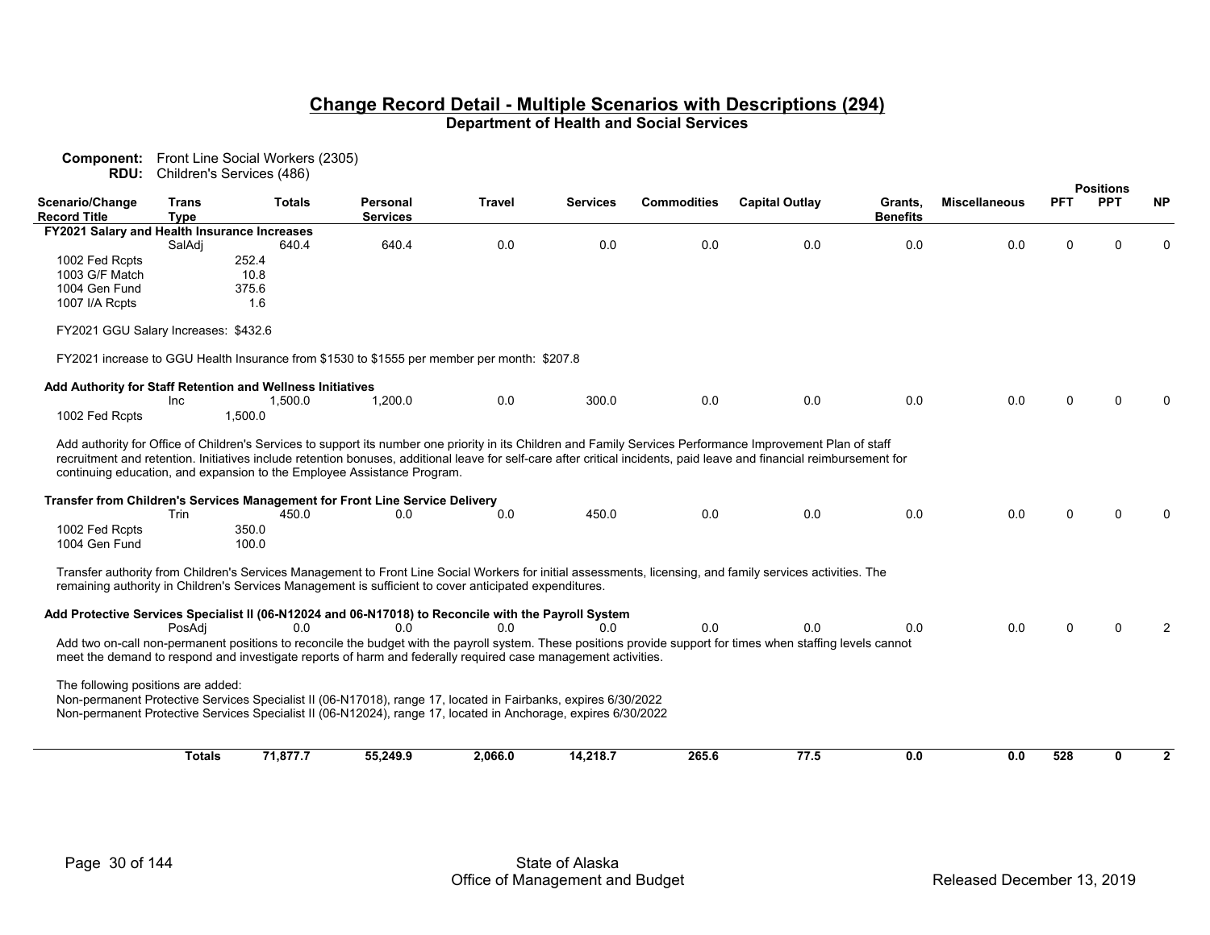# Change Record Detail - Multiple Scenarios with Descriptions (294)

**Department of Health and Social Services**

**Component:** Front Line Social Workers (2305)
**RDU:** Children's Services (486)

| Scenario/Change Record Title | Trans Type | Totals | Personal Services | Travel | Services | Commodities | Capital Outlay | Grants, Benefits | Miscellaneous | PFT | PPT | NP |
|---|---|---|---|---|---|---|---|---|---|---|---|---|
| **FY2021 Salary and Health Insurance Increases** | | | | | | | | | | | | |
| | SalAdj | 640.4 | 640.4 | 0.0 | 0.0 | 0.0 | 0.0 | 0.0 | 0.0 | 0 | 0 | 0 |
| 1002 Fed Rcpts | | 252.4 | | | | | | | | | | |
| 1003 G/F Match | | 10.8 | | | | | | | | | | |
| 1004 Gen Fund | | 375.6 | | | | | | | | | | |
| 1007 I/A Rcpts | | 1.6 | | | | | | | | | | |

FY2021 GGU Salary Increases: $432.6

FY2021 increase to GGU Health Insurance from $1530 to $1555 per member per month: $207.8

| Scenario/Change Record Title | Trans Type | Totals | Personal Services | Travel | Services | Commodities | Capital Outlay | Grants, Benefits | Miscellaneous | PFT | PPT | NP |
|---|---|---|---|---|---|---|---|---|---|---|---|---|
| **Add Authority for Staff Retention and Wellness Initiatives** | | | | | | | | | | | | |
| | Inc | 1,500.0 | 1,200.0 | 0.0 | 300.0 | 0.0 | 0.0 | 0.0 | 0.0 | 0 | 0 | 0 |
| 1002 Fed Rcpts | | 1,500.0 | | | | | | | | | | |

Add authority for Office of Children's Services to support its number one priority in its Children and Family Services Performance Improvement Plan of staff recruitment and retention. Initiatives include retention bonuses, additional leave for self-care after critical incidents, paid leave and financial reimbursement for continuing education, and expansion to the Employee Assistance Program.

| Scenario/Change Record Title | Trans Type | Totals | Personal Services | Travel | Services | Commodities | Capital Outlay | Grants, Benefits | Miscellaneous | PFT | PPT | NP |
|---|---|---|---|---|---|---|---|---|---|---|---|---|
| **Transfer from Children's Services Management for Front Line Service Delivery** | | | | | | | | | | | | |
| | Trin | 450.0 | 0.0 | 0.0 | 450.0 | 0.0 | 0.0 | 0.0 | 0.0 | 0 | 0 | 0 |
| 1002 Fed Rcpts | | 350.0 | | | | | | | | | | |
| 1004 Gen Fund | | 100.0 | | | | | | | | | | |

Transfer authority from Children's Services Management to Front Line Social Workers for initial assessments, licensing, and family services activities. The remaining authority in Children's Services Management is sufficient to cover anticipated expenditures.

| Scenario/Change Record Title | Trans Type | Totals | Personal Services | Travel | Services | Commodities | Capital Outlay | Grants, Benefits | Miscellaneous | PFT | PPT | NP |
|---|---|---|---|---|---|---|---|---|---|---|---|---|
| **Add Protective Services Specialist II (06-N12024 and 06-N17018) to Reconcile with the Payroll System** | | | | | | | | | | | | |
| | PosAdj | 0.0 | 0.0 | 0.0 | 0.0 | 0.0 | 0.0 | 0.0 | 0.0 | 0 | 0 | 2 |

Add two on-call non-permanent positions to reconcile the budget with the payroll system. These positions provide support for times when staffing levels cannot meet the demand to respond and investigate reports of harm and federally required case management activities.

The following positions are added:
Non-permanent Protective Services Specialist II (06-N17018), range 17, located in Fairbanks, expires 6/30/2022
Non-permanent Protective Services Specialist II (06-N12024), range 17, located in Anchorage, expires 6/30/2022

| | Trans Type | Totals | Personal Services | Travel | Services | Commodities | Capital Outlay | Grants, Benefits | Miscellaneous | PFT | PPT | NP |
|---|---|---|---|---|---|---|---|---|---|---|---|---|
| | **Totals** | **71,877.7** | **55,249.9** | **2,066.0** | **14,218.7** | **265.6** | **77.5** | **0.0** | **0.0** | **528** | **0** | **2** |

State of Alaska
Office of Management and Budget

Released December 13, 2019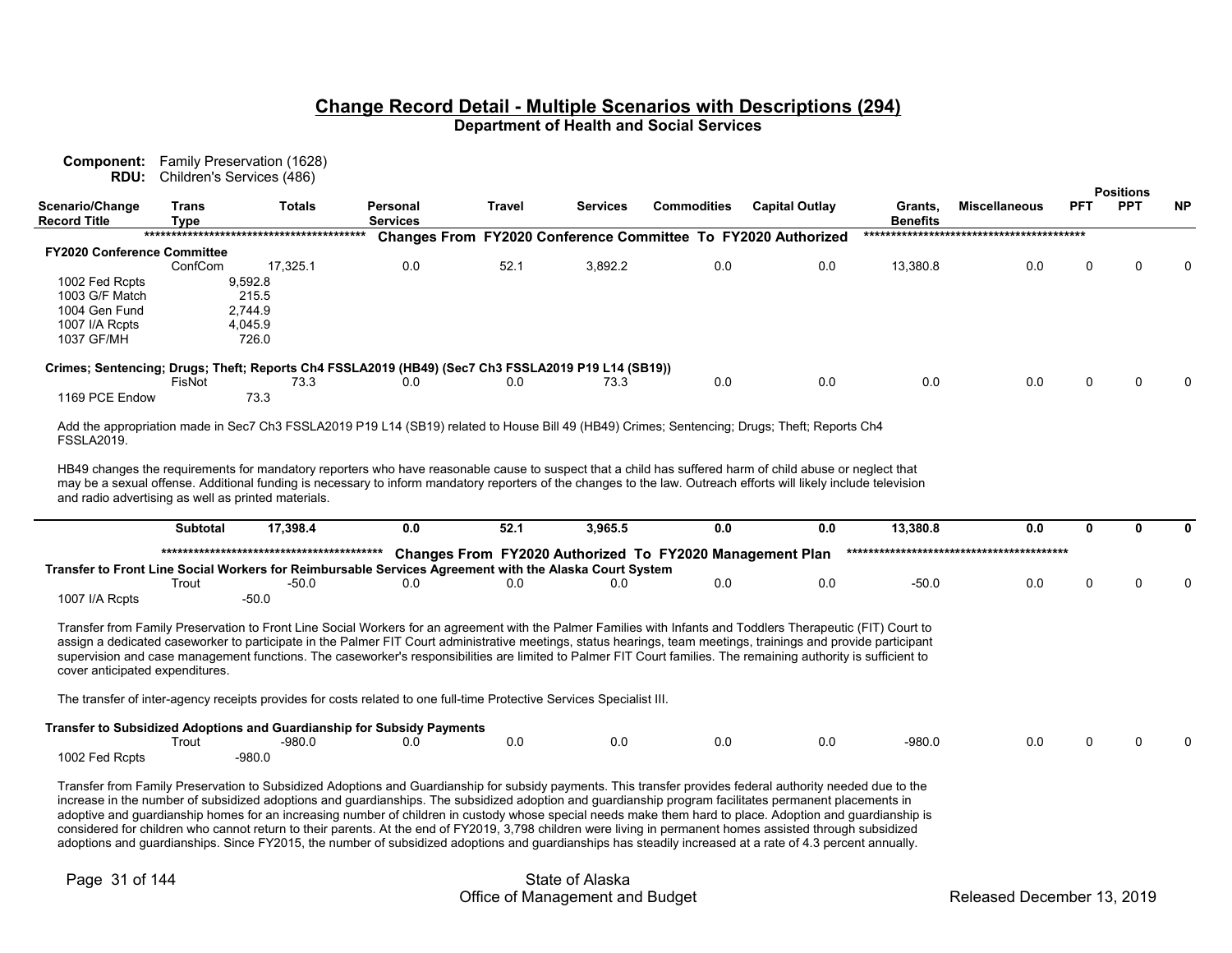# Change Record Detail - Multiple Scenarios with Descriptions (294)

**Department of Health and Social Services**

**Component:** Family Preservation (1628)
**RDU:** Children's Services (486)

| Scenario/Change Record Title | Trans Type | Totals | Personal Services | Travel | Services | Commodities | Capital Outlay | Grants, Benefits | Miscellaneous | PFT | PPT | NP |
|---|---|---|---|---|---|---|---|---|---|---|---|---|
| **Changes From FY2020 Conference Committee To FY2020 Authorized** | | | | | | | | | | | | |
| **FY2020 Conference Committee** | | | | | | | | | | | | |
| | ConfCom | 17,325.1 | 0.0 | 52.1 | 3,892.2 | 0.0 | 0.0 | 13,380.8 | 0.0 | 0 | 0 | 0 |
| 1002 Fed Rcpts | | 9,592.8 | | | | | | | | | | |
| 1003 G/F Match | | 215.5 | | | | | | | | | | |
| 1004 Gen Fund | | 2,744.9 | | | | | | | | | | |
| 1007 I/A Rcpts | | 4,045.9 | | | | | | | | | | |
| 1037 GF/MH | | 726.0 | | | | | | | | | | |
| **Crimes; Sentencing; Drugs; Theft; Reports Ch4 FSSLA2019 (HB49) (Sec7 Ch3 FSSLA2019 P19 L14 (SB19))** | | | | | | | | | | | | |
| | FisNot | 73.3 | 0.0 | 0.0 | 73.3 | 0.0 | 0.0 | 0.0 | 0.0 | 0 | 0 | 0 |
| 1169 PCE Endow | | 73.3 | | | | | | | | | | |

Add the appropriation made in Sec7 Ch3 FSSLA2019 P19 L14 (SB19) related to House Bill 49 (HB49) Crimes; Sentencing; Drugs; Theft; Reports Ch4 FSSLA2019.

HB49 changes the requirements for mandatory reporters who have reasonable cause to suspect that a child has suffered harm of child abuse or neglect that may be a sexual offense. Additional funding is necessary to inform mandatory reporters of the changes to the law. Outreach efforts will likely include television and radio advertising as well as printed materials.

| Scenario/Change Record Title | Trans Type | Totals | Personal Services | Travel | Services | Commodities | Capital Outlay | Grants, Benefits | Miscellaneous | PFT | PPT | NP |
|---|---|---|---|---|---|---|---|---|---|---|---|---|
| | **Subtotal** | **17,398.4** | **0.0** | **52.1** | **3,965.5** | **0.0** | **0.0** | **13,380.8** | **0.0** | **0** | **0** | **0** |
| **Changes From FY2020 Authorized To FY2020 Management Plan** | | | | | | | | | | | | |
| **Transfer to Front Line Social Workers for Reimbursable Services Agreement with the Alaska Court System** | | | | | | | | | | | | |
| | Trout | -50.0 | 0.0 | 0.0 | 0.0 | 0.0 | 0.0 | -50.0 | 0.0 | 0 | 0 | 0 |
| 1007 I/A Rcpts | | -50.0 | | | | | | | | | | |

Transfer from Family Preservation to Front Line Social Workers for an agreement with the Palmer Families with Infants and Toddlers Therapeutic (FIT) Court to assign a dedicated caseworker to participate in the Palmer FIT Court administrative meetings, status hearings, team meetings, trainings and provide participant supervision and case management functions. The caseworker's responsibilities are limited to Palmer FIT Court families. The remaining authority is sufficient to cover anticipated expenditures.

The transfer of inter-agency receipts provides for costs related to one full-time Protective Services Specialist III.

| Scenario/Change Record Title | Trans Type | Totals | Personal Services | Travel | Services | Commodities | Capital Outlay | Grants, Benefits | Miscellaneous | PFT | PPT | NP |
|---|---|---|---|---|---|---|---|---|---|---|---|---|
| **Transfer to Subsidized Adoptions and Guardianship for Subsidy Payments** | | | | | | | | | | | | |
| | Trout | -980.0 | 0.0 | 0.0 | 0.0 | 0.0 | 0.0 | -980.0 | 0.0 | 0 | 0 | 0 |
| 1002 Fed Rcpts | | -980.0 | | | | | | | | | | |

Transfer from Family Preservation to Subsidized Adoptions and Guardianship for subsidy payments. This transfer provides federal authority needed due to the increase in the number of subsidized adoptions and guardianships. The subsidized adoption and guardianship program facilitates permanent placements in adoptive and guardianship homes for an increasing number of children in custody whose special needs make them hard to place. Adoption and guardianship is considered for children who cannot return to their parents. At the end of FY2019, 3,798 children were living in permanent homes assisted through subsidized adoptions and guardianships. Since FY2015, the number of subsidized adoptions and guardianships has steadily increased at a rate of 4.3 percent annually.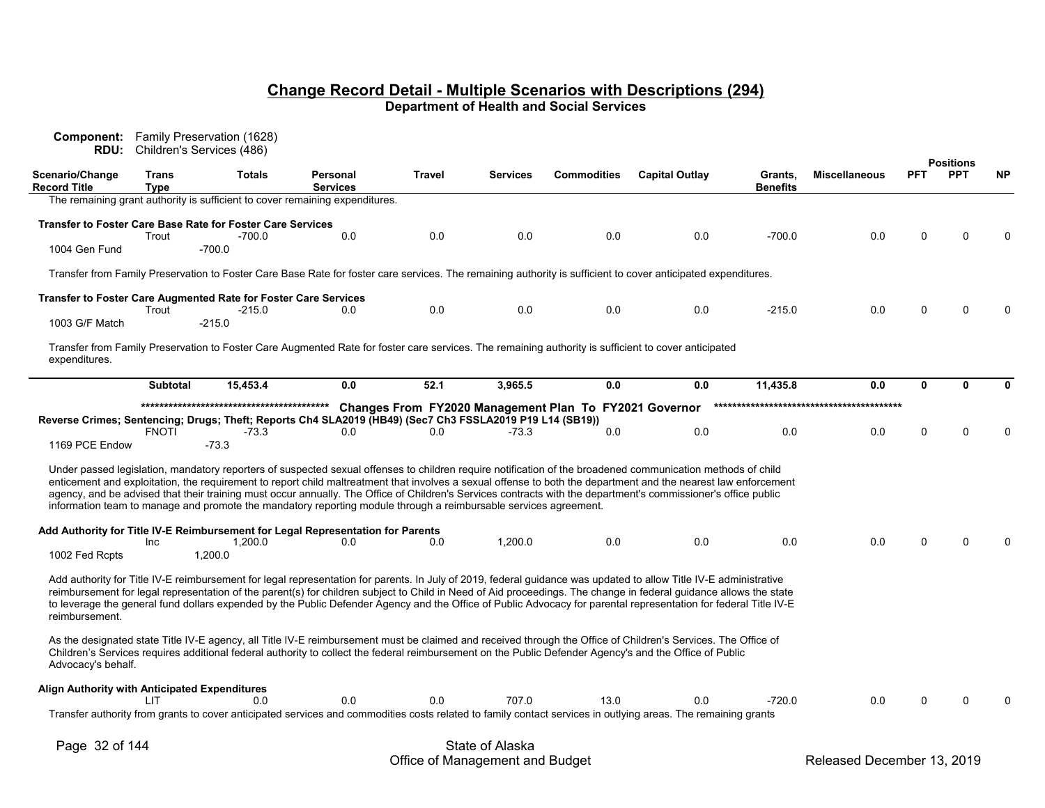## Change Record Detail - Multiple Scenarios with Descriptions (294)

### Department of Health and Social Services

**Component:** Family Preservation (1628)
**RDU:** Children's Services (486)

| Scenario/Change Record Title | Trans Type | Totals | Personal Services | Travel | Services | Commodities | Capital Outlay | Grants, Benefits | Miscellaneous | PFT | PPT | NP |
|---|---|---|---|---|---|---|---|---|---|---|---|---|

The remaining grant authority is sufficient to cover remaining expenditures.

| Scenario/Change Record Title | Trans Type | Totals | Personal Services | Travel | Services | Commodities | Capital Outlay | Grants, Benefits | Miscellaneous | PFT | PPT | NP |
|---|---|---|---|---|---|---|---|---|---|---|---|---|
| **Transfer to Foster Care Base Rate for Foster Care Services** | Trout | -700.0 | 0.0 | 0.0 | 0.0 | 0.0 | 0.0 | -700.0 | 0.0 | 0 | 0 | 0 |
| 1004 Gen Fund | | -700.0 | | | | | | | | | | |

Transfer from Family Preservation to Foster Care Base Rate for foster care services. The remaining authority is sufficient to cover anticipated expenditures.

| Scenario/Change Record Title | Trans Type | Totals | Personal Services | Travel | Services | Commodities | Capital Outlay | Grants, Benefits | Miscellaneous | PFT | PPT | NP |
|---|---|---|---|---|---|---|---|---|---|---|---|---|
| **Transfer to Foster Care Augmented Rate for Foster Care Services** | Trout | -215.0 | 0.0 | 0.0 | 0.0 | 0.0 | 0.0 | -215.0 | 0.0 | 0 | 0 | 0 |
| 1003 G/F Match | | -215.0 | | | | | | | | | | |

Transfer from Family Preservation to Foster Care Augmented Rate for foster care services. The remaining authority is sufficient to cover anticipated expenditures.

| | Trans Type | Totals | Personal Services | Travel | Services | Commodities | Capital Outlay | Grants, Benefits | Miscellaneous | PFT | PPT | NP |
|---|---|---|---|---|---|---|---|---|---|---|---|---|
| | **Subtotal** | **15,453.4** | **0.0** | **52.1** | **3,965.5** | **0.0** | **0.0** | **11,435.8** | **0.0** | **0** | **0** | **0** |

****************************************** **Changes From FY2020 Management Plan To FY2021 Governor** ******************************************

| Scenario/Change Record Title | Trans Type | Totals | Personal Services | Travel | Services | Commodities | Capital Outlay | Grants, Benefits | Miscellaneous | PFT | PPT | NP |
|---|---|---|---|---|---|---|---|---|---|---|---|---|
| **Reverse Crimes; Sentencing; Drugs; Theft; Reports Ch4 SLA2019 (HB49) (Sec7 Ch3 FSSLA2019 P19 L14 (SB19))** | FNOTI | -73.3 | 0.0 | 0.0 | -73.3 | 0.0 | 0.0 | 0.0 | 0.0 | 0 | 0 | 0 |
| 1169 PCE Endow | | -73.3 | | | | | | | | | | |

Under passed legislation, mandatory reporters of suspected sexual offenses to children require notification of the broadened communication methods of child enticement and exploitation, the requirement to report child maltreatment that involves a sexual offense to both the department and the nearest law enforcement agency, and be advised that their training must occur annually. The Office of Children's Services contracts with the department's commissioner's office public information team to manage and promote the mandatory reporting module through a reimbursable services agreement.

| Scenario/Change Record Title | Trans Type | Totals | Personal Services | Travel | Services | Commodities | Capital Outlay | Grants, Benefits | Miscellaneous | PFT | PPT | NP |
|---|---|---|---|---|---|---|---|---|---|---|---|---|
| **Add Authority for Title IV-E Reimbursement for Legal Representation for Parents** | Inc | 1,200.0 | 0.0 | 0.0 | 1,200.0 | 0.0 | 0.0 | 0.0 | 0.0 | 0 | 0 | 0 |
| 1002 Fed Rcpts | | 1,200.0 | | | | | | | | | | |

Add authority for Title IV-E reimbursement for legal representation for parents. In July of 2019, federal guidance was updated to allow Title IV-E administrative reimbursement for legal representation of the parent(s) for children subject to Child in Need of Aid proceedings. The change in federal guidance allows the state to leverage the general fund dollars expended by the Public Defender Agency and the Office of Public Advocacy for parental representation for federal Title IV-E reimbursement.

As the designated state Title IV-E agency, all Title IV-E reimbursement must be claimed and received through the Office of Children's Services. The Office of Children's Services requires additional federal authority to collect the federal reimbursement on the Public Defender Agency's and the Office of Public Advocacy's behalf.

| Scenario/Change Record Title | Trans Type | Totals | Personal Services | Travel | Services | Commodities | Capital Outlay | Grants, Benefits | Miscellaneous | PFT | PPT | NP |
|---|---|---|---|---|---|---|---|---|---|---|---|---|
| **Align Authority with Anticipated Expenditures** | LIT | 0.0 | 0.0 | 0.0 | 707.0 | 13.0 | 0.0 | -720.0 | 0.0 | 0 | 0 | 0 |

Transfer authority from grants to cover anticipated services and commodities costs related to family contact services in outlying areas. The remaining grants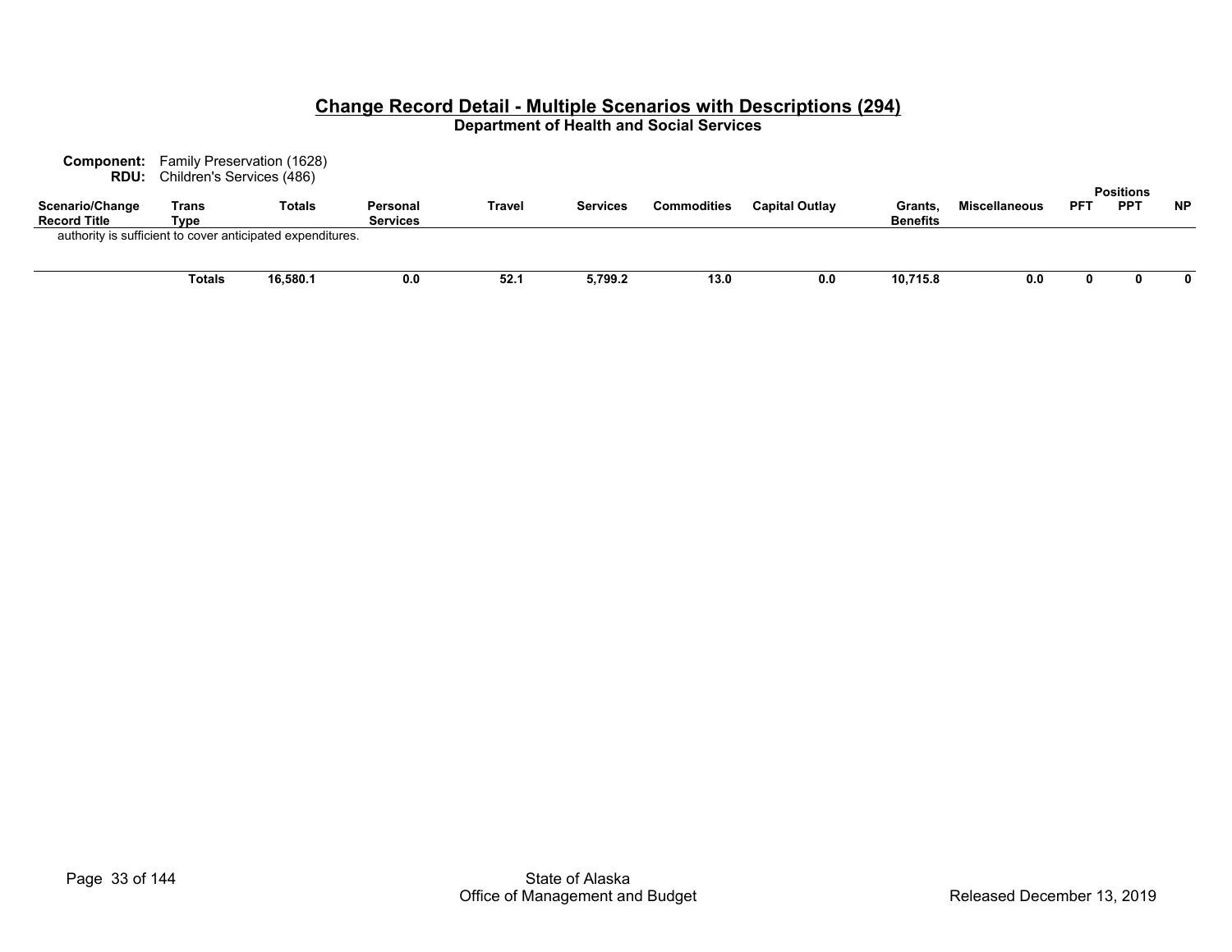## Change Record Detail - Multiple Scenarios with Descriptions (294)

**Department of Health and Social Services**

**Component:** Family Preservation (1628)
**RDU:** Children's Services (486)

| Scenario/Change Record Title | Trans Type | Totals | Personal Services | Travel | Services | Commodities | Capital Outlay | Grants, Benefits | Miscellaneous | Positions PFT | Positions PPT | Positions NP |
|---|---|---|---|---|---|---|---|---|---|---|---|---|
| authority is sufficient to cover anticipated expenditures. | | | | | | | | | | | | |
| | **Totals** | **16,580.1** | **0.0** | **52.1** | **5,799.2** | **13.0** | **0.0** | **10,715.8** | **0.0** | **0** | **0** | **0** |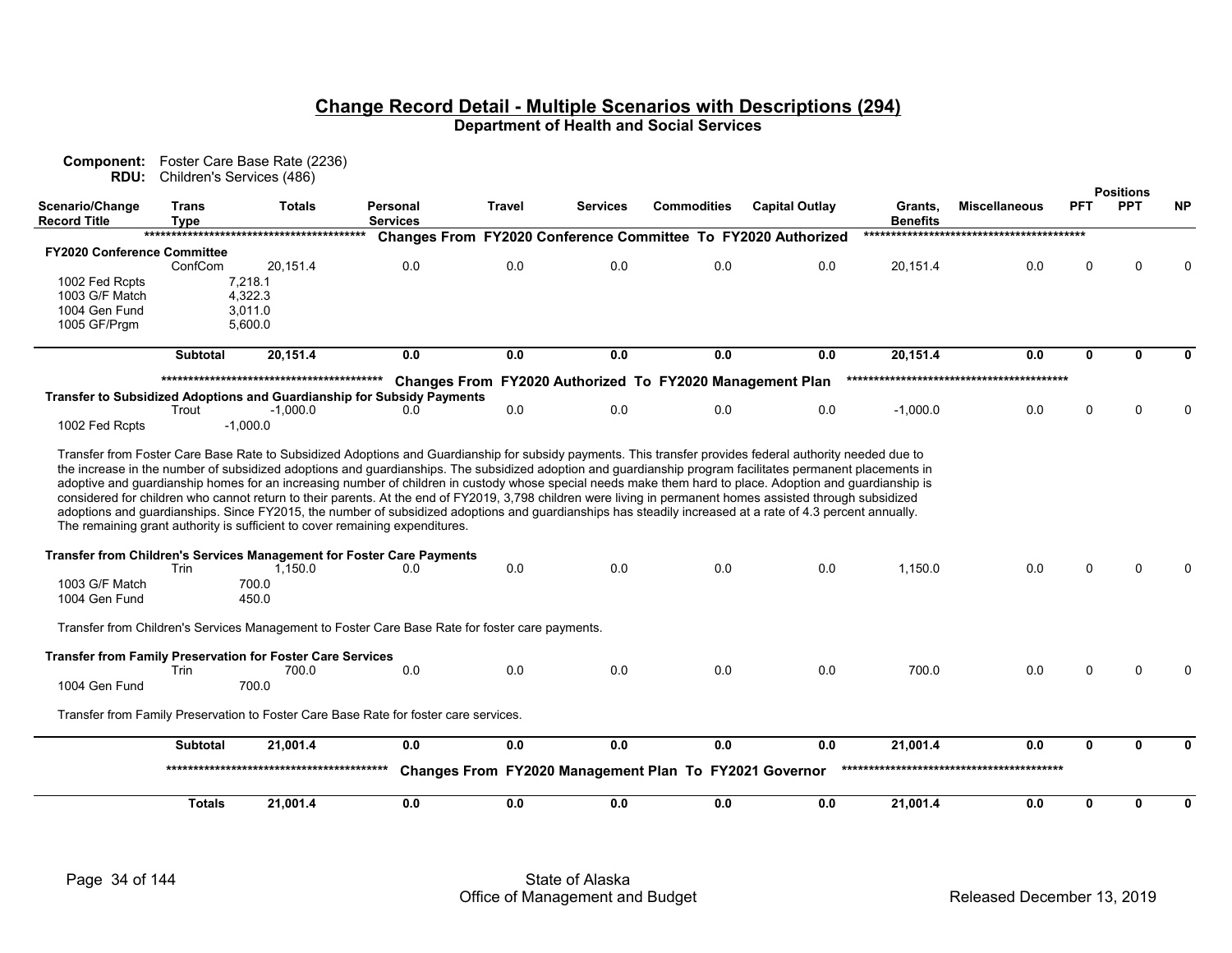## Change Record Detail - Multiple Scenarios with Descriptions (294)

**Department of Health and Social Services**

**Component:** Foster Care Base Rate (2236)
**RDU:** Children's Services (486)

| Scenario/Change Record Title | Trans Type | Totals | Personal Services | Travel | Services | Commodities | Capital Outlay | Grants, Benefits | Miscellaneous | PFT | PPT | NP |
|---|---|---|---|---|---|---|---|---|---|---|---|---|
| | | | **Changes From FY2020 Conference Committee To FY2020 Authorized** | | | | | | | | | |
| **FY2020 Conference Committee** | | | | | | | | | | | | |
| | ConfCom | 20,151.4 | 0.0 | 0.0 | 0.0 | 0.0 | 0.0 | 20,151.4 | 0.0 | 0 | 0 | 0 |
| 1002 Fed Rcpts | | 7,218.1 | | | | | | | | | | |
| 1003 G/F Match | | 4,322.3 | | | | | | | | | | |
| 1004 Gen Fund | | 3,011.0 | | | | | | | | | | |
| 1005 GF/Prgm | | 5,600.0 | | | | | | | | | | |
| | **Subtotal** | **20,151.4** | **0.0** | **0.0** | **0.0** | **0.0** | **0.0** | **20,151.4** | **0.0** | **0** | **0** | **0** |
| | | | **Changes From FY2020 Authorized To FY2020 Management Plan** | | | | | | | | | |
| **Transfer to Subsidized Adoptions and Guardianship for Subsidy Payments** | | | | | | | | | | | | |
| | Trout | -1,000.0 | 0.0 | 0.0 | 0.0 | 0.0 | 0.0 | -1,000.0 | 0.0 | 0 | 0 | 0 |
| 1002 Fed Rcpts | | -1,000.0 | | | | | | | | | | |

Transfer from Foster Care Base Rate to Subsidized Adoptions and Guardianship for subsidy payments. This transfer provides federal authority needed due to the increase in the number of subsidized adoptions and guardianships. The subsidized adoption and guardianship program facilitates permanent placements in adoptive and guardianship homes for an increasing number of children in custody whose special needs make them hard to place. Adoption and guardianship is considered for children who cannot return to their parents. At the end of FY2019, 3,798 children were living in permanent homes assisted through subsidized adoptions and guardianships. Since FY2015, the number of subsidized adoptions and guardianships has steadily increased at a rate of 4.3 percent annually. The remaining grant authority is sufficient to cover remaining expenditures.

| Scenario/Change Record Title | Trans Type | Totals | Personal Services | Travel | Services | Commodities | Capital Outlay | Grants, Benefits | Miscellaneous | PFT | PPT | NP |
|---|---|---|---|---|---|---|---|---|---|---|---|---|
| **Transfer from Children's Services Management for Foster Care Payments** | | | | | | | | | | | | |
| | Trin | 1,150.0 | 0.0 | 0.0 | 0.0 | 0.0 | 0.0 | 1,150.0 | 0.0 | 0 | 0 | 0 |
| 1003 G/F Match | | 700.0 | | | | | | | | | | |
| 1004 Gen Fund | | 450.0 | | | | | | | | | | |

Transfer from Children's Services Management to Foster Care Base Rate for foster care payments.

| Scenario/Change Record Title | Trans Type | Totals | Personal Services | Travel | Services | Commodities | Capital Outlay | Grants, Benefits | Miscellaneous | PFT | PPT | NP |
|---|---|---|---|---|---|---|---|---|---|---|---|---|
| **Transfer from Family Preservation for Foster Care Services** | | | | | | | | | | | | |
| | Trin | 700.0 | 0.0 | 0.0 | 0.0 | 0.0 | 0.0 | 700.0 | 0.0 | 0 | 0 | 0 |
| 1004 Gen Fund | | 700.0 | | | | | | | | | | |

Transfer from Family Preservation to Foster Care Base Rate for foster care services.

| Scenario/Change Record Title | Trans Type | Totals | Personal Services | Travel | Services | Commodities | Capital Outlay | Grants, Benefits | Miscellaneous | PFT | PPT | NP |
|---|---|---|---|---|---|---|---|---|---|---|---|---|
| | **Subtotal** | **21,001.4** | **0.0** | **0.0** | **0.0** | **0.0** | **0.0** | **21,001.4** | **0.0** | **0** | **0** | **0** |
| | | | **Changes From FY2020 Management Plan To FY2021 Governor** | | | | | | | | | |
| | **Totals** | **21,001.4** | **0.0** | **0.0** | **0.0** | **0.0** | **0.0** | **21,001.4** | **0.0** | **0** | **0** | **0** |

State of Alaska
Office of Management and Budget

Released December 13, 2019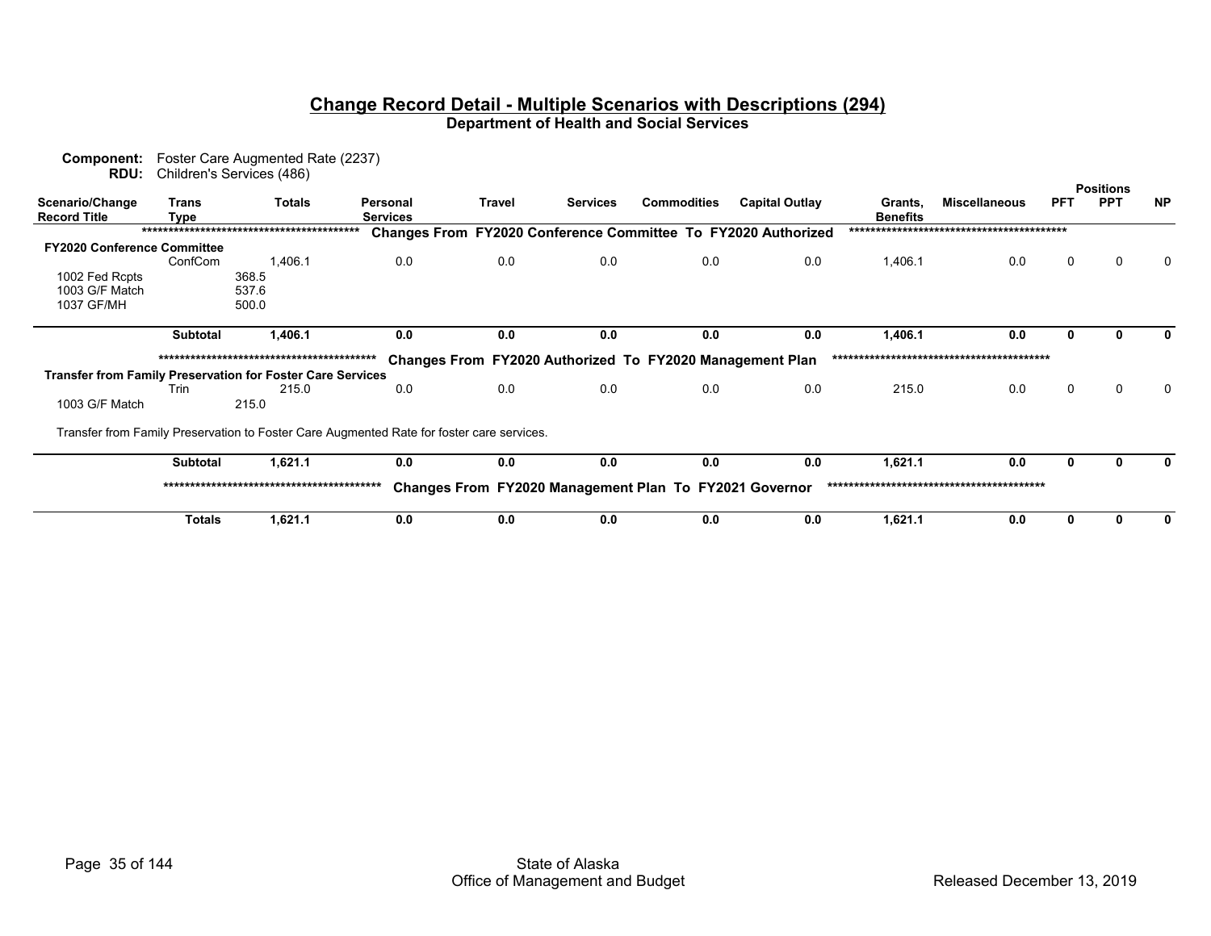# Change Record Detail - Multiple Scenarios with Descriptions (294)

## Department of Health and Social Services

**Component:** Foster Care Augmented Rate (2237)
**RDU:** Children's Services (486)

| Scenario/Change Record Title | Trans Type | Totals | Personal Services | Travel | Services | Commodities | Capital Outlay | Grants, Benefits | Miscellaneous | Positions PFT | Positions PPT | Positions NP |
|---|---|---|---|---|---|---|---|---|---|---|---|---|
| | | | **Changes From FY2020 Conference Committee To FY2020 Authorized** | | | | | | | | | |
| **FY2020 Conference Committee** | | | | | | | | | | | | |
| | ConfCom | 1,406.1 | 0.0 | 0.0 | 0.0 | 0.0 | 0.0 | 1,406.1 | 0.0 | 0 | 0 | 0 |
| 1002 Fed Rcpts | | 368.5 | | | | | | | | | | |
| 1003 G/F Match | | 537.6 | | | | | | | | | | |
| 1037 GF/MH | | 500.0 | | | | | | | | | | |
| | **Subtotal** | **1,406.1** | **0.0** | **0.0** | **0.0** | **0.0** | **0.0** | **1,406.1** | **0.0** | **0** | **0** | **0** |
| | | | **Changes From FY2020 Authorized To FY2020 Management Plan** | | | | | | | | | |
| **Transfer from Family Preservation for Foster Care Services** | | | | | | | | | | | | |
| | Trin | 215.0 | 0.0 | 0.0 | 0.0 | 0.0 | 0.0 | 215.0 | 0.0 | 0 | 0 | 0 |
| 1003 G/F Match | | 215.0 | | | | | | | | | | |
| Transfer from Family Preservation to Foster Care Augmented Rate for foster care services. | | | | | | | | | | | | |
| | **Subtotal** | **1,621.1** | **0.0** | **0.0** | **0.0** | **0.0** | **0.0** | **1,621.1** | **0.0** | **0** | **0** | **0** |
| | | | **Changes From FY2020 Management Plan To FY2021 Governor** | | | | | | | | | |
| | **Totals** | **1,621.1** | **0.0** | **0.0** | **0.0** | **0.0** | **0.0** | **1,621.1** | **0.0** | **0** | **0** | **0** |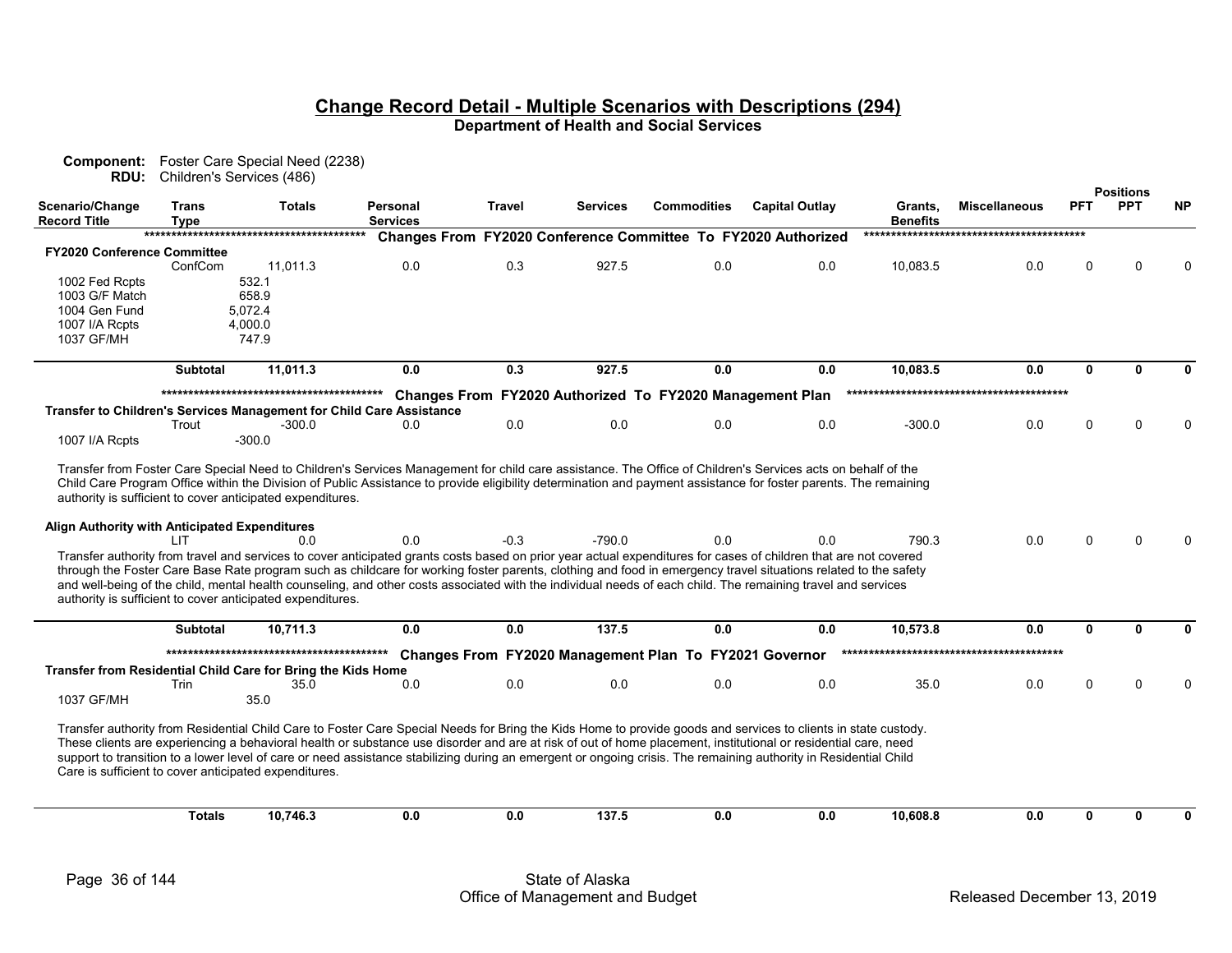# Change Record Detail - Multiple Scenarios with Descriptions (294)

**Department of Health and Social Services**

**Component:** Foster Care Special Need (2238)
**RDU:** Children's Services (486)

| Scenario/Change Record Title | Trans Type | Totals | Personal Services | Travel | Services | Commodities | Capital Outlay | Grants, Benefits | Miscellaneous | Positions PFT | Positions PPT | Positions NP |
|---|---|---|---|---|---|---|---|---|---|---|---|---|
| | | | **Changes From FY2020 Conference Committee To FY2020 Authorized** | | | | | | | | | |
| **FY2020 Conference Committee** | | | | | | | | | | | | |
| | ConfCom | 11,011.3 | 0.0 | 0.3 | 927.5 | 0.0 | 0.0 | 10,083.5 | 0.0 | 0 | 0 | 0 |
| 1002 Fed Rcpts | | 532.1 | | | | | | | | | | |
| 1003 G/F Match | | 658.9 | | | | | | | | | | |
| 1004 Gen Fund | | 5,072.4 | | | | | | | | | | |
| 1007 I/A Rcpts | | 4,000.0 | | | | | | | | | | |
| 1037 GF/MH | | 747.9 | | | | | | | | | | |
| | **Subtotal** | **11,011.3** | **0.0** | **0.3** | **927.5** | **0.0** | **0.0** | **10,083.5** | **0.0** | **0** | **0** | **0** |
| | | | **Changes From FY2020 Authorized To FY2020 Management Plan** | | | | | | | | | |
| **Transfer to Children's Services Management for Child Care Assistance** | | | | | | | | | | | | |
| | Trout | -300.0 | 0.0 | 0.0 | 0.0 | 0.0 | 0.0 | -300.0 | 0.0 | 0 | 0 | 0 |
| 1007 I/A Rcpts | | -300.0 | | | | | | | | | | |

Transfer from Foster Care Special Need to Children's Services Management for child care assistance. The Office of Children's Services acts on behalf of the Child Care Program Office within the Division of Public Assistance to provide eligibility determination and payment assistance for foster parents. The remaining authority is sufficient to cover anticipated expenditures.

| Scenario/Change Record Title | Trans Type | Totals | Personal Services | Travel | Services | Commodities | Capital Outlay | Grants, Benefits | Miscellaneous | Positions PFT | Positions PPT | Positions NP |
|---|---|---|---|---|---|---|---|---|---|---|---|---|
| **Align Authority with Anticipated Expenditures** | | | | | | | | | | | | |
| | LIT | 0.0 | 0.0 | -0.3 | -790.0 | 0.0 | 0.0 | 790.3 | 0.0 | 0 | 0 | 0 |

Transfer authority from travel and services to cover anticipated grants costs based on prior year actual expenditures for cases of children that are not covered through the Foster Care Base Rate program such as childcare for working foster parents, clothing and food in emergency travel situations related to the safety and well-being of the child, mental health counseling, and other costs associated with the individual needs of each child. The remaining travel and services authority is sufficient to cover anticipated expenditures.

| Scenario/Change Record Title | Trans Type | Totals | Personal Services | Travel | Services | Commodities | Capital Outlay | Grants, Benefits | Miscellaneous | Positions PFT | Positions PPT | Positions NP |
|---|---|---|---|---|---|---|---|---|---|---|---|---|
| | **Subtotal** | **10,711.3** | **0.0** | **0.0** | **137.5** | **0.0** | **0.0** | **10,573.8** | **0.0** | **0** | **0** | **0** |
| | | | **Changes From FY2020 Management Plan To FY2021 Governor** | | | | | | | | | |
| **Transfer from Residential Child Care for Bring the Kids Home** | | | | | | | | | | | | |
| | Trin | 35.0 | 0.0 | 0.0 | 0.0 | 0.0 | 0.0 | 35.0 | 0.0 | 0 | 0 | 0 |
| 1037 GF/MH | | 35.0 | | | | | | | | | | |

Transfer authority from Residential Child Care to Foster Care Special Needs for Bring the Kids Home to provide goods and services to clients in state custody. These clients are experiencing a behavioral health or substance use disorder and are at risk of out of home placement, institutional or residential care, need support to transition to a lower level of care or need assistance stabilizing during an emergent or ongoing crisis. The remaining authority in Residential Child Care is sufficient to cover anticipated expenditures.

| Scenario/Change Record Title | Trans Type | Totals | Personal Services | Travel | Services | Commodities | Capital Outlay | Grants, Benefits | Miscellaneous | Positions PFT | Positions PPT | Positions NP |
|---|---|---|---|---|---|---|---|---|---|---|---|---|
| | **Totals** | **10,746.3** | **0.0** | **0.0** | **137.5** | **0.0** | **0.0** | **10,608.8** | **0.0** | **0** | **0** | **0** |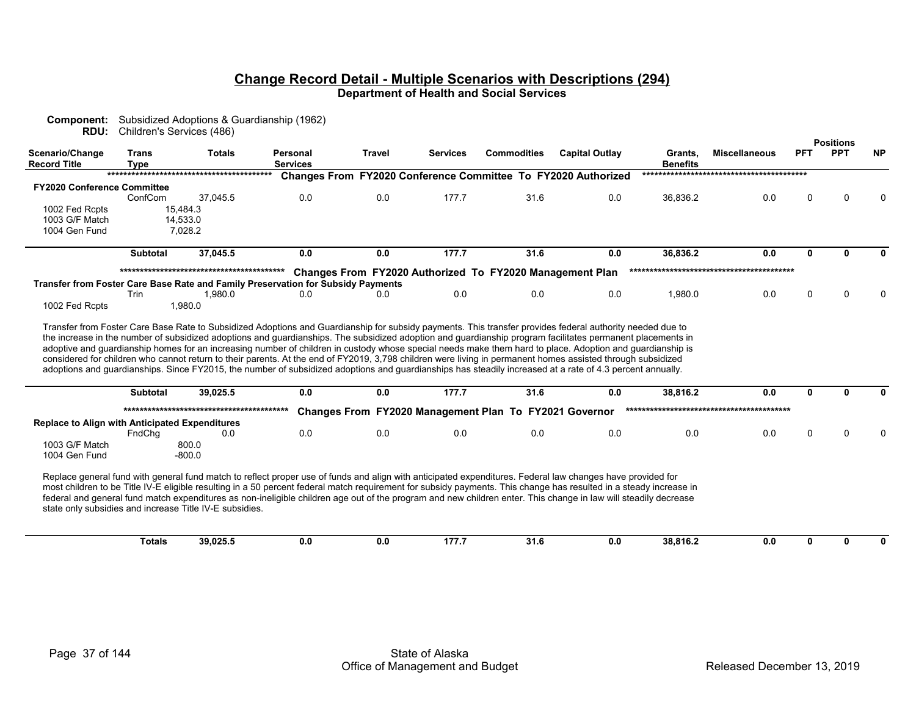## Change Record Detail - Multiple Scenarios with Descriptions (294)

**Department of Health and Social Services**

**Component:** Subsidized Adoptions & Guardianship (1962)
**RDU:** Children's Services (486)

| Scenario/Change Record Title | Trans Type | Totals | Personal Services | Travel | Services | Commodities | Capital Outlay | Grants, Benefits | Miscellaneous | PFT | PPT | NP |
|---|---|---|---|---|---|---|---|---|---|---|---|---|
| | | | **Changes From FY2020 Conference Committee To FY2020 Authorized** | | | | | | | | | |
| **FY2020 Conference Committee** | | | | | | | | | | | | |
| | ConfCom | 37,045.5 | 0.0 | 0.0 | 177.7 | 31.6 | 0.0 | 36,836.2 | 0.0 | 0 | 0 | 0 |
| 1002 Fed Rcpts | | 15,484.3 | | | | | | | | | | |
| 1003 G/F Match | | 14,533.0 | | | | | | | | | | |
| 1004 Gen Fund | | 7,028.2 | | | | | | | | | | |
| | **Subtotal** | **37,045.5** | **0.0** | **0.0** | **177.7** | **31.6** | **0.0** | **36,836.2** | **0.0** | **0** | **0** | **0** |
| | | | **Changes From FY2020 Authorized To FY2020 Management Plan** | | | | | | | | | |
| **Transfer from Foster Care Base Rate and Family Preservation for Subsidy Payments** | | | | | | | | | | | | |
| | Trin | 1,980.0 | 0.0 | 0.0 | 0.0 | 0.0 | 0.0 | 1,980.0 | 0.0 | 0 | 0 | 0 |
| 1002 Fed Rcpts | | 1,980.0 | | | | | | | | | | |

Transfer from Foster Care Base Rate to Subsidized Adoptions and Guardianship for subsidy payments. This transfer provides federal authority needed due to the increase in the number of subsidized adoptions and guardianships. The subsidized adoption and guardianship program facilitates permanent placements in adoptive and guardianship homes for an increasing number of children in custody whose special needs make them hard to place. Adoption and guardianship is considered for children who cannot return to their parents. At the end of FY2019, 3,798 children were living in permanent homes assisted through subsidized adoptions and guardianships. Since FY2015, the number of subsidized adoptions and guardianships has steadily increased at a rate of 4.3 percent annually.

| Scenario/Change Record Title | Trans Type | Totals | Personal Services | Travel | Services | Commodities | Capital Outlay | Grants, Benefits | Miscellaneous | PFT | PPT | NP |
|---|---|---|---|---|---|---|---|---|---|---|---|---|
| | **Subtotal** | **39,025.5** | **0.0** | **0.0** | **177.7** | **31.6** | **0.0** | **38,816.2** | **0.0** | **0** | **0** | **0** |
| | | | **Changes From FY2020 Management Plan To FY2021 Governor** | | | | | | | | | |
| **Replace to Align with Anticipated Expenditures** | | | | | | | | | | | | |
| | FndChg | 0.0 | 0.0 | 0.0 | 0.0 | 0.0 | 0.0 | 0.0 | 0.0 | 0 | 0 | 0 |
| 1003 G/F Match | | 800.0 | | | | | | | | | | |
| 1004 Gen Fund | | -800.0 | | | | | | | | | | |

Replace general fund with general fund match to reflect proper use of funds and align with anticipated expenditures. Federal law changes have provided for most children to be Title IV-E eligible resulting in a 50 percent federal match requirement for subsidy payments. This change has resulted in a steady increase in federal and general fund match expenditures as non-ineligible children age out of the program and new children enter. This change in law will steadily decrease state only subsidies and increase Title IV-E subsidies.

| Scenario/Change Record Title | Trans Type | Totals | Personal Services | Travel | Services | Commodities | Capital Outlay | Grants, Benefits | Miscellaneous | PFT | PPT | NP |
|---|---|---|---|---|---|---|---|---|---|---|---|---|
| | **Totals** | **39,025.5** | **0.0** | **0.0** | **177.7** | **31.6** | **0.0** | **38,816.2** | **0.0** | **0** | **0** | **0** |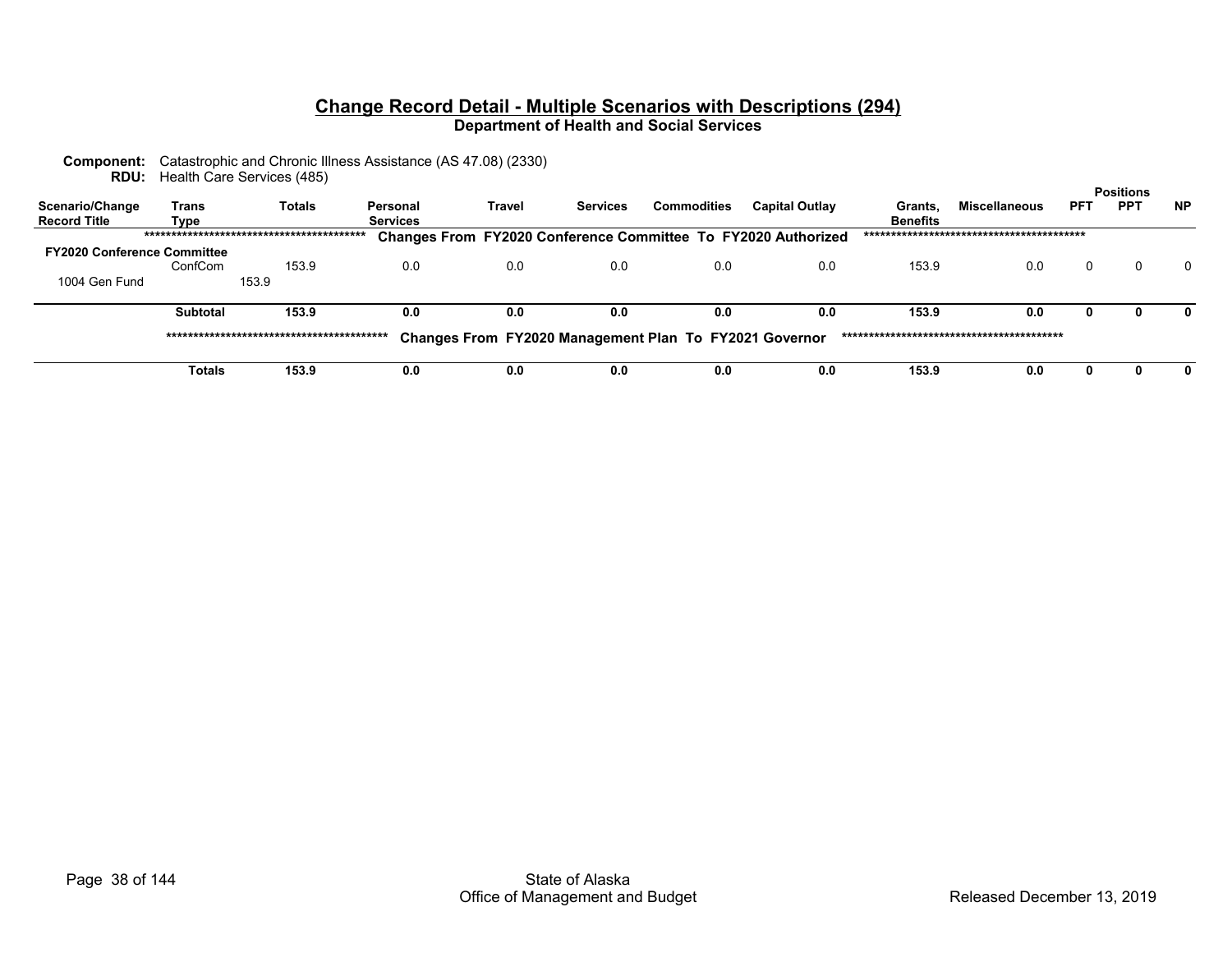## Change Record Detail - Multiple Scenarios with Descriptions (294)

**Department of Health and Social Services**

**Component:** Catastrophic and Chronic Illness Assistance (AS 47.08) (2330)
**RDU:** Health Care Services (485)

| Scenario/Change Record Title | Trans Type | Totals | Personal Services | Travel | Services | Commodities | Capital Outlay | Grants, Benefits | Miscellaneous | Positions PFT | Positions PPT | Positions NP |
|---|---|---|---|---|---|---|---|---|---|---|---|---|
| | | | ***** Changes From FY2020 Conference Committee To FY2020 Authorized ***** | | | | | | | | | |
| **FY2020 Conference Committee** | | | | | | | | | | | | |
| | ConfCom | 153.9 | 0.0 | 0.0 | 0.0 | 0.0 | 0.0 | 153.9 | 0.0 | 0 | 0 | 0 |
| 1004 Gen Fund | 153.9 | | | | | | | | | | | |
| | **Subtotal** | **153.9** | **0.0** | **0.0** | **0.0** | **0.0** | **0.0** | **153.9** | **0.0** | **0** | **0** | **0** |
| | | | ***** Changes From FY2020 Management Plan To FY2021 Governor ***** | | | | | | | | | |
| | **Totals** | **153.9** | **0.0** | **0.0** | **0.0** | **0.0** | **0.0** | **153.9** | **0.0** | **0** | **0** | **0** |

State of Alaska
Office of Management and Budget

Released December 13, 2019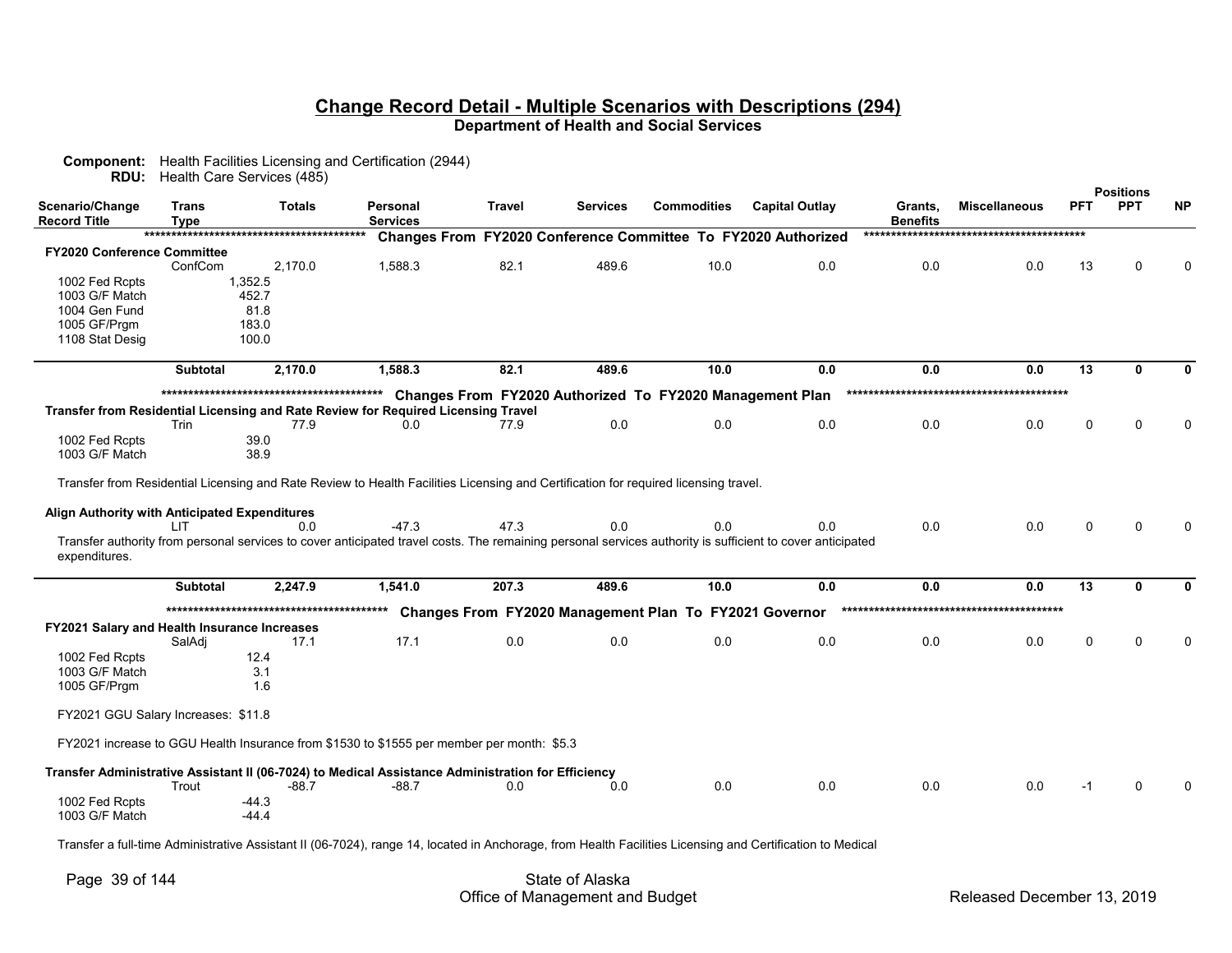# Change Record Detail - Multiple Scenarios with Descriptions (294)

**Department of Health and Social Services**

**Component:** Health Facilities Licensing and Certification (2944)
**RDU:** Health Care Services (485)

| Scenario/Change Record Title | Trans Type | Totals | Personal Services | Travel | Services | Commodities | Capital Outlay | Grants, Benefits | Miscellaneous | PFT | PPT | NP |
|---|---|---|---|---|---|---|---|---|---|---|---|---|
| ***Changes From FY2020 Conference Committee To FY2020 Authorized*** | | | | | | | | | | | | |
| **FY2020 Conference Committee** | ConfCom | 2,170.0 | 1,588.3 | 82.1 | 489.6 | 10.0 | 0.0 | 0.0 | 0.0 | 13 | 0 | 0 |
| 1002 Fed Rcpts | | 1,352.5 | | | | | | | | | | |
| 1003 G/F Match | | 452.7 | | | | | | | | | | |
| 1004 Gen Fund | | 81.8 | | | | | | | | | | |
| 1005 GF/Prgm | | 183.0 | | | | | | | | | | |
| 1108 Stat Desig | | 100.0 | | | | | | | | | | |
| | **Subtotal** | **2,170.0** | **1,588.3** | **82.1** | **489.6** | **10.0** | **0.0** | **0.0** | **0.0** | **13** | **0** | **0** |
| ***Changes From FY2020 Authorized To FY2020 Management Plan*** | | | | | | | | | | | | |
| **Transfer from Residential Licensing and Rate Review for Required Licensing Travel** | Trin | 77.9 | 0.0 | 77.9 | 0.0 | 0.0 | 0.0 | 0.0 | 0.0 | 0 | 0 | 0 |
| 1002 Fed Rcpts | | 39.0 | | | | | | | | | | |
| 1003 G/F Match | | 38.9 | | | | | | | | | | |
| Transfer from Residential Licensing and Rate Review to Health Facilities Licensing and Certification for required licensing travel. | | | | | | | | | | | | |
| **Align Authority with Anticipated Expenditures** | LIT | 0.0 | -47.3 | 47.3 | 0.0 | 0.0 | 0.0 | 0.0 | 0.0 | 0 | 0 | 0 |
| Transfer authority from personal services to cover anticipated travel costs. The remaining personal services authority is sufficient to cover anticipated expenditures. | | | | | | | | | | | | |
| | **Subtotal** | **2,247.9** | **1,541.0** | **207.3** | **489.6** | **10.0** | **0.0** | **0.0** | **0.0** | **13** | **0** | **0** |
| ***Changes From FY2020 Management Plan To FY2021 Governor*** | | | | | | | | | | | | |
| **FY2021 Salary and Health Insurance Increases** | SalAdj | 17.1 | 17.1 | 0.0 | 0.0 | 0.0 | 0.0 | 0.0 | 0.0 | 0 | 0 | 0 |
| 1002 Fed Rcpts | | 12.4 | | | | | | | | | | |
| 1003 G/F Match | | 3.1 | | | | | | | | | | |
| 1005 GF/Prgm | | 1.6 | | | | | | | | | | |
| FY2021 GGU Salary Increases: $11.8 | | | | | | | | | | | | |
| FY2021 increase to GGU Health Insurance from $1530 to $1555 per member per month: $5.3 | | | | | | | | | | | | |
| **Transfer Administrative Assistant II (06-7024) to Medical Assistance Administration for Efficiency** | Trout | -88.7 | -88.7 | 0.0 | 0.0 | 0.0 | 0.0 | 0.0 | 0.0 | -1 | 0 | 0 |
| 1002 Fed Rcpts | | -44.3 | | | | | | | | | | |
| 1003 G/F Match | | -44.4 | | | | | | | | | | |
| Transfer a full-time Administrative Assistant II (06-7024), range 14, located in Anchorage, from Health Facilities Licensing and Certification to Medical | | | | | | | | | | | | |

State of Alaska
Office of Management and Budget
Released December 13, 2019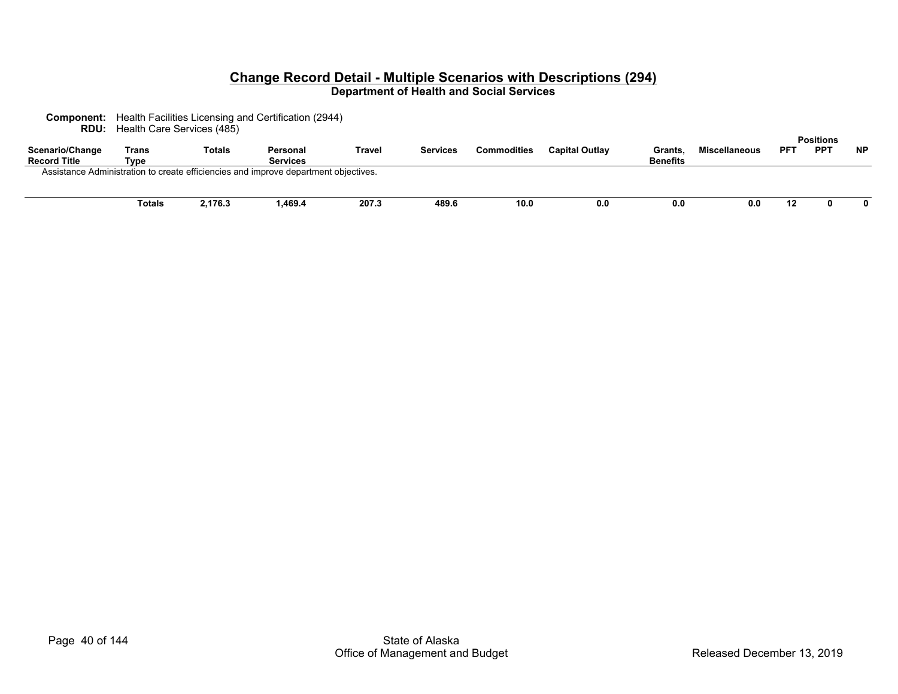## Change Record Detail - Multiple Scenarios with Descriptions (294)

**Department of Health and Social Services**

**Component:** Health Facilities Licensing and Certification (2944)
**RDU:** Health Care Services (485)

| Scenario/Change Record Title | Trans Type | Totals | Personal Services | Travel | Services | Commodities | Capital Outlay | Grants, Benefits | Miscellaneous | Positions PFT | Positions PPT | Positions NP |
|---|---|---|---|---|---|---|---|---|---|---|---|---|
| Assistance Administration to create efficiencies and improve department objectives. | | | | | | | | | | | | |
| | **Totals** | **2,176.3** | **1,469.4** | **207.3** | **489.6** | **10.0** | **0.0** | **0.0** | **0.0** | **12** | **0** | **0** |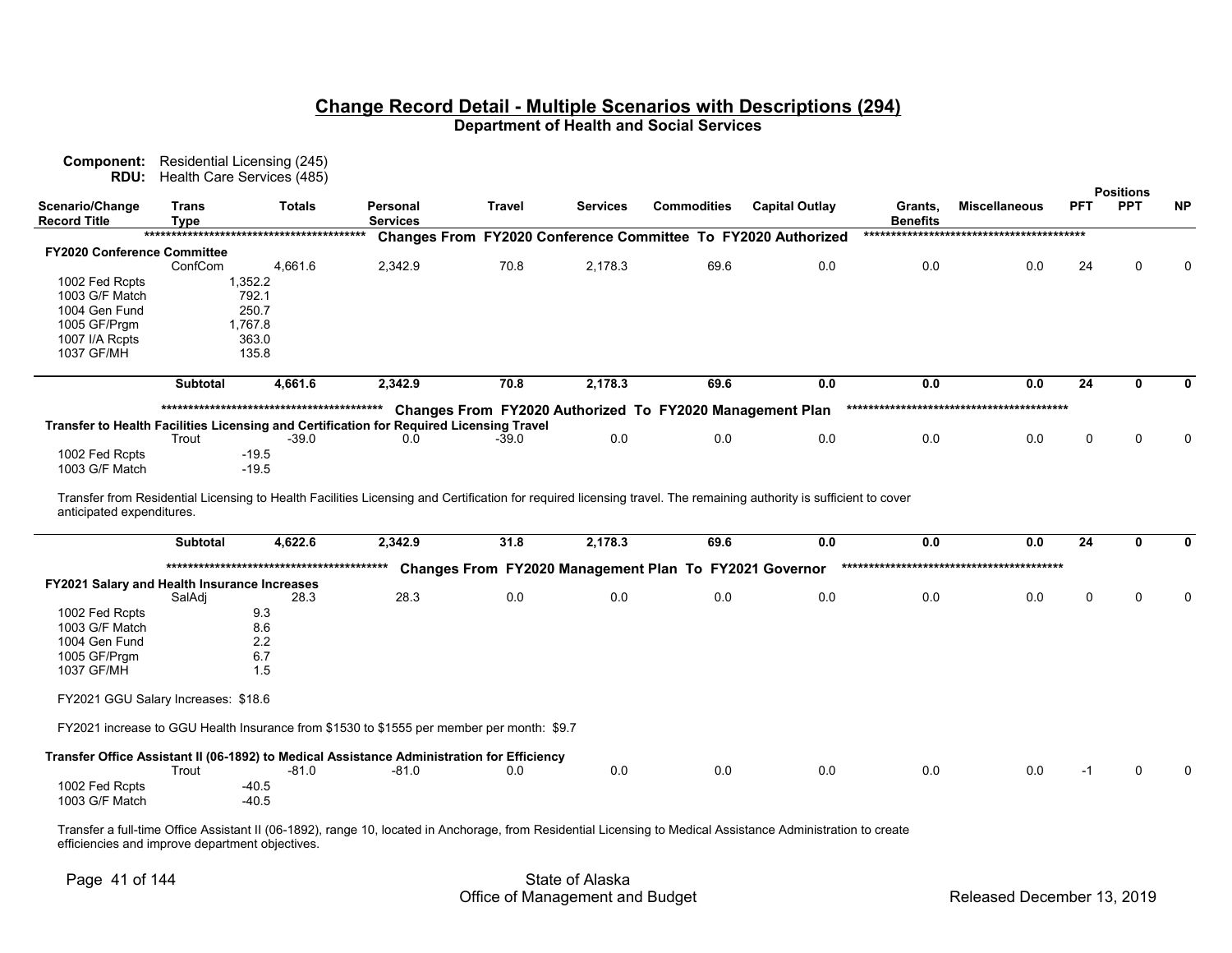## Change Record Detail - Multiple Scenarios with Descriptions (294)

### Department of Health and Social Services

**Component:** Residential Licensing (245)
**RDU:** Health Care Services (485)

| Scenario/Change Record Title | Trans Type | Totals | Personal Services | Travel | Services | Commodities | Capital Outlay | Grants, Benefits | Miscellaneous | Positions PFT | Positions PPT | Positions NP |
|---|---|---|---|---|---|---|---|---|---|---|---|---|
| | | | ***** Changes From FY2020 Conference Committee To FY2020 Authorized ***** | | | | | | | | | |
| **FY2020 Conference Committee** | | | | | | | | | | | | |
| | ConfCom | 4,661.6 | 2,342.9 | 70.8 | 2,178.3 | 69.6 | 0.0 | 0.0 | 0.0 | 24 | 0 | 0 |
| 1002 Fed Rcpts | | 1,352.2 | | | | | | | | | | |
| 1003 G/F Match | | 792.1 | | | | | | | | | | |
| 1004 Gen Fund | | 250.7 | | | | | | | | | | |
| 1005 GF/Prgm | | 1,767.8 | | | | | | | | | | |
| 1007 I/A Rcpts | | 363.0 | | | | | | | | | | |
| 1037 GF/MH | | 135.8 | | | | | | | | | | |
| | **Subtotal** | **4,661.6** | **2,342.9** | **70.8** | **2,178.3** | **69.6** | **0.0** | **0.0** | **0.0** | **24** | **0** | **0** |
| | | | ***** Changes From FY2020 Authorized To FY2020 Management Plan ***** | | | | | | | | | |
| **Transfer to Health Facilities Licensing and Certification for Required Licensing Travel** | | | | | | | | | | | | |
| | Trout | -39.0 | 0.0 | -39.0 | 0.0 | 0.0 | 0.0 | 0.0 | 0.0 | 0 | 0 | 0 |
| 1002 Fed Rcpts | | -19.5 | | | | | | | | | | |
| 1003 G/F Match | | -19.5 | | | | | | | | | | |

Transfer from Residential Licensing to Health Facilities Licensing and Certification for required licensing travel. The remaining authority is sufficient to cover anticipated expenditures.

| Scenario/Change Record Title | Trans Type | Totals | Personal Services | Travel | Services | Commodities | Capital Outlay | Grants, Benefits | Miscellaneous | Positions PFT | Positions PPT | Positions NP |
|---|---|---|---|---|---|---|---|---|---|---|---|---|
| | **Subtotal** | **4,622.6** | **2,342.9** | **31.8** | **2,178.3** | **69.6** | **0.0** | **0.0** | **0.0** | **24** | **0** | **0** |
| | | | ***** Changes From FY2020 Management Plan To FY2021 Governor ***** | | | | | | | | | |
| **FY2021 Salary and Health Insurance Increases** | | | | | | | | | | | | |
| | SalAdj | 28.3 | 28.3 | 0.0 | 0.0 | 0.0 | 0.0 | 0.0 | 0.0 | 0 | 0 | 0 |
| 1002 Fed Rcpts | | 9.3 | | | | | | | | | | |
| 1003 G/F Match | | 8.6 | | | | | | | | | | |
| 1004 Gen Fund | | 2.2 | | | | | | | | | | |
| 1005 GF/Prgm | | 6.7 | | | | | | | | | | |
| 1037 GF/MH | | 1.5 | | | | | | | | | | |

FY2021 GGU Salary Increases: $18.6

FY2021 increase to GGU Health Insurance from $1530 to $1555 per member per month: $9.7

| Scenario/Change Record Title | Trans Type | Totals | Personal Services | Travel | Services | Commodities | Capital Outlay | Grants, Benefits | Miscellaneous | Positions PFT | Positions PPT | Positions NP |
|---|---|---|---|---|---|---|---|---|---|---|---|---|
| **Transfer Office Assistant II (06-1892) to Medical Assistance Administration for Efficiency** | | | | | | | | | | | | |
| | Trout | -81.0 | -81.0 | 0.0 | 0.0 | 0.0 | 0.0 | 0.0 | 0.0 | -1 | 0 | 0 |
| 1002 Fed Rcpts | | -40.5 | | | | | | | | | | |
| 1003 G/F Match | | -40.5 | | | | | | | | | | |

Transfer a full-time Office Assistant II (06-1892), range 10, located in Anchorage, from Residential Licensing to Medical Assistance Administration to create efficiencies and improve department objectives.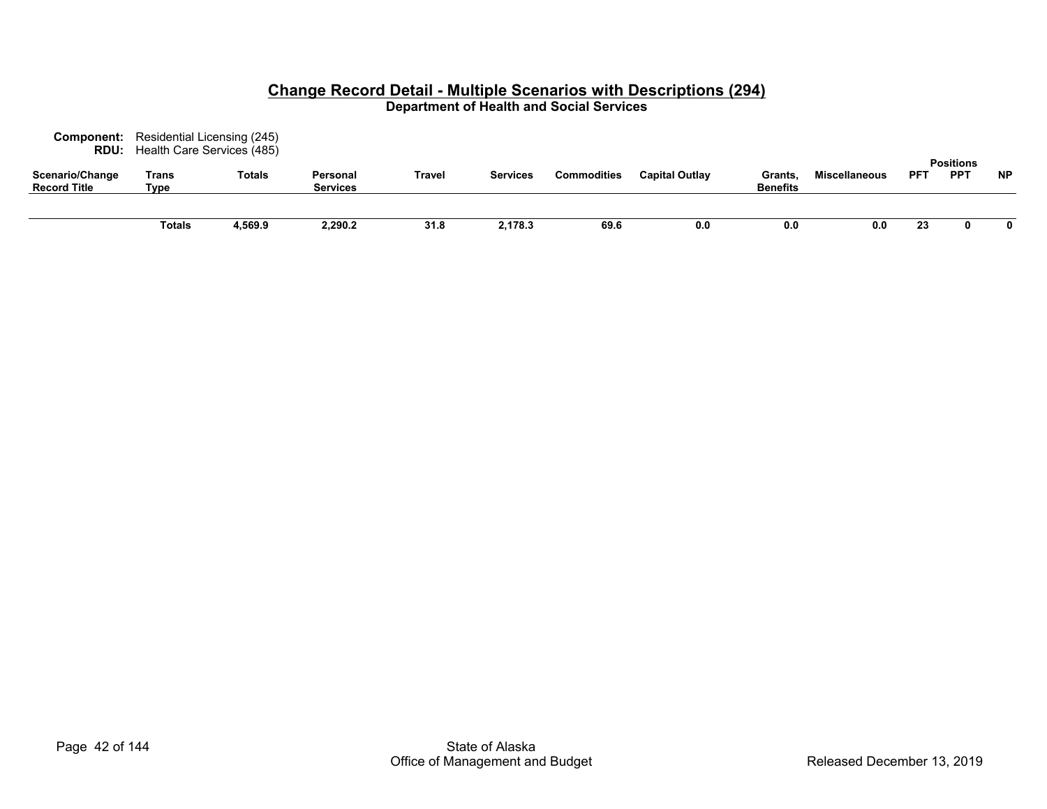## Change Record Detail - Multiple Scenarios with Descriptions (294)

**Department of Health and Social Services**

**Component:** Residential Licensing (245)
**RDU:** Health Care Services (485)

| Scenario/Change Record Title | Trans Type | Totals | Personal Services | Travel | Services | Commodities | Capital Outlay | Grants, Benefits | Miscellaneous | Positions PFT | Positions PPT | Positions NP |
|---|---|---|---|---|---|---|---|---|---|---|---|---|
| | **Totals** | **4,569.9** | **2,290.2** | **31.8** | **2,178.3** | **69.6** | **0.0** | **0.0** | **0.0** | **23** | **0** | **0** |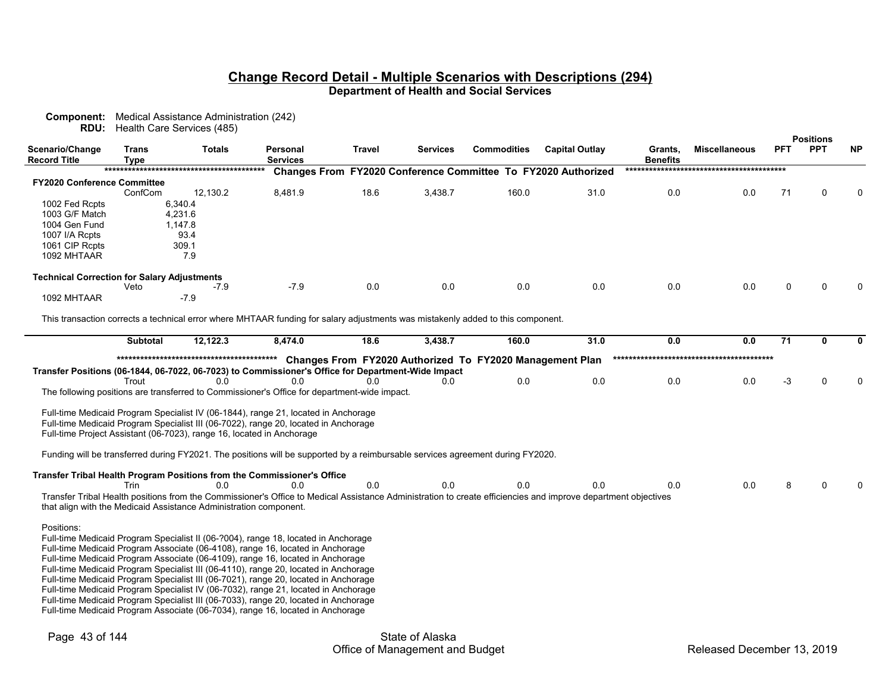# Change Record Detail - Multiple Scenarios with Descriptions (294)

## Department of Health and Social Services

**Component:** Medical Assistance Administration (242)
**RDU:** Health Care Services (485)

| Scenario/Change Record Title | Trans Type | Totals | Personal Services | Travel | Services | Commodities | Capital Outlay | Grants, Benefits | Miscellaneous | PFT | PPT | NP |
|---|---|---|---|---|---|---|---|---|---|---|---|---|
| | | | | **Changes From FY2020 Conference Committee To FY2020 Authorized** | | | | | | | | |
| **FY2020 Conference Committee** | | | | | | | | | | | | |
| | ConfCom | 12,130.2 | 8,481.9 | 18.6 | 3,438.7 | 160.0 | 31.0 | 0.0 | 0.0 | 71 | 0 | 0 |
| 1002 Fed Rcpts | | 6,340.4 | | | | | | | | | | |
| 1003 G/F Match | | 4,231.6 | | | | | | | | | | |
| 1004 Gen Fund | | 1,147.8 | | | | | | | | | | |
| 1007 I/A Rcpts | | 93.4 | | | | | | | | | | |
| 1061 CIP Rcpts | | 309.1 | | | | | | | | | | |
| 1092 MHTAAR | | 7.9 | | | | | | | | | | |
| **Technical Correction for Salary Adjustments** | | | | | | | | | | | | |
| | Veto | -7.9 | -7.9 | 0.0 | 0.0 | 0.0 | 0.0 | 0.0 | 0.0 | 0 | 0 | 0 |
| 1092 MHTAAR | | -7.9 | | | | | | | | | | |

This transaction corrects a technical error where MHTAAR funding for salary adjustments was mistakenly added to this component.

| | Trans Type | Totals | Personal Services | Travel | Services | Commodities | Capital Outlay | Grants, Benefits | Miscellaneous | PFT | PPT | NP |
|---|---|---|---|---|---|---|---|---|---|---|---|---|
| | **Subtotal** | **12,122.3** | **8,474.0** | **18.6** | **3,438.7** | **160.0** | **31.0** | **0.0** | **0.0** | **71** | **0** | **0** |
| | | | | **Changes From FY2020 Authorized To FY2020 Management Plan** | | | | | | | | |
| **Transfer Positions (06-1844, 06-7022, 06-7023) to Commissioner's Office for Department-Wide Impact** | | | | | | | | | | | | |
| | Trout | 0.0 | 0.0 | 0.0 | 0.0 | 0.0 | 0.0 | 0.0 | 0.0 | -3 | 0 | 0 |

The following positions are transferred to Commissioner's Office for department-wide impact.

Full-time Medicaid Program Specialist IV (06-1844), range 21, located in Anchorage
Full-time Medicaid Program Specialist III (06-7022), range 20, located in Anchorage
Full-time Project Assistant (06-7023), range 16, located in Anchorage

Funding will be transferred during FY2021. The positions will be supported by a reimbursable services agreement during FY2020.

| Scenario/Change Record Title | Trans Type | Totals | Personal Services | Travel | Services | Commodities | Capital Outlay | Grants, Benefits | Miscellaneous | PFT | PPT | NP |
|---|---|---|---|---|---|---|---|---|---|---|---|---|
| **Transfer Tribal Health Program Positions from the Commissioner's Office** | | | | | | | | | | | | |
| | Trin | 0.0 | 0.0 | 0.0 | 0.0 | 0.0 | 0.0 | 0.0 | 0.0 | 8 | 0 | 0 |

Transfer Tribal Health positions from the Commissioner's Office to Medical Assistance Administration to create efficiencies and improve department objectives that align with the Medicaid Assistance Administration component.

Positions:
Full-time Medicaid Program Specialist II (06-?004), range 18, located in Anchorage
Full-time Medicaid Program Associate (06-4108), range 16, located in Anchorage
Full-time Medicaid Program Associate (06-4109), range 16, located in Anchorage
Full-time Medicaid Program Specialist III (06-4110), range 20, located in Anchorage
Full-time Medicaid Program Specialist III (06-7021), range 20, located in Anchorage
Full-time Medicaid Program Specialist IV (06-7032), range 21, located in Anchorage
Full-time Medicaid Program Specialist III (06-7033), range 20, located in Anchorage
Full-time Medicaid Program Associate (06-7034), range 16, located in Anchorage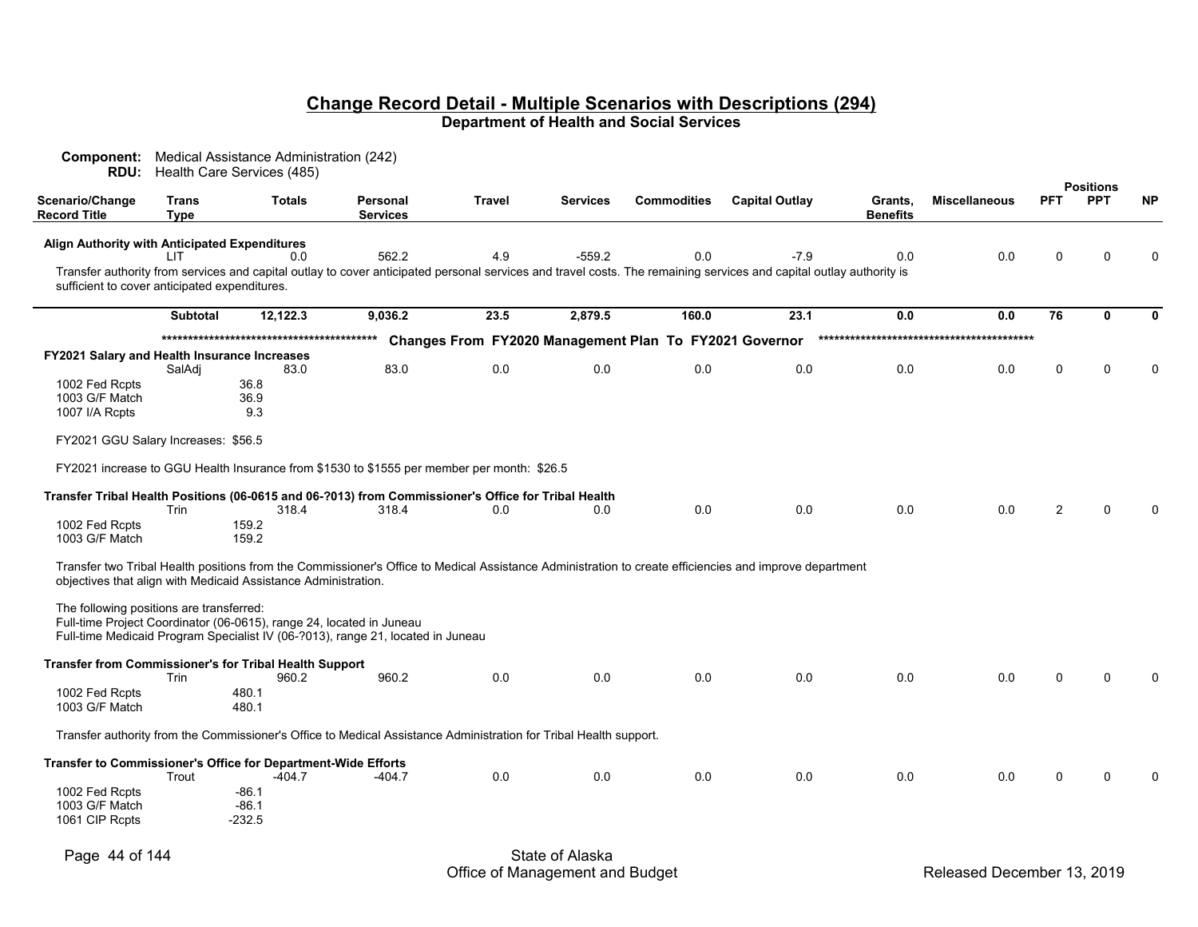## Change Record Detail - Multiple Scenarios with Descriptions (294)
### Department of Health and Social Services

**Component:** Medical Assistance Administration (242)
**RDU:** Health Care Services (485)

| Scenario/Change Record Title | Trans Type | Totals | Personal Services | Travel | Services | Commodities | Capital Outlay | Grants, Benefits | Miscellaneous | Positions PFT | Positions PPT | Positions NP |
|---|---|---|---|---|---|---|---|---|---|---|---|---|
| **Align Authority with Anticipated Expenditures** | LIT | 0.0 | 562.2 | 4.9 | -559.2 | 0.0 | -7.9 | 0.0 | 0.0 | 0 | 0 | 0 |

Transfer authority from services and capital outlay to cover anticipated personal services and travel costs. The remaining services and capital outlay authority is sufficient to cover anticipated expenditures.

| | Trans Type | Totals | Personal Services | Travel | Services | Commodities | Capital Outlay | Grants, Benefits | Miscellaneous | PFT | PPT | NP |
|---|---|---|---|---|---|---|---|---|---|---|---|---|
| | **Subtotal** | **12,122.3** | **9,036.2** | **23.5** | **2,879.5** | **160.0** | **23.1** | **0.0** | **0.0** | **76** | **0** | **0** |

******************************************* **Changes From FY2020 Management Plan To FY2021 Governor** *******************************************

| Scenario/Change Record Title | Trans Type | Totals | Personal Services | Travel | Services | Commodities | Capital Outlay | Grants, Benefits | Miscellaneous | PFT | PPT | NP |
|---|---|---|---|---|---|---|---|---|---|---|---|---|
| **FY2021 Salary and Health Insurance Increases** | SalAdj | 83.0 | 83.0 | 0.0 | 0.0 | 0.0 | 0.0 | 0.0 | 0.0 | 0 | 0 | 0 |
| 1002 Fed Rcpts | | 36.8 | | | | | | | | | | |
| 1003 G/F Match | | 36.9 | | | | | | | | | | |
| 1007 I/A Rcpts | | 9.3 | | | | | | | | | | |

FY2021 GGU Salary Increases: $56.5

FY2021 increase to GGU Health Insurance from $1530 to $1555 per member per month: $26.5

| Scenario/Change Record Title | Trans Type | Totals | Personal Services | Travel | Services | Commodities | Capital Outlay | Grants, Benefits | Miscellaneous | PFT | PPT | NP |
|---|---|---|---|---|---|---|---|---|---|---|---|---|
| **Transfer Tribal Health Positions (06-0615 and 06-?013) from Commissioner's Office for Tribal Health** | Trin | 318.4 | 318.4 | 0.0 | 0.0 | 0.0 | 0.0 | 0.0 | 0.0 | 2 | 0 | 0 |
| 1002 Fed Rcpts | | 159.2 | | | | | | | | | | |
| 1003 G/F Match | | 159.2 | | | | | | | | | | |

Transfer two Tribal Health positions from the Commissioner's Office to Medical Assistance Administration to create efficiencies and improve department objectives that align with Medicaid Assistance Administration.

The following positions are transferred:
Full-time Project Coordinator (06-0615), range 24, located in Juneau
Full-time Medicaid Program Specialist IV (06-?013), range 21, located in Juneau

| Scenario/Change Record Title | Trans Type | Totals | Personal Services | Travel | Services | Commodities | Capital Outlay | Grants, Benefits | Miscellaneous | PFT | PPT | NP |
|---|---|---|---|---|---|---|---|---|---|---|---|---|
| **Transfer from Commissioner's for Tribal Health Support** | Trin | 960.2 | 960.2 | 0.0 | 0.0 | 0.0 | 0.0 | 0.0 | 0.0 | 0 | 0 | 0 |
| 1002 Fed Rcpts | | 480.1 | | | | | | | | | | |
| 1003 G/F Match | | 480.1 | | | | | | | | | | |

Transfer authority from the Commissioner's Office to Medical Assistance Administration for Tribal Health support.

| Scenario/Change Record Title | Trans Type | Totals | Personal Services | Travel | Services | Commodities | Capital Outlay | Grants, Benefits | Miscellaneous | PFT | PPT | NP |
|---|---|---|---|---|---|---|---|---|---|---|---|---|
| **Transfer to Commissioner's Office for Department-Wide Efforts** | Trout | -404.7 | -404.7 | 0.0 | 0.0 | 0.0 | 0.0 | 0.0 | 0.0 | 0 | 0 | 0 |
| 1002 Fed Rcpts | | -86.1 | | | | | | | | | | |
| 1003 G/F Match | | -86.1 | | | | | | | | | | |
| 1061 CIP Rcpts | | -232.5 | | | | | | | | | | |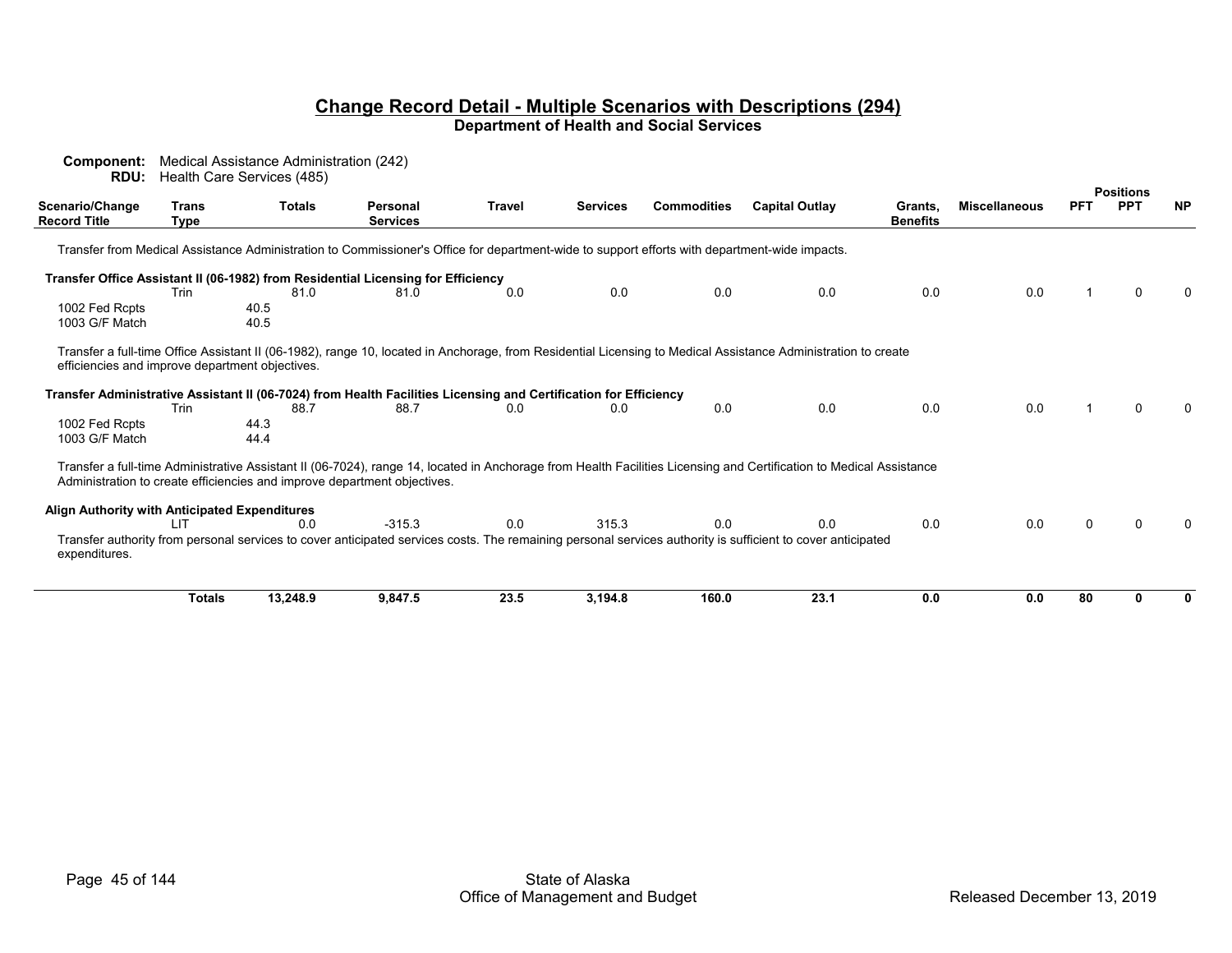# Change Record Detail - Multiple Scenarios with Descriptions (294)

**Department of Health and Social Services**

**Component:** Medical Assistance Administration (242)
**RDU:** Health Care Services (485)

| Scenario/Change Record Title | Trans Type | Totals | Personal Services | Travel | Services | Commodities | Capital Outlay | Grants, Benefits | Miscellaneous | Positions PFT | Positions PPT | Positions NP |
|---|---|---|---|---|---|---|---|---|---|---|---|---|
| Transfer from Medical Assistance Administration to Commissioner's Office for department-wide to support efforts with department-wide impacts. | | | | | | | | | | | | |
| **Transfer Office Assistant II (06-1982) from Residential Licensing for Efficiency** | | | | | | | | | | | | |
| | Trin | 81.0 | 81.0 | 0.0 | 0.0 | 0.0 | 0.0 | 0.0 | 0.0 | 1 | 0 | 0 |
| 1002 Fed Rcpts | | 40.5 | | | | | | | | | | |
| 1003 G/F Match | | 40.5 | | | | | | | | | | |
| Transfer a full-time Office Assistant II (06-1982), range 10, located in Anchorage, from Residential Licensing to Medical Assistance Administration to create efficiencies and improve department objectives. | | | | | | | | | | | | |
| **Transfer Administrative Assistant II (06-7024) from Health Facilities Licensing and Certification for Efficiency** | | | | | | | | | | | | |
| | Trin | 88.7 | 88.7 | 0.0 | 0.0 | 0.0 | 0.0 | 0.0 | 0.0 | 1 | 0 | 0 |
| 1002 Fed Rcpts | | 44.3 | | | | | | | | | | |
| 1003 G/F Match | | 44.4 | | | | | | | | | | |
| Transfer a full-time Administrative Assistant II (06-7024), range 14, located in Anchorage from Health Facilities Licensing and Certification to Medical Assistance Administration to create efficiencies and improve department objectives. | | | | | | | | | | | | |
| **Align Authority with Anticipated Expenditures** | | | | | | | | | | | | |
| | LIT | 0.0 | -315.3 | 0.0 | 315.3 | 0.0 | 0.0 | 0.0 | 0.0 | 0 | 0 | 0 |
| Transfer authority from personal services to cover anticipated services costs. The remaining personal services authority is sufficient to cover anticipated expenditures. | | | | | | | | | | | | |
| | **Totals** | **13,248.9** | **9,847.5** | **23.5** | **3,194.8** | **160.0** | **23.1** | **0.0** | **0.0** | **80** | **0** | **0** |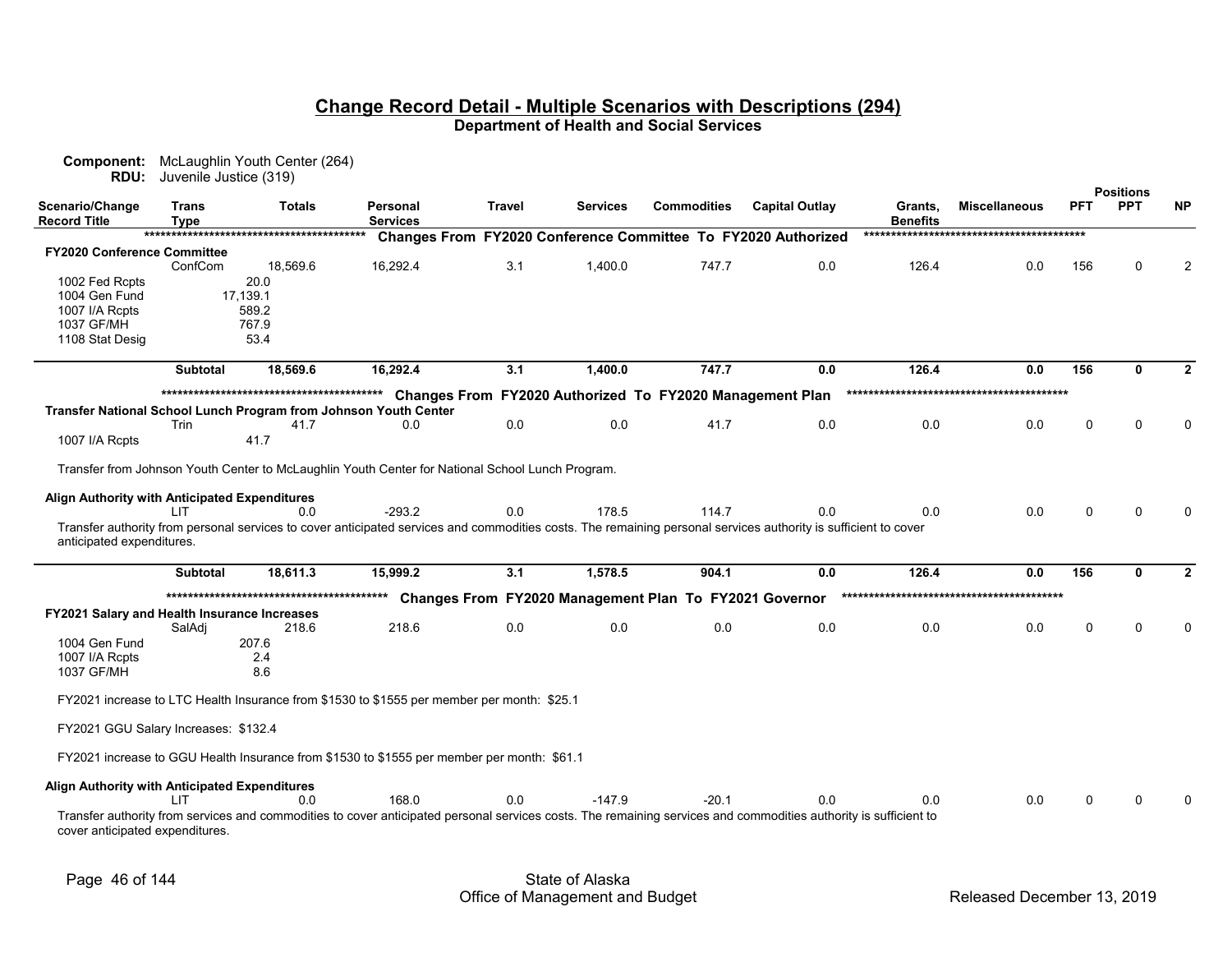## Change Record Detail - Multiple Scenarios with Descriptions (294)

**Department of Health and Social Services**

**Component:** McLaughlin Youth Center (264)
**RDU:** Juvenile Justice (319)

| Scenario/Change Record Title | Trans Type | Totals | Personal Services | Travel | Services | Commodities | Capital Outlay | Grants, Benefits | Miscellaneous | Positions PFT | Positions PPT | Positions NP |
|---|---|---|---|---|---|---|---|---|---|---|---|---|
| **Changes From FY2020 Conference Committee To FY2020 Authorized** | | | | | | | | | | | | |
| **FY2020 Conference Committee** | | | | | | | | | | | | |
| | ConfCom | 18,569.6 | 16,292.4 | 3.1 | 1,400.0 | 747.7 | 0.0 | 126.4 | 0.0 | 156 | 0 | 2 |
| 1002 Fed Rcpts | | 20.0 | | | | | | | | | | |
| 1004 Gen Fund | | 17,139.1 | | | | | | | | | | |
| 1007 I/A Rcpts | | 589.2 | | | | | | | | | | |
| 1037 GF/MH | | 767.9 | | | | | | | | | | |
| 1108 Stat Desig | | 53.4 | | | | | | | | | | |
| | **Subtotal** | **18,569.6** | **16,292.4** | **3.1** | **1,400.0** | **747.7** | **0.0** | **126.4** | **0.0** | **156** | **0** | **2** |
| **Changes From FY2020 Authorized To FY2020 Management Plan** | | | | | | | | | | | | |
| **Transfer National School Lunch Program from Johnson Youth Center** | | | | | | | | | | | | |
| | Trin | 41.7 | 0.0 | 0.0 | 0.0 | 41.7 | 0.0 | 0.0 | 0.0 | 0 | 0 | 0 |
| 1007 I/A Rcpts | | 41.7 | | | | | | | | | | |

Transfer from Johnson Youth Center to McLaughlin Youth Center for National School Lunch Program.

| Scenario/Change Record Title | Trans Type | Totals | Personal Services | Travel | Services | Commodities | Capital Outlay | Grants, Benefits | Miscellaneous | Positions PFT | Positions PPT | Positions NP |
|---|---|---|---|---|---|---|---|---|---|---|---|---|
| **Align Authority with Anticipated Expenditures** | | | | | | | | | | | | |
| | LIT | 0.0 | -293.2 | 0.0 | 178.5 | 114.7 | 0.0 | 0.0 | 0.0 | 0 | 0 | 0 |

Transfer authority from personal services to cover anticipated services and commodities costs. The remaining personal services authority is sufficient to cover anticipated expenditures.

| Scenario/Change Record Title | Trans Type | Totals | Personal Services | Travel | Services | Commodities | Capital Outlay | Grants, Benefits | Miscellaneous | Positions PFT | Positions PPT | Positions NP |
|---|---|---|---|---|---|---|---|---|---|---|---|---|
| | **Subtotal** | **18,611.3** | **15,999.2** | **3.1** | **1,578.5** | **904.1** | **0.0** | **126.4** | **0.0** | **156** | **0** | **2** |
| **Changes From FY2020 Management Plan To FY2021 Governor** | | | | | | | | | | | | |
| **FY2021 Salary and Health Insurance Increases** | | | | | | | | | | | | |
| | SalAdj | 218.6 | 218.6 | 0.0 | 0.0 | 0.0 | 0.0 | 0.0 | 0.0 | 0 | 0 | 0 |
| 1004 Gen Fund | | 207.6 | | | | | | | | | | |
| 1007 I/A Rcpts | | 2.4 | | | | | | | | | | |
| 1037 GF/MH | | 8.6 | | | | | | | | | | |

FY2021 increase to LTC Health Insurance from $1530 to $1555 per member per month: $25.1

FY2021 GGU Salary Increases: $132.4

FY2021 increase to GGU Health Insurance from $1530 to $1555 per member per month: $61.1

| Scenario/Change Record Title | Trans Type | Totals | Personal Services | Travel | Services | Commodities | Capital Outlay | Grants, Benefits | Miscellaneous | Positions PFT | Positions PPT | Positions NP |
|---|---|---|---|---|---|---|---|---|---|---|---|---|
| **Align Authority with Anticipated Expenditures** | | | | | | | | | | | | |
| | LIT | 0.0 | 168.0 | 0.0 | -147.9 | -20.1 | 0.0 | 0.0 | 0.0 | 0 | 0 | 0 |

Transfer authority from services and commodities to cover anticipated personal services costs. The remaining services and commodities authority is sufficient to cover anticipated expenditures.

State of Alaska
Office of Management and Budget

Released December 13, 2019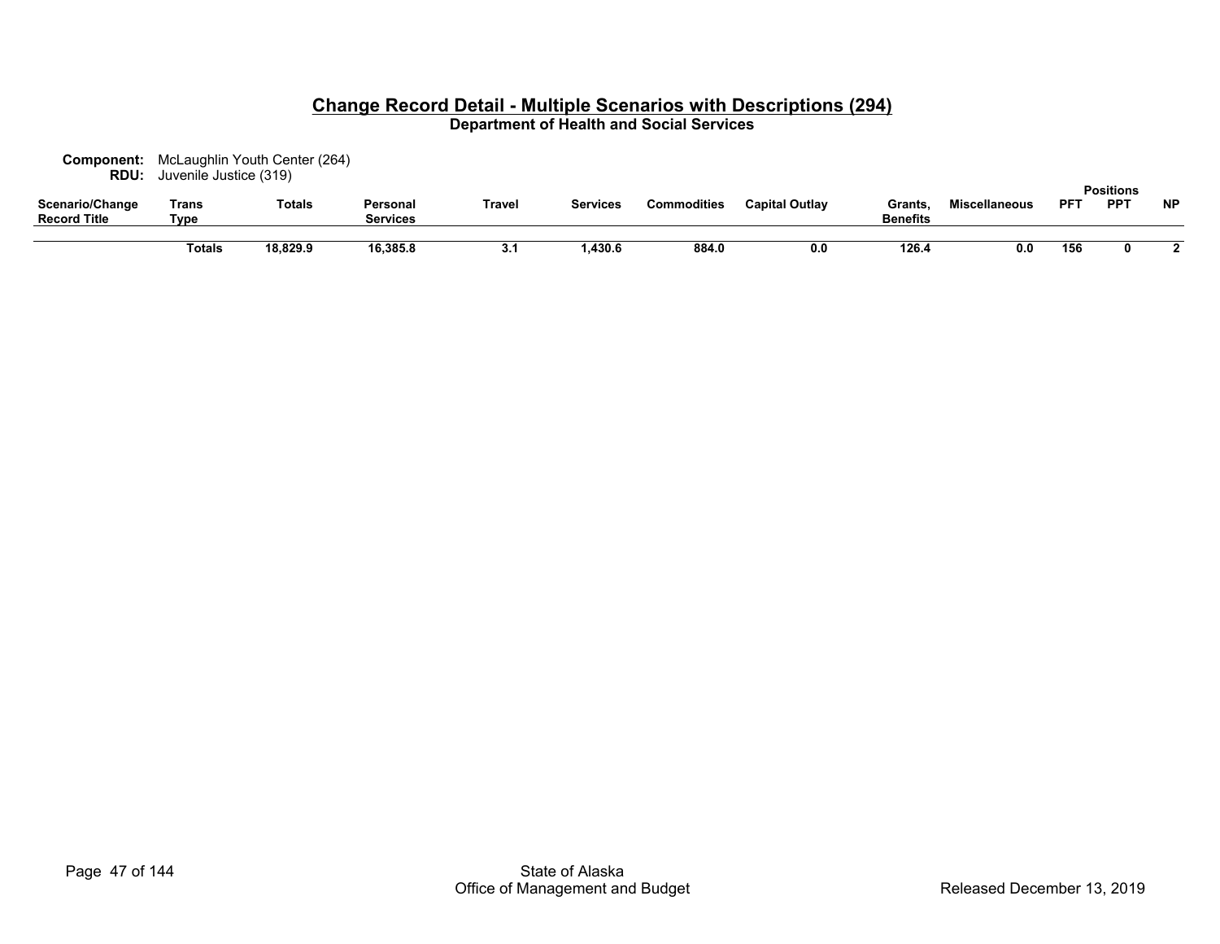## Change Record Detail - Multiple Scenarios with Descriptions (294)

**Department of Health and Social Services**

**Component:** McLaughlin Youth Center (264)
**RDU:** Juvenile Justice (319)

| Scenario/Change Record Title | Trans Type | Totals | Personal Services | Travel | Services | Commodities | Capital Outlay | Grants, Benefits | Miscellaneous | Positions PFT | Positions PPT | Positions NP |
|---|---|---|---|---|---|---|---|---|---|---|---|---|
| | **Totals** | **18,829.9** | **16,385.8** | **3.1** | **1,430.6** | **884.0** | **0.0** | **126.4** | **0.0** | **156** | **0** | **2** |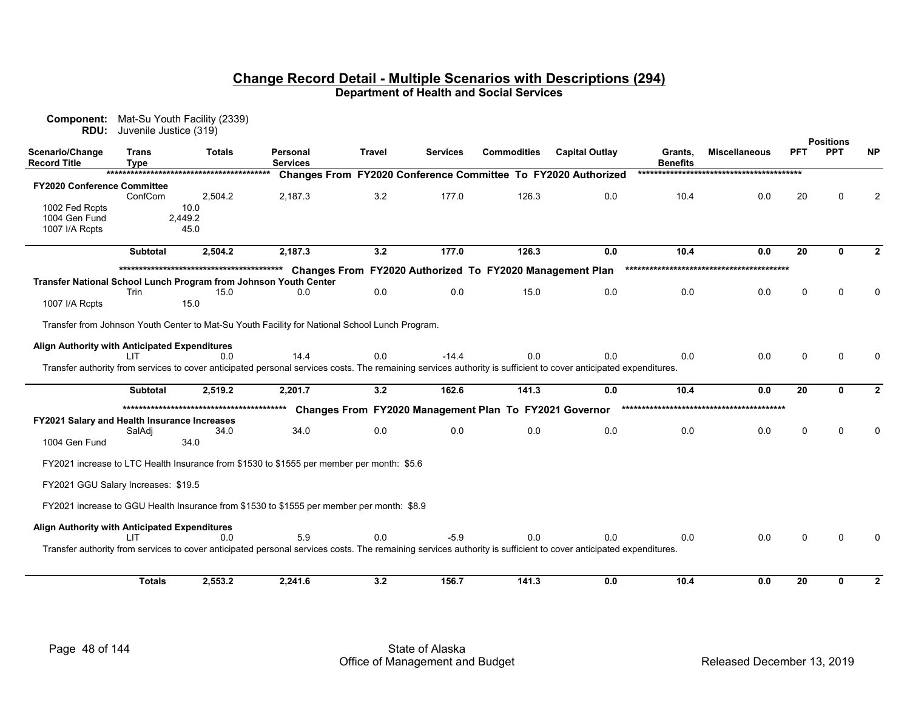## Change Record Detail - Multiple Scenarios with Descriptions (294)

**Department of Health and Social Services**

**Component:** Mat-Su Youth Facility (2339)
**RDU:** Juvenile Justice (319)

| Scenario/Change Record Title | Trans Type | Totals | Personal Services | Travel | Services | Commodities | Capital Outlay | Grants, Benefits | Miscellaneous | PFT | PPT | NP |
|---|---|---|---|---|---|---|---|---|---|---|---|---|
| | | | **Changes From FY2020 Conference Committee To FY2020 Authorized** | | | | | | | | | |
| **FY2020 Conference Committee** | | | | | | | | | | | | |
| | ConfCom | 2,504.2 | 2,187.3 | 3.2 | 177.0 | 126.3 | 0.0 | 10.4 | 0.0 | 20 | 0 | 2 |
| 1002 Fed Rcpts | | 10.0 | | | | | | | | | | |
| 1004 Gen Fund | | 2,449.2 | | | | | | | | | | |
| 1007 I/A Rcpts | | 45.0 | | | | | | | | | | |
| | **Subtotal** | **2,504.2** | **2,187.3** | **3.2** | **177.0** | **126.3** | **0.0** | **10.4** | **0.0** | **20** | **0** | **2** |
| | | | **Changes From FY2020 Authorized To FY2020 Management Plan** | | | | | | | | | |
| **Transfer National School Lunch Program from Johnson Youth Center** | | | | | | | | | | | | |
| | Trin | 15.0 | 0.0 | 0.0 | 0.0 | 15.0 | 0.0 | 0.0 | 0.0 | 0 | 0 | 0 |
| 1007 I/A Rcpts | | 15.0 | | | | | | | | | | |
| Transfer from Johnson Youth Center to Mat-Su Youth Facility for National School Lunch Program. | | | | | | | | | | | | |
| **Align Authority with Anticipated Expenditures** | | | | | | | | | | | | |
| | LIT | 0.0 | 14.4 | 0.0 | -14.4 | 0.0 | 0.0 | 0.0 | 0.0 | 0 | 0 | 0 |
| Transfer authority from services to cover anticipated personal services costs. The remaining services authority is sufficient to cover anticipated expenditures. | | | | | | | | | | | | |
| | **Subtotal** | **2,519.2** | **2,201.7** | **3.2** | **162.6** | **141.3** | **0.0** | **10.4** | **0.0** | **20** | **0** | **2** |
| | | | **Changes From FY2020 Management Plan To FY2021 Governor** | | | | | | | | | |
| **FY2021 Salary and Health Insurance Increases** | | | | | | | | | | | | |
| | SalAdj | 34.0 | 34.0 | 0.0 | 0.0 | 0.0 | 0.0 | 0.0 | 0.0 | 0 | 0 | 0 |
| 1004 Gen Fund | | 34.0 | | | | | | | | | | |
| FY2021 increase to LTC Health Insurance from $1530 to $1555 per member per month: $5.6 | | | | | | | | | | | | |
| FY2021 GGU Salary Increases: $19.5 | | | | | | | | | | | | |
| FY2021 increase to GGU Health Insurance from $1530 to $1555 per member per month: $8.9 | | | | | | | | | | | | |
| **Align Authority with Anticipated Expenditures** | | | | | | | | | | | | |
| | LIT | 0.0 | 5.9 | 0.0 | -5.9 | 0.0 | 0.0 | 0.0 | 0.0 | 0 | 0 | 0 |
| Transfer authority from services to cover anticipated personal services costs. The remaining services authority is sufficient to cover anticipated expenditures. | | | | | | | | | | | | |
| | **Totals** | **2,553.2** | **2,241.6** | **3.2** | **156.7** | **141.3** | **0.0** | **10.4** | **0.0** | **20** | **0** | **2** |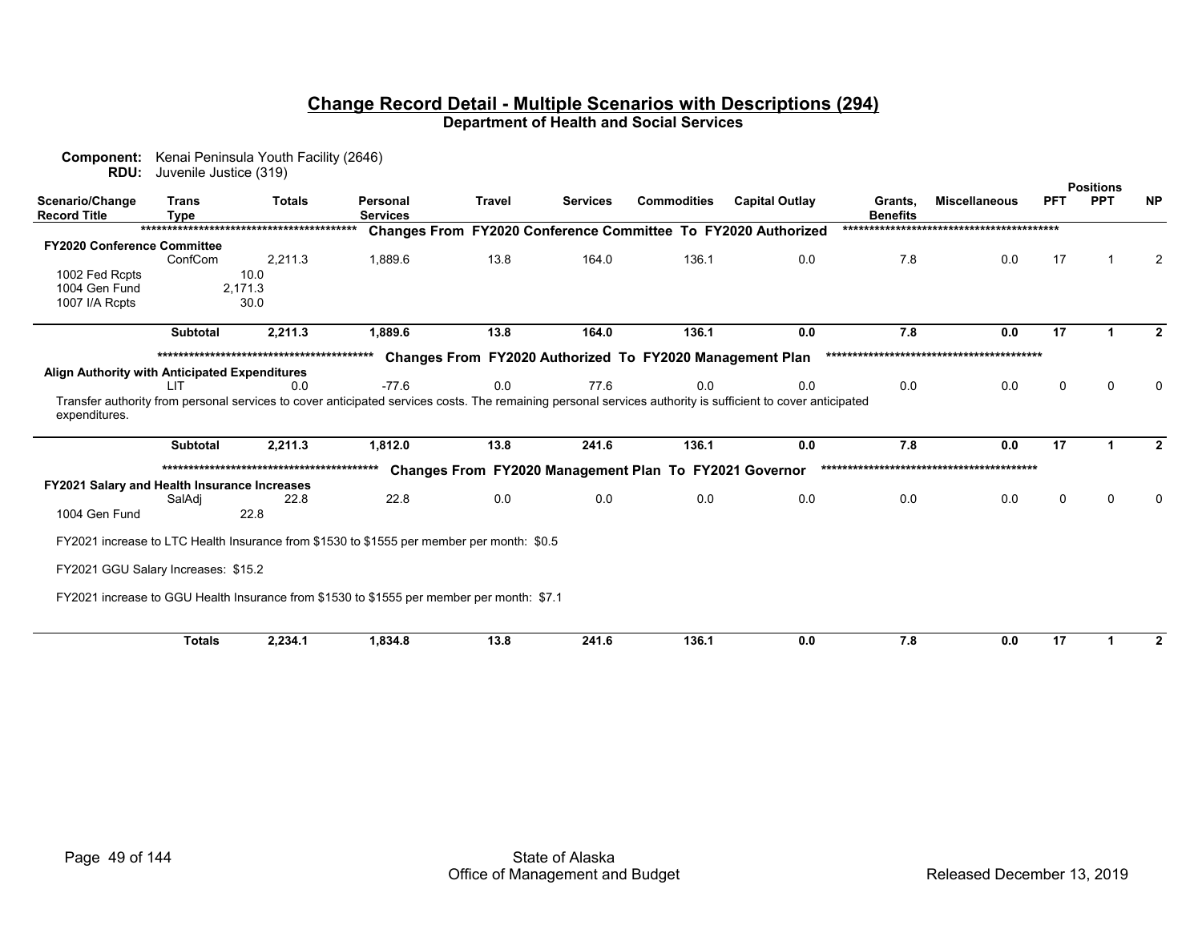## Change Record Detail - Multiple Scenarios with Descriptions (294)

**Department of Health and Social Services**

**Component:** Kenai Peninsula Youth Facility (2646)
**RDU:** Juvenile Justice (319)

| Scenario/Change Record Title | Trans Type | Totals | Personal Services | Travel | Services | Commodities | Capital Outlay | Grants, Benefits | Miscellaneous | Positions PFT | Positions PPT | Positions NP |
|---|---|---|---|---|---|---|---|---|---|---|---|---|
| ***** Changes From FY2020 Conference Committee To FY2020 Authorized ***** | | | | | | | | | | | | |
| **FY2020 Conference Committee** | | | | | | | | | | | | |
| | ConfCom | 2,211.3 | 1,889.6 | 13.8 | 164.0 | 136.1 | 0.0 | 7.8 | 0.0 | 17 | 1 | 2 |
| 1002 Fed Rcpts | | 10.0 | | | | | | | | | | |
| 1004 Gen Fund | | 2,171.3 | | | | | | | | | | |
| 1007 I/A Rcpts | | 30.0 | | | | | | | | | | |
| | **Subtotal** | **2,211.3** | **1,889.6** | **13.8** | **164.0** | **136.1** | **0.0** | **7.8** | **0.0** | **17** | **1** | **2** |
| ***** Changes From FY2020 Authorized To FY2020 Management Plan ***** | | | | | | | | | | | | |
| **Align Authority with Anticipated Expenditures** | | | | | | | | | | | | |
| | LIT | 0.0 | -77.6 | 0.0 | 77.6 | 0.0 | 0.0 | 0.0 | 0.0 | 0 | 0 | 0 |
| Transfer authority from personal services to cover anticipated services costs. The remaining personal services authority is sufficient to cover anticipated expenditures. | | | | | | | | | | | | |
| | **Subtotal** | **2,211.3** | **1,812.0** | **13.8** | **241.6** | **136.1** | **0.0** | **7.8** | **0.0** | **17** | **1** | **2** |
| ***** Changes From FY2020 Management Plan To FY2021 Governor ***** | | | | | | | | | | | | |
| **FY2021 Salary and Health Insurance Increases** | | | | | | | | | | | | |
| | SalAdj | 22.8 | 22.8 | 0.0 | 0.0 | 0.0 | 0.0 | 0.0 | 0.0 | 0 | 0 | 0 |
| 1004 Gen Fund | | 22.8 | | | | | | | | | | |
| FY2021 increase to LTC Health Insurance from $1530 to $1555 per member per month: $0.5 | | | | | | | | | | | | |
| FY2021 GGU Salary Increases: $15.2 | | | | | | | | | | | | |
| FY2021 increase to GGU Health Insurance from $1530 to $1555 per member per month: $7.1 | | | | | | | | | | | | |
| | **Totals** | **2,234.1** | **1,834.8** | **13.8** | **241.6** | **136.1** | **0.0** | **7.8** | **0.0** | **17** | **1** | **2** |

State of Alaska
Office of Management and Budget

Released December 13, 2019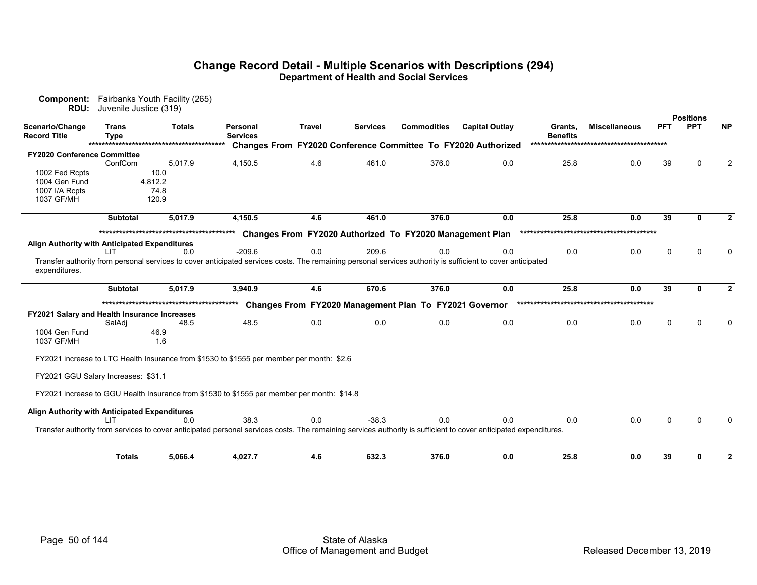# Change Record Detail - Multiple Scenarios with Descriptions (294)

## Department of Health and Social Services

**Component:** Fairbanks Youth Facility (265)
**RDU:** Juvenile Justice (319)

| Scenario/Change Record Title | Trans Type | Totals | Personal Services | Travel | Services | Commodities | Capital Outlay | Grants, Benefits | Miscellaneous | PFT | PPT | NP |
|---|---|---|---|---|---|---|---|---|---|---|---|---|
| ***** Changes From FY2020 Conference Committee To FY2020 Authorized ***** | | | | | | | | | | | | |
| **FY2020 Conference Committee** | ConfCom | 5,017.9 | 4,150.5 | 4.6 | 461.0 | 376.0 | 0.0 | 25.8 | 0.0 | 39 | 0 | 2 |
| 1002 Fed Rcpts | | 10.0 | | | | | | | | | | |
| 1004 Gen Fund | | 4,812.2 | | | | | | | | | | |
| 1007 I/A Rcpts | | 74.8 | | | | | | | | | | |
| 1037 GF/MH | | 120.9 | | | | | | | | | | |
| | **Subtotal** | **5,017.9** | **4,150.5** | **4.6** | **461.0** | **376.0** | **0.0** | **25.8** | **0.0** | **39** | **0** | **2** |
| ***** Changes From FY2020 Authorized To FY2020 Management Plan ***** | | | | | | | | | | | | |
| **Align Authority with Anticipated Expenditures** | LIT | 0.0 | -209.6 | 0.0 | 209.6 | 0.0 | 0.0 | 0.0 | 0.0 | 0 | 0 | 0 |
| Transfer authority from personal services to cover anticipated services costs. The remaining personal services authority is sufficient to cover anticipated expenditures. | | | | | | | | | | | | |
| | **Subtotal** | **5,017.9** | **3,940.9** | **4.6** | **670.6** | **376.0** | **0.0** | **25.8** | **0.0** | **39** | **0** | **2** |
| ***** Changes From FY2020 Management Plan To FY2021 Governor ***** | | | | | | | | | | | | |
| **FY2021 Salary and Health Insurance Increases** | SalAdj | 48.5 | 48.5 | 0.0 | 0.0 | 0.0 | 0.0 | 0.0 | 0.0 | 0 | 0 | 0 |
| 1004 Gen Fund | | 46.9 | | | | | | | | | | |
| 1037 GF/MH | | 1.6 | | | | | | | | | | |
| FY2021 increase to LTC Health Insurance from $1530 to $1555 per member per month: $2.6 | | | | | | | | | | | | |
| FY2021 GGU Salary Increases: $31.1 | | | | | | | | | | | | |
| FY2021 increase to GGU Health Insurance from $1530 to $1555 per member per month: $14.8 | | | | | | | | | | | | |
| **Align Authority with Anticipated Expenditures** | LIT | 0.0 | 38.3 | 0.0 | -38.3 | 0.0 | 0.0 | 0.0 | 0.0 | 0 | 0 | 0 |
| Transfer authority from services to cover anticipated personal services costs. The remaining services authority is sufficient to cover anticipated expenditures. | | | | | | | | | | | | |
| | **Totals** | **5,066.4** | **4,027.7** | **4.6** | **632.3** | **376.0** | **0.0** | **25.8** | **0.0** | **39** | **0** | **2** |

State of Alaska
Office of Management and Budget
Released December 13, 2019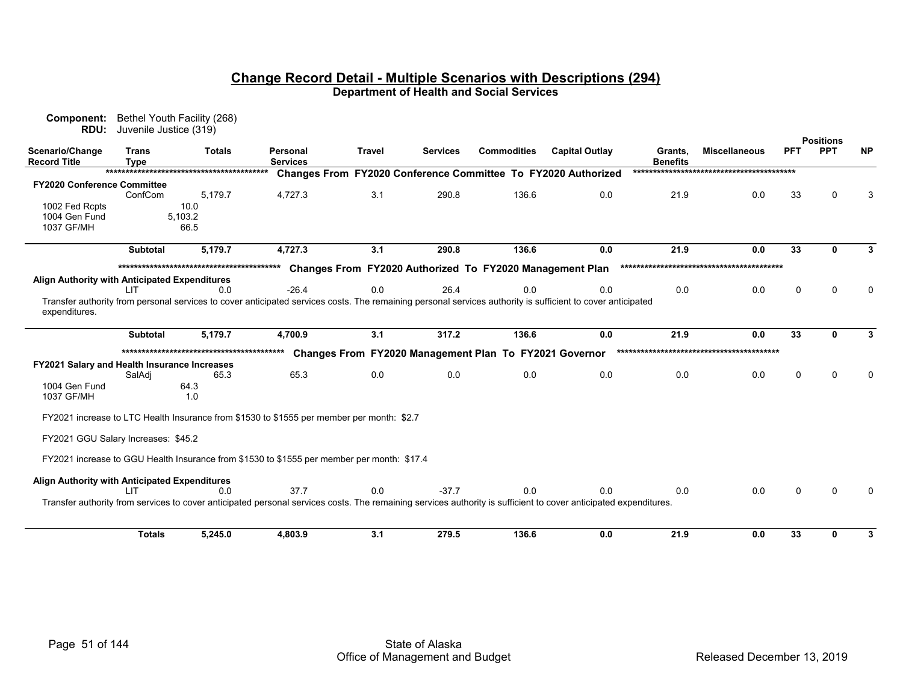## Change Record Detail - Multiple Scenarios with Descriptions (294)

**Department of Health and Social Services**

**Component:** Bethel Youth Facility (268)
**RDU:** Juvenile Justice (319)

| Scenario/Change Record Title | Trans Type | Totals | Personal Services | Travel | Services | Commodities | Capital Outlay | Grants, Benefits | Miscellaneous | Positions PFT | Positions PPT | Positions NP |
|---|---|---|---|---|---|---|---|---|---|---|---|---|
| ***** Changes From FY2020 Conference Committee To FY2020 Authorized ***** | | | | | | | | | | | | |
| **FY2020 Conference Committee** | ConfCom | 5,179.7 | 4,727.3 | 3.1 | 290.8 | 136.6 | 0.0 | 21.9 | 0.0 | 33 | 0 | 3 |
| 1002 Fed Rcpts | | 10.0 | | | | | | | | | | |
| 1004 Gen Fund | | 5,103.2 | | | | | | | | | | |
| 1037 GF/MH | | 66.5 | | | | | | | | | | |
| | **Subtotal** | **5,179.7** | **4,727.3** | **3.1** | **290.8** | **136.6** | **0.0** | **21.9** | **0.0** | **33** | **0** | **3** |
| ***** Changes From FY2020 Authorized To FY2020 Management Plan ***** | | | | | | | | | | | | |
| **Align Authority with Anticipated Expenditures** | LIT | 0.0 | -26.4 | 0.0 | 26.4 | 0.0 | 0.0 | 0.0 | 0.0 | 0 | 0 | 0 |
| Transfer authority from personal services to cover anticipated services costs. The remaining personal services authority is sufficient to cover anticipated expenditures. | | | | | | | | | | | | |
| | **Subtotal** | **5,179.7** | **4,700.9** | **3.1** | **317.2** | **136.6** | **0.0** | **21.9** | **0.0** | **33** | **0** | **3** |
| ***** Changes From FY2020 Management Plan To FY2021 Governor ***** | | | | | | | | | | | | |
| **FY2021 Salary and Health Insurance Increases** | SalAdj | 65.3 | 65.3 | 0.0 | 0.0 | 0.0 | 0.0 | 0.0 | 0.0 | 0 | 0 | 0 |
| 1004 Gen Fund | | 64.3 | | | | | | | | | | |
| 1037 GF/MH | | 1.0 | | | | | | | | | | |
| FY2021 increase to LTC Health Insurance from $1530 to $1555 per member per month: $2.7<br><br>FY2021 GGU Salary Increases: $45.2<br><br>FY2021 increase to GGU Health Insurance from $1530 to $1555 per member per month: $17.4 | | | | | | | | | | | | |
| **Align Authority with Anticipated Expenditures** | LIT | 0.0 | 37.7 | 0.0 | -37.7 | 0.0 | 0.0 | 0.0 | 0.0 | 0 | 0 | 0 |
| Transfer authority from services to cover anticipated personal services costs. The remaining services authority is sufficient to cover anticipated expenditures. | | | | | | | | | | | | |
| | **Totals** | **5,245.0** | **4,803.9** | **3.1** | **279.5** | **136.6** | **0.0** | **21.9** | **0.0** | **33** | **0** | **3** |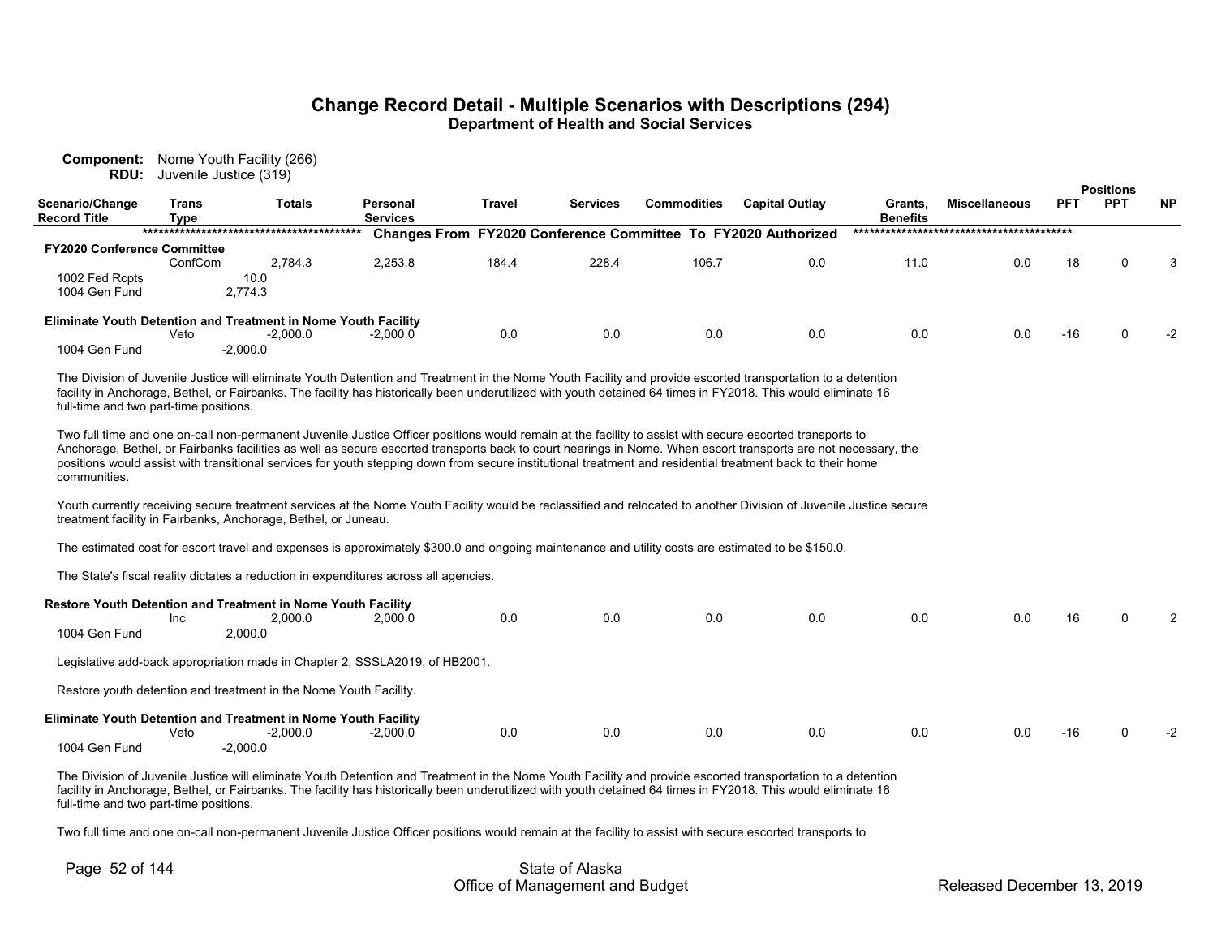## Change Record Detail - Multiple Scenarios with Descriptions (294)
### Department of Health and Social Services

**Component:** Nome Youth Facility (266)
**RDU:** Juvenile Justice (319)

| Scenario/Change Record Title | Trans Type | Totals | Personal Services | Travel | Services | Commodities | Capital Outlay | Grants, Benefits | Miscellaneous | Positions PFT | Positions PPT | Positions NP |
|---|---|---|---|---|---|---|---|---|---|---|---|---|
| | | | | | | | | | | | | |

****************************************** Changes From FY2020 Conference Committee To FY2020 Authorized ******************************************

**FY2020 Conference Committee**

| | Trans Type | Totals | Personal Services | Travel | Services | Commodities | Capital Outlay | Grants, Benefits | Miscellaneous | PFT | PPT | NP |
|---|---|---|---|---|---|---|---|---|---|---|---|---|
| | ConfCom | 2,784.3 | 2,253.8 | 184.4 | 228.4 | 106.7 | 0.0 | 11.0 | 0.0 | 18 | 0 | 3 |
| 1002 Fed Rcpts | | 10.0 | | | | | | | | | | |
| 1004 Gen Fund | | 2,774.3 | | | | | | | | | | |

**Eliminate Youth Detention and Treatment in Nome Youth Facility**

| | Trans Type | Totals | Personal Services | Travel | Services | Commodities | Capital Outlay | Grants, Benefits | Miscellaneous | PFT | PPT | NP |
|---|---|---|---|---|---|---|---|---|---|---|---|---|
| | Veto | -2,000.0 | -2,000.0 | 0.0 | 0.0 | 0.0 | 0.0 | 0.0 | 0.0 | -16 | 0 | -2 |
| 1004 Gen Fund | | -2,000.0 | | | | | | | | | | |

The Division of Juvenile Justice will eliminate Youth Detention and Treatment in the Nome Youth Facility and provide escorted transportation to a detention facility in Anchorage, Bethel, or Fairbanks. The facility has historically been underutilized with youth detained 64 times in FY2018. This would eliminate 16 full-time and two part-time positions.

Two full time and one on-call non-permanent Juvenile Justice Officer positions would remain at the facility to assist with secure escorted transports to Anchorage, Bethel, or Fairbanks facilities as well as secure escorted transports back to court hearings in Nome. When escort transports are not necessary, the positions would assist with transitional services for youth stepping down from secure institutional treatment and residential treatment back to their home communities.

Youth currently receiving secure treatment services at the Nome Youth Facility would be reclassified and relocated to another Division of Juvenile Justice secure treatment facility in Fairbanks, Anchorage, Bethel, or Juneau.

The estimated cost for escort travel and expenses is approximately $300.0 and ongoing maintenance and utility costs are estimated to be $150.0.

The State's fiscal reality dictates a reduction in expenditures across all agencies.

**Restore Youth Detention and Treatment in Nome Youth Facility**

| | Trans Type | Totals | Personal Services | Travel | Services | Commodities | Capital Outlay | Grants, Benefits | Miscellaneous | PFT | PPT | NP |
|---|---|---|---|---|---|---|---|---|---|---|---|---|
| | Inc | 2,000.0 | 2,000.0 | 0.0 | 0.0 | 0.0 | 0.0 | 0.0 | 0.0 | 16 | 0 | 2 |
| 1004 Gen Fund | | 2,000.0 | | | | | | | | | | |

Legislative add-back appropriation made in Chapter 2, SSSLA2019, of HB2001.

Restore youth detention and treatment in the Nome Youth Facility.

**Eliminate Youth Detention and Treatment in Nome Youth Facility**

| | Trans Type | Totals | Personal Services | Travel | Services | Commodities | Capital Outlay | Grants, Benefits | Miscellaneous | PFT | PPT | NP |
|---|---|---|---|---|---|---|---|---|---|---|---|---|
| | Veto | -2,000.0 | -2,000.0 | 0.0 | 0.0 | 0.0 | 0.0 | 0.0 | 0.0 | -16 | 0 | -2 |
| 1004 Gen Fund | | -2,000.0 | | | | | | | | | | |

The Division of Juvenile Justice will eliminate Youth Detention and Treatment in the Nome Youth Facility and provide escorted transportation to a detention facility in Anchorage, Bethel, or Fairbanks. The facility has historically been underutilized with youth detained 64 times in FY2018. This would eliminate 16 full-time and two part-time positions.

Two full time and one on-call non-permanent Juvenile Justice Officer positions would remain at the facility to assist with secure escorted transports to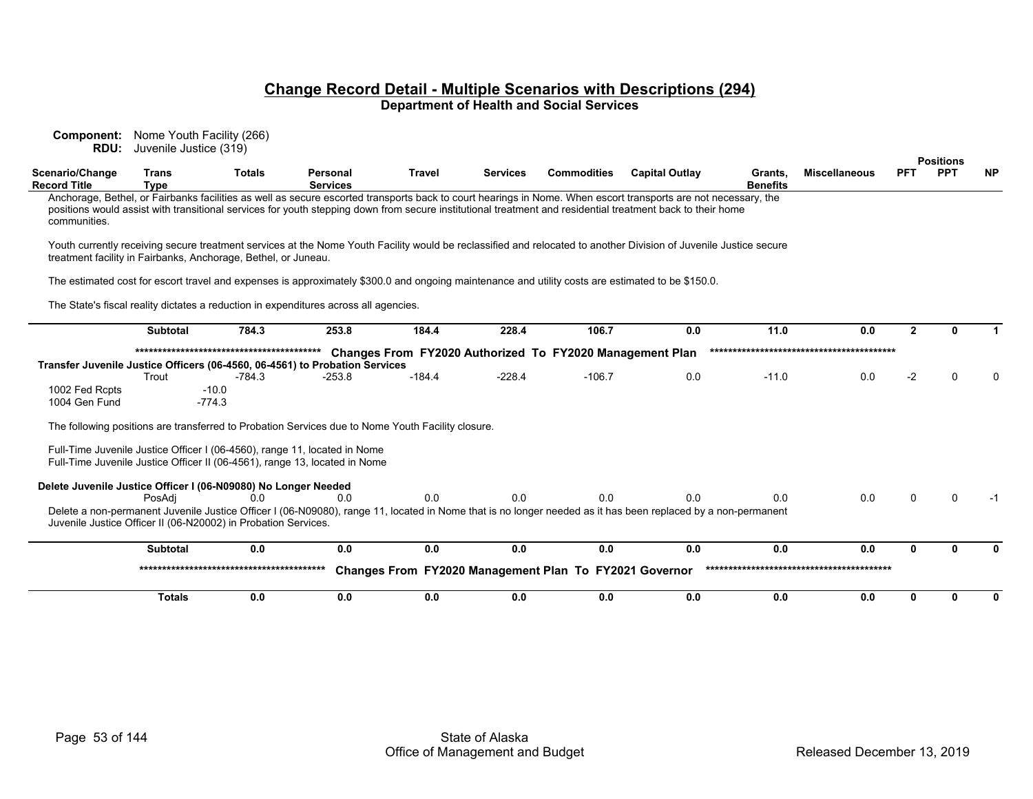## Change Record Detail - Multiple Scenarios with Descriptions (294)

**Department of Health and Social Services**

**Component:** Nome Youth Facility (266)
**RDU:** Juvenile Justice (319)

| Scenario/Change Record Title | Trans Type | Totals | Personal Services | Travel | Services | Commodities | Capital Outlay | Grants, Benefits | Miscellaneous | Positions PFT | Positions PPT | Positions NP |
|---|---|---|---|---|---|---|---|---|---|---|---|---|

Anchorage, Bethel, or Fairbanks facilities as well as secure escorted transports back to court hearings in Nome. When escort transports are not necessary, the positions would assist with transitional services for youth stepping down from secure institutional treatment and residential treatment back to their home communities.

Youth currently receiving secure treatment services at the Nome Youth Facility would be reclassified and relocated to another Division of Juvenile Justice secure treatment facility in Fairbanks, Anchorage, Bethel, or Juneau.

The estimated cost for escort travel and expenses is approximately $300.0 and ongoing maintenance and utility costs are estimated to be $150.0.

The State's fiscal reality dictates a reduction in expenditures across all agencies.

| Scenario/Change Record Title | Trans Type | Totals | Personal Services | Travel | Services | Commodities | Capital Outlay | Grants, Benefits | Miscellaneous | PFT | PPT | NP |
|---|---|---|---|---|---|---|---|---|---|---|---|---|
| | **Subtotal** | **784.3** | **253.8** | **184.4** | **228.4** | **106.7** | **0.0** | **11.0** | **0.0** | **2** | **0** | **1** |

****************************************** **Changes From FY2020 Authorized To FY2020 Management Plan** ******************************************

**Transfer Juvenile Justice Officers (06-4560, 06-4561) to Probation Services**

| Scenario/Change Record Title | Trans Type | Totals | Personal Services | Travel | Services | Commodities | Capital Outlay | Grants, Benefits | Miscellaneous | PFT | PPT | NP |
|---|---|---|---|---|---|---|---|---|---|---|---|---|
| | Trout | -784.3 | -253.8 | -184.4 | -228.4 | -106.7 | 0.0 | -11.0 | 0.0 | -2 | 0 | 0 |
| 1002 Fed Rcpts | | -10.0 | | | | | | | | | | |
| 1004 Gen Fund | | -774.3 | | | | | | | | | | |

The following positions are transferred to Probation Services due to Nome Youth Facility closure.

Full-Time Juvenile Justice Officer I (06-4560), range 11, located in Nome
Full-Time Juvenile Justice Officer II (06-4561), range 13, located in Nome

**Delete Juvenile Justice Officer I (06-N09080) No Longer Needed**

| Scenario/Change Record Title | Trans Type | Totals | Personal Services | Travel | Services | Commodities | Capital Outlay | Grants, Benefits | Miscellaneous | PFT | PPT | NP |
|---|---|---|---|---|---|---|---|---|---|---|---|---|
| | PosAdj | 0.0 | 0.0 | 0.0 | 0.0 | 0.0 | 0.0 | 0.0 | 0.0 | 0 | 0 | -1 |

Delete a non-permanent Juvenile Justice Officer I (06-N09080), range 11, located in Nome that is no longer needed as it has been replaced by a non-permanent Juvenile Justice Officer II (06-N20002) in Probation Services.

| Scenario/Change Record Title | Trans Type | Totals | Personal Services | Travel | Services | Commodities | Capital Outlay | Grants, Benefits | Miscellaneous | PFT | PPT | NP |
|---|---|---|---|---|---|---|---|---|---|---|---|---|
| | **Subtotal** | **0.0** | **0.0** | **0.0** | **0.0** | **0.0** | **0.0** | **0.0** | **0.0** | **0** | **0** | **0** |

****************************************** **Changes From FY2020 Management Plan To FY2021 Governor** ******************************************

| Scenario/Change Record Title | Trans Type | Totals | Personal Services | Travel | Services | Commodities | Capital Outlay | Grants, Benefits | Miscellaneous | PFT | PPT | NP |
|---|---|---|---|---|---|---|---|---|---|---|---|---|
| | **Totals** | **0.0** | **0.0** | **0.0** | **0.0** | **0.0** | **0.0** | **0.0** | **0.0** | **0** | **0** | **0** |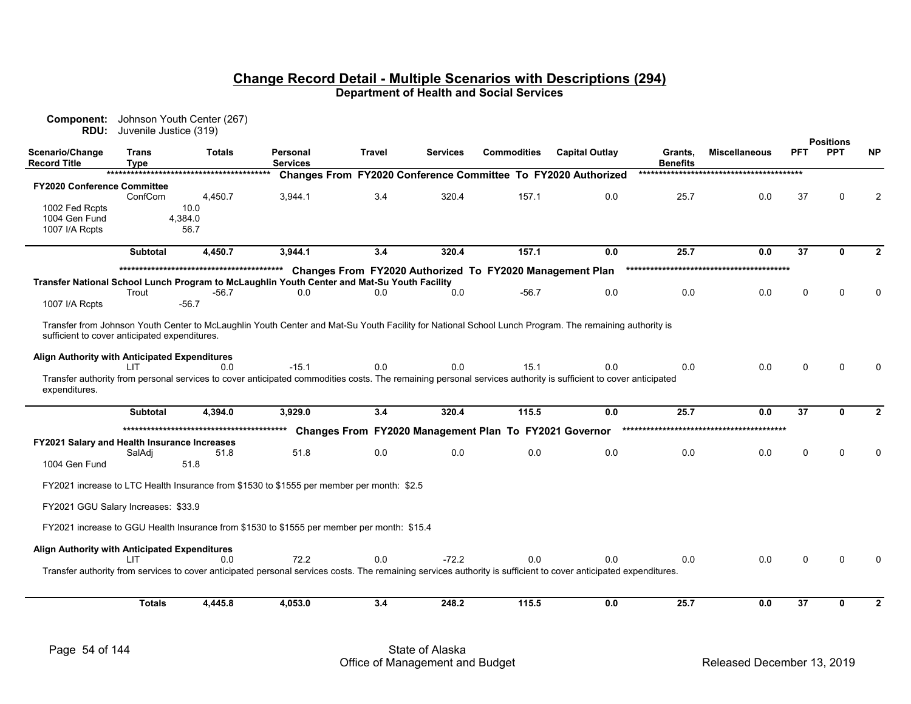# Change Record Detail - Multiple Scenarios with Descriptions (294)

**Department of Health and Social Services**

**Component:** Johnson Youth Center (267)
**RDU:** Juvenile Justice (319)

| Scenario/Change Record Title | Trans Type | Totals | Personal Services | Travel | Services | Commodities | Capital Outlay | Grants, Benefits | Miscellaneous | PFT | PPT | NP |
|---|---|---|---|---|---|---|---|---|---|---|---|---|
| **Changes From FY2020 Conference Committee To FY2020 Authorized** | | | | | | | | | | | | |
| **FY2020 Conference Committee** | | | | | | | | | | | | |
| | ConfCom | 4,450.7 | 3,944.1 | 3.4 | 320.4 | 157.1 | 0.0 | 25.7 | 0.0 | 37 | 0 | 2 |
| 1002 Fed Rcpts | | 10.0 | | | | | | | | | | |
| 1004 Gen Fund | | 4,384.0 | | | | | | | | | | |
| 1007 I/A Rcpts | | 56.7 | | | | | | | | | | |
| | **Subtotal** | **4,450.7** | **3,944.1** | **3.4** | **320.4** | **157.1** | **0.0** | **25.7** | **0.0** | **37** | **0** | **2** |
| **Changes From FY2020 Authorized To FY2020 Management Plan** | | | | | | | | | | | | |
| **Transfer National School Lunch Program to McLaughlin Youth Center and Mat-Su Youth Facility** | | | | | | | | | | | | |
| | Trout | -56.7 | 0.0 | 0.0 | 0.0 | -56.7 | 0.0 | 0.0 | 0.0 | 0 | 0 | 0 |
| 1007 I/A Rcpts | | -56.7 | | | | | | | | | | |

Transfer from Johnson Youth Center to McLaughlin Youth Center and Mat-Su Youth Facility for National School Lunch Program. The remaining authority is sufficient to cover anticipated expenditures.

| Scenario/Change Record Title | Trans Type | Totals | Personal Services | Travel | Services | Commodities | Capital Outlay | Grants, Benefits | Miscellaneous | PFT | PPT | NP |
|---|---|---|---|---|---|---|---|---|---|---|---|---|
| **Align Authority with Anticipated Expenditures** | | | | | | | | | | | | |
| | LIT | 0.0 | -15.1 | 0.0 | 0.0 | 15.1 | 0.0 | 0.0 | 0.0 | 0 | 0 | 0 |

Transfer authority from personal services to cover anticipated commodities costs. The remaining personal services authority is sufficient to cover anticipated expenditures.

| Scenario/Change Record Title | Trans Type | Totals | Personal Services | Travel | Services | Commodities | Capital Outlay | Grants, Benefits | Miscellaneous | PFT | PPT | NP |
|---|---|---|---|---|---|---|---|---|---|---|---|---|
| | **Subtotal** | **4,394.0** | **3,929.0** | **3.4** | **320.4** | **115.5** | **0.0** | **25.7** | **0.0** | **37** | **0** | **2** |
| **Changes From FY2020 Management Plan To FY2021 Governor** | | | | | | | | | | | | |
| **FY2021 Salary and Health Insurance Increases** | | | | | | | | | | | | |
| | SalAdj | 51.8 | 51.8 | 0.0 | 0.0 | 0.0 | 0.0 | 0.0 | 0.0 | 0 | 0 | 0 |
| 1004 Gen Fund | | 51.8 | | | | | | | | | | |

FY2021 increase to LTC Health Insurance from $1530 to $1555 per member per month: $2.5

FY2021 GGU Salary Increases: $33.9

FY2021 increase to GGU Health Insurance from $1530 to $1555 per member per month: $15.4

| Scenario/Change Record Title | Trans Type | Totals | Personal Services | Travel | Services | Commodities | Capital Outlay | Grants, Benefits | Miscellaneous | PFT | PPT | NP |
|---|---|---|---|---|---|---|---|---|---|---|---|---|
| **Align Authority with Anticipated Expenditures** | | | | | | | | | | | | |
| | LIT | 0.0 | 72.2 | 0.0 | -72.2 | 0.0 | 0.0 | 0.0 | 0.0 | 0 | 0 | 0 |

Transfer authority from services to cover anticipated personal services costs. The remaining services authority is sufficient to cover anticipated expenditures.

| Scenario/Change Record Title | Trans Type | Totals | Personal Services | Travel | Services | Commodities | Capital Outlay | Grants, Benefits | Miscellaneous | PFT | PPT | NP |
|---|---|---|---|---|---|---|---|---|---|---|---|---|
| | **Totals** | **4,445.8** | **4,053.0** | **3.4** | **248.2** | **115.5** | **0.0** | **25.7** | **0.0** | **37** | **0** | **2** |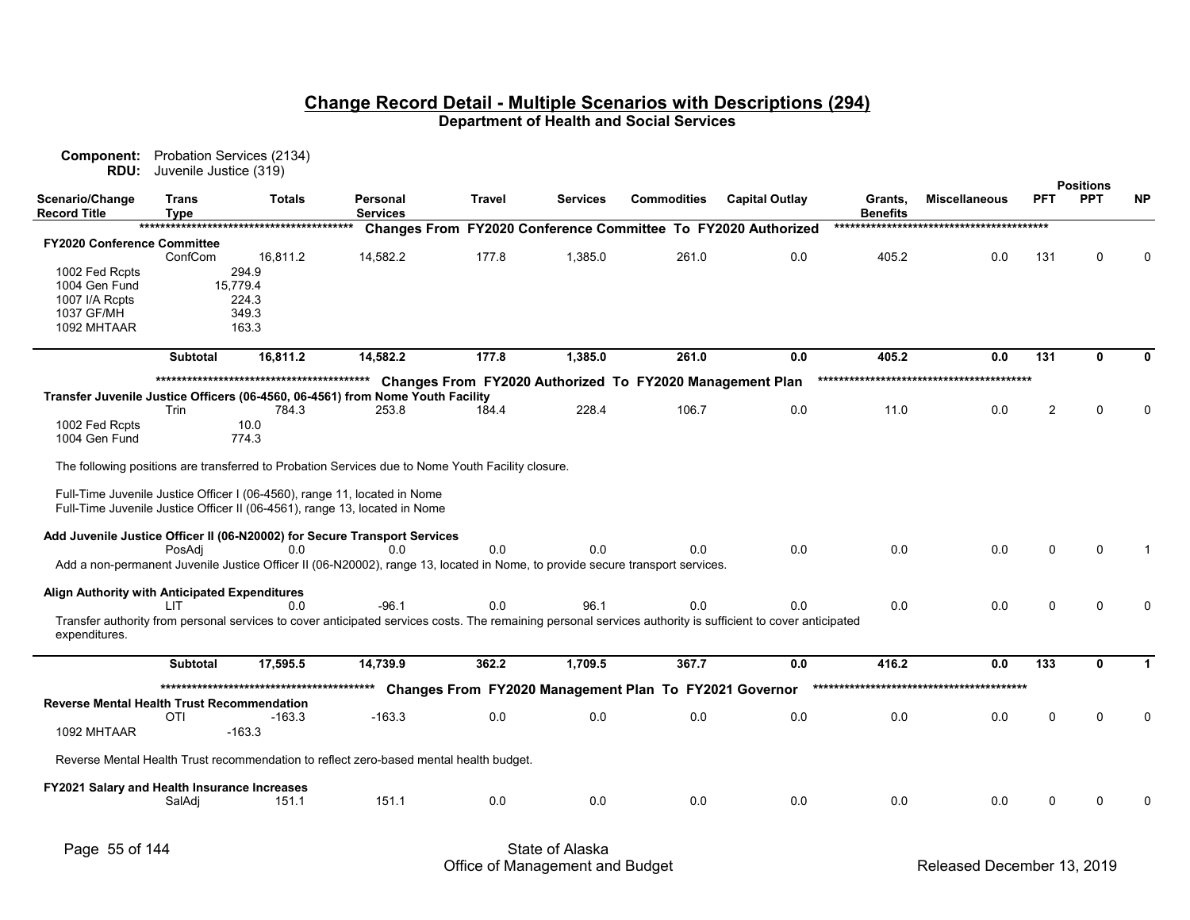## Change Record Detail - Multiple Scenarios with Descriptions (294)

**Department of Health and Social Services**

**Component:** Probation Services (2134)
**RDU:** Juvenile Justice (319)

| Scenario/Change Record Title | Trans Type | Totals | Personal Services | Travel | Services | Commodities | Capital Outlay | Grants, Benefits | Miscellaneous | PFT | PPT | NP |
|---|---|---|---|---|---|---|---|---|---|---|---|---|
| | | | | **Changes From FY2020 Conference Committee To FY2020 Authorized** | | | | | | | | |
| **FY2020 Conference Committee** | | | | | | | | | | | | |
| | ConfCom | 16,811.2 | 14,582.2 | 177.8 | 1,385.0 | 261.0 | 0.0 | 405.2 | 0.0 | 131 | 0 | 0 |
| 1002 Fed Rcpts | | 294.9 | | | | | | | | | | |
| 1004 Gen Fund | | 15,779.4 | | | | | | | | | | |
| 1007 I/A Rcpts | | 224.3 | | | | | | | | | | |
| 1037 GF/MH | | 349.3 | | | | | | | | | | |
| 1092 MHTAAR | | 163.3 | | | | | | | | | | |
| | **Subtotal** | **16,811.2** | **14,582.2** | **177.8** | **1,385.0** | **261.0** | **0.0** | **405.2** | **0.0** | **131** | **0** | **0** |
| | | | | **Changes From FY2020 Authorized To FY2020 Management Plan** | | | | | | | | |
| **Transfer Juvenile Justice Officers (06-4560, 06-4561) from Nome Youth Facility** | | | | | | | | | | | | |
| | Trin | 784.3 | 253.8 | 184.4 | 228.4 | 106.7 | 0.0 | 11.0 | 0.0 | 2 | 0 | 0 |
| 1002 Fed Rcpts | | 10.0 | | | | | | | | | | |
| 1004 Gen Fund | | 774.3 | | | | | | | | | | |

The following positions are transferred to Probation Services due to Nome Youth Facility closure.

Full-Time Juvenile Justice Officer I (06-4560), range 11, located in Nome
Full-Time Juvenile Justice Officer II (06-4561), range 13, located in Nome

| Scenario/Change Record Title | Trans Type | Totals | Personal Services | Travel | Services | Commodities | Capital Outlay | Grants, Benefits | Miscellaneous | PFT | PPT | NP |
|---|---|---|---|---|---|---|---|---|---|---|---|---|
| **Add Juvenile Justice Officer II (06-N20002) for Secure Transport Services** | | | | | | | | | | | | |
| | PosAdj | 0.0 | 0.0 | 0.0 | 0.0 | 0.0 | 0.0 | 0.0 | 0.0 | 0 | 0 | 1 |

Add a non-permanent Juvenile Justice Officer II (06-N20002), range 13, located in Nome, to provide secure transport services.

| Scenario/Change Record Title | Trans Type | Totals | Personal Services | Travel | Services | Commodities | Capital Outlay | Grants, Benefits | Miscellaneous | PFT | PPT | NP |
|---|---|---|---|---|---|---|---|---|---|---|---|---|
| **Align Authority with Anticipated Expenditures** | | | | | | | | | | | | |
| | LIT | 0.0 | -96.1 | 0.0 | 96.1 | 0.0 | 0.0 | 0.0 | 0.0 | 0 | 0 | 0 |

Transfer authority from personal services to cover anticipated services costs. The remaining personal services authority is sufficient to cover anticipated expenditures.

| Scenario/Change Record Title | Trans Type | Totals | Personal Services | Travel | Services | Commodities | Capital Outlay | Grants, Benefits | Miscellaneous | PFT | PPT | NP |
|---|---|---|---|---|---|---|---|---|---|---|---|---|
| | **Subtotal** | **17,595.5** | **14,739.9** | **362.2** | **1,709.5** | **367.7** | **0.0** | **416.2** | **0.0** | **133** | **0** | **1** |
| | | | | **Changes From FY2020 Management Plan To FY2021 Governor** | | | | | | | | |
| **Reverse Mental Health Trust Recommendation** | | | | | | | | | | | | |
| | OTI | -163.3 | -163.3 | 0.0 | 0.0 | 0.0 | 0.0 | 0.0 | 0.0 | 0 | 0 | 0 |
| 1092 MHTAAR | | -163.3 | | | | | | | | | | |

Reverse Mental Health Trust recommendation to reflect zero-based mental health budget.

| Scenario/Change Record Title | Trans Type | Totals | Personal Services | Travel | Services | Commodities | Capital Outlay | Grants, Benefits | Miscellaneous | PFT | PPT | NP |
|---|---|---|---|---|---|---|---|---|---|---|---|---|
| **FY2021 Salary and Health Insurance Increases** | | | | | | | | | | | | |
| | SalAdj | 151.1 | 151.1 | 0.0 | 0.0 | 0.0 | 0.0 | 0.0 | 0.0 | 0 | 0 | 0 |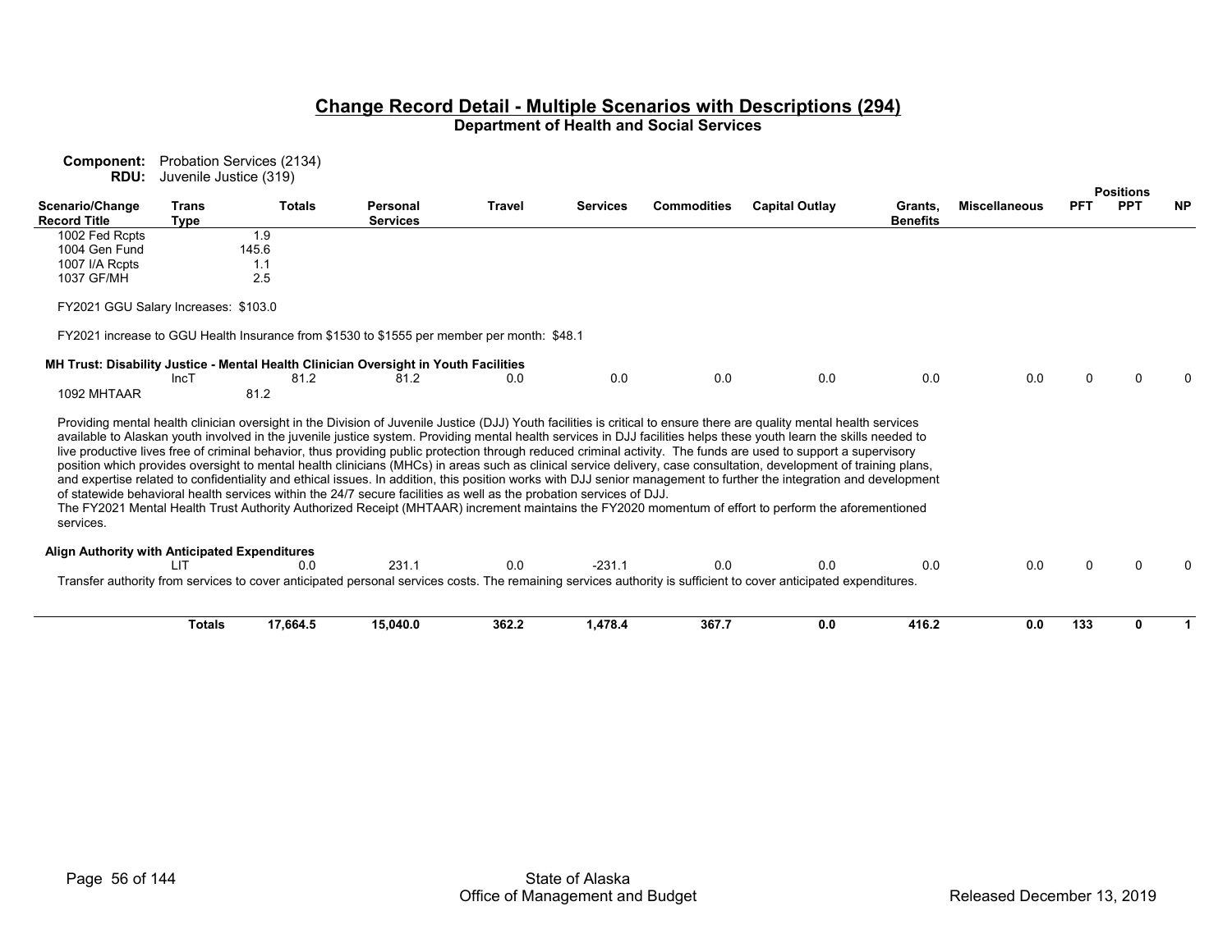## Change Record Detail - Multiple Scenarios with Descriptions (294)

**Department of Health and Social Services**

**Component:** Probation Services (2134)
**RDU:** Juvenile Justice (319)

| Scenario/Change Record Title | Trans Type | Totals | Personal Services | Travel | Services | Commodities | Capital Outlay | Grants, Benefits | Miscellaneous | PFT | PPT | NP |
|---|---|---|---|---|---|---|---|---|---|---|---|---|
| 1002 Fed Rcpts | | 1.9 | | | | | | | | | | |
| 1004 Gen Fund | | 145.6 | | | | | | | | | | |
| 1007 I/A Rcpts | | 1.1 | | | | | | | | | | |
| 1037 GF/MH | | 2.5 | | | | | | | | | | |

FY2021 GGU Salary Increases: $103.0

FY2021 increase to GGU Health Insurance from $1530 to $1555 per member per month: $48.1

**MH Trust: Disability Justice - Mental Health Clinician Oversight in Youth Facilities**

| Scenario/Change Record Title | Trans Type | Totals | Personal Services | Travel | Services | Commodities | Capital Outlay | Grants, Benefits | Miscellaneous | PFT | PPT | NP |
|---|---|---|---|---|---|---|---|---|---|---|---|---|
| | IncT | 81.2 | 81.2 | 0.0 | 0.0 | 0.0 | 0.0 | 0.0 | 0.0 | 0 | 0 | 0 |
| 1092 MHTAAR | | 81.2 | | | | | | | | | | |

Providing mental health clinician oversight in the Division of Juvenile Justice (DJJ) Youth facilities is critical to ensure there are quality mental health services available to Alaskan youth involved in the juvenile justice system. Providing mental health services in DJJ facilities helps these youth learn the skills needed to live productive lives free of criminal behavior, thus providing public protection through reduced criminal activity. The funds are used to support a supervisory position which provides oversight to mental health clinicians (MHCs) in areas such as clinical service delivery, case consultation, development of training plans, and expertise related to confidentiality and ethical issues. In addition, this position works with DJJ senior management to further the integration and development of statewide behavioral health services within the 24/7 secure facilities as well as the probation services of DJJ.
The FY2021 Mental Health Trust Authority Authorized Receipt (MHTAAR) increment maintains the FY2020 momentum of effort to perform the aforementioned services.

**Align Authority with Anticipated Expenditures**

| Scenario/Change Record Title | Trans Type | Totals | Personal Services | Travel | Services | Commodities | Capital Outlay | Grants, Benefits | Miscellaneous | PFT | PPT | NP |
|---|---|---|---|---|---|---|---|---|---|---|---|---|
| | LIT | 0.0 | 231.1 | 0.0 | -231.1 | 0.0 | 0.0 | 0.0 | 0.0 | 0 | 0 | 0 |

Transfer authority from services to cover anticipated personal services costs. The remaining services authority is sufficient to cover anticipated expenditures.

| | Trans Type | Totals | Personal Services | Travel | Services | Commodities | Capital Outlay | Grants, Benefits | Miscellaneous | PFT | PPT | NP |
|---|---|---|---|---|---|---|---|---|---|---|---|---|
| | **Totals** | **17,664.5** | **15,040.0** | **362.2** | **1,478.4** | **367.7** | **0.0** | **416.2** | **0.0** | **133** | **0** | **1** |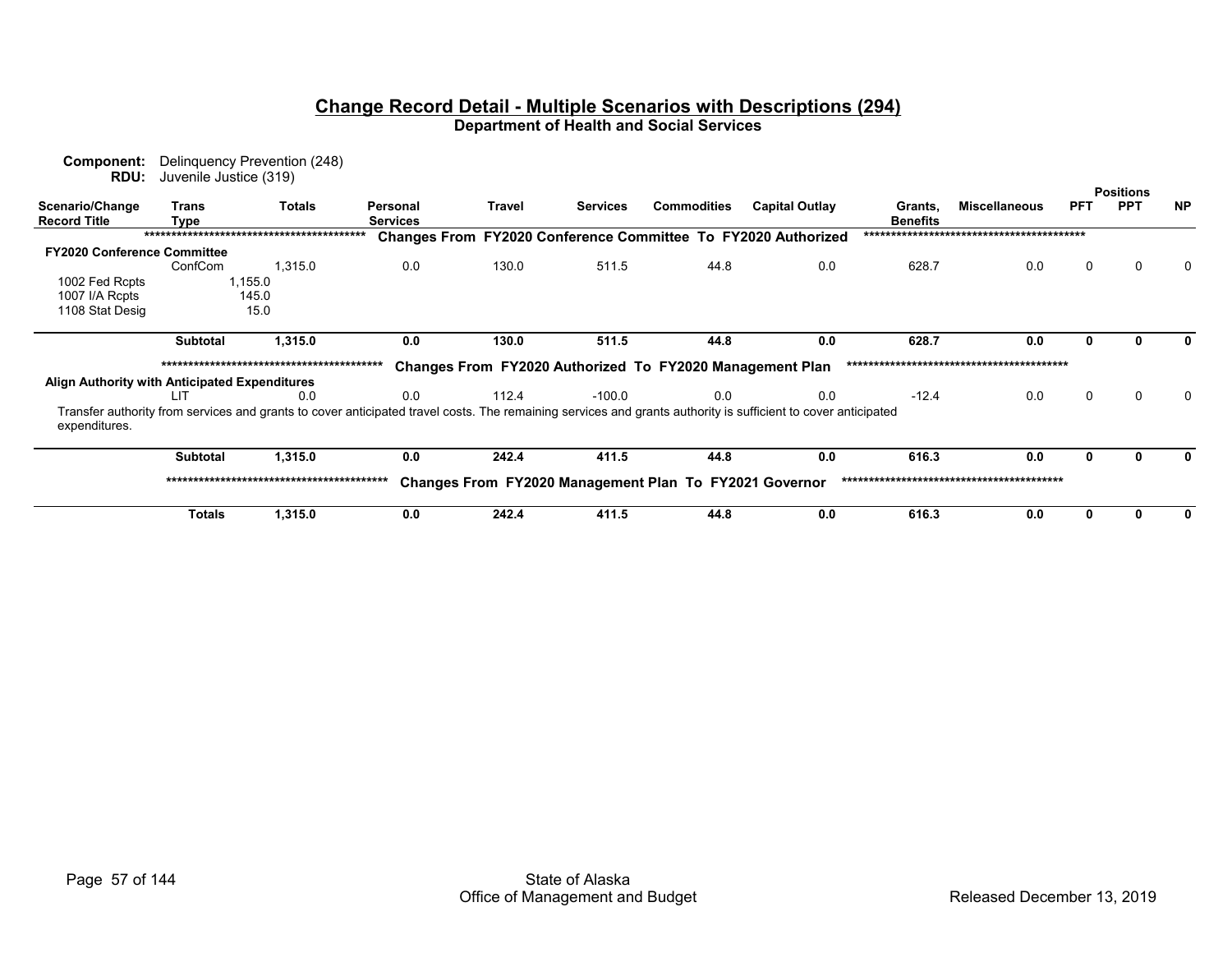## Change Record Detail - Multiple Scenarios with Descriptions (294)

**Department of Health and Social Services**

**Component:** Delinquency Prevention (248)
**RDU:** Juvenile Justice (319)

| Scenario/Change Record Title | Trans Type | Totals | Personal Services | Travel | Services | Commodities | Capital Outlay | Grants, Benefits | Miscellaneous | PFT | PPT | NP |
|---|---|---|---|---|---|---|---|---|---|---|---|---|
| | | | | | | | | | | Positions | | |
| | | | **Changes From FY2020 Conference Committee To FY2020 Authorized** | | | | | | | | | |
| **FY2020 Conference Committee** | | | | | | | | | | | | |
| | ConfCom | 1,315.0 | 0.0 | 130.0 | 511.5 | 44.8 | 0.0 | 628.7 | 0.0 | 0 | 0 | 0 |
| 1002 Fed Rcpts | 1,155.0 | | | | | | | | | | | |
| 1007 I/A Rcpts | 145.0 | | | | | | | | | | | |
| 1108 Stat Desig | 15.0 | | | | | | | | | | | |
| | **Subtotal** | **1,315.0** | **0.0** | **130.0** | **511.5** | **44.8** | **0.0** | **628.7** | **0.0** | **0** | **0** | **0** |
| | | | **Changes From FY2020 Authorized To FY2020 Management Plan** | | | | | | | | | |
| **Align Authority with Anticipated Expenditures** | | | | | | | | | | | | |
| | LIT | 0.0 | 0.0 | 112.4 | -100.0 | 0.0 | 0.0 | -12.4 | 0.0 | 0 | 0 | 0 |
| Transfer authority from services and grants to cover anticipated travel costs. The remaining services and grants authority is sufficient to cover anticipated expenditures. | | | | | | | | | | | | |
| | **Subtotal** | **1,315.0** | **0.0** | **242.4** | **411.5** | **44.8** | **0.0** | **616.3** | **0.0** | **0** | **0** | **0** |
| | | | **Changes From FY2020 Management Plan To FY2021 Governor** | | | | | | | | | |
| | **Totals** | **1,315.0** | **0.0** | **242.4** | **411.5** | **44.8** | **0.0** | **616.3** | **0.0** | **0** | **0** | **0** |

State of Alaska
Office of Management and Budget

Released December 13, 2019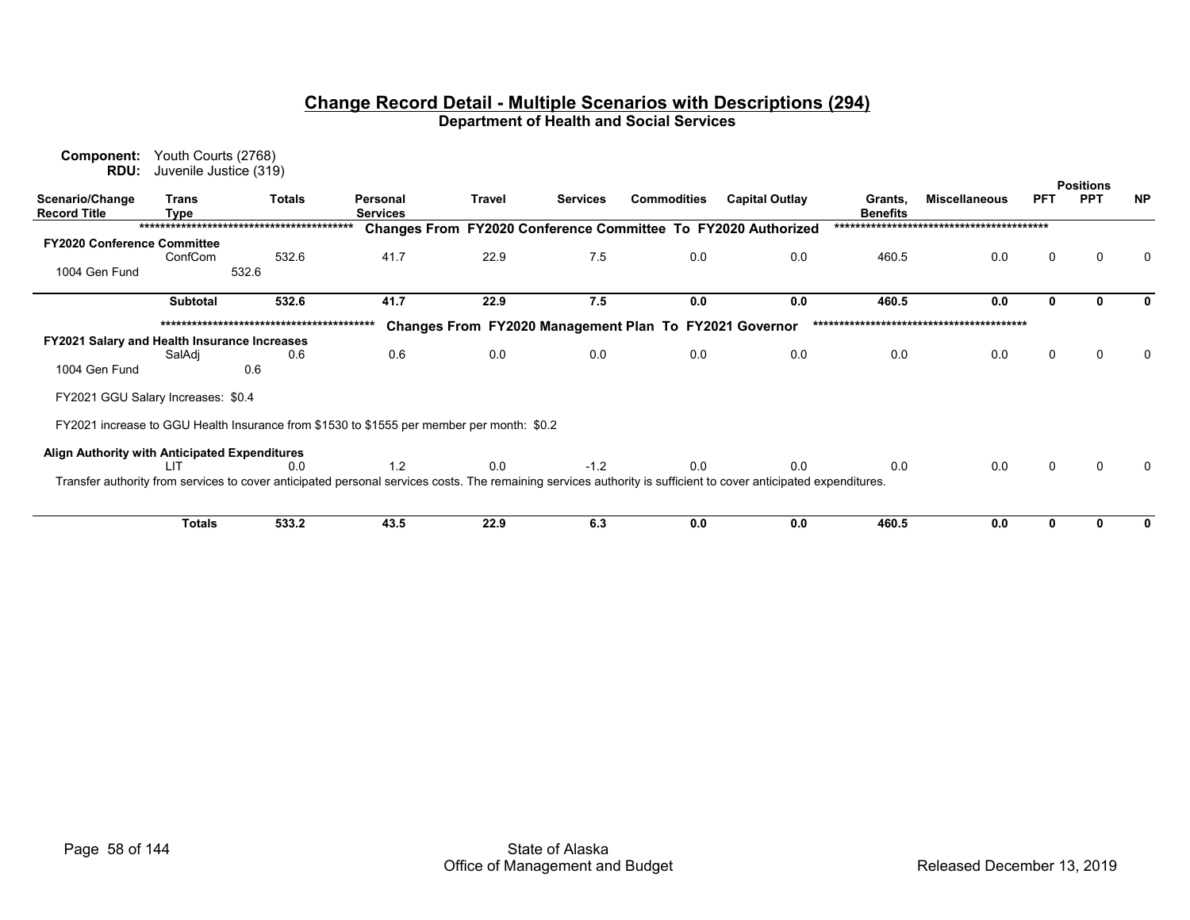# Change Record Detail - Multiple Scenarios with Descriptions (294)

## Department of Health and Social Services

**Component:** Youth Courts (2768)
**RDU:** Juvenile Justice (319)

| Scenario/Change Record Title | Trans Type | Totals | Personal Services | Travel | Services | Commodities | Capital Outlay | Grants, Benefits | Miscellaneous | Positions PFT | Positions PPT | Positions NP |
|---|---|---|---|---|---|---|---|---|---|---|---|---|
| | | | | **Changes From FY2020 Conference Committee To FY2020 Authorized** | | | | | | | | |
| **FY2020 Conference Committee** | ConfCom | 532.6 | 41.7 | 22.9 | 7.5 | 0.0 | 0.0 | 460.5 | 0.0 | 0 | 0 | 0 |
| 1004 Gen Fund | | 532.6 | | | | | | | | | | |
| | **Subtotal** | **532.6** | **41.7** | **22.9** | **7.5** | **0.0** | **0.0** | **460.5** | **0.0** | **0** | **0** | **0** |
| | | | | **Changes From FY2020 Management Plan To FY2021 Governor** | | | | | | | | |
| **FY2021 Salary and Health Insurance Increases** | SalAdj | 0.6 | 0.6 | 0.0 | 0.0 | 0.0 | 0.0 | 0.0 | 0.0 | 0 | 0 | 0 |
| 1004 Gen Fund | | 0.6 | | | | | | | | | | |
| **Align Authority with Anticipated Expenditures** | LIT | 0.0 | 1.2 | 0.0 | -1.2 | 0.0 | 0.0 | 0.0 | 0.0 | 0 | 0 | 0 |
| | **Totals** | **533.2** | **43.5** | **22.9** | **6.3** | **0.0** | **0.0** | **460.5** | **0.0** | **0** | **0** | **0** |

FY2021 Salary and Health Insurance Increases:

FY2021 GGU Salary Increases: $0.4

FY2021 increase to GGU Health Insurance from $1530 to $1555 per member per month: $0.2

Align Authority with Anticipated Expenditures:

Transfer authority from services to cover anticipated personal services costs. The remaining services authority is sufficient to cover anticipated expenditures.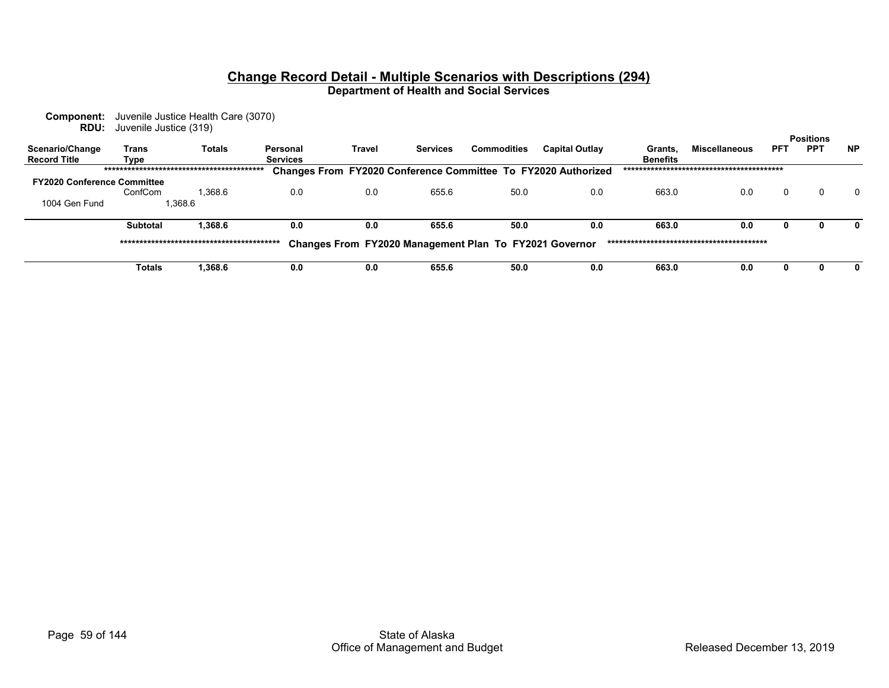## Change Record Detail - Multiple Scenarios with Descriptions (294)

### Department of Health and Social Services

**Component:** Juvenile Justice Health Care (3070)
**RDU:** Juvenile Justice (319)

| Scenario/Change Record Title | Trans Type | Totals | Personal Services | Travel | Services | Commodities | Capital Outlay | Grants, Benefits | Miscellaneous | Positions PFT | Positions PPT | Positions NP |
|---|---|---|---|---|---|---|---|---|---|---|---|---|
| ****************************************** | | | Changes From FY2020 Conference Committee To FY2020 Authorized | | | | | ****************************************** | | | | |
| **FY2020 Conference Committee** | | | | | | | | | | | | |
| | ConfCom | 1,368.6 | 0.0 | 0.0 | 655.6 | 50.0 | 0.0 | 663.0 | 0.0 | 0 | 0 | 0 |
| 1004 Gen Fund | 1,368.6 | | | | | | | | | | | |
| | **Subtotal** | **1,368.6** | **0.0** | **0.0** | **655.6** | **50.0** | **0.0** | **663.0** | **0.0** | **0** | **0** | **0** |
| ****************************************** | | | Changes From FY2020 Management Plan To FY2021 Governor | | | | | ****************************************** | | | | |
| | **Totals** | **1,368.6** | **0.0** | **0.0** | **655.6** | **50.0** | **0.0** | **663.0** | **0.0** | **0** | **0** | **0** |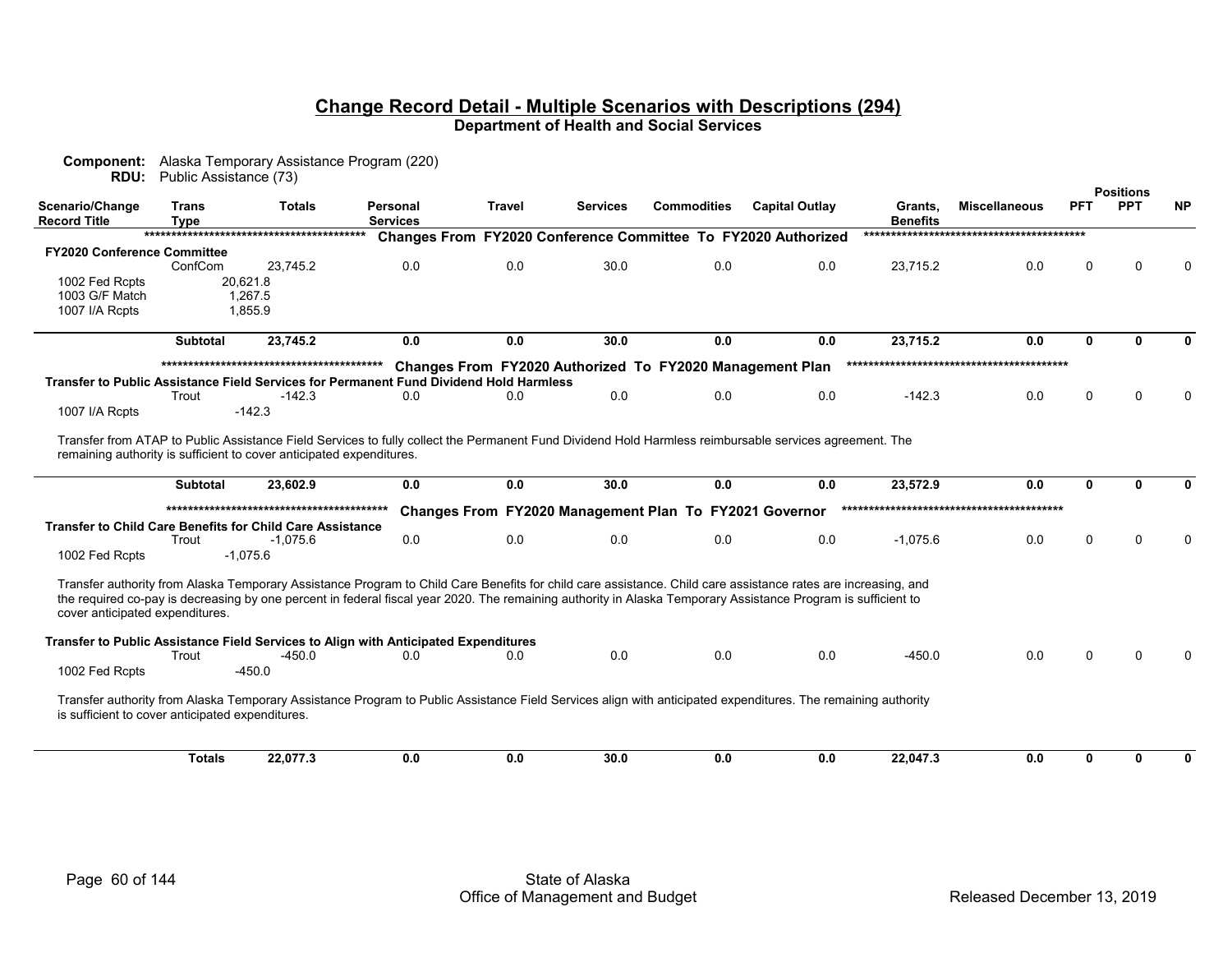# Change Record Detail - Multiple Scenarios with Descriptions (294)

## Department of Health and Social Services

**Component:** Alaska Temporary Assistance Program (220)
**RDU:** Public Assistance (73)

| Scenario/Change Record Title | Trans Type | Totals | Personal Services | Travel | Services | Commodities | Capital Outlay | Grants, Benefits | Miscellaneous | PFT | PPT | NP |
|---|---|---|---|---|---|---|---|---|---|---|---|---|
| | | | **Changes From FY2020 Conference Committee To FY2020 Authorized** | | | | | | | | | |
| **FY2020 Conference Committee** | | | | | | | | | | | | |
| | ConfCom | 23,745.2 | 0.0 | 0.0 | 30.0 | 0.0 | 0.0 | 23,715.2 | 0.0 | 0 | 0 | 0 |
| 1002 Fed Rcpts | | 20,621.8 | | | | | | | | | | |
| 1003 G/F Match | | 1,267.5 | | | | | | | | | | |
| 1007 I/A Rcpts | | 1,855.9 | | | | | | | | | | |
| | **Subtotal** | **23,745.2** | **0.0** | **0.0** | **30.0** | **0.0** | **0.0** | **23,715.2** | **0.0** | **0** | **0** | **0** |
| | | | **Changes From FY2020 Authorized To FY2020 Management Plan** | | | | | | | | | |
| **Transfer to Public Assistance Field Services for Permanent Fund Dividend Hold Harmless** | | | | | | | | | | | | |
| | Trout | -142.3 | 0.0 | 0.0 | 0.0 | 0.0 | 0.0 | -142.3 | 0.0 | 0 | 0 | 0 |
| 1007 I/A Rcpts | | -142.3 | | | | | | | | | | |
| Transfer from ATAP to Public Assistance Field Services to fully collect the Permanent Fund Dividend Hold Harmless reimbursable services agreement. The remaining authority is sufficient to cover anticipated expenditures. | | | | | | | | | | | | |
| | **Subtotal** | **23,602.9** | **0.0** | **0.0** | **30.0** | **0.0** | **0.0** | **23,572.9** | **0.0** | **0** | **0** | **0** |
| | | | **Changes From FY2020 Management Plan To FY2021 Governor** | | | | | | | | | |
| **Transfer to Child Care Benefits for Child Care Assistance** | | | | | | | | | | | | |
| | Trout | -1,075.6 | 0.0 | 0.0 | 0.0 | 0.0 | 0.0 | -1,075.6 | 0.0 | 0 | 0 | 0 |
| 1002 Fed Rcpts | | -1,075.6 | | | | | | | | | | |
| Transfer authority from Alaska Temporary Assistance Program to Child Care Benefits for child care assistance. Child care assistance rates are increasing, and the required co-pay is decreasing by one percent in federal fiscal year 2020. The remaining authority in Alaska Temporary Assistance Program is sufficient to cover anticipated expenditures. | | | | | | | | | | | | |
| **Transfer to Public Assistance Field Services to Align with Anticipated Expenditures** | | | | | | | | | | | | |
| | Trout | -450.0 | 0.0 | 0.0 | 0.0 | 0.0 | 0.0 | -450.0 | 0.0 | 0 | 0 | 0 |
| 1002 Fed Rcpts | | -450.0 | | | | | | | | | | |
| Transfer authority from Alaska Temporary Assistance Program to Public Assistance Field Services align with anticipated expenditures. The remaining authority is sufficient to cover anticipated expenditures. | | | | | | | | | | | | |
| | **Totals** | **22,077.3** | **0.0** | **0.0** | **30.0** | **0.0** | **0.0** | **22,047.3** | **0.0** | **0** | **0** | **0** |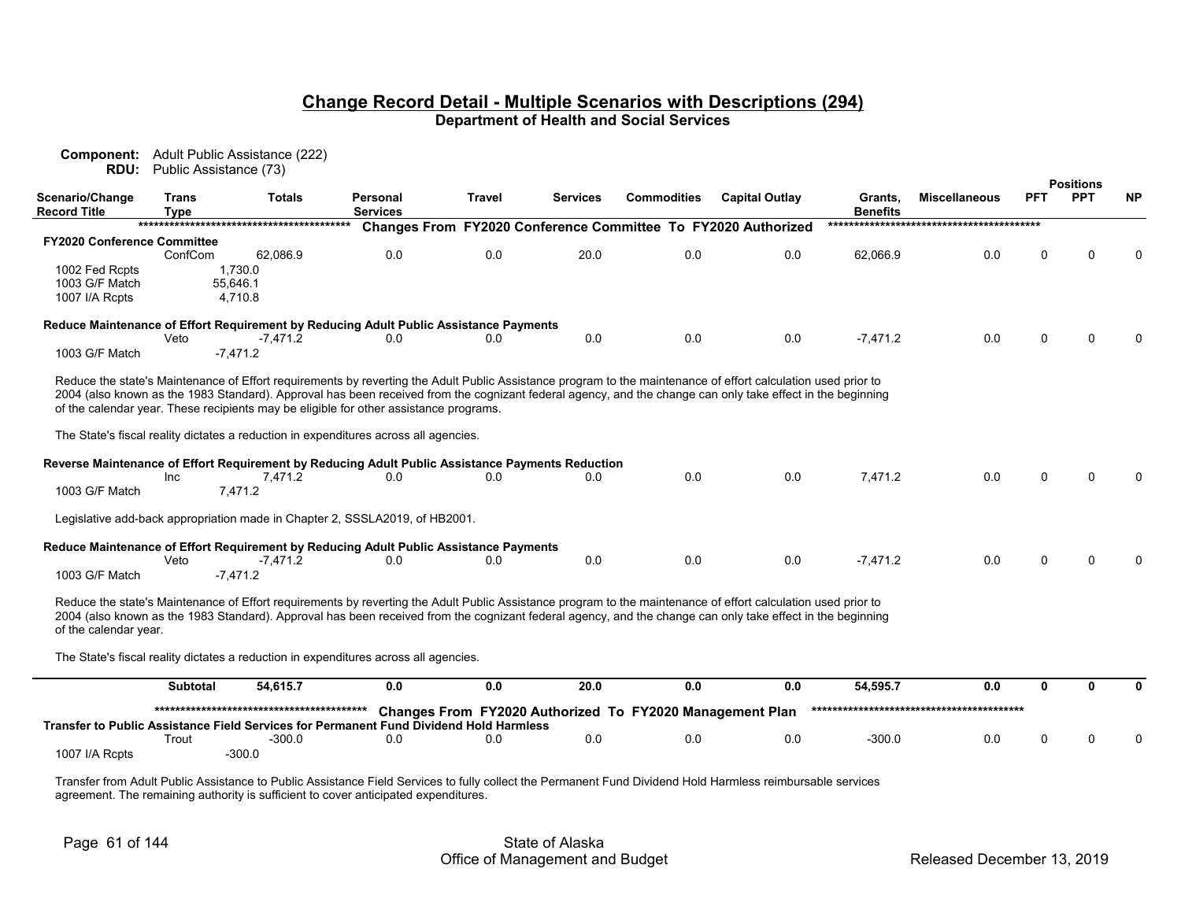## Change Record Detail - Multiple Scenarios with Descriptions (294)

**Department of Health and Social Services**

**Component:** Adult Public Assistance (222)
**RDU:** Public Assistance (73)

| Scenario/Change Record Title | Trans Type | Totals | Personal Services | Travel | Services | Commodities | Capital Outlay | Grants, Benefits | Miscellaneous | PFT | PPT | NP |
|---|---|---|---|---|---|---|---|---|---|---|---|---|
| | | | ***** Changes From FY2020 Conference Committee To FY2020 Authorized ***** | | | | | | | | | |
| **FY2020 Conference Committee** | | | | | | | | | | | | |
| | ConfCom | 62,086.9 | 0.0 | 0.0 | 20.0 | 0.0 | 0.0 | 62,066.9 | 0.0 | 0 | 0 | 0 |
| 1002 Fed Rcpts | | 1,730.0 | | | | | | | | | | |
| 1003 G/F Match | | 55,646.1 | | | | | | | | | | |
| 1007 I/A Rcpts | | 4,710.8 | | | | | | | | | | |
| **Reduce Maintenance of Effort Requirement by Reducing Adult Public Assistance Payments** | | | | | | | | | | | | |
| | Veto | -7,471.2 | 0.0 | 0.0 | 0.0 | 0.0 | 0.0 | -7,471.2 | 0.0 | 0 | 0 | 0 |
| 1003 G/F Match | | -7,471.2 | | | | | | | | | | |

Reduce the state's Maintenance of Effort requirements by reverting the Adult Public Assistance program to the maintenance of effort calculation used prior to 2004 (also known as the 1983 Standard). Approval has been received from the cognizant federal agency, and the change can only take effect in the beginning of the calendar year. These recipients may be eligible for other assistance programs.

The State's fiscal reality dictates a reduction in expenditures across all agencies.

| Scenario/Change Record Title | Trans Type | Totals | Personal Services | Travel | Services | Commodities | Capital Outlay | Grants, Benefits | Miscellaneous | PFT | PPT | NP |
|---|---|---|---|---|---|---|---|---|---|---|---|---|
| **Reverse Maintenance of Effort Requirement by Reducing Adult Public Assistance Payments Reduction** | | | | | | | | | | | | |
| | Inc | 7,471.2 | 0.0 | 0.0 | 0.0 | 0.0 | 0.0 | 7,471.2 | 0.0 | 0 | 0 | 0 |
| 1003 G/F Match | | 7,471.2 | | | | | | | | | | |

Legislative add-back appropriation made in Chapter 2, SSSLA2019, of HB2001.

| Scenario/Change Record Title | Trans Type | Totals | Personal Services | Travel | Services | Commodities | Capital Outlay | Grants, Benefits | Miscellaneous | PFT | PPT | NP |
|---|---|---|---|---|---|---|---|---|---|---|---|---|
| **Reduce Maintenance of Effort Requirement by Reducing Adult Public Assistance Payments** | | | | | | | | | | | | |
| | Veto | -7,471.2 | 0.0 | 0.0 | 0.0 | 0.0 | 0.0 | -7,471.2 | 0.0 | 0 | 0 | 0 |
| 1003 G/F Match | | -7,471.2 | | | | | | | | | | |

Reduce the state's Maintenance of Effort requirements by reverting the Adult Public Assistance program to the maintenance of effort calculation used prior to 2004 (also known as the 1983 Standard). Approval has been received from the cognizant federal agency, and the change can only take effect in the beginning of the calendar year.

The State's fiscal reality dictates a reduction in expenditures across all agencies.

| Scenario/Change Record Title | Trans Type | Totals | Personal Services | Travel | Services | Commodities | Capital Outlay | Grants, Benefits | Miscellaneous | PFT | PPT | NP |
|---|---|---|---|---|---|---|---|---|---|---|---|---|
| | **Subtotal** | **54,615.7** | **0.0** | **0.0** | **20.0** | **0.0** | **0.0** | **54,595.7** | **0.0** | **0** | **0** | **0** |
| | | | ***** Changes From FY2020 Authorized To FY2020 Management Plan ***** | | | | | | | | | |
| **Transfer to Public Assistance Field Services for Permanent Fund Dividend Hold Harmless** | | | | | | | | | | | | |
| | Trout | -300.0 | 0.0 | 0.0 | 0.0 | 0.0 | 0.0 | -300.0 | 0.0 | 0 | 0 | 0 |
| 1007 I/A Rcpts | | -300.0 | | | | | | | | | | |

Transfer from Adult Public Assistance to Public Assistance Field Services to fully collect the Permanent Fund Dividend Hold Harmless reimbursable services agreement. The remaining authority is sufficient to cover anticipated expenditures.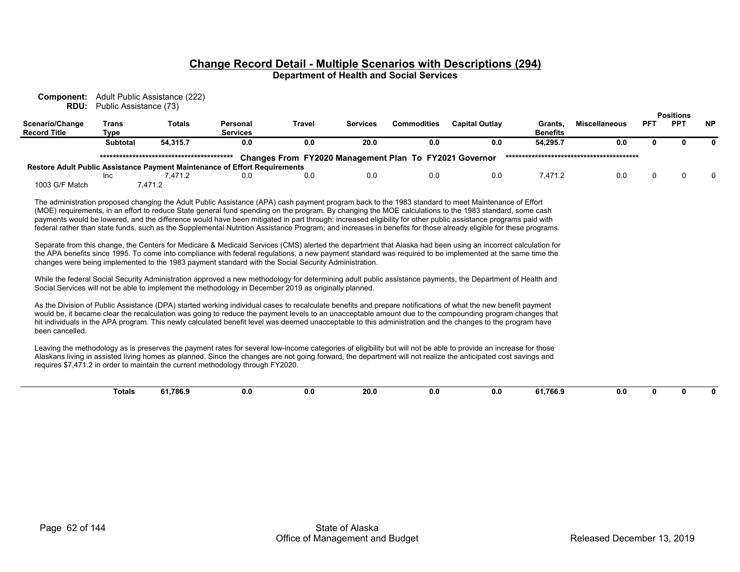## Change Record Detail - Multiple Scenarios with Descriptions (294)

**Department of Health and Social Services**

**Component:** Adult Public Assistance (222)
**RDU:** Public Assistance (73)

| Scenario/Change Record Title | Trans Type | Totals | Personal Services | Travel | Services | Commodities | Capital Outlay | Grants, Benefits | Miscellaneous | Positions PFT | Positions PPT | Positions NP |
|---|---|---|---|---|---|---|---|---|---|---|---|---|
| | **Subtotal** | **54,315.7** | **0.0** | **0.0** | **20.0** | **0.0** | **0.0** | **54,295.7** | **0.0** | **0** | **0** | **0** |
| ****************************************** **Changes From FY2020 Management Plan To FY2021 Governor** ****************************************** | | | | | | | | | | | | |
| **Restore Adult Public Assistance Payment Maintenance of Effort Requirements** | | | | | | | | | | | | |
| | Inc | 7,471.2 | 0.0 | 0.0 | 0.0 | 0.0 | 0.0 | 7,471.2 | 0.0 | 0 | 0 | 0 |
| 1003 G/F Match | | 7,471.2 | | | | | | | | | | |

The administration proposed changing the Adult Public Assistance (APA) cash payment program back to the 1983 standard to meet Maintenance of Effort (MOE) requirements, in an effort to reduce State general fund spending on the program. By changing the MOE calculations to the 1983 standard, some cash payments would be lowered, and the difference would have been mitigated in part through: increased eligibility for other public assistance programs paid with federal rather than state funds, such as the Supplemental Nutrition Assistance Program; and increases in benefits for those already eligible for these programs.

Separate from this change, the Centers for Medicare & Medicaid Services (CMS) alerted the department that Alaska had been using an incorrect calculation for the APA benefits since 1995. To come into compliance with federal regulations, a new payment standard was required to be implemented at the same time the changes were being implemented to the 1983 payment standard with the Social Security Administration.

While the federal Social Security Administration approved a new methodology for determining adult public assistance payments, the Department of Health and Social Services will not be able to implement the methodology in December 2019 as originally planned.

As the Division of Public Assistance (DPA) started working individual cases to recalculate benefits and prepare notifications of what the new benefit payment would be, it became clear the recalculation was going to reduce the payment levels to an unacceptable amount due to the compounding program changes that hit individuals in the APA program. This newly calculated benefit level was deemed unacceptable to this administration and the changes to the program have been cancelled.

Leaving the methodology as is preserves the payment rates for several low-income categories of eligibility but will not be able to provide an increase for those Alaskans living in assisted living homes as planned. Since the changes are not going forward, the department will not realize the anticipated cost savings and requires $7,471.2 in order to maintain the current methodology through FY2020.

| | Trans Type | Totals | Personal Services | Travel | Services | Commodities | Capital Outlay | Grants, Benefits | Miscellaneous | PFT | PPT | NP |
|---|---|---|---|---|---|---|---|---|---|---|---|---|
| | **Totals** | **61,786.9** | **0.0** | **0.0** | **20.0** | **0.0** | **0.0** | **61,766.9** | **0.0** | **0** | **0** | **0** |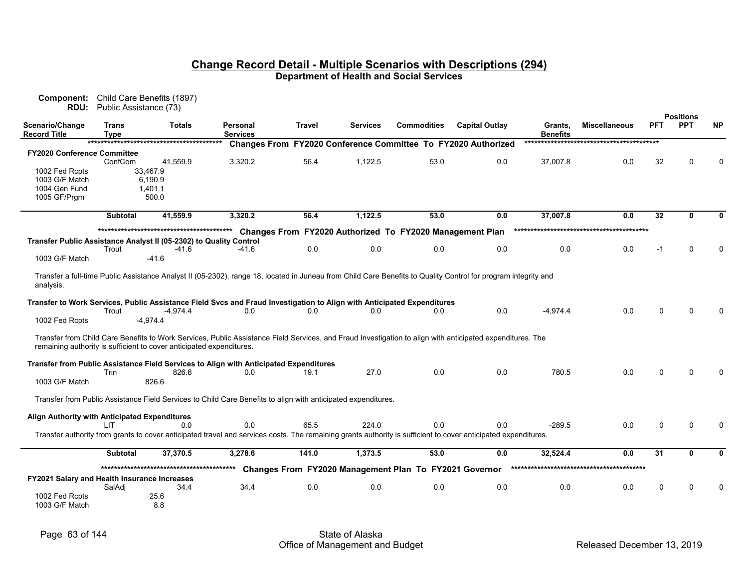## Change Record Detail - Multiple Scenarios with Descriptions (294)

**Department of Health and Social Services**

**Component:** Child Care Benefits (1897)
**RDU:** Public Assistance (73)

| Scenario/Change Record Title | Trans Type | Totals | Personal Services | Travel | Services | Commodities | Capital Outlay | Grants, Benefits | Miscellaneous | PFT | PPT | NP |
|---|---|---|---|---|---|---|---|---|---|---|---|---|
| | | | ***************************************** Changes From FY2020 Conference Committee To FY2020 Authorized ***************************************** | | | | | | | | | |
| **FY2020 Conference Committee** | | | | | | | | | | | | |
| | ConfCom | 41,559.9 | 3,320.2 | 56.4 | 1,122.5 | 53.0 | 0.0 | 37,007.8 | 0.0 | 32 | 0 | 0 |
| 1002 Fed Rcpts | | 33,467.9 | | | | | | | | | | |
| 1003 G/F Match | | 6,190.9 | | | | | | | | | | |
| 1004 Gen Fund | | 1,401.1 | | | | | | | | | | |
| 1005 GF/Prgm | | 500.0 | | | | | | | | | | |
| | **Subtotal** | **41,559.9** | **3,320.2** | **56.4** | **1,122.5** | **53.0** | **0.0** | **37,007.8** | **0.0** | **32** | **0** | **0** |
| | | | ***************************************** Changes From FY2020 Authorized To FY2020 Management Plan ***************************************** | | | | | | | | | |
| **Transfer Public Assistance Analyst II (05-2302) to Quality Control** | | | | | | | | | | | | |
| | Trout | -41.6 | -41.6 | 0.0 | 0.0 | 0.0 | 0.0 | 0.0 | 0.0 | -1 | 0 | 0 |
| 1003 G/F Match | | -41.6 | | | | | | | | | | |
| Transfer a full-time Public Assistance Analyst II (05-2302), range 18, located in Juneau from Child Care Benefits to Quality Control for program integrity and analysis. | | | | | | | | | | | | |
| **Transfer to Work Services, Public Assistance Field Svcs and Fraud Investigation to Align with Anticipated Expenditures** | | | | | | | | | | | | |
| | Trout | -4,974.4 | 0.0 | 0.0 | 0.0 | 0.0 | 0.0 | -4,974.4 | 0.0 | 0 | 0 | 0 |
| 1002 Fed Rcpts | | -4,974.4 | | | | | | | | | | |
| Transfer from Child Care Benefits to Work Services, Public Assistance Field Services, and Fraud Investigation to align with anticipated expenditures. The remaining authority is sufficient to cover anticipated expenditures. | | | | | | | | | | | | |
| **Transfer from Public Assistance Field Services to Align with Anticipated Expenditures** | | | | | | | | | | | | |
| | Trin | 826.6 | 0.0 | 19.1 | 27.0 | 0.0 | 0.0 | 780.5 | 0.0 | 0 | 0 | 0 |
| 1003 G/F Match | | 826.6 | | | | | | | | | | |
| Transfer from Public Assistance Field Services to Child Care Benefits to align with anticipated expenditures. | | | | | | | | | | | | |
| **Align Authority with Anticipated Expenditures** | | | | | | | | | | | | |
| | LIT | 0.0 | 0.0 | 65.5 | 224.0 | 0.0 | 0.0 | -289.5 | 0.0 | 0 | 0 | 0 |
| Transfer authority from grants to cover anticipated travel and services costs. The remaining grants authority is sufficient to cover anticipated expenditures. | | | | | | | | | | | | |
| | **Subtotal** | **37,370.5** | **3,278.6** | **141.0** | **1,373.5** | **53.0** | **0.0** | **32,524.4** | **0.0** | **31** | **0** | **0** |
| | | | ***************************************** Changes From FY2020 Management Plan To FY2021 Governor ***************************************** | | | | | | | | | |
| **FY2021 Salary and Health Insurance Increases** | | | | | | | | | | | | |
| | SalAdj | 34.4 | 34.4 | 0.0 | 0.0 | 0.0 | 0.0 | 0.0 | 0.0 | 0 | 0 | 0 |
| 1002 Fed Rcpts | | 25.6 | | | | | | | | | | |
| 1003 G/F Match | | 8.8 | | | | | | | | | | |

State of Alaska
Office of Management and Budget
Released December 13, 2019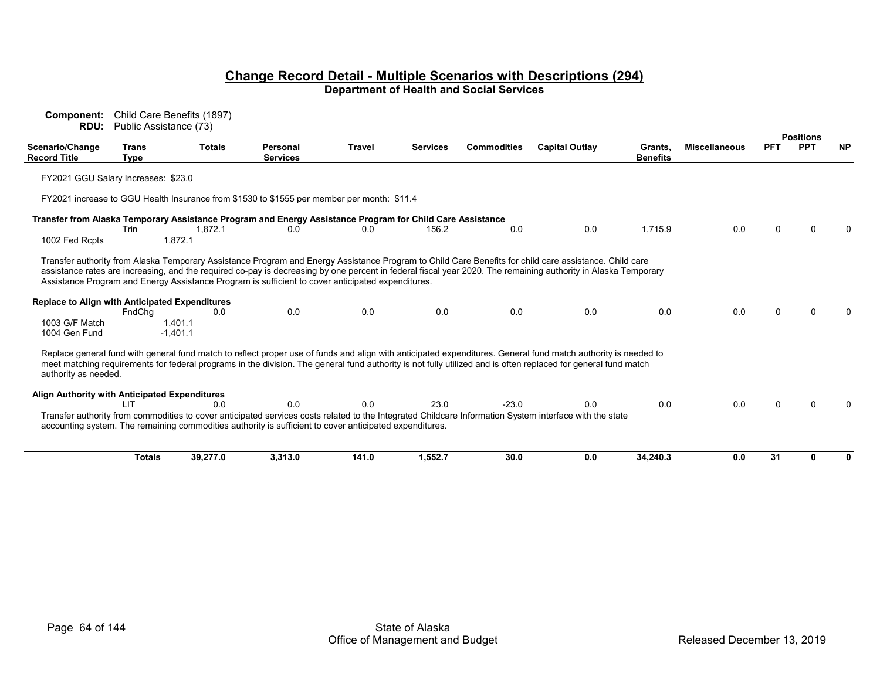## Change Record Detail - Multiple Scenarios with Descriptions (294)

**Department of Health and Social Services**

**Component:** Child Care Benefits (1897)
**RDU:** Public Assistance (73)

| Scenario/Change Record Title | Trans Type | Totals | Personal Services | Travel | Services | Commodities | Capital Outlay | Grants, Benefits | Miscellaneous | Positions PFT | Positions PPT | Positions NP |
|---|---|---|---|---|---|---|---|---|---|---|---|---|
| FY2021 GGU Salary Increases: $23.0 | | | | | | | | | | | | |
| FY2021 increase to GGU Health Insurance from $1530 to $1555 per member per month: $11.4 | | | | | | | | | | | | |
| **Transfer from Alaska Temporary Assistance Program and Energy Assistance Program for Child Care Assistance** | Trin | 1,872.1 | 0.0 | 0.0 | 156.2 | 0.0 | 0.0 | 1,715.9 | 0.0 | 0 | 0 | 0 |
| 1002 Fed Rcpts | | 1,872.1 | | | | | | | | | | |
| **Replace to Align with Anticipated Expenditures** | FndChg | 0.0 | 0.0 | 0.0 | 0.0 | 0.0 | 0.0 | 0.0 | 0.0 | 0 | 0 | 0 |
| 1003 G/F Match | | 1,401.1 | | | | | | | | | | |
| 1004 Gen Fund | | -1,401.1 | | | | | | | | | | |
| **Align Authority with Anticipated Expenditures** | LIT | 0.0 | 0.0 | 0.0 | 23.0 | -23.0 | 0.0 | 0.0 | 0.0 | 0 | 0 | 0 |
| | **Totals** | **39,277.0** | **3,313.0** | **141.0** | **1,552.7** | **30.0** | **0.0** | **34,240.3** | **0.0** | **31** | **0** | **0** |

**Transfer from Alaska Temporary Assistance Program and Energy Assistance Program for Child Care Assistance:** Transfer authority from Alaska Temporary Assistance Program and Energy Assistance Program to Child Care Benefits for child care assistance. Child care assistance rates are increasing, and the required co-pay is decreasing by one percent in federal fiscal year 2020. The remaining authority in Alaska Temporary Assistance Program and Energy Assistance Program is sufficient to cover anticipated expenditures.

**Replace to Align with Anticipated Expenditures:** Replace general fund with general fund match to reflect proper use of funds and align with anticipated expenditures. General fund match authority is needed to meet matching requirements for federal programs in the division. The general fund authority is not fully utilized and is often replaced for general fund match authority as needed.

**Align Authority with Anticipated Expenditures:** Transfer authority from commodities to cover anticipated services costs related to the Integrated Childcare Information System interface with the state accounting system. The remaining commodities authority is sufficient to cover anticipated expenditures.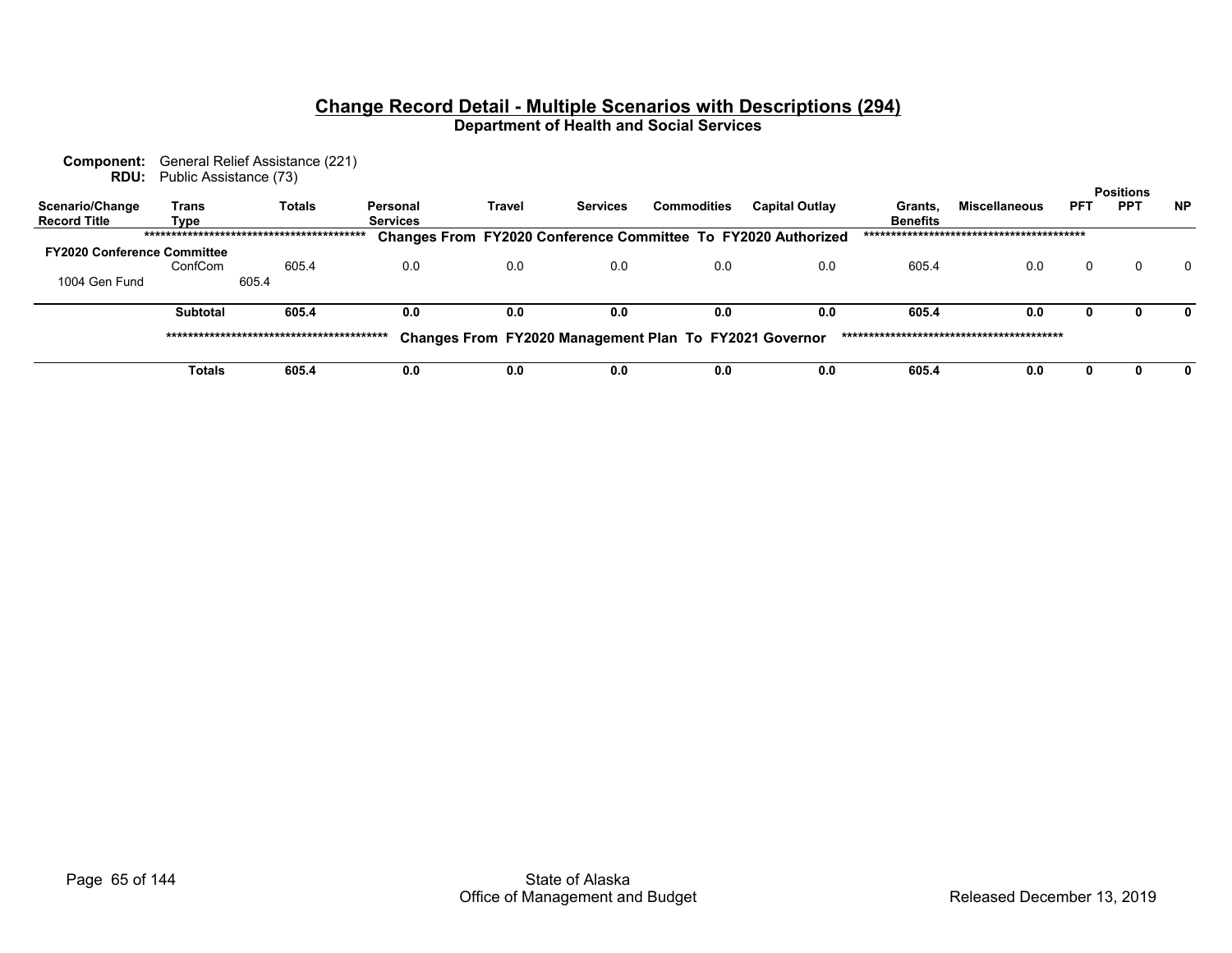## Change Record Detail - Multiple Scenarios with Descriptions (294)

**Department of Health and Social Services**

**Component:** General Relief Assistance (221)
**RDU:** Public Assistance (73)

| Scenario/Change Record Title | Trans Type | Totals | Personal Services | Travel | Services | Commodities | Capital Outlay | Grants, Benefits | Miscellaneous | Positions PFT | Positions PPT | Positions NP |
|---|---|---|---|---|---|---|---|---|---|---|---|---|
| | | | ***Changes From FY2020 Conference Committee To FY2020 Authorized*** | | | | | | | | | |
| **FY2020 Conference Committee** | | | | | | | | | | | | |
| | ConfCom | 605.4 | 0.0 | 0.0 | 0.0 | 0.0 | 0.0 | 605.4 | 0.0 | 0 | 0 | 0 |
| 1004 Gen Fund | 605.4 | | | | | | | | | | | |
| | **Subtotal** | **605.4** | **0.0** | **0.0** | **0.0** | **0.0** | **0.0** | **605.4** | **0.0** | **0** | **0** | **0** |
| | | | ***Changes From FY2020 Management Plan To FY2021 Governor*** | | | | | | | | | |
| | **Totals** | **605.4** | **0.0** | **0.0** | **0.0** | **0.0** | **0.0** | **605.4** | **0.0** | **0** | **0** | **0** |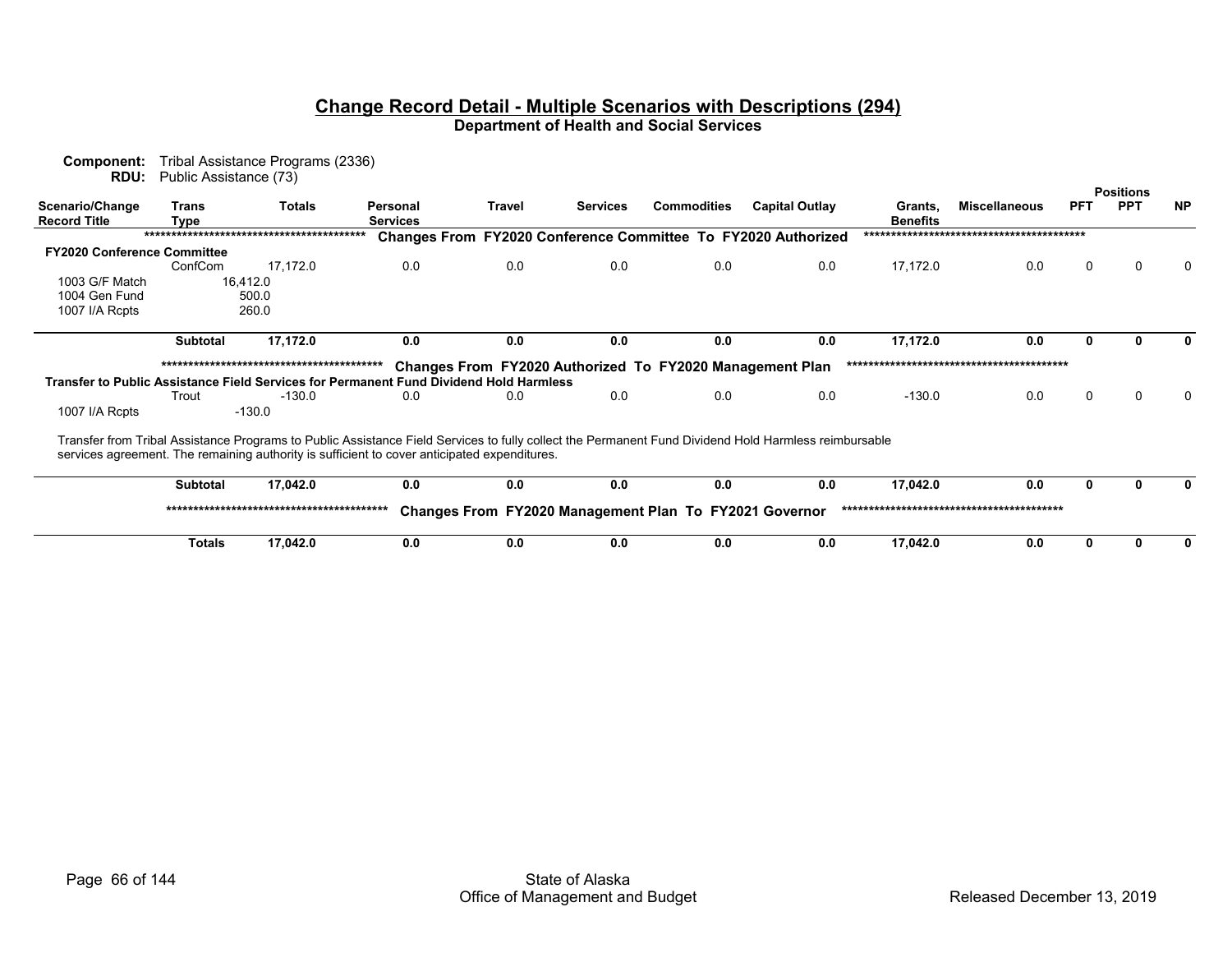## Change Record Detail - Multiple Scenarios with Descriptions (294)

**Department of Health and Social Services**

**Component:** Tribal Assistance Programs (2336)
**RDU:** Public Assistance (73)

| Scenario/Change Record Title | Trans Type | Totals | Personal Services | Travel | Services | Commodities | Capital Outlay | Grants, Benefits | Miscellaneous | PFT | PPT | NP |
|---|---|---|---|---|---|---|---|---|---|---|---|---|
| | | | **Changes From FY2020 Conference Committee To FY2020 Authorized** | | | | | | | | | |
| **FY2020 Conference Committee** | | | | | | | | | | | | |
| | ConfCom | 17,172.0 | 0.0 | 0.0 | 0.0 | 0.0 | 0.0 | 17,172.0 | 0.0 | 0 | 0 | 0 |
| 1003 G/F Match | | 16,412.0 | | | | | | | | | | |
| 1004 Gen Fund | | 500.0 | | | | | | | | | | |
| 1007 I/A Rcpts | | 260.0 | | | | | | | | | | |
| | **Subtotal** | **17,172.0** | **0.0** | **0.0** | **0.0** | **0.0** | **0.0** | **17,172.0** | **0.0** | **0** | **0** | **0** |
| | | | **Changes From FY2020 Authorized To FY2020 Management Plan** | | | | | | | | | |
| **Transfer to Public Assistance Field Services for Permanent Fund Dividend Hold Harmless** | | | | | | | | | | | | |
| | Trout | -130.0 | 0.0 | 0.0 | 0.0 | 0.0 | 0.0 | -130.0 | 0.0 | 0 | 0 | 0 |
| 1007 I/A Rcpts | | -130.0 | | | | | | | | | | |
| | **Subtotal** | **17,042.0** | **0.0** | **0.0** | **0.0** | **0.0** | **0.0** | **17,042.0** | **0.0** | **0** | **0** | **0** |
| | | | **Changes From FY2020 Management Plan To FY2021 Governor** | | | | | | | | | |
| | **Totals** | **17,042.0** | **0.0** | **0.0** | **0.0** | **0.0** | **0.0** | **17,042.0** | **0.0** | **0** | **0** | **0** |

Transfer from Tribal Assistance Programs to Public Assistance Field Services to fully collect the Permanent Fund Dividend Hold Harmless reimbursable services agreement. The remaining authority is sufficient to cover anticipated expenditures.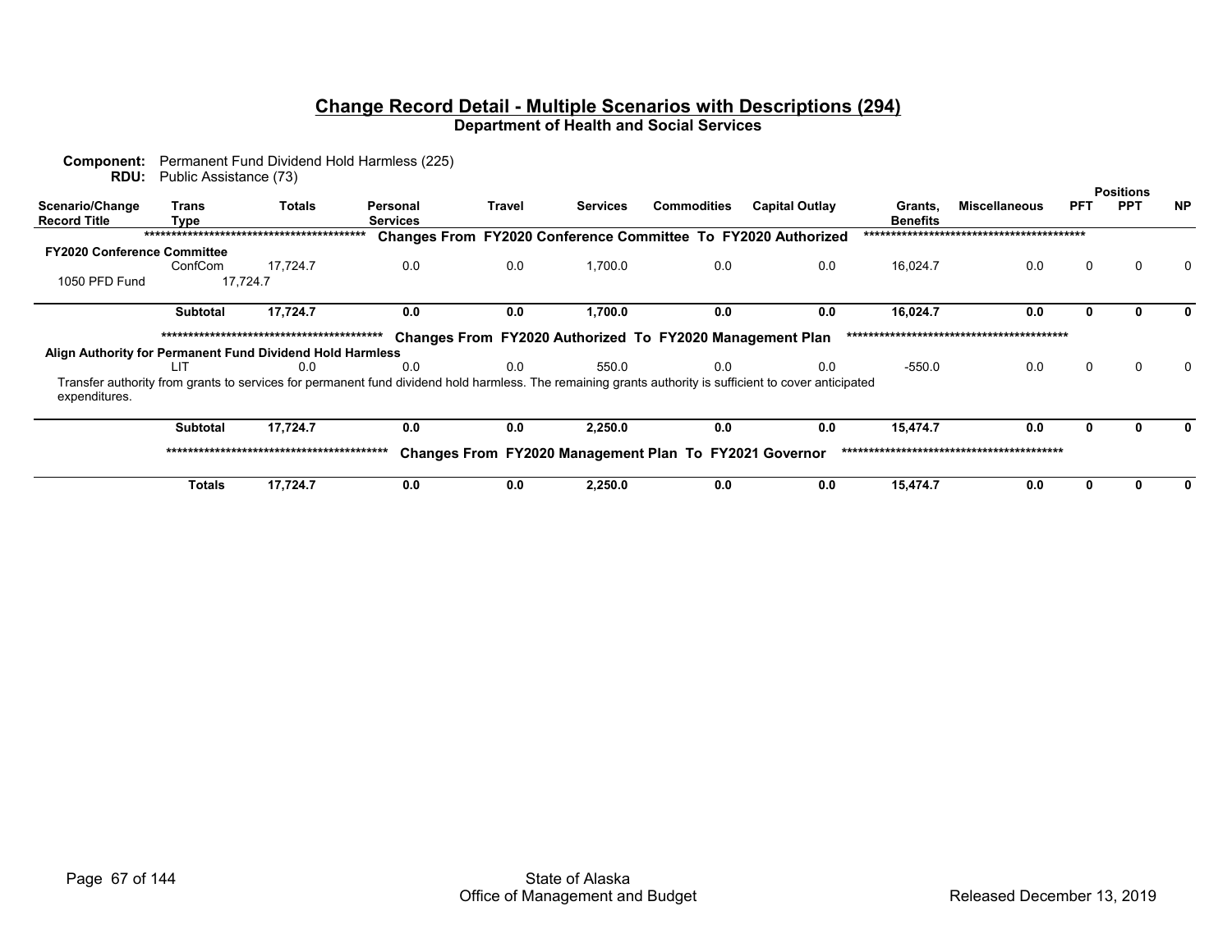# Change Record Detail - Multiple Scenarios with Descriptions (294)

## Department of Health and Social Services

**Component:** Permanent Fund Dividend Hold Harmless (225)
**RDU:** Public Assistance (73)

| Scenario/Change Record Title | Trans Type | Totals | Personal Services | Travel | Services | Commodities | Capital Outlay | Grants, Benefits | Miscellaneous | Positions PFT | Positions PPT | Positions NP |
|---|---|---|---|---|---|---|---|---|---|---|---|---|
| | | | ***** Changes From FY2020 Conference Committee To FY2020 Authorized ***** | | | | | | | | | |
| **FY2020 Conference Committee** | | | | | | | | | | | | |
| | ConfCom | 17,724.7 | 0.0 | 0.0 | 1,700.0 | 0.0 | 0.0 | 16,024.7 | 0.0 | 0 | 0 | 0 |
| 1050 PFD Fund | 17,724.7 | | | | | | | | | | | |
| | **Subtotal** | **17,724.7** | **0.0** | **0.0** | **1,700.0** | **0.0** | **0.0** | **16,024.7** | **0.0** | **0** | **0** | **0** |
| | | | ***** Changes From FY2020 Authorized To FY2020 Management Plan ***** | | | | | | | | | |
| **Align Authority for Permanent Fund Dividend Hold Harmless** | | | | | | | | | | | | |
| | LIT | 0.0 | 0.0 | 0.0 | 550.0 | 0.0 | 0.0 | -550.0 | 0.0 | 0 | 0 | 0 |
| Transfer authority from grants to services for permanent fund dividend hold harmless. The remaining grants authority is sufficient to cover anticipated expenditures. | | | | | | | | | | | | |
| | **Subtotal** | **17,724.7** | **0.0** | **0.0** | **2,250.0** | **0.0** | **0.0** | **15,474.7** | **0.0** | **0** | **0** | **0** |
| | | | ***** Changes From FY2020 Management Plan To FY2021 Governor ***** | | | | | | | | | |
| | **Totals** | **17,724.7** | **0.0** | **0.0** | **2,250.0** | **0.0** | **0.0** | **15,474.7** | **0.0** | **0** | **0** | **0** |

State of Alaska
Office of Management and Budget
Released December 13, 2019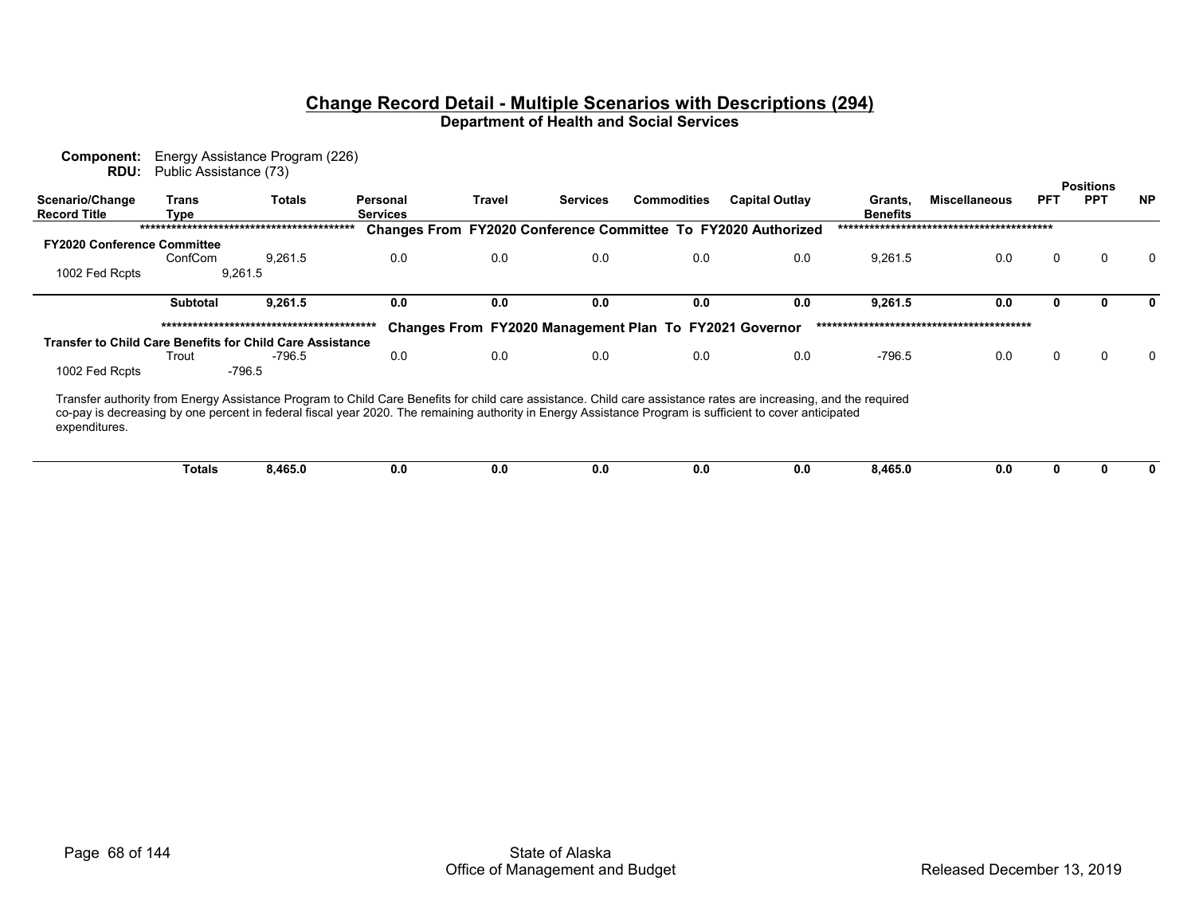# Change Record Detail - Multiple Scenarios with Descriptions (294)

## Department of Health and Social Services

**Component:** Energy Assistance Program (226)
**RDU:** Public Assistance (73)

| Scenario/Change Record Title | Trans Type | Totals | Personal Services | Travel | Services | Commodities | Capital Outlay | Grants, Benefits | Miscellaneous | Positions PFT | Positions PPT | Positions NP |
|---|---|---|---|---|---|---|---|---|---|---|---|---|
| | ****************************************** | | Changes From FY2020 Conference Committee To FY2020 Authorized | | | | | ****************************************** | | | | |
| **FY2020 Conference Committee** | | | | | | | | | | | | |
| | ConfCom | 9,261.5 | 0.0 | 0.0 | 0.0 | 0.0 | 0.0 | 9,261.5 | 0.0 | 0 | 0 | 0 |
| 1002 Fed Rcpts | 9,261.5 | | | | | | | | | | | |
| | **Subtotal** | **9,261.5** | **0.0** | **0.0** | **0.0** | **0.0** | **0.0** | **9,261.5** | **0.0** | **0** | **0** | **0** |
| | ****************************************** | | Changes From FY2020 Management Plan To FY2021 Governor | | | | | ****************************************** | | | | |
| **Transfer to Child Care Benefits for Child Care Assistance** | | | | | | | | | | | | |
| | Trout | -796.5 | 0.0 | 0.0 | 0.0 | 0.0 | 0.0 | -796.5 | 0.0 | 0 | 0 | 0 |
| 1002 Fed Rcpts | -796.5 | | | | | | | | | | | |

Transfer authority from Energy Assistance Program to Child Care Benefits for child care assistance. Child care assistance rates are increasing, and the required co-pay is decreasing by one percent in federal fiscal year 2020. The remaining authority in Energy Assistance Program is sufficient to cover anticipated expenditures.

| | Trans Type | Totals | Personal Services | Travel | Services | Commodities | Capital Outlay | Grants, Benefits | Miscellaneous | PFT | PPT | NP |
|---|---|---|---|---|---|---|---|---|---|---|---|---|
| | **Totals** | **8,465.0** | **0.0** | **0.0** | **0.0** | **0.0** | **0.0** | **8,465.0** | **0.0** | **0** | **0** | **0** |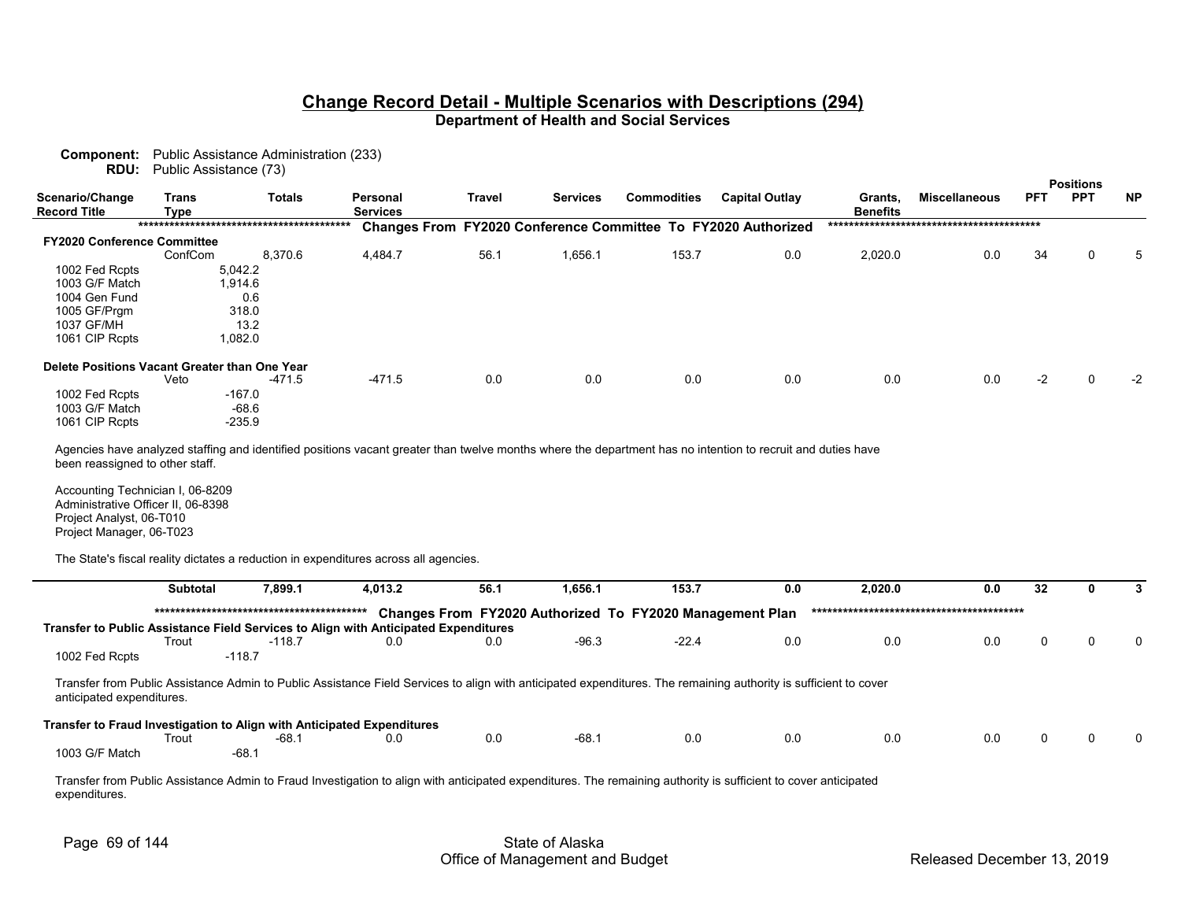# Change Record Detail - Multiple Scenarios with Descriptions (294)

## Department of Health and Social Services

**Component:** Public Assistance Administration (233)
**RDU:** Public Assistance (73)

| Scenario/Change Record Title | Trans Type | Totals | Personal Services | Travel | Services | Commodities | Capital Outlay | Grants, Benefits | Miscellaneous | PFT | PPT | NP |
|---|---|---|---|---|---|---|---|---|---|---|---|---|
| | | | ***** Changes From FY2020 Conference Committee To FY2020 Authorized ***** | | | | | | | | | |
| **FY2020 Conference Committee** | | | | | | | | | | | | |
| | ConfCom | 8,370.6 | 4,484.7 | 56.1 | 1,656.1 | 153.7 | 0.0 | 2,020.0 | 0.0 | 34 | 0 | 5 |
| 1002 Fed Rcpts | | 5,042.2 | | | | | | | | | | |
| 1003 G/F Match | | 1,914.6 | | | | | | | | | | |
| 1004 Gen Fund | | 0.6 | | | | | | | | | | |
| 1005 GF/Prgm | | 318.0 | | | | | | | | | | |
| 1037 GF/MH | | 13.2 | | | | | | | | | | |
| 1061 CIP Rcpts | | 1,082.0 | | | | | | | | | | |
| **Delete Positions Vacant Greater than One Year** | | | | | | | | | | | | |
| | Veto | -471.5 | -471.5 | 0.0 | 0.0 | 0.0 | 0.0 | 0.0 | 0.0 | -2 | 0 | -2 |
| 1002 Fed Rcpts | | -167.0 | | | | | | | | | | |
| 1003 G/F Match | | -68.6 | | | | | | | | | | |
| 1061 CIP Rcpts | | -235.9 | | | | | | | | | | |

Agencies have analyzed staffing and identified positions vacant greater than twelve months where the department has no intention to recruit and duties have been reassigned to other staff.

Accounting Technician I, 06-8209
Administrative Officer II, 06-8398
Project Analyst, 06-T010
Project Manager, 06-T023

The State's fiscal reality dictates a reduction in expenditures across all agencies.

| | Trans Type | Totals | Personal Services | Travel | Services | Commodities | Capital Outlay | Grants, Benefits | Miscellaneous | PFT | PPT | NP |
|---|---|---|---|---|---|---|---|---|---|---|---|---|
| | **Subtotal** | **7,899.1** | **4,013.2** | **56.1** | **1,656.1** | **153.7** | **0.0** | **2,020.0** | **0.0** | **32** | **0** | **3** |
| | | | ***** Changes From FY2020 Authorized To FY2020 Management Plan ***** | | | | | | | | | |
| **Transfer to Public Assistance Field Services to Align with Anticipated Expenditures** | | | | | | | | | | | | |
| | Trout | -118.7 | 0.0 | 0.0 | -96.3 | -22.4 | 0.0 | 0.0 | 0.0 | 0 | 0 | 0 |
| 1002 Fed Rcpts | | -118.7 | | | | | | | | | | |

Transfer from Public Assistance Admin to Public Assistance Field Services to align with anticipated expenditures. The remaining authority is sufficient to cover anticipated expenditures.

| | Trans Type | Totals | Personal Services | Travel | Services | Commodities | Capital Outlay | Grants, Benefits | Miscellaneous | PFT | PPT | NP |
|---|---|---|---|---|---|---|---|---|---|---|---|---|
| **Transfer to Fraud Investigation to Align with Anticipated Expenditures** | | | | | | | | | | | | |
| | Trout | -68.1 | 0.0 | 0.0 | -68.1 | 0.0 | 0.0 | 0.0 | 0.0 | 0 | 0 | 0 |
| 1003 G/F Match | | -68.1 | | | | | | | | | | |

Transfer from Public Assistance Admin to Fraud Investigation to align with anticipated expenditures. The remaining authority is sufficient to cover anticipated expenditures.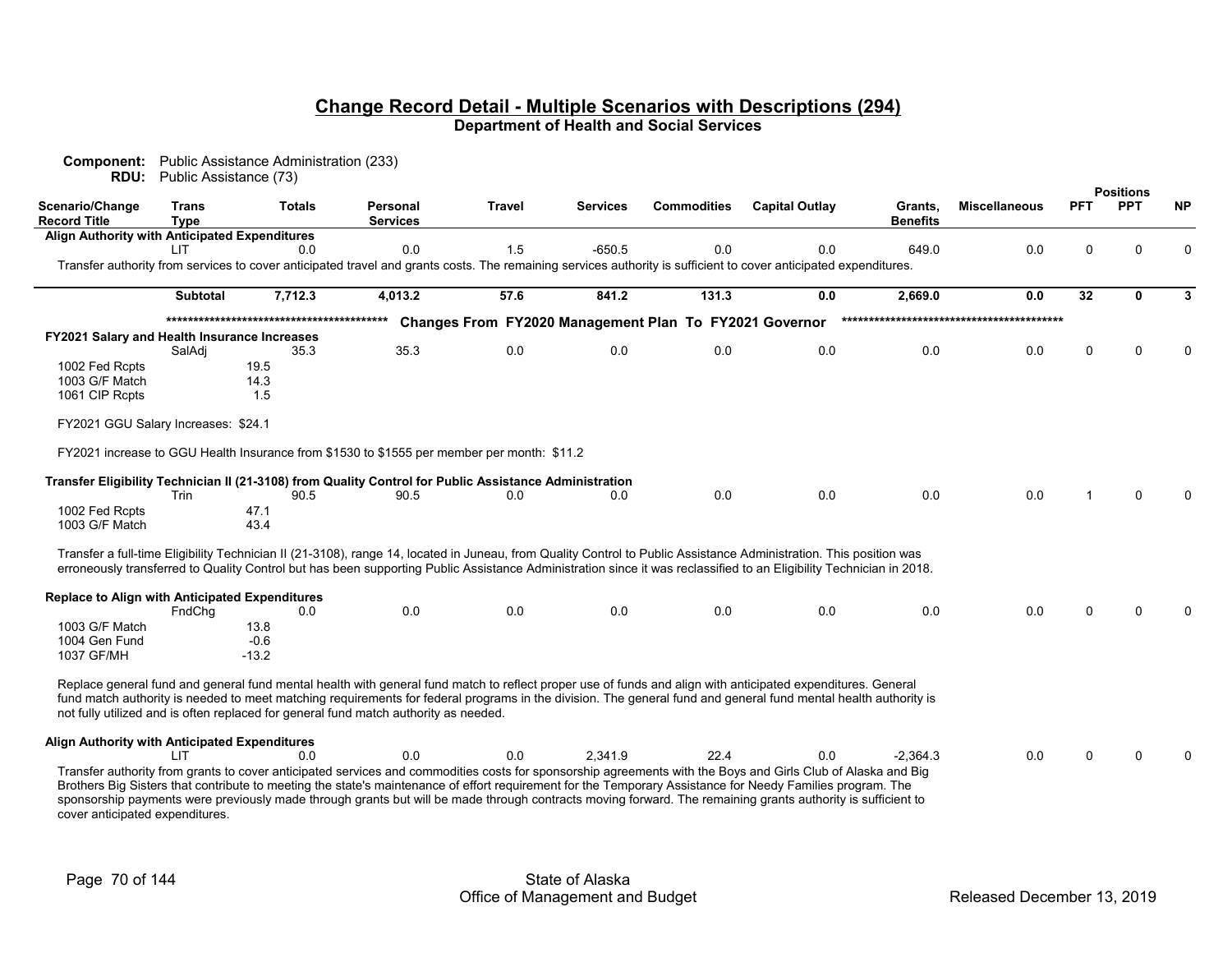## Change Record Detail - Multiple Scenarios with Descriptions (294)
### Department of Health and Social Services

**Component:** Public Assistance Administration (233)
**RDU:** Public Assistance (73)

| Scenario/Change Record Title | Trans Type | Totals | Personal Services | Travel | Services | Commodities | Capital Outlay | Grants, Benefits | Miscellaneous | Positions PFT | Positions PPT | Positions NP |
|---|---|---|---|---|---|---|---|---|---|---|---|---|
| **Align Authority with Anticipated Expenditures** | | | | | | | | | | | | |
| | LIT | 0.0 | 0.0 | 1.5 | -650.5 | 0.0 | 0.0 | 649.0 | 0.0 | 0 | 0 | 0 |

Transfer authority from services to cover anticipated travel and grants costs. The remaining services authority is sufficient to cover anticipated expenditures.

| | Trans Type | Totals | Personal Services | Travel | Services | Commodities | Capital Outlay | Grants, Benefits | Miscellaneous | PFT | PPT | NP |
|---|---|---|---|---|---|---|---|---|---|---|---|---|
| | **Subtotal** | **7,712.3** | **4,013.2** | **57.6** | **841.2** | **131.3** | **0.0** | **2,669.0** | **0.0** | **32** | **0** | **3** |

******************************************* **Changes From FY2020 Management Plan To FY2021 Governor** *******************************************

| Scenario/Change Record Title | Trans Type | Totals | Personal Services | Travel | Services | Commodities | Capital Outlay | Grants, Benefits | Miscellaneous | PFT | PPT | NP |
|---|---|---|---|---|---|---|---|---|---|---|---|---|
| **FY2021 Salary and Health Insurance Increases** | | | | | | | | | | | | |
| | SalAdj | 35.3 | 35.3 | 0.0 | 0.0 | 0.0 | 0.0 | 0.0 | 0.0 | 0 | 0 | 0 |
| 1002 Fed Rcpts | | 19.5 | | | | | | | | | | |
| 1003 G/F Match | | 14.3 | | | | | | | | | | |
| 1061 CIP Rcpts | | 1.5 | | | | | | | | | | |

FY2021 GGU Salary Increases: $24.1

FY2021 increase to GGU Health Insurance from $1530 to $1555 per member per month: $11.2

| Scenario/Change Record Title | Trans Type | Totals | Personal Services | Travel | Services | Commodities | Capital Outlay | Grants, Benefits | Miscellaneous | PFT | PPT | NP |
|---|---|---|---|---|---|---|---|---|---|---|---|---|
| **Transfer Eligibility Technician II (21-3108) from Quality Control for Public Assistance Administration** | | | | | | | | | | | | |
| | Trin | 90.5 | 90.5 | 0.0 | 0.0 | 0.0 | 0.0 | 0.0 | 0.0 | 1 | 0 | 0 |
| 1002 Fed Rcpts | | 47.1 | | | | | | | | | | |
| 1003 G/F Match | | 43.4 | | | | | | | | | | |

Transfer a full-time Eligibility Technician II (21-3108), range 14, located in Juneau, from Quality Control to Public Assistance Administration. This position was erroneously transferred to Quality Control but has been supporting Public Assistance Administration since it was reclassified to an Eligibility Technician in 2018.

| Scenario/Change Record Title | Trans Type | Totals | Personal Services | Travel | Services | Commodities | Capital Outlay | Grants, Benefits | Miscellaneous | PFT | PPT | NP |
|---|---|---|---|---|---|---|---|---|---|---|---|---|
| **Replace to Align with Anticipated Expenditures** | | | | | | | | | | | | |
| | FndChg | 0.0 | 0.0 | 0.0 | 0.0 | 0.0 | 0.0 | 0.0 | 0.0 | 0 | 0 | 0 |
| 1003 G/F Match | | 13.8 | | | | | | | | | | |
| 1004 Gen Fund | | -0.6 | | | | | | | | | | |
| 1037 GF/MH | | -13.2 | | | | | | | | | | |

Replace general fund and general fund mental health with general fund match to reflect proper use of funds and align with anticipated expenditures. General fund match authority is needed to meet matching requirements for federal programs in the division. The general fund and general fund mental health authority is not fully utilized and is often replaced for general fund match authority as needed.

| Scenario/Change Record Title | Trans Type | Totals | Personal Services | Travel | Services | Commodities | Capital Outlay | Grants, Benefits | Miscellaneous | PFT | PPT | NP |
|---|---|---|---|---|---|---|---|---|---|---|---|---|
| **Align Authority with Anticipated Expenditures** | | | | | | | | | | | | |
| | LIT | 0.0 | 0.0 | 0.0 | 2,341.9 | 22.4 | 0.0 | -2,364.3 | 0.0 | 0 | 0 | 0 |

Transfer authority from grants to cover anticipated services and commodities costs for sponsorship agreements with the Boys and Girls Club of Alaska and Big Brothers Big Sisters that contribute to meeting the state's maintenance of effort requirement for the Temporary Assistance for Needy Families program. The sponsorship payments were previously made through grants but will be made through contracts moving forward. The remaining grants authority is sufficient to cover anticipated expenditures.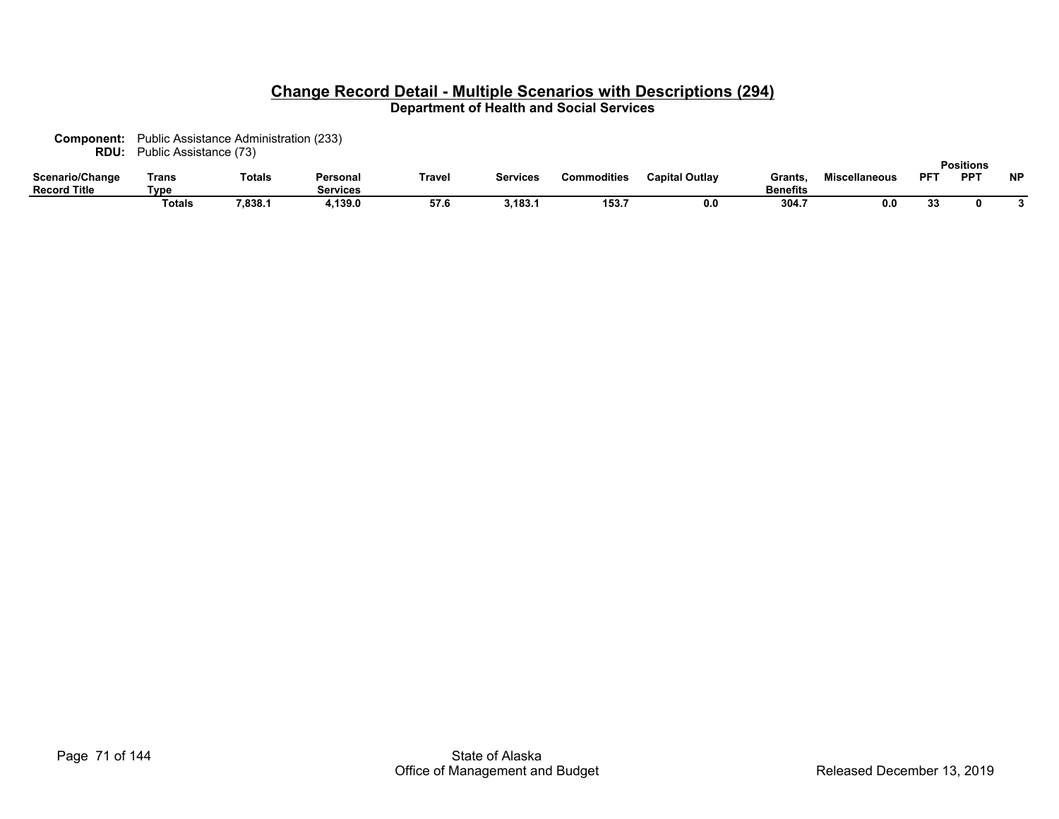## Change Record Detail - Multiple Scenarios with Descriptions (294)

**Department of Health and Social Services**

**Component:** Public Assistance Administration (233)
**RDU:** Public Assistance (73)

| Scenario/Change Record Title | Trans Type | Totals | Personal Services | Travel | Services | Commodities | Capital Outlay | Grants, Benefits | Miscellaneous | Positions PFT | Positions PPT | Positions NP |
|---|---|---|---|---|---|---|---|---|---|---|---|---|
| | **Totals** | **7,838.1** | **4,139.0** | **57.6** | **3,183.1** | **153.7** | **0.0** | **304.7** | **0.0** | **33** | **0** | **3** |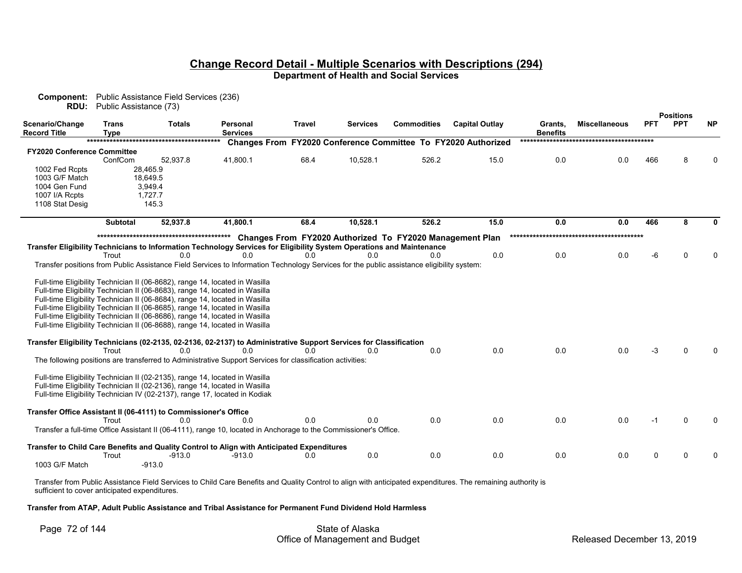## Change Record Detail - Multiple Scenarios with Descriptions (294)

### Department of Health and Social Services

**Component:** Public Assistance Field Services (236)
**RDU:** Public Assistance (73)

| Scenario/Change Record Title | Trans Type | Totals | Personal Services | Travel | Services | Commodities | Capital Outlay | Grants, Benefits | Miscellaneous | PFT | PPT | NP |
|---|---|---|---|---|---|---|---|---|---|---|---|---|
| | | | ***** Changes From FY2020 Conference Committee To FY2020 Authorized ***** | | | | | | | | | |
| **FY2020 Conference Committee** | | | | | | | | | | | | |
| | ConfCom | 52,937.8 | 41,800.1 | 68.4 | 10,528.1 | 526.2 | 15.0 | 0.0 | 0.0 | 466 | 8 | 0 |
| 1002 Fed Rcpts | | 28,465.9 | | | | | | | | | | |
| 1003 G/F Match | | 18,649.5 | | | | | | | | | | |
| 1004 Gen Fund | | 3,949.4 | | | | | | | | | | |
| 1007 I/A Rcpts | | 1,727.7 | | | | | | | | | | |
| 1108 Stat Desig | | 145.3 | | | | | | | | | | |
| | **Subtotal** | **52,937.8** | **41,800.1** | **68.4** | **10,528.1** | **526.2** | **15.0** | **0.0** | **0.0** | **466** | **8** | **0** |
| | | | ***** Changes From FY2020 Authorized To FY2020 Management Plan ***** | | | | | | | | | |
| **Transfer Eligibility Technicians to Information Technology Services for Eligibility System Operations and Maintenance** | | | | | | | | | | | | |
| | Trout | 0.0 | 0.0 | 0.0 | 0.0 | 0.0 | 0.0 | 0.0 | 0.0 | -6 | 0 | 0 |

Transfer positions from Public Assistance Field Services to Information Technology Services for the public assistance eligibility system:

Full-time Eligibility Technician II (06-8682), range 14, located in Wasilla
Full-time Eligibility Technician II (06-8683), range 14, located in Wasilla
Full-time Eligibility Technician II (06-8684), range 14, located in Wasilla
Full-time Eligibility Technician II (06-8685), range 14, located in Wasilla
Full-time Eligibility Technician II (06-8686), range 14, located in Wasilla
Full-time Eligibility Technician II (06-8688), range 14, located in Wasilla

| Scenario/Change Record Title | Trans Type | Totals | Personal Services | Travel | Services | Commodities | Capital Outlay | Grants, Benefits | Miscellaneous | PFT | PPT | NP |
|---|---|---|---|---|---|---|---|---|---|---|---|---|
| **Transfer Eligibility Technicians (02-2135, 02-2136, 02-2137) to Administrative Support Services for Classification** | | | | | | | | | | | | |
| | Trout | 0.0 | 0.0 | 0.0 | 0.0 | 0.0 | 0.0 | 0.0 | 0.0 | -3 | 0 | 0 |

The following positions are transferred to Administrative Support Services for classification activities:

Full-time Eligibility Technician II (02-2135), range 14, located in Wasilla
Full-time Eligibility Technician II (02-2136), range 14, located in Wasilla
Full-time Eligibility Technician IV (02-2137), range 17, located in Kodiak

| Scenario/Change Record Title | Trans Type | Totals | Personal Services | Travel | Services | Commodities | Capital Outlay | Grants, Benefits | Miscellaneous | PFT | PPT | NP |
|---|---|---|---|---|---|---|---|---|---|---|---|---|
| **Transfer Office Assistant II (06-4111) to Commissioner's Office** | | | | | | | | | | | | |
| | Trout | 0.0 | 0.0 | 0.0 | 0.0 | 0.0 | 0.0 | 0.0 | 0.0 | -1 | 0 | 0 |

Transfer a full-time Office Assistant II (06-4111), range 10, located in Anchorage to the Commissioner's Office.

| Scenario/Change Record Title | Trans Type | Totals | Personal Services | Travel | Services | Commodities | Capital Outlay | Grants, Benefits | Miscellaneous | PFT | PPT | NP |
|---|---|---|---|---|---|---|---|---|---|---|---|---|
| **Transfer to Child Care Benefits and Quality Control to Align with Anticipated Expenditures** | | | | | | | | | | | | |
| | Trout | -913.0 | -913.0 | 0.0 | 0.0 | 0.0 | 0.0 | 0.0 | 0.0 | 0 | 0 | 0 |
| 1003 G/F Match | | -913.0 | | | | | | | | | | |

Transfer from Public Assistance Field Services to Child Care Benefits and Quality Control to align with anticipated expenditures. The remaining authority is sufficient to cover anticipated expenditures.

**Transfer from ATAP, Adult Public Assistance and Tribal Assistance for Permanent Fund Dividend Hold Harmless**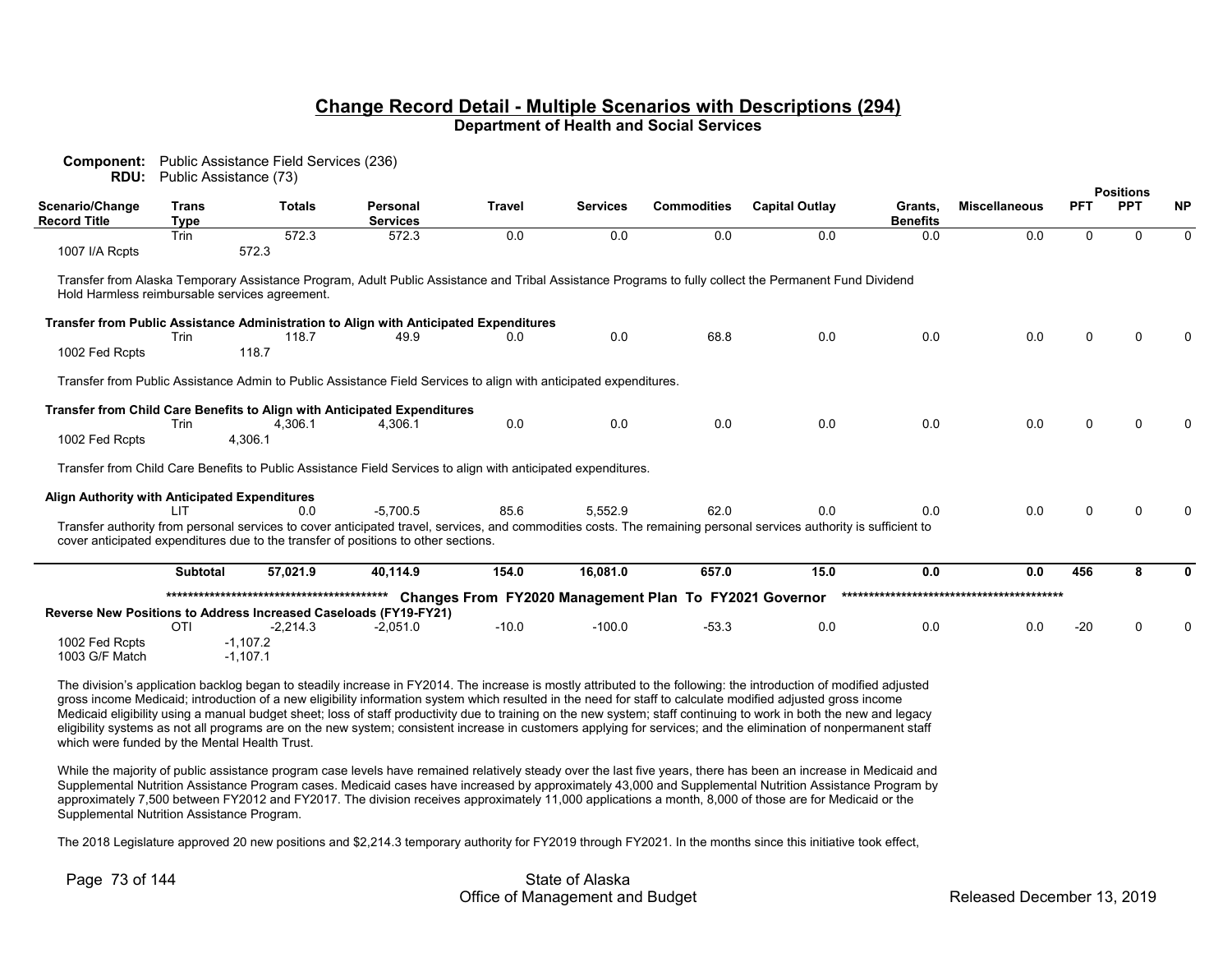## Change Record Detail - Multiple Scenarios with Descriptions (294)

### Department of Health and Social Services

**Component:** Public Assistance Field Services (236)
**RDU:** Public Assistance (73)

| Scenario/Change Record Title | Trans Type | Totals | Personal Services | Travel | Services | Commodities | Capital Outlay | Grants, Benefits | Miscellaneous | PFT | PPT | NP |
|---|---|---|---|---|---|---|---|---|---|---|---|---|
| | Trin | 572.3 | 572.3 | 0.0 | 0.0 | 0.0 | 0.0 | 0.0 | 0.0 | 0 | 0 | 0 |
| 1007 I/A Rcpts | | 572.3 | | | | | | | | | | |

Transfer from Alaska Temporary Assistance Program, Adult Public Assistance and Tribal Assistance Programs to fully collect the Permanent Fund Dividend Hold Harmless reimbursable services agreement.

| Scenario/Change Record Title | Trans Type | Totals | Personal Services | Travel | Services | Commodities | Capital Outlay | Grants, Benefits | Miscellaneous | PFT | PPT | NP |
|---|---|---|---|---|---|---|---|---|---|---|---|---|
| **Transfer from Public Assistance Administration to Align with Anticipated Expenditures** | Trin | 118.7 | 49.9 | 0.0 | 0.0 | 68.8 | 0.0 | 0.0 | 0.0 | 0 | 0 | 0 |
| 1002 Fed Rcpts | | 118.7 | | | | | | | | | | |

Transfer from Public Assistance Admin to Public Assistance Field Services to align with anticipated expenditures.

| Scenario/Change Record Title | Trans Type | Totals | Personal Services | Travel | Services | Commodities | Capital Outlay | Grants, Benefits | Miscellaneous | PFT | PPT | NP |
|---|---|---|---|---|---|---|---|---|---|---|---|---|
| **Transfer from Child Care Benefits to Align with Anticipated Expenditures** | Trin | 4,306.1 | 4,306.1 | 0.0 | 0.0 | 0.0 | 0.0 | 0.0 | 0.0 | 0 | 0 | 0 |
| 1002 Fed Rcpts | | 4,306.1 | | | | | | | | | | |

Transfer from Child Care Benefits to Public Assistance Field Services to align with anticipated expenditures.

| Scenario/Change Record Title | Trans Type | Totals | Personal Services | Travel | Services | Commodities | Capital Outlay | Grants, Benefits | Miscellaneous | PFT | PPT | NP |
|---|---|---|---|---|---|---|---|---|---|---|---|---|
| **Align Authority with Anticipated Expenditures** | LIT | 0.0 | -5,700.5 | 85.6 | 5,552.9 | 62.0 | 0.0 | 0.0 | 0.0 | 0 | 0 | 0 |

Transfer authority from personal services to cover anticipated travel, services, and commodities costs. The remaining personal services authority is sufficient to cover anticipated expenditures due to the transfer of positions to other sections.

| | Trans Type | Totals | Personal Services | Travel | Services | Commodities | Capital Outlay | Grants, Benefits | Miscellaneous | PFT | PPT | NP |
|---|---|---|---|---|---|---|---|---|---|---|---|---|
| | **Subtotal** | **57,021.9** | **40,114.9** | **154.0** | **16,081.0** | **657.0** | **15.0** | **0.0** | **0.0** | **456** | **8** | **0** |

****************************************** **Changes From FY2020 Management Plan To FY2021 Governor** ******************************************

| Scenario/Change Record Title | Trans Type | Totals | Personal Services | Travel | Services | Commodities | Capital Outlay | Grants, Benefits | Miscellaneous | PFT | PPT | NP |
|---|---|---|---|---|---|---|---|---|---|---|---|---|
| **Reverse New Positions to Address Increased Caseloads (FY19-FY21)** | OTI | -2,214.3 | -2,051.0 | -10.0 | -100.0 | -53.3 | 0.0 | 0.0 | 0.0 | -20 | 0 | 0 |
| 1002 Fed Rcpts | | -1,107.2 | | | | | | | | | | |
| 1003 G/F Match | | -1,107.1 | | | | | | | | | | |

The division's application backlog began to steadily increase in FY2014. The increase is mostly attributed to the following: the introduction of modified adjusted gross income Medicaid; introduction of a new eligibility information system which resulted in the need for staff to calculate modified adjusted gross income Medicaid eligibility using a manual budget sheet; loss of staff productivity due to training on the new system; staff continuing to work in both the new and legacy eligibility systems as not all programs are on the new system; consistent increase in customers applying for services; and the elimination of nonpermanent staff which were funded by the Mental Health Trust.

While the majority of public assistance program case levels have remained relatively steady over the last five years, there has been an increase in Medicaid and Supplemental Nutrition Assistance Program cases. Medicaid cases have increased by approximately 43,000 and Supplemental Nutrition Assistance Program by approximately 7,500 between FY2012 and FY2017. The division receives approximately 11,000 applications a month, 8,000 of those are for Medicaid or the Supplemental Nutrition Assistance Program.

The 2018 Legislature approved 20 new positions and $2,214.3 temporary authority for FY2019 through FY2021. In the months since this initiative took effect,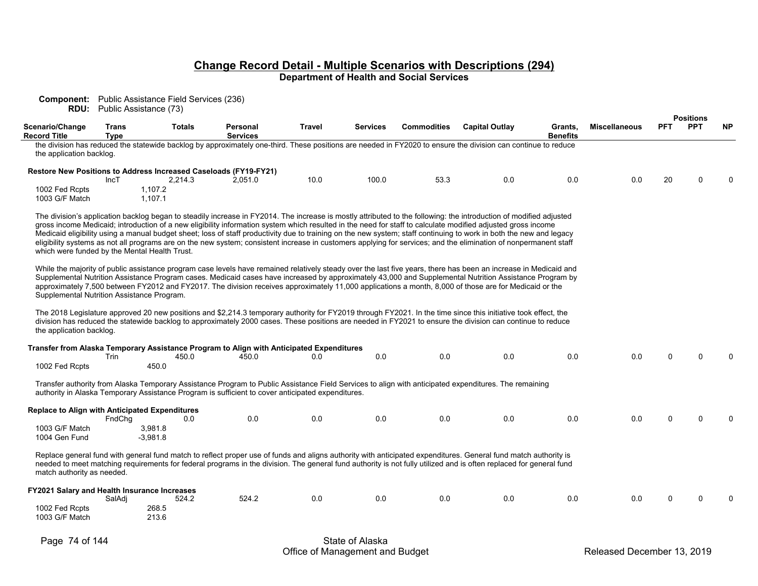## Change Record Detail - Multiple Scenarios with Descriptions (294)
**Department of Health and Social Services**

**Component:** Public Assistance Field Services (236)
**RDU:** Public Assistance (73)

| Scenario/Change Record Title | Trans Type | Totals | Personal Services | Travel | Services | Commodities | Capital Outlay | Grants, Benefits | Miscellaneous | PFT | PPT | NP |
|---|---|---|---|---|---|---|---|---|---|---|---|---|

the division has reduced the statewide backlog by approximately one-third. These positions are needed in FY2020 to ensure the division can continue to reduce the application backlog.

**Restore New Positions to Address Increased Caseloads (FY19-FY21)**

| Scenario/Change Record Title | Trans Type | Totals | Personal Services | Travel | Services | Commodities | Capital Outlay | Grants, Benefits | Miscellaneous | PFT | PPT | NP |
|---|---|---|---|---|---|---|---|---|---|---|---|---|
| | IncT | 2,214.3 | 2,051.0 | 10.0 | 100.0 | 53.3 | 0.0 | 0.0 | 0.0 | 20 | 0 | 0 |
| 1002 Fed Rcpts | | 1,107.2 | | | | | | | | | | |
| 1003 G/F Match | | 1,107.1 | | | | | | | | | | |

The division's application backlog began to steadily increase in FY2014. The increase is mostly attributed to the following: the introduction of modified adjusted gross income Medicaid; introduction of a new eligibility information system which resulted in the need for staff to calculate modified adjusted gross income Medicaid eligibility using a manual budget sheet; loss of staff productivity due to training on the new system; staff continuing to work in both the new and legacy eligibility systems as not all programs are on the new system; consistent increase in customers applying for services; and the elimination of nonpermanent staff which were funded by the Mental Health Trust.

While the majority of public assistance program case levels have remained relatively steady over the last five years, there has been an increase in Medicaid and Supplemental Nutrition Assistance Program cases. Medicaid cases have increased by approximately 43,000 and Supplemental Nutrition Assistance Program by approximately 7,500 between FY2012 and FY2017. The division receives approximately 11,000 applications a month, 8,000 of those are for Medicaid or the Supplemental Nutrition Assistance Program.

The 2018 Legislature approved 20 new positions and $2,214.3 temporary authority for FY2019 through FY2021. In the time since this initiative took effect, the division has reduced the statewide backlog to approximately 2000 cases. These positions are needed in FY2021 to ensure the division can continue to reduce the application backlog.

**Transfer from Alaska Temporary Assistance Program to Align with Anticipated Expenditures**

| Scenario/Change Record Title | Trans Type | Totals | Personal Services | Travel | Services | Commodities | Capital Outlay | Grants, Benefits | Miscellaneous | PFT | PPT | NP |
|---|---|---|---|---|---|---|---|---|---|---|---|---|
| | Trin | 450.0 | 450.0 | 0.0 | 0.0 | 0.0 | 0.0 | 0.0 | 0.0 | 0 | 0 | 0 |
| 1002 Fed Rcpts | | 450.0 | | | | | | | | | | |

Transfer authority from Alaska Temporary Assistance Program to Public Assistance Field Services to align with anticipated expenditures. The remaining authority in Alaska Temporary Assistance Program is sufficient to cover anticipated expenditures.

**Replace to Align with Anticipated Expenditures**

| Scenario/Change Record Title | Trans Type | Totals | Personal Services | Travel | Services | Commodities | Capital Outlay | Grants, Benefits | Miscellaneous | PFT | PPT | NP |
|---|---|---|---|---|---|---|---|---|---|---|---|---|
| | FndChg | 0.0 | 0.0 | 0.0 | 0.0 | 0.0 | 0.0 | 0.0 | 0.0 | 0 | 0 | 0 |
| 1003 G/F Match | | 3,981.8 | | | | | | | | | | |
| 1004 Gen Fund | | -3,981.8 | | | | | | | | | | |

Replace general fund with general fund match to reflect proper use of funds and aligns authority with anticipated expenditures. General fund match authority is needed to meet matching requirements for federal programs in the division. The general fund authority is not fully utilized and is often replaced for general fund match authority as needed.

**FY2021 Salary and Health Insurance Increases**

| Scenario/Change Record Title | Trans Type | Totals | Personal Services | Travel | Services | Commodities | Capital Outlay | Grants, Benefits | Miscellaneous | PFT | PPT | NP |
|---|---|---|---|---|---|---|---|---|---|---|---|---|
| | SalAdj | 524.2 | 524.2 | 0.0 | 0.0 | 0.0 | 0.0 | 0.0 | 0.0 | 0 | 0 | 0 |
| 1002 Fed Rcpts | | 268.5 | | | | | | | | | | |
| 1003 G/F Match | | 213.6 | | | | | | | | | | |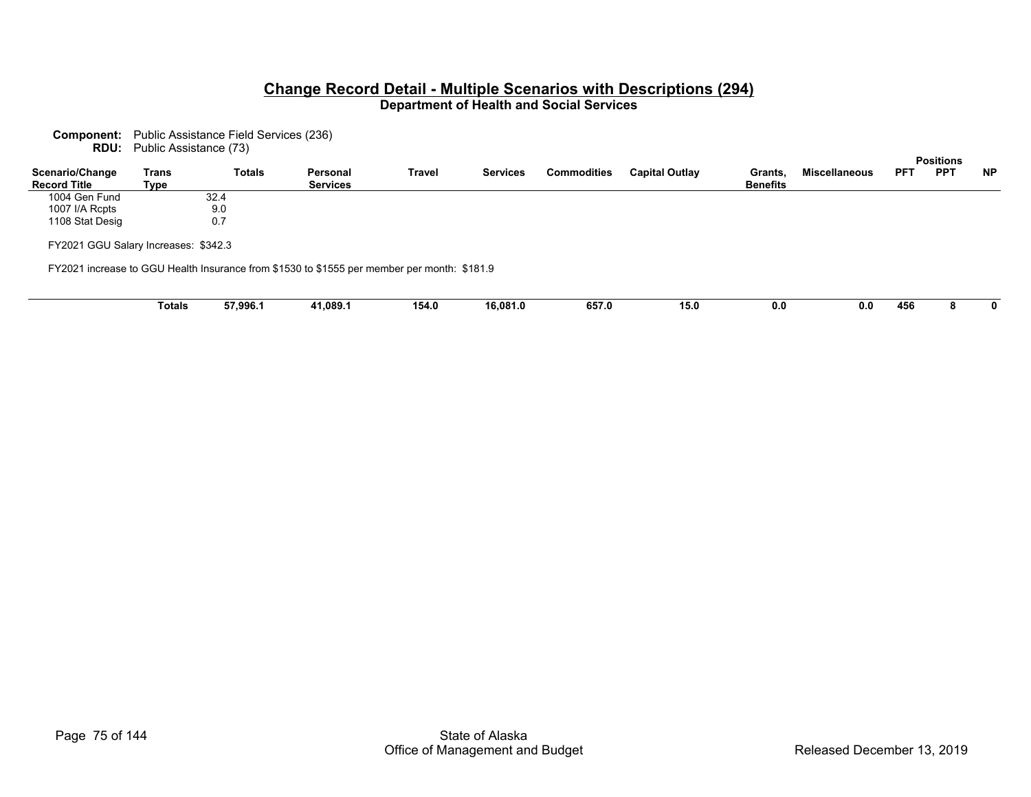## Change Record Detail - Multiple Scenarios with Descriptions (294)

**Department of Health and Social Services**

**Component:** Public Assistance Field Services (236)
**RDU:** Public Assistance (73)

| Scenario/Change Record Title | Trans Type | Totals | Personal Services | Travel | Services | Commodities | Capital Outlay | Grants, Benefits | Miscellaneous | Positions PFT | Positions PPT | Positions NP |
|---|---|---|---|---|---|---|---|---|---|---|---|---|
| 1004 Gen Fund | | 32.4 | | | | | | | | | | |
| 1007 I/A Rcpts | | 9.0 | | | | | | | | | | |
| 1108 Stat Desig | | 0.7 | | | | | | | | | | |

FY2021 GGU Salary Increases: $342.3

FY2021 increase to GGU Health Insurance from $1530 to $1555 per member per month: $181.9

| | | Totals | Personal Services | Travel | Services | Commodities | Capital Outlay | Grants, Benefits | Miscellaneous | PFT | PPT | NP |
|---|---|---|---|---|---|---|---|---|---|---|---|---|
| | **Totals** | **57,996.1** | **41,089.1** | **154.0** | **16,081.0** | **657.0** | **15.0** | **0.0** | **0.0** | **456** | **8** | **0** |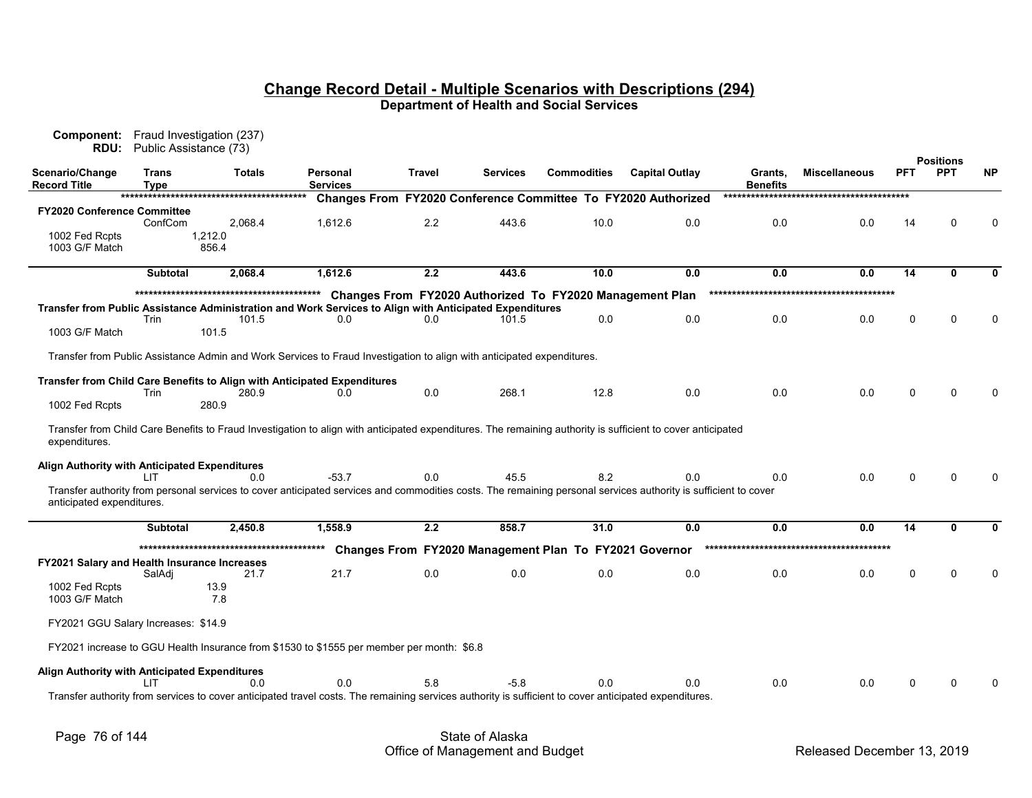## Change Record Detail - Multiple Scenarios with Descriptions (294)

**Department of Health and Social Services**

**Component:** Fraud Investigation (237)
**RDU:** Public Assistance (73)

| Scenario/Change Record Title | Trans Type | Totals | Personal Services | Travel | Services | Commodities | Capital Outlay | Grants, Benefits | Miscellaneous | PFT | PPT | NP |
|---|---|---|---|---|---|---|---|---|---|---|---|---|
| | | | | | | | | | | | | |
| ***Changes From FY2020 Conference Committee To FY2020 Authorized*** | | | | | | | | | | | | |
| **FY2020 Conference Committee** | ConfCom | 2,068.4 | 1,612.6 | 2.2 | 443.6 | 10.0 | 0.0 | 0.0 | 0.0 | 14 | 0 | 0 |
| 1002 Fed Rcpts | | 1,212.0 | | | | | | | | | | |
| 1003 G/F Match | | 856.4 | | | | | | | | | | |
| | **Subtotal** | **2,068.4** | **1,612.6** | **2.2** | **443.6** | **10.0** | **0.0** | **0.0** | **0.0** | **14** | **0** | **0** |
| ***Changes From FY2020 Authorized To FY2020 Management Plan*** | | | | | | | | | | | | |
| **Transfer from Public Assistance Administration and Work Services to Align with Anticipated Expenditures** | Trin | 101.5 | 0.0 | 0.0 | 101.5 | 0.0 | 0.0 | 0.0 | 0.0 | 0 | 0 | 0 |
| 1003 G/F Match | | 101.5 | | | | | | | | | | |
| Transfer from Public Assistance Admin and Work Services to Fraud Investigation to align with anticipated expenditures. | | | | | | | | | | | | |
| **Transfer from Child Care Benefits to Align with Anticipated Expenditures** | Trin | 280.9 | 0.0 | 0.0 | 268.1 | 12.8 | 0.0 | 0.0 | 0.0 | 0 | 0 | 0 |
| 1002 Fed Rcpts | | 280.9 | | | | | | | | | | |
| Transfer from Child Care Benefits to Fraud Investigation to align with anticipated expenditures. The remaining authority is sufficient to cover anticipated expenditures. | | | | | | | | | | | | |
| **Align Authority with Anticipated Expenditures** | LIT | 0.0 | -53.7 | 0.0 | 45.5 | 8.2 | 0.0 | 0.0 | 0.0 | 0 | 0 | 0 |
| Transfer authority from personal services to cover anticipated services and commodities costs. The remaining personal services authority is sufficient to cover anticipated expenditures. | | | | | | | | | | | | |
| | **Subtotal** | **2,450.8** | **1,558.9** | **2.2** | **858.7** | **31.0** | **0.0** | **0.0** | **0.0** | **14** | **0** | **0** |
| ***Changes From FY2020 Management Plan To FY2021 Governor*** | | | | | | | | | | | | |
| **FY2021 Salary and Health Insurance Increases** | SalAdj | 21.7 | 21.7 | 0.0 | 0.0 | 0.0 | 0.0 | 0.0 | 0.0 | 0 | 0 | 0 |
| 1002 Fed Rcpts | | 13.9 | | | | | | | | | | |
| 1003 G/F Match | | 7.8 | | | | | | | | | | |
| FY2021 GGU Salary Increases: $14.9 | | | | | | | | | | | | |
| FY2021 increase to GGU Health Insurance from $1530 to $1555 per member per month: $6.8 | | | | | | | | | | | | |
| **Align Authority with Anticipated Expenditures** | LIT | 0.0 | 0.0 | 5.8 | -5.8 | 0.0 | 0.0 | 0.0 | 0.0 | 0 | 0 | 0 |
| Transfer authority from services to cover anticipated travel costs. The remaining services authority is sufficient to cover anticipated expenditures. | | | | | | | | | | | | |

State of Alaska
Office of Management and Budget
Released December 13, 2019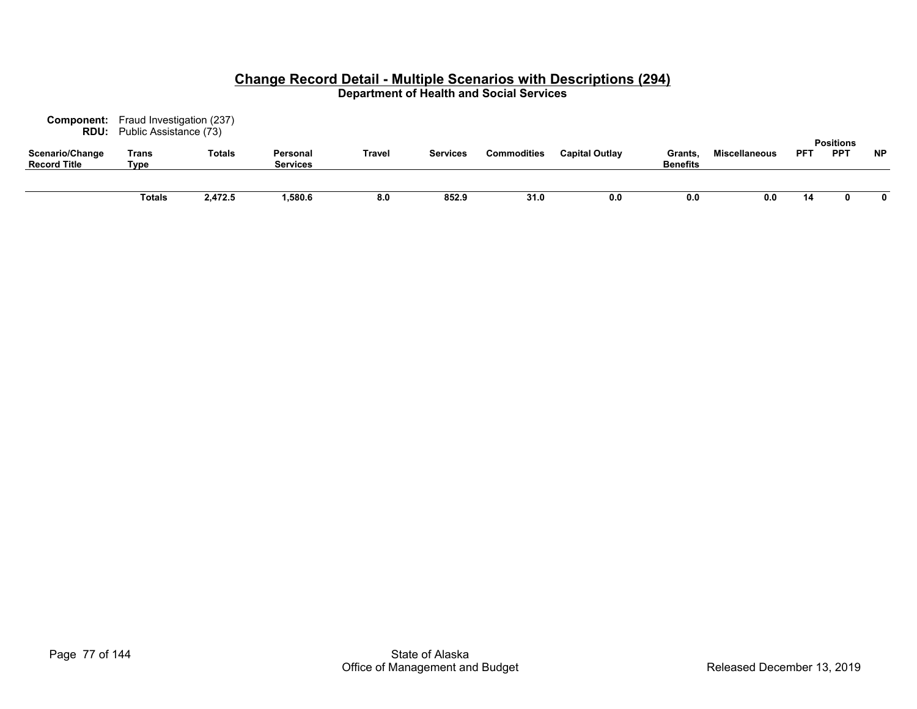# Change Record Detail - Multiple Scenarios with Descriptions (294)

**Department of Health and Social Services**

**Component:** Fraud Investigation (237)
**RDU:** Public Assistance (73)

| Scenario/Change Record Title | Trans Type | Totals | Personal Services | Travel | Services | Commodities | Capital Outlay | Grants, Benefits | Miscellaneous | Positions PFT | Positions PPT | Positions NP |
|---|---|---|---|---|---|---|---|---|---|---|---|---|
| | **Totals** | **2,472.5** | **1,580.6** | **8.0** | **852.9** | **31.0** | **0.0** | **0.0** | **0.0** | **14** | **0** | **0** |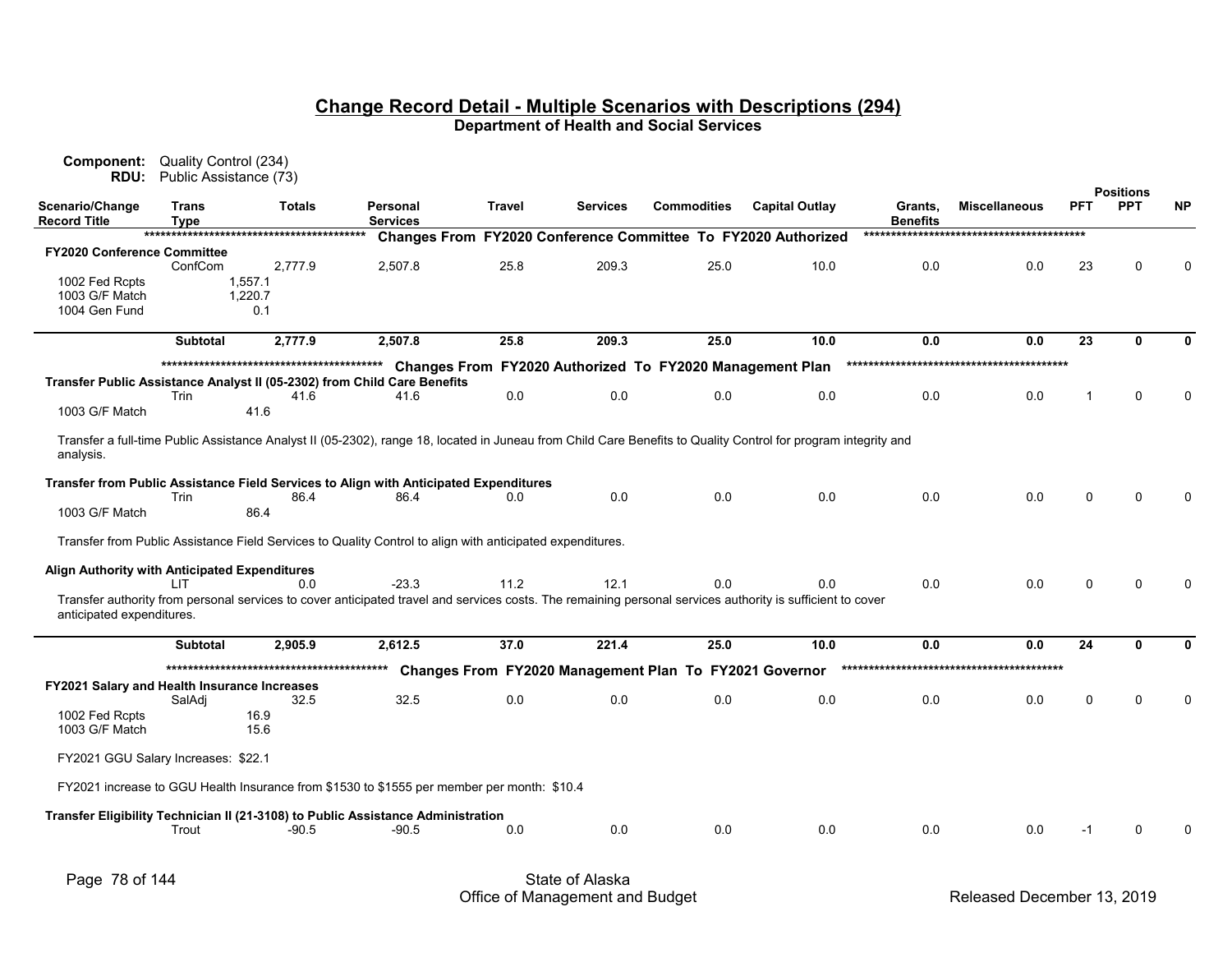## Change Record Detail - Multiple Scenarios with Descriptions (294)

**Department of Health and Social Services**

**Component:** Quality Control (234)
**RDU:** Public Assistance (73)

| Scenario/Change Record Title | Trans Type | Totals | Personal Services | Travel | Services | Commodities | Capital Outlay | Grants, Benefits | Miscellaneous | PFT | PPT | NP |
|---|---|---|---|---|---|---|---|---|---|---|---|---|
| | | | **Changes From FY2020 Conference Committee To FY2020 Authorized** | | | | | | | | | |
| **FY2020 Conference Committee** | | | | | | | | | | | | |
| | ConfCom | 2,777.9 | 2,507.8 | 25.8 | 209.3 | 25.0 | 10.0 | 0.0 | 0.0 | 23 | 0 | 0 |
| 1002 Fed Rcpts | 1,557.1 | | | | | | | | | | | |
| 1003 G/F Match | 1,220.7 | | | | | | | | | | | |
| 1004 Gen Fund | 0.1 | | | | | | | | | | | |
| | **Subtotal** | **2,777.9** | **2,507.8** | **25.8** | **209.3** | **25.0** | **10.0** | **0.0** | **0.0** | **23** | **0** | **0** |
| | | | **Changes From FY2020 Authorized To FY2020 Management Plan** | | | | | | | | | |
| **Transfer Public Assistance Analyst II (05-2302) from Child Care Benefits** | | | | | | | | | | | | |
| | Trin | 41.6 | 41.6 | 0.0 | 0.0 | 0.0 | 0.0 | 0.0 | 0.0 | 1 | 0 | 0 |
| 1003 G/F Match | 41.6 | | | | | | | | | | | |
| Transfer a full-time Public Assistance Analyst II (05-2302), range 18, located in Juneau from Child Care Benefits to Quality Control for program integrity and analysis. | | | | | | | | | | | | |
| **Transfer from Public Assistance Field Services to Align with Anticipated Expenditures** | | | | | | | | | | | | |
| | Trin | 86.4 | 86.4 | 0.0 | 0.0 | 0.0 | 0.0 | 0.0 | 0.0 | 0 | 0 | 0 |
| 1003 G/F Match | 86.4 | | | | | | | | | | | |
| Transfer from Public Assistance Field Services to Quality Control to align with anticipated expenditures. | | | | | | | | | | | | |
| **Align Authority with Anticipated Expenditures** | | | | | | | | | | | | |
| | LIT | 0.0 | -23.3 | 11.2 | 12.1 | 0.0 | 0.0 | 0.0 | 0.0 | 0 | 0 | 0 |
| Transfer authority from personal services to cover anticipated travel and services costs. The remaining personal services authority is sufficient to cover anticipated expenditures. | | | | | | | | | | | | |
| | **Subtotal** | **2,905.9** | **2,612.5** | **37.0** | **221.4** | **25.0** | **10.0** | **0.0** | **0.0** | **24** | **0** | **0** |
| | | | **Changes From FY2020 Management Plan To FY2021 Governor** | | | | | | | | | |
| **FY2021 Salary and Health Insurance Increases** | | | | | | | | | | | | |
| | SalAdj | 32.5 | 32.5 | 0.0 | 0.0 | 0.0 | 0.0 | 0.0 | 0.0 | 0 | 0 | 0 |
| 1002 Fed Rcpts | 16.9 | | | | | | | | | | | |
| 1003 G/F Match | 15.6 | | | | | | | | | | | |
| FY2021 GGU Salary Increases: $22.1 | | | | | | | | | | | | |
| FY2021 increase to GGU Health Insurance from $1530 to $1555 per member per month: $10.4 | | | | | | | | | | | | |
| **Transfer Eligibility Technician II (21-3108) to Public Assistance Administration** | | | | | | | | | | | | |
| | Trout | -90.5 | -90.5 | 0.0 | 0.0 | 0.0 | 0.0 | 0.0 | 0.0 | -1 | 0 | 0 |

State of Alaska
Office of Management and Budget
Released December 13, 2019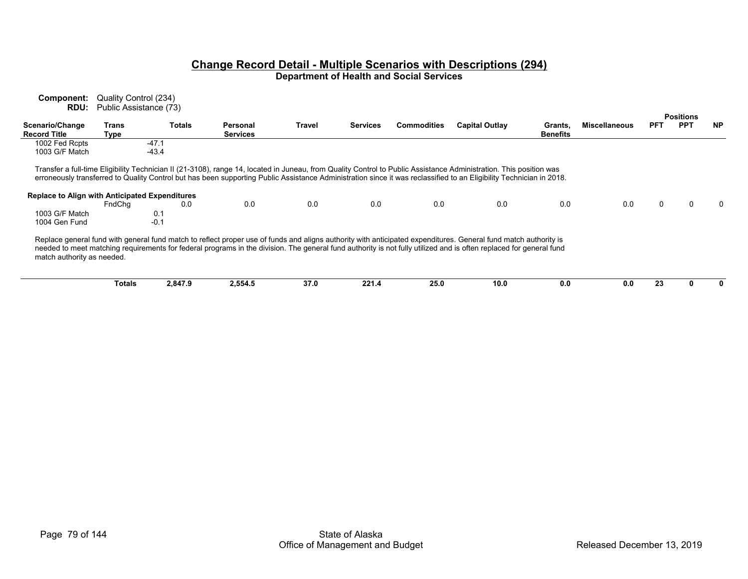## Change Record Detail - Multiple Scenarios with Descriptions (294)

**Department of Health and Social Services**

**Component:** Quality Control (234)
**RDU:** Public Assistance (73)

| Scenario/Change Record Title | Trans Type | Totals | Personal Services | Travel | Services | Commodities | Capital Outlay | Grants, Benefits | Miscellaneous | Positions PFT | Positions PPT | Positions NP |
|---|---|---|---|---|---|---|---|---|---|---|---|---|
| 1002 Fed Rcpts | | -47.1 | | | | | | | | | | |
| 1003 G/F Match | | -43.4 | | | | | | | | | | |

Transfer a full-time Eligibility Technician II (21-3108), range 14, located in Juneau, from Quality Control to Public Assistance Administration. This position was erroneously transferred to Quality Control but has been supporting Public Assistance Administration since it was reclassified to an Eligibility Technician in 2018.

| Scenario/Change Record Title | Trans Type | Totals | Personal Services | Travel | Services | Commodities | Capital Outlay | Grants, Benefits | Miscellaneous | Positions PFT | Positions PPT | Positions NP |
|---|---|---|---|---|---|---|---|---|---|---|---|---|
| **Replace to Align with Anticipated Expenditures** | FndChg | 0.0 | 0.0 | 0.0 | 0.0 | 0.0 | 0.0 | 0.0 | 0.0 | 0 | 0 | 0 |
| 1003 G/F Match | | 0.1 | | | | | | | | | | |
| 1004 Gen Fund | | -0.1 | | | | | | | | | | |

Replace general fund with general fund match to reflect proper use of funds and aligns authority with anticipated expenditures. General fund match authority is needed to meet matching requirements for federal programs in the division. The general fund authority is not fully utilized and is often replaced for general fund match authority as needed.

| | Trans Type | Totals | Personal Services | Travel | Services | Commodities | Capital Outlay | Grants, Benefits | Miscellaneous | Positions PFT | Positions PPT | Positions NP |
|---|---|---|---|---|---|---|---|---|---|---|---|---|
| | **Totals** | **2,847.9** | **2,554.5** | **37.0** | **221.4** | **25.0** | **10.0** | **0.0** | **0.0** | **23** | **0** | **0** |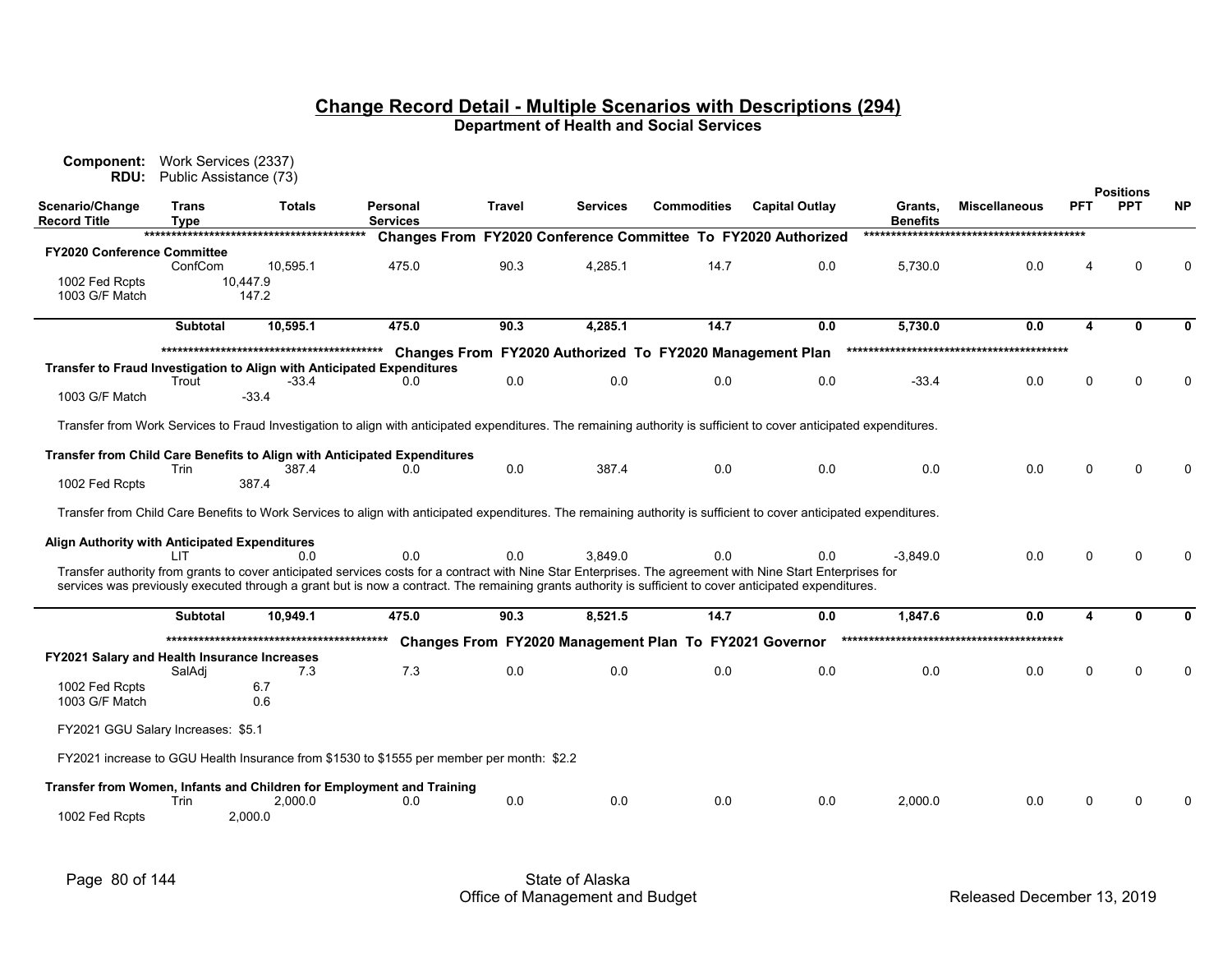## Change Record Detail - Multiple Scenarios with Descriptions (294)
**Department of Health and Social Services**

**Component:** Work Services (2337)
**RDU:** Public Assistance (73)

| Scenario/Change Record Title | Trans Type | Totals | Personal Services | Travel | Services | Commodities | Capital Outlay | Grants, Benefits | Miscellaneous | PFT | PPT | NP |
|---|---|---|---|---|---|---|---|---|---|---|---|---|
| | | | ***** Changes From FY2020 Conference Committee To FY2020 Authorized ***** | | | | | | | | | |
| **FY2020 Conference Committee** | | | | | | | | | | | | |
| | ConfCom | 10,595.1 | 475.0 | 90.3 | 4,285.1 | 14.7 | 0.0 | 5,730.0 | 0.0 | 4 | 0 | 0 |
| 1002 Fed Rcpts | | 10,447.9 | | | | | | | | | | |
| 1003 G/F Match | | 147.2 | | | | | | | | | | |
| | **Subtotal** | **10,595.1** | **475.0** | **90.3** | **4,285.1** | **14.7** | **0.0** | **5,730.0** | **0.0** | **4** | **0** | **0** |
| | | | ***** Changes From FY2020 Authorized To FY2020 Management Plan ***** | | | | | | | | | |
| **Transfer to Fraud Investigation to Align with Anticipated Expenditures** | | | | | | | | | | | | |
| | Trout | -33.4 | 0.0 | 0.0 | 0.0 | 0.0 | 0.0 | -33.4 | 0.0 | 0 | 0 | 0 |
| 1003 G/F Match | | -33.4 | | | | | | | | | | |
| Transfer from Work Services to Fraud Investigation to align with anticipated expenditures. The remaining authority is sufficient to cover anticipated expenditures. | | | | | | | | | | | | |
| **Transfer from Child Care Benefits to Align with Anticipated Expenditures** | | | | | | | | | | | | |
| | Trin | 387.4 | 0.0 | 0.0 | 387.4 | 0.0 | 0.0 | 0.0 | 0.0 | 0 | 0 | 0 |
| 1002 Fed Rcpts | | 387.4 | | | | | | | | | | |
| Transfer from Child Care Benefits to Work Services to align with anticipated expenditures. The remaining authority is sufficient to cover anticipated expenditures. | | | | | | | | | | | | |
| **Align Authority with Anticipated Expenditures** | | | | | | | | | | | | |
| | LIT | 0.0 | 0.0 | 0.0 | 3,849.0 | 0.0 | 0.0 | -3,849.0 | 0.0 | 0 | 0 | 0 |
| Transfer authority from grants to cover anticipated services costs for a contract with Nine Star Enterprises. The agreement with Nine Start Enterprises for services was previously executed through a grant but is now a contract. The remaining grants authority is sufficient to cover anticipated expenditures. | | | | | | | | | | | | |
| | **Subtotal** | **10,949.1** | **475.0** | **90.3** | **8,521.5** | **14.7** | **0.0** | **1,847.6** | **0.0** | **4** | **0** | **0** |
| | | | ***** Changes From FY2020 Management Plan To FY2021 Governor ***** | | | | | | | | | |
| **FY2021 Salary and Health Insurance Increases** | | | | | | | | | | | | |
| | SalAdj | 7.3 | 7.3 | 0.0 | 0.0 | 0.0 | 0.0 | 0.0 | 0.0 | 0 | 0 | 0 |
| 1002 Fed Rcpts | | 6.7 | | | | | | | | | | |
| 1003 G/F Match | | 0.6 | | | | | | | | | | |
| FY2021 GGU Salary Increases: $5.1 | | | | | | | | | | | | |
| FY2021 increase to GGU Health Insurance from $1530 to $1555 per member per month: $2.2 | | | | | | | | | | | | |
| **Transfer from Women, Infants and Children for Employment and Training** | | | | | | | | | | | | |
| | Trin | 2,000.0 | 0.0 | 0.0 | 0.0 | 0.0 | 0.0 | 2,000.0 | 0.0 | 0 | 0 | 0 |
| 1002 Fed Rcpts | | 2,000.0 | | | | | | | | | | |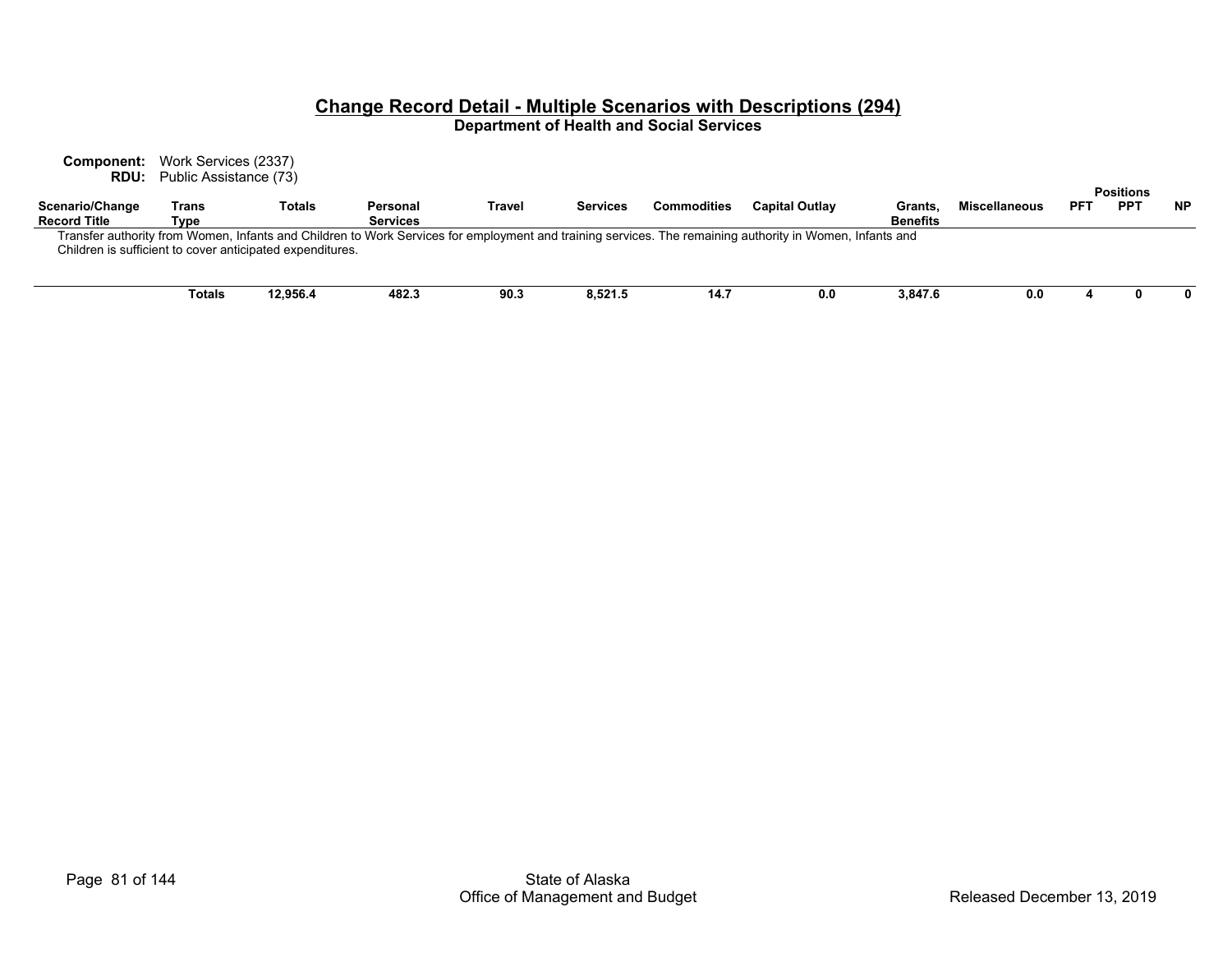## Change Record Detail - Multiple Scenarios with Descriptions (294)

### Department of Health and Social Services

**Component:** Work Services (2337)
**RDU:** Public Assistance (73)

| Scenario/Change Record Title | Trans Type | Totals | Personal Services | Travel | Services | Commodities | Capital Outlay | Grants, Benefits | Miscellaneous | Positions PFT | Positions PPT | Positions NP |
|---|---|---|---|---|---|---|---|---|---|---|---|---|
| Transfer authority from Women, Infants and Children to Work Services for employment and training services. The remaining authority in Women, Infants and Children is sufficient to cover anticipated expenditures. | | | | | | | | | | | | |
| | Totals | 12,956.4 | 482.3 | 90.3 | 8,521.5 | 14.7 | 0.0 | 3,847.6 | 0.0 | 4 | 0 | 0 |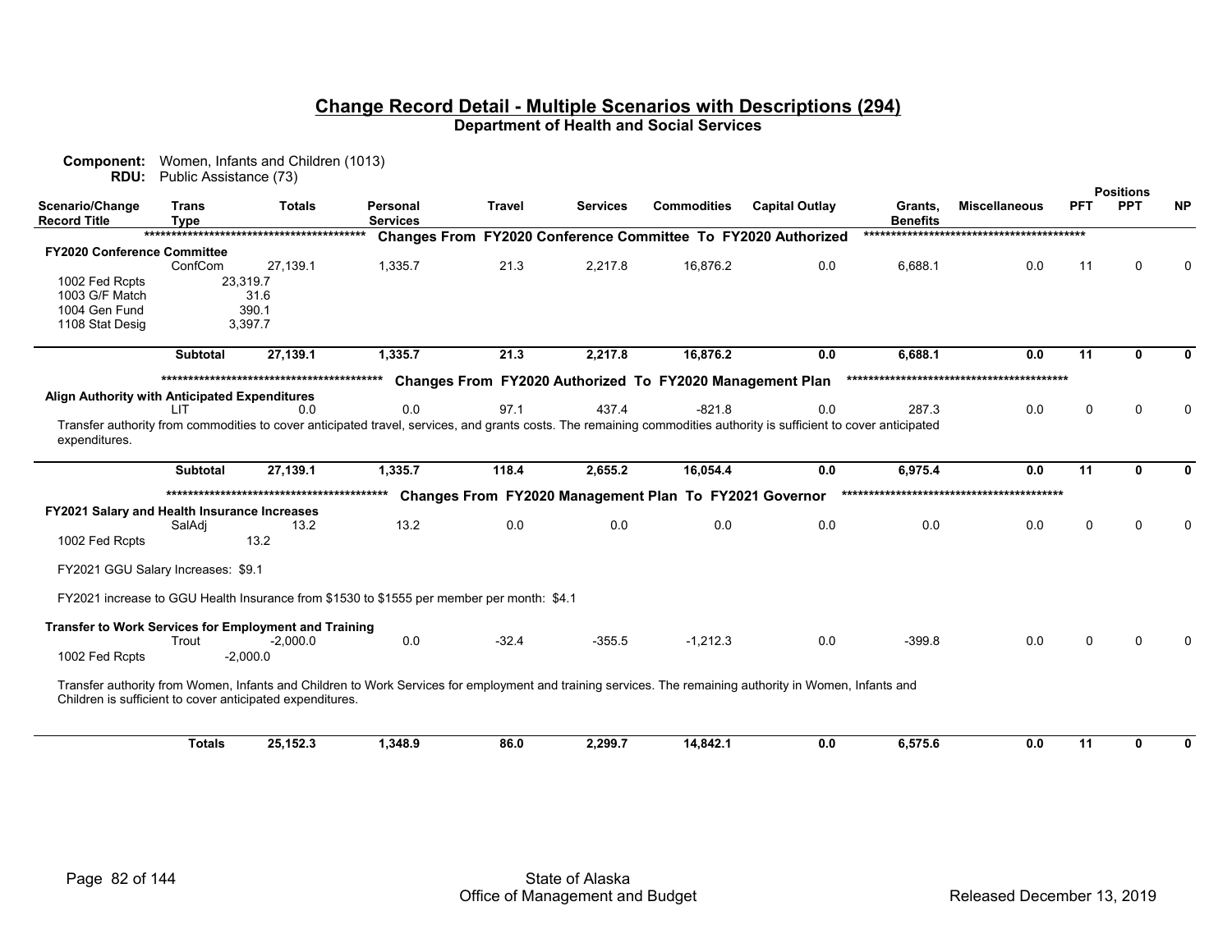# Change Record Detail - Multiple Scenarios with Descriptions (294)

**Department of Health and Social Services**

**Component:** Women, Infants and Children (1013)
**RDU:** Public Assistance (73)

| Scenario/Change Record Title | Trans Type | Totals | Personal Services | Travel | Services | Commodities | Capital Outlay | Grants, Benefits | Miscellaneous | Positions PFT | Positions PPT | Positions NP |
|---|---|---|---|---|---|---|---|---|---|---|---|---|
| | | | ***** Changes From FY2020 Conference Committee To FY2020 Authorized ***** | | | | | | | | | |
| **FY2020 Conference Committee** | | | | | | | | | | | | |
| | ConfCom | 27,139.1 | 1,335.7 | 21.3 | 2,217.8 | 16,876.2 | 0.0 | 6,688.1 | 0.0 | 11 | 0 | 0 |
| 1002 Fed Rcpts | | 23,319.7 | | | | | | | | | | |
| 1003 G/F Match | | 31.6 | | | | | | | | | | |
| 1004 Gen Fund | | 390.1 | | | | | | | | | | |
| 1108 Stat Desig | | 3,397.7 | | | | | | | | | | |
| | **Subtotal** | **27,139.1** | **1,335.7** | **21.3** | **2,217.8** | **16,876.2** | **0.0** | **6,688.1** | **0.0** | **11** | **0** | **0** |
| | | | ***** Changes From FY2020 Authorized To FY2020 Management Plan ***** | | | | | | | | | |
| **Align Authority with Anticipated Expenditures** | | | | | | | | | | | | |
| | LIT | 0.0 | 0.0 | 97.1 | 437.4 | -821.8 | 0.0 | 287.3 | 0.0 | 0 | 0 | 0 |
| Transfer authority from commodities to cover anticipated travel, services, and grants costs. The remaining commodities authority is sufficient to cover anticipated expenditures. | | | | | | | | | | | | |
| | **Subtotal** | **27,139.1** | **1,335.7** | **118.4** | **2,655.2** | **16,054.4** | **0.0** | **6,975.4** | **0.0** | **11** | **0** | **0** |
| | | | ***** Changes From FY2020 Management Plan To FY2021 Governor ***** | | | | | | | | | |
| **FY2021 Salary and Health Insurance Increases** | | | | | | | | | | | | |
| | SalAdj | 13.2 | 13.2 | 0.0 | 0.0 | 0.0 | 0.0 | 0.0 | 0.0 | 0 | 0 | 0 |
| 1002 Fed Rcpts | | 13.2 | | | | | | | | | | |
| FY2021 GGU Salary Increases: $9.1 | | | | | | | | | | | | |
| FY2021 increase to GGU Health Insurance from $1530 to $1555 per member per month: $4.1 | | | | | | | | | | | | |
| **Transfer to Work Services for Employment and Training** | | | | | | | | | | | | |
| | Trout | -2,000.0 | 0.0 | -32.4 | -355.5 | -1,212.3 | 0.0 | -399.8 | 0.0 | 0 | 0 | 0 |
| 1002 Fed Rcpts | | -2,000.0 | | | | | | | | | | |
| Transfer authority from Women, Infants and Children to Work Services for employment and training services. The remaining authority in Women, Infants and Children is sufficient to cover anticipated expenditures. | | | | | | | | | | | | |
| | **Totals** | **25,152.3** | **1,348.9** | **86.0** | **2,299.7** | **14,842.1** | **0.0** | **6,575.6** | **0.0** | **11** | **0** | **0** |

State of Alaska
Office of Management and Budget

Released December 13, 2019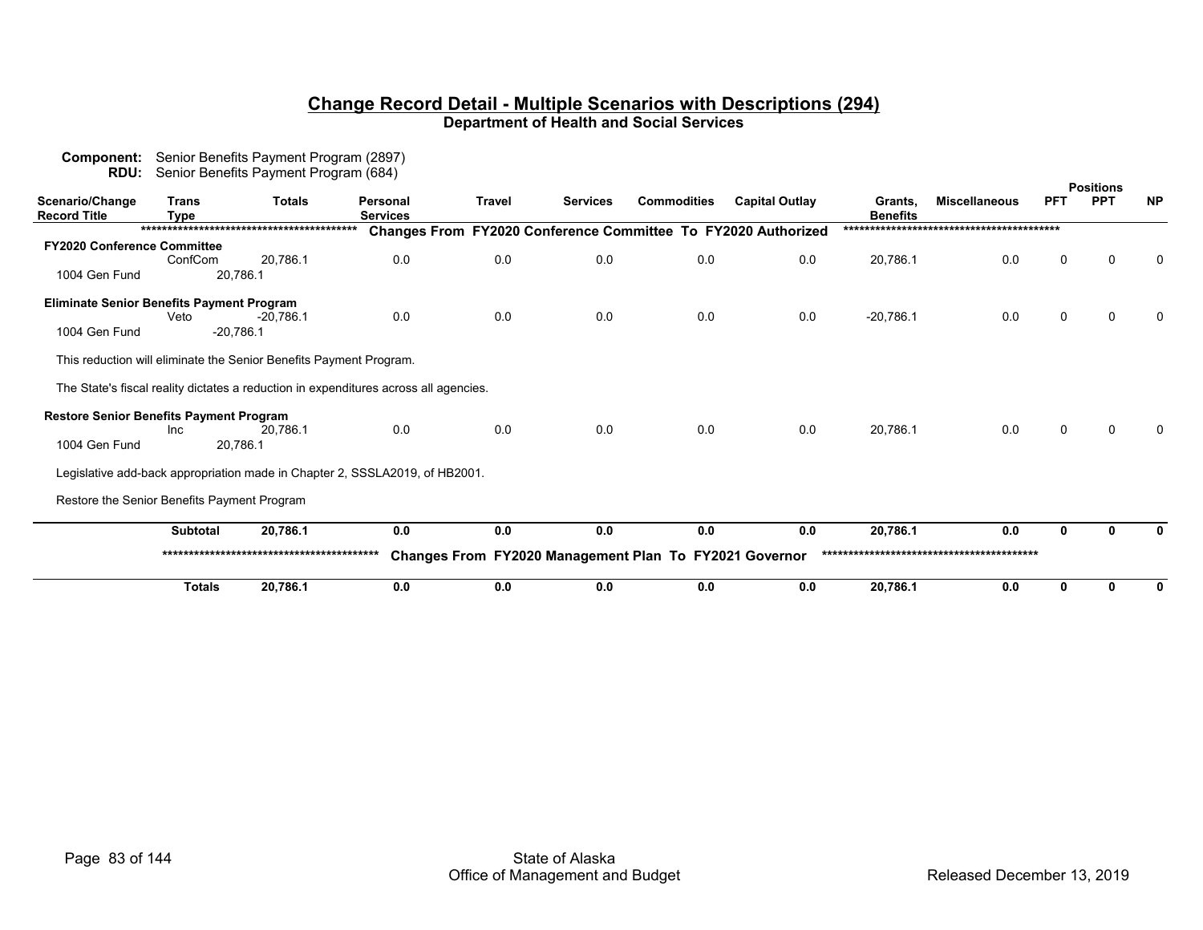## Change Record Detail - Multiple Scenarios with Descriptions (294)

### Department of Health and Social Services

**Component:** Senior Benefits Payment Program (2897)
**RDU:** Senior Benefits Payment Program (684)

| Scenario/Change Record Title | Trans Type | Totals | Personal Services | Travel | Services | Commodities | Capital Outlay | Grants, Benefits | Miscellaneous | PFT | PPT | NP |
|---|---|---|---|---|---|---|---|---|---|---|---|---|
| | | | ***** Changes From FY2020 Conference Committee To FY2020 Authorized ***** | | | | | | | | | |
| **FY2020 Conference Committee** | ConfCom | 20,786.1 | 0.0 | 0.0 | 0.0 | 0.0 | 0.0 | 20,786.1 | 0.0 | 0 | 0 | 0 |
| 1004 Gen Fund | | 20,786.1 | | | | | | | | | | |
| **Eliminate Senior Benefits Payment Program** | Veto | -20,786.1 | 0.0 | 0.0 | 0.0 | 0.0 | 0.0 | -20,786.1 | 0.0 | 0 | 0 | 0 |
| 1004 Gen Fund | | -20,786.1 | | | | | | | | | | |
| This reduction will eliminate the Senior Benefits Payment Program. The State's fiscal reality dictates a reduction in expenditures across all agencies. | | | | | | | | | | | | |
| **Restore Senior Benefits Payment Program** | Inc | 20,786.1 | 0.0 | 0.0 | 0.0 | 0.0 | 0.0 | 20,786.1 | 0.0 | 0 | 0 | 0 |
| 1004 Gen Fund | | 20,786.1 | | | | | | | | | | |
| Legislative add-back appropriation made in Chapter 2, SSSLA2019, of HB2001. Restore the Senior Benefits Payment Program | | | | | | | | | | | | |
| | **Subtotal** | **20,786.1** | **0.0** | **0.0** | **0.0** | **0.0** | **0.0** | **20,786.1** | **0.0** | **0** | **0** | **0** |
| | | | ***** Changes From FY2020 Management Plan To FY2021 Governor ***** | | | | | | | | | |
| | **Totals** | **20,786.1** | **0.0** | **0.0** | **0.0** | **0.0** | **0.0** | **20,786.1** | **0.0** | **0** | **0** | **0** |

State of Alaska
Office of Management and Budget

Released December 13, 2019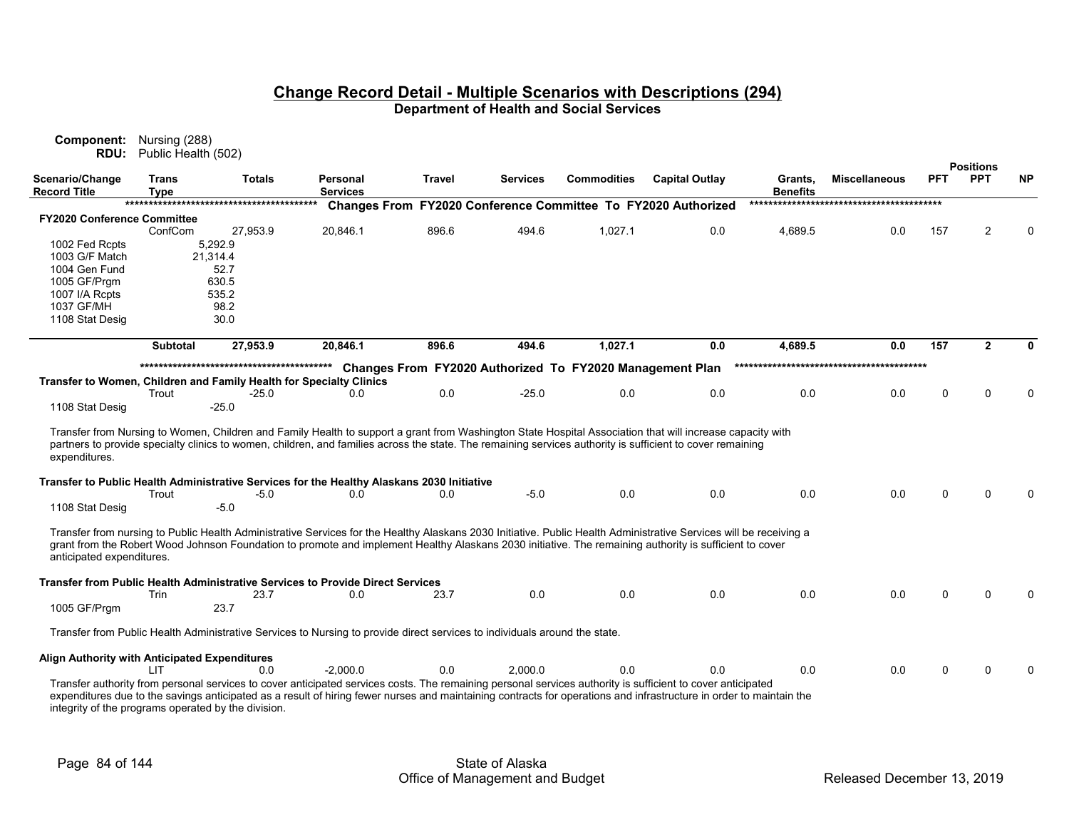## Change Record Detail - Multiple Scenarios with Descriptions (294)

**Department of Health and Social Services**

**Component:** Nursing (288)
**RDU:** Public Health (502)

| Scenario/Change Record Title | Trans Type | Totals | Personal Services | Travel | Services | Commodities | Capital Outlay | Grants, Benefits | Miscellaneous | Positions PFT | Positions PPT | Positions NP |
|---|---|---|---|---|---|---|---|---|---|---|---|---|
| | | | **Changes From FY2020 Conference Committee To FY2020 Authorized** | | | | | | | | | |
| **FY2020 Conference Committee** | | | | | | | | | | | | |
| | ConfCom | 27,953.9 | 20,846.1 | 896.6 | 494.6 | 1,027.1 | 0.0 | 4,689.5 | 0.0 | 157 | 2 | 0 |
| 1002 Fed Rcpts | | 5,292.9 | | | | | | | | | | |
| 1003 G/F Match | | 21,314.4 | | | | | | | | | | |
| 1004 Gen Fund | | 52.7 | | | | | | | | | | |
| 1005 GF/Prgm | | 630.5 | | | | | | | | | | |
| 1007 I/A Rcpts | | 535.2 | | | | | | | | | | |
| 1037 GF/MH | | 98.2 | | | | | | | | | | |
| 1108 Stat Desig | | 30.0 | | | | | | | | | | |
| | **Subtotal** | **27,953.9** | **20,846.1** | **896.6** | **494.6** | **1,027.1** | **0.0** | **4,689.5** | **0.0** | **157** | **2** | **0** |
| | | | **Changes From FY2020 Authorized To FY2020 Management Plan** | | | | | | | | | |
| **Transfer to Women, Children and Family Health for Specialty Clinics** | | | | | | | | | | | | |
| | Trout | -25.0 | 0.0 | 0.0 | -25.0 | 0.0 | 0.0 | 0.0 | 0.0 | 0 | 0 | 0 |
| 1108 Stat Desig | | -25.0 | | | | | | | | | | |

Transfer from Nursing to Women, Children and Family Health to support a grant from Washington State Hospital Association that will increase capacity with partners to provide specialty clinics to women, children, and families across the state. The remaining services authority is sufficient to cover remaining expenditures.

| Scenario/Change Record Title | Trans Type | Totals | Personal Services | Travel | Services | Commodities | Capital Outlay | Grants, Benefits | Miscellaneous | Positions PFT | Positions PPT | Positions NP |
|---|---|---|---|---|---|---|---|---|---|---|---|---|
| **Transfer to Public Health Administrative Services for the Healthy Alaskans 2030 Initiative** | | | | | | | | | | | | |
| | Trout | -5.0 | 0.0 | 0.0 | -5.0 | 0.0 | 0.0 | 0.0 | 0.0 | 0 | 0 | 0 |
| 1108 Stat Desig | | -5.0 | | | | | | | | | | |

Transfer from nursing to Public Health Administrative Services for the Healthy Alaskans 2030 Initiative. Public Health Administrative Services will be receiving a grant from the Robert Wood Johnson Foundation to promote and implement Healthy Alaskans 2030 initiative. The remaining authority is sufficient to cover anticipated expenditures.

| Scenario/Change Record Title | Trans Type | Totals | Personal Services | Travel | Services | Commodities | Capital Outlay | Grants, Benefits | Miscellaneous | Positions PFT | Positions PPT | Positions NP |
|---|---|---|---|---|---|---|---|---|---|---|---|---|
| **Transfer from Public Health Administrative Services to Provide Direct Services** | | | | | | | | | | | | |
| | Trin | 23.7 | 0.0 | 23.7 | 0.0 | 0.0 | 0.0 | 0.0 | 0.0 | 0 | 0 | 0 |
| 1005 GF/Prgm | | 23.7 | | | | | | | | | | |

Transfer from Public Health Administrative Services to Nursing to provide direct services to individuals around the state.

| Scenario/Change Record Title | Trans Type | Totals | Personal Services | Travel | Services | Commodities | Capital Outlay | Grants, Benefits | Miscellaneous | Positions PFT | Positions PPT | Positions NP |
|---|---|---|---|---|---|---|---|---|---|---|---|---|
| **Align Authority with Anticipated Expenditures** | | | | | | | | | | | | |
| | LIT | 0.0 | -2,000.0 | 0.0 | 2,000.0 | 0.0 | 0.0 | 0.0 | 0.0 | 0 | 0 | 0 |

Transfer authority from personal services to cover anticipated services costs. The remaining personal services authority is sufficient to cover anticipated expenditures due to the savings anticipated as a result of hiring fewer nurses and maintaining contracts for operations and infrastructure in order to maintain the integrity of the programs operated by the division.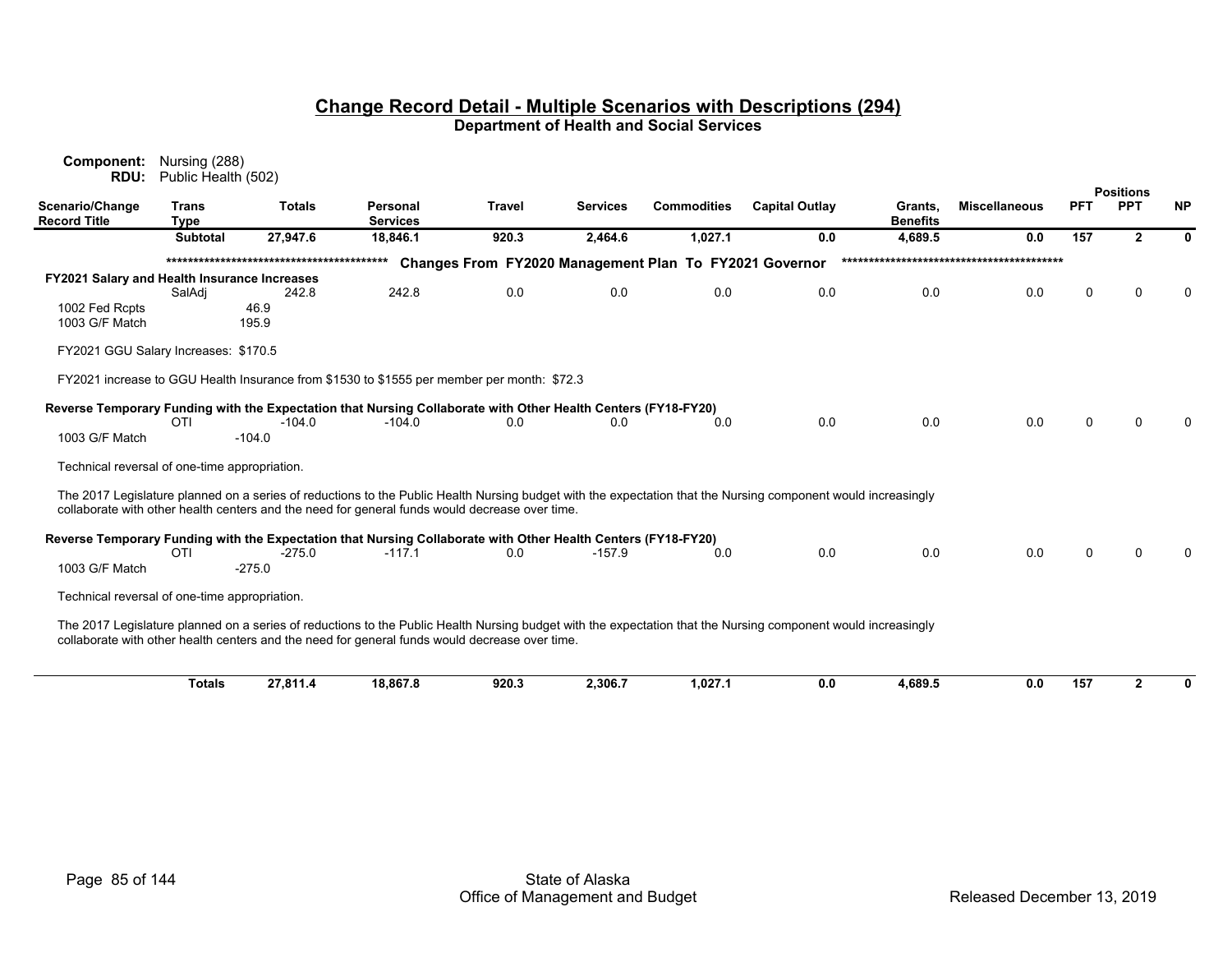# Change Record Detail - Multiple Scenarios with Descriptions (294)

**Department of Health and Social Services**

**Component:** Nursing (288)
**RDU:** Public Health (502)

| Scenario/Change Record Title | Trans Type | Totals | Personal Services | Travel | Services | Commodities | Capital Outlay | Grants, Benefits | Miscellaneous | PFT | PPT | NP |
|---|---|---|---|---|---|---|---|---|---|---|---|---|
| | **Subtotal** | **27,947.6** | **18,846.1** | **920.3** | **2,464.6** | **1,027.1** | **0.0** | **4,689.5** | **0.0** | **157** | **2** | **0** |

***************************************** **Changes From FY2020 Management Plan To FY2021 Governor** *****************************************

**FY2021 Salary and Health Insurance Increases**

| | Trans Type | Totals | Personal Services | Travel | Services | Commodities | Capital Outlay | Grants, Benefits | Miscellaneous | PFT | PPT | NP |
|---|---|---|---|---|---|---|---|---|---|---|---|---|
| | SalAdj | 242.8 | 242.8 | 0.0 | 0.0 | 0.0 | 0.0 | 0.0 | 0.0 | 0 | 0 | 0 |
| 1002 Fed Rcpts | | 46.9 | | | | | | | | | | |
| 1003 G/F Match | | 195.9 | | | | | | | | | | |

FY2021 GGU Salary Increases: $170.5

FY2021 increase to GGU Health Insurance from $1530 to $1555 per member per month: $72.3

**Reverse Temporary Funding with the Expectation that Nursing Collaborate with Other Health Centers (FY18-FY20)**

| | Trans Type | Totals | Personal Services | Travel | Services | Commodities | Capital Outlay | Grants, Benefits | Miscellaneous | PFT | PPT | NP |
|---|---|---|---|---|---|---|---|---|---|---|---|---|
| | OTI | -104.0 | -104.0 | 0.0 | 0.0 | 0.0 | 0.0 | 0.0 | 0.0 | 0 | 0 | 0 |
| 1003 G/F Match | | -104.0 | | | | | | | | | | |

Technical reversal of one-time appropriation.

The 2017 Legislature planned on a series of reductions to the Public Health Nursing budget with the expectation that the Nursing component would increasingly collaborate with other health centers and the need for general funds would decrease over time.

**Reverse Temporary Funding with the Expectation that Nursing Collaborate with Other Health Centers (FY18-FY20)**

| | Trans Type | Totals | Personal Services | Travel | Services | Commodities | Capital Outlay | Grants, Benefits | Miscellaneous | PFT | PPT | NP |
|---|---|---|---|---|---|---|---|---|---|---|---|---|
| | OTI | -275.0 | -117.1 | 0.0 | -157.9 | 0.0 | 0.0 | 0.0 | 0.0 | 0 | 0 | 0 |
| 1003 G/F Match | | -275.0 | | | | | | | | | | |

Technical reversal of one-time appropriation.

The 2017 Legislature planned on a series of reductions to the Public Health Nursing budget with the expectation that the Nursing component would increasingly collaborate with other health centers and the need for general funds would decrease over time.

| | | Totals | Personal Services | Travel | Services | Commodities | Capital Outlay | Grants, Benefits | Miscellaneous | PFT | PPT | NP |
|---|---|---|---|---|---|---|---|---|---|---|---|---|
| | **Totals** | **27,811.4** | **18,867.8** | **920.3** | **2,306.7** | **1,027.1** | **0.0** | **4,689.5** | **0.0** | **157** | **2** | **0** |

State of Alaska
Office of Management and Budget

Released December 13, 2019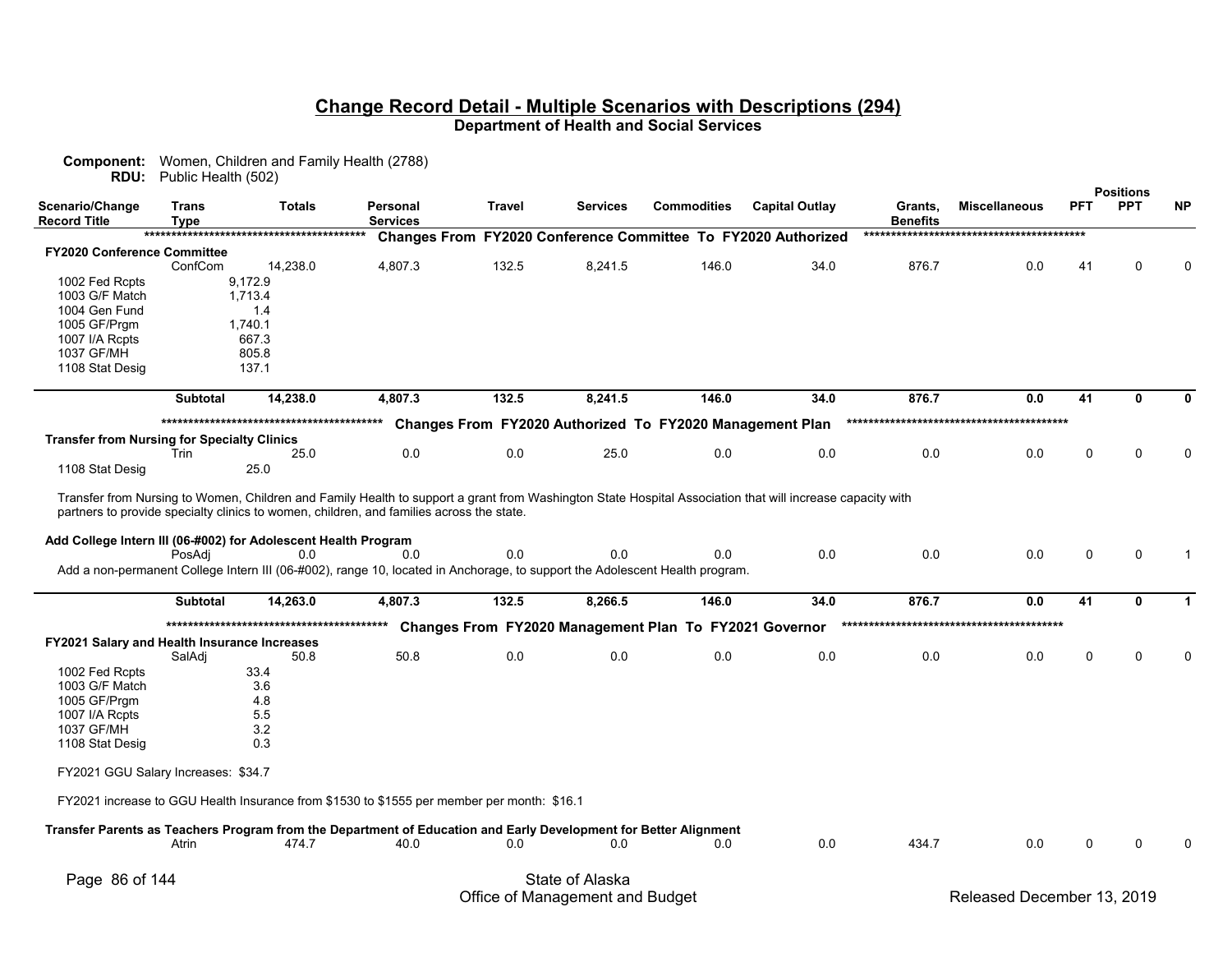## Change Record Detail - Multiple Scenarios with Descriptions (294)

**Department of Health and Social Services**

**Component:** Women, Children and Family Health (2788)
**RDU:** Public Health (502)

| Scenario/Change Record Title | Trans Type | Totals | Personal Services | Travel | Services | Commodities | Capital Outlay | Grants, Benefits | Miscellaneous | PFT | PPT | NP |
|---|---|---|---|---|---|---|---|---|---|---|---|---|
| **Changes From FY2020 Conference Committee To FY2020 Authorized** | | | | | | | | | | | | |
| **FY2020 Conference Committee** | | | | | | | | | | | | |
| | ConfCom | 14,238.0 | 4,807.3 | 132.5 | 8,241.5 | 146.0 | 34.0 | 876.7 | 0.0 | 41 | 0 | 0 |
| 1002 Fed Rcpts | | 9,172.9 | | | | | | | | | | |
| 1003 G/F Match | | 1,713.4 | | | | | | | | | | |
| 1004 Gen Fund | | 1.4 | | | | | | | | | | |
| 1005 GF/Prgm | | 1,740.1 | | | | | | | | | | |
| 1007 I/A Rcpts | | 667.3 | | | | | | | | | | |
| 1037 GF/MH | | 805.8 | | | | | | | | | | |
| 1108 Stat Desig | | 137.1 | | | | | | | | | | |
| | **Subtotal** | **14,238.0** | **4,807.3** | **132.5** | **8,241.5** | **146.0** | **34.0** | **876.7** | **0.0** | **41** | **0** | **0** |
| **Changes From FY2020 Authorized To FY2020 Management Plan** | | | | | | | | | | | | |
| **Transfer from Nursing for Specialty Clinics** | | | | | | | | | | | | |
| | Trin | 25.0 | 0.0 | 0.0 | 25.0 | 0.0 | 0.0 | 0.0 | 0.0 | 0 | 0 | 0 |
| 1108 Stat Desig | | 25.0 | | | | | | | | | | |

Transfer from Nursing to Women, Children and Family Health to support a grant from Washington State Hospital Association that will increase capacity with partners to provide specialty clinics to women, children, and families across the state.

| Scenario/Change Record Title | Trans Type | Totals | Personal Services | Travel | Services | Commodities | Capital Outlay | Grants, Benefits | Miscellaneous | PFT | PPT | NP |
|---|---|---|---|---|---|---|---|---|---|---|---|---|
| **Add College Intern III (06-#002) for Adolescent Health Program** | | | | | | | | | | | | |
| | PosAdj | 0.0 | 0.0 | 0.0 | 0.0 | 0.0 | 0.0 | 0.0 | 0.0 | 0 | 0 | 1 |

Add a non-permanent College Intern III (06-#002), range 10, located in Anchorage, to support the Adolescent Health program.

| Scenario/Change Record Title | Trans Type | Totals | Personal Services | Travel | Services | Commodities | Capital Outlay | Grants, Benefits | Miscellaneous | PFT | PPT | NP |
|---|---|---|---|---|---|---|---|---|---|---|---|---|
| | **Subtotal** | **14,263.0** | **4,807.3** | **132.5** | **8,266.5** | **146.0** | **34.0** | **876.7** | **0.0** | **41** | **0** | **1** |
| **Changes From FY2020 Management Plan To FY2021 Governor** | | | | | | | | | | | | |
| **FY2021 Salary and Health Insurance Increases** | | | | | | | | | | | | |
| | SalAdj | 50.8 | 50.8 | 0.0 | 0.0 | 0.0 | 0.0 | 0.0 | 0.0 | 0 | 0 | 0 |
| 1002 Fed Rcpts | | 33.4 | | | | | | | | | | |
| 1003 G/F Match | | 3.6 | | | | | | | | | | |
| 1005 GF/Prgm | | 4.8 | | | | | | | | | | |
| 1007 I/A Rcpts | | 5.5 | | | | | | | | | | |
| 1037 GF/MH | | 3.2 | | | | | | | | | | |
| 1108 Stat Desig | | 0.3 | | | | | | | | | | |

FY2021 GGU Salary Increases: $34.7

FY2021 increase to GGU Health Insurance from $1530 to $1555 per member per month: $16.1

| Scenario/Change Record Title | Trans Type | Totals | Personal Services | Travel | Services | Commodities | Capital Outlay | Grants, Benefits | Miscellaneous | PFT | PPT | NP |
|---|---|---|---|---|---|---|---|---|---|---|---|---|
| **Transfer Parents as Teachers Program from the Department of Education and Early Development for Better Alignment** | | | | | | | | | | | | |
| | Atrin | 474.7 | 40.0 | 0.0 | 0.0 | 0.0 | 0.0 | 434.7 | 0.0 | 0 | 0 | 0 |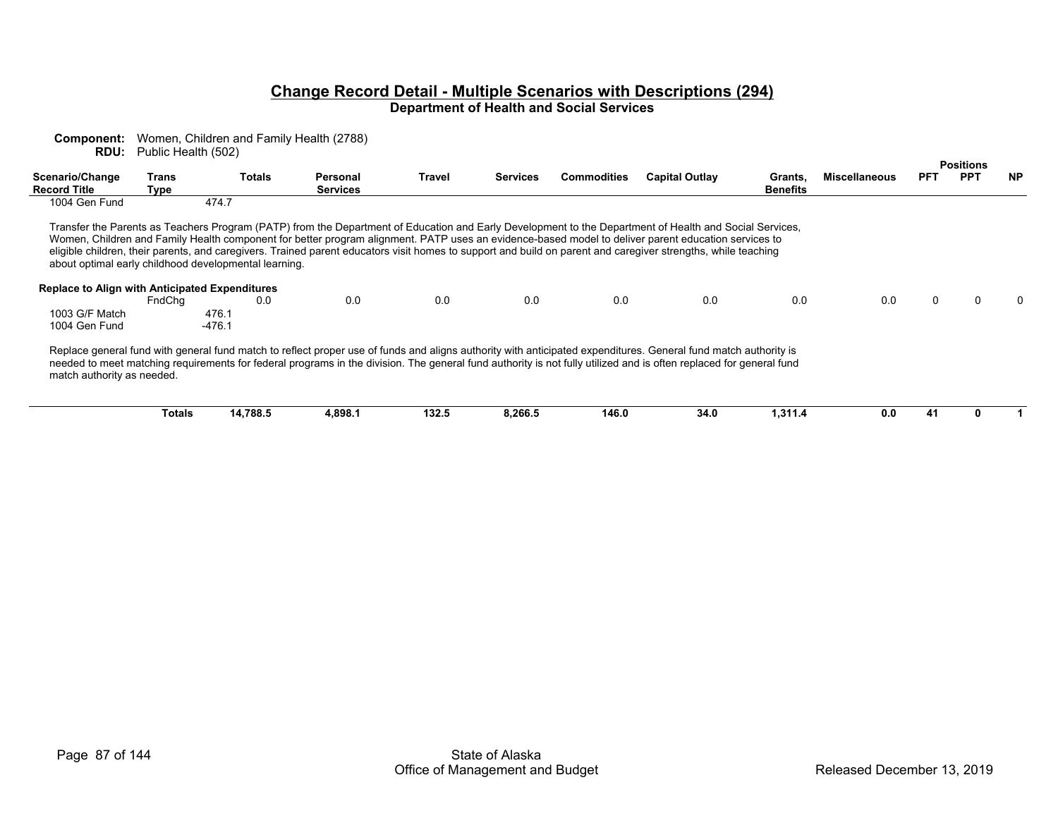## Change Record Detail - Multiple Scenarios with Descriptions (294)

### Department of Health and Social Services

**Component:** Women, Children and Family Health (2788)
**RDU:** Public Health (502)

| Scenario/Change Record Title | Trans Type | Totals | Personal Services | Travel | Services | Commodities | Capital Outlay | Grants, Benefits | Miscellaneous | PFT | PPT | NP |
|---|---|---|---|---|---|---|---|---|---|---|---|---|
| 1004 Gen Fund | | 474.7 | | | | | | | | | | |

Transfer the Parents as Teachers Program (PATP) from the Department of Education and Early Development to the Department of Health and Social Services, Women, Children and Family Health component for better program alignment. PATP uses an evidence-based model to deliver parent education services to eligible children, their parents, and caregivers. Trained parent educators visit homes to support and build on parent and caregiver strengths, while teaching about optimal early childhood developmental learning.

| Scenario/Change Record Title | Trans Type | Totals | Personal Services | Travel | Services | Commodities | Capital Outlay | Grants, Benefits | Miscellaneous | PFT | PPT | NP |
|---|---|---|---|---|---|---|---|---|---|---|---|---|
| **Replace to Align with Anticipated Expenditures** | | | | | | | | | | | | |
| | FndChg | 0.0 | 0.0 | 0.0 | 0.0 | 0.0 | 0.0 | 0.0 | 0.0 | 0 | 0 | 0 |
| 1003 G/F Match | | 476.1 | | | | | | | | | | |
| 1004 Gen Fund | | -476.1 | | | | | | | | | | |

Replace general fund with general fund match to reflect proper use of funds and aligns authority with anticipated expenditures. General fund match authority is needed to meet matching requirements for federal programs in the division. The general fund authority is not fully utilized and is often replaced for general fund match authority as needed.

| | | Totals | Personal Services | Travel | Services | Commodities | Capital Outlay | Grants, Benefits | Miscellaneous | PFT | PPT | NP |
|---|---|---|---|---|---|---|---|---|---|---|---|---|
| | **Totals** | **14,788.5** | **4,898.1** | **132.5** | **8,266.5** | **146.0** | **34.0** | **1,311.4** | **0.0** | **41** | **0** | **1** |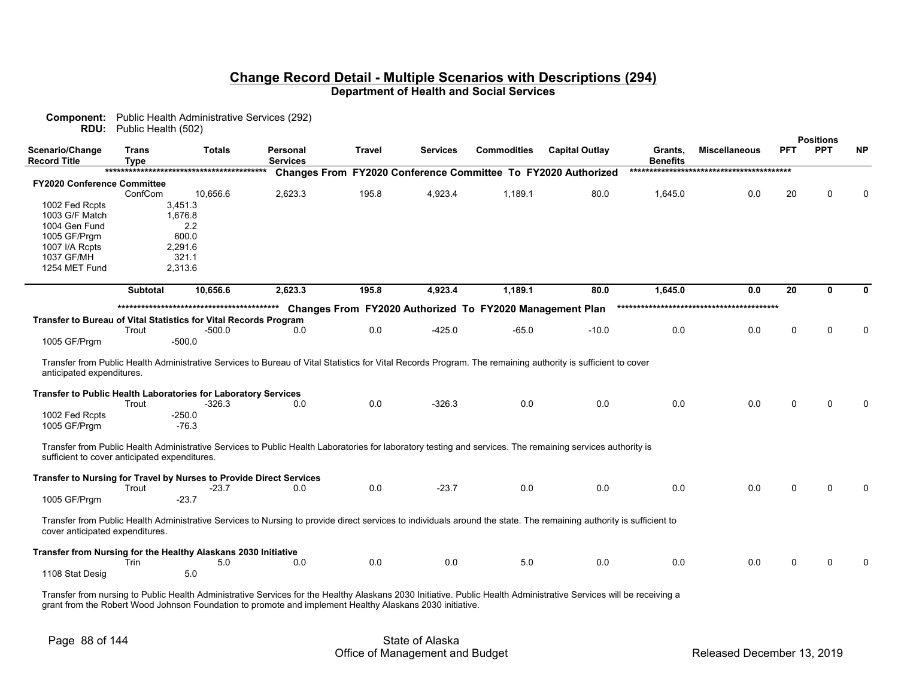## Change Record Detail - Multiple Scenarios with Descriptions (294)
### Department of Health and Social Services

**Component:** Public Health Administrative Services (292)
**RDU:** Public Health (502)

| Scenario/Change Record Title | Trans Type | Totals | Personal Services | Travel | Services | Commodities | Capital Outlay | Grants, Benefits | Miscellaneous | PFT | PPT | NP |
|---|---|---|---|---|---|---|---|---|---|---|---|---|
| | | | ***** Changes From FY2020 Conference Committee To FY2020 Authorized ***** | | | | | | | | | |
| **FY2020 Conference Committee** | | | | | | | | | | | | |
| | ConfCom | 10,656.6 | 2,623.3 | 195.8 | 4,923.4 | 1,189.1 | 80.0 | 1,645.0 | 0.0 | 20 | 0 | 0 |
| 1002 Fed Rcpts | | 3,451.3 | | | | | | | | | | |
| 1003 G/F Match | | 1,676.8 | | | | | | | | | | |
| 1004 Gen Fund | | 2.2 | | | | | | | | | | |
| 1005 GF/Prgm | | 600.0 | | | | | | | | | | |
| 1007 I/A Rcpts | | 2,291.6 | | | | | | | | | | |
| 1037 GF/MH | | 321.1 | | | | | | | | | | |
| 1254 MET Fund | | 2,313.6 | | | | | | | | | | |
| | **Subtotal** | **10,656.6** | **2,623.3** | **195.8** | **4,923.4** | **1,189.1** | **80.0** | **1,645.0** | **0.0** | **20** | **0** | **0** |
| | | | ***** Changes From FY2020 Authorized To FY2020 Management Plan ***** | | | | | | | | | |
| **Transfer to Bureau of Vital Statistics for Vital Records Program** | | | | | | | | | | | | |
| | Trout | -500.0 | 0.0 | 0.0 | -425.0 | -65.0 | -10.0 | 0.0 | 0.0 | 0 | 0 | 0 |
| 1005 GF/Prgm | | -500.0 | | | | | | | | | | |

Transfer from Public Health Administrative Services to Bureau of Vital Statistics for Vital Records Program. The remaining authority is sufficient to cover anticipated expenditures.

| Scenario/Change Record Title | Trans Type | Totals | Personal Services | Travel | Services | Commodities | Capital Outlay | Grants, Benefits | Miscellaneous | PFT | PPT | NP |
|---|---|---|---|---|---|---|---|---|---|---|---|---|
| **Transfer to Public Health Laboratories for Laboratory Services** | | | | | | | | | | | | |
| | Trout | -326.3 | 0.0 | 0.0 | -326.3 | 0.0 | 0.0 | 0.0 | 0.0 | 0 | 0 | 0 |
| 1002 Fed Rcpts | | -250.0 | | | | | | | | | | |
| 1005 GF/Prgm | | -76.3 | | | | | | | | | | |

Transfer from Public Health Administrative Services to Public Health Laboratories for laboratory testing and services. The remaining services authority is sufficient to cover anticipated expenditures.

| Scenario/Change Record Title | Trans Type | Totals | Personal Services | Travel | Services | Commodities | Capital Outlay | Grants, Benefits | Miscellaneous | PFT | PPT | NP |
|---|---|---|---|---|---|---|---|---|---|---|---|---|
| **Transfer to Nursing for Travel by Nurses to Provide Direct Services** | | | | | | | | | | | | |
| | Trout | -23.7 | 0.0 | 0.0 | -23.7 | 0.0 | 0.0 | 0.0 | 0.0 | 0 | 0 | 0 |
| 1005 GF/Prgm | | -23.7 | | | | | | | | | | |

Transfer from Public Health Administrative Services to Nursing to provide direct services to individuals around the state. The remaining authority is sufficient to cover anticipated expenditures.

| Scenario/Change Record Title | Trans Type | Totals | Personal Services | Travel | Services | Commodities | Capital Outlay | Grants, Benefits | Miscellaneous | PFT | PPT | NP |
|---|---|---|---|---|---|---|---|---|---|---|---|---|
| **Transfer from Nursing for the Healthy Alaskans 2030 Initiative** | | | | | | | | | | | | |
| | Trin | 5.0 | 0.0 | 0.0 | 0.0 | 5.0 | 0.0 | 0.0 | 0.0 | 0 | 0 | 0 |
| 1108 Stat Desig | | 5.0 | | | | | | | | | | |

Transfer from nursing to Public Health Administrative Services for the Healthy Alaskans 2030 Initiative. Public Health Administrative Services will be receiving a grant from the Robert Wood Johnson Foundation to promote and implement Healthy Alaskans 2030 initiative.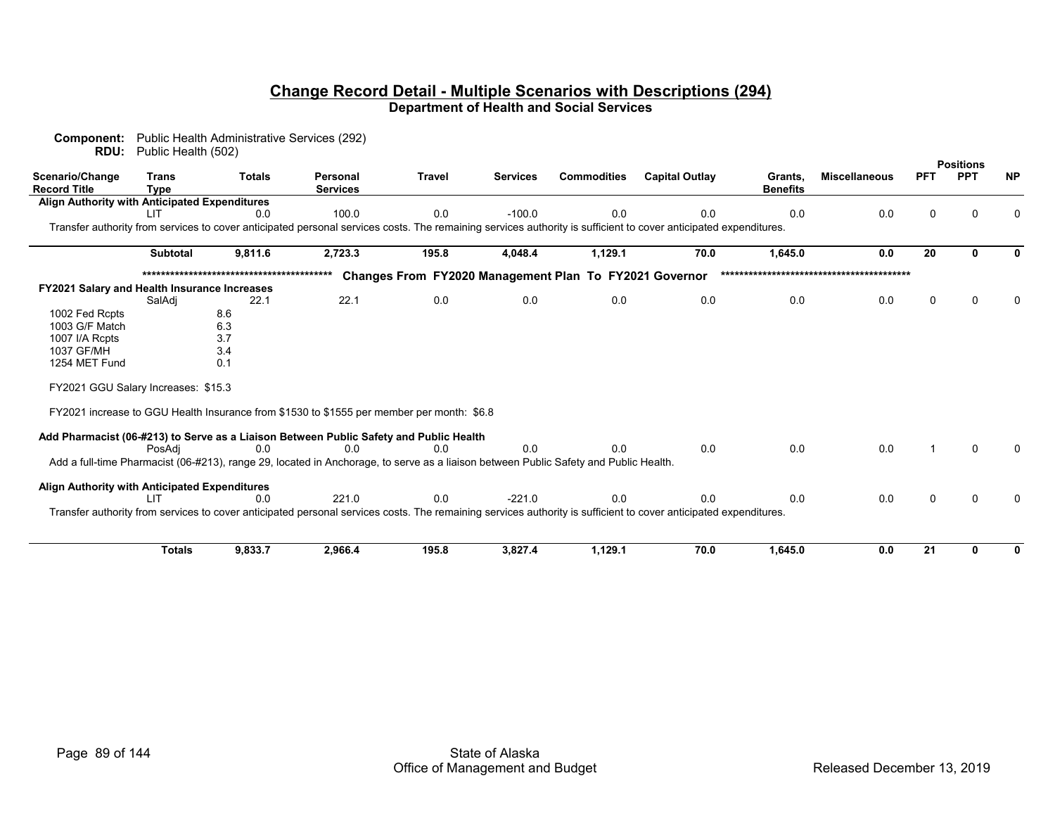## Change Record Detail - Multiple Scenarios with Descriptions (294)

### Department of Health and Social Services

**Component:** Public Health Administrative Services (292)
**RDU:** Public Health (502)

| Scenario/Change Record Title | Trans Type | Totals | Personal Services | Travel | Services | Commodities | Capital Outlay | Grants, Benefits | Miscellaneous | Positions PFT | Positions PPT | Positions NP |
|---|---|---|---|---|---|---|---|---|---|---|---|---|
| **Align Authority with Anticipated Expenditures** | | | | | | | | | | | | |
| | LIT | 0.0 | 100.0 | 0.0 | -100.0 | 0.0 | 0.0 | 0.0 | 0.0 | 0 | 0 | 0 |
| Transfer authority from services to cover anticipated personal services costs. The remaining services authority is sufficient to cover anticipated expenditures. | | | | | | | | | | | | |
| | **Subtotal** | **9,811.6** | **2,723.3** | **195.8** | **4,048.4** | **1,129.1** | **70.0** | **1,645.0** | **0.0** | **20** | **0** | **0** |
| ***************************************** Changes From FY2020 Management Plan To FY2021 Governor ***************************************** | | | | | | | | | | | | |
| **FY2021 Salary and Health Insurance Increases** | | | | | | | | | | | | |
| | SalAdj | 22.1 | 22.1 | 0.0 | 0.0 | 0.0 | 0.0 | 0.0 | 0.0 | 0 | 0 | 0 |
| 1002 Fed Rcpts | | 8.6 | | | | | | | | | | |
| 1003 G/F Match | | 6.3 | | | | | | | | | | |
| 1007 I/A Rcpts | | 3.7 | | | | | | | | | | |
| 1037 GF/MH | | 3.4 | | | | | | | | | | |
| 1254 MET Fund | | 0.1 | | | | | | | | | | |
| FY2021 GGU Salary Increases: $15.3 | | | | | | | | | | | | |
| FY2021 increase to GGU Health Insurance from $1530 to $1555 per member per month: $6.8 | | | | | | | | | | | | |
| **Add Pharmacist (06-#213) to Serve as a Liaison Between Public Safety and Public Health** | | | | | | | | | | | | |
| | PosAdj | 0.0 | 0.0 | 0.0 | 0.0 | 0.0 | 0.0 | 0.0 | 0.0 | 1 | 0 | 0 |
| Add a full-time Pharmacist (06-#213), range 29, located in Anchorage, to serve as a liaison between Public Safety and Public Health. | | | | | | | | | | | | |
| **Align Authority with Anticipated Expenditures** | | | | | | | | | | | | |
| | LIT | 0.0 | 221.0 | 0.0 | -221.0 | 0.0 | 0.0 | 0.0 | 0.0 | 0 | 0 | 0 |
| Transfer authority from services to cover anticipated personal services costs. The remaining services authority is sufficient to cover anticipated expenditures. | | | | | | | | | | | | |
| | **Totals** | **9,833.7** | **2,966.4** | **195.8** | **3,827.4** | **1,129.1** | **70.0** | **1,645.0** | **0.0** | **21** | **0** | **0** |

State of Alaska
Office of Management and Budget
Released December 13, 2019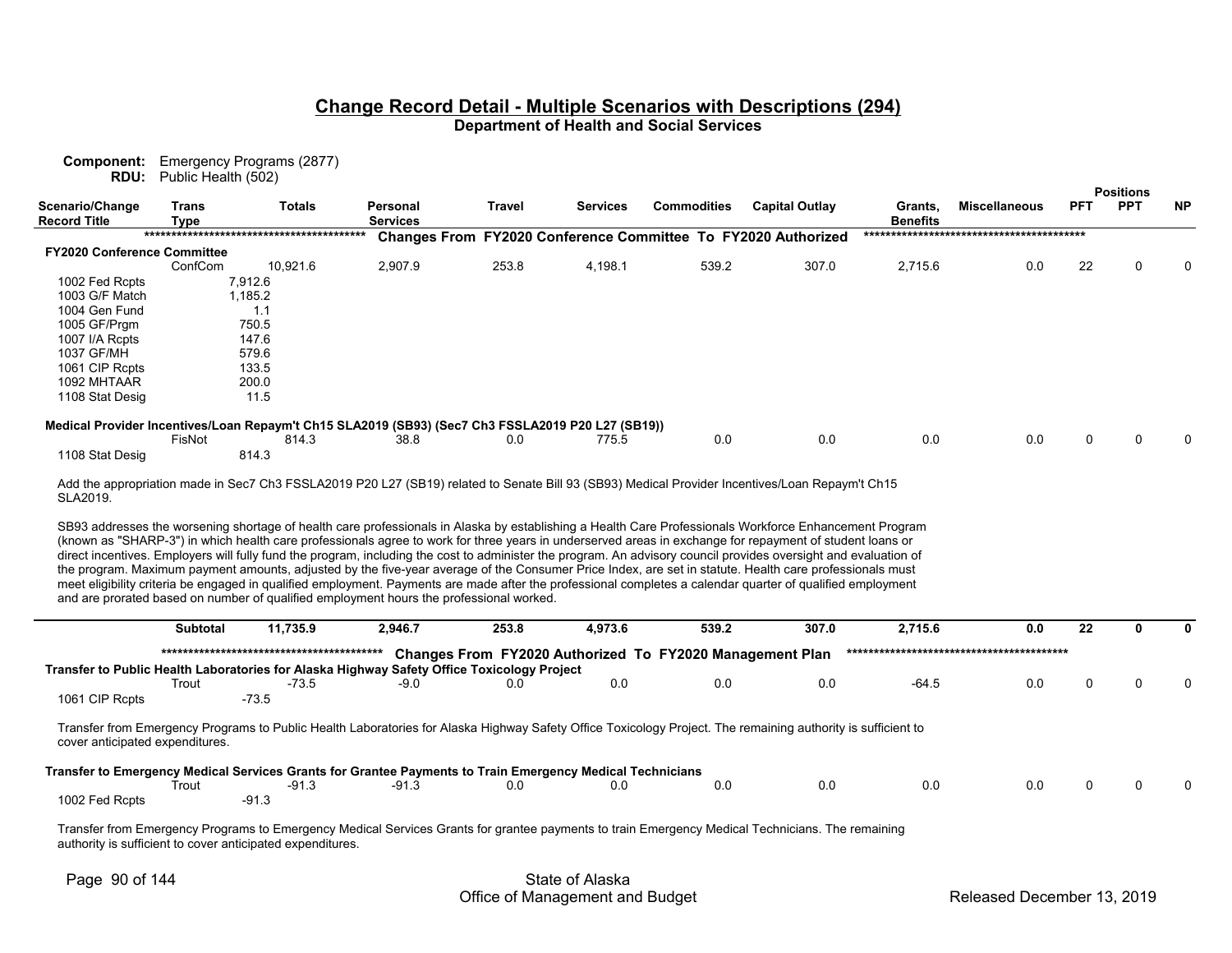# Change Record Detail - Multiple Scenarios with Descriptions (294)

**Department of Health and Social Services**

**Component:** Emergency Programs (2877)
**RDU:** Public Health (502)

| Scenario/Change Record Title | Trans Type | Totals | Personal Services | Travel | Services | Commodities | Capital Outlay | Grants, Benefits | Miscellaneous | PFT | PPT | NP |
|---|---|---|---|---|---|---|---|---|---|---|---|---|
| | | | ***** Changes From FY2020 Conference Committee To FY2020 Authorized ***** | | | | | | | | | |
| **FY2020 Conference Committee** | | | | | | | | | | | | |
| | ConfCom | 10,921.6 | 2,907.9 | 253.8 | 4,198.1 | 539.2 | 307.0 | 2,715.6 | 0.0 | 22 | 0 | 0 |
| 1002 Fed Rcpts | | 7,912.6 | | | | | | | | | | |
| 1003 G/F Match | | 1,185.2 | | | | | | | | | | |
| 1004 Gen Fund | | 1.1 | | | | | | | | | | |
| 1005 GF/Prgm | | 750.5 | | | | | | | | | | |
| 1007 I/A Rcpts | | 147.6 | | | | | | | | | | |
| 1037 GF/MH | | 579.6 | | | | | | | | | | |
| 1061 CIP Rcpts | | 133.5 | | | | | | | | | | |
| 1092 MHTAAR | | 200.0 | | | | | | | | | | |
| 1108 Stat Desig | | 11.5 | | | | | | | | | | |
| **Medical Provider Incentives/Loan Repaym't Ch15 SLA2019 (SB93) (Sec7 Ch3 FSSLA2019 P20 L27 (SB19))** | | | | | | | | | | | | |
| | FisNot | 814.3 | 38.8 | 0.0 | 775.5 | 0.0 | 0.0 | 0.0 | 0.0 | 0 | 0 | 0 |
| 1108 Stat Desig | | 814.3 | | | | | | | | | | |

Add the appropriation made in Sec7 Ch3 FSSLA2019 P20 L27 (SB19) related to Senate Bill 93 (SB93) Medical Provider Incentives/Loan Repaym't Ch15 SLA2019.

SB93 addresses the worsening shortage of health care professionals in Alaska by establishing a Health Care Professionals Workforce Enhancement Program (known as "SHARP-3") in which health care professionals agree to work for three years in underserved areas in exchange for repayment of student loans or direct incentives. Employers will fully fund the program, including the cost to administer the program. An advisory council provides oversight and evaluation of the program. Maximum payment amounts, adjusted by the five-year average of the Consumer Price Index, are set in statute. Health care professionals must meet eligibility criteria be engaged in qualified employment. Payments are made after the professional completes a calendar quarter of qualified employment and are prorated based on number of qualified employment hours the professional worked.

| Scenario/Change Record Title | Trans Type | Totals | Personal Services | Travel | Services | Commodities | Capital Outlay | Grants, Benefits | Miscellaneous | PFT | PPT | NP |
|---|---|---|---|---|---|---|---|---|---|---|---|---|
| | **Subtotal** | **11,735.9** | **2,946.7** | **253.8** | **4,973.6** | **539.2** | **307.0** | **2,715.6** | **0.0** | **22** | **0** | **0** |
| | | | ***** Changes From FY2020 Authorized To FY2020 Management Plan ***** | | | | | | | | | |
| **Transfer to Public Health Laboratories for Alaska Highway Safety Office Toxicology Project** | | | | | | | | | | | | |
| | Trout | -73.5 | -9.0 | 0.0 | 0.0 | 0.0 | 0.0 | -64.5 | 0.0 | 0 | 0 | 0 |
| 1061 CIP Rcpts | | -73.5 | | | | | | | | | | |

Transfer from Emergency Programs to Public Health Laboratories for Alaska Highway Safety Office Toxicology Project. The remaining authority is sufficient to cover anticipated expenditures.

| Scenario/Change Record Title | Trans Type | Totals | Personal Services | Travel | Services | Commodities | Capital Outlay | Grants, Benefits | Miscellaneous | PFT | PPT | NP |
|---|---|---|---|---|---|---|---|---|---|---|---|---|
| **Transfer to Emergency Medical Services Grants for Grantee Payments to Train Emergency Medical Technicians** | | | | | | | | | | | | |
| | Trout | -91.3 | -91.3 | 0.0 | 0.0 | 0.0 | 0.0 | 0.0 | 0.0 | 0 | 0 | 0 |
| 1002 Fed Rcpts | | -91.3 | | | | | | | | | | |

Transfer from Emergency Programs to Emergency Medical Services Grants for grantee payments to train Emergency Medical Technicians. The remaining authority is sufficient to cover anticipated expenditures.

State of Alaska
Office of Management and Budget

Released December 13, 2019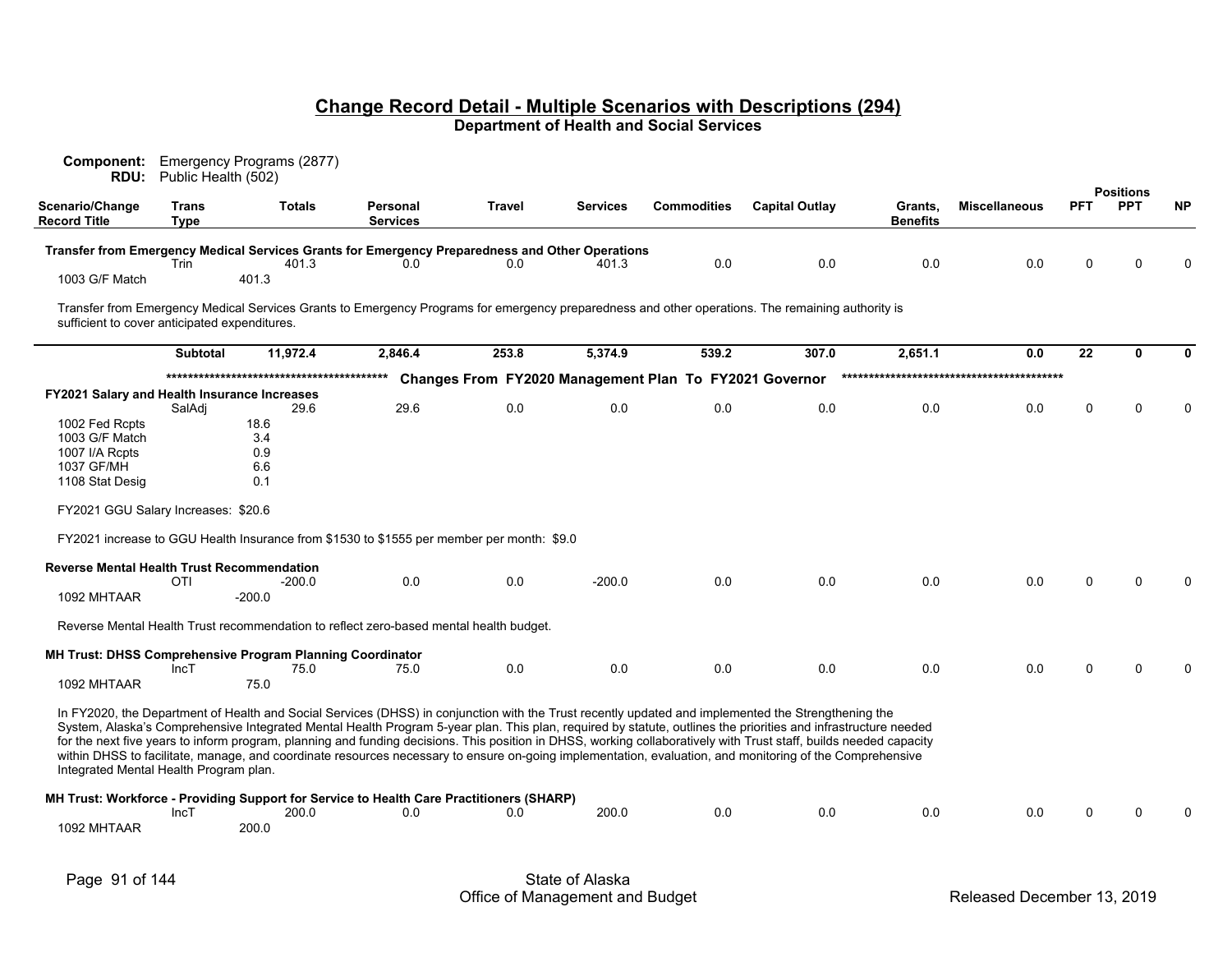# Change Record Detail - Multiple Scenarios with Descriptions (294)

## Department of Health and Social Services

**Component:** Emergency Programs (2877)
**RDU:** Public Health (502)

| Scenario/Change Record Title | Trans Type | Totals | Personal Services | Travel | Services | Commodities | Capital Outlay | Grants, Benefits | Miscellaneous | PFT | PPT | NP |
|---|---|---|---|---|---|---|---|---|---|---|---|---|
| **Transfer from Emergency Medical Services Grants for Emergency Preparedness and Other Operations** | | | | | | | | | | | | |
| | Trin | 401.3 | 0.0 | 0.0 | 401.3 | 0.0 | 0.0 | 0.0 | 0.0 | 0 | 0 | 0 |
| 1003 G/F Match | | 401.3 | | | | | | | | | | |

Transfer from Emergency Medical Services Grants to Emergency Programs for emergency preparedness and other operations. The remaining authority is sufficient to cover anticipated expenditures.

| | | Totals | Personal Services | Travel | Services | Commodities | Capital Outlay | Grants, Benefits | Miscellaneous | PFT | PPT | NP |
|---|---|---|---|---|---|---|---|---|---|---|---|---|
| | **Subtotal** | **11,972.4** | **2,846.4** | **253.8** | **5,374.9** | **539.2** | **307.0** | **2,651.1** | **0.0** | **22** | **0** | **0** |

******************************************* **Changes From FY2020 Management Plan To FY2021 Governor** *******************************************

| Scenario/Change Record Title | Trans Type | Totals | Personal Services | Travel | Services | Commodities | Capital Outlay | Grants, Benefits | Miscellaneous | PFT | PPT | NP |
|---|---|---|---|---|---|---|---|---|---|---|---|---|
| **FY2021 Salary and Health Insurance Increases** | | | | | | | | | | | | |
| | SalAdj | 29.6 | 29.6 | 0.0 | 0.0 | 0.0 | 0.0 | 0.0 | 0.0 | 0 | 0 | 0 |
| 1002 Fed Rcpts | | 18.6 | | | | | | | | | | |
| 1003 G/F Match | | 3.4 | | | | | | | | | | |
| 1007 I/A Rcpts | | 0.9 | | | | | | | | | | |
| 1037 GF/MH | | 6.6 | | | | | | | | | | |
| 1108 Stat Desig | | 0.1 | | | | | | | | | | |

FY2021 GGU Salary Increases: $20.6

FY2021 increase to GGU Health Insurance from $1530 to $1555 per member per month: $9.0

| Scenario/Change Record Title | Trans Type | Totals | Personal Services | Travel | Services | Commodities | Capital Outlay | Grants, Benefits | Miscellaneous | PFT | PPT | NP |
|---|---|---|---|---|---|---|---|---|---|---|---|---|
| **Reverse Mental Health Trust Recommendation** | | | | | | | | | | | | |
| | OTI | -200.0 | 0.0 | 0.0 | -200.0 | 0.0 | 0.0 | 0.0 | 0.0 | 0 | 0 | 0 |
| 1092 MHTAAR | | -200.0 | | | | | | | | | | |

Reverse Mental Health Trust recommendation to reflect zero-based mental health budget.

| Scenario/Change Record Title | Trans Type | Totals | Personal Services | Travel | Services | Commodities | Capital Outlay | Grants, Benefits | Miscellaneous | PFT | PPT | NP |
|---|---|---|---|---|---|---|---|---|---|---|---|---|
| **MH Trust: DHSS Comprehensive Program Planning Coordinator** | | | | | | | | | | | | |
| | IncT | 75.0 | 75.0 | 0.0 | 0.0 | 0.0 | 0.0 | 0.0 | 0.0 | 0 | 0 | 0 |
| 1092 MHTAAR | | 75.0 | | | | | | | | | | |

In FY2020, the Department of Health and Social Services (DHSS) in conjunction with the Trust recently updated and implemented the Strengthening the System, Alaska's Comprehensive Integrated Mental Health Program 5-year plan. This plan, required by statute, outlines the priorities and infrastructure needed for the next five years to inform program, planning and funding decisions. This position in DHSS, working collaboratively with Trust staff, builds needed capacity within DHSS to facilitate, manage, and coordinate resources necessary to ensure on-going implementation, evaluation, and monitoring of the Comprehensive Integrated Mental Health Program plan.

| Scenario/Change Record Title | Trans Type | Totals | Personal Services | Travel | Services | Commodities | Capital Outlay | Grants, Benefits | Miscellaneous | PFT | PPT | NP |
|---|---|---|---|---|---|---|---|---|---|---|---|---|
| **MH Trust: Workforce - Providing Support for Service to Health Care Practitioners (SHARP)** | | | | | | | | | | | | |
| | IncT | 200.0 | 0.0 | 0.0 | 200.0 | 0.0 | 0.0 | 0.0 | 0.0 | 0 | 0 | 0 |
| 1092 MHTAAR | | 200.0 | | | | | | | | | | |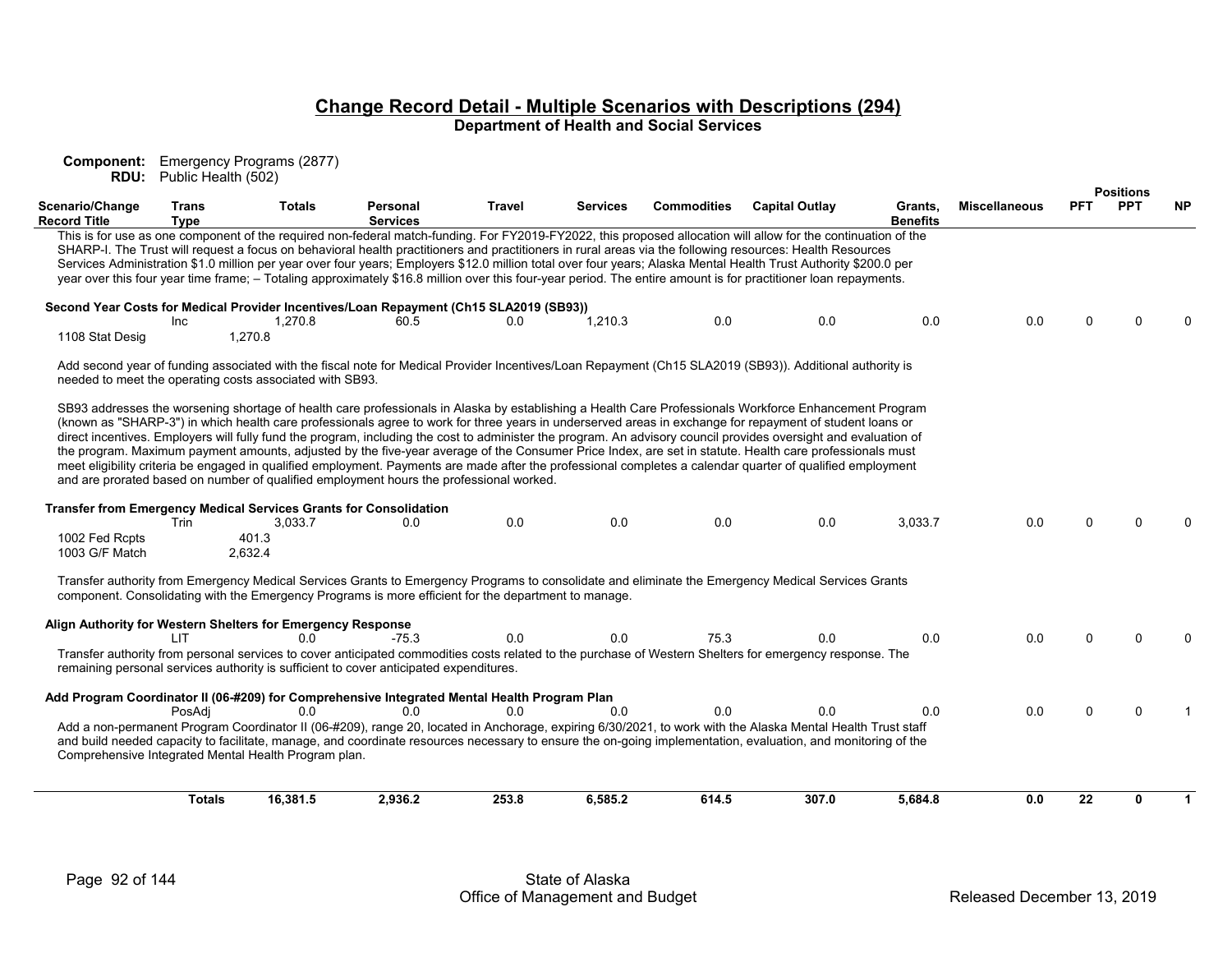## Change Record Detail - Multiple Scenarios with Descriptions (294)

**Department of Health and Social Services**

**Component:** Emergency Programs (2877)
**RDU:** Public Health (502)

| Scenario/Change Record Title | Trans Type | Totals | Personal Services | Travel | Services | Commodities | Capital Outlay | Grants, Benefits | Miscellaneous | PFT | PPT | NP |
|---|---|---|---|---|---|---|---|---|---|---|---|---|

This is for use as one component of the required non-federal match-funding. For FY2019-FY2022, this proposed allocation will allow for the continuation of the SHARP-I. The Trust will request a focus on behavioral health practitioners and practitioners in rural areas via the following resources: Health Resources Services Administration $1.0 million per year over four years; Employers $12.0 million total over four years; Alaska Mental Health Trust Authority $200.0 per year over this four year time frame; – Totaling approximately $16.8 million over this four-year period. The entire amount is for practitioner loan repayments.

**Second Year Costs for Medical Provider Incentives/Loan Repayment (Ch15 SLA2019 (SB93))**

| Scenario/Change Record Title | Trans Type | Totals | Personal Services | Travel | Services | Commodities | Capital Outlay | Grants, Benefits | Miscellaneous | PFT | PPT | NP |
|---|---|---|---|---|---|---|---|---|---|---|---|---|
| | Inc | 1,270.8 | 60.5 | 0.0 | 1,210.3 | 0.0 | 0.0 | 0.0 | 0.0 | 0 | 0 | 0 |
| 1108 Stat Desig | | 1,270.8 | | | | | | | | | | |

Add second year of funding associated with the fiscal note for Medical Provider Incentives/Loan Repayment (Ch15 SLA2019 (SB93)). Additional authority is needed to meet the operating costs associated with SB93.

SB93 addresses the worsening shortage of health care professionals in Alaska by establishing a Health Care Professionals Workforce Enhancement Program (known as "SHARP-3") in which health care professionals agree to work for three years in underserved areas in exchange for repayment of student loans or direct incentives. Employers will fully fund the program, including the cost to administer the program. An advisory council provides oversight and evaluation of the program. Maximum payment amounts, adjusted by the five-year average of the Consumer Price Index, are set in statute. Health care professionals must meet eligibility criteria be engaged in qualified employment. Payments are made after the professional completes a calendar quarter of qualified employment and are prorated based on number of qualified employment hours the professional worked.

**Transfer from Emergency Medical Services Grants for Consolidation**

| Scenario/Change Record Title | Trans Type | Totals | Personal Services | Travel | Services | Commodities | Capital Outlay | Grants, Benefits | Miscellaneous | PFT | PPT | NP |
|---|---|---|---|---|---|---|---|---|---|---|---|---|
| | Trin | 3,033.7 | 0.0 | 0.0 | 0.0 | 0.0 | 0.0 | 3,033.7 | 0.0 | 0 | 0 | 0 |
| 1002 Fed Rcpts | | 401.3 | | | | | | | | | | |
| 1003 G/F Match | | 2,632.4 | | | | | | | | | | |

Transfer authority from Emergency Medical Services Grants to Emergency Programs to consolidate and eliminate the Emergency Medical Services Grants component. Consolidating with the Emergency Programs is more efficient for the department to manage.

**Align Authority for Western Shelters for Emergency Response**

| Scenario/Change Record Title | Trans Type | Totals | Personal Services | Travel | Services | Commodities | Capital Outlay | Grants, Benefits | Miscellaneous | PFT | PPT | NP |
|---|---|---|---|---|---|---|---|---|---|---|---|---|
| | LIT | 0.0 | -75.3 | 0.0 | 0.0 | 75.3 | 0.0 | 0.0 | 0.0 | 0 | 0 | 0 |

Transfer authority from personal services to cover anticipated commodities costs related to the purchase of Western Shelters for emergency response. The remaining personal services authority is sufficient to cover anticipated expenditures.

**Add Program Coordinator II (06-#209) for Comprehensive Integrated Mental Health Program Plan**

| Scenario/Change Record Title | Trans Type | Totals | Personal Services | Travel | Services | Commodities | Capital Outlay | Grants, Benefits | Miscellaneous | PFT | PPT | NP |
|---|---|---|---|---|---|---|---|---|---|---|---|---|
| | PosAdj | 0.0 | 0.0 | 0.0 | 0.0 | 0.0 | 0.0 | 0.0 | 0.0 | 0 | 0 | 1 |

Add a non-permanent Program Coordinator II (06-#209), range 20, located in Anchorage, expiring 6/30/2021, to work with the Alaska Mental Health Trust staff and build needed capacity to facilitate, manage, and coordinate resources necessary to ensure the on-going implementation, evaluation, and monitoring of the Comprehensive Integrated Mental Health Program plan.

| | | Totals | Personal Services | Travel | Services | Commodities | Capital Outlay | Grants, Benefits | Miscellaneous | PFT | PPT | NP |
|---|---|---|---|---|---|---|---|---|---|---|---|---|
| | **Totals** | **16,381.5** | **2,936.2** | **253.8** | **6,585.2** | **614.5** | **307.0** | **5,684.8** | **0.0** | **22** | **0** | **1** |

State of Alaska
Office of Management and Budget

Released December 13, 2019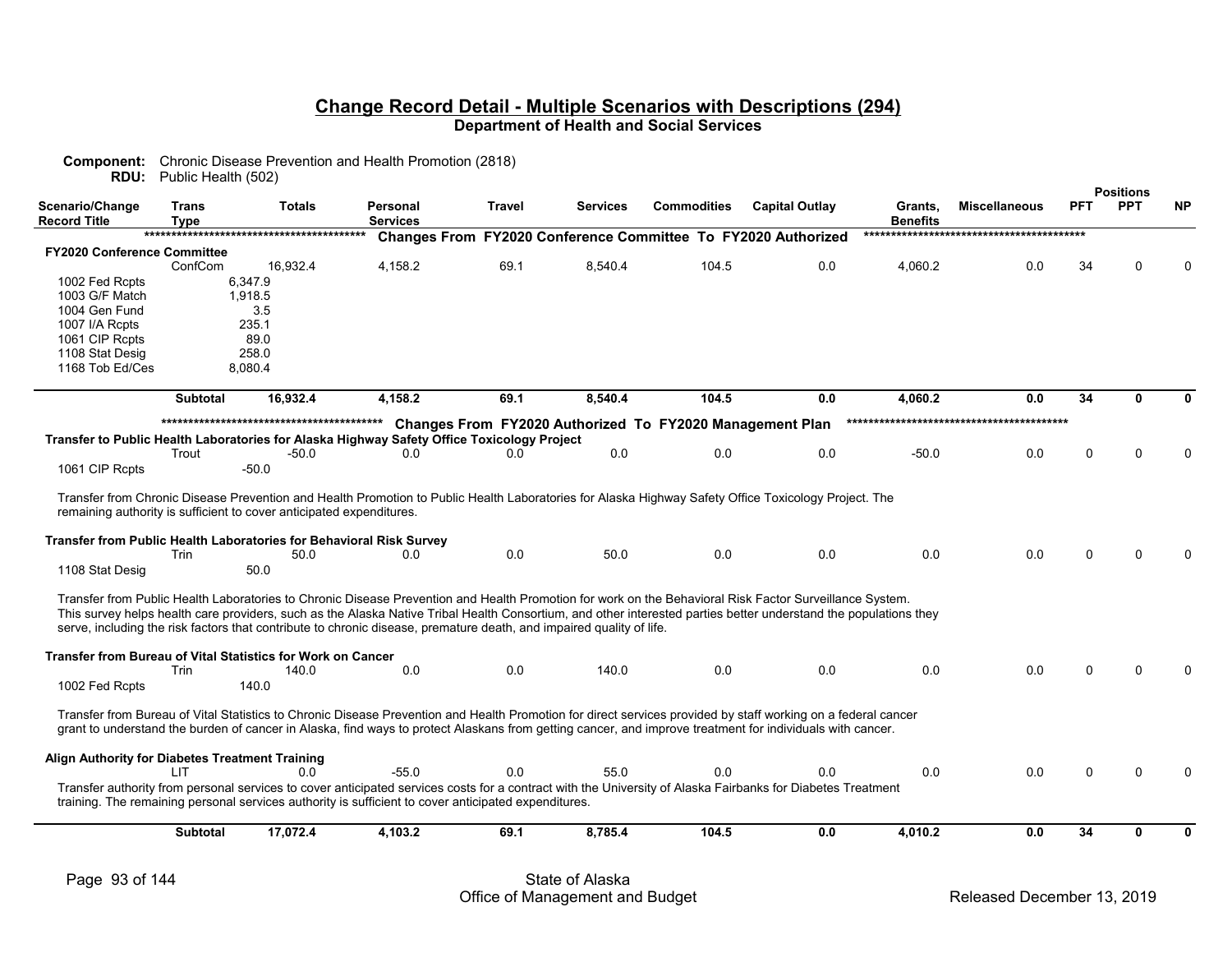## Change Record Detail - Multiple Scenarios with Descriptions (294)
### Department of Health and Social Services

**Component:** Chronic Disease Prevention and Health Promotion (2818)
**RDU:** Public Health (502)

| Scenario/Change Record Title | Trans Type | Totals | Personal Services | Travel | Services | Commodities | Capital Outlay | Grants, Benefits | Miscellaneous | PFT | PPT | NP |
|---|---|---|---|---|---|---|---|---|---|---|---|---|
| | | | ***** Changes From FY2020 Conference Committee To FY2020 Authorized ***** | | | | | | | | | |
| **FY2020 Conference Committee** | | | | | | | | | | | | |
| | ConfCom | 16,932.4 | 4,158.2 | 69.1 | 8,540.4 | 104.5 | 0.0 | 4,060.2 | 0.0 | 34 | 0 | 0 |
| 1002 Fed Rcpts | | 6,347.9 | | | | | | | | | | |
| 1003 G/F Match | | 1,918.5 | | | | | | | | | | |
| 1004 Gen Fund | | 3.5 | | | | | | | | | | |
| 1007 I/A Rcpts | | 235.1 | | | | | | | | | | |
| 1061 CIP Rcpts | | 89.0 | | | | | | | | | | |
| 1108 Stat Desig | | 258.0 | | | | | | | | | | |
| 1168 Tob Ed/Ces | | 8,080.4 | | | | | | | | | | |
| | **Subtotal** | **16,932.4** | **4,158.2** | **69.1** | **8,540.4** | **104.5** | **0.0** | **4,060.2** | **0.0** | **34** | **0** | **0** |
| | | | ***** Changes From FY2020 Authorized To FY2020 Management Plan ***** | | | | | | | | | |
| **Transfer to Public Health Laboratories for Alaska Highway Safety Office Toxicology Project** | | | | | | | | | | | | |
| | Trout | -50.0 | 0.0 | 0.0 | 0.0 | 0.0 | 0.0 | -50.0 | 0.0 | 0 | 0 | 0 |
| 1061 CIP Rcpts | | -50.0 | | | | | | | | | | |

Transfer from Chronic Disease Prevention and Health Promotion to Public Health Laboratories for Alaska Highway Safety Office Toxicology Project. The remaining authority is sufficient to cover anticipated expenditures.

| Scenario/Change Record Title | Trans Type | Totals | Personal Services | Travel | Services | Commodities | Capital Outlay | Grants, Benefits | Miscellaneous | PFT | PPT | NP |
|---|---|---|---|---|---|---|---|---|---|---|---|---|
| **Transfer from Public Health Laboratories for Behavioral Risk Survey** | | | | | | | | | | | | |
| | Trin | 50.0 | 0.0 | 0.0 | 50.0 | 0.0 | 0.0 | 0.0 | 0.0 | 0 | 0 | 0 |
| 1108 Stat Desig | | 50.0 | | | | | | | | | | |

Transfer from Public Health Laboratories to Chronic Disease Prevention and Health Promotion for work on the Behavioral Risk Factor Surveillance System. This survey helps health care providers, such as the Alaska Native Tribal Health Consortium, and other interested parties better understand the populations they serve, including the risk factors that contribute to chronic disease, premature death, and impaired quality of life.

| Scenario/Change Record Title | Trans Type | Totals | Personal Services | Travel | Services | Commodities | Capital Outlay | Grants, Benefits | Miscellaneous | PFT | PPT | NP |
|---|---|---|---|---|---|---|---|---|---|---|---|---|
| **Transfer from Bureau of Vital Statistics for Work on Cancer** | | | | | | | | | | | | |
| | Trin | 140.0 | 0.0 | 0.0 | 140.0 | 0.0 | 0.0 | 0.0 | 0.0 | 0 | 0 | 0 |
| 1002 Fed Rcpts | | 140.0 | | | | | | | | | | |

Transfer from Bureau of Vital Statistics to Chronic Disease Prevention and Health Promotion for direct services provided by staff working on a federal cancer grant to understand the burden of cancer in Alaska, find ways to protect Alaskans from getting cancer, and improve treatment for individuals with cancer.

| Scenario/Change Record Title | Trans Type | Totals | Personal Services | Travel | Services | Commodities | Capital Outlay | Grants, Benefits | Miscellaneous | PFT | PPT | NP |
|---|---|---|---|---|---|---|---|---|---|---|---|---|
| **Align Authority for Diabetes Treatment Training** | | | | | | | | | | | | |
| | LIT | 0.0 | -55.0 | 0.0 | 55.0 | 0.0 | 0.0 | 0.0 | 0.0 | 0 | 0 | 0 |

Transfer authority from personal services to cover anticipated services costs for a contract with the University of Alaska Fairbanks for Diabetes Treatment training. The remaining personal services authority is sufficient to cover anticipated expenditures.

| Scenario/Change Record Title | Trans Type | Totals | Personal Services | Travel | Services | Commodities | Capital Outlay | Grants, Benefits | Miscellaneous | PFT | PPT | NP |
|---|---|---|---|---|---|---|---|---|---|---|---|---|
| | **Subtotal** | **17,072.4** | **4,103.2** | **69.1** | **8,785.4** | **104.5** | **0.0** | **4,010.2** | **0.0** | **34** | **0** | **0** |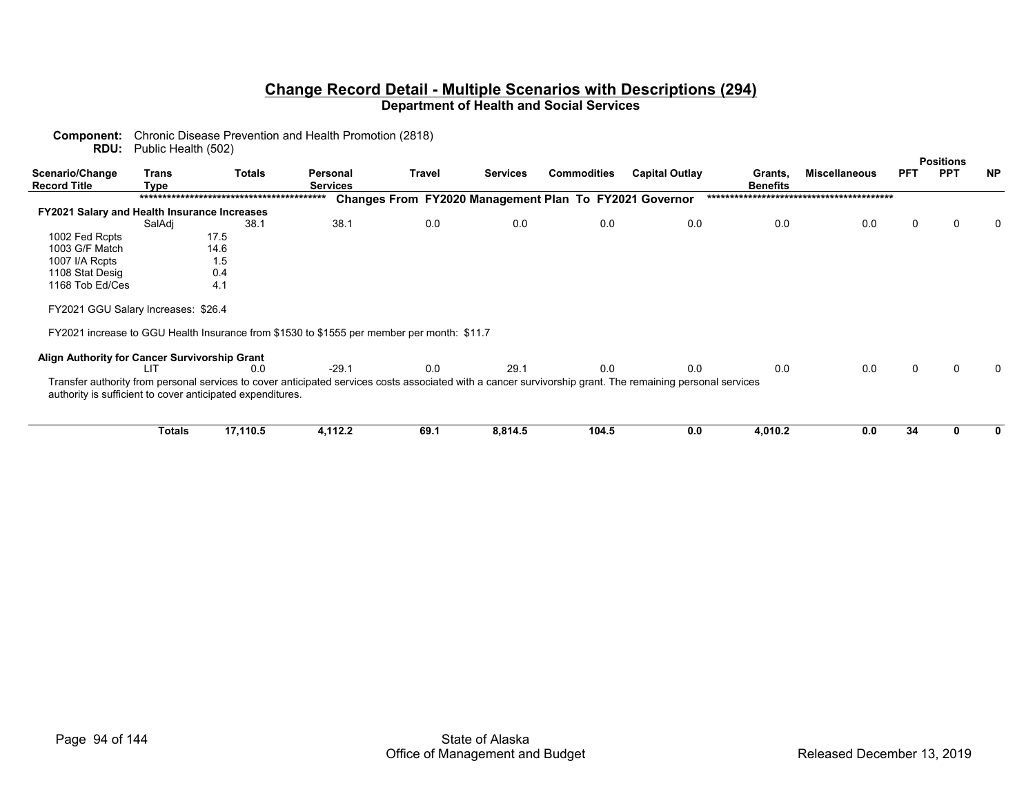## Change Record Detail - Multiple Scenarios with Descriptions (294)

### Department of Health and Social Services

**Component:** Chronic Disease Prevention and Health Promotion (2818)
**RDU:** Public Health (502)

| Scenario/Change Record Title | Trans Type | Totals | Personal Services | Travel | Services | Commodities | Capital Outlay | Grants, Benefits | Miscellaneous | PFT | PPT | NP |
|---|---|---|---|---|---|---|---|---|---|---|---|---|
| | | | | | | | | | | | Positions | |
| ***************************************** Changes From FY2020 Management Plan To FY2021 Governor ***************************************** | | | | | | | | | | | | |
| **FY2021 Salary and Health Insurance Increases** | | | | | | | | | | | | |
| | SalAdj | 38.1 | 38.1 | 0.0 | 0.0 | 0.0 | 0.0 | 0.0 | 0.0 | 0 | 0 | 0 |
| 1002 Fed Rcpts | | 17.5 | | | | | | | | | | |
| 1003 G/F Match | | 14.6 | | | | | | | | | | |
| 1007 I/A Rcpts | | 1.5 | | | | | | | | | | |
| 1108 Stat Desig | | 0.4 | | | | | | | | | | |
| 1168 Tob Ed/Ces | | 4.1 | | | | | | | | | | |

FY2021 GGU Salary Increases: $26.4

FY2021 increase to GGU Health Insurance from $1530 to $1555 per member per month: $11.7

| Scenario/Change Record Title | Trans Type | Totals | Personal Services | Travel | Services | Commodities | Capital Outlay | Grants, Benefits | Miscellaneous | PFT | PPT | NP |
|---|---|---|---|---|---|---|---|---|---|---|---|---|
| **Align Authority for Cancer Survivorship Grant** | | | | | | | | | | | | |
| | LIT | 0.0 | -29.1 | 0.0 | 29.1 | 0.0 | 0.0 | 0.0 | 0.0 | 0 | 0 | 0 |

Transfer authority from personal services to cover anticipated services costs associated with a cancer survivorship grant. The remaining personal services authority is sufficient to cover anticipated expenditures.

| | Trans Type | Totals | Personal Services | Travel | Services | Commodities | Capital Outlay | Grants, Benefits | Miscellaneous | PFT | PPT | NP |
|---|---|---|---|---|---|---|---|---|---|---|---|---|
| | **Totals** | **17,110.5** | **4,112.2** | **69.1** | **8,814.5** | **104.5** | **0.0** | **4,010.2** | **0.0** | **34** | **0** | **0** |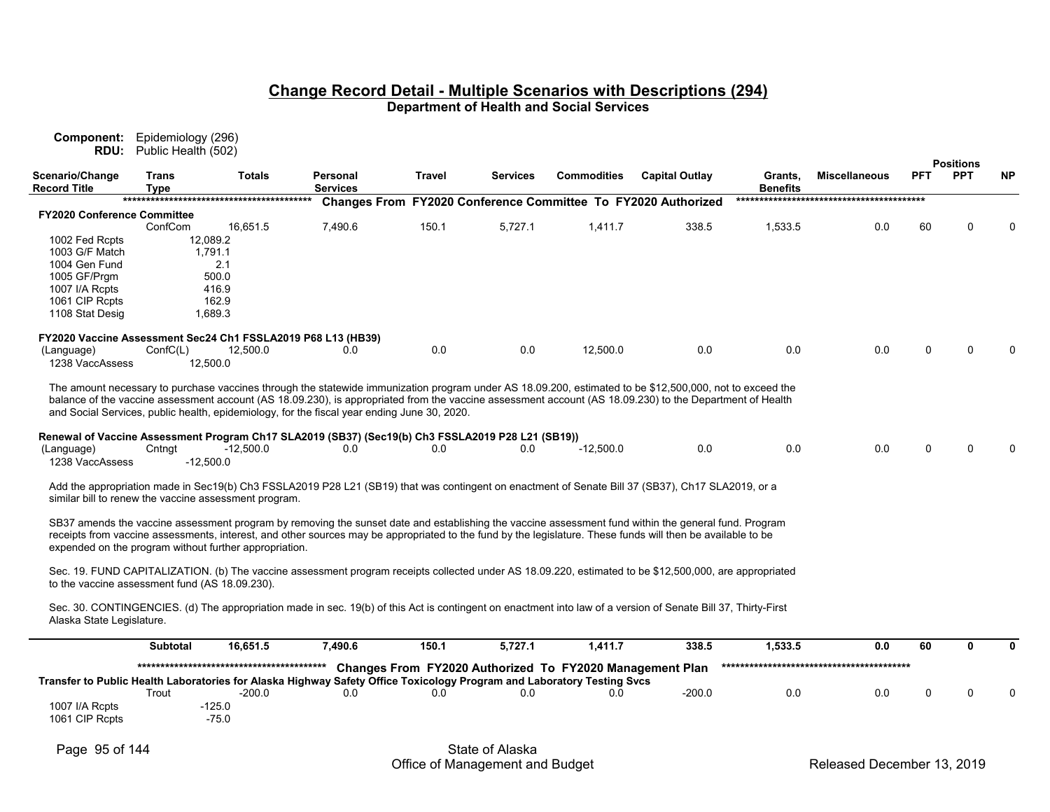## Change Record Detail - Multiple Scenarios with Descriptions (294)

**Department of Health and Social Services**

**Component:** Epidemiology (296)
**RDU:** Public Health (502)

| Scenario/Change Record Title | Trans Type | Totals | Personal Services | Travel | Services | Commodities | Capital Outlay | Grants, Benefits | Miscellaneous | Positions PFT | Positions PPT | Positions NP |
|---|---|---|---|---|---|---|---|---|---|---|---|---|
| | | | **Changes From FY2020 Conference Committee To FY2020 Authorized** | | | | | | | | | |
| **FY2020 Conference Committee** | | | | | | | | | | | | |
| | ConfCom | 16,651.5 | 7,490.6 | 150.1 | 5,727.1 | 1,411.7 | 338.5 | 1,533.5 | 0.0 | 60 | 0 | 0 |
| 1002 Fed Rcpts | | 12,089.2 | | | | | | | | | | |
| 1003 G/F Match | | 1,791.1 | | | | | | | | | | |
| 1004 Gen Fund | | 2.1 | | | | | | | | | | |
| 1005 GF/Prgm | | 500.0 | | | | | | | | | | |
| 1007 I/A Rcpts | | 416.9 | | | | | | | | | | |
| 1061 CIP Rcpts | | 162.9 | | | | | | | | | | |
| 1108 Stat Desig | | 1,689.3 | | | | | | | | | | |
| **FY2020 Vaccine Assessment Sec24 Ch1 FSSLA2019 P68 L13 (HB39)** | | | | | | | | | | | | |
| (Language) | ConfC(L) | 12,500.0 | 0.0 | 0.0 | 0.0 | 12,500.0 | 0.0 | 0.0 | 0.0 | 0 | 0 | 0 |
| 1238 VaccAssess | | 12,500.0 | | | | | | | | | | |

The amount necessary to purchase vaccines through the statewide immunization program under AS 18.09.200, estimated to be $12,500,000, not to exceed the balance of the vaccine assessment account (AS 18.09.230), is appropriated from the vaccine assessment account (AS 18.09.230) to the Department of Health and Social Services, public health, epidemiology, for the fiscal year ending June 30, 2020.

| Scenario/Change Record Title | Trans Type | Totals | Personal Services | Travel | Services | Commodities | Capital Outlay | Grants, Benefits | Miscellaneous | Positions PFT | Positions PPT | Positions NP |
|---|---|---|---|---|---|---|---|---|---|---|---|---|
| **Renewal of Vaccine Assessment Program Ch17 SLA2019 (SB37) (Sec19(b) Ch3 FSSLA2019 P28 L21 (SB19))** | | | | | | | | | | | | |
| (Language) | Cntngt | -12,500.0 | 0.0 | 0.0 | 0.0 | -12,500.0 | 0.0 | 0.0 | 0.0 | 0 | 0 | 0 |
| 1238 VaccAssess | | -12,500.0 | | | | | | | | | | |

Add the appropriation made in Sec19(b) Ch3 FSSLA2019 P28 L21 (SB19) that was contingent on enactment of Senate Bill 37 (SB37), Ch17 SLA2019, or a similar bill to renew the vaccine assessment program.

SB37 amends the vaccine assessment program by removing the sunset date and establishing the vaccine assessment fund within the general fund. Program receipts from vaccine assessments, interest, and other sources may be appropriated to the fund by the legislature. These funds will then be available to be expended on the program without further appropriation.

Sec. 19. FUND CAPITALIZATION. (b) The vaccine assessment program receipts collected under AS 18.09.220, estimated to be $12,500,000, are appropriated to the vaccine assessment fund (AS 18.09.230).

Sec. 30. CONTINGENCIES. (d) The appropriation made in sec. 19(b) of this Act is contingent on enactment into law of a version of Senate Bill 37, Thirty-First Alaska State Legislature.

| Scenario/Change Record Title | Trans Type | Totals | Personal Services | Travel | Services | Commodities | Capital Outlay | Grants, Benefits | Miscellaneous | Positions PFT | Positions PPT | Positions NP |
|---|---|---|---|---|---|---|---|---|---|---|---|---|
| | **Subtotal** | **16,651.5** | **7,490.6** | **150.1** | **5,727.1** | **1,411.7** | **338.5** | **1,533.5** | **0.0** | **60** | **0** | **0** |
| | | | **Changes From FY2020 Authorized To FY2020 Management Plan** | | | | | | | | | |
| **Transfer to Public Health Laboratories for Alaska Highway Safety Office Toxicology Program and Laboratory Testing Svcs** | | | | | | | | | | | | |
| | Trout | -200.0 | 0.0 | 0.0 | 0.0 | 0.0 | -200.0 | 0.0 | 0.0 | 0 | 0 | 0 |
| 1007 I/A Rcpts | | -125.0 | | | | | | | | | | |
| 1061 CIP Rcpts | | -75.0 | | | | | | | | | | |

State of Alaska
Office of Management and Budget
Released December 13, 2019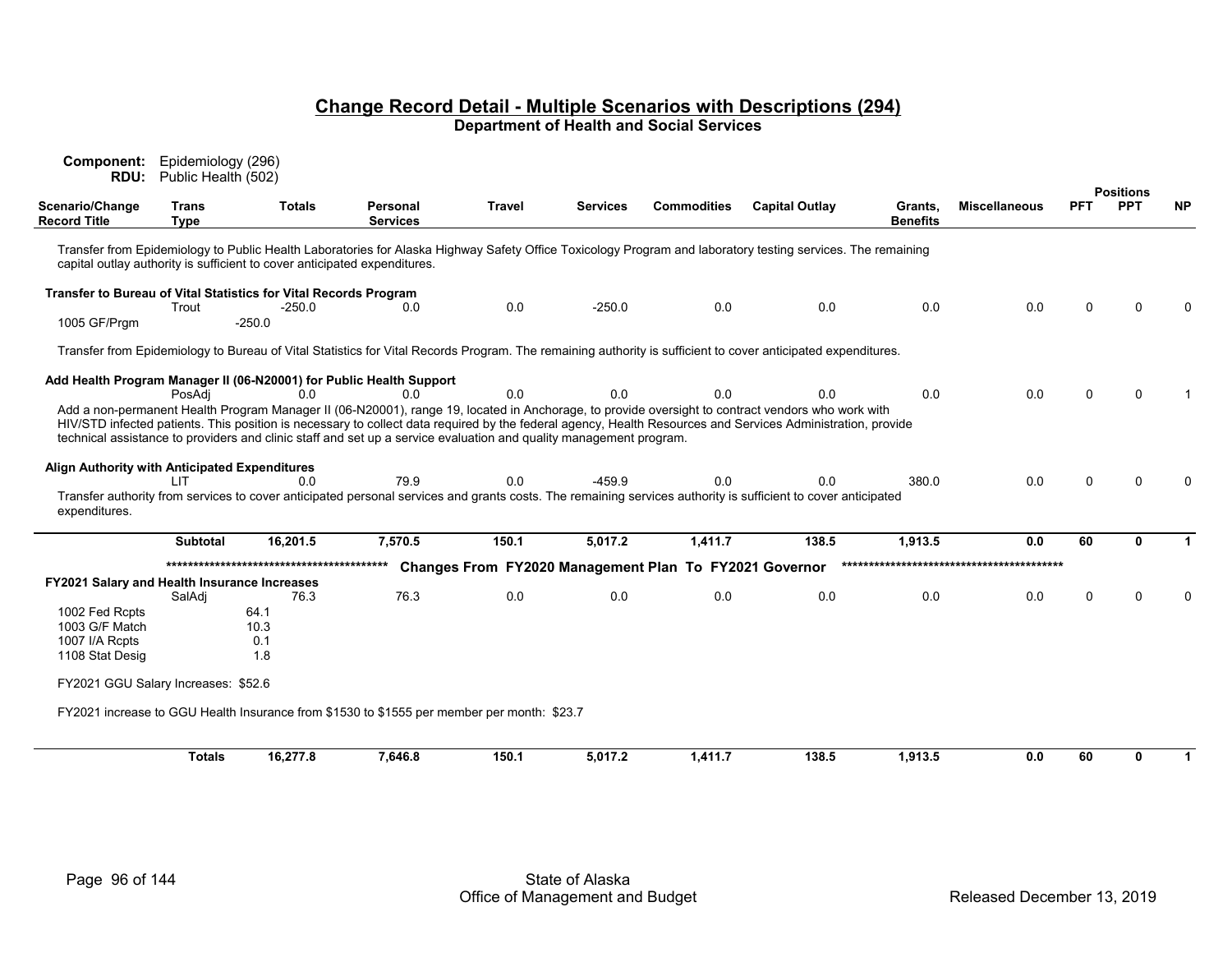## Change Record Detail - Multiple Scenarios with Descriptions (294)

**Department of Health and Social Services**

**Component:** Epidemiology (296)
**RDU:** Public Health (502)

| Scenario/Change Record Title | Trans Type | Totals | Personal Services | Travel | Services | Commodities | Capital Outlay | Grants, Benefits | Miscellaneous | PFT | PPT | NP |
|---|---|---|---|---|---|---|---|---|---|---|---|---|
| Transfer from Epidemiology to Public Health Laboratories for Alaska Highway Safety Office Toxicology Program and laboratory testing services. The remaining capital outlay authority is sufficient to cover anticipated expenditures. | | | | | | | | | | | | |
| **Transfer to Bureau of Vital Statistics for Vital Records Program** | Trout | -250.0 | 0.0 | 0.0 | -250.0 | 0.0 | 0.0 | 0.0 | 0.0 | 0 | 0 | 0 |
| 1005 GF/Prgm | | -250.0 | | | | | | | | | | |
| Transfer from Epidemiology to Bureau of Vital Statistics for Vital Records Program. The remaining authority is sufficient to cover anticipated expenditures. | | | | | | | | | | | | |
| **Add Health Program Manager II (06-N20001) for Public Health Support** | PosAdj | 0.0 | 0.0 | 0.0 | 0.0 | 0.0 | 0.0 | 0.0 | 0.0 | 0 | 0 | 1 |
| Add a non-permanent Health Program Manager II (06-N20001), range 19, located in Anchorage, to provide oversight to contract vendors who work with HIV/STD infected patients. This position is necessary to collect data required by the federal agency, Health Resources and Services Administration, provide technical assistance to providers and clinic staff and set up a service evaluation and quality management program. | | | | | | | | | | | | |
| **Align Authority with Anticipated Expenditures** | LIT | 0.0 | 79.9 | 0.0 | -459.9 | 0.0 | 0.0 | 380.0 | 0.0 | 0 | 0 | 0 |
| Transfer authority from services to cover anticipated personal services and grants costs. The remaining services authority is sufficient to cover anticipated expenditures. | | | | | | | | | | | | |
| | **Subtotal** | **16,201.5** | **7,570.5** | **150.1** | **5,017.2** | **1,411.7** | **138.5** | **1,913.5** | **0.0** | **60** | **0** | **1** |
| | | | | **Changes From FY2020 Management Plan To FY2021 Governor** | | | | | | | | |
| **FY2021 Salary and Health Insurance Increases** | SalAdj | 76.3 | 76.3 | 0.0 | 0.0 | 0.0 | 0.0 | 0.0 | 0.0 | 0 | 0 | 0 |
| 1002 Fed Rcpts | | 64.1 | | | | | | | | | | |
| 1003 G/F Match | | 10.3 | | | | | | | | | | |
| 1007 I/A Rcpts | | 0.1 | | | | | | | | | | |
| 1108 Stat Desig | | 1.8 | | | | | | | | | | |
| FY2021 GGU Salary Increases: $52.6<br><br>FY2021 increase to GGU Health Insurance from $1530 to $1555 per member per month: $23.7 | | | | | | | | | | | | |
| | **Totals** | **16,277.8** | **7,646.8** | **150.1** | **5,017.2** | **1,411.7** | **138.5** | **1,913.5** | **0.0** | **60** | **0** | **1** |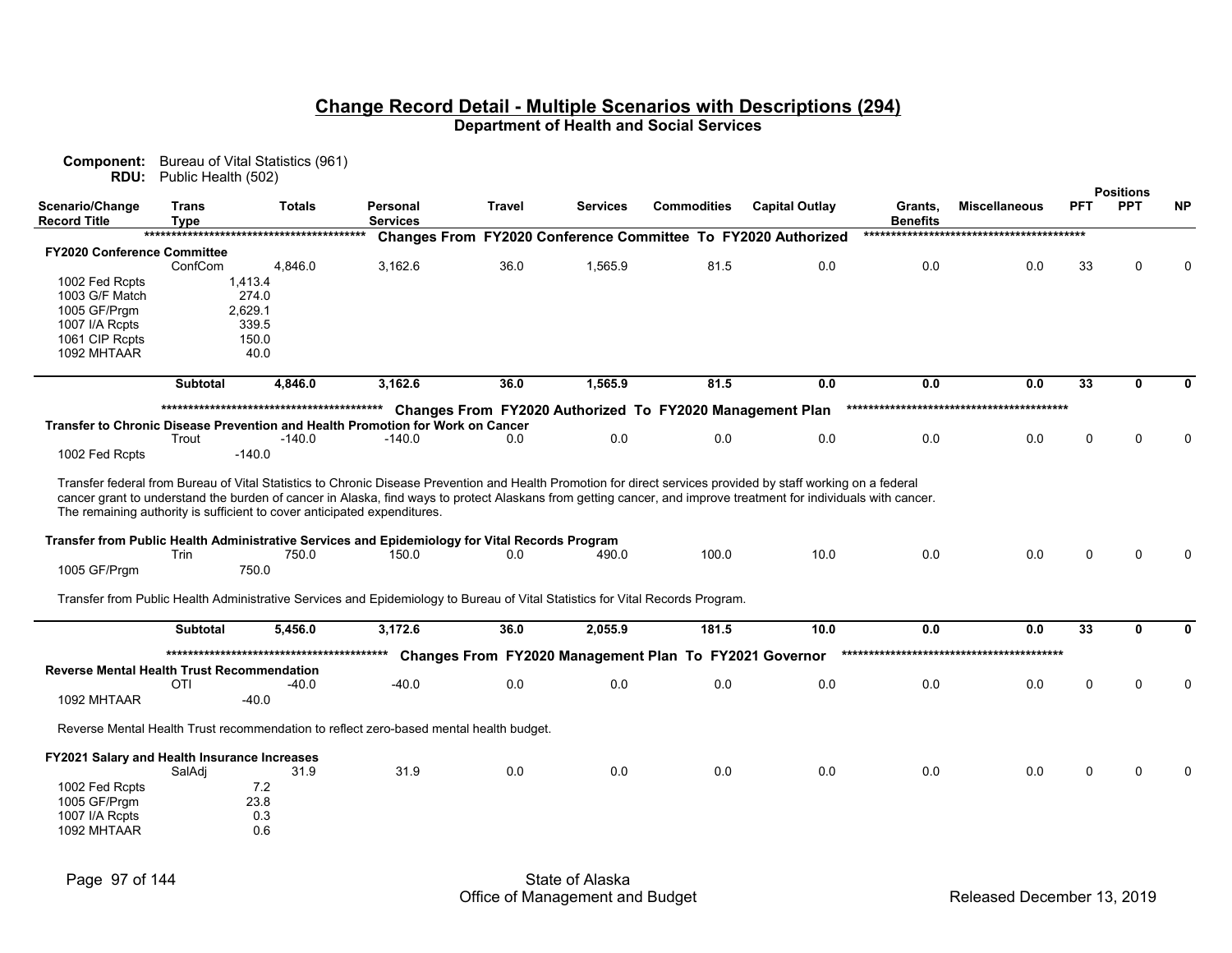## Change Record Detail - Multiple Scenarios with Descriptions (294)

**Department of Health and Social Services**

**Component:** Bureau of Vital Statistics (961)
**RDU:** Public Health (502)

| Scenario/Change Record Title | Trans Type | Totals | Personal Services | Travel | Services | Commodities | Capital Outlay | Grants, Benefits | Miscellaneous | PFT | PPT | NP |
|---|---|---|---|---|---|---|---|---|---|---|---|---|
| | | | ***** Changes From FY2020 Conference Committee To FY2020 Authorized ***** | | | | | | | | | |
| **FY2020 Conference Committee** | | | | | | | | | | | | |
| | ConfCom | 4,846.0 | 3,162.6 | 36.0 | 1,565.9 | 81.5 | 0.0 | 0.0 | 0.0 | 33 | 0 | 0 |
| 1002 Fed Rcpts | | 1,413.4 | | | | | | | | | | |
| 1003 G/F Match | | 274.0 | | | | | | | | | | |
| 1005 GF/Prgm | | 2,629.1 | | | | | | | | | | |
| 1007 I/A Rcpts | | 339.5 | | | | | | | | | | |
| 1061 CIP Rcpts | | 150.0 | | | | | | | | | | |
| 1092 MHTAAR | | 40.0 | | | | | | | | | | |
| | **Subtotal** | **4,846.0** | **3,162.6** | **36.0** | **1,565.9** | **81.5** | **0.0** | **0.0** | **0.0** | **33** | **0** | **0** |
| | | | ***** Changes From FY2020 Authorized To FY2020 Management Plan ***** | | | | | | | | | |
| **Transfer to Chronic Disease Prevention and Health Promotion for Work on Cancer** | | | | | | | | | | | | |
| | Trout | -140.0 | -140.0 | 0.0 | 0.0 | 0.0 | 0.0 | 0.0 | 0.0 | 0 | 0 | 0 |
| 1002 Fed Rcpts | | -140.0 | | | | | | | | | | |

Transfer federal from Bureau of Vital Statistics to Chronic Disease Prevention and Health Promotion for direct services provided by staff working on a federal cancer grant to understand the burden of cancer in Alaska, find ways to protect Alaskans from getting cancer, and improve treatment for individuals with cancer. The remaining authority is sufficient to cover anticipated expenditures.

| Scenario/Change Record Title | Trans Type | Totals | Personal Services | Travel | Services | Commodities | Capital Outlay | Grants, Benefits | Miscellaneous | PFT | PPT | NP |
|---|---|---|---|---|---|---|---|---|---|---|---|---|
| **Transfer from Public Health Administrative Services and Epidemiology for Vital Records Program** | | | | | | | | | | | | |
| | Trin | 750.0 | 150.0 | 0.0 | 490.0 | 100.0 | 10.0 | 0.0 | 0.0 | 0 | 0 | 0 |
| 1005 GF/Prgm | | 750.0 | | | | | | | | | | |

Transfer from Public Health Administrative Services and Epidemiology to Bureau of Vital Statistics for Vital Records Program.

| Scenario/Change Record Title | Trans Type | Totals | Personal Services | Travel | Services | Commodities | Capital Outlay | Grants, Benefits | Miscellaneous | PFT | PPT | NP |
|---|---|---|---|---|---|---|---|---|---|---|---|---|
| | **Subtotal** | **5,456.0** | **3,172.6** | **36.0** | **2,055.9** | **181.5** | **10.0** | **0.0** | **0.0** | **33** | **0** | **0** |
| | | | ***** Changes From FY2020 Management Plan To FY2021 Governor ***** | | | | | | | | | |
| **Reverse Mental Health Trust Recommendation** | | | | | | | | | | | | |
| | OTI | -40.0 | -40.0 | 0.0 | 0.0 | 0.0 | 0.0 | 0.0 | 0.0 | 0 | 0 | 0 |
| 1092 MHTAAR | | -40.0 | | | | | | | | | | |

Reverse Mental Health Trust recommendation to reflect zero-based mental health budget.

| Scenario/Change Record Title | Trans Type | Totals | Personal Services | Travel | Services | Commodities | Capital Outlay | Grants, Benefits | Miscellaneous | PFT | PPT | NP |
|---|---|---|---|---|---|---|---|---|---|---|---|---|
| **FY2021 Salary and Health Insurance Increases** | | | | | | | | | | | | |
| | SalAdj | 31.9 | 31.9 | 0.0 | 0.0 | 0.0 | 0.0 | 0.0 | 0.0 | 0 | 0 | 0 |
| 1002 Fed Rcpts | | 7.2 | | | | | | | | | | |
| 1005 GF/Prgm | | 23.8 | | | | | | | | | | |
| 1007 I/A Rcpts | | 0.3 | | | | | | | | | | |
| 1092 MHTAAR | | 0.6 | | | | | | | | | | |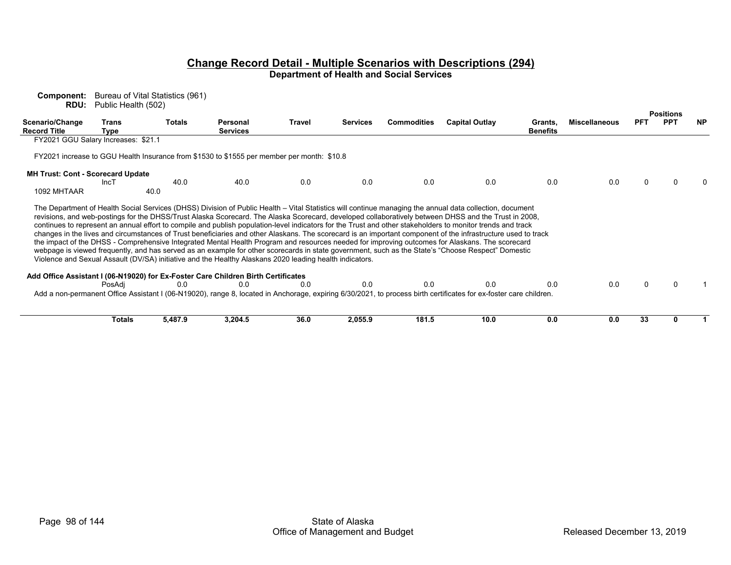## Change Record Detail - Multiple Scenarios with Descriptions (294)
**Department of Health and Social Services**

**Component:** Bureau of Vital Statistics (961)
**RDU:** Public Health (502)

| Scenario/Change Record Title | Trans Type | Totals | Personal Services | Travel | Services | Commodities | Capital Outlay | Grants, Benefits | Miscellaneous | PFT | PPT | NP |
|---|---|---|---|---|---|---|---|---|---|---|---|---|
| FY2021 GGU Salary Increases: $21.1 | | | | | | | | | | | | |
| FY2021 increase to GGU Health Insurance from $1530 to $1555 per member per month: $10.8 | | | | | | | | | | | | |
| **MH Trust: Cont - Scorecard Update** | IncT | 40.0 | 40.0 | 0.0 | 0.0 | 0.0 | 0.0 | 0.0 | 0.0 | 0 | 0 | 0 |
| 1092 MHTAAR 40.0 | | | | | | | | | | | | |

The Department of Health Social Services (DHSS) Division of Public Health – Vital Statistics will continue managing the annual data collection, document revisions, and web-postings for the DHSS/Trust Alaska Scorecard. The Alaska Scorecard, developed collaboratively between DHSS and the Trust in 2008, continues to represent an annual effort to compile and publish population-level indicators for the Trust and other stakeholders to monitor trends and track changes in the lives and circumstances of Trust beneficiaries and other Alaskans. The scorecard is an important component of the infrastructure used to track the impact of the DHSS - Comprehensive Integrated Mental Health Program and resources needed for improving outcomes for Alaskans. The scorecard webpage is viewed frequently, and has served as an example for other scorecards in state government, such as the State's "Choose Respect" Domestic Violence and Sexual Assault (DV/SA) initiative and the Healthy Alaskans 2020 leading health indicators.

| Scenario/Change Record Title | Trans Type | Totals | Personal Services | Travel | Services | Commodities | Capital Outlay | Grants, Benefits | Miscellaneous | PFT | PPT | NP |
|---|---|---|---|---|---|---|---|---|---|---|---|---|
| **Add Office Assistant I (06-N19020) for Ex-Foster Care Children Birth Certificates** | PosAdj | 0.0 | 0.0 | 0.0 | 0.0 | 0.0 | 0.0 | 0.0 | 0.0 | 0 | 0 | 1 |

Add a non-permanent Office Assistant I (06-N19020), range 8, located in Anchorage, expiring 6/30/2021, to process birth certificates for ex-foster care children.

| | Trans Type | Totals | Personal Services | Travel | Services | Commodities | Capital Outlay | Grants, Benefits | Miscellaneous | PFT | PPT | NP |
|---|---|---|---|---|---|---|---|---|---|---|---|---|
| | **Totals** | **5,487.9** | **3,204.5** | **36.0** | **2,055.9** | **181.5** | **10.0** | **0.0** | **0.0** | **33** | **0** | **1** |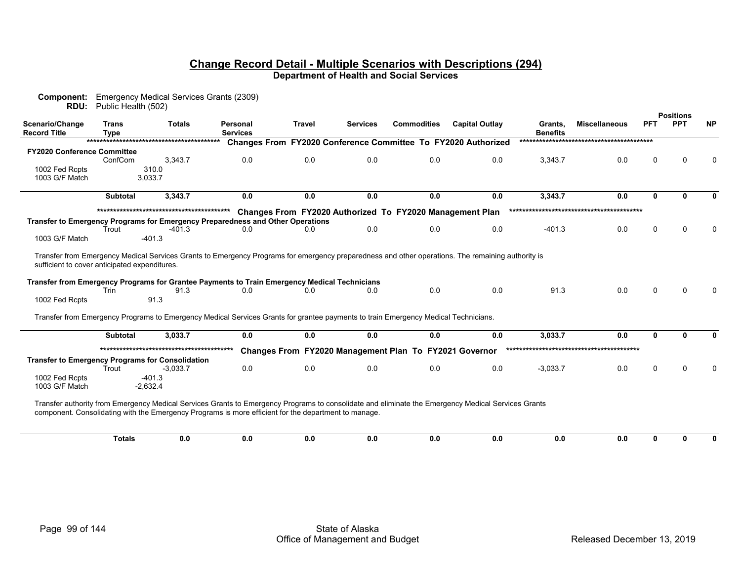# Change Record Detail - Multiple Scenarios with Descriptions (294)

**Department of Health and Social Services**

**Component:** Emergency Medical Services Grants (2309)
**RDU:** Public Health (502)

| Scenario/Change Record Title | Trans Type | Totals | Personal Services | Travel | Services | Commodities | Capital Outlay | Grants, Benefits | Miscellaneous | Positions PFT | Positions PPT | Positions NP |
|---|---|---|---|---|---|---|---|---|---|---|---|---|
| ***** Changes From FY2020 Conference Committee To FY2020 Authorized ***** | | | | | | | | | | | | |
| **FY2020 Conference Committee** | ConfCom | 3,343.7 | 0.0 | 0.0 | 0.0 | 0.0 | 0.0 | 3,343.7 | 0.0 | 0 | 0 | 0 |
| 1002 Fed Rcpts | | 310.0 | | | | | | | | | | |
| 1003 G/F Match | | 3,033.7 | | | | | | | | | | |
| | **Subtotal** | **3,343.7** | **0.0** | **0.0** | **0.0** | **0.0** | **0.0** | **3,343.7** | **0.0** | **0** | **0** | **0** |
| ***** Changes From FY2020 Authorized To FY2020 Management Plan ***** | | | | | | | | | | | | |
| **Transfer to Emergency Programs for Emergency Preparedness and Other Operations** | Trout | -401.3 | 0.0 | 0.0 | 0.0 | 0.0 | 0.0 | -401.3 | 0.0 | 0 | 0 | 0 |
| 1003 G/F Match | | -401.3 | | | | | | | | | | |
| Transfer from Emergency Medical Services Grants to Emergency Programs for emergency preparedness and other operations. The remaining authority is sufficient to cover anticipated expenditures. | | | | | | | | | | | | |
| **Transfer from Emergency Programs for Grantee Payments to Train Emergency Medical Technicians** | Trin | 91.3 | 0.0 | 0.0 | 0.0 | 0.0 | 0.0 | 91.3 | 0.0 | 0 | 0 | 0 |
| 1002 Fed Rcpts | | 91.3 | | | | | | | | | | |
| Transfer from Emergency Programs to Emergency Medical Services Grants for grantee payments to train Emergency Medical Technicians. | | | | | | | | | | | | |
| | **Subtotal** | **3,033.7** | **0.0** | **0.0** | **0.0** | **0.0** | **0.0** | **3,033.7** | **0.0** | **0** | **0** | **0** |
| ***** Changes From FY2020 Management Plan To FY2021 Governor ***** | | | | | | | | | | | | |
| **Transfer to Emergency Programs for Consolidation** | Trout | -3,033.7 | 0.0 | 0.0 | 0.0 | 0.0 | 0.0 | -3,033.7 | 0.0 | 0 | 0 | 0 |
| 1002 Fed Rcpts | | -401.3 | | | | | | | | | | |
| 1003 G/F Match | | -2,632.4 | | | | | | | | | | |
| Transfer authority from Emergency Medical Services Grants to Emergency Programs to consolidate and eliminate the Emergency Medical Services Grants component. Consolidating with the Emergency Programs is more efficient for the department to manage. | | | | | | | | | | | | |
| | **Totals** | **0.0** | **0.0** | **0.0** | **0.0** | **0.0** | **0.0** | **0.0** | **0.0** | **0** | **0** | **0** |

State of Alaska
Office of Management and Budget
Released December 13, 2019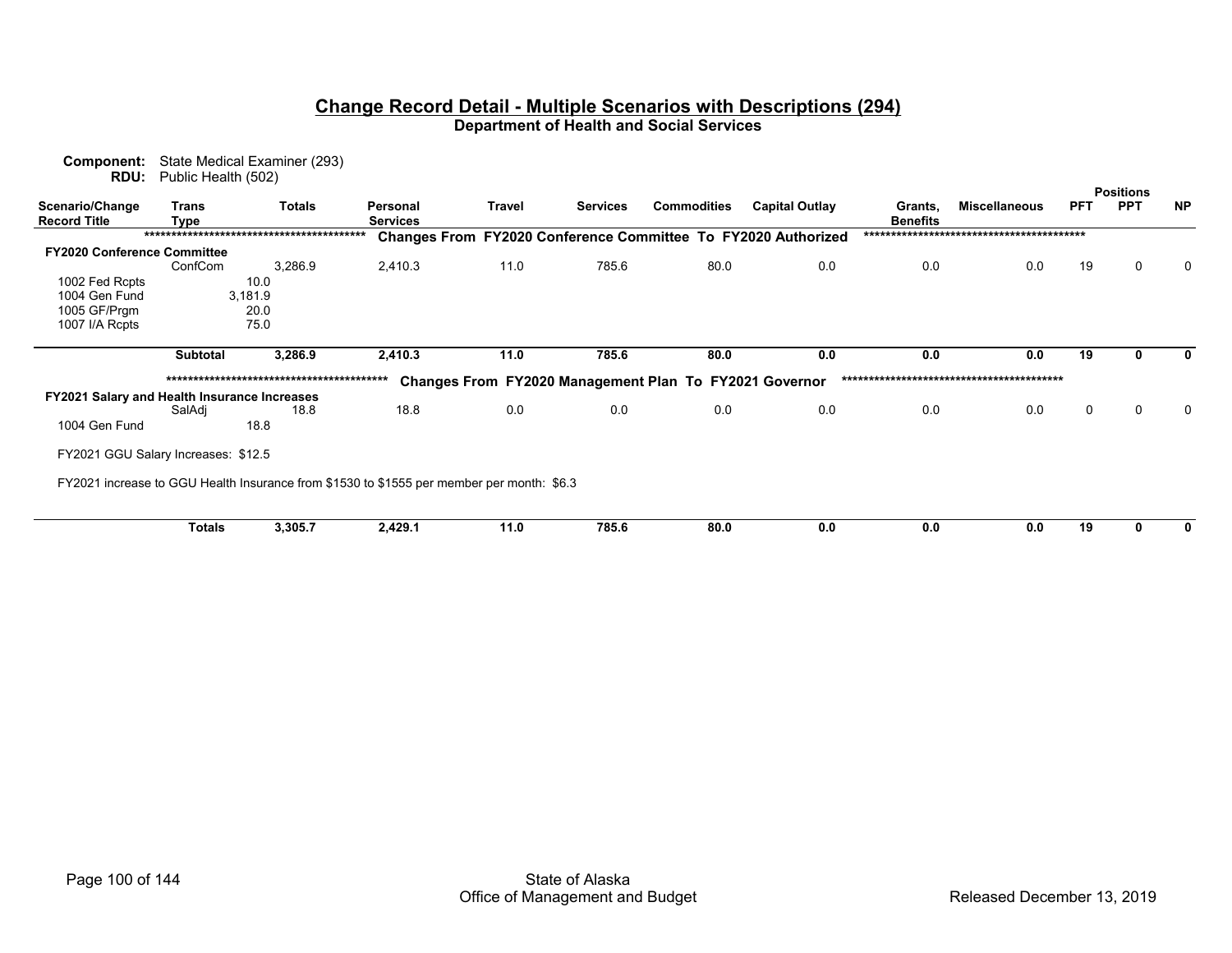## Change Record Detail - Multiple Scenarios with Descriptions (294)

### Department of Health and Social Services

**Component:** State Medical Examiner (293)
**RDU:** Public Health (502)

| Scenario/Change Record Title | Trans Type | Totals | Personal Services | Travel | Services | Commodities | Capital Outlay | Grants, Benefits | Miscellaneous | PFT | PPT | NP |
|---|---|---|---|---|---|---|---|---|---|---|---|---|
| | | | **Changes From FY2020 Conference Committee To FY2020 Authorized** | | | | | | | | | |
| **FY2020 Conference Committee** | | | | | | | | | | | | |
| | ConfCom | 3,286.9 | 2,410.3 | 11.0 | 785.6 | 80.0 | 0.0 | 0.0 | 0.0 | 19 | 0 | 0 |
| 1002 Fed Rcpts | 10.0 | | | | | | | | | | | |
| 1004 Gen Fund | 3,181.9 | | | | | | | | | | | |
| 1005 GF/Prgm | 20.0 | | | | | | | | | | | |
| 1007 I/A Rcpts | 75.0 | | | | | | | | | | | |
| | **Subtotal** | **3,286.9** | **2,410.3** | **11.0** | **785.6** | **80.0** | **0.0** | **0.0** | **0.0** | **19** | **0** | **0** |
| | | | **Changes From FY2020 Management Plan To FY2021 Governor** | | | | | | | | | |
| **FY2021 Salary and Health Insurance Increases** | | | | | | | | | | | | |
| | SalAdj | 18.8 | 18.8 | 0.0 | 0.0 | 0.0 | 0.0 | 0.0 | 0.0 | 0 | 0 | 0 |
| 1004 Gen Fund | 18.8 | | | | | | | | | | | |

FY2021 GGU Salary Increases: $12.5

FY2021 increase to GGU Health Insurance from $1530 to $1555 per member per month: $6.3

| | Trans Type | Totals | Personal Services | Travel | Services | Commodities | Capital Outlay | Grants, Benefits | Miscellaneous | PFT | PPT | NP |
|---|---|---|---|---|---|---|---|---|---|---|---|---|
| | **Totals** | **3,305.7** | **2,429.1** | **11.0** | **785.6** | **80.0** | **0.0** | **0.0** | **0.0** | **19** | **0** | **0** |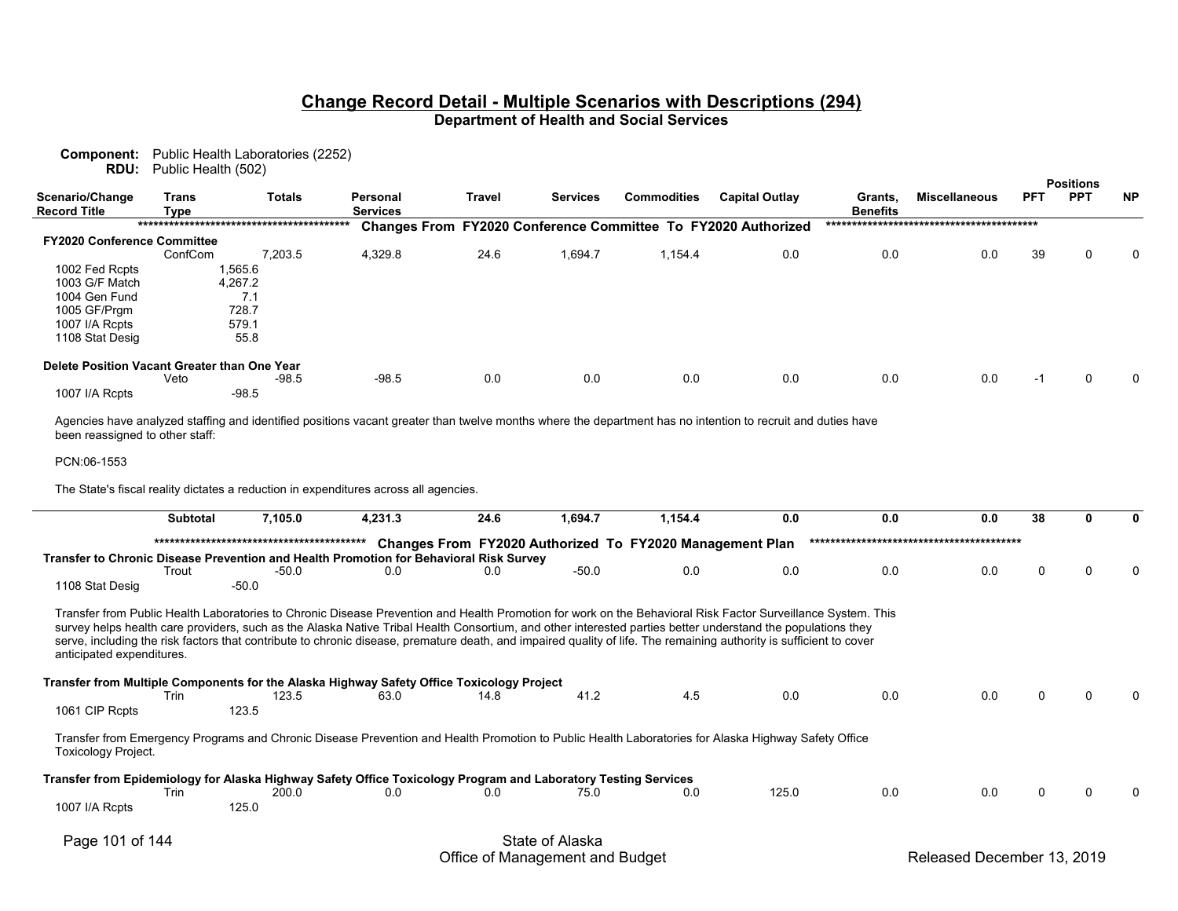## Change Record Detail - Multiple Scenarios with Descriptions (294)
### Department of Health and Social Services

**Component:** Public Health Laboratories (2252)
**RDU:** Public Health (502)

| Scenario/Change Record Title | Trans Type | Totals | Personal Services | Travel | Services | Commodities | Capital Outlay | Grants, Benefits | Miscellaneous | Positions PFT | Positions PPT | Positions NP |
|---|---|---|---|---|---|---|---|---|---|---|---|---|
| | | | | **Changes From FY2020 Conference Committee To FY2020 Authorized** | | | | | | | | |
| **FY2020 Conference Committee** | | | | | | | | | | | | |
| | ConfCom | 7,203.5 | 4,329.8 | 24.6 | 1,694.7 | 1,154.4 | 0.0 | 0.0 | 0.0 | 39 | 0 | 0 |
| 1002 Fed Rcpts | | 1,565.6 | | | | | | | | | | |
| 1003 G/F Match | | 4,267.2 | | | | | | | | | | |
| 1004 Gen Fund | | 7.1 | | | | | | | | | | |
| 1005 GF/Prgm | | 728.7 | | | | | | | | | | |
| 1007 I/A Rcpts | | 579.1 | | | | | | | | | | |
| 1108 Stat Desig | | 55.8 | | | | | | | | | | |
| **Delete Position Vacant Greater than One Year** | | | | | | | | | | | | |
| | Veto | -98.5 | -98.5 | 0.0 | 0.0 | 0.0 | 0.0 | 0.0 | 0.0 | -1 | 0 | 0 |
| 1007 I/A Rcpts | | -98.5 | | | | | | | | | | |

Agencies have analyzed staffing and identified positions vacant greater than twelve months where the department has no intention to recruit and duties have been reassigned to other staff:

PCN:06-1553

The State's fiscal reality dictates a reduction in expenditures across all agencies.

| | Trans Type | Totals | Personal Services | Travel | Services | Commodities | Capital Outlay | Grants, Benefits | Miscellaneous | PFT | PPT | NP |
|---|---|---|---|---|---|---|---|---|---|---|---|---|
| | **Subtotal** | **7,105.0** | **4,231.3** | **24.6** | **1,694.7** | **1,154.4** | **0.0** | **0.0** | **0.0** | **38** | **0** | **0** |
| | | | | **Changes From FY2020 Authorized To FY2020 Management Plan** | | | | | | | | |
| **Transfer to Chronic Disease Prevention and Health Promotion for Behavioral Risk Survey** | | | | | | | | | | | | |
| | Trout | -50.0 | 0.0 | 0.0 | -50.0 | 0.0 | 0.0 | 0.0 | 0.0 | 0 | 0 | 0 |
| 1108 Stat Desig | | -50.0 | | | | | | | | | | |

Transfer from Public Health Laboratories to Chronic Disease Prevention and Health Promotion for work on the Behavioral Risk Factor Surveillance System. This survey helps health care providers, such as the Alaska Native Tribal Health Consortium, and other interested parties better understand the populations they serve, including the risk factors that contribute to chronic disease, premature death, and impaired quality of life. The remaining authority is sufficient to cover anticipated expenditures.

| | Trans Type | Totals | Personal Services | Travel | Services | Commodities | Capital Outlay | Grants, Benefits | Miscellaneous | PFT | PPT | NP |
|---|---|---|---|---|---|---|---|---|---|---|---|---|
| **Transfer from Multiple Components for the Alaska Highway Safety Office Toxicology Project** | | | | | | | | | | | | |
| | Trin | 123.5 | 63.0 | 14.8 | 41.2 | 4.5 | 0.0 | 0.0 | 0.0 | 0 | 0 | 0 |
| 1061 CIP Rcpts | | 123.5 | | | | | | | | | | |

Transfer from Emergency Programs and Chronic Disease Prevention and Health Promotion to Public Health Laboratories for Alaska Highway Safety Office Toxicology Project.

| | Trans Type | Totals | Personal Services | Travel | Services | Commodities | Capital Outlay | Grants, Benefits | Miscellaneous | PFT | PPT | NP |
|---|---|---|---|---|---|---|---|---|---|---|---|---|
| **Transfer from Epidemiology for Alaska Highway Safety Office Toxicology Program and Laboratory Testing Services** | | | | | | | | | | | | |
| | Trin | 200.0 | 0.0 | 0.0 | 75.0 | 0.0 | 125.0 | 0.0 | 0.0 | 0 | 0 | 0 |
| 1007 I/A Rcpts | | 125.0 | | | | | | | | | | |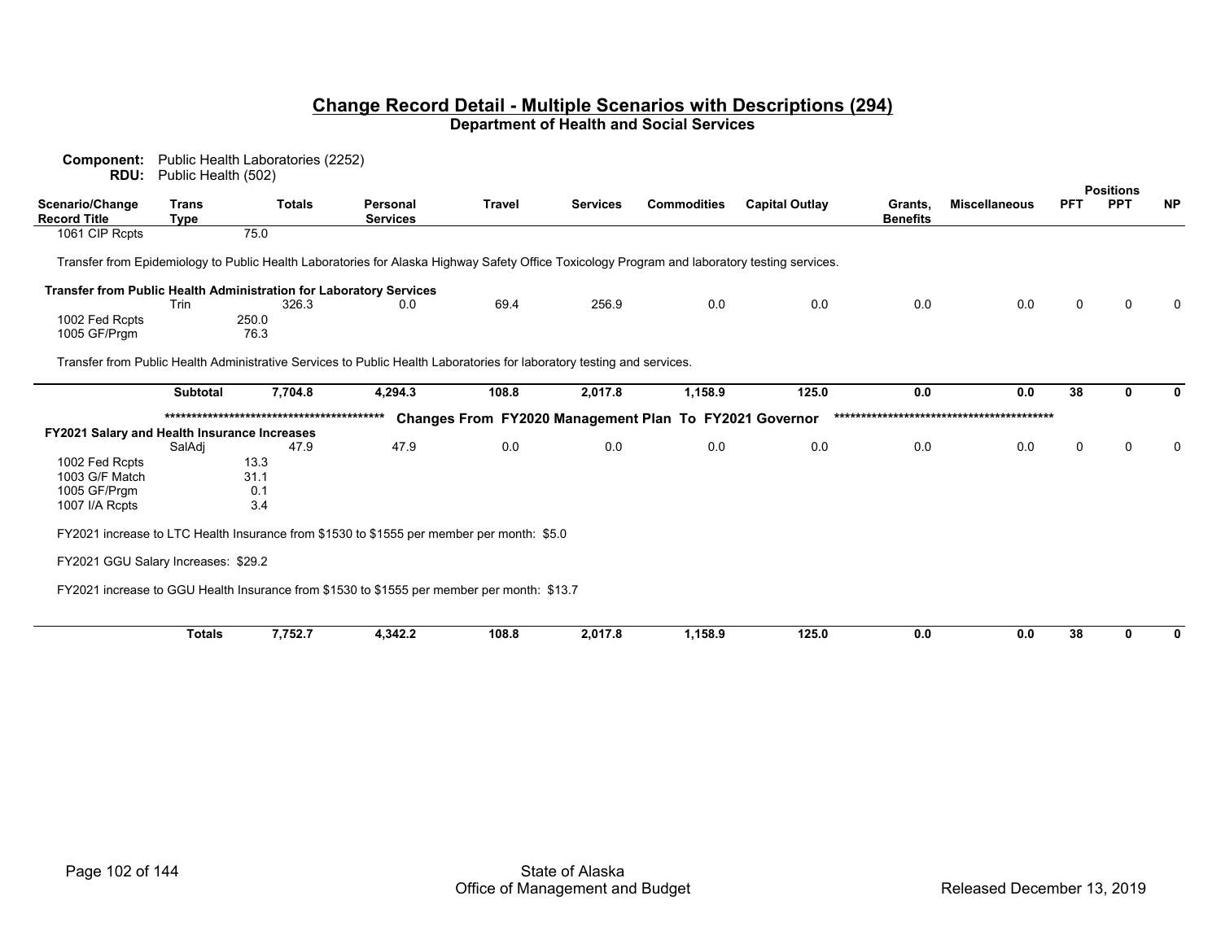# Change Record Detail - Multiple Scenarios with Descriptions (294)

## Department of Health and Social Services

**Component:** Public Health Laboratories (2252)
**RDU:** Public Health (502)

| Scenario/Change Record Title | Trans Type | Totals | Personal Services | Travel | Services | Commodities | Capital Outlay | Grants, Benefits | Miscellaneous | PFT | PPT | NP |
|---|---|---|---|---|---|---|---|---|---|---|---|---|
| 1061 CIP Rcpts | | 75.0 | | | | | | | | | | |

Transfer from Epidemiology to Public Health Laboratories for Alaska Highway Safety Office Toxicology Program and laboratory testing services.

| Scenario/Change Record Title | Trans Type | Totals | Personal Services | Travel | Services | Commodities | Capital Outlay | Grants, Benefits | Miscellaneous | PFT | PPT | NP |
|---|---|---|---|---|---|---|---|---|---|---|---|---|
| **Transfer from Public Health Administration for Laboratory Services** | Trin | 326.3 | 0.0 | 69.4 | 256.9 | 0.0 | 0.0 | 0.0 | 0.0 | 0 | 0 | 0 |
| 1002 Fed Rcpts | | 250.0 | | | | | | | | | | |
| 1005 GF/Prgm | | 76.3 | | | | | | | | | | |

Transfer from Public Health Administrative Services to Public Health Laboratories for laboratory testing and services.

| Scenario/Change Record Title | Trans Type | Totals | Personal Services | Travel | Services | Commodities | Capital Outlay | Grants, Benefits | Miscellaneous | PFT | PPT | NP |
|---|---|---|---|---|---|---|---|---|---|---|---|---|
| | **Subtotal** | **7,704.8** | **4,294.3** | **108.8** | **2,017.8** | **1,158.9** | **125.0** | **0.0** | **0.0** | **38** | **0** | **0** |

******************************************* **Changes From FY2020 Management Plan To FY2021 Governor** *******************************************

| Scenario/Change Record Title | Trans Type | Totals | Personal Services | Travel | Services | Commodities | Capital Outlay | Grants, Benefits | Miscellaneous | PFT | PPT | NP |
|---|---|---|---|---|---|---|---|---|---|---|---|---|
| **FY2021 Salary and Health Insurance Increases** | SalAdj | 47.9 | 47.9 | 0.0 | 0.0 | 0.0 | 0.0 | 0.0 | 0.0 | 0 | 0 | 0 |
| 1002 Fed Rcpts | | 13.3 | | | | | | | | | | |
| 1003 G/F Match | | 31.1 | | | | | | | | | | |
| 1005 GF/Prgm | | 0.1 | | | | | | | | | | |
| 1007 I/A Rcpts | | 3.4 | | | | | | | | | | |

FY2021 increase to LTC Health Insurance from $1530 to $1555 per member per month: $5.0

FY2021 GGU Salary Increases: $29.2

FY2021 increase to GGU Health Insurance from $1530 to $1555 per member per month: $13.7

| Scenario/Change Record Title | Trans Type | Totals | Personal Services | Travel | Services | Commodities | Capital Outlay | Grants, Benefits | Miscellaneous | PFT | PPT | NP |
|---|---|---|---|---|---|---|---|---|---|---|---|---|
| | **Totals** | **7,752.7** | **4,342.2** | **108.8** | **2,017.8** | **1,158.9** | **125.0** | **0.0** | **0.0** | **38** | **0** | **0** |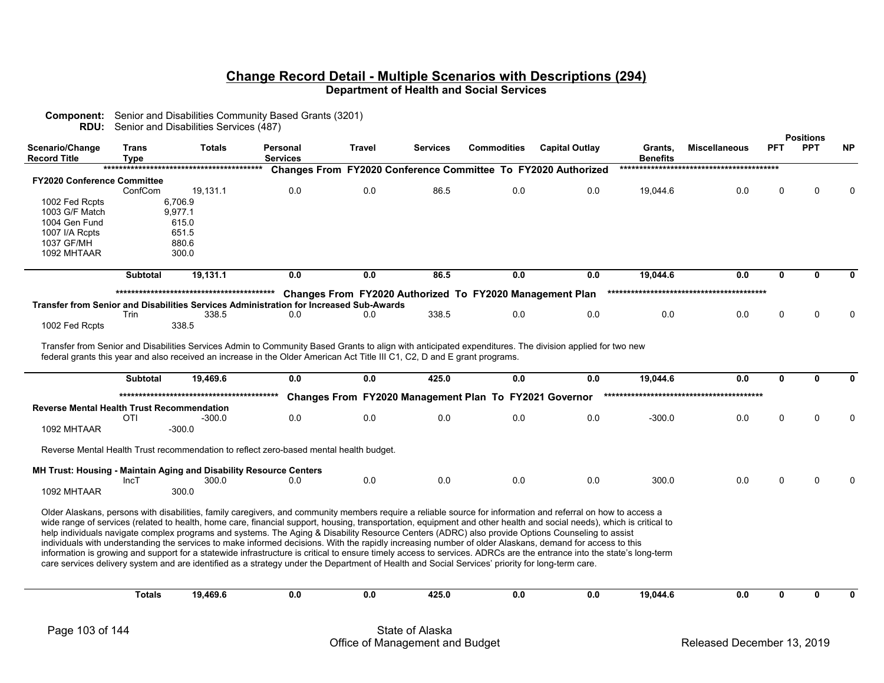## Change Record Detail - Multiple Scenarios with Descriptions (294)

**Department of Health and Social Services**

**Component:** Senior and Disabilities Community Based Grants (3201)
**RDU:** Senior and Disabilities Services (487)

| Scenario/Change Record Title | Trans Type | Totals | Personal Services | Travel | Services | Commodities | Capital Outlay | Grants, Benefits | Miscellaneous | Positions PFT | Positions PPT | Positions NP |
|---|---|---|---|---|---|---|---|---|---|---|---|---|
| ***** Changes From FY2020 Conference Committee To FY2020 Authorized ***** | | | | | | | | | | | | |
| **FY2020 Conference Committee** | | | | | | | | | | | | |
| | ConfCom | 19,131.1 | 0.0 | 0.0 | 86.5 | 0.0 | 0.0 | 19,044.6 | 0.0 | 0 | 0 | 0 |
| 1002 Fed Rcpts | | 6,706.9 | | | | | | | | | | |
| 1003 G/F Match | | 9,977.1 | | | | | | | | | | |
| 1004 Gen Fund | | 615.0 | | | | | | | | | | |
| 1007 I/A Rcpts | | 651.5 | | | | | | | | | | |
| 1037 GF/MH | | 880.6 | | | | | | | | | | |
| 1092 MHTAAR | | 300.0 | | | | | | | | | | |
| | **Subtotal** | **19,131.1** | **0.0** | **0.0** | **86.5** | **0.0** | **0.0** | **19,044.6** | **0.0** | **0** | **0** | **0** |
| ***** Changes From FY2020 Authorized To FY2020 Management Plan ***** | | | | | | | | | | | | |
| **Transfer from Senior and Disabilities Services Administration for Increased Sub-Awards** | | | | | | | | | | | | |
| | Trin | 338.5 | 0.0 | 0.0 | 338.5 | 0.0 | 0.0 | 0.0 | 0.0 | 0 | 0 | 0 |
| 1002 Fed Rcpts | | 338.5 | | | | | | | | | | |

Transfer from Senior and Disabilities Services Admin to Community Based Grants to align with anticipated expenditures. The division applied for two new federal grants this year and also received an increase in the Older American Act Title III C1, C2, D and E grant programs.

| Scenario/Change Record Title | Trans Type | Totals | Personal Services | Travel | Services | Commodities | Capital Outlay | Grants, Benefits | Miscellaneous | Positions PFT | Positions PPT | Positions NP |
|---|---|---|---|---|---|---|---|---|---|---|---|---|
| | **Subtotal** | **19,469.6** | **0.0** | **0.0** | **425.0** | **0.0** | **0.0** | **19,044.6** | **0.0** | **0** | **0** | **0** |
| ***** Changes From FY2020 Management Plan To FY2021 Governor ***** | | | | | | | | | | | | |
| **Reverse Mental Health Trust Recommendation** | | | | | | | | | | | | |
| | OTI | -300.0 | 0.0 | 0.0 | 0.0 | 0.0 | 0.0 | -300.0 | 0.0 | 0 | 0 | 0 |
| 1092 MHTAAR | | -300.0 | | | | | | | | | | |

Reverse Mental Health Trust recommendation to reflect zero-based mental health budget.

| Scenario/Change Record Title | Trans Type | Totals | Personal Services | Travel | Services | Commodities | Capital Outlay | Grants, Benefits | Miscellaneous | Positions PFT | Positions PPT | Positions NP |
|---|---|---|---|---|---|---|---|---|---|---|---|---|
| **MH Trust: Housing - Maintain Aging and Disability Resource Centers** | | | | | | | | | | | | |
| | IncT | 300.0 | 0.0 | 0.0 | 0.0 | 0.0 | 0.0 | 300.0 | 0.0 | 0 | 0 | 0 |
| 1092 MHTAAR | | 300.0 | | | | | | | | | | |

Older Alaskans, persons with disabilities, family caregivers, and community members require a reliable source for information and referral on how to access a wide range of services (related to health, home care, financial support, housing, transportation, equipment and other health and social needs), which is critical to help individuals navigate complex programs and systems. The Aging & Disability Resource Centers (ADRC) also provide Options Counseling to assist individuals with understanding the services to make informed decisions. With the rapidly increasing number of older Alaskans, demand for access to this information is growing and support for a statewide infrastructure is critical to ensure timely access to services. ADRCs are the entrance into the state's long-term care services delivery system and are identified as a strategy under the Department of Health and Social Services' priority for long-term care.

| Scenario/Change Record Title | Trans Type | Totals | Personal Services | Travel | Services | Commodities | Capital Outlay | Grants, Benefits | Miscellaneous | Positions PFT | Positions PPT | Positions NP |
|---|---|---|---|---|---|---|---|---|---|---|---|---|
| | **Totals** | **19,469.6** | **0.0** | **0.0** | **425.0** | **0.0** | **0.0** | **19,044.6** | **0.0** | **0** | **0** | **0** |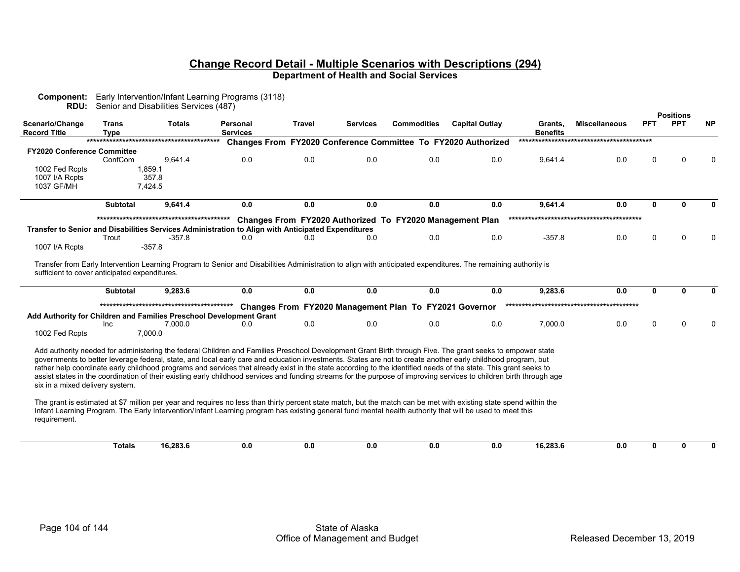## Change Record Detail - Multiple Scenarios with Descriptions (294)

**Department of Health and Social Services**

**Component:** Early Intervention/Infant Learning Programs (3118)
**RDU:** Senior and Disabilities Services (487)

| Scenario/Change Record Title | Trans Type | Totals | Personal Services | Travel | Services | Commodities | Capital Outlay | Grants, Benefits | Miscellaneous | Positions PFT | Positions PPT | Positions NP |
|---|---|---|---|---|---|---|---|---|---|---|---|---|
| | | | ***** Changes From FY2020 Conference Committee To FY2020 Authorized ***** | | | | | | | | | |
| **FY2020 Conference Committee** | | | | | | | | | | | | |
| | ConfCom | 9,641.4 | 0.0 | 0.0 | 0.0 | 0.0 | 0.0 | 9,641.4 | 0.0 | 0 | 0 | 0 |
| 1002 Fed Rcpts | 1,859.1 | | | | | | | | | | | |
| 1007 I/A Rcpts | 357.8 | | | | | | | | | | | |
| 1037 GF/MH | 7,424.5 | | | | | | | | | | | |
| | **Subtotal** | **9,641.4** | **0.0** | **0.0** | **0.0** | **0.0** | **0.0** | **9,641.4** | **0.0** | **0** | **0** | **0** |
| | | | ***** Changes From FY2020 Authorized To FY2020 Management Plan ***** | | | | | | | | | |
| **Transfer to Senior and Disabilities Services Administration to Align with Anticipated Expenditures** | | | | | | | | | | | | |
| | Trout | -357.8 | 0.0 | 0.0 | 0.0 | 0.0 | 0.0 | -357.8 | 0.0 | 0 | 0 | 0 |
| 1007 I/A Rcpts | -357.8 | | | | | | | | | | | |

Transfer from Early Intervention Learning Program to Senior and Disabilities Administration to align with anticipated expenditures. The remaining authority is sufficient to cover anticipated expenditures.

| Scenario/Change Record Title | Trans Type | Totals | Personal Services | Travel | Services | Commodities | Capital Outlay | Grants, Benefits | Miscellaneous | Positions PFT | Positions PPT | Positions NP |
|---|---|---|---|---|---|---|---|---|---|---|---|---|
| | **Subtotal** | **9,283.6** | **0.0** | **0.0** | **0.0** | **0.0** | **0.0** | **9,283.6** | **0.0** | **0** | **0** | **0** |
| | | | ***** Changes From FY2020 Management Plan To FY2021 Governor ***** | | | | | | | | | |
| **Add Authority for Children and Families Preschool Development Grant** | | | | | | | | | | | | |
| | Inc | 7,000.0 | 0.0 | 0.0 | 0.0 | 0.0 | 0.0 | 7,000.0 | 0.0 | 0 | 0 | 0 |
| 1002 Fed Rcpts | 7,000.0 | | | | | | | | | | | |

Add authority needed for administering the federal Children and Families Preschool Development Grant Birth through Five. The grant seeks to empower state governments to better leverage federal, state, and local early care and education investments. States are not to create another early childhood program, but rather help coordinate early childhood programs and services that already exist in the state according to the identified needs of the state. This grant seeks to assist states in the coordination of their existing early childhood services and funding streams for the purpose of improving services to children birth through age six in a mixed delivery system.

The grant is estimated at $7 million per year and requires no less than thirty percent state match, but the match can be met with existing state spend within the Infant Learning Program. The Early Intervention/Infant Learning program has existing general fund mental health authority that will be used to meet this requirement.

| Scenario/Change Record Title | Trans Type | Totals | Personal Services | Travel | Services | Commodities | Capital Outlay | Grants, Benefits | Miscellaneous | Positions PFT | Positions PPT | Positions NP |
|---|---|---|---|---|---|---|---|---|---|---|---|---|
| | **Totals** | **16,283.6** | **0.0** | **0.0** | **0.0** | **0.0** | **0.0** | **16,283.6** | **0.0** | **0** | **0** | **0** |

State of Alaska
Office of Management and Budget

Released December 13, 2019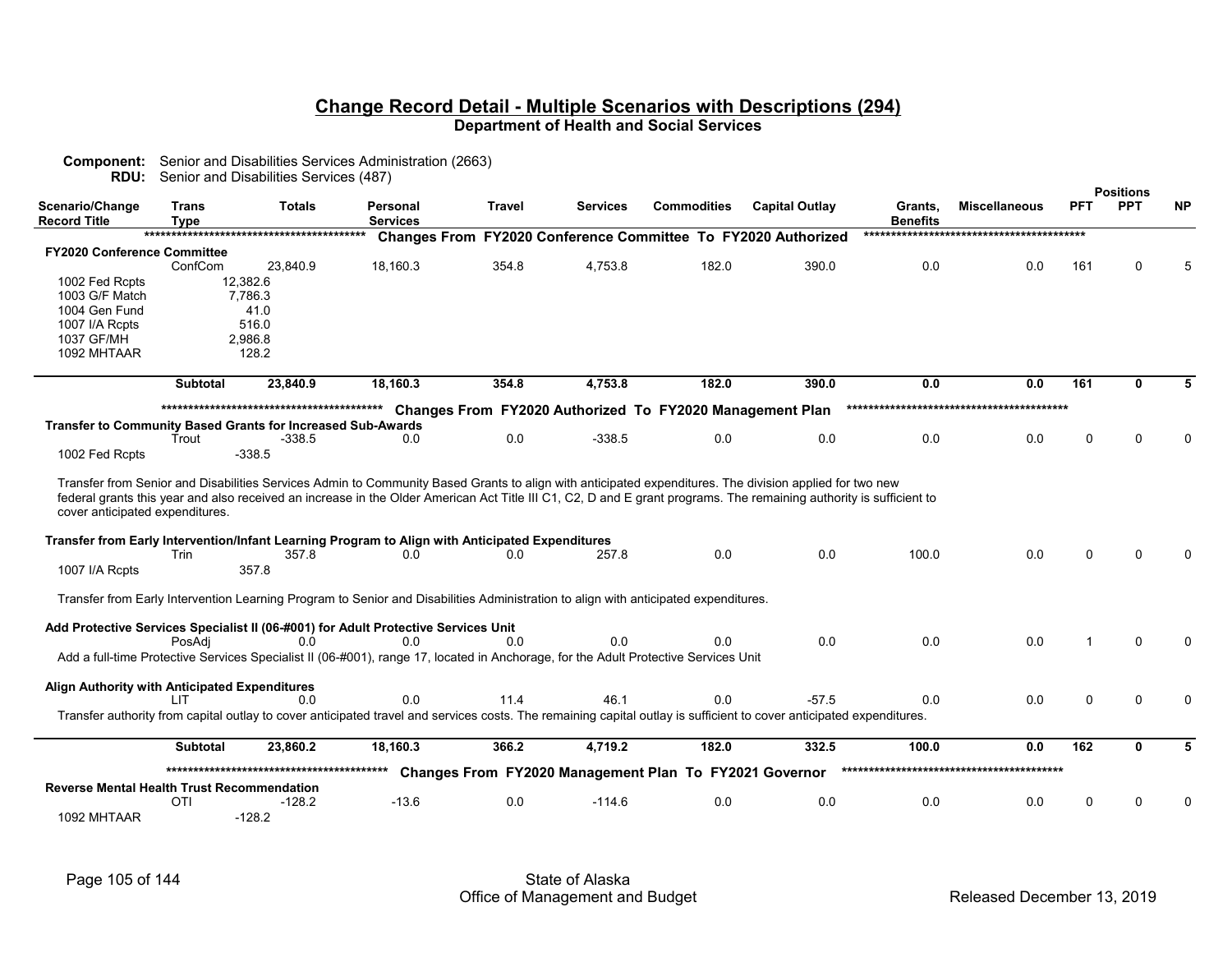## Change Record Detail - Multiple Scenarios with Descriptions (294)

**Department of Health and Social Services**

**Component:** Senior and Disabilities Services Administration (2663)
**RDU:** Senior and Disabilities Services (487)

| Scenario/Change Record Title | Trans Type | Totals | Personal Services | Travel | Services | Commodities | Capital Outlay | Grants, Benefits | Miscellaneous | PFT | PPT | NP |
|---|---|---|---|---|---|---|---|---|---|---|---|---|
| ***************************************** Changes From FY2020 Conference Committee To FY2020 Authorized ***************************************** | | | | | | | | | | | | |
| **FY2020 Conference Committee** | | | | | | | | | | | | |
| | ConfCom | 23,840.9 | 18,160.3 | 354.8 | 4,753.8 | 182.0 | 390.0 | 0.0 | 0.0 | 161 | 0 | 5 |
| 1002 Fed Rcpts | | 12,382.6 | | | | | | | | | | |
| 1003 G/F Match | | 7,786.3 | | | | | | | | | | |
| 1004 Gen Fund | | 41.0 | | | | | | | | | | |
| 1007 I/A Rcpts | | 516.0 | | | | | | | | | | |
| 1037 GF/MH | | 2,986.8 | | | | | | | | | | |
| 1092 MHTAAR | | 128.2 | | | | | | | | | | |
| | **Subtotal** | **23,840.9** | **18,160.3** | **354.8** | **4,753.8** | **182.0** | **390.0** | **0.0** | **0.0** | **161** | **0** | **5** |
| ***************************************** Changes From FY2020 Authorized To FY2020 Management Plan ***************************************** | | | | | | | | | | | | |
| **Transfer to Community Based Grants for Increased Sub-Awards** | | | | | | | | | | | | |
| | Trout | -338.5 | 0.0 | 0.0 | -338.5 | 0.0 | 0.0 | 0.0 | 0.0 | 0 | 0 | 0 |
| 1002 Fed Rcpts | | -338.5 | | | | | | | | | | |
| Transfer from Senior and Disabilities Services Admin to Community Based Grants to align with anticipated expenditures. The division applied for two new federal grants this year and also received an increase in the Older American Act Title III C1, C2, D and E grant programs. The remaining authority is sufficient to cover anticipated expenditures. | | | | | | | | | | | | |
| **Transfer from Early Intervention/Infant Learning Program to Align with Anticipated Expenditures** | | | | | | | | | | | | |
| | Trin | 357.8 | 0.0 | 0.0 | 257.8 | 0.0 | 0.0 | 100.0 | 0.0 | 0 | 0 | 0 |
| 1007 I/A Rcpts | | 357.8 | | | | | | | | | | |
| Transfer from Early Intervention Learning Program to Senior and Disabilities Administration to align with anticipated expenditures. | | | | | | | | | | | | |
| **Add Protective Services Specialist II (06-#001) for Adult Protective Services Unit** | | | | | | | | | | | | |
| | PosAdj | 0.0 | 0.0 | 0.0 | 0.0 | 0.0 | 0.0 | 0.0 | 0.0 | 1 | 0 | 0 |
| Add a full-time Protective Services Specialist II (06-#001), range 17, located in Anchorage, for the Adult Protective Services Unit | | | | | | | | | | | | |
| **Align Authority with Anticipated Expenditures** | | | | | | | | | | | | |
| | LIT | 0.0 | 0.0 | 11.4 | 46.1 | 0.0 | -57.5 | 0.0 | 0.0 | 0 | 0 | 0 |
| Transfer authority from capital outlay to cover anticipated travel and services costs. The remaining capital outlay is sufficient to cover anticipated expenditures. | | | | | | | | | | | | |
| | **Subtotal** | **23,860.2** | **18,160.3** | **366.2** | **4,719.2** | **182.0** | **332.5** | **100.0** | **0.0** | **162** | **0** | **5** |
| ***************************************** Changes From FY2020 Management Plan To FY2021 Governor ***************************************** | | | | | | | | | | | | |
| **Reverse Mental Health Trust Recommendation** | | | | | | | | | | | | |
| | OTI | -128.2 | -13.6 | 0.0 | -114.6 | 0.0 | 0.0 | 0.0 | 0.0 | 0 | 0 | 0 |
| 1092 MHTAAR | | -128.2 | | | | | | | | | | |

State of Alaska
Office of Management and Budget

Released December 13, 2019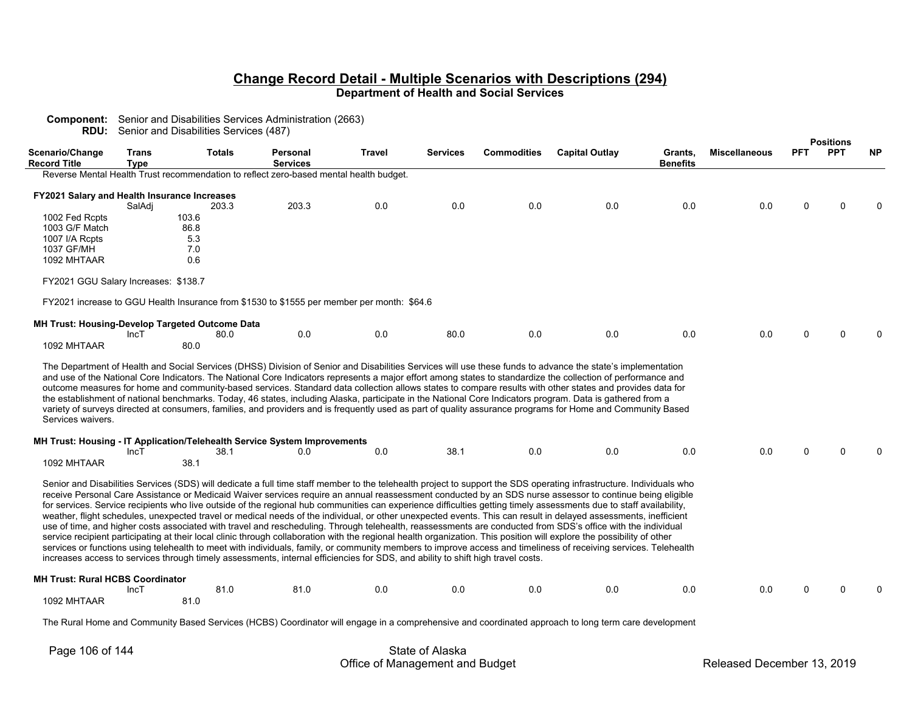## Change Record Detail - Multiple Scenarios with Descriptions (294)
### Department of Health and Social Services

**Component:** Senior and Disabilities Services Administration (2663)
**RDU:** Senior and Disabilities Services (487)

| Scenario/Change Record Title | Trans Type | Totals | Personal Services | Travel | Services | Commodities | Capital Outlay | Grants, Benefits | Miscellaneous | PFT | PPT | NP |
|---|---|---|---|---|---|---|---|---|---|---|---|---|

Reverse Mental Health Trust recommendation to reflect zero-based mental health budget.

| Scenario/Change Record Title | Trans Type | Totals | Personal Services | Travel | Services | Commodities | Capital Outlay | Grants, Benefits | Miscellaneous | PFT | PPT | NP |
|---|---|---|---|---|---|---|---|---|---|---|---|---|
| **FY2021 Salary and Health Insurance Increases** | | | | | | | | | | | | |
| | SalAdj | 203.3 | 203.3 | 0.0 | 0.0 | 0.0 | 0.0 | 0.0 | 0.0 | 0 | 0 | 0 |
| 1002 Fed Rcpts | | 103.6 | | | | | | | | | | |
| 1003 G/F Match | | 86.8 | | | | | | | | | | |
| 1007 I/A Rcpts | | 5.3 | | | | | | | | | | |
| 1037 GF/MH | | 7.0 | | | | | | | | | | |
| 1092 MHTAAR | | 0.6 | | | | | | | | | | |

FY2021 GGU Salary Increases: $138.7

FY2021 increase to GGU Health Insurance from $1530 to $1555 per member per month: $64.6

| Scenario/Change Record Title | Trans Type | Totals | Personal Services | Travel | Services | Commodities | Capital Outlay | Grants, Benefits | Miscellaneous | PFT | PPT | NP |
|---|---|---|---|---|---|---|---|---|---|---|---|---|
| **MH Trust: Housing-Develop Targeted Outcome Data** | | | | | | | | | | | | |
| | IncT | 80.0 | 0.0 | 0.0 | 80.0 | 0.0 | 0.0 | 0.0 | 0.0 | 0 | 0 | 0 |
| 1092 MHTAAR | | 80.0 | | | | | | | | | | |

The Department of Health and Social Services (DHSS) Division of Senior and Disabilities Services will use these funds to advance the state's implementation and use of the National Core Indicators. The National Core Indicators represents a major effort among states to standardize the collection of performance and outcome measures for home and community-based services. Standard data collection allows states to compare results with other states and provides data for the establishment of national benchmarks. Today, 46 states, including Alaska, participate in the National Core Indicators program. Data is gathered from a variety of surveys directed at consumers, families, and providers and is frequently used as part of quality assurance programs for Home and Community Based Services waivers.

| Scenario/Change Record Title | Trans Type | Totals | Personal Services | Travel | Services | Commodities | Capital Outlay | Grants, Benefits | Miscellaneous | PFT | PPT | NP |
|---|---|---|---|---|---|---|---|---|---|---|---|---|
| **MH Trust: Housing - IT Application/Telehealth Service System Improvements** | | | | | | | | | | | | |
| | IncT | 38.1 | 0.0 | 0.0 | 38.1 | 0.0 | 0.0 | 0.0 | 0.0 | 0 | 0 | 0 |
| 1092 MHTAAR | | 38.1 | | | | | | | | | | |

Senior and Disabilities Services (SDS) will dedicate a full time staff member to the telehealth project to support the SDS operating infrastructure. Individuals who receive Personal Care Assistance or Medicaid Waiver services require an annual reassessment conducted by an SDS nurse assessor to continue being eligible for services. Service recipients who live outside of the regional hub communities can experience difficulties getting timely assessments due to staff availability, weather, flight schedules, unexpected travel or medical needs of the individual, or other unexpected events. This can result in delayed assessments, inefficient use of time, and higher costs associated with travel and rescheduling. Through telehealth, reassessments are conducted from SDS's office with the individual service recipient participating at their local clinic through collaboration with the regional health organization. This position will explore the possibility of other services or functions using telehealth to meet with individuals, family, or community members to improve access and timeliness of receiving services. Telehealth increases access to services through timely assessments, internal efficiencies for SDS, and ability to shift high travel costs.

| Scenario/Change Record Title | Trans Type | Totals | Personal Services | Travel | Services | Commodities | Capital Outlay | Grants, Benefits | Miscellaneous | PFT | PPT | NP |
|---|---|---|---|---|---|---|---|---|---|---|---|---|
| **MH Trust: Rural HCBS Coordinator** | | | | | | | | | | | | |
| | IncT | 81.0 | 81.0 | 0.0 | 0.0 | 0.0 | 0.0 | 0.0 | 0.0 | 0 | 0 | 0 |
| 1092 MHTAAR | | 81.0 | | | | | | | | | | |

The Rural Home and Community Based Services (HCBS) Coordinator will engage in a comprehensive and coordinated approach to long term care development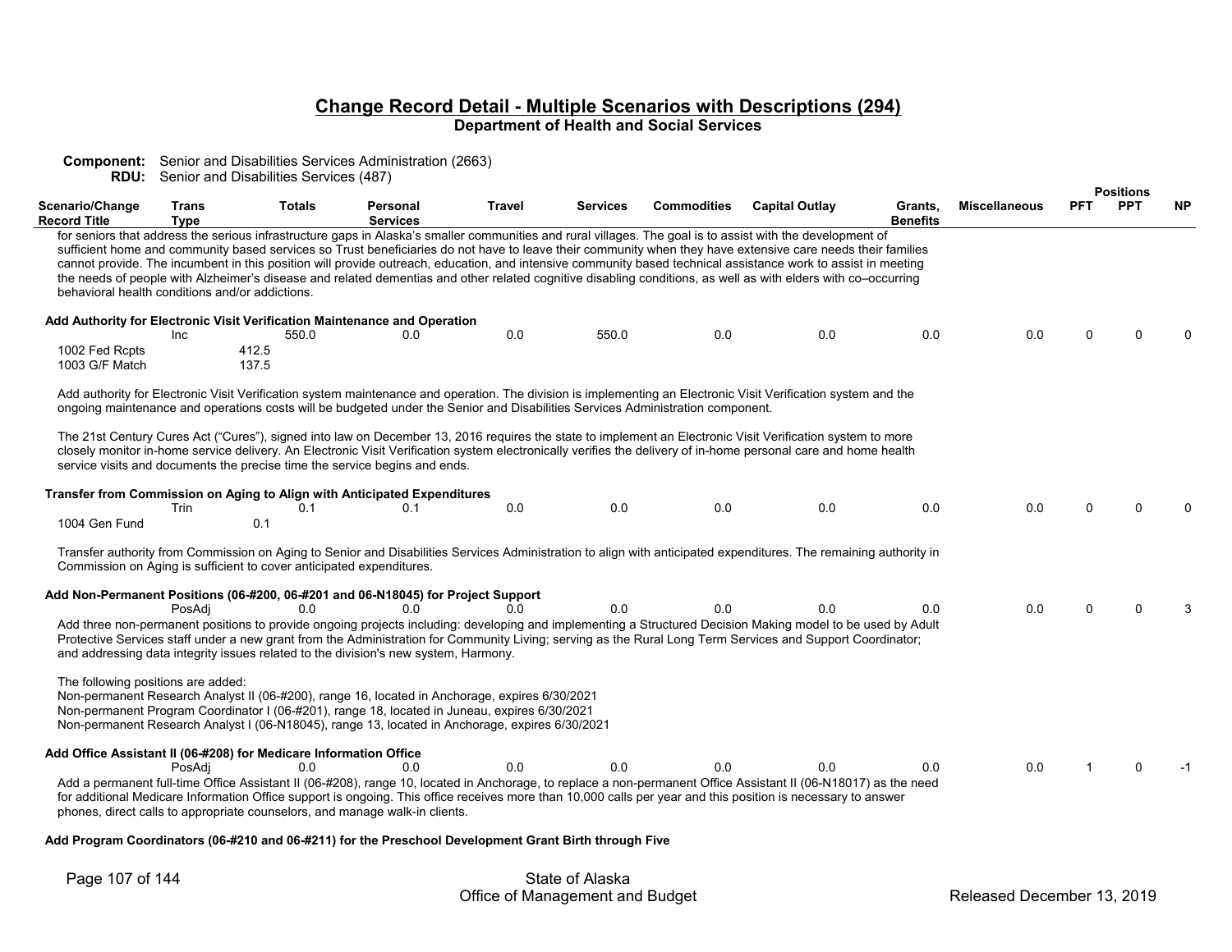## Change Record Detail - Multiple Scenarios with Descriptions (294)

**Department of Health and Social Services**

**Component:** Senior and Disabilities Services Administration (2663)
**RDU:** Senior and Disabilities Services (487)

| Scenario/Change Record Title | Trans Type | Totals | Personal Services | Travel | Services | Commodities | Capital Outlay | Grants, Benefits | Miscellaneous | PFT | PPT | NP |
|---|---|---|---|---|---|---|---|---|---|---|---|---|

for seniors that address the serious infrastructure gaps in Alaska's smaller communities and rural villages. The goal is to assist with the development of sufficient home and community based services so Trust beneficiaries do not have to leave their community when they have extensive care needs their families cannot provide. The incumbent in this position will provide outreach, education, and intensive community based technical assistance work to assist in meeting the needs of people with Alzheimer's disease and related dementias and other related cognitive disabling conditions, as well as with elders with co–occurring behavioral health conditions and/or addictions.

**Add Authority for Electronic Visit Verification Maintenance and Operation**

| Scenario/Change Record Title | Trans Type | Totals | Personal Services | Travel | Services | Commodities | Capital Outlay | Grants, Benefits | Miscellaneous | PFT | PPT | NP |
|---|---|---|---|---|---|---|---|---|---|---|---|---|
| | Inc | 550.0 | 0.0 | 0.0 | 550.0 | 0.0 | 0.0 | 0.0 | 0.0 | 0 | 0 | 0 |
| 1002 Fed Rcpts | | 412.5 | | | | | | | | | | |
| 1003 G/F Match | | 137.5 | | | | | | | | | | |

Add authority for Electronic Visit Verification system maintenance and operation. The division is implementing an Electronic Visit Verification system and the ongoing maintenance and operations costs will be budgeted under the Senior and Disabilities Services Administration component.

The 21st Century Cures Act ("Cures"), signed into law on December 13, 2016 requires the state to implement an Electronic Visit Verification system to more closely monitor in-home service delivery. An Electronic Visit Verification system electronically verifies the delivery of in-home personal care and home health service visits and documents the precise time the service begins and ends.

**Transfer from Commission on Aging to Align with Anticipated Expenditures**

| Scenario/Change Record Title | Trans Type | Totals | Personal Services | Travel | Services | Commodities | Capital Outlay | Grants, Benefits | Miscellaneous | PFT | PPT | NP |
|---|---|---|---|---|---|---|---|---|---|---|---|---|
| | Trin | 0.1 | 0.1 | 0.0 | 0.0 | 0.0 | 0.0 | 0.0 | 0.0 | 0 | 0 | 0 |
| 1004 Gen Fund | | 0.1 | | | | | | | | | | |

Transfer authority from Commission on Aging to Senior and Disabilities Services Administration to align with anticipated expenditures. The remaining authority in Commission on Aging is sufficient to cover anticipated expenditures.

**Add Non-Permanent Positions (06-#200, 06-#201 and 06-N18045) for Project Support**

| Scenario/Change Record Title | Trans Type | Totals | Personal Services | Travel | Services | Commodities | Capital Outlay | Grants, Benefits | Miscellaneous | PFT | PPT | NP |
|---|---|---|---|---|---|---|---|---|---|---|---|---|
| | PosAdj | 0.0 | 0.0 | 0.0 | 0.0 | 0.0 | 0.0 | 0.0 | 0.0 | 0 | 0 | 3 |

Add three non-permanent positions to provide ongoing projects including: developing and implementing a Structured Decision Making model to be used by Adult Protective Services staff under a new grant from the Administration for Community Living; serving as the Rural Long Term Services and Support Coordinator; and addressing data integrity issues related to the division's new system, Harmony.

The following positions are added:
Non-permanent Research Analyst II (06-#200), range 16, located in Anchorage, expires 6/30/2021
Non-permanent Program Coordinator I (06-#201), range 18, located in Juneau, expires 6/30/2021
Non-permanent Research Analyst I (06-N18045), range 13, located in Anchorage, expires 6/30/2021

**Add Office Assistant II (06-#208) for Medicare Information Office**

| Scenario/Change Record Title | Trans Type | Totals | Personal Services | Travel | Services | Commodities | Capital Outlay | Grants, Benefits | Miscellaneous | PFT | PPT | NP |
|---|---|---|---|---|---|---|---|---|---|---|---|---|
| | PosAdj | 0.0 | 0.0 | 0.0 | 0.0 | 0.0 | 0.0 | 0.0 | 0.0 | 1 | 0 | -1 |

Add a permanent full-time Office Assistant II (06-#208), range 10, located in Anchorage, to replace a non-permanent Office Assistant II (06-N18017) as the need for additional Medicare Information Office support is ongoing. This office receives more than 10,000 calls per year and this position is necessary to answer phones, direct calls to appropriate counselors, and manage walk-in clients.

**Add Program Coordinators (06-#210 and 06-#211) for the Preschool Development Grant Birth through Five**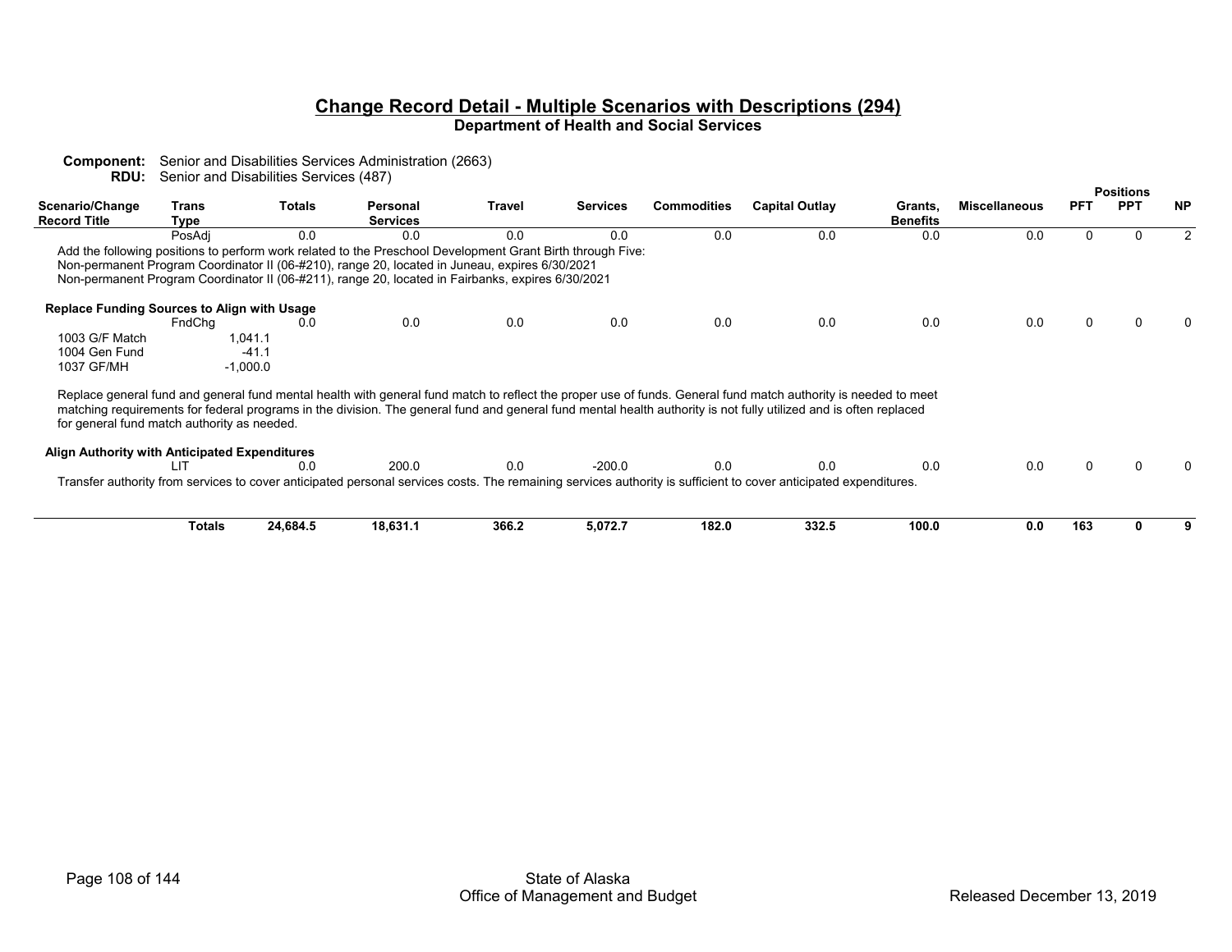## Change Record Detail - Multiple Scenarios with Descriptions (294)

**Department of Health and Social Services**

**Component:** Senior and Disabilities Services Administration (2663)
**RDU:** Senior and Disabilities Services (487)

| Scenario/Change Record Title | Trans Type | Totals | Personal Services | Travel | Services | Commodities | Capital Outlay | Grants, Benefits | Miscellaneous | Positions PFT | Positions PPT | Positions NP |
|---|---|---|---|---|---|---|---|---|---|---|---|---|
| | PosAdj | 0.0 | 0.0 | 0.0 | 0.0 | 0.0 | 0.0 | 0.0 | 0.0 | 0 | 0 | 2 |

Add the following positions to perform work related to the Preschool Development Grant Birth through Five:
Non-permanent Program Coordinator II (06-#210), range 20, located in Juneau, expires 6/30/2021
Non-permanent Program Coordinator II (06-#211), range 20, located in Fairbanks, expires 6/30/2021

| Scenario/Change Record Title | Trans Type | Totals | Personal Services | Travel | Services | Commodities | Capital Outlay | Grants, Benefits | Miscellaneous | Positions PFT | Positions PPT | Positions NP |
|---|---|---|---|---|---|---|---|---|---|---|---|---|
| **Replace Funding Sources to Align with Usage** | FndChg | 0.0 | 0.0 | 0.0 | 0.0 | 0.0 | 0.0 | 0.0 | 0.0 | 0 | 0 | 0 |
| 1003 G/F Match | 1,041.1 | | | | | | | | | | | |
| 1004 Gen Fund | -41.1 | | | | | | | | | | | |
| 1037 GF/MH | -1,000.0 | | | | | | | | | | | |

Replace general fund and general fund mental health with general fund match to reflect the proper use of funds. General fund match authority is needed to meet matching requirements for federal programs in the division. The general fund and general fund mental health authority is not fully utilized and is often replaced for general fund match authority as needed.

| Scenario/Change Record Title | Trans Type | Totals | Personal Services | Travel | Services | Commodities | Capital Outlay | Grants, Benefits | Miscellaneous | Positions PFT | Positions PPT | Positions NP |
|---|---|---|---|---|---|---|---|---|---|---|---|---|
| **Align Authority with Anticipated Expenditures** | LIT | 0.0 | 200.0 | 0.0 | -200.0 | 0.0 | 0.0 | 0.0 | 0.0 | 0 | 0 | 0 |

Transfer authority from services to cover anticipated personal services costs. The remaining services authority is sufficient to cover anticipated expenditures.

| | Trans Type | Totals | Personal Services | Travel | Services | Commodities | Capital Outlay | Grants, Benefits | Miscellaneous | Positions PFT | Positions PPT | Positions NP |
|---|---|---|---|---|---|---|---|---|---|---|---|---|
| | **Totals** | **24,684.5** | **18,631.1** | **366.2** | **5,072.7** | **182.0** | **332.5** | **100.0** | **0.0** | **163** | **0** | **9** |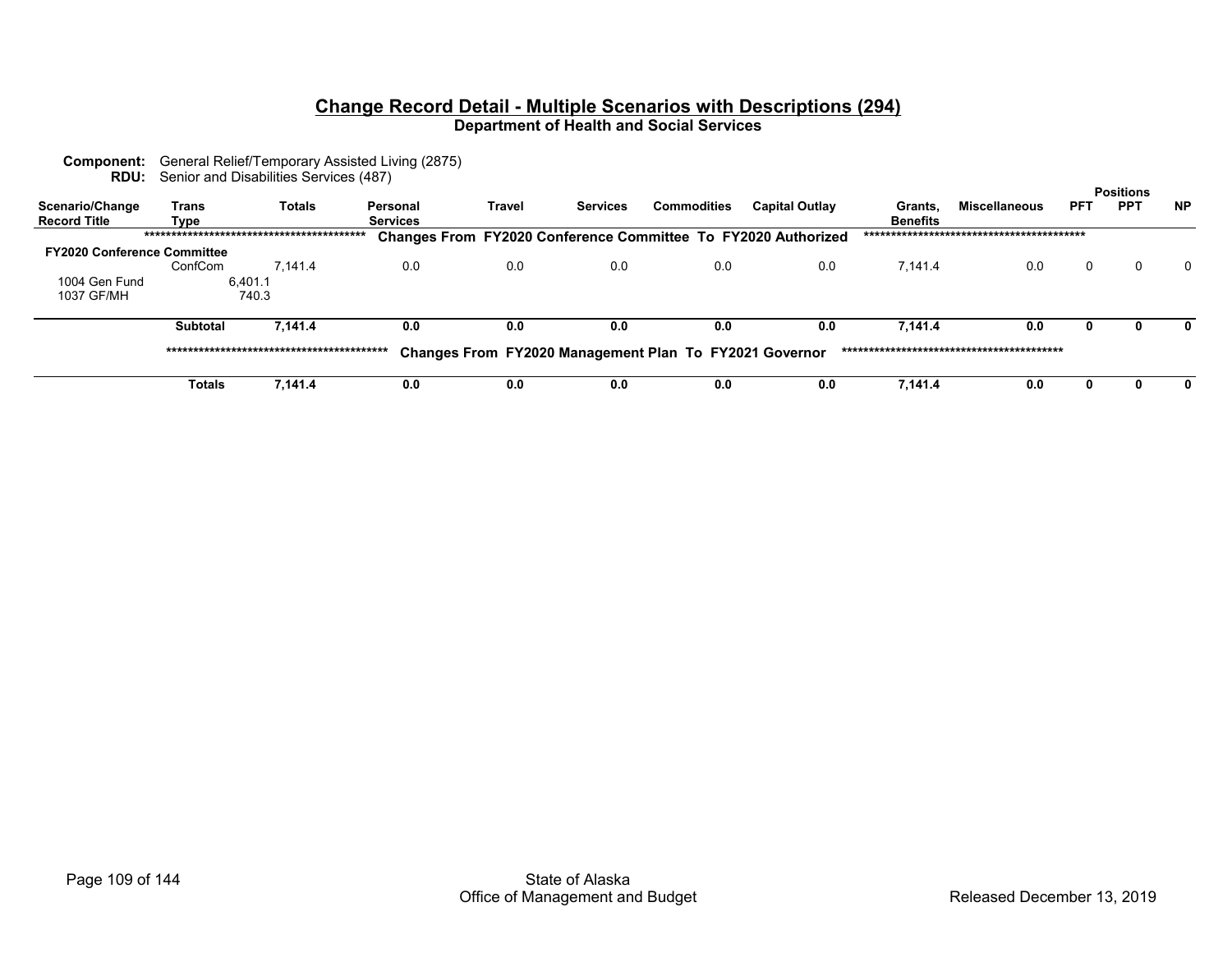# Change Record Detail - Multiple Scenarios with Descriptions (294)

## Department of Health and Social Services

**Component:** General Relief/Temporary Assisted Living (2875)
**RDU:** Senior and Disabilities Services (487)

| Scenario/Change Record Title | Trans Type | Totals | Personal Services | Travel | Services | Commodities | Capital Outlay | Grants, Benefits | Miscellaneous | PFT | PPT | NP |
|---|---|---|---|---|---|---|---|---|---|---|---|---|
| | | | ***** Changes From FY2020 Conference Committee To FY2020 Authorized ***** | | | | | | | | | |
| **FY2020 Conference Committee** | | | | | | | | | | | | |
| | ConfCom | 7,141.4 | 0.0 | 0.0 | 0.0 | 0.0 | 0.0 | 7,141.4 | 0.0 | 0 | 0 | 0 |
| 1004 Gen Fund | | 6,401.1 | | | | | | | | | | |
| 1037 GF/MH | | 740.3 | | | | | | | | | | |
| | **Subtotal** | **7,141.4** | **0.0** | **0.0** | **0.0** | **0.0** | **0.0** | **7,141.4** | **0.0** | **0** | **0** | **0** |
| | | | ***** Changes From FY2020 Management Plan To FY2021 Governor ***** | | | | | | | | | |
| | **Totals** | **7,141.4** | **0.0** | **0.0** | **0.0** | **0.0** | **0.0** | **7,141.4** | **0.0** | **0** | **0** | **0** |

State of Alaska
Office of Management and Budget

Released December 13, 2019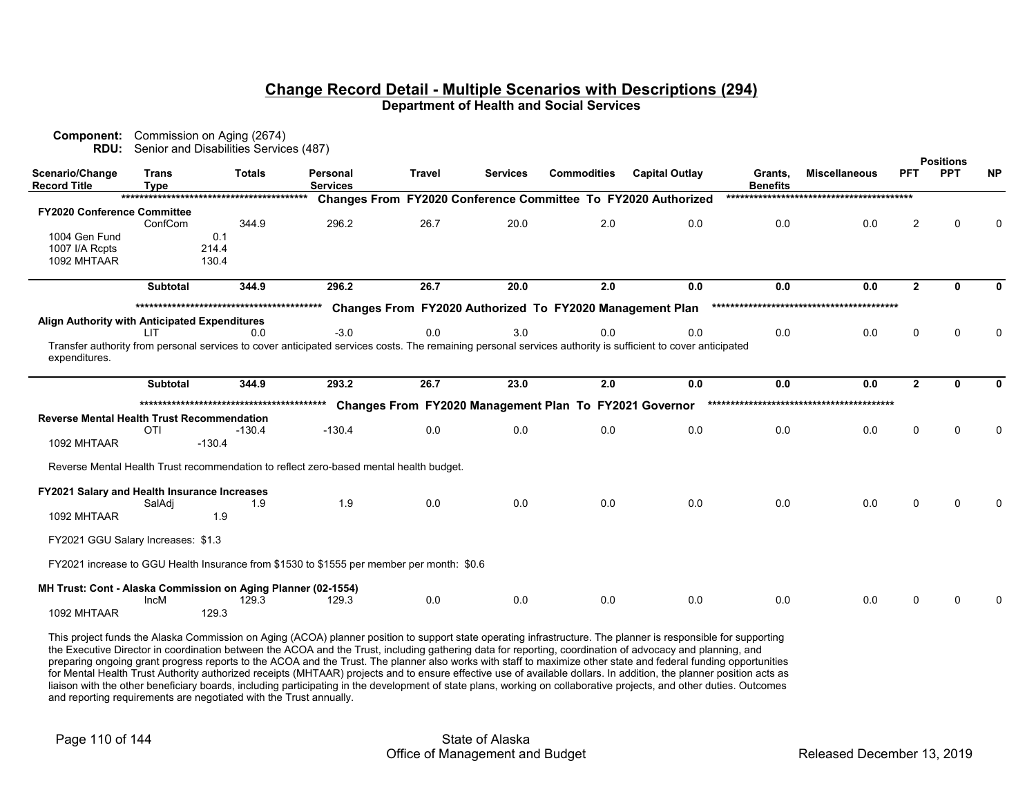## Change Record Detail - Multiple Scenarios with Descriptions (294)

### Department of Health and Social Services

**Component:** Commission on Aging (2674)
**RDU:** Senior and Disabilities Services (487)

| Scenario/Change Record Title | Trans Type | Totals | Personal Services | Travel | Services | Commodities | Capital Outlay | Grants, Benefits | Miscellaneous | Positions PFT | Positions PPT | Positions NP |
|---|---|---|---|---|---|---|---|---|---|---|---|---|
| ***************************************** Changes From FY2020 Conference Committee To FY2020 Authorized ***************************************** | | | | | | | | | | | | |
| **FY2020 Conference Committee** | | | | | | | | | | | | |
| | ConfCom | 344.9 | 296.2 | 26.7 | 20.0 | 2.0 | 0.0 | 0.0 | 0.0 | 2 | 0 | 0 |
| 1004 Gen Fund | | 0.1 | | | | | | | | | | |
| 1007 I/A Rcpts | | 214.4 | | | | | | | | | | |
| 1092 MHTAAR | | 130.4 | | | | | | | | | | |
| | **Subtotal** | **344.9** | **296.2** | **26.7** | **20.0** | **2.0** | **0.0** | **0.0** | **0.0** | **2** | **0** | **0** |
| ***************************************** Changes From FY2020 Authorized To FY2020 Management Plan ***************************************** | | | | | | | | | | | | |
| **Align Authority with Anticipated Expenditures** | | | | | | | | | | | | |
| | LIT | 0.0 | -3.0 | 0.0 | 3.0 | 0.0 | 0.0 | 0.0 | 0.0 | 0 | 0 | 0 |
| Transfer authority from personal services to cover anticipated services costs. The remaining personal services authority is sufficient to cover anticipated expenditures. | | | | | | | | | | | | |
| | **Subtotal** | **344.9** | **293.2** | **26.7** | **23.0** | **2.0** | **0.0** | **0.0** | **0.0** | **2** | **0** | **0** |
| ***************************************** Changes From FY2020 Management Plan To FY2021 Governor ***************************************** | | | | | | | | | | | | |
| **Reverse Mental Health Trust Recommendation** | | | | | | | | | | | | |
| | OTI | -130.4 | -130.4 | 0.0 | 0.0 | 0.0 | 0.0 | 0.0 | 0.0 | 0 | 0 | 0 |
| 1092 MHTAAR | | -130.4 | | | | | | | | | | |
| Reverse Mental Health Trust recommendation to reflect zero-based mental health budget. | | | | | | | | | | | | |
| **FY2021 Salary and Health Insurance Increases** | | | | | | | | | | | | |
| | SalAdj | 1.9 | 1.9 | 0.0 | 0.0 | 0.0 | 0.0 | 0.0 | 0.0 | 0 | 0 | 0 |
| 1092 MHTAAR | | 1.9 | | | | | | | | | | |
| FY2021 GGU Salary Increases: $1.3 | | | | | | | | | | | | |
| FY2021 increase to GGU Health Insurance from $1530 to $1555 per member per month: $0.6 | | | | | | | | | | | | |
| **MH Trust: Cont - Alaska Commission on Aging Planner (02-1554)** | | | | | | | | | | | | |
| | IncM | 129.3 | 129.3 | 0.0 | 0.0 | 0.0 | 0.0 | 0.0 | 0.0 | 0 | 0 | 0 |
| 1092 MHTAAR | | 129.3 | | | | | | | | | | |

This project funds the Alaska Commission on Aging (ACOA) planner position to support state operating infrastructure. The planner is responsible for supporting the Executive Director in coordination between the ACOA and the Trust, including gathering data for reporting, coordination of advocacy and planning, and preparing ongoing grant progress reports to the ACOA and the Trust. The planner also works with staff to maximize other state and federal funding opportunities for Mental Health Trust Authority authorized receipts (MHTAAR) projects and to ensure effective use of available dollars. In addition, the planner position acts as liaison with the other beneficiary boards, including participating in the development of state plans, working on collaborative projects, and other duties. Outcomes and reporting requirements are negotiated with the Trust annually.

State of Alaska
Office of Management and Budget

Released December 13, 2019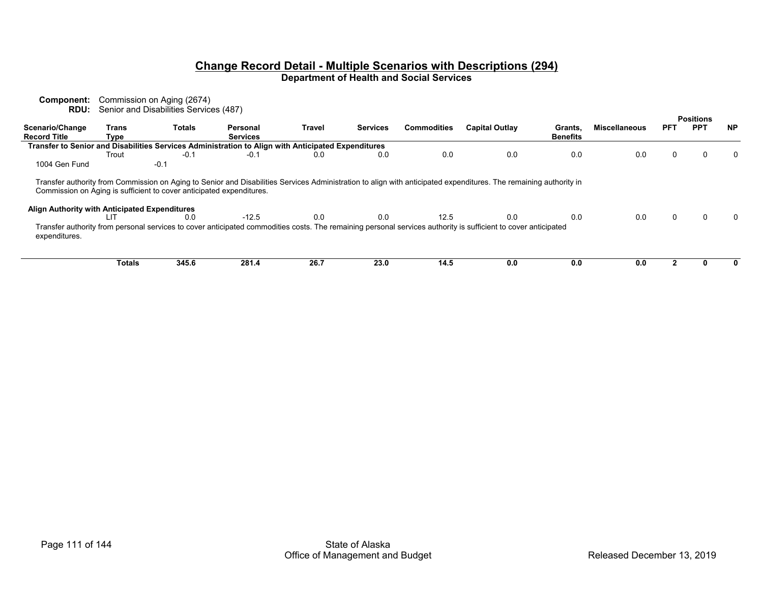## Change Record Detail - Multiple Scenarios with Descriptions (294)

**Department of Health and Social Services**

**Component:** Commission on Aging (2674)
**RDU:** Senior and Disabilities Services (487)

| Scenario/Change Record Title | Trans Type | Totals | Personal Services | Travel | Services | Commodities | Capital Outlay | Grants, Benefits | Miscellaneous | Positions PFT | Positions PPT | Positions NP |
|---|---|---|---|---|---|---|---|---|---|---|---|---|
| **Transfer to Senior and Disabilities Services Administration to Align with Anticipated Expenditures** | | | | | | | | | | | | |
| | Trout | -0.1 | -0.1 | 0.0 | 0.0 | 0.0 | 0.0 | 0.0 | 0.0 | 0 | 0 | 0 |
| 1004 Gen Fund | -0.1 | | | | | | | | | | | |
| Transfer authority from Commission on Aging to Senior and Disabilities Services Administration to align with anticipated expenditures. The remaining authority in Commission on Aging is sufficient to cover anticipated expenditures. | | | | | | | | | | | | |
| **Align Authority with Anticipated Expenditures** | | | | | | | | | | | | |
| | LIT | 0.0 | -12.5 | 0.0 | 0.0 | 12.5 | 0.0 | 0.0 | 0.0 | 0 | 0 | 0 |
| Transfer authority from personal services to cover anticipated commodities costs. The remaining personal services authority is sufficient to cover anticipated expenditures. | | | | | | | | | | | | |
| | **Totals** | **345.6** | **281.4** | **26.7** | **23.0** | **14.5** | **0.0** | **0.0** | **0.0** | **2** | **0** | **0** |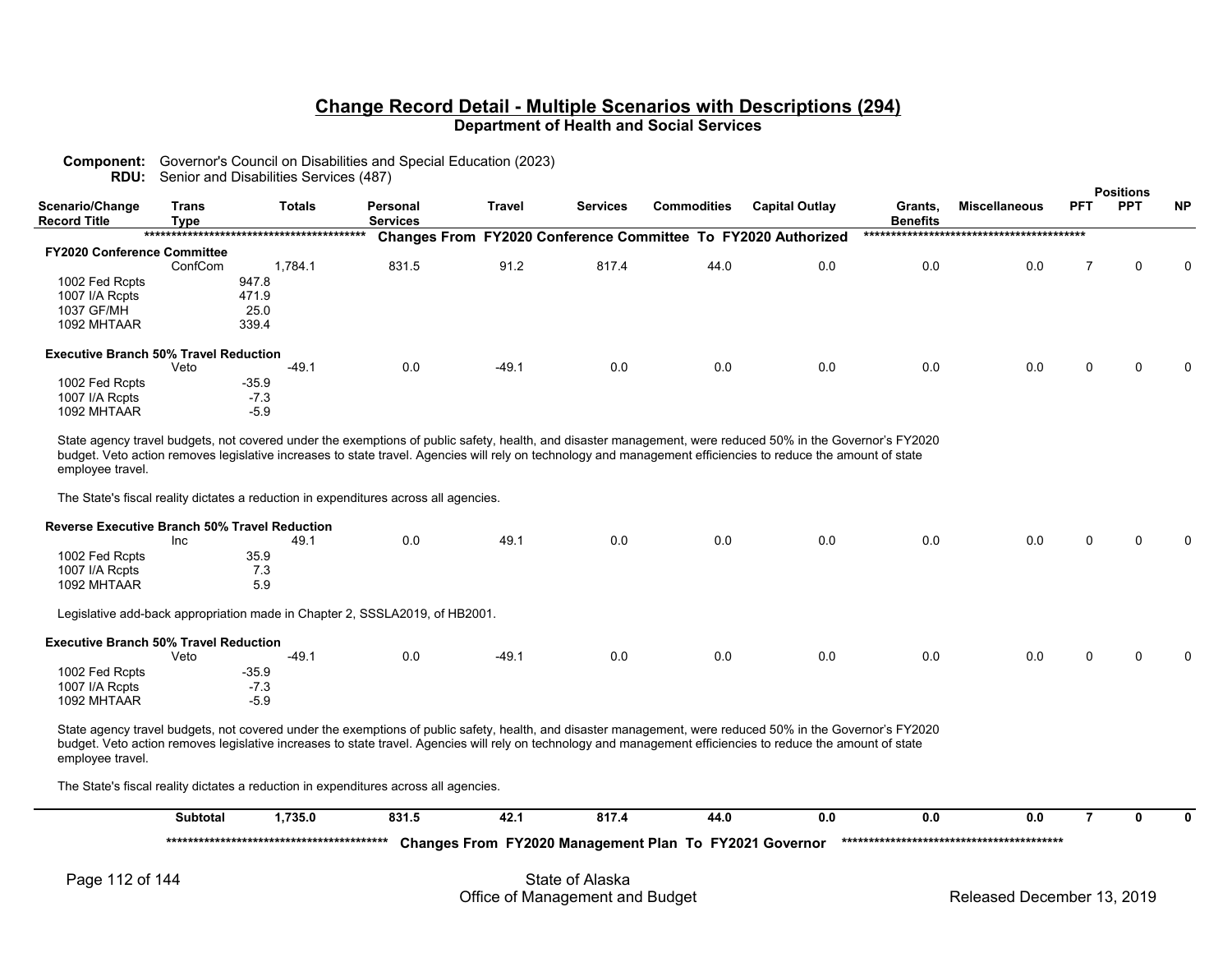## Change Record Detail - Multiple Scenarios with Descriptions (294)

**Department of Health and Social Services**

**Component:** Governor's Council on Disabilities and Special Education (2023)
**RDU:** Senior and Disabilities Services (487)

| Scenario/Change Record Title | Trans Type | Totals | Personal Services | Travel | Services | Commodities | Capital Outlay | Grants, Benefits | Miscellaneous | PFT | PPT | NP |
|---|---|---|---|---|---|---|---|---|---|---|---|---|
| | | | **Changes From FY2020 Conference Committee To FY2020 Authorized** | | | | | | | | | |
| **FY2020 Conference Committee** | | | | | | | | | | | | |
| | ConfCom | 1,784.1 | 831.5 | 91.2 | 817.4 | 44.0 | 0.0 | 0.0 | 0.0 | 7 | 0 | 0 |
| 1002 Fed Rcpts | | 947.8 | | | | | | | | | | |
| 1007 I/A Rcpts | | 471.9 | | | | | | | | | | |
| 1037 GF/MH | | 25.0 | | | | | | | | | | |
| 1092 MHTAAR | | 339.4 | | | | | | | | | | |
| **Executive Branch 50% Travel Reduction** | | | | | | | | | | | | |
| | Veto | -49.1 | 0.0 | -49.1 | 0.0 | 0.0 | 0.0 | 0.0 | 0.0 | 0 | 0 | 0 |
| 1002 Fed Rcpts | | -35.9 | | | | | | | | | | |
| 1007 I/A Rcpts | | -7.3 | | | | | | | | | | |
| 1092 MHTAAR | | -5.9 | | | | | | | | | | |

State agency travel budgets, not covered under the exemptions of public safety, health, and disaster management, were reduced 50% in the Governor's FY2020 budget. Veto action removes legislative increases to state travel. Agencies will rely on technology and management efficiencies to reduce the amount of state employee travel.

The State's fiscal reality dictates a reduction in expenditures across all agencies.

| Scenario/Change Record Title | Trans Type | Totals | Personal Services | Travel | Services | Commodities | Capital Outlay | Grants, Benefits | Miscellaneous | PFT | PPT | NP |
|---|---|---|---|---|---|---|---|---|---|---|---|---|
| **Reverse Executive Branch 50% Travel Reduction** | | | | | | | | | | | | |
| | Inc | 49.1 | 0.0 | 49.1 | 0.0 | 0.0 | 0.0 | 0.0 | 0.0 | 0 | 0 | 0 |
| 1002 Fed Rcpts | | 35.9 | | | | | | | | | | |
| 1007 I/A Rcpts | | 7.3 | | | | | | | | | | |
| 1092 MHTAAR | | 5.9 | | | | | | | | | | |

Legislative add-back appropriation made in Chapter 2, SSSLA2019, of HB2001.

| Scenario/Change Record Title | Trans Type | Totals | Personal Services | Travel | Services | Commodities | Capital Outlay | Grants, Benefits | Miscellaneous | PFT | PPT | NP |
|---|---|---|---|---|---|---|---|---|---|---|---|---|
| **Executive Branch 50% Travel Reduction** | | | | | | | | | | | | |
| | Veto | -49.1 | 0.0 | -49.1 | 0.0 | 0.0 | 0.0 | 0.0 | 0.0 | 0 | 0 | 0 |
| 1002 Fed Rcpts | | -35.9 | | | | | | | | | | |
| 1007 I/A Rcpts | | -7.3 | | | | | | | | | | |
| 1092 MHTAAR | | -5.9 | | | | | | | | | | |

State agency travel budgets, not covered under the exemptions of public safety, health, and disaster management, were reduced 50% in the Governor's FY2020 budget. Veto action removes legislative increases to state travel. Agencies will rely on technology and management efficiencies to reduce the amount of state employee travel.

The State's fiscal reality dictates a reduction in expenditures across all agencies.

| | Trans Type | Totals | Personal Services | Travel | Services | Commodities | Capital Outlay | Grants, Benefits | Miscellaneous | PFT | PPT | NP |
|---|---|---|---|---|---|---|---|---|---|---|---|---|
| | **Subtotal** | **1,735.0** | **831.5** | **42.1** | **817.4** | **44.0** | **0.0** | **0.0** | **0.0** | **7** | **0** | **0** |

**Changes From FY2020 Management Plan To FY2021 Governor**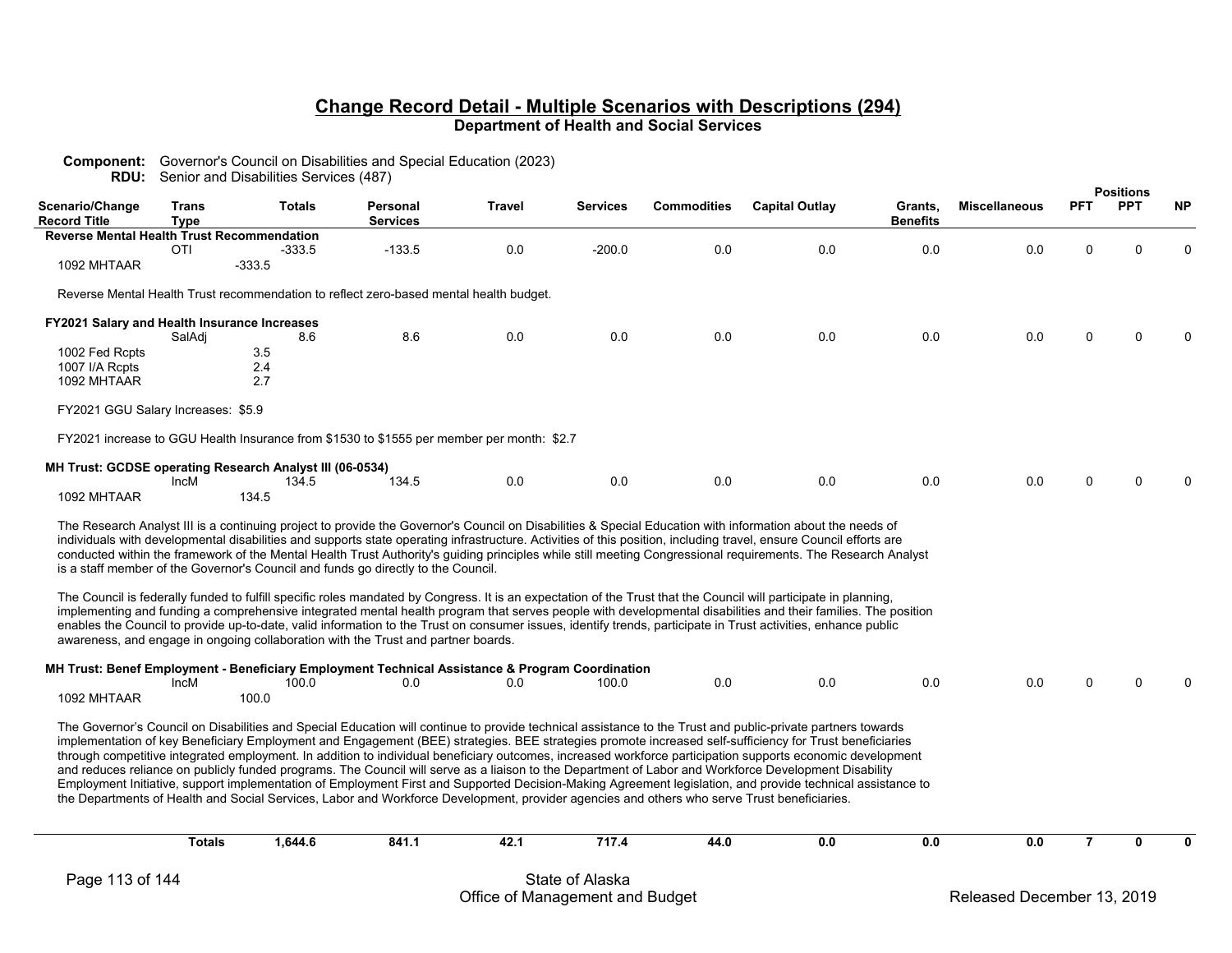## Change Record Detail - Multiple Scenarios with Descriptions (294)

**Department of Health and Social Services**

**Component:** Governor's Council on Disabilities and Special Education (2023)
**RDU:** Senior and Disabilities Services (487)

| Scenario/Change Record Title | Trans Type | Totals | Personal Services | Travel | Services | Commodities | Capital Outlay | Grants, Benefits | Miscellaneous | PFT | PPT | NP |
|---|---|---|---|---|---|---|---|---|---|---|---|---|
| **Reverse Mental Health Trust Recommendation** | | | | | | | | | | | | |
| | OTI | -333.5 | -133.5 | 0.0 | -200.0 | 0.0 | 0.0 | 0.0 | 0.0 | 0 | 0 | 0 |
| 1092 MHTAAR | | -333.5 | | | | | | | | | | |

Reverse Mental Health Trust recommendation to reflect zero-based mental health budget.

| Scenario/Change Record Title | Trans Type | Totals | Personal Services | Travel | Services | Commodities | Capital Outlay | Grants, Benefits | Miscellaneous | PFT | PPT | NP |
|---|---|---|---|---|---|---|---|---|---|---|---|---|
| **FY2021 Salary and Health Insurance Increases** | | | | | | | | | | | | |
| | SalAdj | 8.6 | 8.6 | 0.0 | 0.0 | 0.0 | 0.0 | 0.0 | 0.0 | 0 | 0 | 0 |
| 1002 Fed Rcpts | | 3.5 | | | | | | | | | | |
| 1007 I/A Rcpts | | 2.4 | | | | | | | | | | |
| 1092 MHTAAR | | 2.7 | | | | | | | | | | |

FY2021 GGU Salary Increases: $5.9

FY2021 increase to GGU Health Insurance from $1530 to $1555 per member per month: $2.7

| Scenario/Change Record Title | Trans Type | Totals | Personal Services | Travel | Services | Commodities | Capital Outlay | Grants, Benefits | Miscellaneous | PFT | PPT | NP |
|---|---|---|---|---|---|---|---|---|---|---|---|---|
| **MH Trust: GCDSE operating Research Analyst III (06-0534)** | | | | | | | | | | | | |
| | IncM | 134.5 | 134.5 | 0.0 | 0.0 | 0.0 | 0.0 | 0.0 | 0.0 | 0 | 0 | 0 |
| 1092 MHTAAR | | 134.5 | | | | | | | | | | |

The Research Analyst III is a continuing project to provide the Governor's Council on Disabilities & Special Education with information about the needs of individuals with developmental disabilities and supports state operating infrastructure. Activities of this position, including travel, ensure Council efforts are conducted within the framework of the Mental Health Trust Authority's guiding principles while still meeting Congressional requirements. The Research Analyst is a staff member of the Governor's Council and funds go directly to the Council.

The Council is federally funded to fulfill specific roles mandated by Congress. It is an expectation of the Trust that the Council will participate in planning, implementing and funding a comprehensive integrated mental health program that serves people with developmental disabilities and their families. The position enables the Council to provide up-to-date, valid information to the Trust on consumer issues, identify trends, participate in Trust activities, enhance public awareness, and engage in ongoing collaboration with the Trust and partner boards.

| Scenario/Change Record Title | Trans Type | Totals | Personal Services | Travel | Services | Commodities | Capital Outlay | Grants, Benefits | Miscellaneous | PFT | PPT | NP |
|---|---|---|---|---|---|---|---|---|---|---|---|---|
| **MH Trust: Benef Employment - Beneficiary Employment Technical Assistance & Program Coordination** | | | | | | | | | | | | |
| | IncM | 100.0 | 0.0 | 0.0 | 100.0 | 0.0 | 0.0 | 0.0 | 0.0 | 0 | 0 | 0 |
| 1092 MHTAAR | | 100.0 | | | | | | | | | | |

The Governor's Council on Disabilities and Special Education will continue to provide technical assistance to the Trust and public-private partners towards implementation of key Beneficiary Employment and Engagement (BEE) strategies. BEE strategies promote increased self-sufficiency for Trust beneficiaries through competitive integrated employment. In addition to individual beneficiary outcomes, increased workforce participation supports economic development and reduces reliance on publicly funded programs. The Council will serve as a liaison to the Department of Labor and Workforce Development Disability Employment Initiative, support implementation of Employment First and Supported Decision-Making Agreement legislation, and provide technical assistance to the Departments of Health and Social Services, Labor and Workforce Development, provider agencies and others who serve Trust beneficiaries.

| | Trans Type | Totals | Personal Services | Travel | Services | Commodities | Capital Outlay | Grants, Benefits | Miscellaneous | PFT | PPT | NP |
|---|---|---|---|---|---|---|---|---|---|---|---|---|
| | **Totals** | **1,644.6** | **841.1** | **42.1** | **717.4** | **44.0** | **0.0** | **0.0** | **0.0** | **7** | **0** | **0** |

State of Alaska
Office of Management and Budget

Released December 13, 2019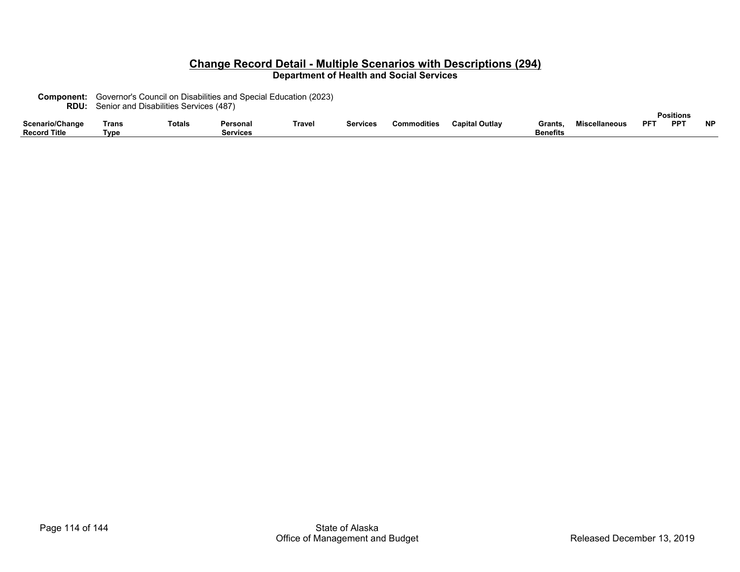## Change Record Detail - Multiple Scenarios with Descriptions (294)

**Department of Health and Social Services**

**Component:** Governor's Council on Disabilities and Special Education (2023)
**RDU:** Senior and Disabilities Services (487)

| Scenario/Change Record Title | Trans Type | Totals | Personal Services | Travel | Services | Commodities | Capital Outlay | Grants, Benefits | Miscellaneous | Positions PFT | Positions PPT | Positions NP |
|---|---|---|---|---|---|---|---|---|---|---|---|---|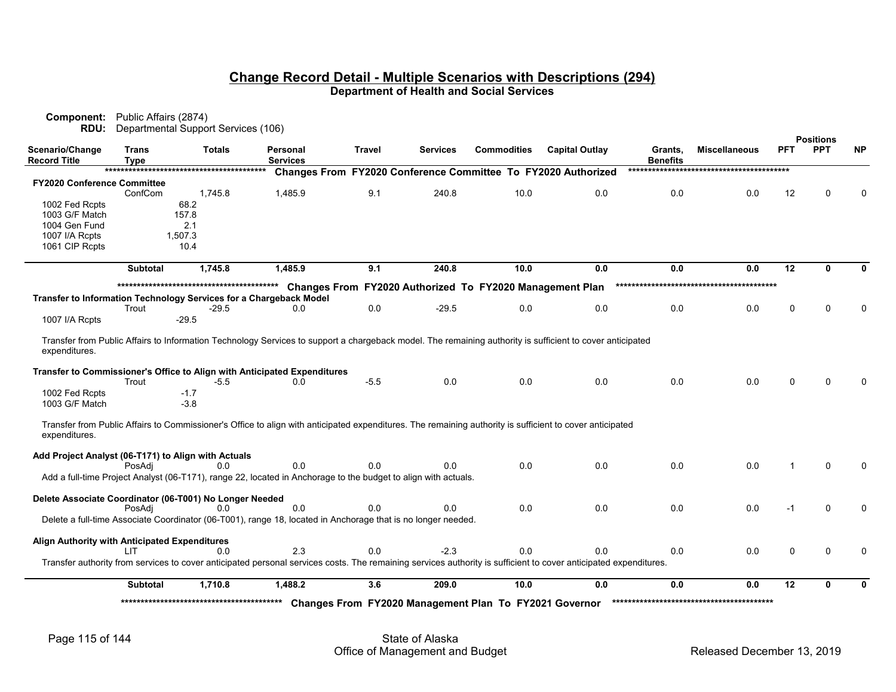## Change Record Detail - Multiple Scenarios with Descriptions (294)

**Department of Health and Social Services**

**Component:** Public Affairs (2874)
**RDU:** Departmental Support Services (106)

| Scenario/Change Record Title | Trans Type | Totals | Personal Services | Travel | Services | Commodities | Capital Outlay | Grants, Benefits | Miscellaneous | PFT | PPT | NP |
|---|---|---|---|---|---|---|---|---|---|---|---|---|
| ***** Changes From FY2020 Conference Committee To FY2020 Authorized ***** | | | | | | | | | | | | |
| **FY2020 Conference Committee** | | | | | | | | | | | | |
| | ConfCom | 1,745.8 | 1,485.9 | 9.1 | 240.8 | 10.0 | 0.0 | 0.0 | 0.0 | 12 | 0 | 0 |
| 1002 Fed Rcpts | | 68.2 | | | | | | | | | | |
| 1003 G/F Match | | 157.8 | | | | | | | | | | |
| 1004 Gen Fund | | 2.1 | | | | | | | | | | |
| 1007 I/A Rcpts | | 1,507.3 | | | | | | | | | | |
| 1061 CIP Rcpts | | 10.4 | | | | | | | | | | |
| | **Subtotal** | **1,745.8** | **1,485.9** | **9.1** | **240.8** | **10.0** | **0.0** | **0.0** | **0.0** | **12** | **0** | **0** |
| ***** Changes From FY2020 Authorized To FY2020 Management Plan ***** | | | | | | | | | | | | |
| **Transfer to Information Technology Services for a Chargeback Model** | | | | | | | | | | | | |
| | Trout | -29.5 | 0.0 | 0.0 | -29.5 | 0.0 | 0.0 | 0.0 | 0.0 | 0 | 0 | 0 |
| 1007 I/A Rcpts | | -29.5 | | | | | | | | | | |
| Transfer from Public Affairs to Information Technology Services to support a chargeback model. The remaining authority is sufficient to cover anticipated expenditures. | | | | | | | | | | | | |
| **Transfer to Commissioner's Office to Align with Anticipated Expenditures** | | | | | | | | | | | | |
| | Trout | -5.5 | 0.0 | -5.5 | 0.0 | 0.0 | 0.0 | 0.0 | 0.0 | 0 | 0 | 0 |
| 1002 Fed Rcpts | | -1.7 | | | | | | | | | | |
| 1003 G/F Match | | -3.8 | | | | | | | | | | |
| Transfer from Public Affairs to Commissioner's Office to align with anticipated expenditures. The remaining authority is sufficient to cover anticipated expenditures. | | | | | | | | | | | | |
| **Add Project Analyst (06-T171) to Align with Actuals** | | | | | | | | | | | | |
| | PosAdj | 0.0 | 0.0 | 0.0 | 0.0 | 0.0 | 0.0 | 0.0 | 0.0 | 1 | 0 | 0 |
| Add a full-time Project Analyst (06-T171), range 22, located in Anchorage to the budget to align with actuals. | | | | | | | | | | | | |
| **Delete Associate Coordinator (06-T001) No Longer Needed** | | | | | | | | | | | | |
| | PosAdj | 0.0 | 0.0 | 0.0 | 0.0 | 0.0 | 0.0 | 0.0 | 0.0 | -1 | 0 | 0 |
| Delete a full-time Associate Coordinator (06-T001), range 18, located in Anchorage that is no longer needed. | | | | | | | | | | | | |
| **Align Authority with Anticipated Expenditures** | | | | | | | | | | | | |
| | LIT | 0.0 | 2.3 | 0.0 | -2.3 | 0.0 | 0.0 | 0.0 | 0.0 | 0 | 0 | 0 |
| Transfer authority from services to cover anticipated personal services costs. The remaining services authority is sufficient to cover anticipated expenditures. | | | | | | | | | | | | |
| | **Subtotal** | **1,710.8** | **1,488.2** | **3.6** | **209.0** | **10.0** | **0.0** | **0.0** | **0.0** | **12** | **0** | **0** |
| ***** Changes From FY2020 Management Plan To FY2021 Governor ***** | | | | | | | | | | | | |

State of Alaska
Office of Management and Budget
Released December 13, 2019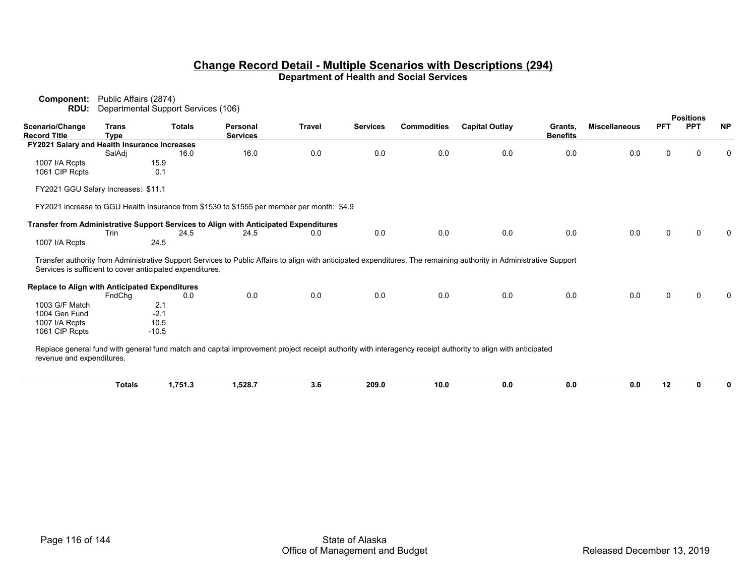# Change Record Detail - Multiple Scenarios with Descriptions (294)

## Department of Health and Social Services

**Component:** Public Affairs (2874)
**RDU:** Departmental Support Services (106)

| Scenario/Change Record Title | Trans Type | Totals | Personal Services | Travel | Services | Commodities | Capital Outlay | Grants, Benefits | Miscellaneous | Positions PFT | Positions PPT | Positions NP |
|---|---|---|---|---|---|---|---|---|---|---|---|---|
| **FY2021 Salary and Health Insurance Increases** | | | | | | | | | | | | |
| | SalAdj | 16.0 | 16.0 | 0.0 | 0.0 | 0.0 | 0.0 | 0.0 | 0.0 | 0 | 0 | 0 |
| 1007 I/A Rcpts | | 15.9 | | | | | | | | | | |
| 1061 CIP Rcpts | | 0.1 | | | | | | | | | | |

FY2021 GGU Salary Increases: $11.1

FY2021 increase to GGU Health Insurance from $1530 to $1555 per member per month: $4.9

| Scenario/Change Record Title | Trans Type | Totals | Personal Services | Travel | Services | Commodities | Capital Outlay | Grants, Benefits | Miscellaneous | Positions PFT | Positions PPT | Positions NP |
|---|---|---|---|---|---|---|---|---|---|---|---|---|
| **Transfer from Administrative Support Services to Align with Anticipated Expenditures** | | | | | | | | | | | | |
| | Trin | 24.5 | 24.5 | 0.0 | 0.0 | 0.0 | 0.0 | 0.0 | 0.0 | 0 | 0 | 0 |
| 1007 I/A Rcpts | | 24.5 | | | | | | | | | | |

Transfer authority from Administrative Support Services to Public Affairs to align with anticipated expenditures. The remaining authority in Administrative Support Services is sufficient to cover anticipated expenditures.

| Scenario/Change Record Title | Trans Type | Totals | Personal Services | Travel | Services | Commodities | Capital Outlay | Grants, Benefits | Miscellaneous | Positions PFT | Positions PPT | Positions NP |
|---|---|---|---|---|---|---|---|---|---|---|---|---|
| **Replace to Align with Anticipated Expenditures** | | | | | | | | | | | | |
| | FndChg | 0.0 | 0.0 | 0.0 | 0.0 | 0.0 | 0.0 | 0.0 | 0.0 | 0 | 0 | 0 |
| 1003 G/F Match | | 2.1 | | | | | | | | | | |
| 1004 Gen Fund | | -2.1 | | | | | | | | | | |
| 1007 I/A Rcpts | | 10.5 | | | | | | | | | | |
| 1061 CIP Rcpts | | -10.5 | | | | | | | | | | |

Replace general fund with general fund match and capital improvement project receipt authority with interagency receipt authority to align with anticipated revenue and expenditures.

| | Trans Type | Totals | Personal Services | Travel | Services | Commodities | Capital Outlay | Grants, Benefits | Miscellaneous | PFT | PPT | NP |
|---|---|---|---|---|---|---|---|---|---|---|---|---|
| | **Totals** | **1,751.3** | **1,528.7** | **3.6** | **209.0** | **10.0** | **0.0** | **0.0** | **0.0** | **12** | **0** | **0** |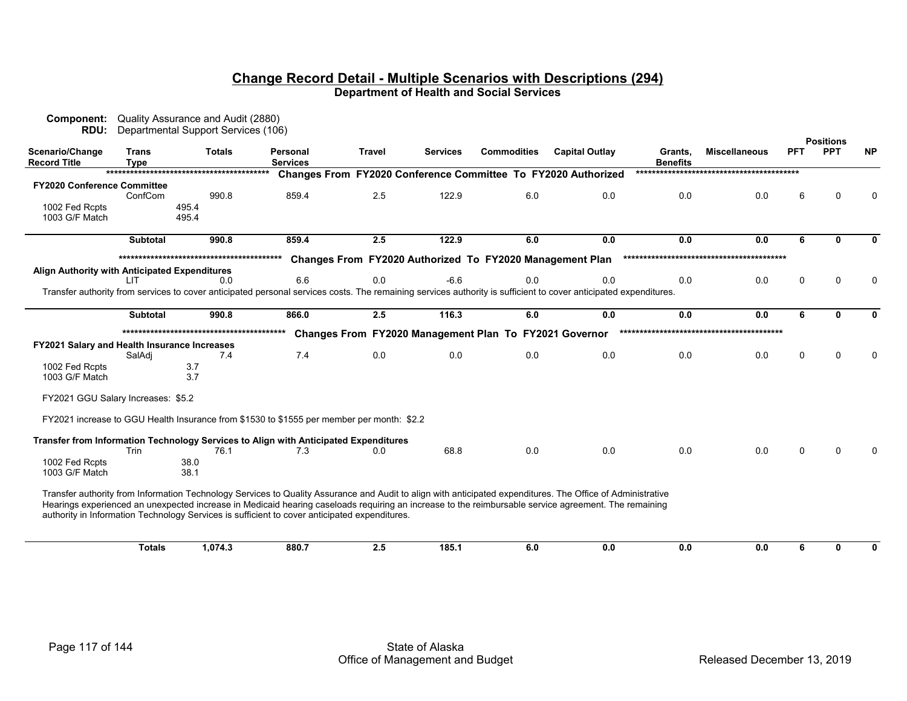## Change Record Detail - Multiple Scenarios with Descriptions (294)

### Department of Health and Social Services

**Component:** Quality Assurance and Audit (2880)
**RDU:** Departmental Support Services (106)

| Scenario/Change Record Title | Trans Type | Totals | Personal Services | Travel | Services | Commodities | Capital Outlay | Grants, Benefits | Miscellaneous | PFT | PPT | NP |
|---|---|---|---|---|---|---|---|---|---|---|---|---|
| | | | ***** Changes From FY2020 Conference Committee To FY2020 Authorized ***** | | | | | | | | | |
| **FY2020 Conference Committee** | | | | | | | | | | | | |
| | ConfCom | 990.8 | 859.4 | 2.5 | 122.9 | 6.0 | 0.0 | 0.0 | 0.0 | 6 | 0 | 0 |
| 1002 Fed Rcpts | 495.4 | | | | | | | | | | | |
| 1003 G/F Match | 495.4 | | | | | | | | | | | |
| | **Subtotal** | **990.8** | **859.4** | **2.5** | **122.9** | **6.0** | **0.0** | **0.0** | **0.0** | **6** | **0** | **0** |
| | | | ***** Changes From FY2020 Authorized To FY2020 Management Plan ***** | | | | | | | | | |
| **Align Authority with Anticipated Expenditures** | | | | | | | | | | | | |
| | LIT | 0.0 | 6.6 | 0.0 | -6.6 | 0.0 | 0.0 | 0.0 | 0.0 | 0 | 0 | 0 |
| Transfer authority from services to cover anticipated personal services costs. The remaining services authority is sufficient to cover anticipated expenditures. | | | | | | | | | | | | |
| | **Subtotal** | **990.8** | **866.0** | **2.5** | **116.3** | **6.0** | **0.0** | **0.0** | **0.0** | **6** | **0** | **0** |
| | | | ***** Changes From FY2020 Management Plan To FY2021 Governor ***** | | | | | | | | | |
| **FY2021 Salary and Health Insurance Increases** | | | | | | | | | | | | |
| | SalAdj | 7.4 | 7.4 | 0.0 | 0.0 | 0.0 | 0.0 | 0.0 | 0.0 | 0 | 0 | 0 |
| 1002 Fed Rcpts | 3.7 | | | | | | | | | | | |
| 1003 G/F Match | 3.7 | | | | | | | | | | | |
| FY2021 GGU Salary Increases: $5.2 | | | | | | | | | | | | |
| FY2021 increase to GGU Health Insurance from $1530 to $1555 per member per month: $2.2 | | | | | | | | | | | | |
| **Transfer from Information Technology Services to Align with Anticipated Expenditures** | | | | | | | | | | | | |
| | Trin | 76.1 | 7.3 | 0.0 | 68.8 | 0.0 | 0.0 | 0.0 | 0.0 | 0 | 0 | 0 |
| 1002 Fed Rcpts | 38.0 | | | | | | | | | | | |
| 1003 G/F Match | 38.1 | | | | | | | | | | | |
| Transfer authority from Information Technology Services to Quality Assurance and Audit to align with anticipated expenditures. The Office of Administrative Hearings experienced an unexpected increase in Medicaid hearing caseloads requiring an increase to the reimbursable service agreement. The remaining authority in Information Technology Services is sufficient to cover anticipated expenditures. | | | | | | | | | | | | |
| | **Totals** | **1,074.3** | **880.7** | **2.5** | **185.1** | **6.0** | **0.0** | **0.0** | **0.0** | **6** | **0** | **0** |

State of Alaska
Office of Management and Budget
Released December 13, 2019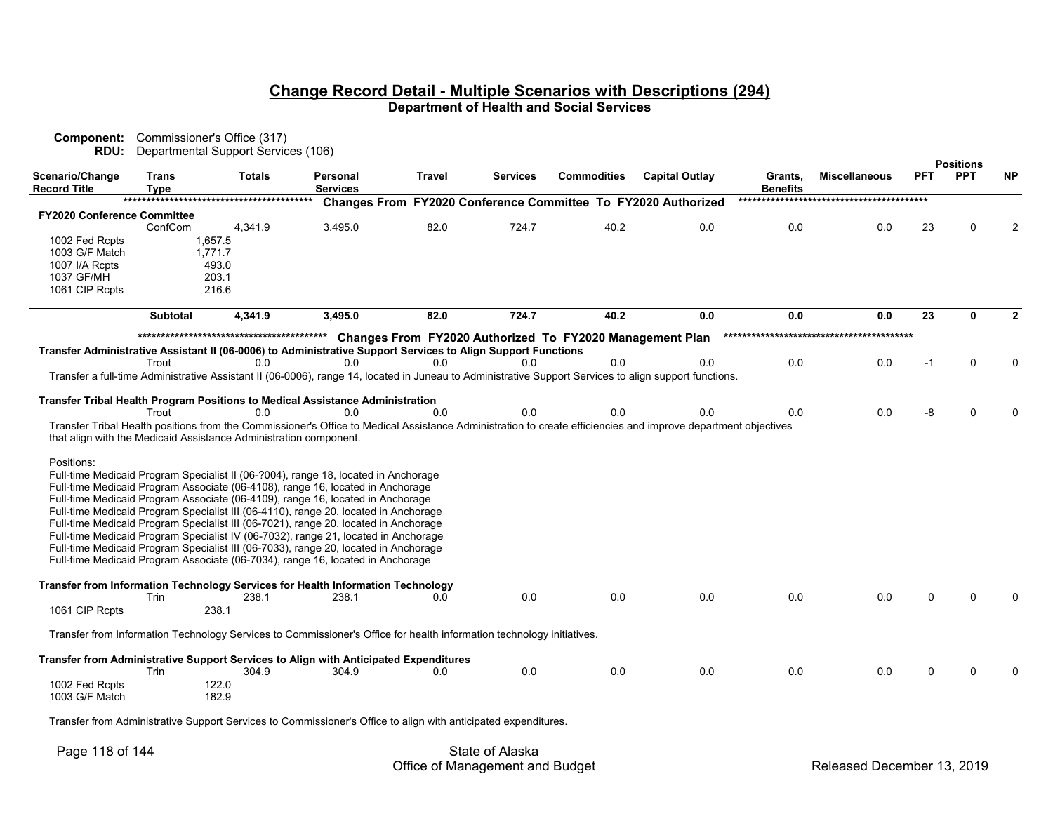## Change Record Detail - Multiple Scenarios with Descriptions (294)

**Department of Health and Social Services**

**Component:** Commissioner's Office (317)
**RDU:** Departmental Support Services (106)

| Scenario/Change Record Title | Trans Type | Totals | Personal Services | Travel | Services | Commodities | Capital Outlay | Grants, Benefits | Miscellaneous | Positions PFT | Positions PPT | Positions NP |
|---|---|---|---|---|---|---|---|---|---|---|---|---|
| ***************************************** Changes From FY2020 Conference Committee To FY2020 Authorized ***************************************** | | | | | | | | | | | | |
| **FY2020 Conference Committee** | | | | | | | | | | | | |
| | ConfCom | 4,341.9 | 3,495.0 | 82.0 | 724.7 | 40.2 | 0.0 | 0.0 | 0.0 | 23 | 0 | 2 |
| 1002 Fed Rcpts | | 1,657.5 | | | | | | | | | | |
| 1003 G/F Match | | 1,771.7 | | | | | | | | | | |
| 1007 I/A Rcpts | | 493.0 | | | | | | | | | | |
| 1037 GF/MH | | 203.1 | | | | | | | | | | |
| 1061 CIP Rcpts | | 216.6 | | | | | | | | | | |
| | **Subtotal** | **4,341.9** | **3,495.0** | **82.0** | **724.7** | **40.2** | **0.0** | **0.0** | **0.0** | **23** | **0** | **2** |
| ***************************************** Changes From FY2020 Authorized To FY2020 Management Plan ***************************************** | | | | | | | | | | | | |
| **Transfer Administrative Assistant II (06-0006) to Administrative Support Services to Align Support Functions** | | | | | | | | | | | | |
| | Trout | 0.0 | 0.0 | 0.0 | 0.0 | 0.0 | 0.0 | 0.0 | 0.0 | -1 | 0 | 0 |
| **Transfer Tribal Health Program Positions to Medical Assistance Administration** | | | | | | | | | | | | |
| | Trout | 0.0 | 0.0 | 0.0 | 0.0 | 0.0 | 0.0 | 0.0 | 0.0 | -8 | 0 | 0 |
| **Transfer from Information Technology Services for Health Information Technology** | | | | | | | | | | | | |
| | Trin | 238.1 | 238.1 | 0.0 | 0.0 | 0.0 | 0.0 | 0.0 | 0.0 | 0 | 0 | 0 |
| 1061 CIP Rcpts | | 238.1 | | | | | | | | | | |
| **Transfer from Administrative Support Services to Align with Anticipated Expenditures** | | | | | | | | | | | | |
| | Trin | 304.9 | 304.9 | 0.0 | 0.0 | 0.0 | 0.0 | 0.0 | 0.0 | 0 | 0 | 0 |
| 1002 Fed Rcpts | | 122.0 | | | | | | | | | | |
| 1003 G/F Match | | 182.9 | | | | | | | | | | |

**Transfer Administrative Assistant II (06-0006) to Administrative Support Services to Align Support Functions:** Transfer a full-time Administrative Assistant II (06-0006), range 14, located in Juneau to Administrative Support Services to align support functions.

**Transfer Tribal Health Program Positions to Medical Assistance Administration:** Transfer Tribal Health positions from the Commissioner's Office to Medical Assistance Administration to create efficiencies and improve department objectives that align with the Medicaid Assistance Administration component.

Positions:
Full-time Medicaid Program Specialist II (06-?004), range 18, located in Anchorage
Full-time Medicaid Program Associate (06-4108), range 16, located in Anchorage
Full-time Medicaid Program Associate (06-4109), range 16, located in Anchorage
Full-time Medicaid Program Specialist III (06-4110), range 20, located in Anchorage
Full-time Medicaid Program Specialist III (06-7021), range 20, located in Anchorage
Full-time Medicaid Program Specialist IV (06-7032), range 21, located in Anchorage
Full-time Medicaid Program Specialist III (06-7033), range 20, located in Anchorage
Full-time Medicaid Program Associate (06-7034), range 16, located in Anchorage

**Transfer from Information Technology Services for Health Information Technology:** Transfer from Information Technology Services to Commissioner's Office for health information technology initiatives.

**Transfer from Administrative Support Services to Align with Anticipated Expenditures:** Transfer from Administrative Support Services to Commissioner's Office to align with anticipated expenditures.

State of Alaska
Office of Management and Budget
Released December 13, 2019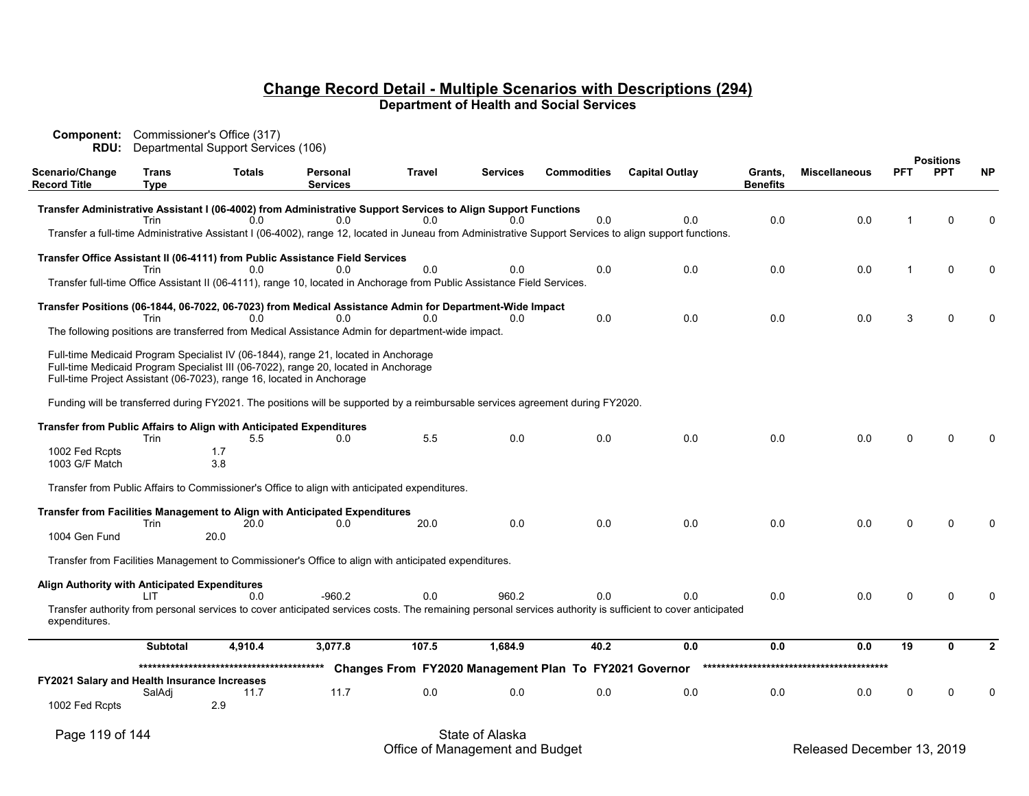## Change Record Detail - Multiple Scenarios with Descriptions (294)
**Department of Health and Social Services**

**Component:** Commissioner's Office (317)
**RDU:** Departmental Support Services (106)

| Scenario/Change Record Title | Trans Type | Totals | Personal Services | Travel | Services | Commodities | Capital Outlay | Grants, Benefits | Miscellaneous | PFT | PPT | NP |
|---|---|---|---|---|---|---|---|---|---|---|---|---|
| **Transfer Administrative Assistant I (06-4002) from Administrative Support Services to Align Support Functions** | Trin | 0.0 | 0.0 | 0.0 | 0.0 | 0.0 | 0.0 | 0.0 | 0.0 | 1 | 0 | 0 |
| Transfer a full-time Administrative Assistant I (06-4002), range 12, located in Juneau from Administrative Support Services to align support functions. | | | | | | | | | | | | |
| **Transfer Office Assistant II (06-4111) from Public Assistance Field Services** | Trin | 0.0 | 0.0 | 0.0 | 0.0 | 0.0 | 0.0 | 0.0 | 0.0 | 1 | 0 | 0 |
| Transfer full-time Office Assistant II (06-4111), range 10, located in Anchorage from Public Assistance Field Services. | | | | | | | | | | | | |
| **Transfer Positions (06-1844, 06-7022, 06-7023) from Medical Assistance Admin for Department-Wide Impact** | Trin | 0.0 | 0.0 | 0.0 | 0.0 | 0.0 | 0.0 | 0.0 | 0.0 | 3 | 0 | 0 |
| The following positions are transferred from Medical Assistance Admin for department-wide impact.<br><br>Full-time Medicaid Program Specialist IV (06-1844), range 21, located in Anchorage<br>Full-time Medicaid Program Specialist III (06-7022), range 20, located in Anchorage<br>Full-time Project Assistant (06-7023), range 16, located in Anchorage<br><br>Funding will be transferred during FY2021. The positions will be supported by a reimbursable services agreement during FY2020. | | | | | | | | | | | | |
| **Transfer from Public Affairs to Align with Anticipated Expenditures** | Trin | 5.5 | 0.0 | 5.5 | 0.0 | 0.0 | 0.0 | 0.0 | 0.0 | 0 | 0 | 0 |
| 1002 Fed Rcpts | | 1.7 | | | | | | | | | | |
| 1003 G/F Match | | 3.8 | | | | | | | | | | |
| Transfer from Public Affairs to Commissioner's Office to align with anticipated expenditures. | | | | | | | | | | | | |
| **Transfer from Facilities Management to Align with Anticipated Expenditures** | Trin | 20.0 | 0.0 | 20.0 | 0.0 | 0.0 | 0.0 | 0.0 | 0.0 | 0 | 0 | 0 |
| 1004 Gen Fund | | 20.0 | | | | | | | | | | |
| Transfer from Facilities Management to Commissioner's Office to align with anticipated expenditures. | | | | | | | | | | | | |
| **Align Authority with Anticipated Expenditures** | LIT | 0.0 | -960.2 | 0.0 | 960.2 | 0.0 | 0.0 | 0.0 | 0.0 | 0 | 0 | 0 |
| Transfer authority from personal services to cover anticipated services costs. The remaining personal services authority is sufficient to cover anticipated expenditures. | | | | | | | | | | | | |
| | **Subtotal** | **4,910.4** | **3,077.8** | **107.5** | **1,684.9** | **40.2** | **0.0** | **0.0** | **0.0** | **19** | **0** | **2** |
| ****************************************** **Changes From FY2020 Management Plan To FY2021 Governor** ****************************************** | | | | | | | | | | | | |
| **FY2021 Salary and Health Insurance Increases** | SalAdj | 11.7 | 11.7 | 0.0 | 0.0 | 0.0 | 0.0 | 0.0 | 0.0 | 0 | 0 | 0 |
| 1002 Fed Rcpts | | 2.9 | | | | | | | | | | |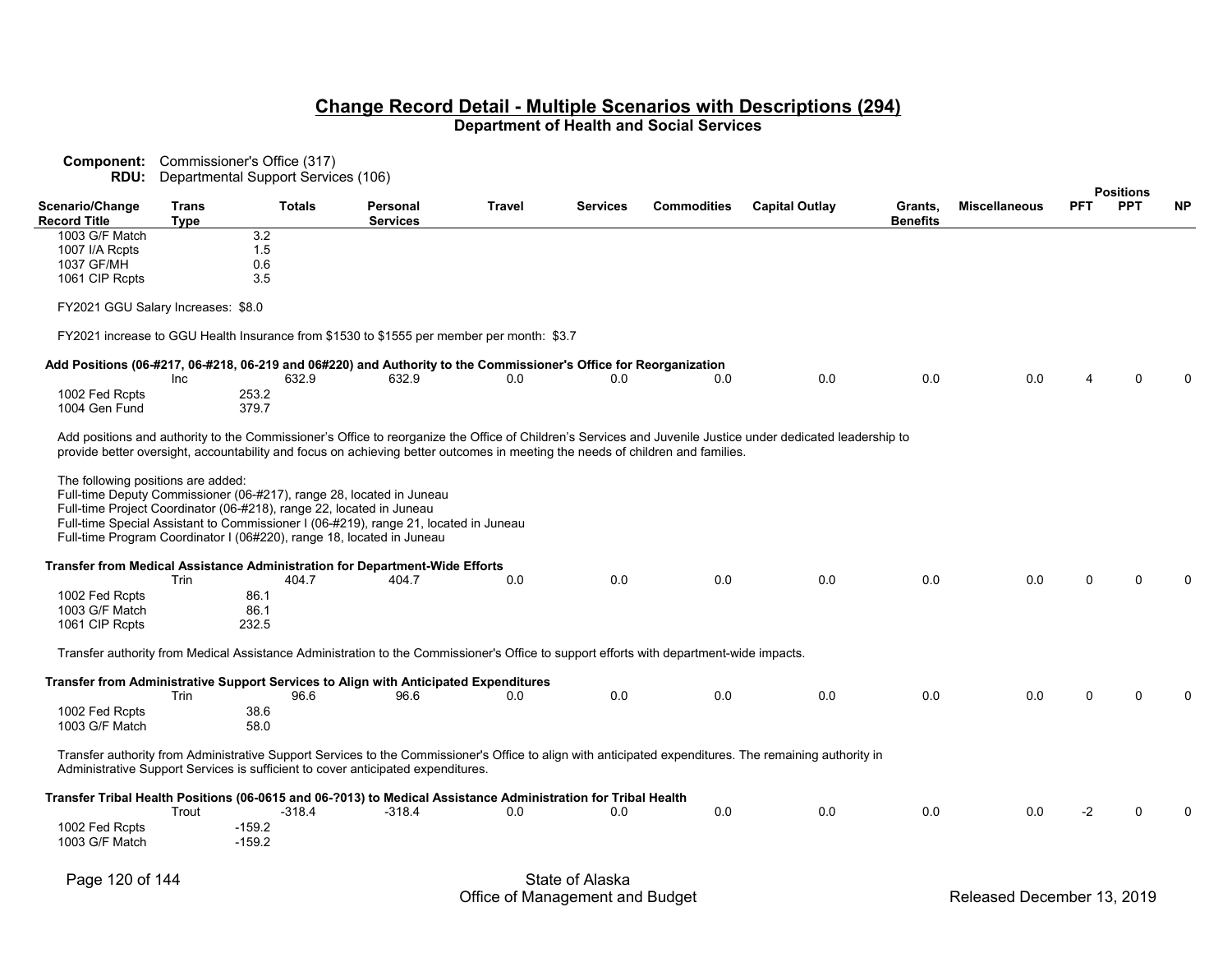## Change Record Detail - Multiple Scenarios with Descriptions (294)

**Department of Health and Social Services**

**Component:** Commissioner's Office (317)
**RDU:** Departmental Support Services (106)

| Scenario/Change Record Title | Trans Type | Totals | Personal Services | Travel | Services | Commodities | Capital Outlay | Grants, Benefits | Miscellaneous | Positions PFT | Positions PPT | Positions NP |
|---|---|---|---|---|---|---|---|---|---|---|---|---|
| 1003 G/F Match | | 3.2 | | | | | | | | | | |
| 1007 I/A Rcpts | | 1.5 | | | | | | | | | | |
| 1037 GF/MH | | 0.6 | | | | | | | | | | |
| 1061 CIP Rcpts | | 3.5 | | | | | | | | | | |

FY2021 GGU Salary Increases: $8.0

FY2021 increase to GGU Health Insurance from $1530 to $1555 per member per month: $3.7

| Scenario/Change Record Title | Trans Type | Totals | Personal Services | Travel | Services | Commodities | Capital Outlay | Grants, Benefits | Miscellaneous | PFT | PPT | NP |
|---|---|---|---|---|---|---|---|---|---|---|---|---|
| **Add Positions (06-#217, 06-#218, 06-219 and 06#220) and Authority to the Commissioner's Office for Reorganization** | Inc | 632.9 | 632.9 | 0.0 | 0.0 | 0.0 | 0.0 | 0.0 | 0.0 | 4 | 0 | 0 |
| 1002 Fed Rcpts | | 253.2 | | | | | | | | | | |
| 1004 Gen Fund | | 379.7 | | | | | | | | | | |

Add positions and authority to the Commissioner's Office to reorganize the Office of Children's Services and Juvenile Justice under dedicated leadership to provide better oversight, accountability and focus on achieving better outcomes in meeting the needs of children and families.

The following positions are added:
Full-time Deputy Commissioner (06-#217), range 28, located in Juneau
Full-time Project Coordinator (06-#218), range 22, located in Juneau
Full-time Special Assistant to Commissioner I (06-#219), range 21, located in Juneau
Full-time Program Coordinator I (06#220), range 18, located in Juneau

| Scenario/Change Record Title | Trans Type | Totals | Personal Services | Travel | Services | Commodities | Capital Outlay | Grants, Benefits | Miscellaneous | PFT | PPT | NP |
|---|---|---|---|---|---|---|---|---|---|---|---|---|
| **Transfer from Medical Assistance Administration for Department-Wide Efforts** | Trin | 404.7 | 404.7 | 0.0 | 0.0 | 0.0 | 0.0 | 0.0 | 0.0 | 0 | 0 | 0 |
| 1002 Fed Rcpts | | 86.1 | | | | | | | | | | |
| 1003 G/F Match | | 86.1 | | | | | | | | | | |
| 1061 CIP Rcpts | | 232.5 | | | | | | | | | | |

Transfer authority from Medical Assistance Administration to the Commissioner's Office to support efforts with department-wide impacts.

| Scenario/Change Record Title | Trans Type | Totals | Personal Services | Travel | Services | Commodities | Capital Outlay | Grants, Benefits | Miscellaneous | PFT | PPT | NP |
|---|---|---|---|---|---|---|---|---|---|---|---|---|
| **Transfer from Administrative Support Services to Align with Anticipated Expenditures** | Trin | 96.6 | 96.6 | 0.0 | 0.0 | 0.0 | 0.0 | 0.0 | 0.0 | 0 | 0 | 0 |
| 1002 Fed Rcpts | | 38.6 | | | | | | | | | | |
| 1003 G/F Match | | 58.0 | | | | | | | | | | |

Transfer authority from Administrative Support Services to the Commissioner's Office to align with anticipated expenditures. The remaining authority in Administrative Support Services is sufficient to cover anticipated expenditures.

| Scenario/Change Record Title | Trans Type | Totals | Personal Services | Travel | Services | Commodities | Capital Outlay | Grants, Benefits | Miscellaneous | PFT | PPT | NP |
|---|---|---|---|---|---|---|---|---|---|---|---|---|
| **Transfer Tribal Health Positions (06-0615 and 06-?013) to Medical Assistance Administration for Tribal Health** | Trout | -318.4 | -318.4 | 0.0 | 0.0 | 0.0 | 0.0 | 0.0 | 0.0 | -2 | 0 | 0 |
| 1002 Fed Rcpts | | -159.2 | | | | | | | | | | |
| 1003 G/F Match | | -159.2 | | | | | | | | | | |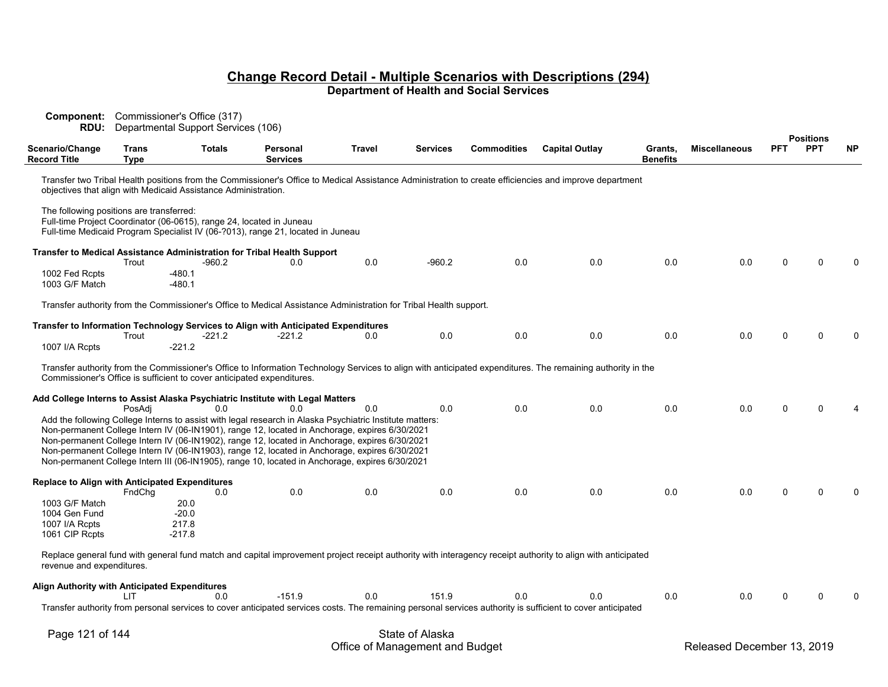## Change Record Detail - Multiple Scenarios with Descriptions (294)
### Department of Health and Social Services

**Component:** Commissioner's Office (317)
**RDU:** Departmental Support Services (106)

| Scenario/Change Record Title | Trans Type | Totals | Personal Services | Travel | Services | Commodities | Capital Outlay | Grants, Benefits | Miscellaneous | PFT | PPT | NP |
|---|---|---|---|---|---|---|---|---|---|---|---|---|

Transfer two Tribal Health positions from the Commissioner's Office to Medical Assistance Administration to create efficiencies and improve department objectives that align with Medicaid Assistance Administration.

The following positions are transferred:
Full-time Project Coordinator (06-0615), range 24, located in Juneau
Full-time Medicaid Program Specialist IV (06-?013), range 21, located in Juneau

**Transfer to Medical Assistance Administration for Tribal Health Support**

| | Trans Type | Totals | Personal Services | Travel | Services | Commodities | Capital Outlay | Grants, Benefits | Miscellaneous | PFT | PPT | NP |
|---|---|---|---|---|---|---|---|---|---|---|---|---|
| | Trout | -960.2 | 0.0 | 0.0 | -960.2 | 0.0 | 0.0 | 0.0 | 0.0 | 0 | 0 | 0 |
| 1002 Fed Rcpts | | -480.1 | | | | | | | | | | |
| 1003 G/F Match | | -480.1 | | | | | | | | | | |

Transfer authority from the Commissioner's Office to Medical Assistance Administration for Tribal Health support.

**Transfer to Information Technology Services to Align with Anticipated Expenditures**

| | Trans Type | Totals | Personal Services | Travel | Services | Commodities | Capital Outlay | Grants, Benefits | Miscellaneous | PFT | PPT | NP |
|---|---|---|---|---|---|---|---|---|---|---|---|---|
| | Trout | -221.2 | -221.2 | 0.0 | 0.0 | 0.0 | 0.0 | 0.0 | 0.0 | 0 | 0 | 0 |
| 1007 I/A Rcpts | | -221.2 | | | | | | | | | | |

Transfer authority from the Commissioner's Office to Information Technology Services to align with anticipated expenditures. The remaining authority in the Commissioner's Office is sufficient to cover anticipated expenditures.

**Add College Interns to Assist Alaska Psychiatric Institute with Legal Matters**

| | Trans Type | Totals | Personal Services | Travel | Services | Commodities | Capital Outlay | Grants, Benefits | Miscellaneous | PFT | PPT | NP |
|---|---|---|---|---|---|---|---|---|---|---|---|---|
| | PosAdj | 0.0 | 0.0 | 0.0 | 0.0 | 0.0 | 0.0 | 0.0 | 0.0 | 0 | 0 | 4 |

Add the following College Interns to assist with legal research in Alaska Psychiatric Institute matters:
Non-permanent College Intern IV (06-IN1901), range 12, located in Anchorage, expires 6/30/2021
Non-permanent College Intern IV (06-IN1902), range 12, located in Anchorage, expires 6/30/2021
Non-permanent College Intern IV (06-IN1903), range 12, located in Anchorage, expires 6/30/2021
Non-permanent College Intern III (06-IN1905), range 10, located in Anchorage, expires 6/30/2021

**Replace to Align with Anticipated Expenditures**

| | Trans Type | Totals | Personal Services | Travel | Services | Commodities | Capital Outlay | Grants, Benefits | Miscellaneous | PFT | PPT | NP |
|---|---|---|---|---|---|---|---|---|---|---|---|---|
| | FndChg | 0.0 | 0.0 | 0.0 | 0.0 | 0.0 | 0.0 | 0.0 | 0.0 | 0 | 0 | 0 |
| 1003 G/F Match | | 20.0 | | | | | | | | | | |
| 1004 Gen Fund | | -20.0 | | | | | | | | | | |
| 1007 I/A Rcpts | | 217.8 | | | | | | | | | | |
| 1061 CIP Rcpts | | -217.8 | | | | | | | | | | |

Replace general fund with general fund match and capital improvement project receipt authority with interagency receipt authority to align with anticipated revenue and expenditures.

**Align Authority with Anticipated Expenditures**

| | Trans Type | Totals | Personal Services | Travel | Services | Commodities | Capital Outlay | Grants, Benefits | Miscellaneous | PFT | PPT | NP |
|---|---|---|---|---|---|---|---|---|---|---|---|---|
| | LIT | 0.0 | -151.9 | 0.0 | 151.9 | 0.0 | 0.0 | 0.0 | 0.0 | 0 | 0 | 0 |

Transfer authority from personal services to cover anticipated services costs. The remaining personal services authority is sufficient to cover anticipated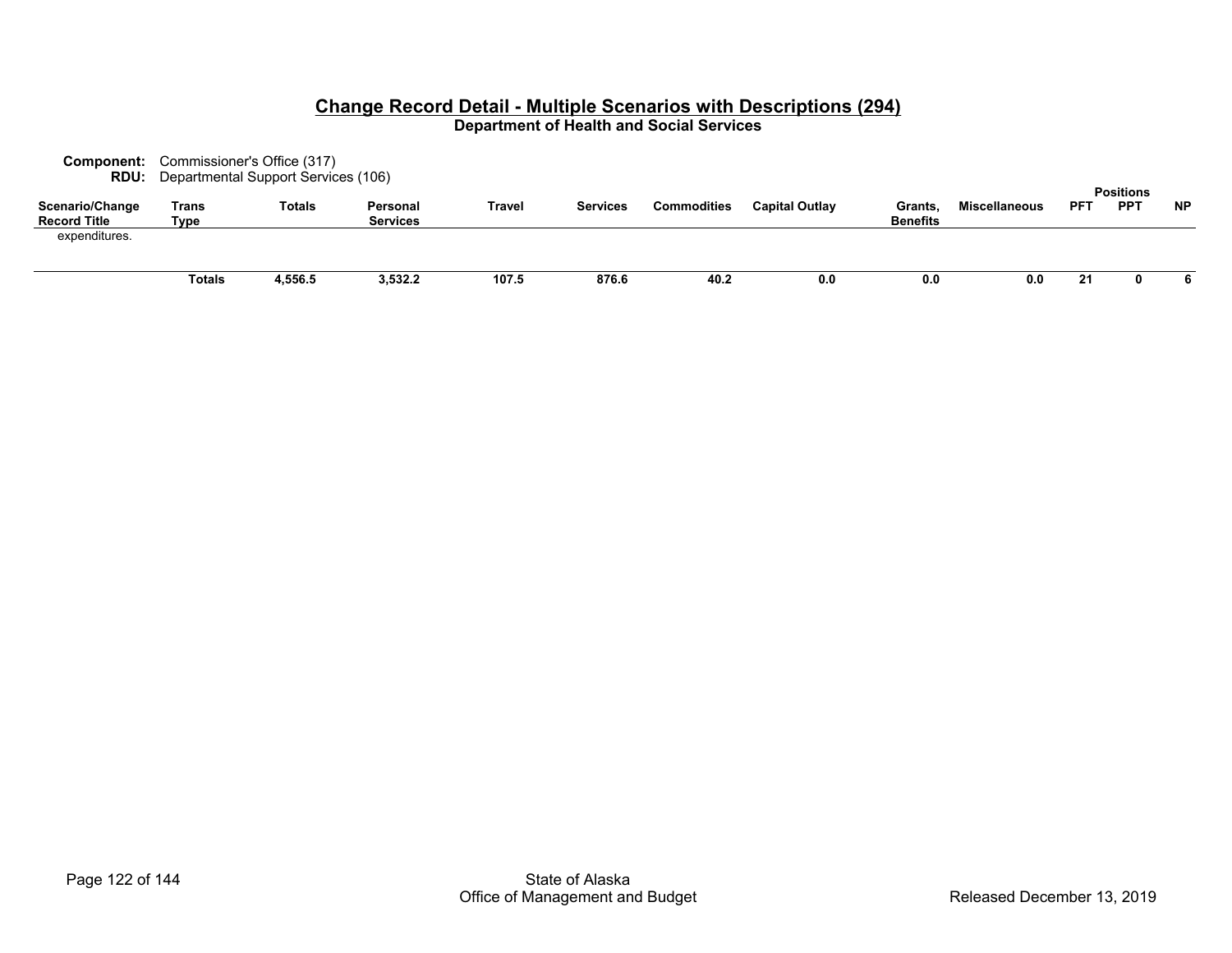## Change Record Detail - Multiple Scenarios with Descriptions (294)

**Department of Health and Social Services**

**Component:** Commissioner's Office (317)
**RDU:** Departmental Support Services (106)

| Scenario/Change Record Title | Trans Type | Totals | Personal Services | Travel | Services | Commodities | Capital Outlay | Grants, Benefits | Miscellaneous | Positions PFT | Positions PPT | Positions NP |
|---|---|---|---|---|---|---|---|---|---|---|---|---|
| expenditures. | | | | | | | | | | | | |
| | **Totals** | **4,556.5** | **3,532.2** | **107.5** | **876.6** | **40.2** | **0.0** | **0.0** | **0.0** | **21** | **0** | **6** |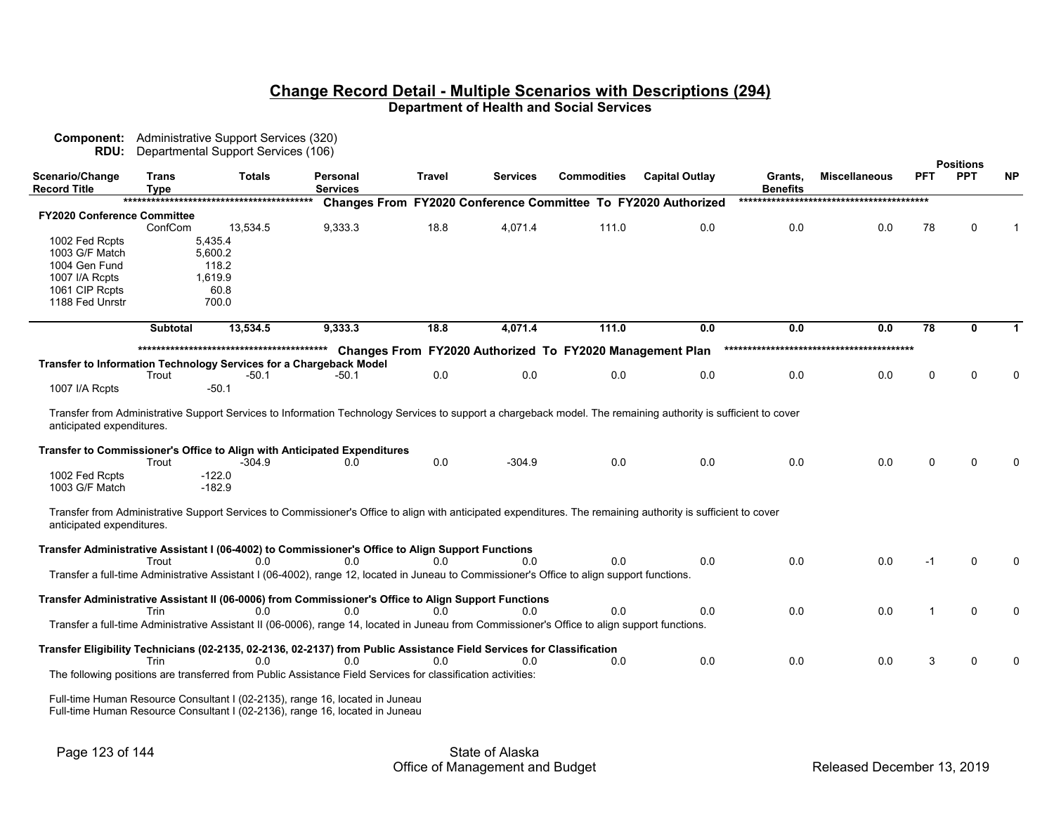# Change Record Detail - Multiple Scenarios with Descriptions (294)

**Department of Health and Social Services**

**Component:** Administrative Support Services (320)
**RDU:** Departmental Support Services (106)

| Scenario/Change Record Title | Trans Type | Totals | Personal Services | Travel | Services | Commodities | Capital Outlay | Grants, Benefits | Miscellaneous | PFT | PPT | NP |
|---|---|---|---|---|---|---|---|---|---|---|---|---|
| | | | **Changes From FY2020 Conference Committee To FY2020 Authorized** | | | | | | | | | |
| **FY2020 Conference Committee** | | | | | | | | | | | | |
| | ConfCom | 13,534.5 | 9,333.3 | 18.8 | 4,071.4 | 111.0 | 0.0 | 0.0 | 0.0 | 78 | 0 | 1 |
| 1002 Fed Rcpts | | 5,435.4 | | | | | | | | | | |
| 1003 G/F Match | | 5,600.2 | | | | | | | | | | |
| 1004 Gen Fund | | 118.2 | | | | | | | | | | |
| 1007 I/A Rcpts | | 1,619.9 | | | | | | | | | | |
| 1061 CIP Rcpts | | 60.8 | | | | | | | | | | |
| 1188 Fed Unrstr | | 700.0 | | | | | | | | | | |
| | **Subtotal** | **13,534.5** | **9,333.3** | **18.8** | **4,071.4** | **111.0** | **0.0** | **0.0** | **0.0** | **78** | **0** | **1** |
| | | | **Changes From FY2020 Authorized To FY2020 Management Plan** | | | | | | | | | |
| **Transfer to Information Technology Services for a Chargeback Model** | | | | | | | | | | | | |
| | Trout | -50.1 | -50.1 | 0.0 | 0.0 | 0.0 | 0.0 | 0.0 | 0.0 | 0 | 0 | 0 |
| 1007 I/A Rcpts | | -50.1 | | | | | | | | | | |

Transfer from Administrative Support Services to Information Technology Services to support a chargeback model. The remaining authority is sufficient to cover anticipated expenditures.

| Scenario/Change Record Title | Trans Type | Totals | Personal Services | Travel | Services | Commodities | Capital Outlay | Grants, Benefits | Miscellaneous | PFT | PPT | NP |
|---|---|---|---|---|---|---|---|---|---|---|---|---|
| **Transfer to Commissioner's Office to Align with Anticipated Expenditures** | | | | | | | | | | | | |
| | Trout | -304.9 | 0.0 | 0.0 | -304.9 | 0.0 | 0.0 | 0.0 | 0.0 | 0 | 0 | 0 |
| 1002 Fed Rcpts | | -122.0 | | | | | | | | | | |
| 1003 G/F Match | | -182.9 | | | | | | | | | | |

Transfer from Administrative Support Services to Commissioner's Office to align with anticipated expenditures. The remaining authority is sufficient to cover anticipated expenditures.

| Scenario/Change Record Title | Trans Type | Totals | Personal Services | Travel | Services | Commodities | Capital Outlay | Grants, Benefits | Miscellaneous | PFT | PPT | NP |
|---|---|---|---|---|---|---|---|---|---|---|---|---|
| **Transfer Administrative Assistant I (06-4002) to Commissioner's Office to Align Support Functions** | | | | | | | | | | | | |
| | Trout | 0.0 | 0.0 | 0.0 | 0.0 | 0.0 | 0.0 | 0.0 | 0.0 | -1 | 0 | 0 |

Transfer a full-time Administrative Assistant I (06-4002), range 12, located in Juneau to Commissioner's Office to align support functions.

| Scenario/Change Record Title | Trans Type | Totals | Personal Services | Travel | Services | Commodities | Capital Outlay | Grants, Benefits | Miscellaneous | PFT | PPT | NP |
|---|---|---|---|---|---|---|---|---|---|---|---|---|
| **Transfer Administrative Assistant II (06-0006) from Commissioner's Office to Align Support Functions** | | | | | | | | | | | | |
| | Trin | 0.0 | 0.0 | 0.0 | 0.0 | 0.0 | 0.0 | 0.0 | 0.0 | 1 | 0 | 0 |

Transfer a full-time Administrative Assistant II (06-0006), range 14, located in Juneau from Commissioner's Office to align support functions.

| Scenario/Change Record Title | Trans Type | Totals | Personal Services | Travel | Services | Commodities | Capital Outlay | Grants, Benefits | Miscellaneous | PFT | PPT | NP |
|---|---|---|---|---|---|---|---|---|---|---|---|---|
| **Transfer Eligibility Technicians (02-2135, 02-2136, 02-2137) from Public Assistance Field Services for Classification** | | | | | | | | | | | | |
| | Trin | 0.0 | 0.0 | 0.0 | 0.0 | 0.0 | 0.0 | 0.0 | 0.0 | 3 | 0 | 0 |

The following positions are transferred from Public Assistance Field Services for classification activities:

Full-time Human Resource Consultant I (02-2135), range 16, located in Juneau
Full-time Human Resource Consultant I (02-2136), range 16, located in Juneau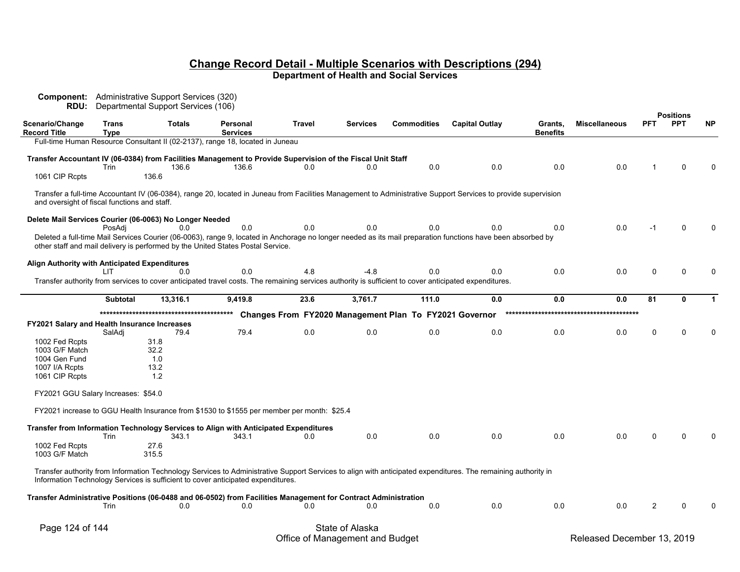# Change Record Detail - Multiple Scenarios with Descriptions (294)

## Department of Health and Social Services

**Component:** Administrative Support Services (320)
**RDU:** Departmental Support Services (106)

| Scenario/Change Record Title | Trans Type | Totals | Personal Services | Travel | Services | Commodities | Capital Outlay | Grants, Benefits | Miscellaneous | Positions PFT | Positions PPT | Positions NP |
|---|---|---|---|---|---|---|---|---|---|---|---|---|
| Full-time Human Resource Consultant II (02-2137), range 18, located in Juneau | | | | | | | | | | | | |
| **Transfer Accountant IV (06-0384) from Facilities Management to Provide Supervision of the Fiscal Unit Staff** | Trin | 136.6 | 136.6 | 0.0 | 0.0 | 0.0 | 0.0 | 0.0 | 0.0 | 1 | 0 | 0 |
| 1061 CIP Rcpts | | 136.6 | | | | | | | | | | |

Transfer a full-time Accountant IV (06-0384), range 20, located in Juneau from Facilities Management to Administrative Support Services to provide supervision and oversight of fiscal functions and staff.

| Scenario/Change Record Title | Trans Type | Totals | Personal Services | Travel | Services | Commodities | Capital Outlay | Grants, Benefits | Miscellaneous | Positions PFT | Positions PPT | Positions NP |
|---|---|---|---|---|---|---|---|---|---|---|---|---|
| **Delete Mail Services Courier (06-0063) No Longer Needed** | PosAdj | 0.0 | 0.0 | 0.0 | 0.0 | 0.0 | 0.0 | 0.0 | 0.0 | -1 | 0 | 0 |

Deleted a full-time Mail Services Courier (06-0063), range 9, located in Anchorage no longer needed as its mail preparation functions have been absorbed by other staff and mail delivery is performed by the United States Postal Service.

| Scenario/Change Record Title | Trans Type | Totals | Personal Services | Travel | Services | Commodities | Capital Outlay | Grants, Benefits | Miscellaneous | Positions PFT | Positions PPT | Positions NP |
|---|---|---|---|---|---|---|---|---|---|---|---|---|
| **Align Authority with Anticipated Expenditures** | LIT | 0.0 | 0.0 | 4.8 | -4.8 | 0.0 | 0.0 | 0.0 | 0.0 | 0 | 0 | 0 |

Transfer authority from services to cover anticipated travel costs. The remaining services authority is sufficient to cover anticipated expenditures.

| Scenario/Change Record Title | Trans Type | Totals | Personal Services | Travel | Services | Commodities | Capital Outlay | Grants, Benefits | Miscellaneous | Positions PFT | Positions PPT | Positions NP |
|---|---|---|---|---|---|---|---|---|---|---|---|---|
| | **Subtotal** | **13,316.1** | **9,419.8** | **23.6** | **3,761.7** | **111.0** | **0.0** | **0.0** | **0.0** | **81** | **0** | **1** |

****************************************** **Changes From FY2020 Management Plan To FY2021 Governor** ******************************************

| Scenario/Change Record Title | Trans Type | Totals | Personal Services | Travel | Services | Commodities | Capital Outlay | Grants, Benefits | Miscellaneous | Positions PFT | Positions PPT | Positions NP |
|---|---|---|---|---|---|---|---|---|---|---|---|---|
| **FY2021 Salary and Health Insurance Increases** | SalAdj | 79.4 | 79.4 | 0.0 | 0.0 | 0.0 | 0.0 | 0.0 | 0.0 | 0 | 0 | 0 |
| 1002 Fed Rcpts | | 31.8 | | | | | | | | | | |
| 1003 G/F Match | | 32.2 | | | | | | | | | | |
| 1004 Gen Fund | | 1.0 | | | | | | | | | | |
| 1007 I/A Rcpts | | 13.2 | | | | | | | | | | |
| 1061 CIP Rcpts | | 1.2 | | | | | | | | | | |

FY2021 GGU Salary Increases: $54.0

FY2021 increase to GGU Health Insurance from $1530 to $1555 per member per month: $25.4

| Scenario/Change Record Title | Trans Type | Totals | Personal Services | Travel | Services | Commodities | Capital Outlay | Grants, Benefits | Miscellaneous | Positions PFT | Positions PPT | Positions NP |
|---|---|---|---|---|---|---|---|---|---|---|---|---|
| **Transfer from Information Technology Services to Align with Anticipated Expenditures** | Trin | 343.1 | 343.1 | 0.0 | 0.0 | 0.0 | 0.0 | 0.0 | 0.0 | 0 | 0 | 0 |
| 1002 Fed Rcpts | | 27.6 | | | | | | | | | | |
| 1003 G/F Match | | 315.5 | | | | | | | | | | |

Transfer authority from Information Technology Services to Administrative Support Services to align with anticipated expenditures. The remaining authority in Information Technology Services is sufficient to cover anticipated expenditures.

| Scenario/Change Record Title | Trans Type | Totals | Personal Services | Travel | Services | Commodities | Capital Outlay | Grants, Benefits | Miscellaneous | Positions PFT | Positions PPT | Positions NP |
|---|---|---|---|---|---|---|---|---|---|---|---|---|
| **Transfer Administrative Positions (06-0488 and 06-0502) from Facilities Management for Contract Administration** | Trin | 0.0 | 0.0 | 0.0 | 0.0 | 0.0 | 0.0 | 0.0 | 0.0 | 2 | 0 | 0 |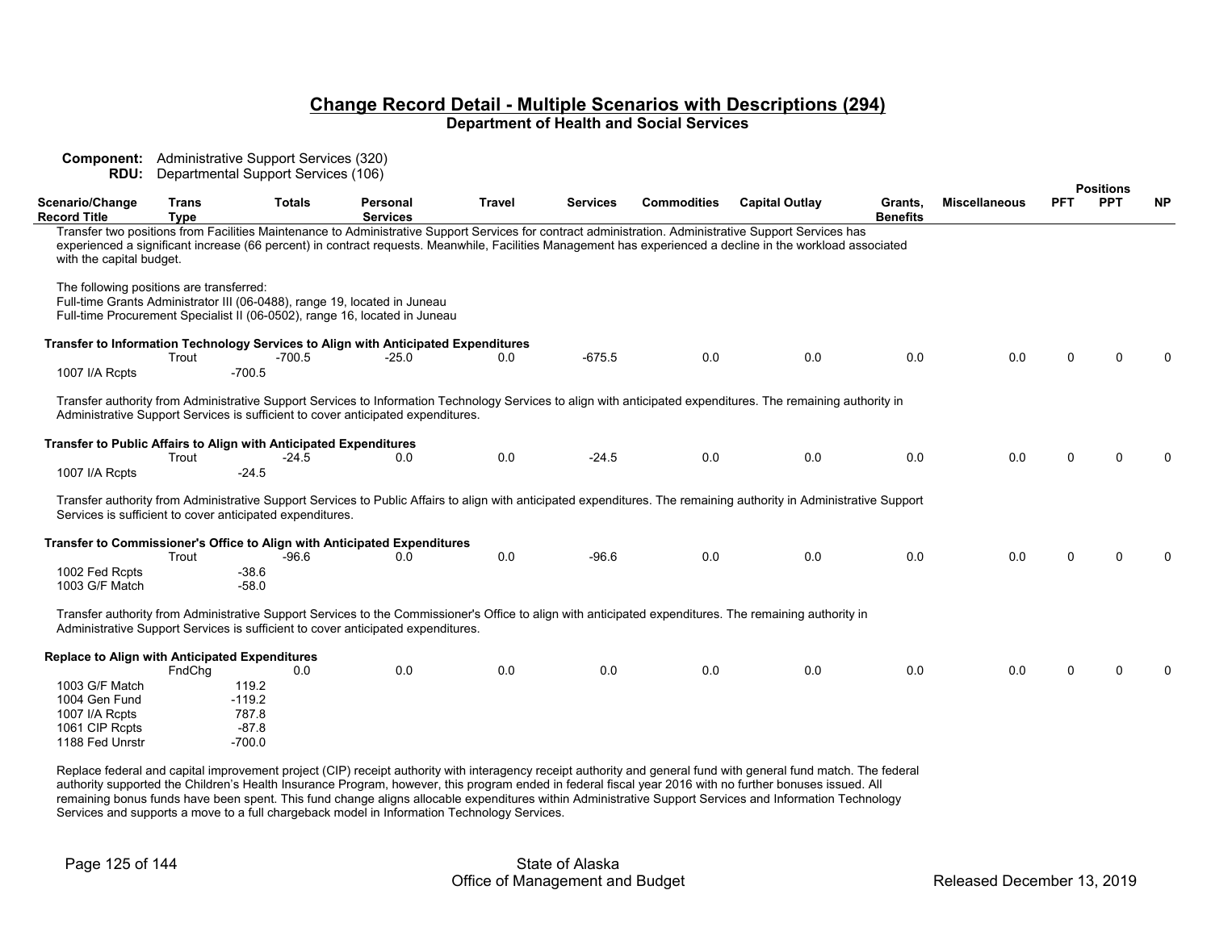## Change Record Detail - Multiple Scenarios with Descriptions (294)

**Department of Health and Social Services**

**Component:** Administrative Support Services (320)
**RDU:** Departmental Support Services (106)

| Scenario/Change Record Title | Trans Type | Totals | Personal Services | Travel | Services | Commodities | Capital Outlay | Grants, Benefits | Miscellaneous | PFT | PPT | NP |
|---|---|---|---|---|---|---|---|---|---|---|---|---|

Transfer two positions from Facilities Maintenance to Administrative Support Services for contract administration. Administrative Support Services has experienced a significant increase (66 percent) in contract requests. Meanwhile, Facilities Management has experienced a decline in the workload associated with the capital budget.

The following positions are transferred:
Full-time Grants Administrator III (06-0488), range 19, located in Juneau
Full-time Procurement Specialist II (06-0502), range 16, located in Juneau

| Scenario/Change Record Title | Trans Type | Totals | Personal Services | Travel | Services | Commodities | Capital Outlay | Grants, Benefits | Miscellaneous | PFT | PPT | NP |
|---|---|---|---|---|---|---|---|---|---|---|---|---|
| **Transfer to Information Technology Services to Align with Anticipated Expenditures** | | | | | | | | | | | | |
| | Trout | -700.5 | -25.0 | 0.0 | -675.5 | 0.0 | 0.0 | 0.0 | 0.0 | 0 | 0 | 0 |
| 1007 I/A Rcpts | | -700.5 | | | | | | | | | | |

Transfer authority from Administrative Support Services to Information Technology Services to align with anticipated expenditures. The remaining authority in Administrative Support Services is sufficient to cover anticipated expenditures.

| Scenario/Change Record Title | Trans Type | Totals | Personal Services | Travel | Services | Commodities | Capital Outlay | Grants, Benefits | Miscellaneous | PFT | PPT | NP |
|---|---|---|---|---|---|---|---|---|---|---|---|---|
| **Transfer to Public Affairs to Align with Anticipated Expenditures** | | | | | | | | | | | | |
| | Trout | -24.5 | 0.0 | 0.0 | -24.5 | 0.0 | 0.0 | 0.0 | 0.0 | 0 | 0 | 0 |
| 1007 I/A Rcpts | | -24.5 | | | | | | | | | | |

Transfer authority from Administrative Support Services to Public Affairs to align with anticipated expenditures. The remaining authority in Administrative Support Services is sufficient to cover anticipated expenditures.

| Scenario/Change Record Title | Trans Type | Totals | Personal Services | Travel | Services | Commodities | Capital Outlay | Grants, Benefits | Miscellaneous | PFT | PPT | NP |
|---|---|---|---|---|---|---|---|---|---|---|---|---|
| **Transfer to Commissioner's Office to Align with Anticipated Expenditures** | | | | | | | | | | | | |
| | Trout | -96.6 | 0.0 | 0.0 | -96.6 | 0.0 | 0.0 | 0.0 | 0.0 | 0 | 0 | 0 |
| 1002 Fed Rcpts | | -38.6 | | | | | | | | | | |
| 1003 G/F Match | | -58.0 | | | | | | | | | | |

Transfer authority from Administrative Support Services to the Commissioner's Office to align with anticipated expenditures. The remaining authority in Administrative Support Services is sufficient to cover anticipated expenditures.

| Scenario/Change Record Title | Trans Type | Totals | Personal Services | Travel | Services | Commodities | Capital Outlay | Grants, Benefits | Miscellaneous | PFT | PPT | NP |
|---|---|---|---|---|---|---|---|---|---|---|---|---|
| **Replace to Align with Anticipated Expenditures** | | | | | | | | | | | | |
| | FndChg | 0.0 | 0.0 | 0.0 | 0.0 | 0.0 | 0.0 | 0.0 | 0.0 | 0 | 0 | 0 |
| 1003 G/F Match | | 119.2 | | | | | | | | | | |
| 1004 Gen Fund | | -119.2 | | | | | | | | | | |
| 1007 I/A Rcpts | | 787.8 | | | | | | | | | | |
| 1061 CIP Rcpts | | -87.8 | | | | | | | | | | |
| 1188 Fed Unrstr | | -700.0 | | | | | | | | | | |

Replace federal and capital improvement project (CIP) receipt authority with interagency receipt authority and general fund with general fund match. The federal authority supported the Children's Health Insurance Program, however, this program ended in federal fiscal year 2016 with no further bonuses issued. All remaining bonus funds have been spent. This fund change aligns allocable expenditures within Administrative Support Services and Information Technology Services and supports a move to a full chargeback model in Information Technology Services.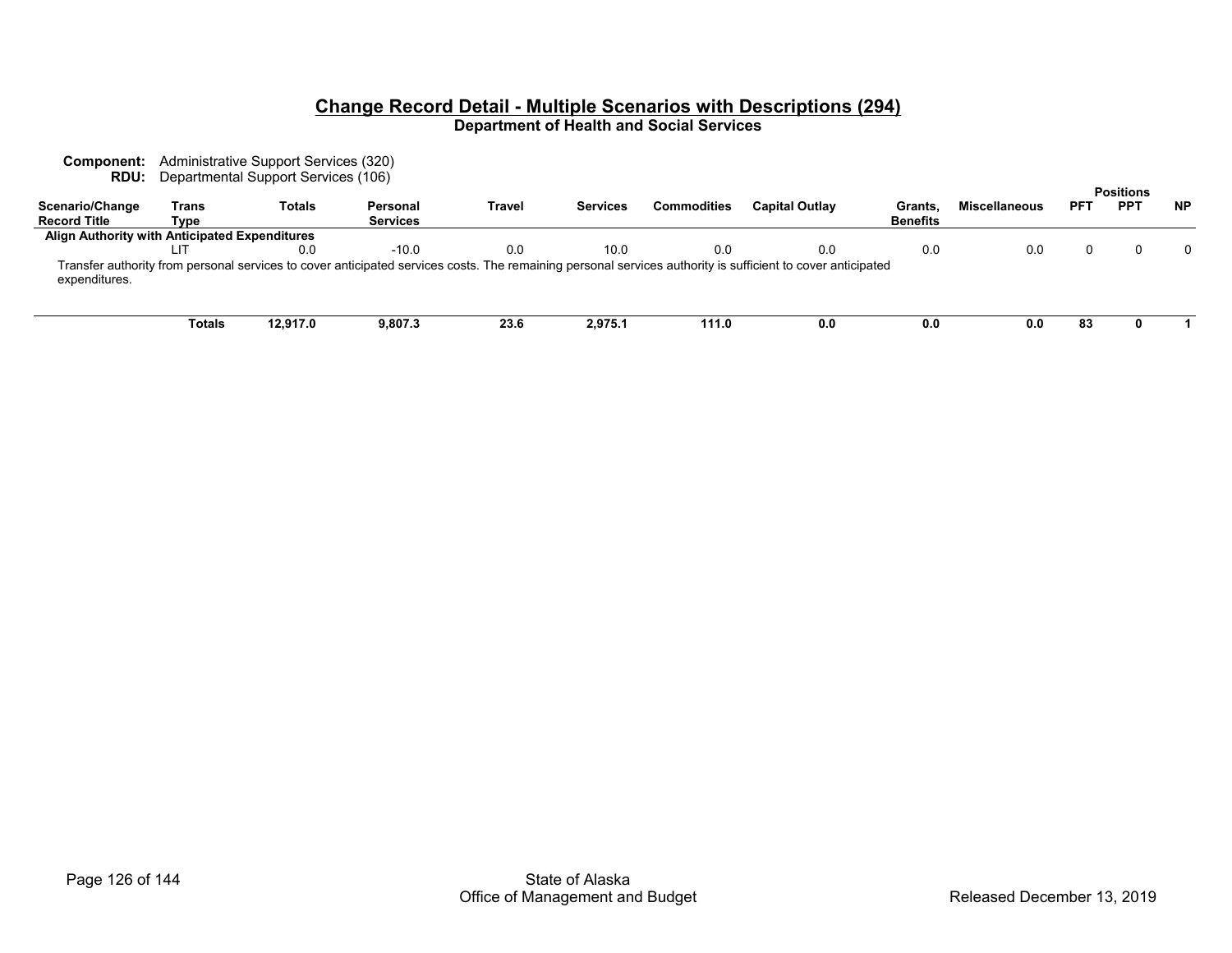## Change Record Detail - Multiple Scenarios with Descriptions (294)

### Department of Health and Social Services

**Component:** Administrative Support Services (320)
**RDU:** Departmental Support Services (106)

| Scenario/Change Record Title | Trans Type | Totals | Personal Services | Travel | Services | Commodities | Capital Outlay | Grants, Benefits | Miscellaneous | Positions PFT | Positions PPT | Positions NP |
|---|---|---|---|---|---|---|---|---|---|---|---|---|
| **Align Authority with Anticipated Expenditures** | | | | | | | | | | | | |
| | LIT | 0.0 | -10.0 | 0.0 | 10.0 | 0.0 | 0.0 | 0.0 | 0.0 | 0 | 0 | 0 |
| Transfer authority from personal services to cover anticipated services costs. The remaining personal services authority is sufficient to cover anticipated expenditures. | | | | | | | | | | | | |
| | **Totals** | **12,917.0** | **9,807.3** | **23.6** | **2,975.1** | **111.0** | **0.0** | **0.0** | **0.0** | **83** | **0** | **1** |

State of Alaska
Office of Management and Budget

Released December 13, 2019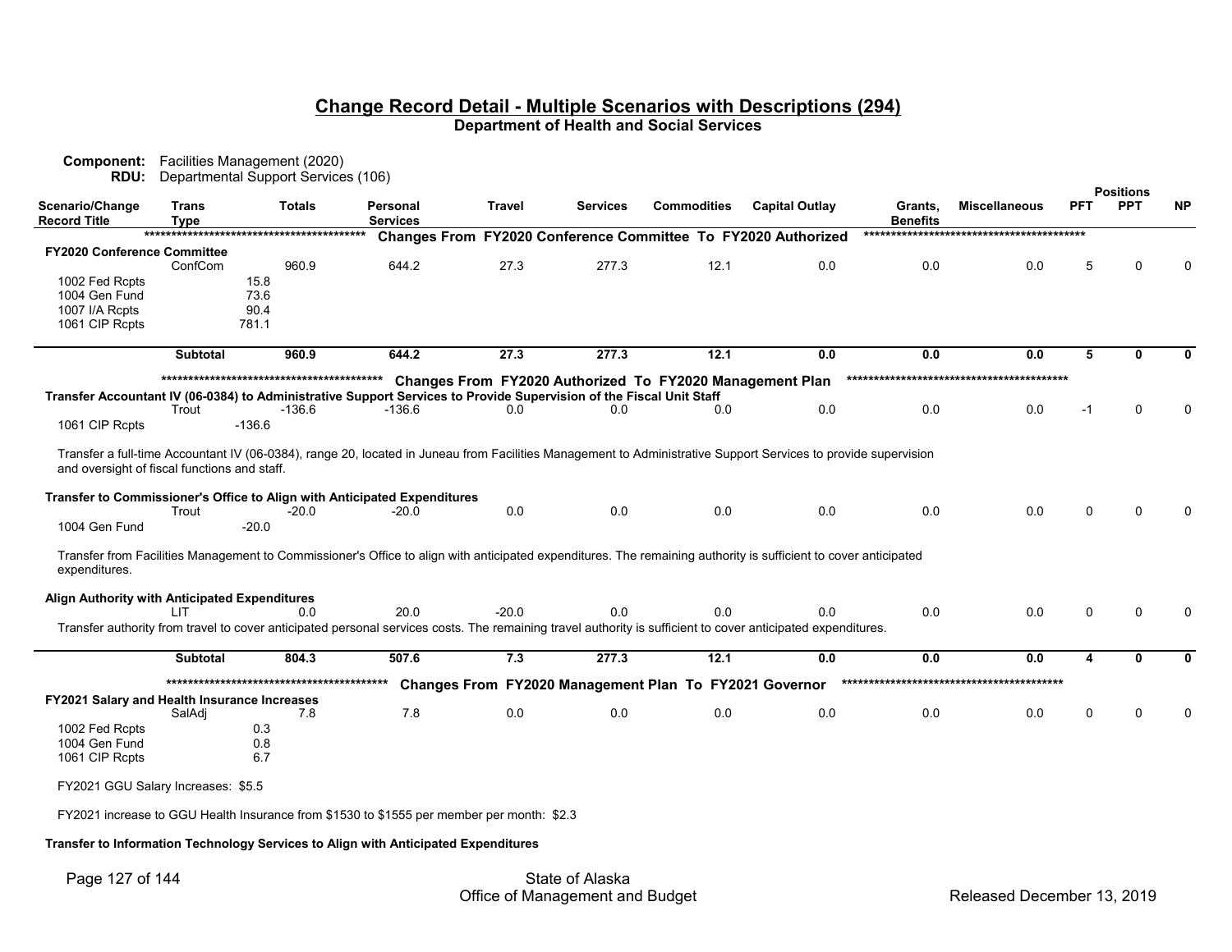## Change Record Detail - Multiple Scenarios with Descriptions (294)

**Department of Health and Social Services**

**Component:** Facilities Management (2020)
**RDU:** Departmental Support Services (106)

| Scenario/Change Record Title | Trans Type | Totals | Personal Services | Travel | Services | Commodities | Capital Outlay | Grants, Benefits | Miscellaneous | PFT | PPT | NP |
|---|---|---|---|---|---|---|---|---|---|---|---|---|
| | | | **Changes From FY2020 Conference Committee To FY2020 Authorized** | | | | | | | | | |
| **FY2020 Conference Committee** | | | | | | | | | | | | |
| | ConfCom | 960.9 | 644.2 | 27.3 | 277.3 | 12.1 | 0.0 | 0.0 | 0.0 | 5 | 0 | 0 |
| 1002 Fed Rcpts | | 15.8 | | | | | | | | | | |
| 1004 Gen Fund | | 73.6 | | | | | | | | | | |
| 1007 I/A Rcpts | | 90.4 | | | | | | | | | | |
| 1061 CIP Rcpts | | 781.1 | | | | | | | | | | |
| | **Subtotal** | **960.9** | **644.2** | **27.3** | **277.3** | **12.1** | **0.0** | **0.0** | **0.0** | **5** | **0** | **0** |
| | | | **Changes From FY2020 Authorized To FY2020 Management Plan** | | | | | | | | | |
| **Transfer Accountant IV (06-0384) to Administrative Support Services to Provide Supervision of the Fiscal Unit Staff** | | | | | | | | | | | | |
| | Trout | -136.6 | -136.6 | 0.0 | 0.0 | 0.0 | 0.0 | 0.0 | 0.0 | -1 | 0 | 0 |
| 1061 CIP Rcpts | | -136.6 | | | | | | | | | | |

Transfer a full-time Accountant IV (06-0384), range 20, located in Juneau from Facilities Management to Administrative Support Services to provide supervision and oversight of fiscal functions and staff.

| Scenario/Change Record Title | Trans Type | Totals | Personal Services | Travel | Services | Commodities | Capital Outlay | Grants, Benefits | Miscellaneous | PFT | PPT | NP |
|---|---|---|---|---|---|---|---|---|---|---|---|---|
| **Transfer to Commissioner's Office to Align with Anticipated Expenditures** | | | | | | | | | | | | |
| | Trout | -20.0 | -20.0 | 0.0 | 0.0 | 0.0 | 0.0 | 0.0 | 0.0 | 0 | 0 | 0 |
| 1004 Gen Fund | | -20.0 | | | | | | | | | | |

Transfer from Facilities Management to Commissioner's Office to align with anticipated expenditures. The remaining authority is sufficient to cover anticipated expenditures.

| Scenario/Change Record Title | Trans Type | Totals | Personal Services | Travel | Services | Commodities | Capital Outlay | Grants, Benefits | Miscellaneous | PFT | PPT | NP |
|---|---|---|---|---|---|---|---|---|---|---|---|---|
| **Align Authority with Anticipated Expenditures** | | | | | | | | | | | | |
| | LIT | 0.0 | 20.0 | -20.0 | 0.0 | 0.0 | 0.0 | 0.0 | 0.0 | 0 | 0 | 0 |

Transfer authority from travel to cover anticipated personal services costs. The remaining travel authority is sufficient to cover anticipated expenditures.

| Scenario/Change Record Title | Trans Type | Totals | Personal Services | Travel | Services | Commodities | Capital Outlay | Grants, Benefits | Miscellaneous | PFT | PPT | NP |
|---|---|---|---|---|---|---|---|---|---|---|---|---|
| | **Subtotal** | **804.3** | **507.6** | **7.3** | **277.3** | **12.1** | **0.0** | **0.0** | **0.0** | **4** | **0** | **0** |
| | | | **Changes From FY2020 Management Plan To FY2021 Governor** | | | | | | | | | |
| **FY2021 Salary and Health Insurance Increases** | | | | | | | | | | | | |
| | SalAdj | 7.8 | 7.8 | 0.0 | 0.0 | 0.0 | 0.0 | 0.0 | 0.0 | 0 | 0 | 0 |
| 1002 Fed Rcpts | | 0.3 | | | | | | | | | | |
| 1004 Gen Fund | | 0.8 | | | | | | | | | | |
| 1061 CIP Rcpts | | 6.7 | | | | | | | | | | |

FY2021 GGU Salary Increases: $5.5

FY2021 increase to GGU Health Insurance from $1530 to $1555 per member per month: $2.3

**Transfer to Information Technology Services to Align with Anticipated Expenditures**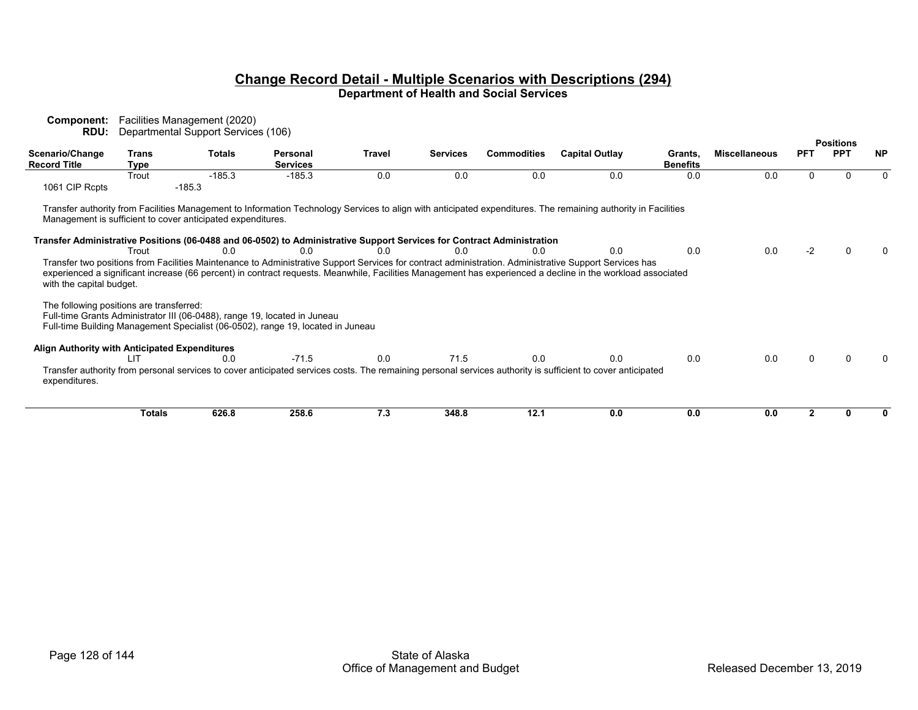# Change Record Detail - Multiple Scenarios with Descriptions (294)

## Department of Health and Social Services

**Component:** Facilities Management (2020)
**RDU:** Departmental Support Services (106)

| Scenario/Change Record Title | Trans Type | Totals | Personal Services | Travel | Services | Commodities | Capital Outlay | Grants, Benefits | Miscellaneous | Positions PFT | Positions PPT | Positions NP |
|---|---|---|---|---|---|---|---|---|---|---|---|---|
| | Trout | -185.3 | -185.3 | 0.0 | 0.0 | 0.0 | 0.0 | 0.0 | 0.0 | 0 | 0 | 0 |
| 1061 CIP Rcpts | | -185.3 | | | | | | | | | | |

Transfer authority from Facilities Management to Information Technology Services to align with anticipated expenditures. The remaining authority in Facilities Management is sufficient to cover anticipated expenditures.

**Transfer Administrative Positions (06-0488 and 06-0502) to Administrative Support Services for Contract Administration**

| Scenario/Change Record Title | Trans Type | Totals | Personal Services | Travel | Services | Commodities | Capital Outlay | Grants, Benefits | Miscellaneous | Positions PFT | Positions PPT | Positions NP |
|---|---|---|---|---|---|---|---|---|---|---|---|---|
| | Trout | 0.0 | 0.0 | 0.0 | 0.0 | 0.0 | 0.0 | 0.0 | 0.0 | -2 | 0 | 0 |

Transfer two positions from Facilities Maintenance to Administrative Support Services for contract administration. Administrative Support Services has experienced a significant increase (66 percent) in contract requests. Meanwhile, Facilities Management has experienced a decline in the workload associated with the capital budget.

The following positions are transferred:
Full-time Grants Administrator III (06-0488), range 19, located in Juneau
Full-time Building Management Specialist (06-0502), range 19, located in Juneau

**Align Authority with Anticipated Expenditures**

| Scenario/Change Record Title | Trans Type | Totals | Personal Services | Travel | Services | Commodities | Capital Outlay | Grants, Benefits | Miscellaneous | Positions PFT | Positions PPT | Positions NP |
|---|---|---|---|---|---|---|---|---|---|---|---|---|
| | LIT | 0.0 | -71.5 | 0.0 | 71.5 | 0.0 | 0.0 | 0.0 | 0.0 | 0 | 0 | 0 |

Transfer authority from personal services to cover anticipated services costs. The remaining personal services authority is sufficient to cover anticipated expenditures.

| | | Totals | Personal Services | Travel | Services | Commodities | Capital Outlay | Grants, Benefits | Miscellaneous | Positions PFT | Positions PPT | Positions NP |
|---|---|---|---|---|---|---|---|---|---|---|---|---|
| | **Totals** | **626.8** | **258.6** | **7.3** | **348.8** | **12.1** | **0.0** | **0.0** | **0.0** | **2** | **0** | **0** |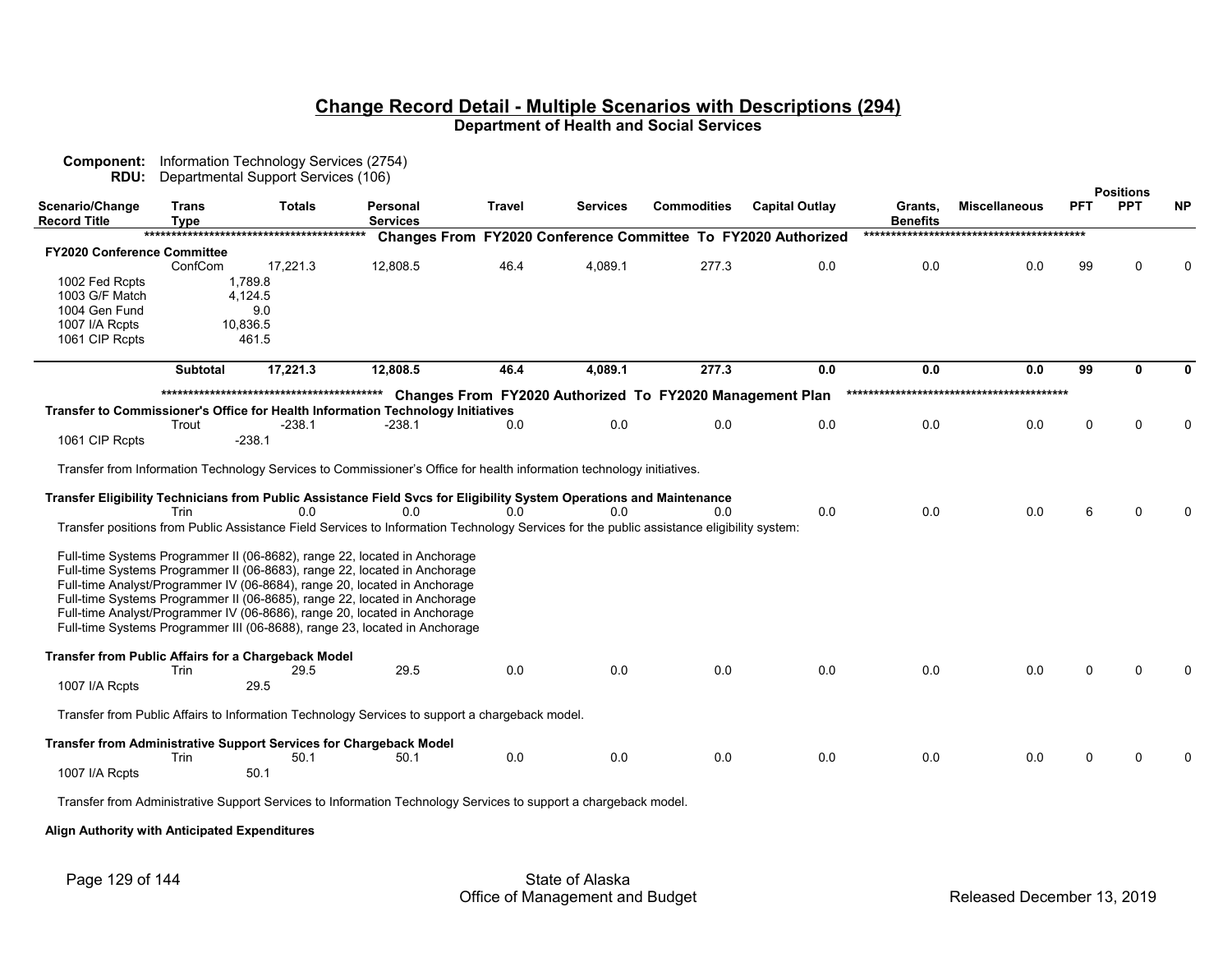## Change Record Detail - Multiple Scenarios with Descriptions (294)

### Department of Health and Social Services

**Component:** Information Technology Services (2754)
**RDU:** Departmental Support Services (106)

| Scenario/Change Record Title | Trans Type | Totals | Personal Services | Travel | Services | Commodities | Capital Outlay | Grants, Benefits | Miscellaneous | PFT | PPT | NP |
|---|---|---|---|---|---|---|---|---|---|---|---|---|
| ***************************************** | | | Changes From FY2020 Conference Committee To FY2020 Authorized | | | | | ***************************************** | | | | |
| **FY2020 Conference Committee** | | | | | | | | | | | | |
| | ConfCom | 17,221.3 | 12,808.5 | 46.4 | 4,089.1 | 277.3 | 0.0 | 0.0 | 0.0 | 99 | 0 | 0 |
| 1002 Fed Rcpts | | 1,789.8 | | | | | | | | | | |
| 1003 G/F Match | | 4,124.5 | | | | | | | | | | |
| 1004 Gen Fund | | 9.0 | | | | | | | | | | |
| 1007 I/A Rcpts | | 10,836.5 | | | | | | | | | | |
| 1061 CIP Rcpts | | 461.5 | | | | | | | | | | |
| | **Subtotal** | **17,221.3** | **12,808.5** | **46.4** | **4,089.1** | **277.3** | **0.0** | **0.0** | **0.0** | **99** | **0** | **0** |
| ***************************************** | | | Changes From FY2020 Authorized To FY2020 Management Plan | | | | | ***************************************** | | | | |
| **Transfer to Commissioner's Office for Health Information Technology Initiatives** | | | | | | | | | | | | |
| | Trout | -238.1 | -238.1 | 0.0 | 0.0 | 0.0 | 0.0 | 0.0 | 0.0 | 0 | 0 | 0 |
| 1061 CIP Rcpts | | -238.1 | | | | | | | | | | |

Transfer from Information Technology Services to Commissioner's Office for health information technology initiatives.

| Scenario/Change Record Title | Trans Type | Totals | Personal Services | Travel | Services | Commodities | Capital Outlay | Grants, Benefits | Miscellaneous | PFT | PPT | NP |
|---|---|---|---|---|---|---|---|---|---|---|---|---|
| **Transfer Eligibility Technicians from Public Assistance Field Svcs for Eligibility System Operations and Maintenance** | | | | | | | | | | | | |
| | Trin | 0.0 | 0.0 | 0.0 | 0.0 | 0.0 | 0.0 | 0.0 | 0.0 | 6 | 0 | 0 |

Transfer positions from Public Assistance Field Services to Information Technology Services for the public assistance eligibility system:

Full-time Systems Programmer II (06-8682), range 22, located in Anchorage
Full-time Systems Programmer II (06-8683), range 22, located in Anchorage
Full-time Analyst/Programmer IV (06-8684), range 20, located in Anchorage
Full-time Systems Programmer II (06-8685), range 22, located in Anchorage
Full-time Analyst/Programmer IV (06-8686), range 20, located in Anchorage
Full-time Systems Programmer III (06-8688), range 23, located in Anchorage

| Scenario/Change Record Title | Trans Type | Totals | Personal Services | Travel | Services | Commodities | Capital Outlay | Grants, Benefits | Miscellaneous | PFT | PPT | NP |
|---|---|---|---|---|---|---|---|---|---|---|---|---|
| **Transfer from Public Affairs for a Chargeback Model** | | | | | | | | | | | | |
| | Trin | 29.5 | 29.5 | 0.0 | 0.0 | 0.0 | 0.0 | 0.0 | 0.0 | 0 | 0 | 0 |
| 1007 I/A Rcpts | | 29.5 | | | | | | | | | | |

Transfer from Public Affairs to Information Technology Services to support a chargeback model.

| Scenario/Change Record Title | Trans Type | Totals | Personal Services | Travel | Services | Commodities | Capital Outlay | Grants, Benefits | Miscellaneous | PFT | PPT | NP |
|---|---|---|---|---|---|---|---|---|---|---|---|---|
| **Transfer from Administrative Support Services for Chargeback Model** | | | | | | | | | | | | |
| | Trin | 50.1 | 50.1 | 0.0 | 0.0 | 0.0 | 0.0 | 0.0 | 0.0 | 0 | 0 | 0 |
| 1007 I/A Rcpts | | 50.1 | | | | | | | | | | |

Transfer from Administrative Support Services to Information Technology Services to support a chargeback model.

**Align Authority with Anticipated Expenditures**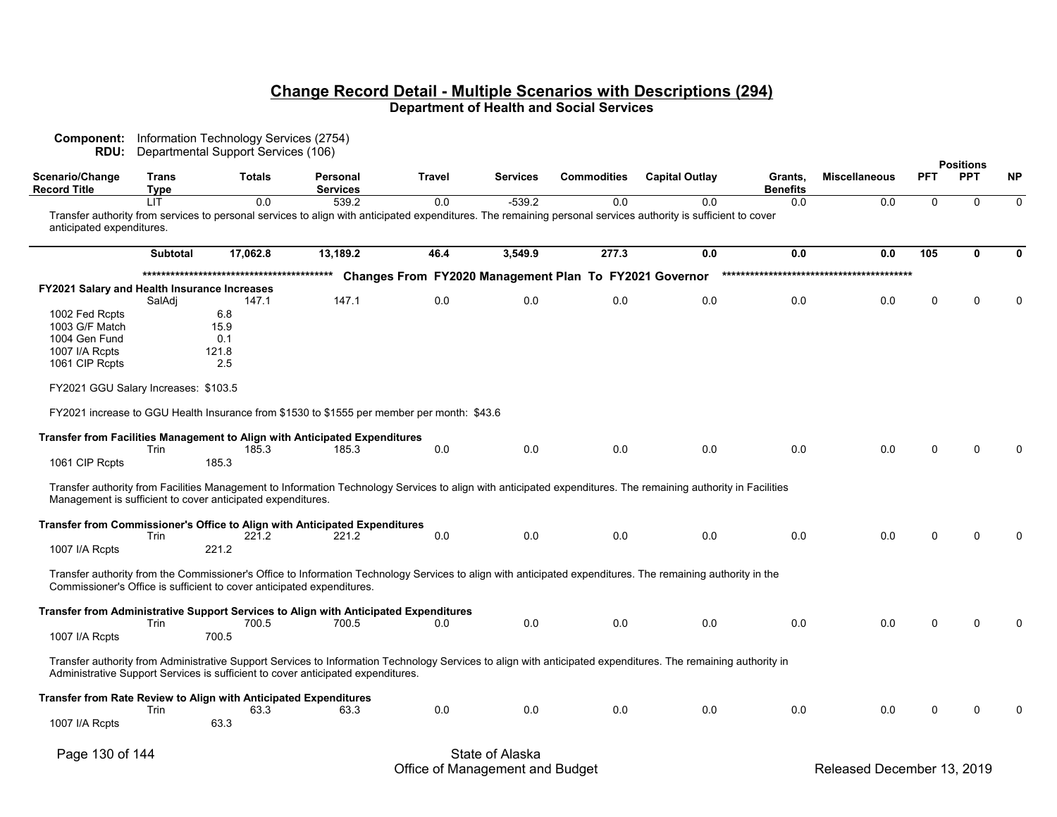# Change Record Detail - Multiple Scenarios with Descriptions (294)

**Department of Health and Social Services**

**Component:** Information Technology Services (2754)
**RDU:** Departmental Support Services (106)

| Scenario/Change Record Title | Trans Type | Totals | Personal Services | Travel | Services | Commodities | Capital Outlay | Grants, Benefits | Miscellaneous | Positions PFT | Positions PPT | Positions NP |
|---|---|---|---|---|---|---|---|---|---|---|---|---|
| | LIT | 0.0 | 539.2 | 0.0 | -539.2 | 0.0 | 0.0 | 0.0 | 0.0 | 0 | 0 | 0 |

Transfer authority from services to personal services to align with anticipated expenditures. The remaining personal services authority is sufficient to cover anticipated expenditures.

| | Trans Type | Totals | Personal Services | Travel | Services | Commodities | Capital Outlay | Grants, Benefits | Miscellaneous | PFT | PPT | NP |
|---|---|---|---|---|---|---|---|---|---|---|---|---|
| | **Subtotal** | **17,062.8** | **13,189.2** | **46.4** | **3,549.9** | **277.3** | **0.0** | **0.0** | **0.0** | **105** | **0** | **0** |

**\*\*\*\*\*\*\*\*\*\*\*\*\*\*\*\*\*\*\*\*\*\*\*\*\*\*\*\*\*\*\*\*\*\*\*\*\*\*\*\*\*\*\* Changes From FY2020 Management Plan To FY2021 Governor \*\*\*\*\*\*\*\*\*\*\*\*\*\*\*\*\*\*\*\*\*\*\*\*\*\*\*\*\*\*\*\*\*\*\*\*\*\*\*\*\*\*\***

**FY2021 Salary and Health Insurance Increases**

| | Trans Type | Totals | Personal Services | Travel | Services | Commodities | Capital Outlay | Grants, Benefits | Miscellaneous | PFT | PPT | NP |
|---|---|---|---|---|---|---|---|---|---|---|---|---|
| | SalAdj | 147.1 | 147.1 | 0.0 | 0.0 | 0.0 | 0.0 | 0.0 | 0.0 | 0 | 0 | 0 |
| 1002 Fed Rcpts | | 6.8 | | | | | | | | | | |
| 1003 G/F Match | | 15.9 | | | | | | | | | | |
| 1004 Gen Fund | | 0.1 | | | | | | | | | | |
| 1007 I/A Rcpts | | 121.8 | | | | | | | | | | |
| 1061 CIP Rcpts | | 2.5 | | | | | | | | | | |

FY2021 GGU Salary Increases: $103.5

FY2021 increase to GGU Health Insurance from $1530 to $1555 per member per month: $43.6

**Transfer from Facilities Management to Align with Anticipated Expenditures**

| | Trans Type | Totals | Personal Services | Travel | Services | Commodities | Capital Outlay | Grants, Benefits | Miscellaneous | PFT | PPT | NP |
|---|---|---|---|---|---|---|---|---|---|---|---|---|
| | Trin | 185.3 | 185.3 | 0.0 | 0.0 | 0.0 | 0.0 | 0.0 | 0.0 | 0 | 0 | 0 |
| 1061 CIP Rcpts | | 185.3 | | | | | | | | | | |

Transfer authority from Facilities Management to Information Technology Services to align with anticipated expenditures. The remaining authority in Facilities Management is sufficient to cover anticipated expenditures.

**Transfer from Commissioner's Office to Align with Anticipated Expenditures**

| | Trans Type | Totals | Personal Services | Travel | Services | Commodities | Capital Outlay | Grants, Benefits | Miscellaneous | PFT | PPT | NP |
|---|---|---|---|---|---|---|---|---|---|---|---|---|
| | Trin | 221.2 | 221.2 | 0.0 | 0.0 | 0.0 | 0.0 | 0.0 | 0.0 | 0 | 0 | 0 |
| 1007 I/A Rcpts | | 221.2 | | | | | | | | | | |

Transfer authority from the Commissioner's Office to Information Technology Services to align with anticipated expenditures. The remaining authority in the Commissioner's Office is sufficient to cover anticipated expenditures.

**Transfer from Administrative Support Services to Align with Anticipated Expenditures**

| | Trans Type | Totals | Personal Services | Travel | Services | Commodities | Capital Outlay | Grants, Benefits | Miscellaneous | PFT | PPT | NP |
|---|---|---|---|---|---|---|---|---|---|---|---|---|
| | Trin | 700.5 | 700.5 | 0.0 | 0.0 | 0.0 | 0.0 | 0.0 | 0.0 | 0 | 0 | 0 |
| 1007 I/A Rcpts | | 700.5 | | | | | | | | | | |

Transfer authority from Administrative Support Services to Information Technology Services to align with anticipated expenditures. The remaining authority in Administrative Support Services is sufficient to cover anticipated expenditures.

**Transfer from Rate Review to Align with Anticipated Expenditures**

| | Trans Type | Totals | Personal Services | Travel | Services | Commodities | Capital Outlay | Grants, Benefits | Miscellaneous | PFT | PPT | NP |
|---|---|---|---|---|---|---|---|---|---|---|---|---|
| | Trin | 63.3 | 63.3 | 0.0 | 0.0 | 0.0 | 0.0 | 0.0 | 0.0 | 0 | 0 | 0 |
| 1007 I/A Rcpts | | 63.3 | | | | | | | | | | |

State of Alaska
Office of Management and Budget

Released December 13, 2019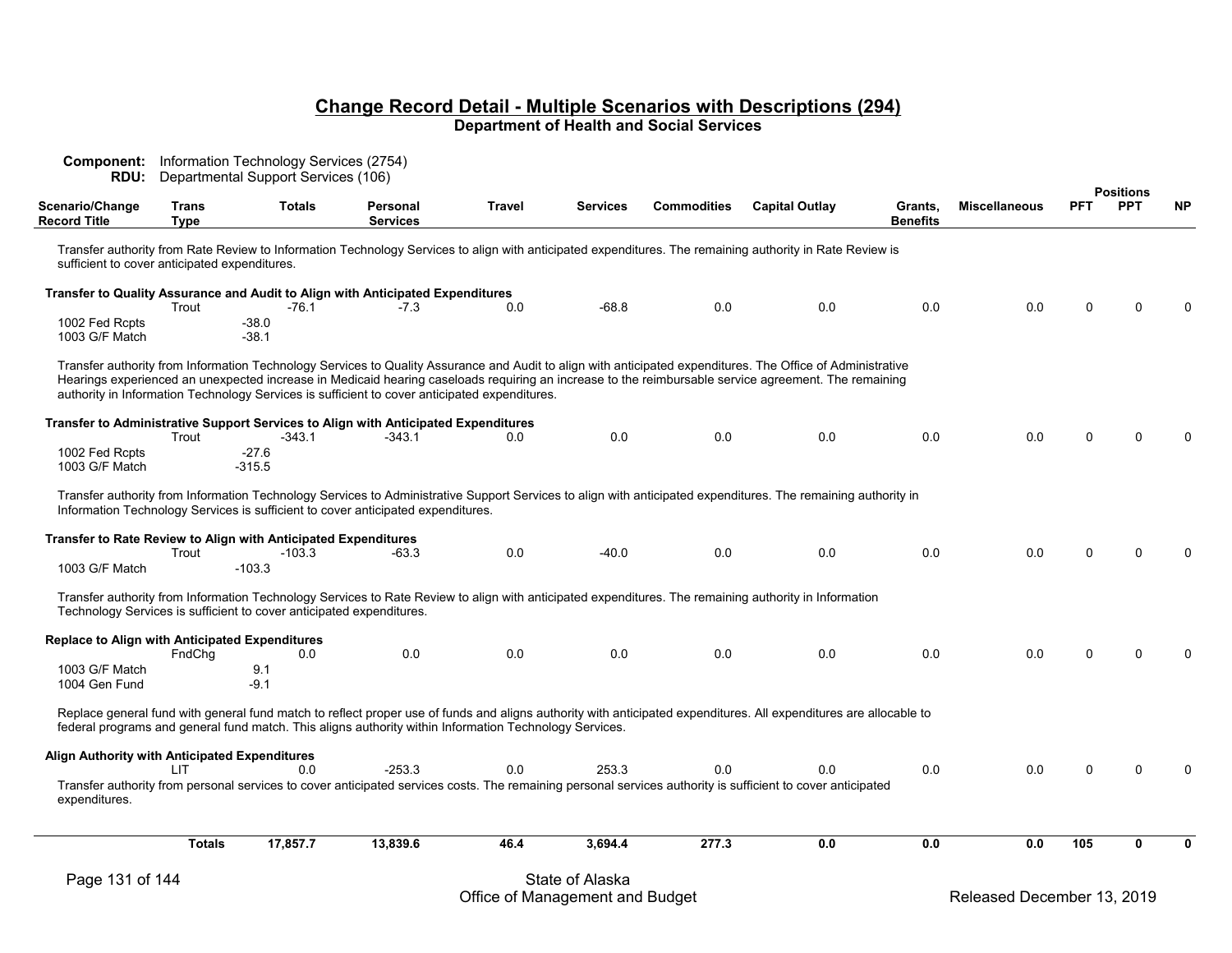## Change Record Detail - Multiple Scenarios with Descriptions (294)

**Department of Health and Social Services**

**Component:** Information Technology Services (2754)
**RDU:** Departmental Support Services (106)

| Scenario/Change Record Title | Trans Type | Totals | Personal Services | Travel | Services | Commodities | Capital Outlay | Grants, Benefits | Miscellaneous | Positions PFT | Positions PPT | Positions NP |
|---|---|---|---|---|---|---|---|---|---|---|---|---|

Transfer authority from Rate Review to Information Technology Services to align with anticipated expenditures. The remaining authority in Rate Review is sufficient to cover anticipated expenditures.

| Scenario/Change Record Title | Trans Type | Totals | Personal Services | Travel | Services | Commodities | Capital Outlay | Grants, Benefits | Miscellaneous | PFT | PPT | NP |
|---|---|---|---|---|---|---|---|---|---|---|---|---|
| **Transfer to Quality Assurance and Audit to Align with Anticipated Expenditures** | | | | | | | | | | | | |
| | Trout | -76.1 | -7.3 | 0.0 | -68.8 | 0.0 | 0.0 | 0.0 | 0.0 | 0 | 0 | 0 |
| 1002 Fed Rcpts | | -38.0 | | | | | | | | | | |
| 1003 G/F Match | | -38.1 | | | | | | | | | | |

Transfer authority from Information Technology Services to Quality Assurance and Audit to align with anticipated expenditures. The Office of Administrative Hearings experienced an unexpected increase in Medicaid hearing caseloads requiring an increase to the reimbursable service agreement. The remaining authority in Information Technology Services is sufficient to cover anticipated expenditures.

| Scenario/Change Record Title | Trans Type | Totals | Personal Services | Travel | Services | Commodities | Capital Outlay | Grants, Benefits | Miscellaneous | PFT | PPT | NP |
|---|---|---|---|---|---|---|---|---|---|---|---|---|
| **Transfer to Administrative Support Services to Align with Anticipated Expenditures** | | | | | | | | | | | | |
| | Trout | -343.1 | -343.1 | 0.0 | 0.0 | 0.0 | 0.0 | 0.0 | 0.0 | 0 | 0 | 0 |
| 1002 Fed Rcpts | | -27.6 | | | | | | | | | | |
| 1003 G/F Match | | -315.5 | | | | | | | | | | |

Transfer authority from Information Technology Services to Administrative Support Services to align with anticipated expenditures. The remaining authority in Information Technology Services is sufficient to cover anticipated expenditures.

| Scenario/Change Record Title | Trans Type | Totals | Personal Services | Travel | Services | Commodities | Capital Outlay | Grants, Benefits | Miscellaneous | PFT | PPT | NP |
|---|---|---|---|---|---|---|---|---|---|---|---|---|
| **Transfer to Rate Review to Align with Anticipated Expenditures** | | | | | | | | | | | | |
| | Trout | -103.3 | -63.3 | 0.0 | -40.0 | 0.0 | 0.0 | 0.0 | 0.0 | 0 | 0 | 0 |
| 1003 G/F Match | | -103.3 | | | | | | | | | | |

Transfer authority from Information Technology Services to Rate Review to align with anticipated expenditures. The remaining authority in Information Technology Services is sufficient to cover anticipated expenditures.

| Scenario/Change Record Title | Trans Type | Totals | Personal Services | Travel | Services | Commodities | Capital Outlay | Grants, Benefits | Miscellaneous | PFT | PPT | NP |
|---|---|---|---|---|---|---|---|---|---|---|---|---|
| **Replace to Align with Anticipated Expenditures** | | | | | | | | | | | | |
| | FndChg | 0.0 | 0.0 | 0.0 | 0.0 | 0.0 | 0.0 | 0.0 | 0.0 | 0 | 0 | 0 |
| 1003 G/F Match | | 9.1 | | | | | | | | | | |
| 1004 Gen Fund | | -9.1 | | | | | | | | | | |

Replace general fund with general fund match to reflect proper use of funds and aligns authority with anticipated expenditures. All expenditures are allocable to federal programs and general fund match. This aligns authority within Information Technology Services.

| Scenario/Change Record Title | Trans Type | Totals | Personal Services | Travel | Services | Commodities | Capital Outlay | Grants, Benefits | Miscellaneous | PFT | PPT | NP |
|---|---|---|---|---|---|---|---|---|---|---|---|---|
| **Align Authority with Anticipated Expenditures** | | | | | | | | | | | | |
| | LIT | 0.0 | -253.3 | 0.0 | 253.3 | 0.0 | 0.0 | 0.0 | 0.0 | 0 | 0 | 0 |

Transfer authority from personal services to cover anticipated services costs. The remaining personal services authority is sufficient to cover anticipated expenditures.

| | | Totals | Personal Services | Travel | Services | Commodities | Capital Outlay | Grants, Benefits | Miscellaneous | PFT | PPT | NP |
|---|---|---|---|---|---|---|---|---|---|---|---|---|
| | **Totals** | **17,857.7** | **13,839.6** | **46.4** | **3,694.4** | **277.3** | **0.0** | **0.0** | **0.0** | **105** | **0** | **0** |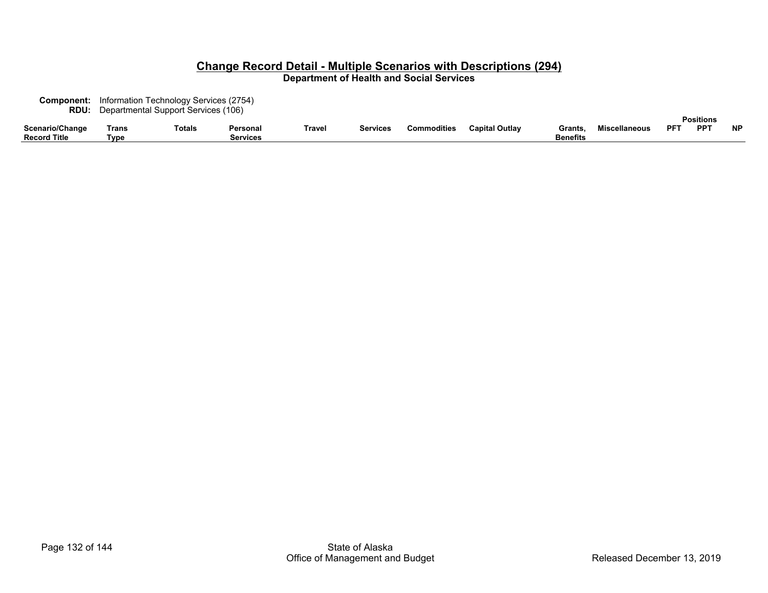## Change Record Detail - Multiple Scenarios with Descriptions (294)

**Department of Health and Social Services**

**Component:** Information Technology Services (2754)
**RDU:** Departmental Support Services (106)

| Scenario/Change Record Title | Trans Type | Totals | Personal Services | Travel | Services | Commodities | Capital Outlay | Grants, Benefits | Miscellaneous | Positions PFT | Positions PPT | Positions NP |
|---|---|---|---|---|---|---|---|---|---|---|---|---|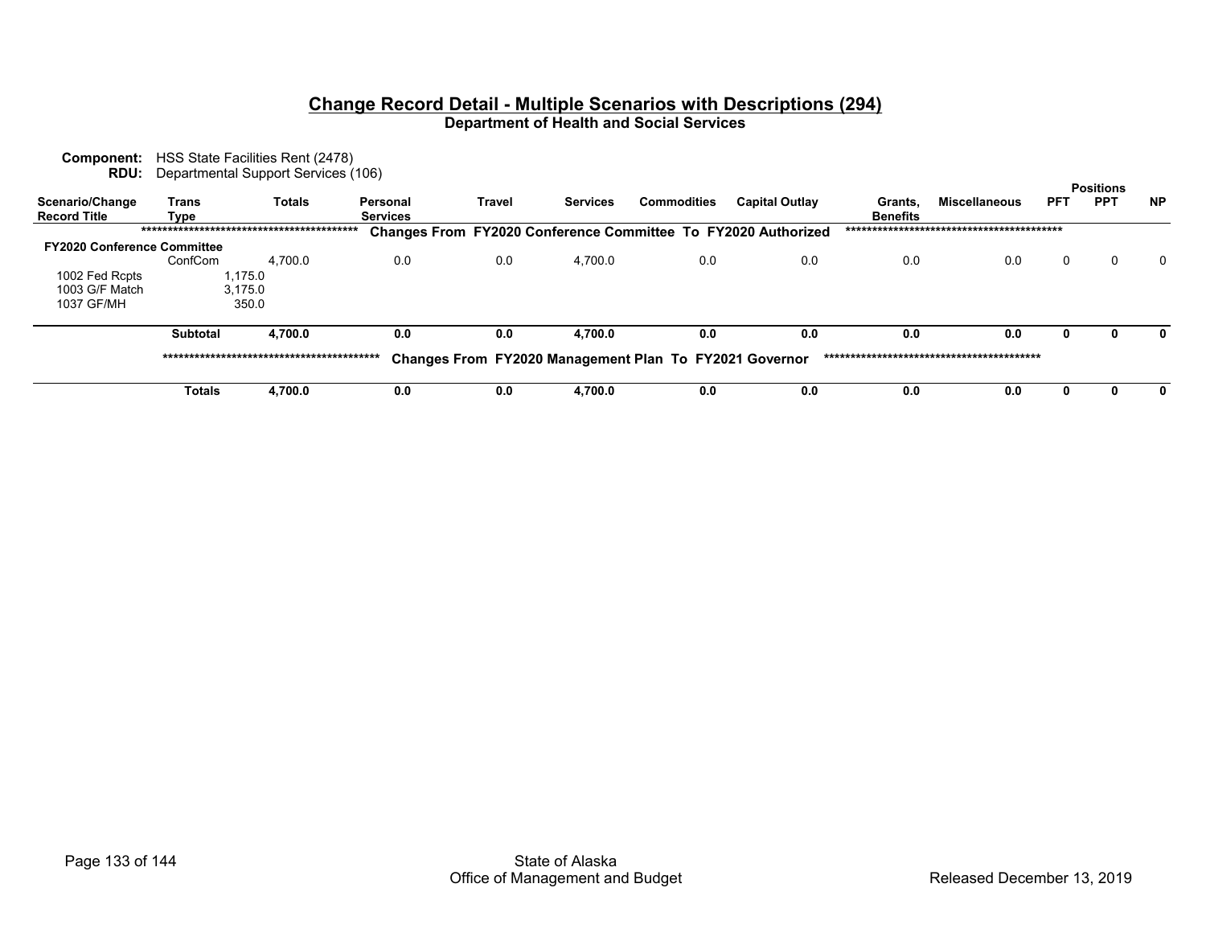# Change Record Detail - Multiple Scenarios with Descriptions (294)

## Department of Health and Social Services

**Component:** HSS State Facilities Rent (2478)
**RDU:** Departmental Support Services (106)

| Scenario/Change Record Title | Trans Type | Totals | Personal Services | Travel | Services | Commodities | Capital Outlay | Grants, Benefits | Miscellaneous | Positions PFT | Positions PPT | Positions NP |
|---|---|---|---|---|---|---|---|---|---|---|---|---|
| | | | ***** Changes From FY2020 Conference Committee To FY2020 Authorized ***** | | | | | | | | | |
| **FY2020 Conference Committee** | | | | | | | | | | | | |
| | ConfCom | 4,700.0 | 0.0 | 0.0 | 4,700.0 | 0.0 | 0.0 | 0.0 | 0.0 | 0 | 0 | 0 |
| 1002 Fed Rcpts | 1,175.0 | | | | | | | | | | | |
| 1003 G/F Match | 3,175.0 | | | | | | | | | | | |
| 1037 GF/MH | 350.0 | | | | | | | | | | | |
| | **Subtotal** | **4,700.0** | **0.0** | **0.0** | **4,700.0** | **0.0** | **0.0** | **0.0** | **0.0** | **0** | **0** | **0** |
| | | | ***** Changes From FY2020 Management Plan To FY2021 Governor ***** | | | | | | | | | |
| | **Totals** | **4,700.0** | **0.0** | **0.0** | **4,700.0** | **0.0** | **0.0** | **0.0** | **0.0** | **0** | **0** | **0** |

State of Alaska
Office of Management and Budget

Released December 13, 2019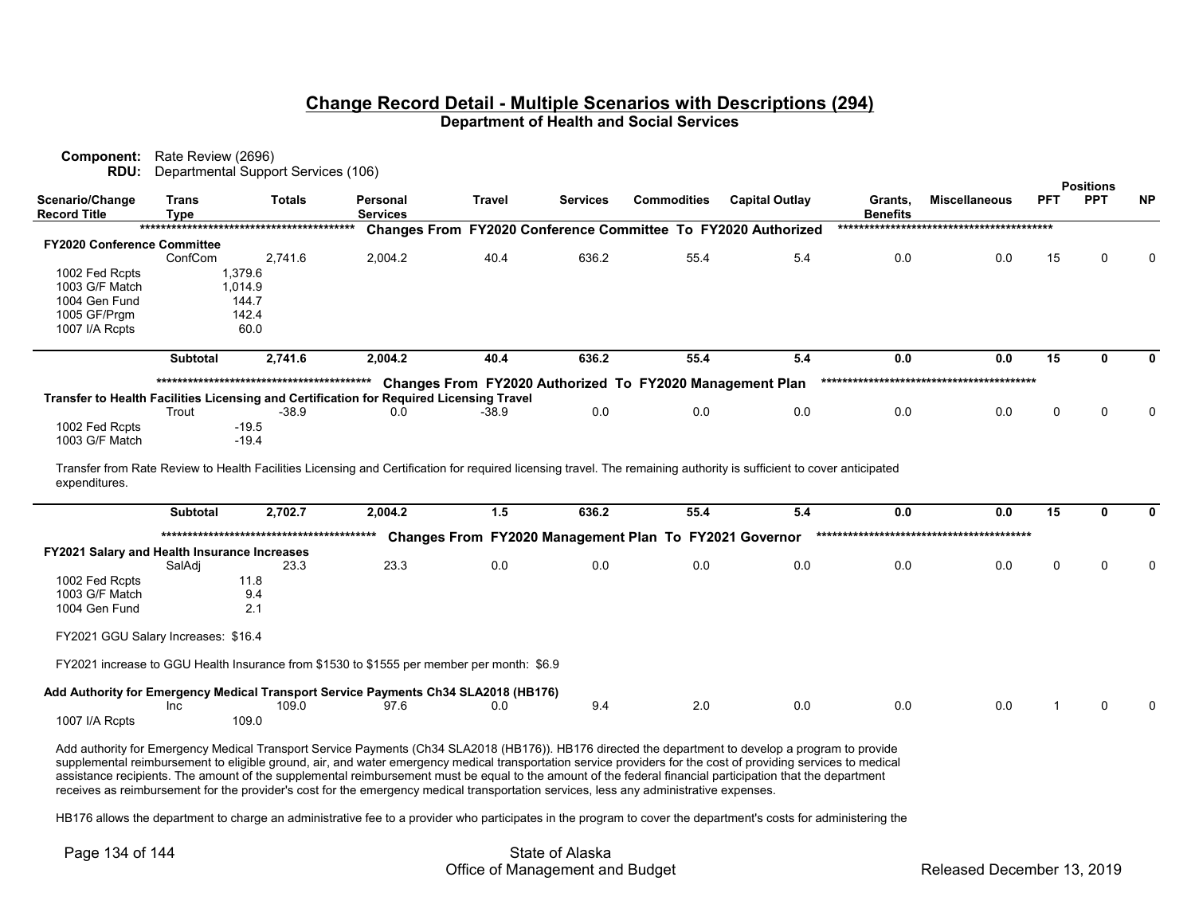## Change Record Detail - Multiple Scenarios with Descriptions (294)

**Department of Health and Social Services**

**Component:** Rate Review (2696)
**RDU:** Departmental Support Services (106)

| Scenario/Change Record Title | Trans Type | Totals | Personal Services | Travel | Services | Commodities | Capital Outlay | Grants, Benefits | Miscellaneous | PFT | PPT | NP |
|---|---|---|---|---|---|---|---|---|---|---|---|---|
| | | | | **Changes From FY2020 Conference Committee To FY2020 Authorized** | | | | | | | | |
| **FY2020 Conference Committee** | | | | | | | | | | | | |
| | ConfCom | 2,741.6 | 2,004.2 | 40.4 | 636.2 | 55.4 | 5.4 | 0.0 | 0.0 | 15 | 0 | 0 |
| 1002 Fed Rcpts | | 1,379.6 | | | | | | | | | | |
| 1003 G/F Match | | 1,014.9 | | | | | | | | | | |
| 1004 Gen Fund | | 144.7 | | | | | | | | | | |
| 1005 GF/Prgm | | 142.4 | | | | | | | | | | |
| 1007 I/A Rcpts | | 60.0 | | | | | | | | | | |
| | **Subtotal** | **2,741.6** | **2,004.2** | **40.4** | **636.2** | **55.4** | **5.4** | **0.0** | **0.0** | **15** | **0** | **0** |
| | | | | **Changes From FY2020 Authorized To FY2020 Management Plan** | | | | | | | | |
| **Transfer to Health Facilities Licensing and Certification for Required Licensing Travel** | | | | | | | | | | | | |
| | Trout | -38.9 | 0.0 | -38.9 | 0.0 | 0.0 | 0.0 | 0.0 | 0.0 | 0 | 0 | 0 |
| 1002 Fed Rcpts | | -19.5 | | | | | | | | | | |
| 1003 G/F Match | | -19.4 | | | | | | | | | | |

Transfer from Rate Review to Health Facilities Licensing and Certification for required licensing travel. The remaining authority is sufficient to cover anticipated expenditures.

| Scenario/Change Record Title | Trans Type | Totals | Personal Services | Travel | Services | Commodities | Capital Outlay | Grants, Benefits | Miscellaneous | PFT | PPT | NP |
|---|---|---|---|---|---|---|---|---|---|---|---|---|
| | **Subtotal** | **2,702.7** | **2,004.2** | **1.5** | **636.2** | **55.4** | **5.4** | **0.0** | **0.0** | **15** | **0** | **0** |
| | | | | **Changes From FY2020 Management Plan To FY2021 Governor** | | | | | | | | |
| **FY2021 Salary and Health Insurance Increases** | | | | | | | | | | | | |
| | SalAdj | 23.3 | 23.3 | 0.0 | 0.0 | 0.0 | 0.0 | 0.0 | 0.0 | 0 | 0 | 0 |
| 1002 Fed Rcpts | | 11.8 | | | | | | | | | | |
| 1003 G/F Match | | 9.4 | | | | | | | | | | |
| 1004 Gen Fund | | 2.1 | | | | | | | | | | |

FY2021 GGU Salary Increases: $16.4

FY2021 increase to GGU Health Insurance from $1530 to $1555 per member per month: $6.9

| Scenario/Change Record Title | Trans Type | Totals | Personal Services | Travel | Services | Commodities | Capital Outlay | Grants, Benefits | Miscellaneous | PFT | PPT | NP |
|---|---|---|---|---|---|---|---|---|---|---|---|---|
| **Add Authority for Emergency Medical Transport Service Payments Ch34 SLA2018 (HB176)** | | | | | | | | | | | | |
| | Inc | 109.0 | 97.6 | 0.0 | 9.4 | 2.0 | 0.0 | 0.0 | 0.0 | 1 | 0 | 0 |
| 1007 I/A Rcpts | | 109.0 | | | | | | | | | | |

Add authority for Emergency Medical Transport Service Payments (Ch34 SLA2018 (HB176)). HB176 directed the department to develop a program to provide supplemental reimbursement to eligible ground, air, and water emergency medical transportation service providers for the cost of providing services to medical assistance recipients. The amount of the supplemental reimbursement must be equal to the amount of the federal financial participation that the department receives as reimbursement for the provider's cost for the emergency medical transportation services, less any administrative expenses.

HB176 allows the department to charge an administrative fee to a provider who participates in the program to cover the department's costs for administering the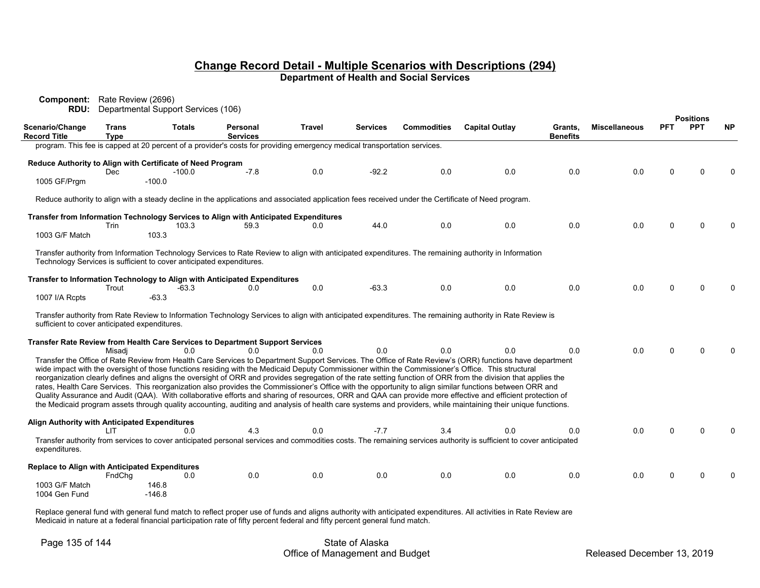## Change Record Detail - Multiple Scenarios with Descriptions (294)

**Department of Health and Social Services**

**Component:** Rate Review (2696)
**RDU:** Departmental Support Services (106)

| Scenario/Change Record Title | Trans Type | Totals | Personal Services | Travel | Services | Commodities | Capital Outlay | Grants, Benefits | Miscellaneous | PFT | PPT | NP |
|---|---|---|---|---|---|---|---|---|---|---|---|---|

program. This fee is capped at 20 percent of a provider's costs for providing emergency medical transportation services.

**Reduce Authority to Align with Certificate of Need Program**

| | Trans Type | Totals | Personal Services | Travel | Services | Commodities | Capital Outlay | Grants, Benefits | Miscellaneous | PFT | PPT | NP |
|---|---|---|---|---|---|---|---|---|---|---|---|---|
| | Dec | -100.0 | -7.8 | 0.0 | -92.2 | 0.0 | 0.0 | 0.0 | 0.0 | 0 | 0 | 0 |
| 1005 GF/Prgm | | -100.0 | | | | | | | | | | |

Reduce authority to align with a steady decline in the applications and associated application fees received under the Certificate of Need program.

**Transfer from Information Technology Services to Align with Anticipated Expenditures**

| | Trans Type | Totals | Personal Services | Travel | Services | Commodities | Capital Outlay | Grants, Benefits | Miscellaneous | PFT | PPT | NP |
|---|---|---|---|---|---|---|---|---|---|---|---|---|
| | Trin | 103.3 | 59.3 | 0.0 | 44.0 | 0.0 | 0.0 | 0.0 | 0.0 | 0 | 0 | 0 |
| 1003 G/F Match | | 103.3 | | | | | | | | | | |

Transfer authority from Information Technology Services to Rate Review to align with anticipated expenditures. The remaining authority in Information Technology Services is sufficient to cover anticipated expenditures.

**Transfer to Information Technology to Align with Anticipated Expenditures**

| | Trans Type | Totals | Personal Services | Travel | Services | Commodities | Capital Outlay | Grants, Benefits | Miscellaneous | PFT | PPT | NP |
|---|---|---|---|---|---|---|---|---|---|---|---|---|
| | Trout | -63.3 | 0.0 | 0.0 | -63.3 | 0.0 | 0.0 | 0.0 | 0.0 | 0 | 0 | 0 |
| 1007 I/A Rcpts | | -63.3 | | | | | | | | | | |

Transfer authority from Rate Review to Information Technology Services to align with anticipated expenditures. The remaining authority in Rate Review is sufficient to cover anticipated expenditures.

**Transfer Rate Review from Health Care Services to Department Support Services**

| | Trans Type | Totals | Personal Services | Travel | Services | Commodities | Capital Outlay | Grants, Benefits | Miscellaneous | PFT | PPT | NP |
|---|---|---|---|---|---|---|---|---|---|---|---|---|
| | Misadj | 0.0 | 0.0 | 0.0 | 0.0 | 0.0 | 0.0 | 0.0 | 0.0 | 0 | 0 | 0 |

Transfer the Office of Rate Review from Health Care Services to Department Support Services. The Office of Rate Review's (ORR) functions have department wide impact with the oversight of those functions residing with the Medicaid Deputy Commissioner within the Commissioner's Office. This structural reorganization clearly defines and aligns the oversight of ORR and provides segregation of the rate setting function of ORR from the division that applies the rates, Health Care Services. This reorganization also provides the Commissioner's Office with the opportunity to align similar functions between ORR and Quality Assurance and Audit (QAA). With collaborative efforts and sharing of resources, ORR and QAA can provide more effective and efficient protection of the Medicaid program assets through quality accounting, auditing and analysis of health care systems and providers, while maintaining their unique functions.

**Align Authority with Anticipated Expenditures**

| | Trans Type | Totals | Personal Services | Travel | Services | Commodities | Capital Outlay | Grants, Benefits | Miscellaneous | PFT | PPT | NP |
|---|---|---|---|---|---|---|---|---|---|---|---|---|
| | LIT | 0.0 | 4.3 | 0.0 | -7.7 | 3.4 | 0.0 | 0.0 | 0.0 | 0 | 0 | 0 |

Transfer authority from services to cover anticipated personal services and commodities costs. The remaining services authority is sufficient to cover anticipated expenditures.

**Replace to Align with Anticipated Expenditures**

| | Trans Type | Totals | Personal Services | Travel | Services | Commodities | Capital Outlay | Grants, Benefits | Miscellaneous | PFT | PPT | NP |
|---|---|---|---|---|---|---|---|---|---|---|---|---|
| | FndChg | 0.0 | 0.0 | 0.0 | 0.0 | 0.0 | 0.0 | 0.0 | 0.0 | 0 | 0 | 0 |
| 1003 G/F Match | | 146.8 | | | | | | | | | | |
| 1004 Gen Fund | | -146.8 | | | | | | | | | | |

Replace general fund with general fund match to reflect proper use of funds and aligns authority with anticipated expenditures. All activities in Rate Review are Medicaid in nature at a federal financial participation rate of fifty percent federal and fifty percent general fund match.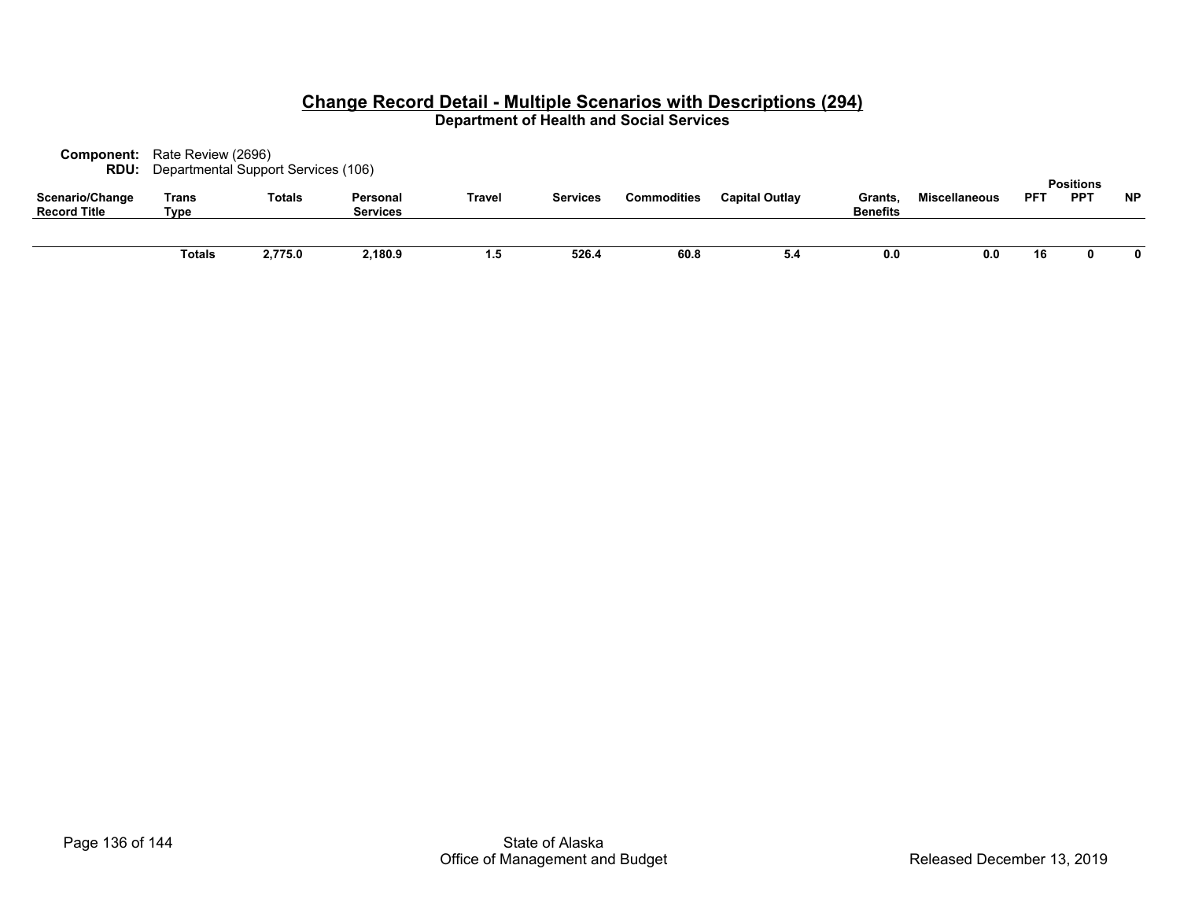## Change Record Detail - Multiple Scenarios with Descriptions (294)

### Department of Health and Social Services

**Component:** Rate Review (2696)
**RDU:** Departmental Support Services (106)

| Scenario/Change Record Title | Trans Type | Totals | Personal Services | Travel | Services | Commodities | Capital Outlay | Grants, Benefits | Miscellaneous | Positions PFT | Positions PPT | Positions NP |
|---|---|---|---|---|---|---|---|---|---|---|---|---|
| | **Totals** | **2,775.0** | **2,180.9** | **1.5** | **526.4** | **60.8** | **5.4** | **0.0** | **0.0** | **16** | **0** | **0** |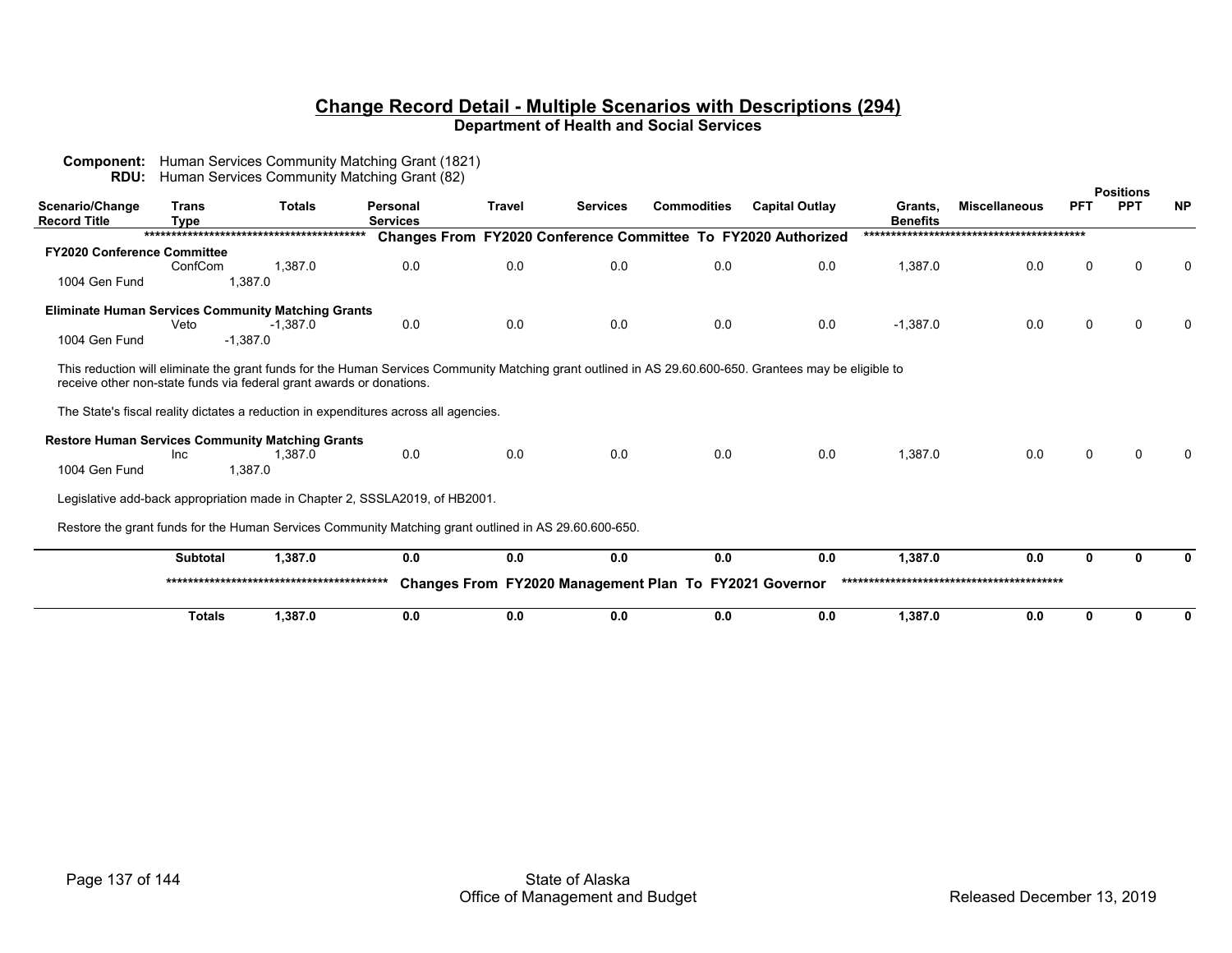## Change Record Detail - Multiple Scenarios with Descriptions (294)

**Department of Health and Social Services**

**Component:** Human Services Community Matching Grant (1821)
**RDU:** Human Services Community Matching Grant (82)

| Scenario/Change Record Title | Trans Type | Totals | Personal Services | Travel | Services | Commodities | Capital Outlay | Grants, Benefits | Miscellaneous | PFT | PPT | NP |
|---|---|---|---|---|---|---|---|---|---|---|---|---|
| | | | | | | | | | | Positions | | |
| ******************************************** | | | **Changes From FY2020 Conference Committee To FY2020 Authorized** | | | | | ******************************************** | | | | |
| **FY2020 Conference Committee** | | | | | | | | | | | | |
| | ConfCom | 1,387.0 | 0.0 | 0.0 | 0.0 | 0.0 | 0.0 | 1,387.0 | 0.0 | 0 | 0 | 0 |
| 1004 Gen Fund | | 1,387.0 | | | | | | | | | | |
| **Eliminate Human Services Community Matching Grants** | | | | | | | | | | | | |
| | Veto | -1,387.0 | 0.0 | 0.0 | 0.0 | 0.0 | 0.0 | -1,387.0 | 0.0 | 0 | 0 | 0 |
| 1004 Gen Fund | | -1,387.0 | | | | | | | | | | |

This reduction will eliminate the grant funds for the Human Services Community Matching grant outlined in AS 29.60.600-650. Grantees may be eligible to receive other non-state funds via federal grant awards or donations.

The State's fiscal reality dictates a reduction in expenditures across all agencies.

| Scenario/Change Record Title | Trans Type | Totals | Personal Services | Travel | Services | Commodities | Capital Outlay | Grants, Benefits | Miscellaneous | PFT | PPT | NP |
|---|---|---|---|---|---|---|---|---|---|---|---|---|
| **Restore Human Services Community Matching Grants** | | | | | | | | | | | | |
| | Inc | 1,387.0 | 0.0 | 0.0 | 0.0 | 0.0 | 0.0 | 1,387.0 | 0.0 | 0 | 0 | 0 |
| 1004 Gen Fund | | 1,387.0 | | | | | | | | | | |

Legislative add-back appropriation made in Chapter 2, SSSLA2019, of HB2001.

Restore the grant funds for the Human Services Community Matching grant outlined in AS 29.60.600-650.

| | Trans Type | Totals | Personal Services | Travel | Services | Commodities | Capital Outlay | Grants, Benefits | Miscellaneous | PFT | PPT | NP |
|---|---|---|---|---|---|---|---|---|---|---|---|---|
| | **Subtotal** | **1,387.0** | **0.0** | **0.0** | **0.0** | **0.0** | **0.0** | **1,387.0** | **0.0** | **0** | **0** | **0** |
| | ******************************************** | | **Changes From FY2020 Management Plan To FY2021 Governor** | | | | | ******************************************** | | | | |
| | **Totals** | **1,387.0** | **0.0** | **0.0** | **0.0** | **0.0** | **0.0** | **1,387.0** | **0.0** | **0** | **0** | **0** |

State of Alaska
Office of Management and Budget

Released December 13, 2019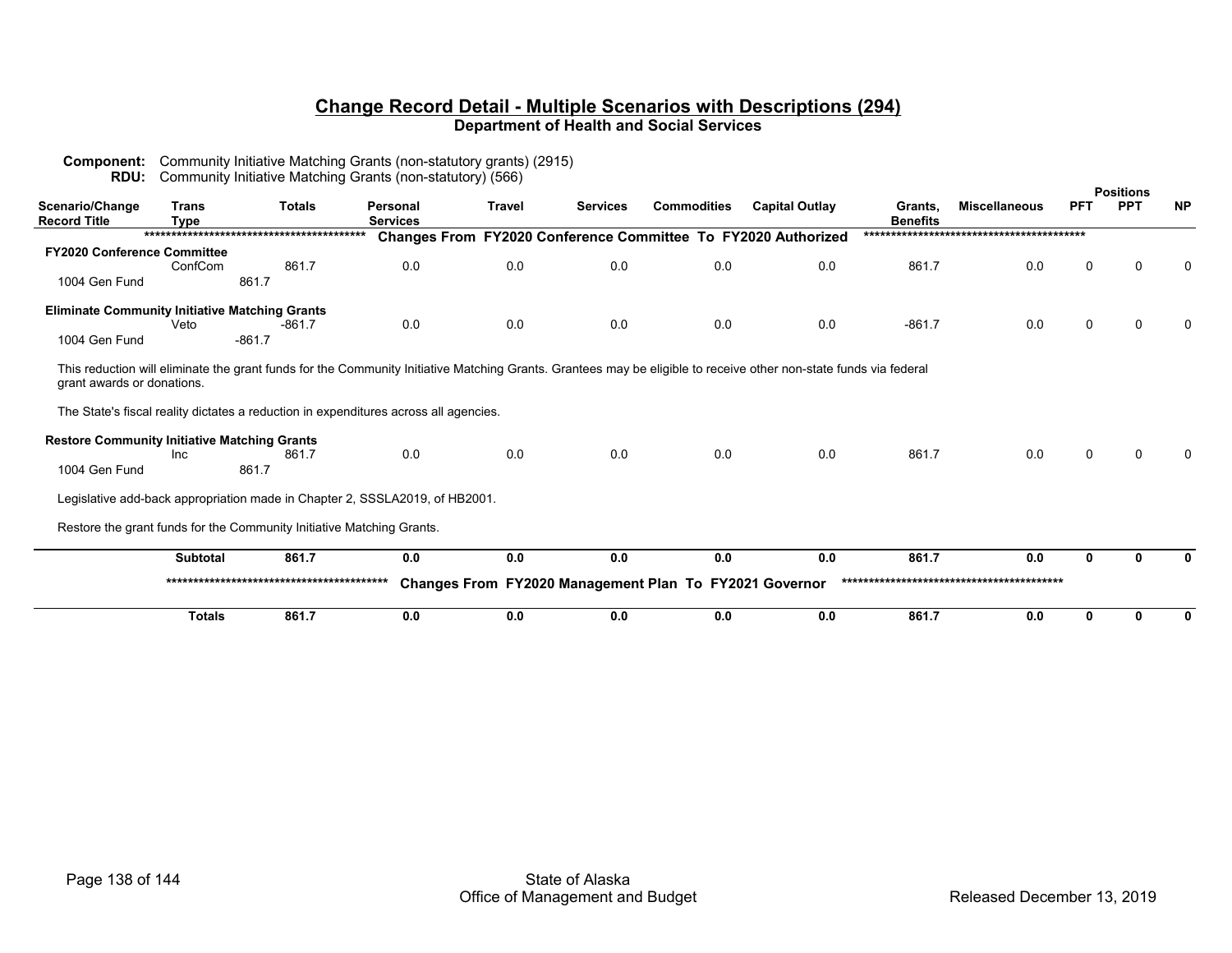## Change Record Detail - Multiple Scenarios with Descriptions (294)

**Department of Health and Social Services**

**Component:** Community Initiative Matching Grants (non-statutory grants) (2915)
**RDU:** Community Initiative Matching Grants (non-statutory) (566)

| Scenario/Change Record Title | Trans Type | Totals | Personal Services | Travel | Services | Commodities | Capital Outlay | Grants, Benefits | Miscellaneous | PFT | PPT | NP |
|---|---|---|---|---|---|---|---|---|---|---|---|---|
| | | | | | **Changes From FY2020 Conference Committee To FY2020 Authorized** | | | | | | | |
| **FY2020 Conference Committee** | ConfCom | 861.7 | 0.0 | 0.0 | 0.0 | 0.0 | 0.0 | 861.7 | 0.0 | 0 | 0 | 0 |
| 1004 Gen Fund | 861.7 | | | | | | | | | | | |
| **Eliminate Community Initiative Matching Grants** | Veto | -861.7 | 0.0 | 0.0 | 0.0 | 0.0 | 0.0 | -861.7 | 0.0 | 0 | 0 | 0 |
| 1004 Gen Fund | -861.7 | | | | | | | | | | | |
| **Restore Community Initiative Matching Grants** | Inc | 861.7 | 0.0 | 0.0 | 0.0 | 0.0 | 0.0 | 861.7 | 0.0 | 0 | 0 | 0 |
| 1004 Gen Fund | 861.7 | | | | | | | | | | | |
| | **Subtotal** | **861.7** | **0.0** | **0.0** | **0.0** | **0.0** | **0.0** | **861.7** | **0.0** | **0** | **0** | **0** |
| | | | | | **Changes From FY2020 Management Plan To FY2021 Governor** | | | | | | | |
| | **Totals** | **861.7** | **0.0** | **0.0** | **0.0** | **0.0** | **0.0** | **861.7** | **0.0** | **0** | **0** | **0** |

**Eliminate Community Initiative Matching Grants:**

This reduction will eliminate the grant funds for the Community Initiative Matching Grants. Grantees may be eligible to receive other non-state funds via federal grant awards or donations.

The State's fiscal reality dictates a reduction in expenditures across all agencies.

**Restore Community Initiative Matching Grants:**

Legislative add-back appropriation made in Chapter 2, SSSLA2019, of HB2001.

Restore the grant funds for the Community Initiative Matching Grants.

State of Alaska
Office of Management and Budget

Released December 13, 2019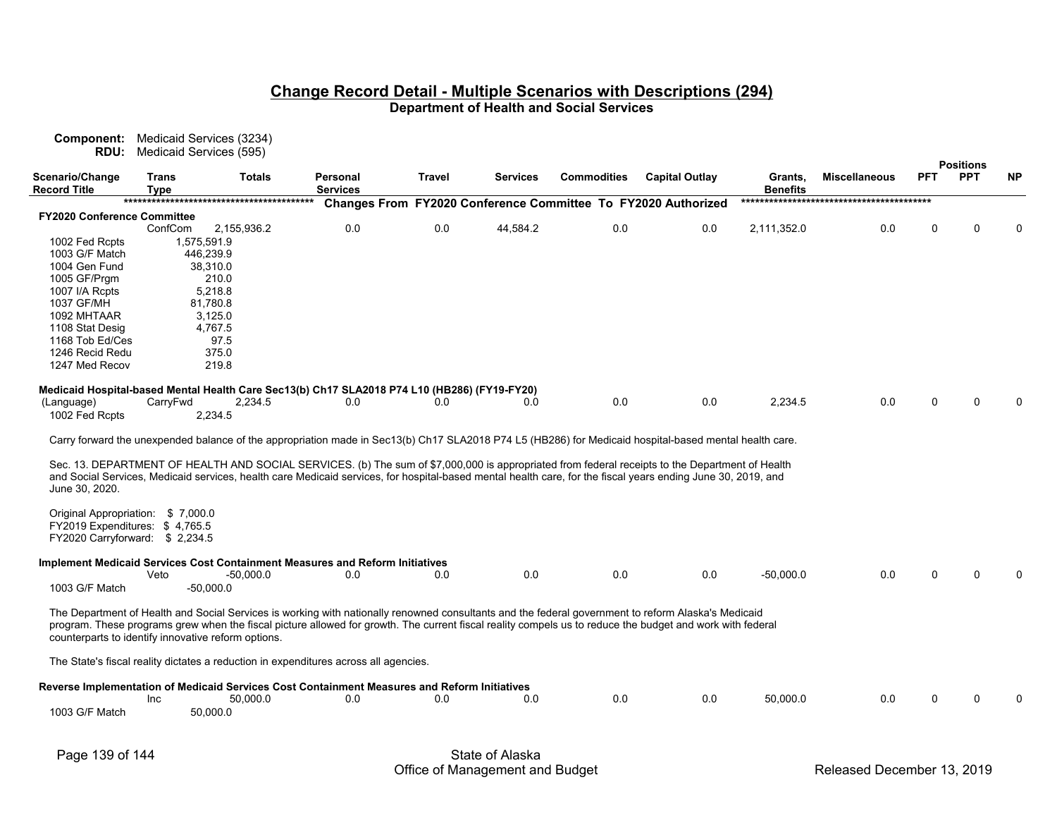## Change Record Detail - Multiple Scenarios with Descriptions (294)

**Department of Health and Social Services**

**Component:** Medicaid Services (3234)
**RDU:** Medicaid Services (595)

| Scenario/Change Record Title | Trans Type | Totals | Personal Services | Travel | Services | Commodities | Capital Outlay | Grants, Benefits | Miscellaneous | PFT | PPT | NP |
|---|---|---|---|---|---|---|---|---|---|---|---|---|
| | | | | | | | | | | | Positions | |
| ***************************************** | | | Changes From FY2020 Conference Committee To FY2020 Authorized | | | | | ***************************************** | | | | |
| **FY2020 Conference Committee** | | | | | | | | | | | | |
| | ConfCom | 2,155,936.2 | 0.0 | 0.0 | 44,584.2 | 0.0 | 0.0 | 2,111,352.0 | 0.0 | 0 | 0 | 0 |
| 1002 Fed Rcpts | 1,575,591.9 | | | | | | | | | | | |
| 1003 G/F Match | 446,239.9 | | | | | | | | | | | |
| 1004 Gen Fund | 38,310.0 | | | | | | | | | | | |
| 1005 GF/Prgm | 210.0 | | | | | | | | | | | |
| 1007 I/A Rcpts | 5,218.8 | | | | | | | | | | | |
| 1037 GF/MH | 81,780.8 | | | | | | | | | | | |
| 1092 MHTAAR | 3,125.0 | | | | | | | | | | | |
| 1108 Stat Desig | 4,767.5 | | | | | | | | | | | |
| 1168 Tob Ed/Ces | 97.5 | | | | | | | | | | | |
| 1246 Recid Redu | 375.0 | | | | | | | | | | | |
| 1247 Med Recov | 219.8 | | | | | | | | | | | |
| **Medicaid Hospital-based Mental Health Care Sec13(b) Ch17 SLA2018 P74 L10 (HB286) (FY19-FY20)** | | | | | | | | | | | | |
| (Language) | CarryFwd | 2,234.5 | 0.0 | 0.0 | 0.0 | 0.0 | 0.0 | 2,234.5 | 0.0 | 0 | 0 | 0 |
| 1002 Fed Rcpts | 2,234.5 | | | | | | | | | | | |

Carry forward the unexpended balance of the appropriation made in Sec13(b) Ch17 SLA2018 P74 L5 (HB286) for Medicaid hospital-based mental health care.

Sec. 13. DEPARTMENT OF HEALTH AND SOCIAL SERVICES. (b) The sum of $7,000,000 is appropriated from federal receipts to the Department of Health and Social Services, Medicaid services, health care Medicaid services, for hospital-based mental health care, for the fiscal years ending June 30, 2019, and June 30, 2020.

Original Appropriation: $ 7,000.0
FY2019 Expenditures: $ 4,765.5
FY2020 Carryforward: $ 2,234.5

| Scenario/Change Record Title | Trans Type | Totals | Personal Services | Travel | Services | Commodities | Capital Outlay | Grants, Benefits | Miscellaneous | PFT | PPT | NP |
|---|---|---|---|---|---|---|---|---|---|---|---|---|
| **Implement Medicaid Services Cost Containment Measures and Reform Initiatives** | | | | | | | | | | | | |
| | Veto | -50,000.0 | 0.0 | 0.0 | 0.0 | 0.0 | 0.0 | -50,000.0 | 0.0 | 0 | 0 | 0 |
| 1003 G/F Match | -50,000.0 | | | | | | | | | | | |

The Department of Health and Social Services is working with nationally renowned consultants and the federal government to reform Alaska's Medicaid program. These programs grew when the fiscal picture allowed for growth. The current fiscal reality compels us to reduce the budget and work with federal counterparts to identify innovative reform options.

The State's fiscal reality dictates a reduction in expenditures across all agencies.

| Scenario/Change Record Title | Trans Type | Totals | Personal Services | Travel | Services | Commodities | Capital Outlay | Grants, Benefits | Miscellaneous | PFT | PPT | NP |
|---|---|---|---|---|---|---|---|---|---|---|---|---|
| **Reverse Implementation of Medicaid Services Cost Containment Measures and Reform Initiatives** | | | | | | | | | | | | |
| | Inc | 50,000.0 | 0.0 | 0.0 | 0.0 | 0.0 | 0.0 | 50,000.0 | 0.0 | 0 | 0 | 0 |
| 1003 G/F Match | 50,000.0 | | | | | | | | | | | |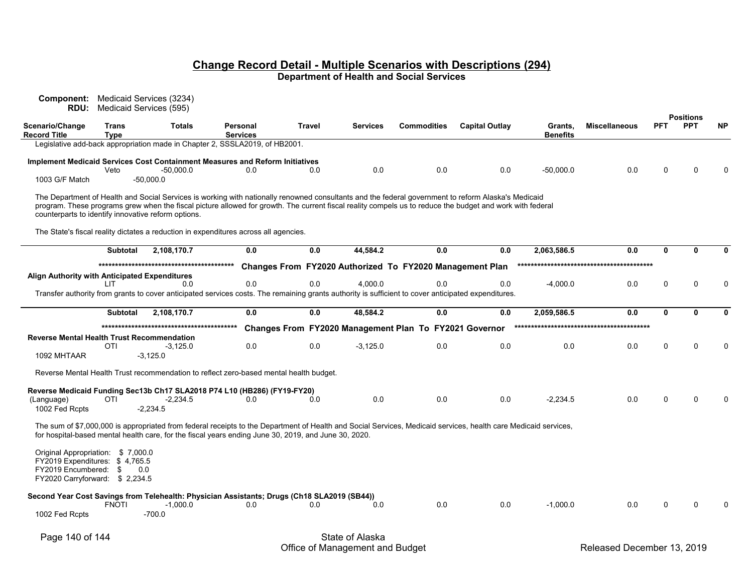## Change Record Detail - Multiple Scenarios with Descriptions (294)

### Department of Health and Social Services

**Component:** Medicaid Services (3234)
**RDU:** Medicaid Services (595)

| Scenario/Change Record Title | Trans Type | Totals | Personal Services | Travel | Services | Commodities | Capital Outlay | Grants, Benefits | Miscellaneous | Positions PFT | Positions PPT | Positions NP |
|---|---|---|---|---|---|---|---|---|---|---|---|---|
| Legislative add-back appropriation made in Chapter 2, SSSLA2019, of HB2001. | | | | | | | | | | | | |
| **Implement Medicaid Services Cost Containment Measures and Reform Initiatives** | Veto | -50,000.0 | 0.0 | 0.0 | 0.0 | 0.0 | 0.0 | -50,000.0 | 0.0 | 0 | 0 | 0 |
| 1003 G/F Match | | -50,000.0 | | | | | | | | | | |
| **Subtotal** | | 2,108,170.7 | 0.0 | 0.0 | 44,584.2 | 0.0 | 0.0 | 2,063,586.5 | 0.0 | 0 | 0 | 0 |
| ***** Changes From FY2020 Authorized To FY2020 Management Plan ***** | | | | | | | | | | | | |
| **Align Authority with Anticipated Expenditures** | LIT | 0.0 | 0.0 | 0.0 | 4,000.0 | 0.0 | 0.0 | -4,000.0 | 0.0 | 0 | 0 | 0 |
| **Subtotal** | | 2,108,170.7 | 0.0 | 0.0 | 48,584.2 | 0.0 | 0.0 | 2,059,586.5 | 0.0 | 0 | 0 | 0 |
| ***** Changes From FY2020 Management Plan To FY2021 Governor ***** | | | | | | | | | | | | |
| **Reverse Mental Health Trust Recommendation** | OTI | -3,125.0 | 0.0 | 0.0 | -3,125.0 | 0.0 | 0.0 | 0.0 | 0.0 | 0 | 0 | 0 |
| 1092 MHTAAR | | -3,125.0 | | | | | | | | | | |
| **Reverse Medicaid Funding Sec13b Ch17 SLA2018 P74 L10 (HB286) (FY19-FY20)** (Language) | OTI | -2,234.5 | 0.0 | 0.0 | 0.0 | 0.0 | 0.0 | -2,234.5 | 0.0 | 0 | 0 | 0 |
| 1002 Fed Rcpts | | -2,234.5 | | | | | | | | | | |
| **Second Year Cost Savings from Telehealth: Physician Assistants; Drugs (Ch18 SLA2019 (SB44))** | FNOTI | -1,000.0 | 0.0 | 0.0 | 0.0 | 0.0 | 0.0 | -1,000.0 | 0.0 | 0 | 0 | 0 |
| 1002 Fed Rcpts | | -700.0 | | | | | | | | | | |

Notes (in order of appearance):

**Implement Medicaid Services Cost Containment Measures and Reform Initiatives:**

The Department of Health and Social Services is working with nationally renowned consultants and the federal government to reform Alaska's Medicaid program. These programs grew when the fiscal picture allowed for growth. The current fiscal reality compels us to reduce the budget and work with federal counterparts to identify innovative reform options.

The State's fiscal reality dictates a reduction in expenditures across all agencies.

**Align Authority with Anticipated Expenditures:**

Transfer authority from grants to cover anticipated services costs. The remaining grants authority is sufficient to cover anticipated expenditures.

**Reverse Mental Health Trust Recommendation:**

Reverse Mental Health Trust recommendation to reflect zero-based mental health budget.

**Reverse Medicaid Funding Sec13b Ch17 SLA2018 P74 L10 (HB286) (FY19-FY20):**

The sum of $7,000,000 is appropriated from federal receipts to the Department of Health and Social Services, Medicaid services, health care Medicaid services, for hospital-based mental health care, for the fiscal years ending June 30, 2019, and June 30, 2020.

Original Appropriation: $ 7,000.0
FY2019 Expenditures: $ 4,765.5
FY2019 Encumbered: $ 0.0
FY2020 Carryforward: $ 2,234.5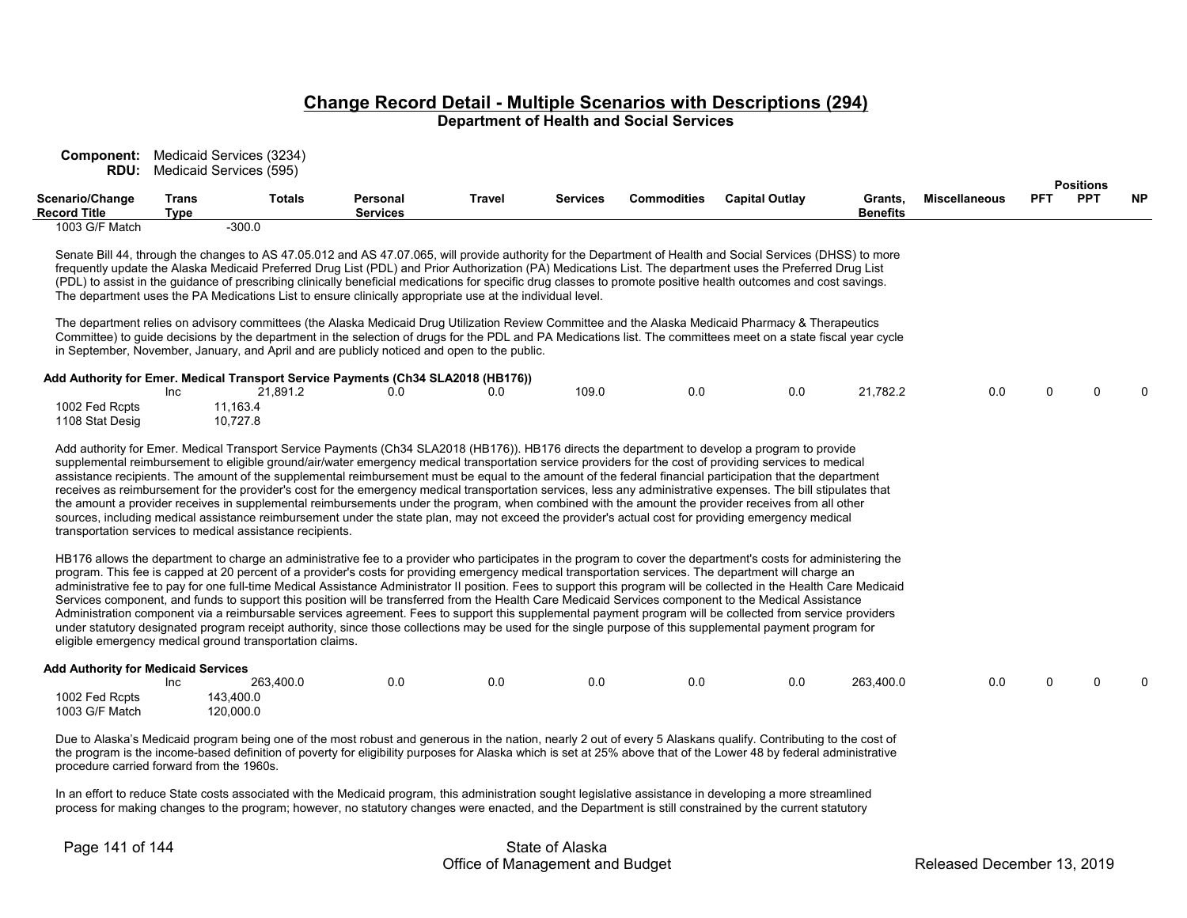# Change Record Detail - Multiple Scenarios with Descriptions (294)

**Department of Health and Social Services**

**Component:** Medicaid Services (3234)
**RDU:** Medicaid Services (595)

| Scenario/Change Record Title | Trans Type | Totals | Personal Services | Travel | Services | Commodities | Capital Outlay | Grants, Benefits | Miscellaneous | Positions PFT | Positions PPT | Positions NP |
|---|---|---|---|---|---|---|---|---|---|---|---|---|
| 1003 G/F Match | | -300.0 | | | | | | | | | | |

Senate Bill 44, through the changes to AS 47.05.012 and AS 47.07.065, will provide authority for the Department of Health and Social Services (DHSS) to more frequently update the Alaska Medicaid Preferred Drug List (PDL) and Prior Authorization (PA) Medications List. The department uses the Preferred Drug List (PDL) to assist in the guidance of prescribing clinically beneficial medications for specific drug classes to promote positive health outcomes and cost savings. The department uses the PA Medications List to ensure clinically appropriate use at the individual level.

The department relies on advisory committees (the Alaska Medicaid Drug Utilization Review Committee and the Alaska Medicaid Pharmacy & Therapeutics Committee) to guide decisions by the department in the selection of drugs for the PDL and PA Medications list. The committees meet on a state fiscal year cycle in September, November, January, and April and are publicly noticed and open to the public.

**Add Authority for Emer. Medical Transport Service Payments (Ch34 SLA2018 (HB176))**

| Scenario/Change Record Title | Trans Type | Totals | Personal Services | Travel | Services | Commodities | Capital Outlay | Grants, Benefits | Miscellaneous | PFT | PPT | NP |
|---|---|---|---|---|---|---|---|---|---|---|---|---|
| | Inc | 21,891.2 | 0.0 | 0.0 | 109.0 | 0.0 | 0.0 | 21,782.2 | 0.0 | 0 | 0 | 0 |
| 1002 Fed Rcpts | | 11,163.4 | | | | | | | | | | |
| 1108 Stat Desig | | 10,727.8 | | | | | | | | | | |

Add authority for Emer. Medical Transport Service Payments (Ch34 SLA2018 (HB176)). HB176 directs the department to develop a program to provide supplemental reimbursement to eligible ground/air/water emergency medical transportation service providers for the cost of providing services to medical assistance recipients. The amount of the supplemental reimbursement must be equal to the amount of the federal financial participation that the department receives as reimbursement for the provider's cost for the emergency medical transportation services, less any administrative expenses. The bill stipulates that the amount a provider receives in supplemental reimbursements under the program, when combined with the amount the provider receives from all other sources, including medical assistance reimbursement under the state plan, may not exceed the provider's actual cost for providing emergency medical transportation services to medical assistance recipients.

HB176 allows the department to charge an administrative fee to a provider who participates in the program to cover the department's costs for administering the program. This fee is capped at 20 percent of a provider's costs for providing emergency medical transportation services. The department will charge an administrative fee to pay for one full-time Medical Assistance Administrator II position. Fees to support this program will be collected in the Health Care Medicaid Services component, and funds to support this position will be transferred from the Health Care Medicaid Services component to the Medical Assistance Administration component via a reimbursable services agreement. Fees to support this supplemental payment program will be collected from service providers under statutory designated program receipt authority, since those collections may be used for the single purpose of this supplemental payment program for eligible emergency medical ground transportation claims.

**Add Authority for Medicaid Services**

| Scenario/Change Record Title | Trans Type | Totals | Personal Services | Travel | Services | Commodities | Capital Outlay | Grants, Benefits | Miscellaneous | PFT | PPT | NP |
|---|---|---|---|---|---|---|---|---|---|---|---|---|
| | Inc | 263,400.0 | 0.0 | 0.0 | 0.0 | 0.0 | 0.0 | 263,400.0 | 0.0 | 0 | 0 | 0 |
| 1002 Fed Rcpts | | 143,400.0 | | | | | | | | | | |
| 1003 G/F Match | | 120,000.0 | | | | | | | | | | |

Due to Alaska's Medicaid program being one of the most robust and generous in the nation, nearly 2 out of every 5 Alaskans qualify. Contributing to the cost of the program is the income-based definition of poverty for eligibility purposes for Alaska which is set at 25% above that of the Lower 48 by federal administrative procedure carried forward from the 1960s.

In an effort to reduce State costs associated with the Medicaid program, this administration sought legislative assistance in developing a more streamlined process for making changes to the program; however, no statutory changes were enacted, and the Department is still constrained by the current statutory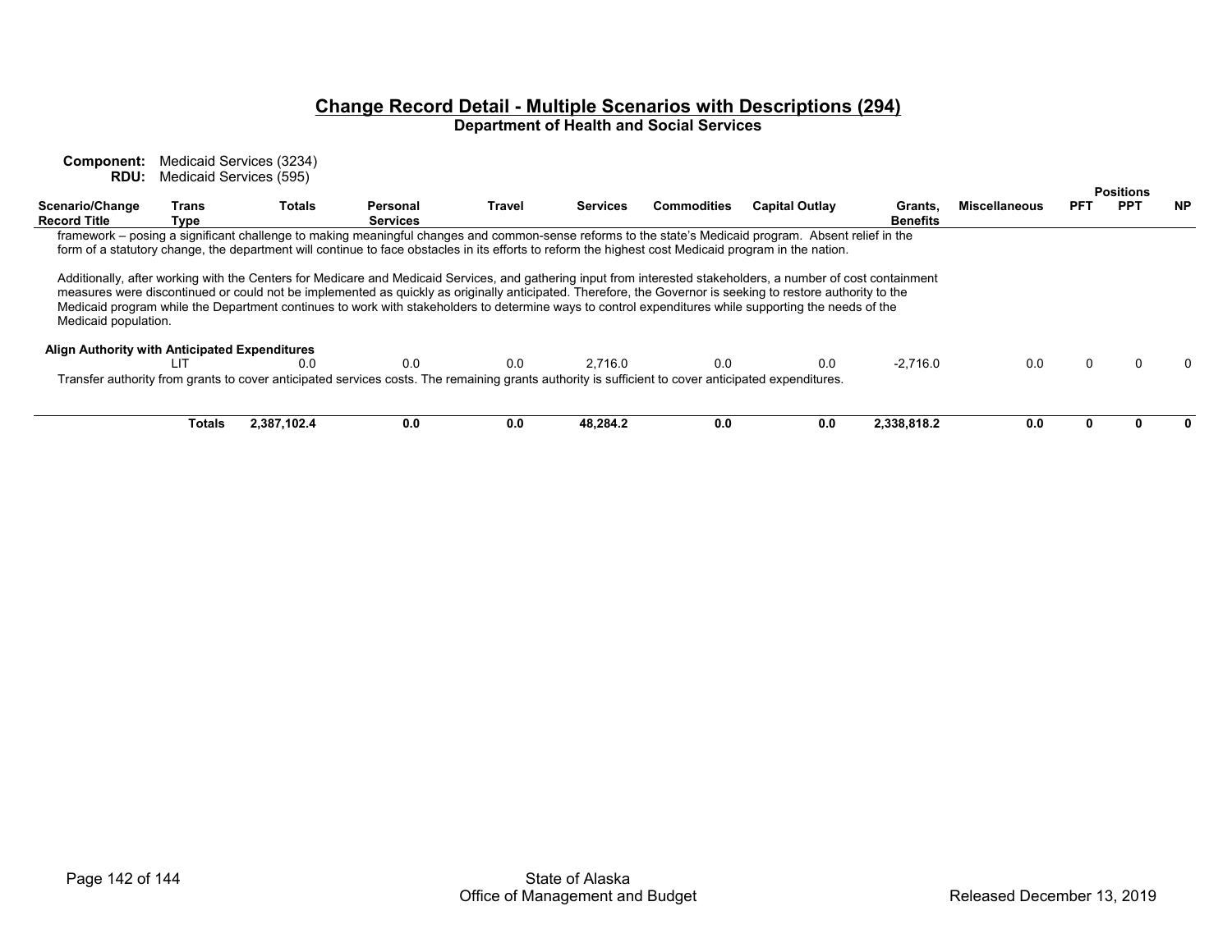## Change Record Detail - Multiple Scenarios with Descriptions (294)

**Department of Health and Social Services**

**Component:** Medicaid Services (3234)
**RDU:** Medicaid Services (595)

| Scenario/Change Record Title | Trans Type | Totals | Personal Services | Travel | Services | Commodities | Capital Outlay | Grants, Benefits | Miscellaneous | Positions PFT | Positions PPT | Positions NP |
|---|---|---|---|---|---|---|---|---|---|---|---|---|

framework – posing a significant challenge to making meaningful changes and common-sense reforms to the state's Medicaid program. Absent relief in the form of a statutory change, the department will continue to face obstacles in its efforts to reform the highest cost Medicaid program in the nation.

Additionally, after working with the Centers for Medicare and Medicaid Services, and gathering input from interested stakeholders, a number of cost containment measures were discontinued or could not be implemented as quickly as originally anticipated. Therefore, the Governor is seeking to restore authority to the Medicaid program while the Department continues to work with stakeholders to determine ways to control expenditures while supporting the needs of the Medicaid population.

| Scenario/Change Record Title | Trans Type | Totals | Personal Services | Travel | Services | Commodities | Capital Outlay | Grants, Benefits | Miscellaneous | Positions PFT | Positions PPT | Positions NP |
|---|---|---|---|---|---|---|---|---|---|---|---|---|
| **Align Authority with Anticipated Expenditures** | LIT | 0.0 | 0.0 | 0.0 | 2,716.0 | 0.0 | 0.0 | -2,716.0 | 0.0 | 0 | 0 | 0 |

Transfer authority from grants to cover anticipated services costs. The remaining grants authority is sufficient to cover anticipated expenditures.

| Scenario/Change Record Title | Trans Type | Totals | Personal Services | Travel | Services | Commodities | Capital Outlay | Grants, Benefits | Miscellaneous | Positions PFT | Positions PPT | Positions NP |
|---|---|---|---|---|---|---|---|---|---|---|---|---|
| | **Totals** | **2,387,102.4** | **0.0** | **0.0** | **48,284.2** | **0.0** | **0.0** | **2,338,818.2** | **0.0** | **0** | **0** | **0** |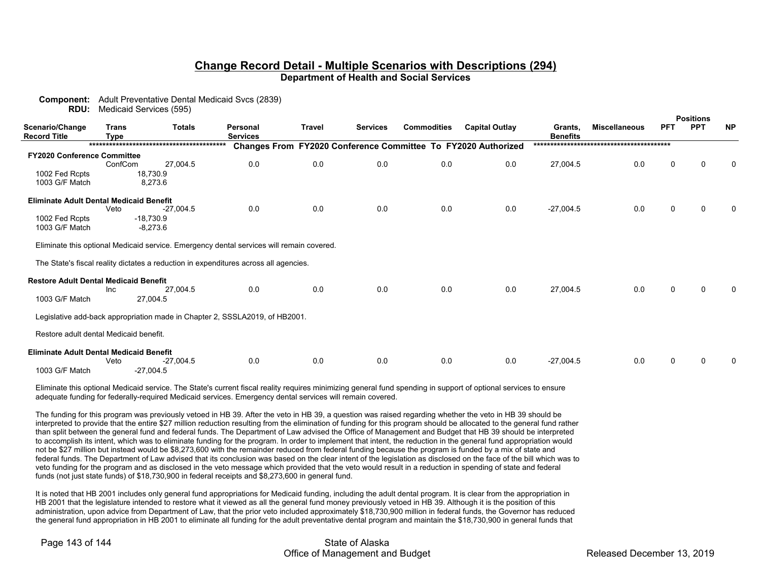## Change Record Detail - Multiple Scenarios with Descriptions (294)

**Department of Health and Social Services**

**Component:** Adult Preventative Dental Medicaid Svcs (2839)
**RDU:** Medicaid Services (595)

| Scenario/Change Record Title | Trans Type | Totals | Personal Services | Travel | Services | Commodities | Capital Outlay | Grants, Benefits | Miscellaneous | Positions PFT | Positions PPT | Positions NP |
|---|---|---|---|---|---|---|---|---|---|---|---|---|
| ***************************************** | | | Changes From FY2020 Conference Committee To FY2020 Authorized | | | | | ***************************************** | | | | |
| **FY2020 Conference Committee** | | | | | | | | | | | | |
| | ConfCom | 27,004.5 | 0.0 | 0.0 | 0.0 | 0.0 | 0.0 | 27,004.5 | 0.0 | 0 | 0 | 0 |
| 1002 Fed Rcpts | | 18,730.9 | | | | | | | | | | |
| 1003 G/F Match | | 8,273.6 | | | | | | | | | | |
| **Eliminate Adult Dental Medicaid Benefit** | | | | | | | | | | | | |
| | Veto | -27,004.5 | 0.0 | 0.0 | 0.0 | 0.0 | 0.0 | -27,004.5 | 0.0 | 0 | 0 | 0 |
| 1002 Fed Rcpts | | -18,730.9 | | | | | | | | | | |
| 1003 G/F Match | | -8,273.6 | | | | | | | | | | |

Eliminate this optional Medicaid service. Emergency dental services will remain covered.

The State's fiscal reality dictates a reduction in expenditures across all agencies.

| Scenario/Change Record Title | Trans Type | Totals | Personal Services | Travel | Services | Commodities | Capital Outlay | Grants, Benefits | Miscellaneous | Positions PFT | Positions PPT | Positions NP |
|---|---|---|---|---|---|---|---|---|---|---|---|---|
| **Restore Adult Dental Medicaid Benefit** | | | | | | | | | | | | |
| | Inc | 27,004.5 | 0.0 | 0.0 | 0.0 | 0.0 | 0.0 | 27,004.5 | 0.0 | 0 | 0 | 0 |
| 1003 G/F Match | | 27,004.5 | | | | | | | | | | |

Legislative add-back appropriation made in Chapter 2, SSSLA2019, of HB2001.

Restore adult dental Medicaid benefit.

| Scenario/Change Record Title | Trans Type | Totals | Personal Services | Travel | Services | Commodities | Capital Outlay | Grants, Benefits | Miscellaneous | Positions PFT | Positions PPT | Positions NP |
|---|---|---|---|---|---|---|---|---|---|---|---|---|
| **Eliminate Adult Dental Medicaid Benefit** | | | | | | | | | | | | |
| | Veto | -27,004.5 | 0.0 | 0.0 | 0.0 | 0.0 | 0.0 | -27,004.5 | 0.0 | 0 | 0 | 0 |
| 1003 G/F Match | | -27,004.5 | | | | | | | | | | |

Eliminate this optional Medicaid service. The State's current fiscal reality requires minimizing general fund spending in support of optional services to ensure adequate funding for federally-required Medicaid services. Emergency dental services will remain covered.

The funding for this program was previously vetoed in HB 39. After the veto in HB 39, a question was raised regarding whether the veto in HB 39 should be interpreted to provide that the entire $27 million reduction resulting from the elimination of funding for this program should be allocated to the general fund rather than split between the general fund and federal funds. The Department of Law advised the Office of Management and Budget that HB 39 should be interpreted to accomplish its intent, which was to eliminate funding for the program. In order to implement that intent, the reduction in the general fund appropriation would not be $27 million but instead would be $8,273,600 with the remainder reduced from federal funding because the program is funded by a mix of state and federal funds. The Department of Law advised that its conclusion was based on the clear intent of the legislation as disclosed on the face of the bill which was to veto funding for the program and as disclosed in the veto message which provided that the veto would result in a reduction in spending of state and federal funds (not just state funds) of $18,730,900 in federal receipts and $8,273,600 in general fund.

It is noted that HB 2001 includes only general fund appropriations for Medicaid funding, including the adult dental program. It is clear from the appropriation in HB 2001 that the legislature intended to restore what it viewed as all the general fund money previously vetoed in HB 39. Although it is the position of this administration, upon advice from Department of Law, that the prior veto included approximately $18,730,900 million in federal funds, the Governor has reduced the general fund appropriation in HB 2001 to eliminate all funding for the adult preventative dental program and maintain the $18,730,900 in general funds that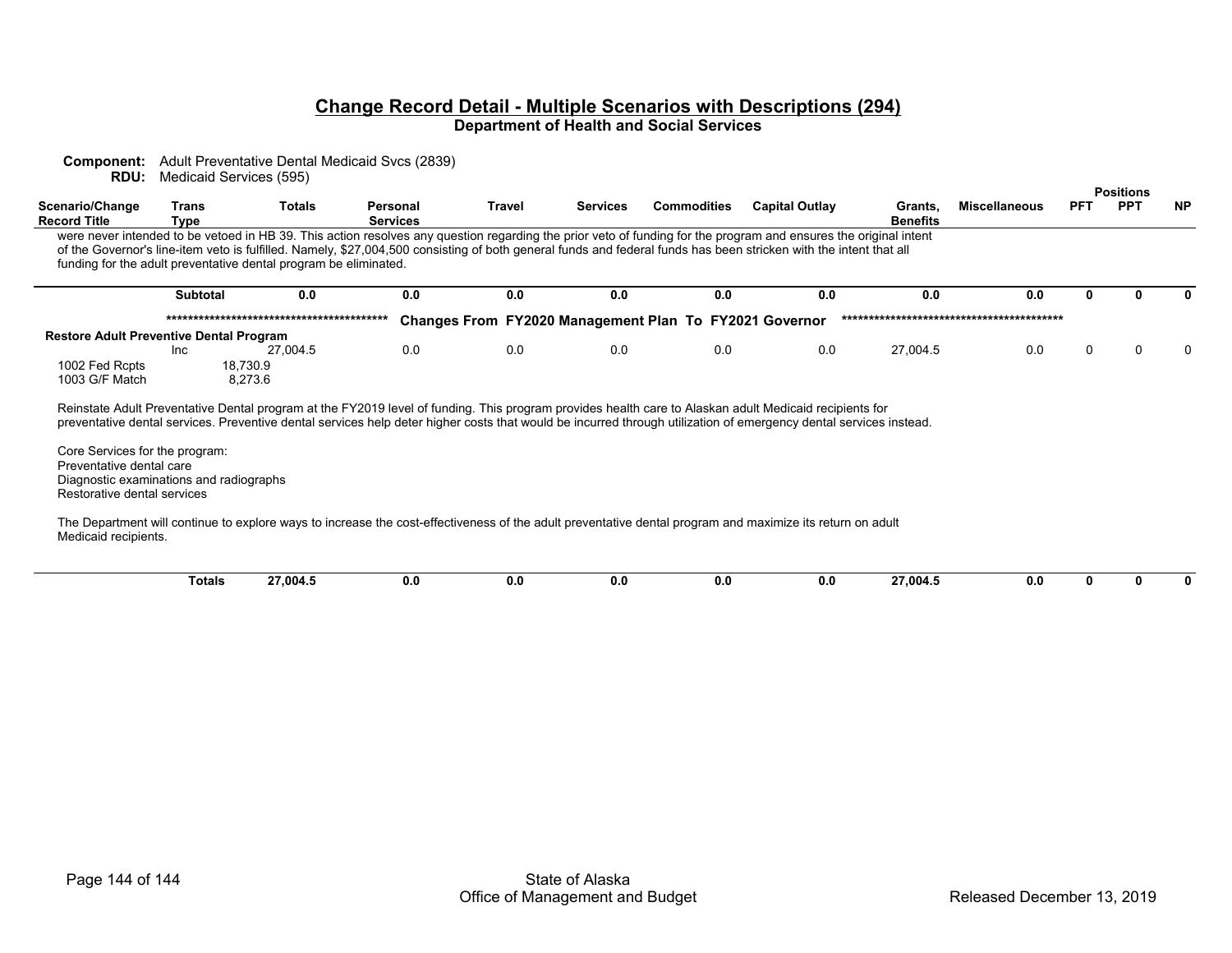## Change Record Detail - Multiple Scenarios with Descriptions (294)

**Department of Health and Social Services**

**Component:** Adult Preventative Dental Medicaid Svcs (2839)
**RDU:** Medicaid Services (595)

| Scenario/Change Record Title | Trans Type | Totals | Personal Services | Travel | Services | Commodities | Capital Outlay | Grants, Benefits | Miscellaneous | Positions PFT | Positions PPT | Positions NP |
|---|---|---|---|---|---|---|---|---|---|---|---|---|
| were never intended to be vetoed in HB 39. This action resolves any question regarding the prior veto of funding for the program and ensures the original intent of the Governor's line-item veto is fulfilled. Namely, $27,004,500 consisting of both general funds and federal funds has been stricken with the intent that all funding for the adult preventative dental program be eliminated. | | | | | | | | | | | | |
| | **Subtotal** | **0.0** | **0.0** | **0.0** | **0.0** | **0.0** | **0.0** | **0.0** | **0.0** | **0** | **0** | **0** |
| | | | ****** Changes From FY2020 Management Plan To FY2021 Governor ****** | | | | | | | | | |
| **Restore Adult Preventive Dental Program** | | | | | | | | | | | | |
| | Inc | 27,004.5 | 0.0 | 0.0 | 0.0 | 0.0 | 0.0 | 27,004.5 | 0.0 | 0 | 0 | 0 |
| 1002 Fed Rcpts | 18,730.9 | | | | | | | | | | | |
| 1003 G/F Match | 8,273.6 | | | | | | | | | | | |

Reinstate Adult Preventative Dental program at the FY2019 level of funding. This program provides health care to Alaskan adult Medicaid recipients for preventative dental services. Preventive dental services help deter higher costs that would be incurred through utilization of emergency dental services instead.

Core Services for the program:
Preventative dental care
Diagnostic examinations and radiographs
Restorative dental services

The Department will continue to explore ways to increase the cost-effectiveness of the adult preventative dental program and maximize its return on adult Medicaid recipients.

| | Trans Type | Totals | Personal Services | Travel | Services | Commodities | Capital Outlay | Grants, Benefits | Miscellaneous | PFT | PPT | NP |
|---|---|---|---|---|---|---|---|---|---|---|---|---|
| | **Totals** | **27,004.5** | **0.0** | **0.0** | **0.0** | **0.0** | **0.0** | **27,004.5** | **0.0** | **0** | **0** | **0** |

State of Alaska
Office of Management and Budget

Released December 13, 2019